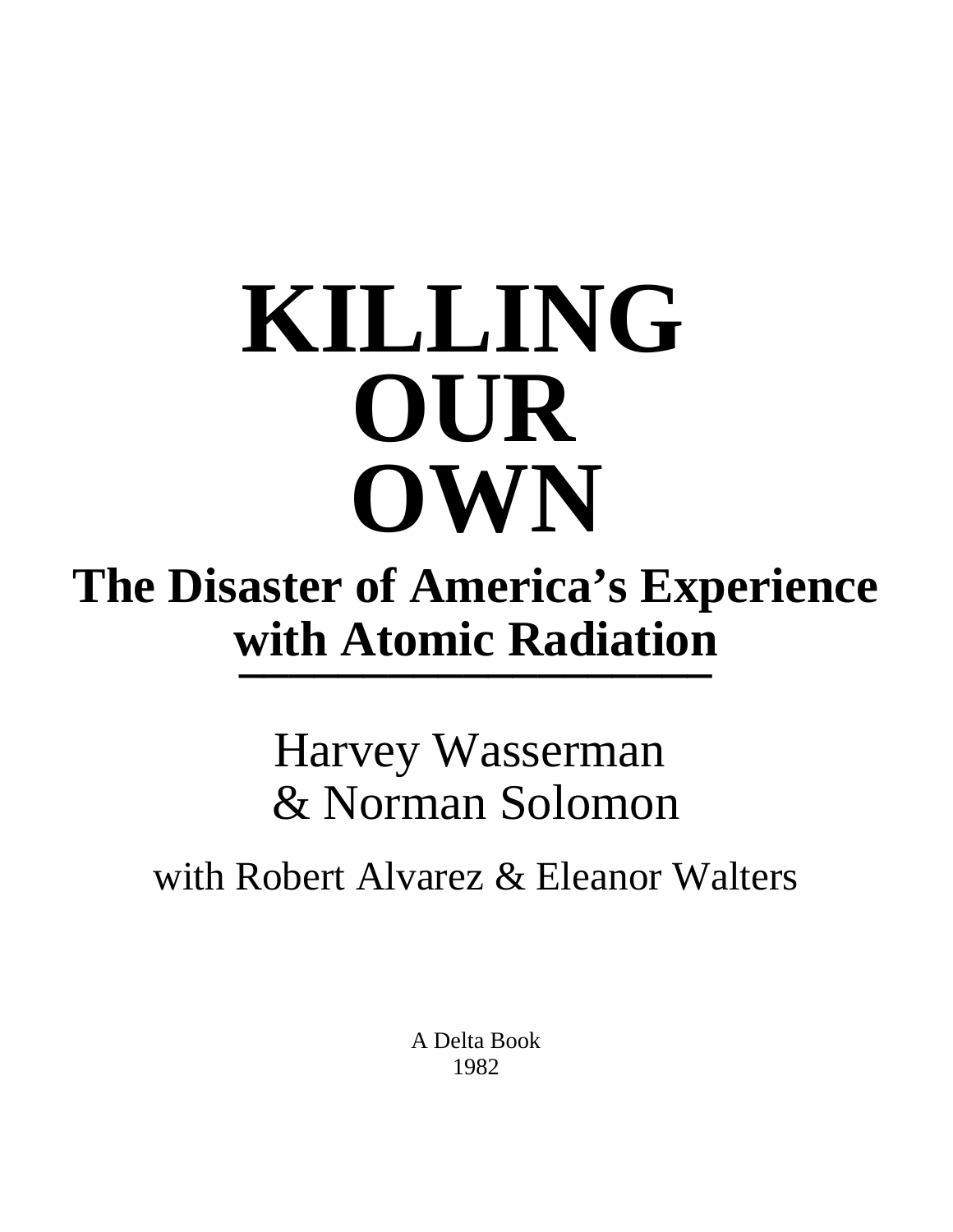# KILLING OUR OWN

## The Disaster of America's Experience with Atomic Radiation

Harvey Wasserman
& Norman Solomon

with Robert Alvarez & Eleanor Walters

A Delta Book
1982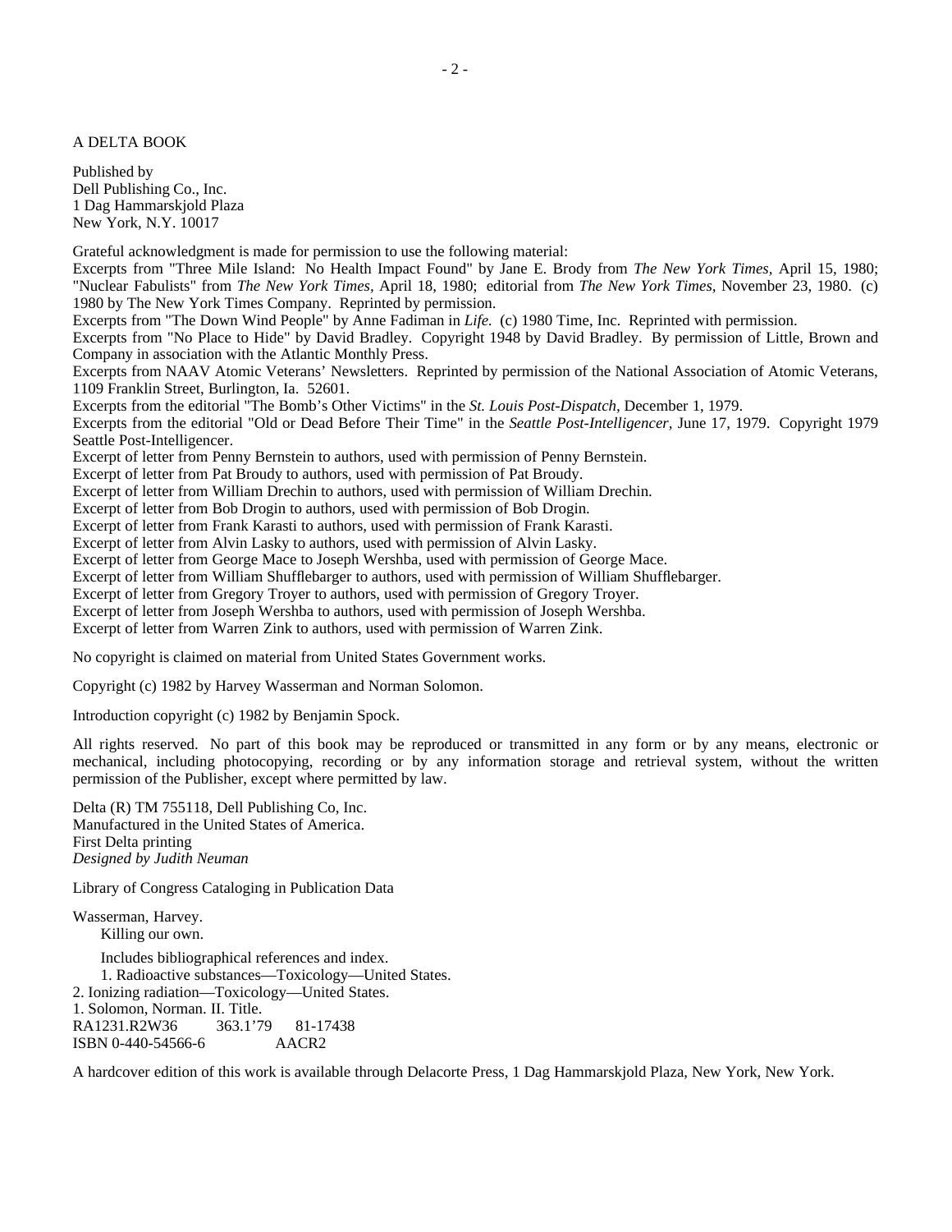A DELTA BOOK

Published by
Dell Publishing Co., Inc.
1 Dag Hammarskjold Plaza
New York, N.Y. 10017

Grateful acknowledgment is made for permission to use the following material:
Excerpts from "Three Mile Island: No Health Impact Found" by Jane E. Brody from *The New York Times,* April 15, 1980; "Nuclear Fabulists" from *The New York Times,* April 18, 1980; editorial from *The New York Times,* November 23, 1980. (c) 1980 by The New York Times Company. Reprinted by permission.
Excerpts from "The Down Wind People" by Anne Fadiman in *Life.* (c) 1980 Time, Inc. Reprinted with permission.
Excerpts from "No Place to Hide" by David Bradley. Copyright 1948 by David Bradley. By permission of Little, Brown and Company in association with the Atlantic Monthly Press.
Excerpts from NAAV Atomic Veterans' Newsletters. Reprinted by permission of the National Association of Atomic Veterans, 1109 Franklin Street, Burlington, Ia. 52601.
Excerpts from the editorial "The Bomb's Other Victims" in the *St. Louis Post-Dispatch,* December 1, 1979.
Excerpts from the editorial "Old or Dead Before Their Time" in the *Seattle Post-Intelligencer,* June 17, 1979. Copyright 1979 Seattle Post-Intelligencer.
Excerpt of letter from Penny Bernstein to authors, used with permission of Penny Bernstein.
Excerpt of letter from Pat Broudy to authors, used with permission of Pat Broudy.
Excerpt of letter from William Drechin to authors, used with permission of William Drechin.
Excerpt of letter from Bob Drogin to authors, used with permission of Bob Drogin.
Excerpt of letter from Frank Karasti to authors, used with permission of Frank Karasti.
Excerpt of letter from Alvin Lasky to authors, used with permission of Alvin Lasky.
Excerpt of letter from George Mace to Joseph Wershba, used with permission of George Mace.
Excerpt of letter from William Shufflebarger to authors, used with permission of William Shufflebarger.
Excerpt of letter from Gregory Troyer to authors, used with permission of Gregory Troyer.
Excerpt of letter from Joseph Wershba to authors, used with permission of Joseph Wershba.
Excerpt of letter from Warren Zink to authors, used with permission of Warren Zink.

No copyright is claimed on material from United States Government works.

Copyright (c) 1982 by Harvey Wasserman and Norman Solomon.

Introduction copyright (c) 1982 by Benjamin Spock.

All rights reserved. No part of this book may be reproduced or transmitted in any form or by any means, electronic or mechanical, including photocopying, recording or by any information storage and retrieval system, without the written permission of the Publisher, except where permitted by law.

Delta (R) TM 755118, Dell Publishing Co, Inc.
Manufactured in the United States of America.
First Delta printing
*Designed by Judith Neuman*

Library of Congress Cataloging in Publication Data

Wasserman, Harvey.
Killing our own.

Includes bibliographical references and index.
1. Radioactive substances—Toxicology—United States.
2. Ionizing radiation—Toxicology—United States.
1. Solomon, Norman. II. Title.
RA1231.R2W36 363.1'79 81-17438
ISBN 0-440-54566-6 AACR2

A hardcover edition of this work is available through Delacorte Press, 1 Dag Hammarskjold Plaza, New York, New York.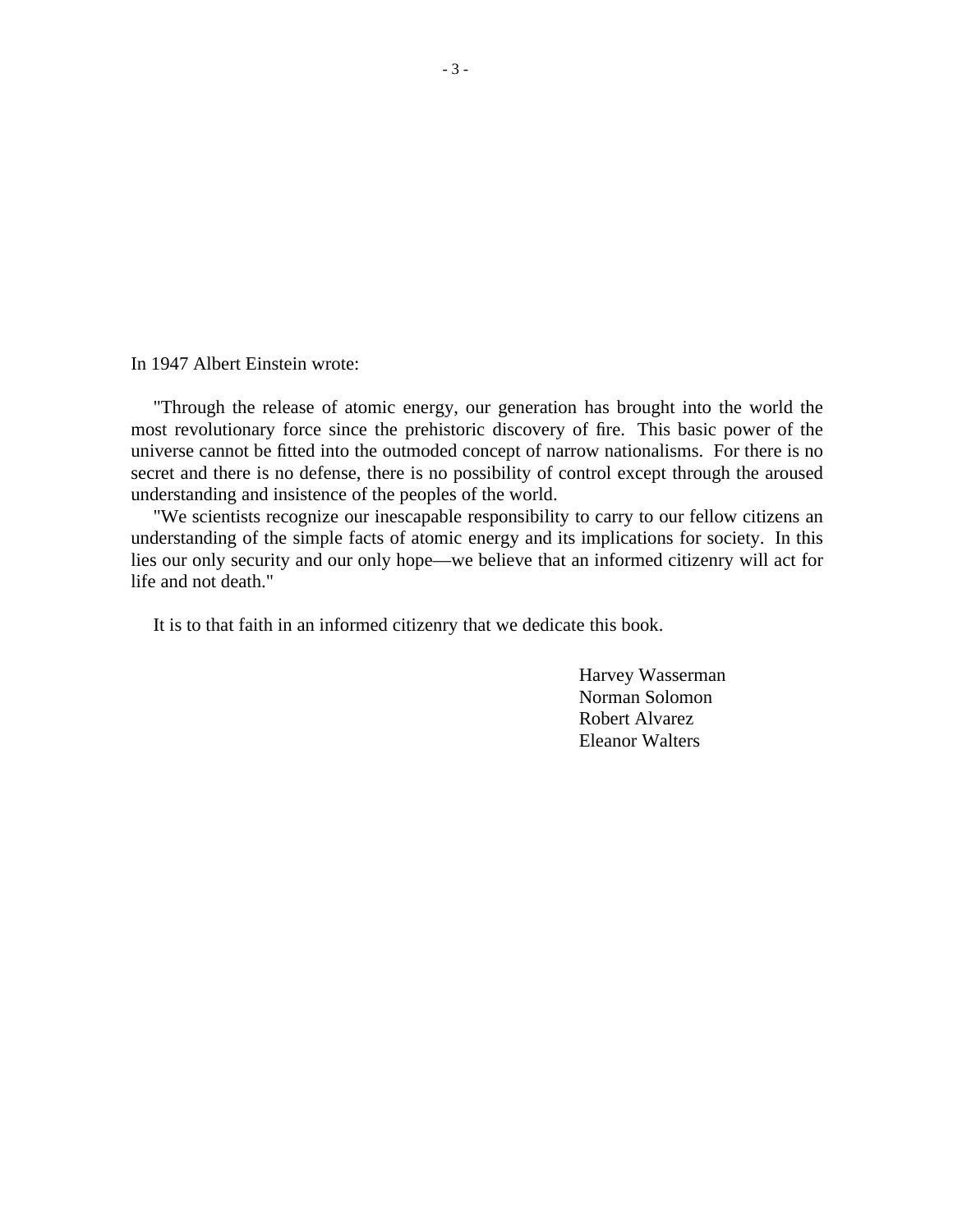In 1947 Albert Einstein wrote:

"Through the release of atomic energy, our generation has brought into the world the most revolutionary force since the prehistoric discovery of fire. This basic power of the universe cannot be fitted into the outmoded concept of narrow nationalisms. For there is no secret and there is no defense, there is no possibility of control except through the aroused understanding and insistence of the peoples of the world.

"We scientists recognize our inescapable responsibility to carry to our fellow citizens an understanding of the simple facts of atomic energy and its implications for society. In this lies our only security and our only hope—we believe that an informed citizenry will act for life and not death."

It is to that faith in an informed citizenry that we dedicate this book.

Harvey Wasserman  
Norman Solomon  
Robert Alvarez  
Eleanor Walters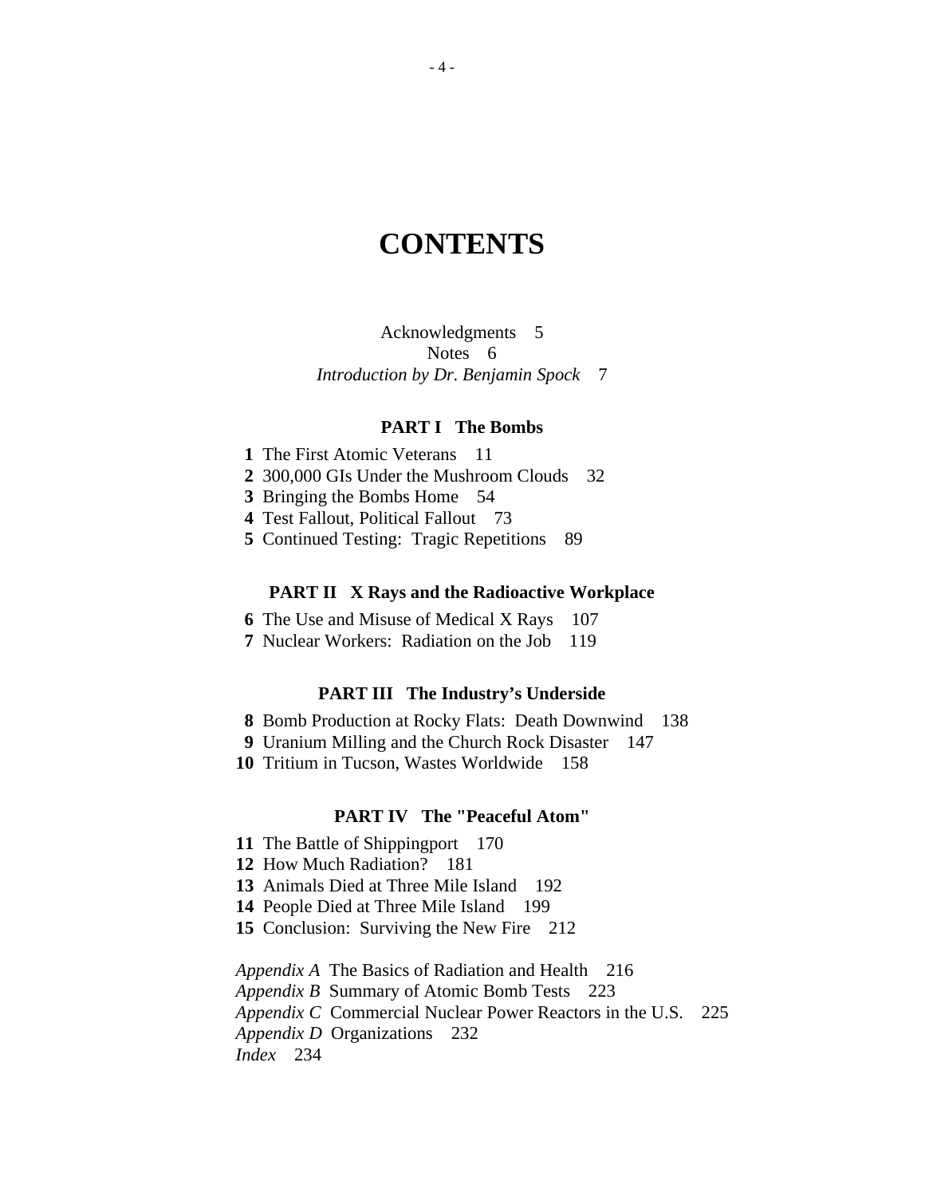# CONTENTS

Acknowledgments 5
Notes 6
*Introduction by Dr. Benjamin Spock* 7

### PART I The Bombs

**1** The First Atomic Veterans 11
**2** 300,000 GIs Under the Mushroom Clouds 32
**3** Bringing the Bombs Home 54
**4** Test Fallout, Political Fallout 73
**5** Continued Testing: Tragic Repetitions 89

### PART II X Rays and the Radioactive Workplace

**6** The Use and Misuse of Medical X Rays 107
**7** Nuclear Workers: Radiation on the Job 119

### PART III The Industry's Underside

**8** Bomb Production at Rocky Flats: Death Downwind 138
**9** Uranium Milling and the Church Rock Disaster 147
**10** Tritium in Tucson, Wastes Worldwide 158

### PART IV The "Peaceful Atom"

**11** The Battle of Shippingport 170
**12** How Much Radiation? 181
**13** Animals Died at Three Mile Island 192
**14** People Died at Three Mile Island 199
**15** Conclusion: Surviving the New Fire 212

*Appendix A* The Basics of Radiation and Health 216
*Appendix B* Summary of Atomic Bomb Tests 223
*Appendix C* Commercial Nuclear Power Reactors in the U.S. 225
*Appendix D* Organizations 232
*Index* 234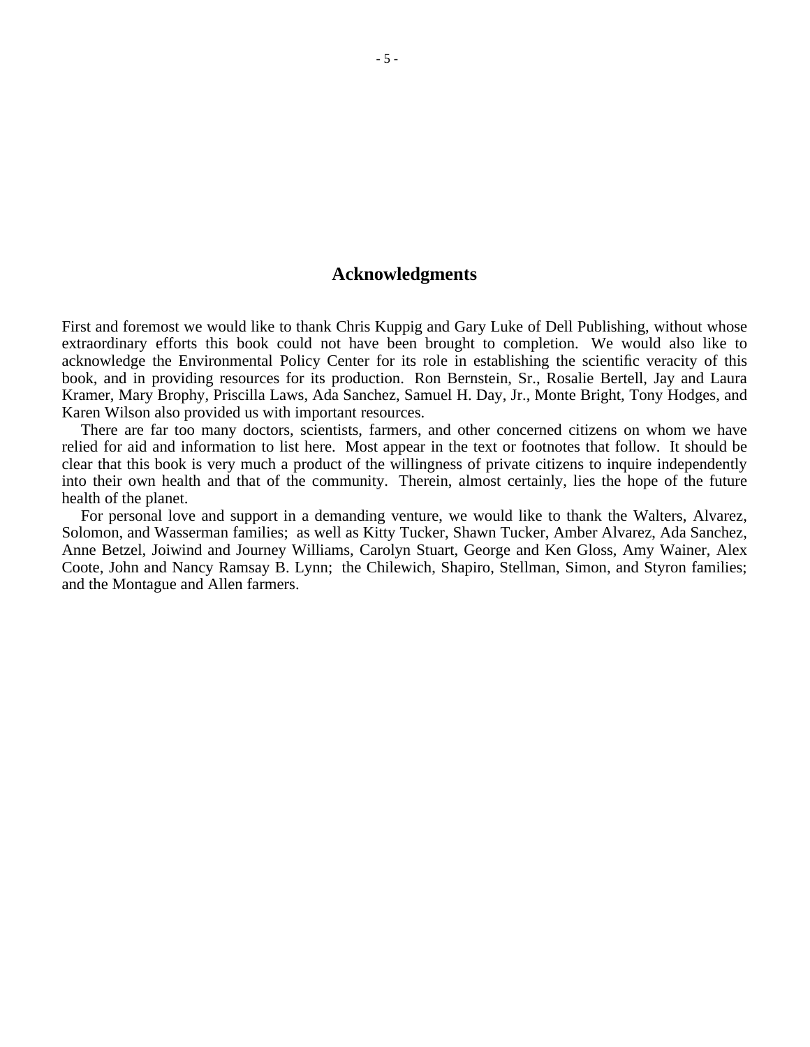## Acknowledgments

First and foremost we would like to thank Chris Kuppig and Gary Luke of Dell Publishing, without whose extraordinary efforts this book could not have been brought to completion. We would also like to acknowledge the Environmental Policy Center for its role in establishing the scientific veracity of this book, and in providing resources for its production. Ron Bernstein, Sr., Rosalie Bertell, Jay and Laura Kramer, Mary Brophy, Priscilla Laws, Ada Sanchez, Samuel H. Day, Jr., Monte Bright, Tony Hodges, and Karen Wilson also provided us with important resources.

There are far too many doctors, scientists, farmers, and other concerned citizens on whom we have relied for aid and information to list here. Most appear in the text or footnotes that follow. It should be clear that this book is very much a product of the willingness of private citizens to inquire independently into their own health and that of the community. Therein, almost certainly, lies the hope of the future health of the planet.

For personal love and support in a demanding venture, we would like to thank the Walters, Alvarez, Solomon, and Wasserman families; as well as Kitty Tucker, Shawn Tucker, Amber Alvarez, Ada Sanchez, Anne Betzel, Joiwind and Journey Williams, Carolyn Stuart, George and Ken Gloss, Amy Wainer, Alex Coote, John and Nancy Ramsay B. Lynn; the Chilewich, Shapiro, Stellman, Simon, and Styron families; and the Montague and Allen farmers.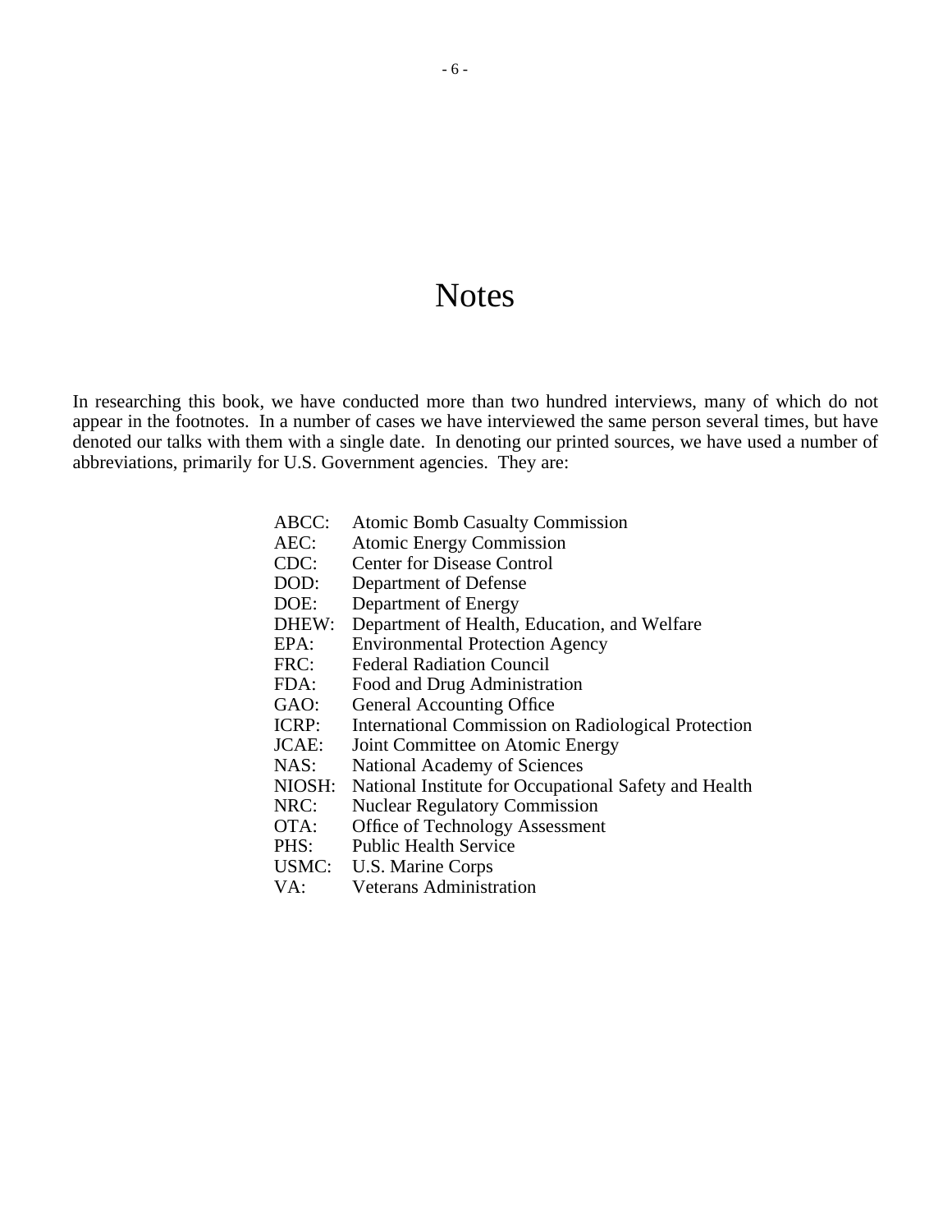# Notes

In researching this book, we have conducted more than two hundred interviews, many of which do not appear in the footnotes. In a number of cases we have interviewed the same person several times, but have denoted our talks with them with a single date. In denoting our printed sources, we have used a number of abbreviations, primarily for U.S. Government agencies. They are:

ABCC: Atomic Bomb Casualty Commission
AEC: Atomic Energy Commission
CDC: Center for Disease Control
DOD: Department of Defense
DOE: Department of Energy
DHEW: Department of Health, Education, and Welfare
EPA: Environmental Protection Agency
FRC: Federal Radiation Council
FDA: Food and Drug Administration
GAO: General Accounting Office
ICRP: International Commission on Radiological Protection
JCAE: Joint Committee on Atomic Energy
NAS: National Academy of Sciences
NIOSH: National Institute for Occupational Safety and Health
NRC: Nuclear Regulatory Commission
OTA: Office of Technology Assessment
PHS: Public Health Service
USMC: U.S. Marine Corps
VA: Veterans Administration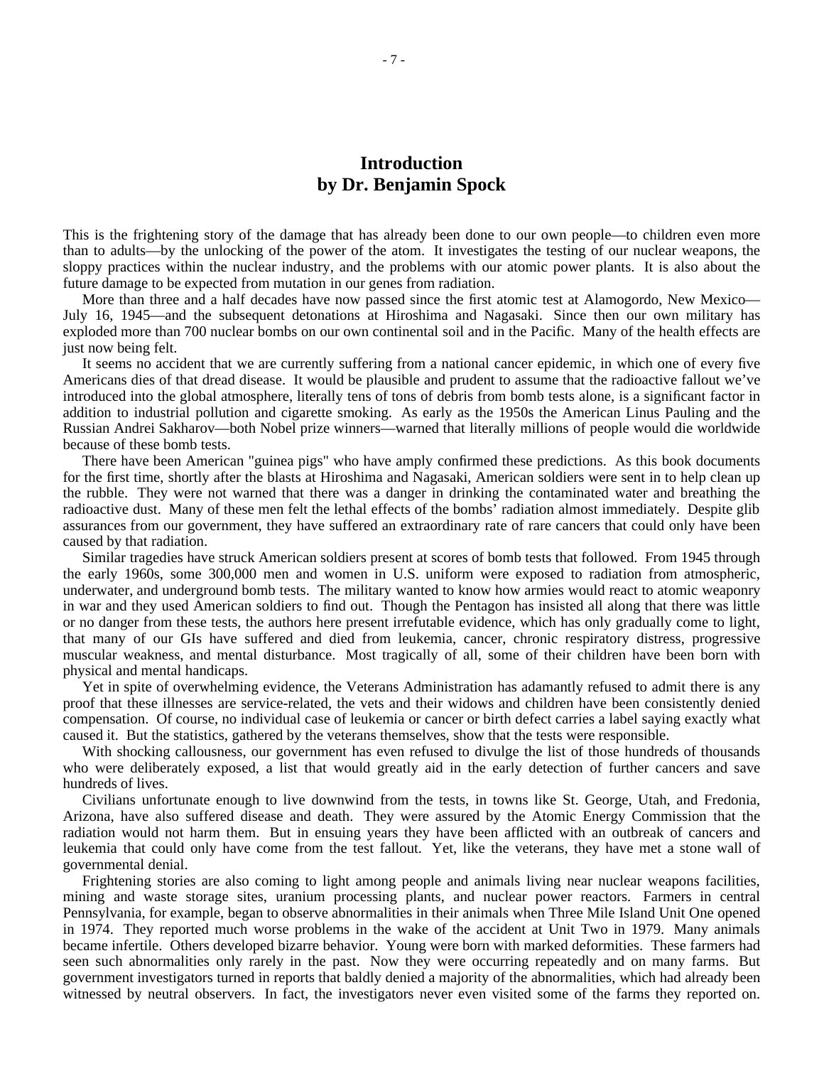# Introduction
## by Dr. Benjamin Spock

This is the frightening story of the damage that has already been done to our own people—to children even more than to adults—by the unlocking of the power of the atom. It investigates the testing of our nuclear weapons, the sloppy practices within the nuclear industry, and the problems with our atomic power plants. It is also about the future damage to be expected from mutation in our genes from radiation.

More than three and a half decades have now passed since the first atomic test at Alamogordo, New Mexico—July 16, 1945—and the subsequent detonations at Hiroshima and Nagasaki. Since then our own military has exploded more than 700 nuclear bombs on our own continental soil and in the Pacific. Many of the health effects are just now being felt.

It seems no accident that we are currently suffering from a national cancer epidemic, in which one of every five Americans dies of that dread disease. It would be plausible and prudent to assume that the radioactive fallout we've introduced into the global atmosphere, literally tens of tons of debris from bomb tests alone, is a significant factor in addition to industrial pollution and cigarette smoking. As early as the 1950s the American Linus Pauling and the Russian Andrei Sakharov—both Nobel prize winners—warned that literally millions of people would die worldwide because of these bomb tests.

There have been American "guinea pigs" who have amply confirmed these predictions. As this book documents for the first time, shortly after the blasts at Hiroshima and Nagasaki, American soldiers were sent in to help clean up the rubble. They were not warned that there was a danger in drinking the contaminated water and breathing the radioactive dust. Many of these men felt the lethal effects of the bombs' radiation almost immediately. Despite glib assurances from our government, they have suffered an extraordinary rate of rare cancers that could only have been caused by that radiation.

Similar tragedies have struck American soldiers present at scores of bomb tests that followed. From 1945 through the early 1960s, some 300,000 men and women in U.S. uniform were exposed to radiation from atmospheric, underwater, and underground bomb tests. The military wanted to know how armies would react to atomic weaponry in war and they used American soldiers to find out. Though the Pentagon has insisted all along that there was little or no danger from these tests, the authors here present irrefutable evidence, which has only gradually come to light, that many of our GIs have suffered and died from leukemia, cancer, chronic respiratory distress, progressive muscular weakness, and mental disturbance. Most tragically of all, some of their children have been born with physical and mental handicaps.

Yet in spite of overwhelming evidence, the Veterans Administration has adamantly refused to admit there is any proof that these illnesses are service-related, the vets and their widows and children have been consistently denied compensation. Of course, no individual case of leukemia or cancer or birth defect carries a label saying exactly what caused it. But the statistics, gathered by the veterans themselves, show that the tests were responsible.

With shocking callousness, our government has even refused to divulge the list of those hundreds of thousands who were deliberately exposed, a list that would greatly aid in the early detection of further cancers and save hundreds of lives.

Civilians unfortunate enough to live downwind from the tests, in towns like St. George, Utah, and Fredonia, Arizona, have also suffered disease and death. They were assured by the Atomic Energy Commission that the radiation would not harm them. But in ensuing years they have been afflicted with an outbreak of cancers and leukemia that could only have come from the test fallout. Yet, like the veterans, they have met a stone wall of governmental denial.

Frightening stories are also coming to light among people and animals living near nuclear weapons facilities, mining and waste storage sites, uranium processing plants, and nuclear power reactors. Farmers in central Pennsylvania, for example, began to observe abnormalities in their animals when Three Mile Island Unit One opened in 1974. They reported much worse problems in the wake of the accident at Unit Two in 1979. Many animals became infertile. Others developed bizarre behavior. Young were born with marked deformities. These farmers had seen such abnormalities only rarely in the past. Now they were occurring repeatedly and on many farms. But government investigators turned in reports that baldly denied a majority of the abnormalities, which had already been witnessed by neutral observers. In fact, the investigators never even visited some of the farms they reported on.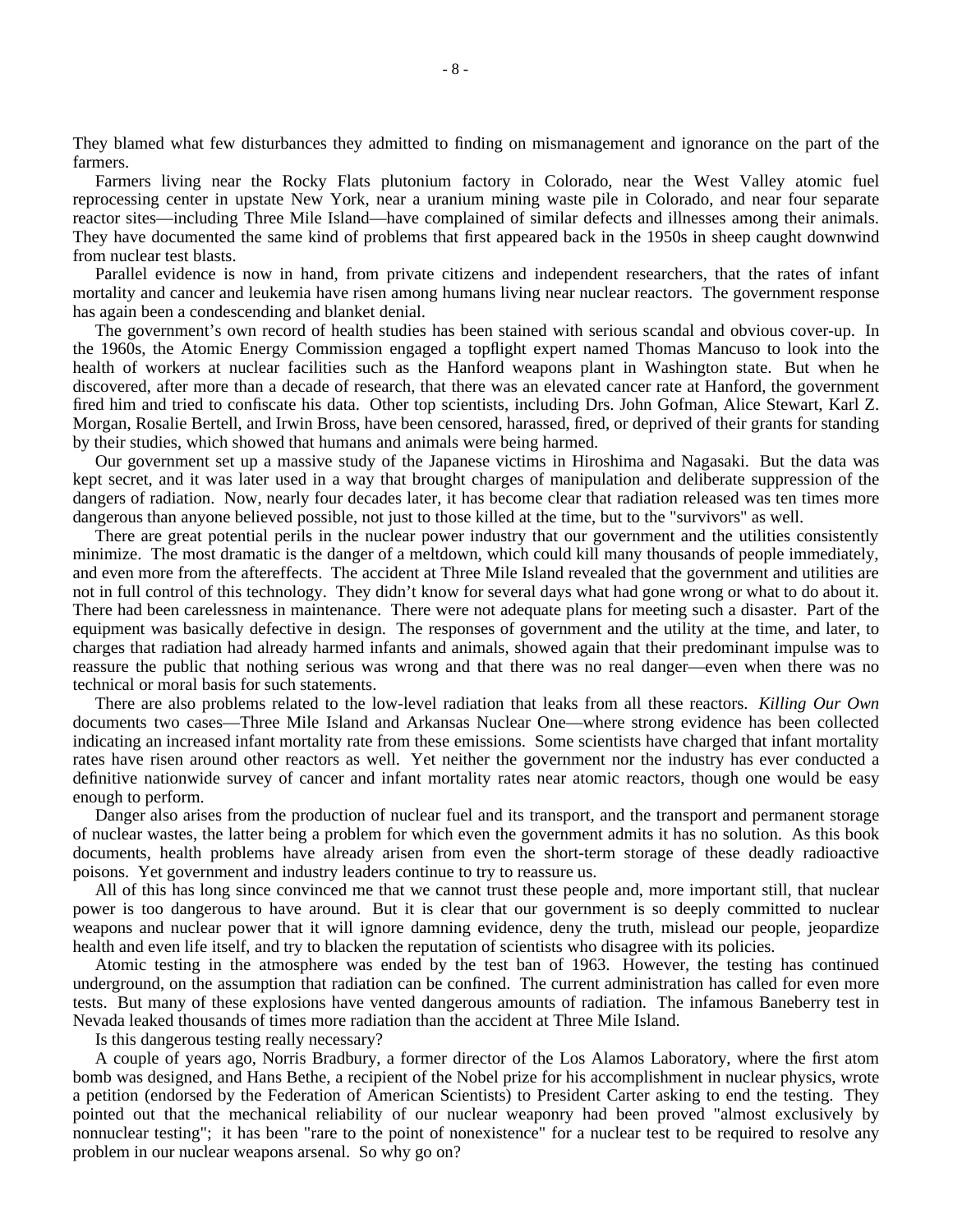They blamed what few disturbances they admitted to finding on mismanagement and ignorance on the part of the farmers.

Farmers living near the Rocky Flats plutonium factory in Colorado, near the West Valley atomic fuel reprocessing center in upstate New York, near a uranium mining waste pile in Colorado, and near four separate reactor sites—including Three Mile Island—have complained of similar defects and illnesses among their animals. They have documented the same kind of problems that first appeared back in the 1950s in sheep caught downwind from nuclear test blasts.

Parallel evidence is now in hand, from private citizens and independent researchers, that the rates of infant mortality and cancer and leukemia have risen among humans living near nuclear reactors. The government response has again been a condescending and blanket denial.

The government's own record of health studies has been stained with serious scandal and obvious cover-up. In the 1960s, the Atomic Energy Commission engaged a topflight expert named Thomas Mancuso to look into the health of workers at nuclear facilities such as the Hanford weapons plant in Washington state. But when he discovered, after more than a decade of research, that there was an elevated cancer rate at Hanford, the government fired him and tried to confiscate his data. Other top scientists, including Drs. John Gofman, Alice Stewart, Karl Z. Morgan, Rosalie Bertell, and Irwin Bross, have been censored, harassed, fired, or deprived of their grants for standing by their studies, which showed that humans and animals were being harmed.

Our government set up a massive study of the Japanese victims in Hiroshima and Nagasaki. But the data was kept secret, and it was later used in a way that brought charges of manipulation and deliberate suppression of the dangers of radiation. Now, nearly four decades later, it has become clear that radiation released was ten times more dangerous than anyone believed possible, not just to those killed at the time, but to the "survivors" as well.

There are great potential perils in the nuclear power industry that our government and the utilities consistently minimize. The most dramatic is the danger of a meltdown, which could kill many thousands of people immediately, and even more from the aftereffects. The accident at Three Mile Island revealed that the government and utilities are not in full control of this technology. They didn't know for several days what had gone wrong or what to do about it. There had been carelessness in maintenance. There were not adequate plans for meeting such a disaster. Part of the equipment was basically defective in design. The responses of government and the utility at the time, and later, to charges that radiation had already harmed infants and animals, showed again that their predominant impulse was to reassure the public that nothing serious was wrong and that there was no real danger—even when there was no technical or moral basis for such statements.

There are also problems related to the low-level radiation that leaks from all these reactors. *Killing Our Own* documents two cases—Three Mile Island and Arkansas Nuclear One—where strong evidence has been collected indicating an increased infant mortality rate from these emissions. Some scientists have charged that infant mortality rates have risen around other reactors as well. Yet neither the government nor the industry has ever conducted a definitive nationwide survey of cancer and infant mortality rates near atomic reactors, though one would be easy enough to perform.

Danger also arises from the production of nuclear fuel and its transport, and the transport and permanent storage of nuclear wastes, the latter being a problem for which even the government admits it has no solution. As this book documents, health problems have already arisen from even the short-term storage of these deadly radioactive poisons. Yet government and industry leaders continue to try to reassure us.

All of this has long since convinced me that we cannot trust these people and, more important still, that nuclear power is too dangerous to have around. But it is clear that our government is so deeply committed to nuclear weapons and nuclear power that it will ignore damning evidence, deny the truth, mislead our people, jeopardize health and even life itself, and try to blacken the reputation of scientists who disagree with its policies.

Atomic testing in the atmosphere was ended by the test ban of 1963. However, the testing has continued underground, on the assumption that radiation can be confined. The current administration has called for even more tests. But many of these explosions have vented dangerous amounts of radiation. The infamous Baneberry test in Nevada leaked thousands of times more radiation than the accident at Three Mile Island.

Is this dangerous testing really necessary?

A couple of years ago, Norris Bradbury, a former director of the Los Alamos Laboratory, where the first atom bomb was designed, and Hans Bethe, a recipient of the Nobel prize for his accomplishment in nuclear physics, wrote a petition (endorsed by the Federation of American Scientists) to President Carter asking to end the testing. They pointed out that the mechanical reliability of our nuclear weaponry had been proved "almost exclusively by nonnuclear testing"; it has been "rare to the point of nonexistence" for a nuclear test to be required to resolve any problem in our nuclear weapons arsenal. So why go on?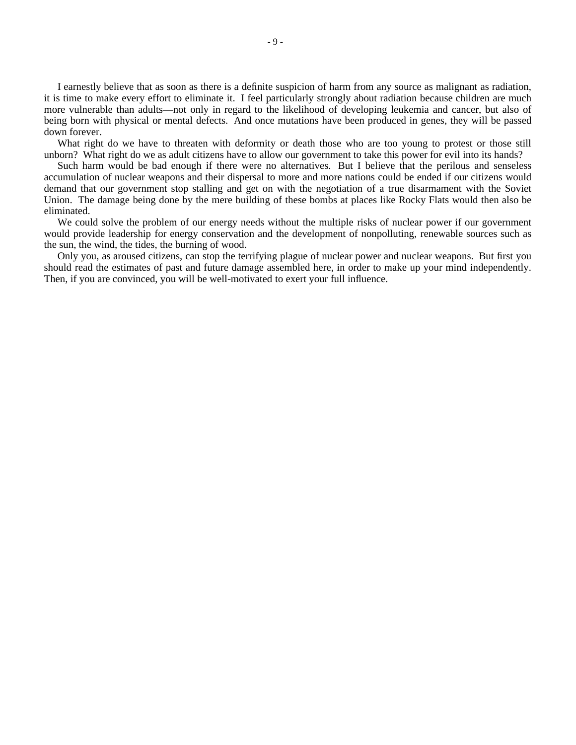I earnestly believe that as soon as there is a definite suspicion of harm from any source as malignant as radiation, it is time to make every effort to eliminate it. I feel particularly strongly about radiation because children are much more vulnerable than adults—not only in regard to the likelihood of developing leukemia and cancer, but also of being born with physical or mental defects. And once mutations have been produced in genes, they will be passed down forever.

What right do we have to threaten with deformity or death those who are too young to protest or those still unborn? What right do we as adult citizens have to allow our government to take this power for evil into its hands?

Such harm would be bad enough if there were no alternatives. But I believe that the perilous and senseless accumulation of nuclear weapons and their dispersal to more and more nations could be ended if our citizens would demand that our government stop stalling and get on with the negotiation of a true disarmament with the Soviet Union. The damage being done by the mere building of these bombs at places like Rocky Flats would then also be eliminated.

We could solve the problem of our energy needs without the multiple risks of nuclear power if our government would provide leadership for energy conservation and the development of nonpolluting, renewable sources such as the sun, the wind, the tides, the burning of wood.

Only you, as aroused citizens, can stop the terrifying plague of nuclear power and nuclear weapons. But first you should read the estimates of past and future damage assembled here, in order to make up your mind independently. Then, if you are convinced, you will be well-motivated to exert your full influence.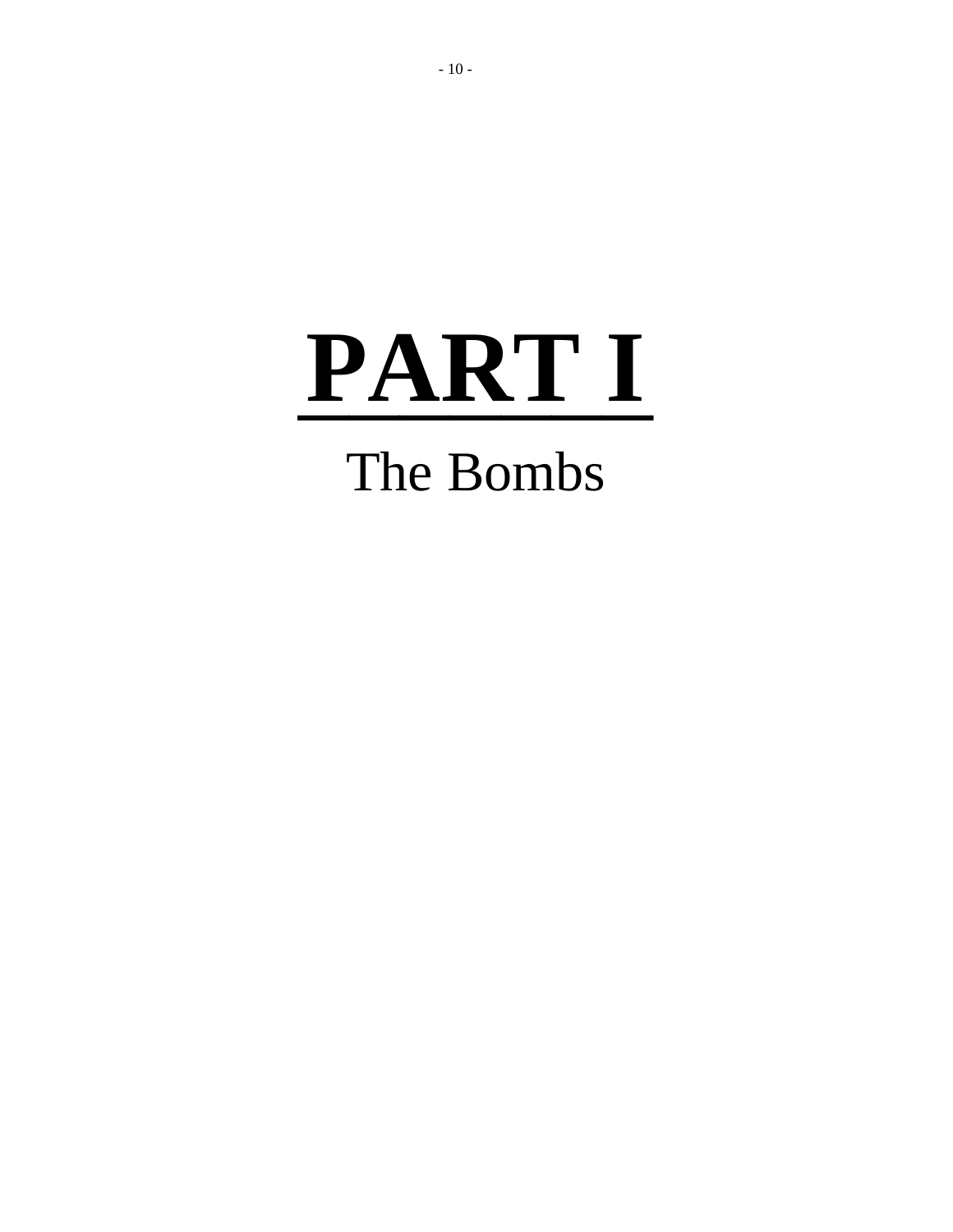# PART I

## The Bombs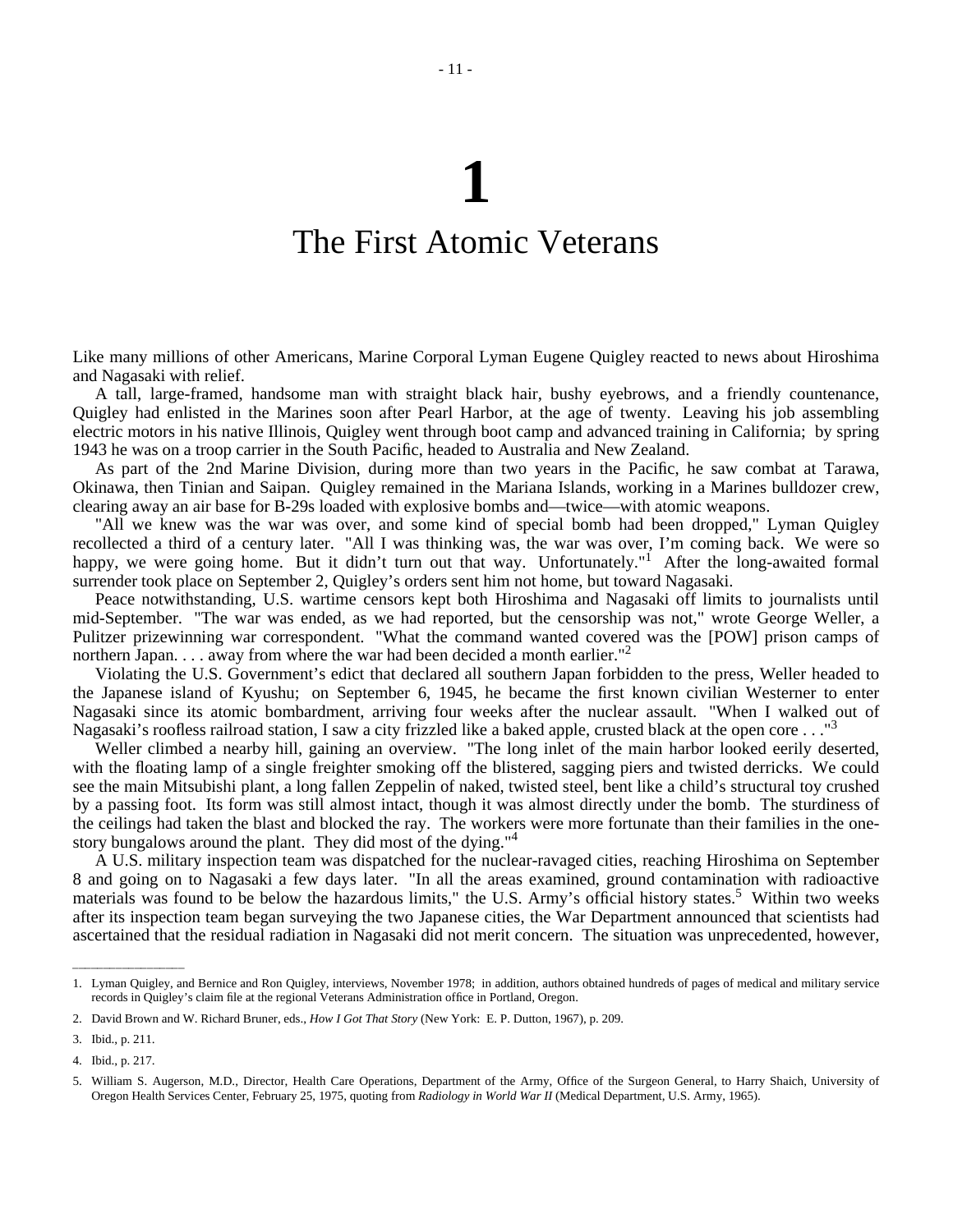# 1

# The First Atomic Veterans

Like many millions of other Americans, Marine Corporal Lyman Eugene Quigley reacted to news about Hiroshima and Nagasaki with relief.

A tall, large-framed, handsome man with straight black hair, bushy eyebrows, and a friendly countenance, Quigley had enlisted in the Marines soon after Pearl Harbor, at the age of twenty. Leaving his job assembling electric motors in his native Illinois, Quigley went through boot camp and advanced training in California; by spring 1943 he was on a troop carrier in the South Pacific, headed to Australia and New Zealand.

As part of the 2nd Marine Division, during more than two years in the Pacific, he saw combat at Tarawa, Okinawa, then Tinian and Saipan. Quigley remained in the Mariana Islands, working in a Marines bulldozer crew, clearing away an air base for B-29s loaded with explosive bombs and—twice—with atomic weapons.

"All we knew was the war was over, and some kind of special bomb had been dropped," Lyman Quigley recollected a third of a century later. "All I was thinking was, the war was over, I'm coming back. We were so happy, we were going home. But it didn't turn out that way. Unfortunately."[1] After the long-awaited formal surrender took place on September 2, Quigley's orders sent him not home, but toward Nagasaki.

Peace notwithstanding, U.S. wartime censors kept both Hiroshima and Nagasaki off limits to journalists until mid-September. "The war was ended, as we had reported, but the censorship was not," wrote George Weller, a Pulitzer prizewinning war correspondent. "What the command wanted covered was the [POW] prison camps of northern Japan. . . . away from where the war had been decided a month earlier."[2]

Violating the U.S. Government's edict that declared all southern Japan forbidden to the press, Weller headed to the Japanese island of Kyushu; on September 6, 1945, he became the first known civilian Westerner to enter Nagasaki since its atomic bombardment, arriving four weeks after the nuclear assault. "When I walked out of Nagasaki's roofless railroad station, I saw a city frizzled like a baked apple, crusted black at the open core . . ."[3]

Weller climbed a nearby hill, gaining an overview. "The long inlet of the main harbor looked eerily deserted, with the floating lamp of a single freighter smoking off the blistered, sagging piers and twisted derricks. We could see the main Mitsubishi plant, a long fallen Zeppelin of naked, twisted steel, bent like a child's structural toy crushed by a passing foot. Its form was still almost intact, though it was almost directly under the bomb. The sturdiness of the ceilings had taken the blast and blocked the ray. The workers were more fortunate than their families in the one-story bungalows around the plant. They did most of the dying."[4]

A U.S. military inspection team was dispatched for the nuclear-ravaged cities, reaching Hiroshima on September 8 and going on to Nagasaki a few days later. "In all the areas examined, ground contamination with radioactive materials was found to be below the hazardous limits," the U.S. Army's official history states.[5] Within two weeks after its inspection team began surveying the two Japanese cities, the War Department announced that scientists had ascertained that the residual radiation in Nagasaki did not merit concern. The situation was unprecedented, however,

---

1. Lyman Quigley, and Bernice and Ron Quigley, interviews, November 1978; in addition, authors obtained hundreds of pages of medical and military service records in Quigley's claim file at the regional Veterans Administration office in Portland, Oregon.

2. David Brown and W. Richard Bruner, eds., *How I Got That Story* (New York: E. P. Dutton, 1967), p. 209.

3. Ibid., p. 211.

4. Ibid., p. 217.

5. William S. Augerson, M.D., Director, Health Care Operations, Department of the Army, Office of the Surgeon General, to Harry Shaich, University of Oregon Health Services Center, February 25, 1975, quoting from *Radiology in World War II* (Medical Department, U.S. Army, 1965).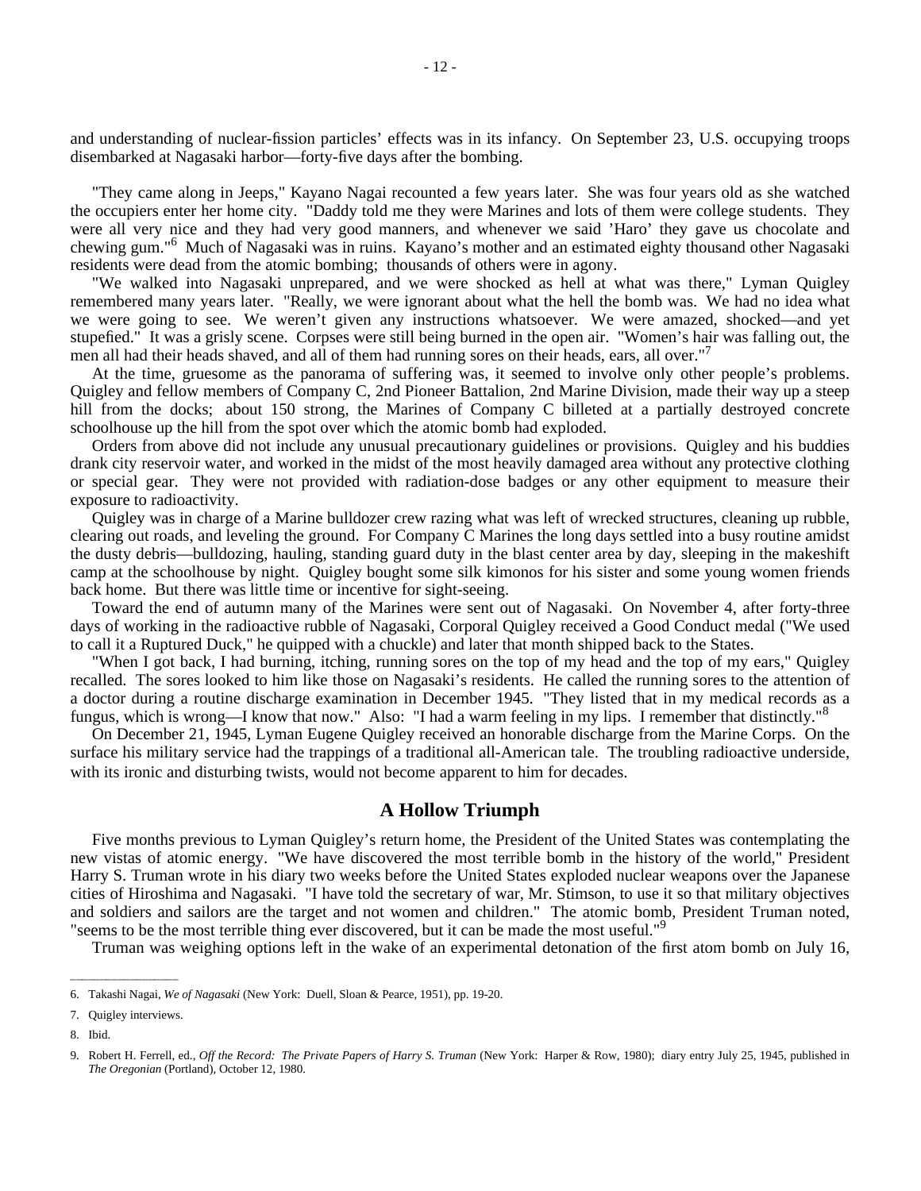and understanding of nuclear-fission particles' effects was in its infancy. On September 23, U.S. occupying troops disembarked at Nagasaki harbor—forty-five days after the bombing.

"They came along in Jeeps," Kayano Nagai recounted a few years later. She was four years old as she watched the occupiers enter her home city. "Daddy told me they were Marines and lots of them were college students. They were all very nice and they had very good manners, and whenever we said 'Haro' they gave us chocolate and chewing gum."[6] Much of Nagasaki was in ruins. Kayano's mother and an estimated eighty thousand other Nagasaki residents were dead from the atomic bombing; thousands of others were in agony.

"We walked into Nagasaki unprepared, and we were shocked as hell at what was there," Lyman Quigley remembered many years later. "Really, we were ignorant about what the hell the bomb was. We had no idea what we were going to see. We weren't given any instructions whatsoever. We were amazed, shocked—and yet stupefied." It was a grisly scene. Corpses were still being burned in the open air. "Women's hair was falling out, the men all had their heads shaved, and all of them had running sores on their heads, ears, all over."[7]

At the time, gruesome as the panorama of suffering was, it seemed to involve only other people's problems. Quigley and fellow members of Company C, 2nd Pioneer Battalion, 2nd Marine Division, made their way up a steep hill from the docks; about 150 strong, the Marines of Company C billeted at a partially destroyed concrete schoolhouse up the hill from the spot over which the atomic bomb had exploded.

Orders from above did not include any unusual precautionary guidelines or provisions. Quigley and his buddies drank city reservoir water, and worked in the midst of the most heavily damaged area without any protective clothing or special gear. They were not provided with radiation-dose badges or any other equipment to measure their exposure to radioactivity.

Quigley was in charge of a Marine bulldozer crew razing what was left of wrecked structures, cleaning up rubble, clearing out roads, and leveling the ground. For Company C Marines the long days settled into a busy routine amidst the dusty debris—bulldozing, hauling, standing guard duty in the blast center area by day, sleeping in the makeshift camp at the schoolhouse by night. Quigley bought some silk kimonos for his sister and some young women friends back home. But there was little time or incentive for sight-seeing.

Toward the end of autumn many of the Marines were sent out of Nagasaki. On November 4, after forty-three days of working in the radioactive rubble of Nagasaki, Corporal Quigley received a Good Conduct medal ("We used to call it a Ruptured Duck," he quipped with a chuckle) and later that month shipped back to the States.

"When I got back, I had burning, itching, running sores on the top of my head and the top of my ears," Quigley recalled. The sores looked to him like those on Nagasaki's residents. He called the running sores to the attention of a doctor during a routine discharge examination in December 1945. "They listed that in my medical records as a fungus, which is wrong—I know that now." Also: "I had a warm feeling in my lips. I remember that distinctly."[8]

On December 21, 1945, Lyman Eugene Quigley received an honorable discharge from the Marine Corps. On the surface his military service had the trappings of a traditional all-American tale. The troubling radioactive underside, with its ironic and disturbing twists, would not become apparent to him for decades.

## A Hollow Triumph

Five months previous to Lyman Quigley's return home, the President of the United States was contemplating the new vistas of atomic energy. "We have discovered the most terrible bomb in the history of the world," President Harry S. Truman wrote in his diary two weeks before the United States exploded nuclear weapons over the Japanese cities of Hiroshima and Nagasaki. "I have told the secretary of war, Mr. Stimson, to use it so that military objectives and soldiers and sailors are the target and not women and children." The atomic bomb, President Truman noted, "seems to be the most terrible thing ever discovered, but it can be made the most useful."[9]

Truman was weighing options left in the wake of an experimental detonation of the first atom bomb on July 16,

---

6. Takashi Nagai, *We of Nagasaki* (New York: Duell, Sloan & Pearce, 1951), pp. 19-20.

7. Quigley interviews.

8. Ibid.

9. Robert H. Ferrell, ed., *Off the Record: The Private Papers of Harry S. Truman* (New York: Harper & Row, 1980); diary entry July 25, 1945, published in *The Oregonian* (Portland), October 12, 1980.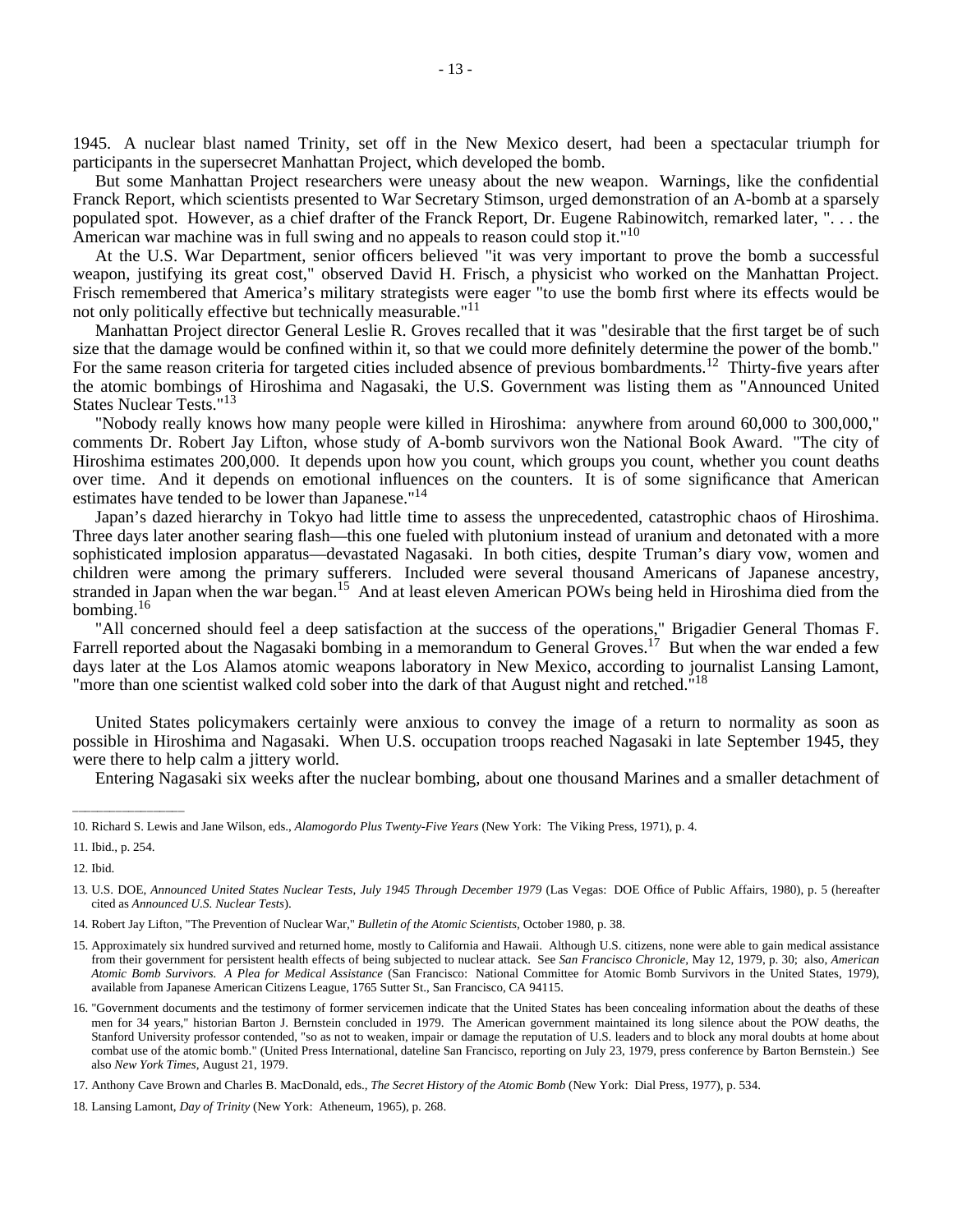1945. A nuclear blast named Trinity, set off in the New Mexico desert, had been a spectacular triumph for participants in the supersecret Manhattan Project, which developed the bomb.

But some Manhattan Project researchers were uneasy about the new weapon. Warnings, like the confidential Franck Report, which scientists presented to War Secretary Stimson, urged demonstration of an A-bomb at a sparsely populated spot. However, as a chief drafter of the Franck Report, Dr. Eugene Rabinowitch, remarked later, ". . . the American war machine was in full swing and no appeals to reason could stop it."[10]

At the U.S. War Department, senior officers believed "it was very important to prove the bomb a successful weapon, justifying its great cost," observed David H. Frisch, a physicist who worked on the Manhattan Project. Frisch remembered that America's military strategists were eager "to use the bomb first where its effects would be not only politically effective but technically measurable."[11]

Manhattan Project director General Leslie R. Groves recalled that it was "desirable that the first target be of such size that the damage would be confined within it, so that we could more definitely determine the power of the bomb." For the same reason criteria for targeted cities included absence of previous bombardments.[12] Thirty-five years after the atomic bombings of Hiroshima and Nagasaki, the U.S. Government was listing them as "Announced United States Nuclear Tests."[13]

"Nobody really knows how many people were killed in Hiroshima: anywhere from around 60,000 to 300,000," comments Dr. Robert Jay Lifton, whose study of A-bomb survivors won the National Book Award. "The city of Hiroshima estimates 200,000. It depends upon how you count, which groups you count, whether you count deaths over time. And it depends on emotional influences on the counters. It is of some significance that American estimates have tended to be lower than Japanese."[14]

Japan's dazed hierarchy in Tokyo had little time to assess the unprecedented, catastrophic chaos of Hiroshima. Three days later another searing flash—this one fueled with plutonium instead of uranium and detonated with a more sophisticated implosion apparatus—devastated Nagasaki. In both cities, despite Truman's diary vow, women and children were among the primary sufferers. Included were several thousand Americans of Japanese ancestry, stranded in Japan when the war began.[15] And at least eleven American POWs being held in Hiroshima died from the bombing.[16]

"All concerned should feel a deep satisfaction at the success of the operations," Brigadier General Thomas F. Farrell reported about the Nagasaki bombing in a memorandum to General Groves.[17] But when the war ended a few days later at the Los Alamos atomic weapons laboratory in New Mexico, according to journalist Lansing Lamont, "more than one scientist walked cold sober into the dark of that August night and retched."[18]

United States policymakers certainly were anxious to convey the image of a return to normality as soon as possible in Hiroshima and Nagasaki. When U.S. occupation troops reached Nagasaki in late September 1945, they were there to help calm a jittery world.

Entering Nagasaki six weeks after the nuclear bombing, about one thousand Marines and a smaller detachment of

---

10. Richard S. Lewis and Jane Wilson, eds., *Alamogordo Plus Twenty-Five Years* (New York: The Viking Press, 1971), p. 4.

11. Ibid., p. 254.

12. Ibid.

13. U.S. DOE, *Announced United States Nuclear Tests, July 1945 Through December 1979* (Las Vegas: DOE Office of Public Affairs, 1980), p. 5 (hereafter cited as *Announced U.S. Nuclear Tests*).

14. Robert Jay Lifton, "The Prevention of Nuclear War," *Bulletin of the Atomic Scientists*, October 1980, p. 38.

15. Approximately six hundred survived and returned home, mostly to California and Hawaii. Although U.S. citizens, none were able to gain medical assistance from their government for persistent health effects of being subjected to nuclear attack. See *San Francisco Chronicle*, May 12, 1979, p. 30; also, *American Atomic Bomb Survivors. A Plea for Medical Assistance* (San Francisco: National Committee for Atomic Bomb Survivors in the United States, 1979), available from Japanese American Citizens League, 1765 Sutter St., San Francisco, CA 94115.

16. "Government documents and the testimony of former servicemen indicate that the United States has been concealing information about the deaths of these men for 34 years," historian Barton J. Bernstein concluded in 1979. The American government maintained its long silence about the POW deaths, the Stanford University professor contended, "so as not to weaken, impair or damage the reputation of U.S. leaders and to block any moral doubts at home about combat use of the atomic bomb." (United Press International, dateline San Francisco, reporting on July 23, 1979, press conference by Barton Bernstein.) See also *New York Times*, August 21, 1979.

17. Anthony Cave Brown and Charles B. MacDonald, eds., *The Secret History of the Atomic Bomb* (New York: Dial Press, 1977), p. 534.

18. Lansing Lamont, *Day of Trinity* (New York: Atheneum, 1965), p. 268.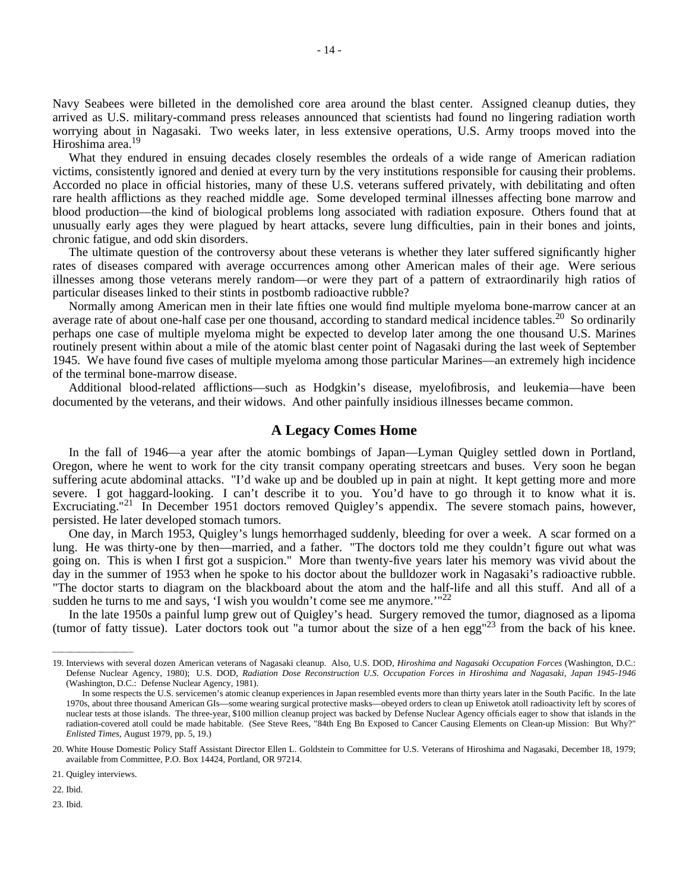Navy Seabees were billeted in the demolished core area around the blast center. Assigned cleanup duties, they arrived as U.S. military-command press releases announced that scientists had found no lingering radiation worth worrying about in Nagasaki. Two weeks later, in less extensive operations, U.S. Army troops moved into the Hiroshima area.[19]

What they endured in ensuing decades closely resembles the ordeals of a wide range of American radiation victims, consistently ignored and denied at every turn by the very institutions responsible for causing their problems. Accorded no place in official histories, many of these U.S. veterans suffered privately, with debilitating and often rare health afflictions as they reached middle age. Some developed terminal illnesses affecting bone marrow and blood production—the kind of biological problems long associated with radiation exposure. Others found that at unusually early ages they were plagued by heart attacks, severe lung difficulties, pain in their bones and joints, chronic fatigue, and odd skin disorders.

The ultimate question of the controversy about these veterans is whether they later suffered significantly higher rates of diseases compared with average occurrences among other American males of their age. Were serious illnesses among those veterans merely random—or were they part of a pattern of extraordinarily high ratios of particular diseases linked to their stints in postbomb radioactive rubble?

Normally among American men in their late fifties one would find multiple myeloma bone-marrow cancer at an average rate of about one-half case per one thousand, according to standard medical incidence tables.[20] So ordinarily perhaps one case of multiple myeloma might be expected to develop later among the one thousand U.S. Marines routinely present within about a mile of the atomic blast center point of Nagasaki during the last week of September 1945. We have found five cases of multiple myeloma among those particular Marines—an extremely high incidence of the terminal bone-marrow disease.

Additional blood-related afflictions—such as Hodgkin's disease, myelofibrosis, and leukemia—have been documented by the veterans, and their widows. And other painfully insidious illnesses became common.

## A Legacy Comes Home

In the fall of 1946—a year after the atomic bombings of Japan—Lyman Quigley settled down in Portland, Oregon, where he went to work for the city transit company operating streetcars and buses. Very soon he began suffering acute abdominal attacks. "I'd wake up and be doubled up in pain at night. It kept getting more and more severe. I got haggard-looking. I can't describe it to you. You'd have to go through it to know what it is. Excruciating."[21] In December 1951 doctors removed Quigley's appendix. The severe stomach pains, however, persisted. He later developed stomach tumors.

One day, in March 1953, Quigley's lungs hemorrhaged suddenly, bleeding for over a week. A scar formed on a lung. He was thirty-one by then—married, and a father. "The doctors told me they couldn't figure out what was going on. This is when I first got a suspicion." More than twenty-five years later his memory was vivid about the day in the summer of 1953 when he spoke to his doctor about the bulldozer work in Nagasaki's radioactive rubble. "The doctor starts to diagram on the blackboard about the atom and the half-life and all this stuff. And all of a sudden he turns to me and says, 'I wish you wouldn't come see me anymore.'"[22]

In the late 1950s a painful lump grew out of Quigley's head. Surgery removed the tumor, diagnosed as a lipoma (tumor of fatty tissue). Later doctors took out "a tumor about the size of a hen egg"[23] from the back of his knee.

---

19. Interviews with several dozen American veterans of Nagasaki cleanup. Also, U.S. DOD, *Hiroshima and Nagasaki Occupation Forces* (Washington, D.C.: Defense Nuclear Agency, 1980); U.S. DOD, *Radiation Dose Reconstruction U.S. Occupation Forces in Hiroshima and Nagasaki, Japan 1945-1946* (Washington, D.C.: Defense Nuclear Agency, 1981).

 In some respects the U.S. servicemen's atomic cleanup experiences in Japan resembled events more than thirty years later in the South Pacific. In the late 1970s, about three thousand American GIs—some wearing surgical protective masks—obeyed orders to clean up Eniwetok atoll radioactivity left by scores of nuclear tests at those islands. The three-year, $100 million cleanup project was backed by Defense Nuclear Agency officials eager to show that islands in the radiation-covered atoll could be made habitable. (See Steve Rees, "84th Eng Bn Exposed to Cancer Causing Elements on Clean-up Mission: But Why?" *Enlisted Times,* August 1979, pp. 5, 19.)

20. White House Domestic Policy Staff Assistant Director Ellen L. Goldstein to Committee for U.S. Veterans of Hiroshima and Nagasaki, December 18, 1979; available from Committee, P.O. Box 14424, Portland, OR 97214.

21. Quigley interviews.

22. Ibid.

23. Ibid.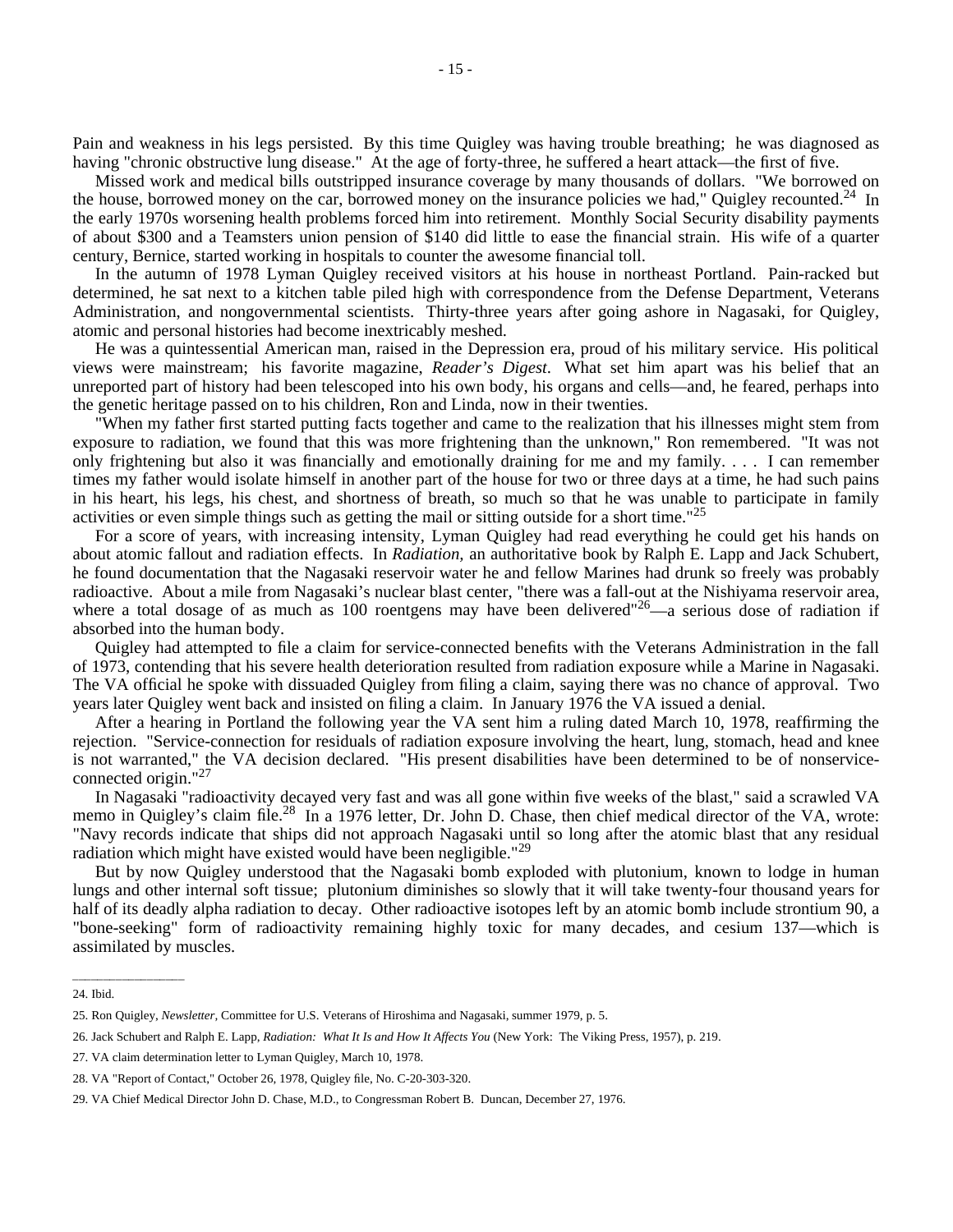Pain and weakness in his legs persisted. By this time Quigley was having trouble breathing; he was diagnosed as having "chronic obstructive lung disease." At the age of forty-three, he suffered a heart attack—the first of five.

Missed work and medical bills outstripped insurance coverage by many thousands of dollars. "We borrowed on the house, borrowed money on the car, borrowed money on the insurance policies we had," Quigley recounted.[24] In the early 1970s worsening health problems forced him into retirement. Monthly Social Security disability payments of about $300 and a Teamsters union pension of $140 did little to ease the financial strain. His wife of a quarter century, Bernice, started working in hospitals to counter the awesome financial toll.

In the autumn of 1978 Lyman Quigley received visitors at his house in northeast Portland. Pain-racked but determined, he sat next to a kitchen table piled high with correspondence from the Defense Department, Veterans Administration, and nongovernmental scientists. Thirty-three years after going ashore in Nagasaki, for Quigley, atomic and personal histories had become inextricably meshed.

He was a quintessential American man, raised in the Depression era, proud of his military service. His political views were mainstream; his favorite magazine, *Reader's Digest*. What set him apart was his belief that an unreported part of history had been telescoped into his own body, his organs and cells—and, he feared, perhaps into the genetic heritage passed on to his children, Ron and Linda, now in their twenties.

"When my father first started putting facts together and came to the realization that his illnesses might stem from exposure to radiation, we found that this was more frightening than the unknown," Ron remembered. "It was not only frightening but also it was financially and emotionally draining for me and my family. . . . I can remember times my father would isolate himself in another part of the house for two or three days at a time, he had such pains in his heart, his legs, his chest, and shortness of breath, so much so that he was unable to participate in family activities or even simple things such as getting the mail or sitting outside for a short time."[25]

For a score of years, with increasing intensity, Lyman Quigley had read everything he could get his hands on about atomic fallout and radiation effects. In *Radiation,* an authoritative book by Ralph E. Lapp and Jack Schubert, he found documentation that the Nagasaki reservoir water he and fellow Marines had drunk so freely was probably radioactive. About a mile from Nagasaki's nuclear blast center, "there was a fall-out at the Nishiyama reservoir area, where a total dosage of as much as 100 roentgens may have been delivered"[26]—a serious dose of radiation if absorbed into the human body.

Quigley had attempted to file a claim for service-connected benefits with the Veterans Administration in the fall of 1973, contending that his severe health deterioration resulted from radiation exposure while a Marine in Nagasaki. The VA official he spoke with dissuaded Quigley from filing a claim, saying there was no chance of approval. Two years later Quigley went back and insisted on filing a claim. In January 1976 the VA issued a denial.

After a hearing in Portland the following year the VA sent him a ruling dated March 10, 1978, reaffirming the rejection. "Service-connection for residuals of radiation exposure involving the heart, lung, stomach, head and knee is not warranted," the VA decision declared. "His present disabilities have been determined to be of nonservice-connected origin."[27]

In Nagasaki "radioactivity decayed very fast and was all gone within five weeks of the blast," said a scrawled VA memo in Quigley's claim file.[28] In a 1976 letter, Dr. John D. Chase, then chief medical director of the VA, wrote: "Navy records indicate that ships did not approach Nagasaki until so long after the atomic blast that any residual radiation which might have existed would have been negligible."[29]

But by now Quigley understood that the Nagasaki bomb exploded with plutonium, known to lodge in human lungs and other internal soft tissue; plutonium diminishes so slowly that it will take twenty-four thousand years for half of its deadly alpha radiation to decay. Other radioactive isotopes left by an atomic bomb include strontium 90, a "bone-seeking" form of radioactivity remaining highly toxic for many decades, and cesium 137—which is assimilated by muscles.

---

24. Ibid.

25. Ron Quigley, *Newsletter*, Committee for U.S. Veterans of Hiroshima and Nagasaki, summer 1979, p. 5.

26. Jack Schubert and Ralph E. Lapp, *Radiation: What It Is and How It Affects You* (New York: The Viking Press, 1957), p. 219.

27. VA claim determination letter to Lyman Quigley, March 10, 1978.

28. VA "Report of Contact," October 26, 1978, Quigley file, No. C-20-303-320.

29. VA Chief Medical Director John D. Chase, M.D., to Congressman Robert B. Duncan, December 27, 1976.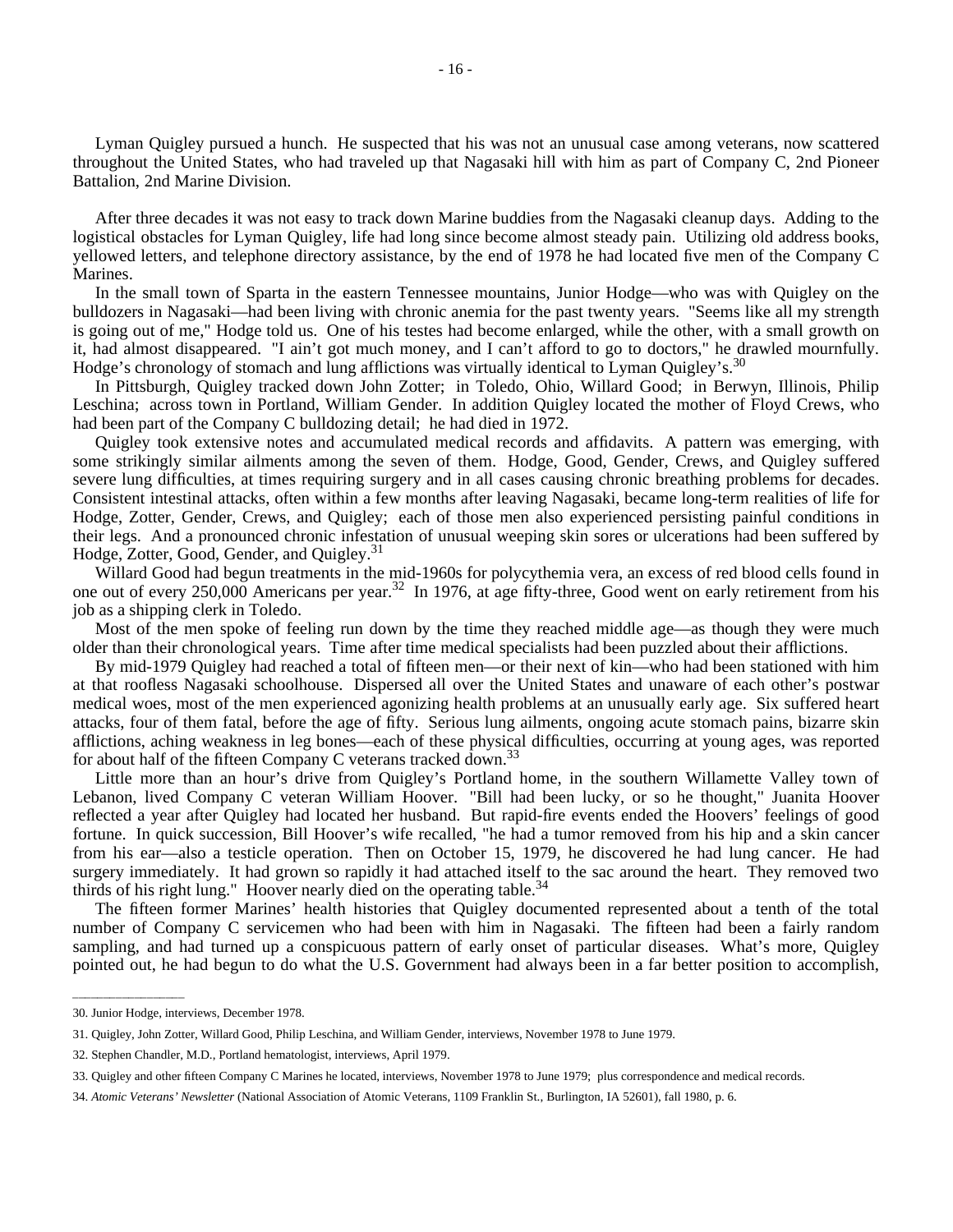Lyman Quigley pursued a hunch. He suspected that his was not an unusual case among veterans, now scattered throughout the United States, who had traveled up that Nagasaki hill with him as part of Company C, 2nd Pioneer Battalion, 2nd Marine Division.

After three decades it was not easy to track down Marine buddies from the Nagasaki cleanup days. Adding to the logistical obstacles for Lyman Quigley, life had long since become almost steady pain. Utilizing old address books, yellowed letters, and telephone directory assistance, by the end of 1978 he had located five men of the Company C Marines.

In the small town of Sparta in the eastern Tennessee mountains, Junior Hodge—who was with Quigley on the bulldozers in Nagasaki—had been living with chronic anemia for the past twenty years. "Seems like all my strength is going out of me," Hodge told us. One of his testes had become enlarged, while the other, with a small growth on it, had almost disappeared. "I ain't got much money, and I can't afford to go to doctors," he drawled mournfully. Hodge's chronology of stomach and lung afflictions was virtually identical to Lyman Quigley's.[30]

In Pittsburgh, Quigley tracked down John Zotter; in Toledo, Ohio, Willard Good; in Berwyn, Illinois, Philip Leschina; across town in Portland, William Gender. In addition Quigley located the mother of Floyd Crews, who had been part of the Company C bulldozing detail; he had died in 1972.

Quigley took extensive notes and accumulated medical records and affidavits. A pattern was emerging, with some strikingly similar ailments among the seven of them. Hodge, Good, Gender, Crews, and Quigley suffered severe lung difficulties, at times requiring surgery and in all cases causing chronic breathing problems for decades. Consistent intestinal attacks, often within a few months after leaving Nagasaki, became long-term realities of life for Hodge, Zotter, Gender, Crews, and Quigley; each of those men also experienced persisting painful conditions in their legs. And a pronounced chronic infestation of unusual weeping skin sores or ulcerations had been suffered by Hodge, Zotter, Good, Gender, and Quigley.[31]

Willard Good had begun treatments in the mid-1960s for polycythemia vera, an excess of red blood cells found in one out of every 250,000 Americans per year.[32] In 1976, at age fifty-three, Good went on early retirement from his job as a shipping clerk in Toledo.

Most of the men spoke of feeling run down by the time they reached middle age—as though they were much older than their chronological years. Time after time medical specialists had been puzzled about their afflictions.

By mid-1979 Quigley had reached a total of fifteen men—or their next of kin—who had been stationed with him at that roofless Nagasaki schoolhouse. Dispersed all over the United States and unaware of each other's postwar medical woes, most of the men experienced agonizing health problems at an unusually early age. Six suffered heart attacks, four of them fatal, before the age of fifty. Serious lung ailments, ongoing acute stomach pains, bizarre skin afflictions, aching weakness in leg bones—each of these physical difficulties, occurring at young ages, was reported for about half of the fifteen Company C veterans tracked down.[33]

Little more than an hour's drive from Quigley's Portland home, in the southern Willamette Valley town of Lebanon, lived Company C veteran William Hoover. "Bill had been lucky, or so he thought," Juanita Hoover reflected a year after Quigley had located her husband. But rapid-fire events ended the Hoovers' feelings of good fortune. In quick succession, Bill Hoover's wife recalled, "he had a tumor removed from his hip and a skin cancer from his ear—also a testicle operation. Then on October 15, 1979, he discovered he had lung cancer. He had surgery immediately. It had grown so rapidly it had attached itself to the sac around the heart. They removed two thirds of his right lung." Hoover nearly died on the operating table.[34]

The fifteen former Marines' health histories that Quigley documented represented about a tenth of the total number of Company C servicemen who had been with him in Nagasaki. The fifteen had been a fairly random sampling, and had turned up a conspicuous pattern of early onset of particular diseases. What's more, Quigley pointed out, he had begun to do what the U.S. Government had always been in a far better position to accomplish,

---

30. Junior Hodge, interviews, December 1978.

31. Quigley, John Zotter, Willard Good, Philip Leschina, and William Gender, interviews, November 1978 to June 1979.

32. Stephen Chandler, M.D., Portland hematologist, interviews, April 1979.

33. Quigley and other fifteen Company C Marines he located, interviews, November 1978 to June 1979; plus correspondence and medical records.

34. *Atomic Veterans' Newsletter* (National Association of Atomic Veterans, 1109 Franklin St., Burlington, IA 52601), fall 1980, p. 6.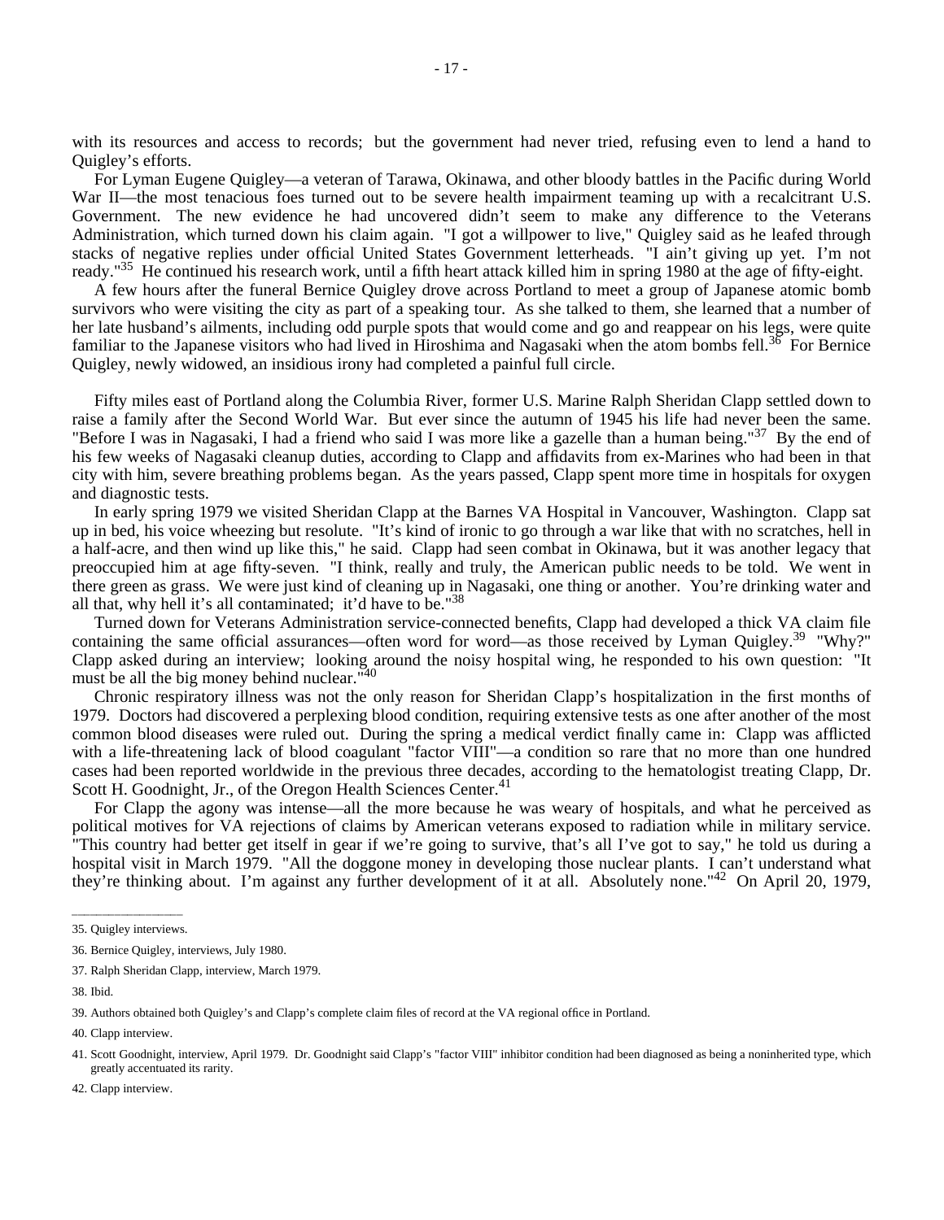with its resources and access to records; but the government had never tried, refusing even to lend a hand to Quigley's efforts.

For Lyman Eugene Quigley—a veteran of Tarawa, Okinawa, and other bloody battles in the Pacific during World War II—the most tenacious foes turned out to be severe health impairment teaming up with a recalcitrant U.S. Government. The new evidence he had uncovered didn't seem to make any difference to the Veterans Administration, which turned down his claim again. "I got a willpower to live," Quigley said as he leafed through stacks of negative replies under official United States Government letterheads. "I ain't giving up yet. I'm not ready."[35] He continued his research work, until a fifth heart attack killed him in spring 1980 at the age of fifty-eight.

A few hours after the funeral Bernice Quigley drove across Portland to meet a group of Japanese atomic bomb survivors who were visiting the city as part of a speaking tour. As she talked to them, she learned that a number of her late husband's ailments, including odd purple spots that would come and go and reappear on his legs, were quite familiar to the Japanese visitors who had lived in Hiroshima and Nagasaki when the atom bombs fell.[36] For Bernice Quigley, newly widowed, an insidious irony had completed a painful full circle.

Fifty miles east of Portland along the Columbia River, former U.S. Marine Ralph Sheridan Clapp settled down to raise a family after the Second World War. But ever since the autumn of 1945 his life had never been the same. "Before I was in Nagasaki, I had a friend who said I was more like a gazelle than a human being."[37] By the end of his few weeks of Nagasaki cleanup duties, according to Clapp and affidavits from ex-Marines who had been in that city with him, severe breathing problems began. As the years passed, Clapp spent more time in hospitals for oxygen and diagnostic tests.

In early spring 1979 we visited Sheridan Clapp at the Barnes VA Hospital in Vancouver, Washington. Clapp sat up in bed, his voice wheezing but resolute. "It's kind of ironic to go through a war like that with no scratches, hell in a half-acre, and then wind up like this," he said. Clapp had seen combat in Okinawa, but it was another legacy that preoccupied him at age fifty-seven. "I think, really and truly, the American public needs to be told. We went in there green as grass. We were just kind of cleaning up in Nagasaki, one thing or another. You're drinking water and all that, why hell it's all contaminated; it'd have to be."[38]

Turned down for Veterans Administration service-connected benefits, Clapp had developed a thick VA claim file containing the same official assurances—often word for word—as those received by Lyman Quigley.[39] "Why?" Clapp asked during an interview; looking around the noisy hospital wing, he responded to his own question: "It must be all the big money behind nuclear."[40]

Chronic respiratory illness was not the only reason for Sheridan Clapp's hospitalization in the first months of 1979. Doctors had discovered a perplexing blood condition, requiring extensive tests as one after another of the most common blood diseases were ruled out. During the spring a medical verdict finally came in: Clapp was afflicted with a life-threatening lack of blood coagulant "factor VIII"—a condition so rare that no more than one hundred cases had been reported worldwide in the previous three decades, according to the hematologist treating Clapp, Dr. Scott H. Goodnight, Jr., of the Oregon Health Sciences Center.[41]

For Clapp the agony was intense—all the more because he was weary of hospitals, and what he perceived as political motives for VA rejections of claims by American veterans exposed to radiation while in military service. "This country had better get itself in gear if we're going to survive, that's all I've got to say," he told us during a hospital visit in March 1979. "All the doggone money in developing those nuclear plants. I can't understand what they're thinking about. I'm against any further development of it at all. Absolutely none."[42] On April 20, 1979,

---

35. Quigley interviews.

36. Bernice Quigley, interviews, July 1980.

37. Ralph Sheridan Clapp, interview, March 1979.

38. Ibid.

39. Authors obtained both Quigley's and Clapp's complete claim files of record at the VA regional office in Portland.

40. Clapp interview.

41. Scott Goodnight, interview, April 1979. Dr. Goodnight said Clapp's "factor VIII" inhibitor condition had been diagnosed as being a noninherited type, which greatly accentuated its rarity.

42. Clapp interview.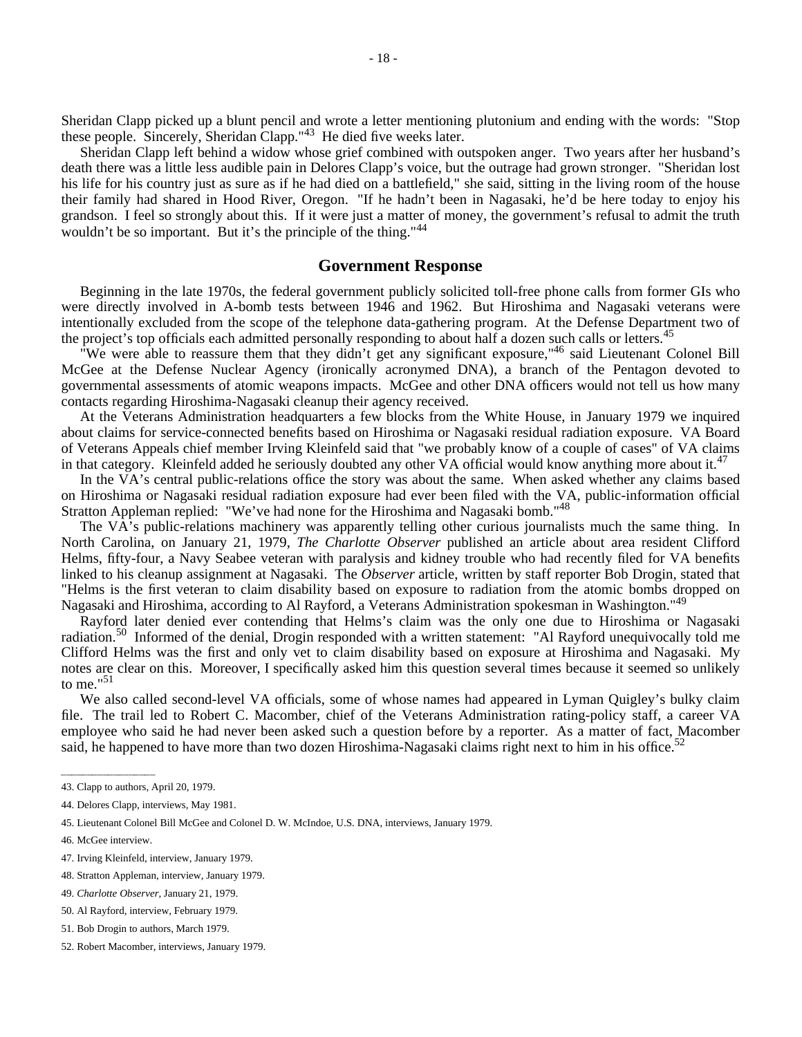Sheridan Clapp picked up a blunt pencil and wrote a letter mentioning plutonium and ending with the words: "Stop these people. Sincerely, Sheridan Clapp."[43] He died five weeks later.

Sheridan Clapp left behind a widow whose grief combined with outspoken anger. Two years after her husband's death there was a little less audible pain in Delores Clapp's voice, but the outrage had grown stronger. "Sheridan lost his life for his country just as sure as if he had died on a battlefield," she said, sitting in the living room of the house their family had shared in Hood River, Oregon. "If he hadn't been in Nagasaki, he'd be here today to enjoy his grandson. I feel so strongly about this. If it were just a matter of money, the government's refusal to admit the truth wouldn't be so important. But it's the principle of the thing."[44]

## Government Response

Beginning in the late 1970s, the federal government publicly solicited toll-free phone calls from former GIs who were directly involved in A-bomb tests between 1946 and 1962. But Hiroshima and Nagasaki veterans were intentionally excluded from the scope of the telephone data-gathering program. At the Defense Department two of the project's top officials each admitted personally responding to about half a dozen such calls or letters.[45]

"We were able to reassure them that they didn't get any significant exposure,"[46] said Lieutenant Colonel Bill McGee at the Defense Nuclear Agency (ironically acronymed DNA), a branch of the Pentagon devoted to governmental assessments of atomic weapons impacts. McGee and other DNA officers would not tell us how many contacts regarding Hiroshima-Nagasaki cleanup their agency received.

At the Veterans Administration headquarters a few blocks from the White House, in January 1979 we inquired about claims for service-connected benefits based on Hiroshima or Nagasaki residual radiation exposure. VA Board of Veterans Appeals chief member Irving Kleinfeld said that "we probably know of a couple of cases" of VA claims in that category. Kleinfeld added he seriously doubted any other VA official would know anything more about it.[47]

In the VA's central public-relations office the story was about the same. When asked whether any claims based on Hiroshima or Nagasaki residual radiation exposure had ever been filed with the VA, public-information official Stratton Appleman replied: "We've had none for the Hiroshima and Nagasaki bomb."[48]

The VA's public-relations machinery was apparently telling other curious journalists much the same thing. In North Carolina, on January 21, 1979, *The Charlotte Observer* published an article about area resident Clifford Helms, fifty-four, a Navy Seabee veteran with paralysis and kidney trouble who had recently filed for VA benefits linked to his cleanup assignment at Nagasaki. The *Observer* article, written by staff reporter Bob Drogin, stated that "Helms is the first veteran to claim disability based on exposure to radiation from the atomic bombs dropped on Nagasaki and Hiroshima, according to Al Rayford, a Veterans Administration spokesman in Washington."[49]

Rayford later denied ever contending that Helms's claim was the only one due to Hiroshima or Nagasaki radiation.[50] Informed of the denial, Drogin responded with a written statement: "Al Rayford unequivocally told me Clifford Helms was the first and only vet to claim disability based on exposure at Hiroshima and Nagasaki. My notes are clear on this. Moreover, I specifically asked him this question several times because it seemed so unlikely to me."[51]

We also called second-level VA officials, some of whose names had appeared in Lyman Quigley's bulky claim file. The trail led to Robert C. Macomber, chief of the Veterans Administration rating-policy staff, a career VA employee who said he had never been asked such a question before by a reporter. As a matter of fact, Macomber said, he happened to have more than two dozen Hiroshima-Nagasaki claims right next to him in his office.[52]

---

43. Clapp to authors, April 20, 1979.

44. Delores Clapp, interviews, May 1981.

45. Lieutenant Colonel Bill McGee and Colonel D. W. McIndoe, U.S. DNA, interviews, January 1979.

46. McGee interview.

47. Irving Kleinfeld, interview, January 1979.

48. Stratton Appleman, interview, January 1979.

49. *Charlotte Observer*, January 21, 1979.

50. Al Rayford, interview, February 1979.

51. Bob Drogin to authors, March 1979.

52. Robert Macomber, interviews, January 1979.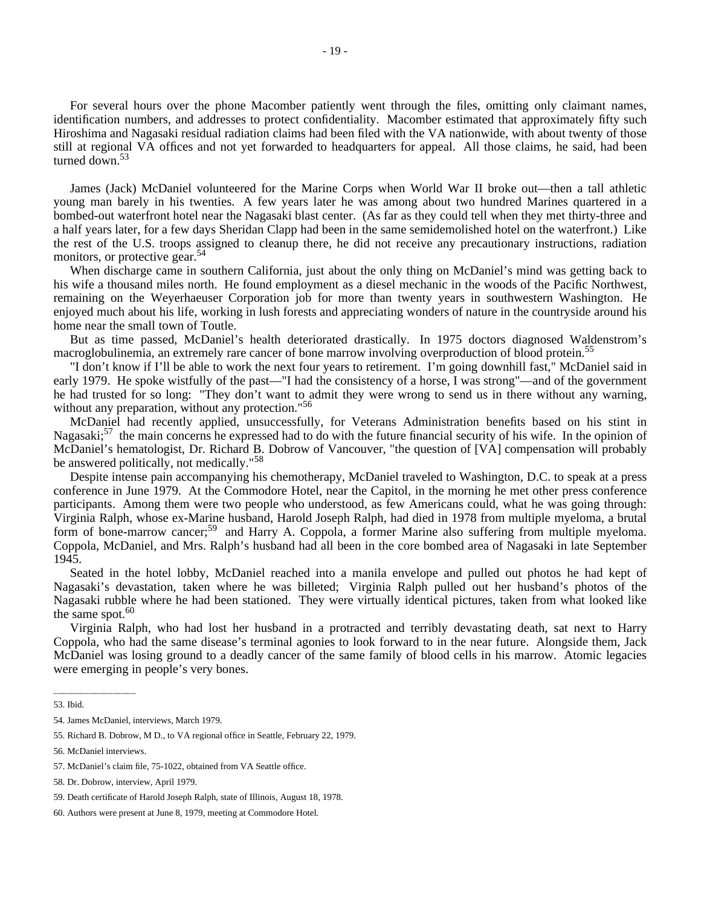For several hours over the phone Macomber patiently went through the files, omitting only claimant names, identification numbers, and addresses to protect confidentiality. Macomber estimated that approximately fifty such Hiroshima and Nagasaki residual radiation claims had been filed with the VA nationwide, with about twenty of those still at regional VA offices and not yet forwarded to headquarters for appeal. All those claims, he said, had been turned down.[53]

James (Jack) McDaniel volunteered for the Marine Corps when World War II broke out—then a tall athletic young man barely in his twenties. A few years later he was among about two hundred Marines quartered in a bombed-out waterfront hotel near the Nagasaki blast center. (As far as they could tell when they met thirty-three and a half years later, for a few days Sheridan Clapp had been in the same semidemolished hotel on the waterfront.) Like the rest of the U.S. troops assigned to cleanup there, he did not receive any precautionary instructions, radiation monitors, or protective gear.[54]

When discharge came in southern California, just about the only thing on McDaniel's mind was getting back to his wife a thousand miles north. He found employment as a diesel mechanic in the woods of the Pacific Northwest, remaining on the Weyerhaeuser Corporation job for more than twenty years in southwestern Washington. He enjoyed much about his life, working in lush forests and appreciating wonders of nature in the countryside around his home near the small town of Toutle.

But as time passed, McDaniel's health deteriorated drastically. In 1975 doctors diagnosed Waldenstrom's macroglobulinemia, an extremely rare cancer of bone marrow involving overproduction of blood protein.[55]

"I don't know if I'll be able to work the next four years to retirement. I'm going downhill fast," McDaniel said in early 1979. He spoke wistfully of the past—"I had the consistency of a horse, I was strong"—and of the government he had trusted for so long: "They don't want to admit they were wrong to send us in there without any warning, without any preparation, without any protection."[56]

McDaniel had recently applied, unsuccessfully, for Veterans Administration benefits based on his stint in Nagasaki;[57] the main concerns he expressed had to do with the future financial security of his wife. In the opinion of McDaniel's hematologist, Dr. Richard B. Dobrow of Vancouver, "the question of [VA] compensation will probably be answered politically, not medically."[58]

Despite intense pain accompanying his chemotherapy, McDaniel traveled to Washington, D.C. to speak at a press conference in June 1979. At the Commodore Hotel, near the Capitol, in the morning he met other press conference participants. Among them were two people who understood, as few Americans could, what he was going through: Virginia Ralph, whose ex-Marine husband, Harold Joseph Ralph, had died in 1978 from multiple myeloma, a brutal form of bone-marrow cancer;[59] and Harry A. Coppola, a former Marine also suffering from multiple myeloma. Coppola, McDaniel, and Mrs. Ralph's husband had all been in the core bombed area of Nagasaki in late September 1945.

Seated in the hotel lobby, McDaniel reached into a manila envelope and pulled out photos he had kept of Nagasaki's devastation, taken where he was billeted; Virginia Ralph pulled out her husband's photos of the Nagasaki rubble where he had been stationed. They were virtually identical pictures, taken from what looked like the same spot.[60]

Virginia Ralph, who had lost her husband in a protracted and terribly devastating death, sat next to Harry Coppola, who had the same disease's terminal agonies to look forward to in the near future. Alongside them, Jack McDaniel was losing ground to a deadly cancer of the same family of blood cells in his marrow. Atomic legacies were emerging in people's very bones.

---

53. Ibid.

54. James McDaniel, interviews, March 1979.

55. Richard B. Dobrow, M D., to VA regional office in Seattle, February 22, 1979.

56. McDaniel interviews.

57. McDaniel's claim file, 75-1022, obtained from VA Seattle office.

58. Dr. Dobrow, interview, April 1979.

59. Death certificate of Harold Joseph Ralph, state of Illinois, August 18, 1978.

60. Authors were present at June 8, 1979, meeting at Commodore Hotel.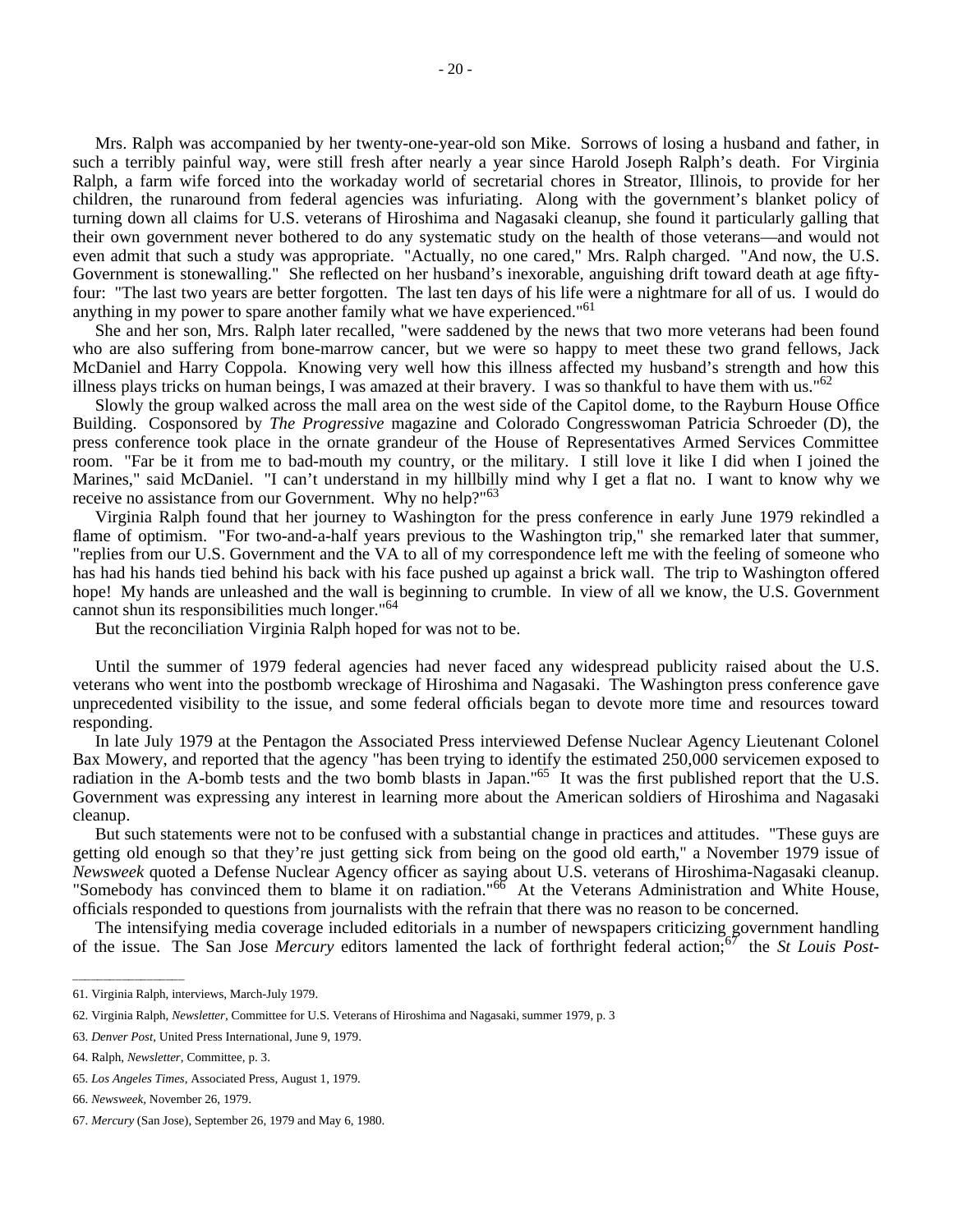Mrs. Ralph was accompanied by her twenty-one-year-old son Mike. Sorrows of losing a husband and father, in such a terribly painful way, were still fresh after nearly a year since Harold Joseph Ralph's death. For Virginia Ralph, a farm wife forced into the workaday world of secretarial chores in Streator, Illinois, to provide for her children, the runaround from federal agencies was infuriating. Along with the government's blanket policy of turning down all claims for U.S. veterans of Hiroshima and Nagasaki cleanup, she found it particularly galling that their own government never bothered to do any systematic study on the health of those veterans—and would not even admit that such a study was appropriate. "Actually, no one cared," Mrs. Ralph charged. "And now, the U.S. Government is stonewalling." She reflected on her husband's inexorable, anguishing drift toward death at age fifty-four: "The last two years are better forgotten. The last ten days of his life were a nightmare for all of us. I would do anything in my power to spare another family what we have experienced."[61]

She and her son, Mrs. Ralph later recalled, "were saddened by the news that two more veterans had been found who are also suffering from bone-marrow cancer, but we were so happy to meet these two grand fellows, Jack McDaniel and Harry Coppola. Knowing very well how this illness affected my husband's strength and how this illness plays tricks on human beings, I was amazed at their bravery. I was so thankful to have them with us."[62]

Slowly the group walked across the mall area on the west side of the Capitol dome, to the Rayburn House Office Building. Cosponsored by *The Progressive* magazine and Colorado Congresswoman Patricia Schroeder (D), the press conference took place in the ornate grandeur of the House of Representatives Armed Services Committee room. "Far be it from me to bad-mouth my country, or the military. I still love it like I did when I joined the Marines," said McDaniel. "I can't understand in my hillbilly mind why I get a flat no. I want to know why we receive no assistance from our Government. Why no help?"[63]

Virginia Ralph found that her journey to Washington for the press conference in early June 1979 rekindled a flame of optimism. "For two-and-a-half years previous to the Washington trip," she remarked later that summer, "replies from our U.S. Government and the VA to all of my correspondence left me with the feeling of someone who has had his hands tied behind his back with his face pushed up against a brick wall. The trip to Washington offered hope! My hands are unleashed and the wall is beginning to crumble. In view of all we know, the U.S. Government cannot shun its responsibilities much longer."[64]

But the reconciliation Virginia Ralph hoped for was not to be.

Until the summer of 1979 federal agencies had never faced any widespread publicity raised about the U.S. veterans who went into the postbomb wreckage of Hiroshima and Nagasaki. The Washington press conference gave unprecedented visibility to the issue, and some federal officials began to devote more time and resources toward responding.

In late July 1979 at the Pentagon the Associated Press interviewed Defense Nuclear Agency Lieutenant Colonel Bax Mowery, and reported that the agency "has been trying to identify the estimated 250,000 servicemen exposed to radiation in the A-bomb tests and the two bomb blasts in Japan."[65] It was the first published report that the U.S. Government was expressing any interest in learning more about the American soldiers of Hiroshima and Nagasaki cleanup.

But such statements were not to be confused with a substantial change in practices and attitudes. "These guys are getting old enough so that they're just getting sick from being on the good old earth," a November 1979 issue of *Newsweek* quoted a Defense Nuclear Agency officer as saying about U.S. veterans of Hiroshima-Nagasaki cleanup. "Somebody has convinced them to blame it on radiation."[66] At the Veterans Administration and White House, officials responded to questions from journalists with the refrain that there was no reason to be concerned.

The intensifying media coverage included editorials in a number of newspapers criticizing government handling of the issue. The San Jose *Mercury* editors lamented the lack of forthright federal action;[67] the *St Louis Post-*

---

61. Virginia Ralph, interviews, March-July 1979.

62. Virginia Ralph, *Newsletter*, Committee for U.S. Veterans of Hiroshima and Nagasaki, summer 1979, p. 3

63. *Denver Post*, United Press International, June 9, 1979.

64. Ralph, *Newsletter*, Committee, p. 3.

65. *Los Angeles Times*, Associated Press, August 1, 1979.

66. *Newsweek*, November 26, 1979.

67. *Mercury* (San Jose), September 26, 1979 and May 6, 1980.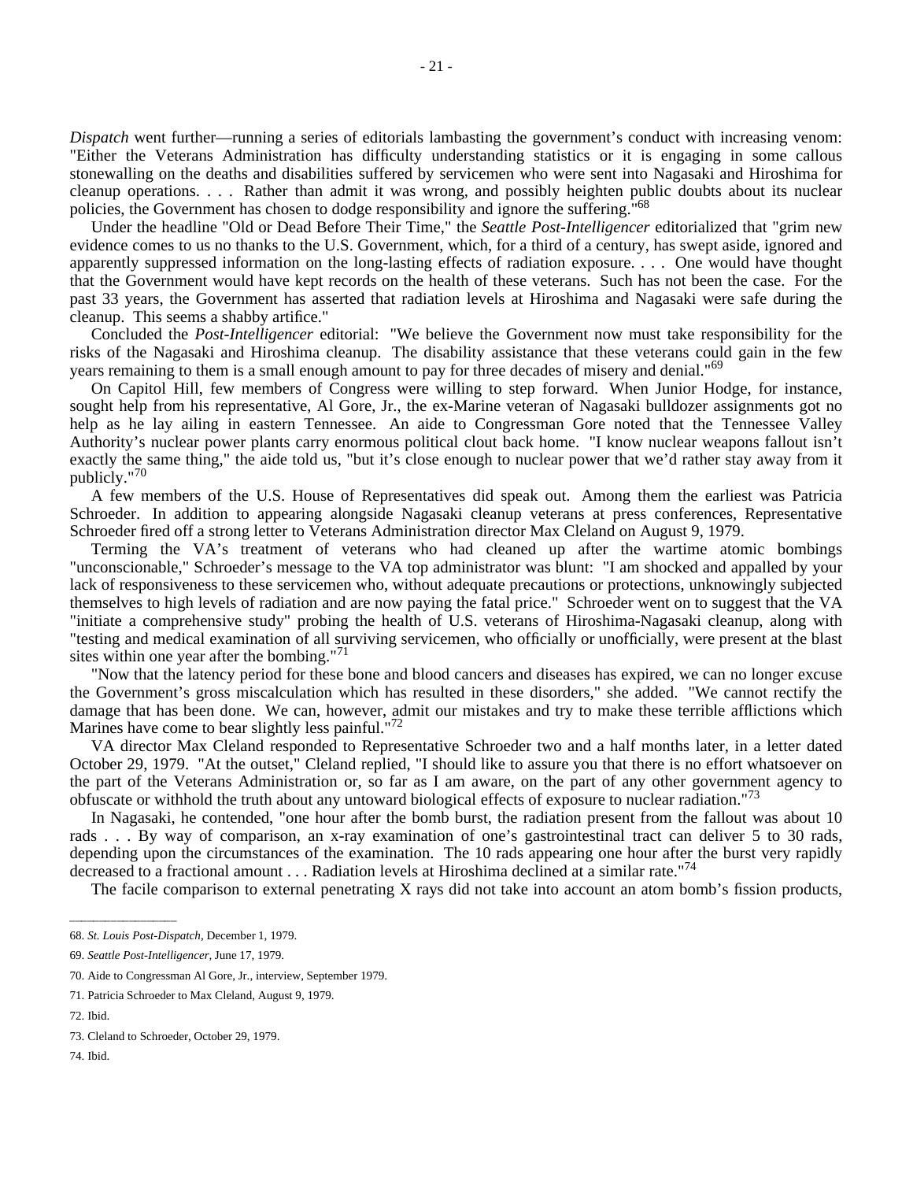*Dispatch* went further—running a series of editorials lambasting the government's conduct with increasing venom: "Either the Veterans Administration has difficulty understanding statistics or it is engaging in some callous stonewalling on the deaths and disabilities suffered by servicemen who were sent into Nagasaki and Hiroshima for cleanup operations. . . . Rather than admit it was wrong, and possibly heighten public doubts about its nuclear policies, the Government has chosen to dodge responsibility and ignore the suffering."[68]

Under the headline "Old or Dead Before Their Time," the *Seattle Post-Intelligencer* editorialized that "grim new evidence comes to us no thanks to the U.S. Government, which, for a third of a century, has swept aside, ignored and apparently suppressed information on the long-lasting effects of radiation exposure. . . . One would have thought that the Government would have kept records on the health of these veterans. Such has not been the case. For the past 33 years, the Government has asserted that radiation levels at Hiroshima and Nagasaki were safe during the cleanup. This seems a shabby artifice."

Concluded the *Post-Intelligencer* editorial: "We believe the Government now must take responsibility for the risks of the Nagasaki and Hiroshima cleanup. The disability assistance that these veterans could gain in the few years remaining to them is a small enough amount to pay for three decades of misery and denial."[69]

On Capitol Hill, few members of Congress were willing to step forward. When Junior Hodge, for instance, sought help from his representative, Al Gore, Jr., the ex-Marine veteran of Nagasaki bulldozer assignments got no help as he lay ailing in eastern Tennessee. An aide to Congressman Gore noted that the Tennessee Valley Authority's nuclear power plants carry enormous political clout back home. "I know nuclear weapons fallout isn't exactly the same thing," the aide told us, "but it's close enough to nuclear power that we'd rather stay away from it publicly."[70]

A few members of the U.S. House of Representatives did speak out. Among them the earliest was Patricia Schroeder. In addition to appearing alongside Nagasaki cleanup veterans at press conferences, Representative Schroeder fired off a strong letter to Veterans Administration director Max Cleland on August 9, 1979.

Terming the VA's treatment of veterans who had cleaned up after the wartime atomic bombings "unconscionable," Schroeder's message to the VA top administrator was blunt: "I am shocked and appalled by your lack of responsiveness to these servicemen who, without adequate precautions or protections, unknowingly subjected themselves to high levels of radiation and are now paying the fatal price." Schroeder went on to suggest that the VA "initiate a comprehensive study" probing the health of U.S. veterans of Hiroshima-Nagasaki cleanup, along with "testing and medical examination of all surviving servicemen, who officially or unofficially, were present at the blast sites within one year after the bombing."[71]

"Now that the latency period for these bone and blood cancers and diseases has expired, we can no longer excuse the Government's gross miscalculation which has resulted in these disorders," she added. "We cannot rectify the damage that has been done. We can, however, admit our mistakes and try to make these terrible afflictions which Marines have come to bear slightly less painful."[72]

VA director Max Cleland responded to Representative Schroeder two and a half months later, in a letter dated October 29, 1979. "At the outset," Cleland replied, "I should like to assure you that there is no effort whatsoever on the part of the Veterans Administration or, so far as I am aware, on the part of any other government agency to obfuscate or withhold the truth about any untoward biological effects of exposure to nuclear radiation."[73]

In Nagasaki, he contended, "one hour after the bomb burst, the radiation present from the fallout was about 10 rads . . . By way of comparison, an x-ray examination of one's gastrointestinal tract can deliver 5 to 30 rads, depending upon the circumstances of the examination. The 10 rads appearing one hour after the burst very rapidly decreased to a fractional amount . . . Radiation levels at Hiroshima declined at a similar rate."[74]

The facile comparison to external penetrating X rays did not take into account an atom bomb's fission products,

---

68. *St. Louis Post-Dispatch*, December 1, 1979.

69. *Seattle Post-Intelligencer*, June 17, 1979.

70. Aide to Congressman Al Gore, Jr., interview, September 1979.

71. Patricia Schroeder to Max Cleland, August 9, 1979.

72. Ibid.

73. Cleland to Schroeder, October 29, 1979.

74. Ibid.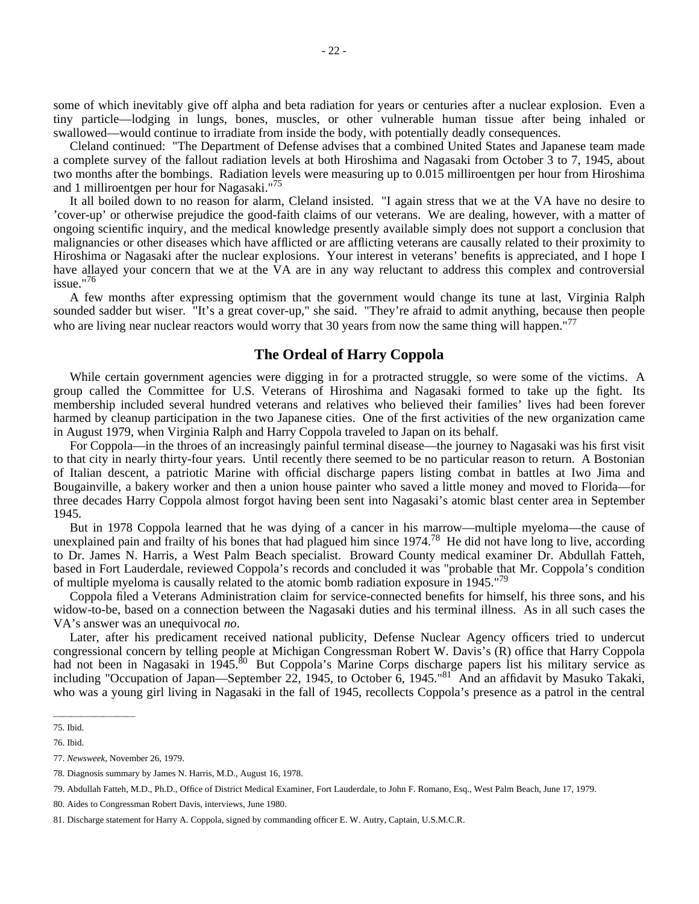some of which inevitably give off alpha and beta radiation for years or centuries after a nuclear explosion. Even a tiny particle—lodging in lungs, bones, muscles, or other vulnerable human tissue after being inhaled or swallowed—would continue to irradiate from inside the body, with potentially deadly consequences.

Cleland continued: "The Department of Defense advises that a combined United States and Japanese team made a complete survey of the fallout radiation levels at both Hiroshima and Nagasaki from October 3 to 7, 1945, about two months after the bombings. Radiation levels were measuring up to 0.015 milliroentgen per hour from Hiroshima and 1 milliroentgen per hour for Nagasaki."[75]

It all boiled down to no reason for alarm, Cleland insisted. "I again stress that we at the VA have no desire to 'cover-up' or otherwise prejudice the good-faith claims of our veterans. We are dealing, however, with a matter of ongoing scientific inquiry, and the medical knowledge presently available simply does not support a conclusion that malignancies or other diseases which have afflicted or are afflicting veterans are causally related to their proximity to Hiroshima or Nagasaki after the nuclear explosions. Your interest in veterans' benefits is appreciated, and I hope I have allayed your concern that we at the VA are in any way reluctant to address this complex and controversial issue."[76]

A few months after expressing optimism that the government would change its tune at last, Virginia Ralph sounded sadder but wiser. "It's a great cover-up," she said. "They're afraid to admit anything, because then people who are living near nuclear reactors would worry that 30 years from now the same thing will happen."[77]

## The Ordeal of Harry Coppola

While certain government agencies were digging in for a protracted struggle, so were some of the victims. A group called the Committee for U.S. Veterans of Hiroshima and Nagasaki formed to take up the fight. Its membership included several hundred veterans and relatives who believed their families' lives had been forever harmed by cleanup participation in the two Japanese cities. One of the first activities of the new organization came in August 1979, when Virginia Ralph and Harry Coppola traveled to Japan on its behalf.

For Coppola—in the throes of an increasingly painful terminal disease—the journey to Nagasaki was his first visit to that city in nearly thirty-four years. Until recently there seemed to be no particular reason to return. A Bostonian of Italian descent, a patriotic Marine with official discharge papers listing combat in battles at Iwo Jima and Bougainville, a bakery worker and then a union house painter who saved a little money and moved to Florida—for three decades Harry Coppola almost forgot having been sent into Nagasaki's atomic blast center area in September 1945.

But in 1978 Coppola learned that he was dying of a cancer in his marrow—multiple myeloma—the cause of unexplained pain and frailty of his bones that had plagued him since 1974.[78] He did not have long to live, according to Dr. James N. Harris, a West Palm Beach specialist. Broward County medical examiner Dr. Abdullah Fatteh, based in Fort Lauderdale, reviewed Coppola's records and concluded it was "probable that Mr. Coppola's condition of multiple myeloma is causally related to the atomic bomb radiation exposure in 1945."[79]

Coppola filed a Veterans Administration claim for service-connected benefits for himself, his three sons, and his widow-to-be, based on a connection between the Nagasaki duties and his terminal illness. As in all such cases the VA's answer was an unequivocal *no*.

Later, after his predicament received national publicity, Defense Nuclear Agency officers tried to undercut congressional concern by telling people at Michigan Congressman Robert W. Davis's (R) office that Harry Coppola had not been in Nagasaki in 1945.[80] But Coppola's Marine Corps discharge papers list his military service as including "Occupation of Japan—September 22, 1945, to October 6, 1945."[81] And an affidavit by Masuko Takaki, who was a young girl living in Nagasaki in the fall of 1945, recollects Coppola's presence as a patrol in the central

---

75. Ibid.

76. Ibid.

77. *Newsweek*, November 26, 1979.

78. Diagnosis summary by James N. Harris, M.D., August 16, 1978.

79. Abdullah Fatteh, M.D., Ph.D., Office of District Medical Examiner, Fort Lauderdale, to John F. Romano, Esq., West Palm Beach, June 17, 1979.

80. Aides to Congressman Robert Davis, interviews, June 1980.

81. Discharge statement for Harry A. Coppola, signed by commanding officer E. W. Autry, Captain, U.S.M.C.R.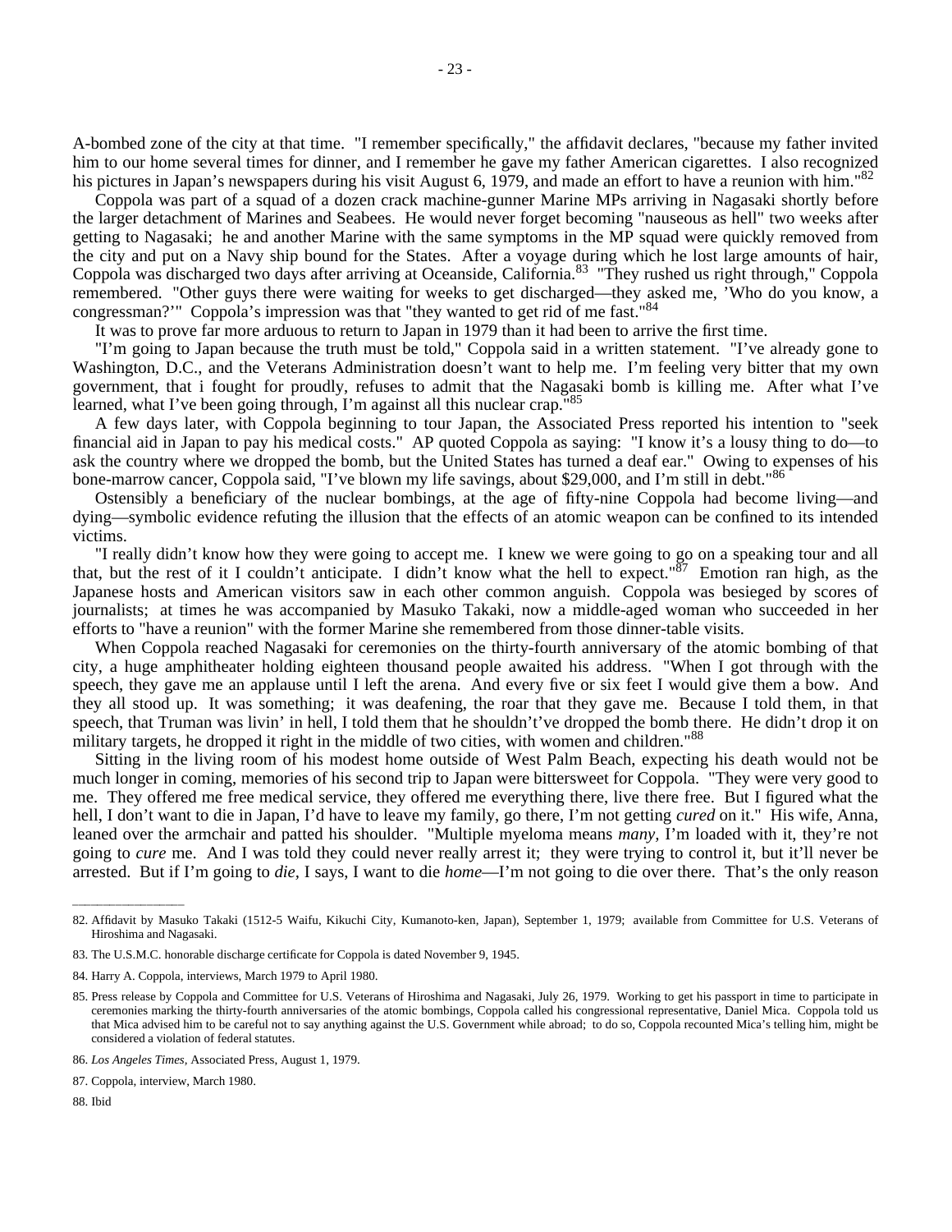A-bombed zone of the city at that time. "I remember specifically," the affidavit declares, "because my father invited him to our home several times for dinner, and I remember he gave my father American cigarettes. I also recognized his pictures in Japan's newspapers during his visit August 6, 1979, and made an effort to have a reunion with him."[82]

Coppola was part of a squad of a dozen crack machine-gunner Marine MPs arriving in Nagasaki shortly before the larger detachment of Marines and Seabees. He would never forget becoming "nauseous as hell" two weeks after getting to Nagasaki; he and another Marine with the same symptoms in the MP squad were quickly removed from the city and put on a Navy ship bound for the States. After a voyage during which he lost large amounts of hair, Coppola was discharged two days after arriving at Oceanside, California.[83] "They rushed us right through," Coppola remembered. "Other guys there were waiting for weeks to get discharged—they asked me, 'Who do you know, a congressman?'" Coppola's impression was that "they wanted to get rid of me fast."[84]

It was to prove far more arduous to return to Japan in 1979 than it had been to arrive the first time.

"I'm going to Japan because the truth must be told," Coppola said in a written statement. "I've already gone to Washington, D.C., and the Veterans Administration doesn't want to help me. I'm feeling very bitter that my own government, that i fought for proudly, refuses to admit that the Nagasaki bomb is killing me. After what I've learned, what I've been going through, I'm against all this nuclear crap."[85]

A few days later, with Coppola beginning to tour Japan, the Associated Press reported his intention to "seek financial aid in Japan to pay his medical costs." AP quoted Coppola as saying: "I know it's a lousy thing to do—to ask the country where we dropped the bomb, but the United States has turned a deaf ear." Owing to expenses of his bone-marrow cancer, Coppola said, "I've blown my life savings, about $29,000, and I'm still in debt."[86]

Ostensibly a beneficiary of the nuclear bombings, at the age of fifty-nine Coppola had become living—and dying—symbolic evidence refuting the illusion that the effects of an atomic weapon can be confined to its intended victims.

"I really didn't know how they were going to accept me. I knew we were going to go on a speaking tour and all that, but the rest of it I couldn't anticipate. I didn't know what the hell to expect."[87] Emotion ran high, as the Japanese hosts and American visitors saw in each other common anguish. Coppola was besieged by scores of journalists; at times he was accompanied by Masuko Takaki, now a middle-aged woman who succeeded in her efforts to "have a reunion" with the former Marine she remembered from those dinner-table visits.

When Coppola reached Nagasaki for ceremonies on the thirty-fourth anniversary of the atomic bombing of that city, a huge amphitheater holding eighteen thousand people awaited his address. "When I got through with the speech, they gave me an applause until I left the arena. And every five or six feet I would give them a bow. And they all stood up. It was something; it was deafening, the roar that they gave me. Because I told them, in that speech, that Truman was livin' in hell, I told them that he shouldn't've dropped the bomb there. He didn't drop it on military targets, he dropped it right in the middle of two cities, with women and children."[88]

Sitting in the living room of his modest home outside of West Palm Beach, expecting his death would not be much longer in coming, memories of his second trip to Japan were bittersweet for Coppola. "They were very good to me. They offered me free medical service, they offered me everything there, live there free. But I figured what the hell, I don't want to die in Japan, I'd have to leave my family, go there, I'm not getting *cured* on it." His wife, Anna, leaned over the armchair and patted his shoulder. "Multiple myeloma means *many,* I'm loaded with it, they're not going to *cure* me. And I was told they could never really arrest it; they were trying to control it, but it'll never be arrested. But if I'm going to *die,* I says, I want to die *home*—I'm not going to die over there. That's the only reason

---

82. Affidavit by Masuko Takaki (1512-5 Waifu, Kikuchi City, Kumanoto-ken, Japan), September 1, 1979; available from Committee for U.S. Veterans of Hiroshima and Nagasaki.

83. The U.S.M.C. honorable discharge certificate for Coppola is dated November 9, 1945.

84. Harry A. Coppola, interviews, March 1979 to April 1980.

85. Press release by Coppola and Committee for U.S. Veterans of Hiroshima and Nagasaki, July 26, 1979. Working to get his passport in time to participate in ceremonies marking the thirty-fourth anniversaries of the atomic bombings, Coppola called his congressional representative, Daniel Mica. Coppola told us that Mica advised him to be careful not to say anything against the U.S. Government while abroad; to do so, Coppola recounted Mica's telling him, might be considered a violation of federal statutes.

86. *Los Angeles Times,* Associated Press, August 1, 1979.

87. Coppola, interview, March 1980.

88. Ibid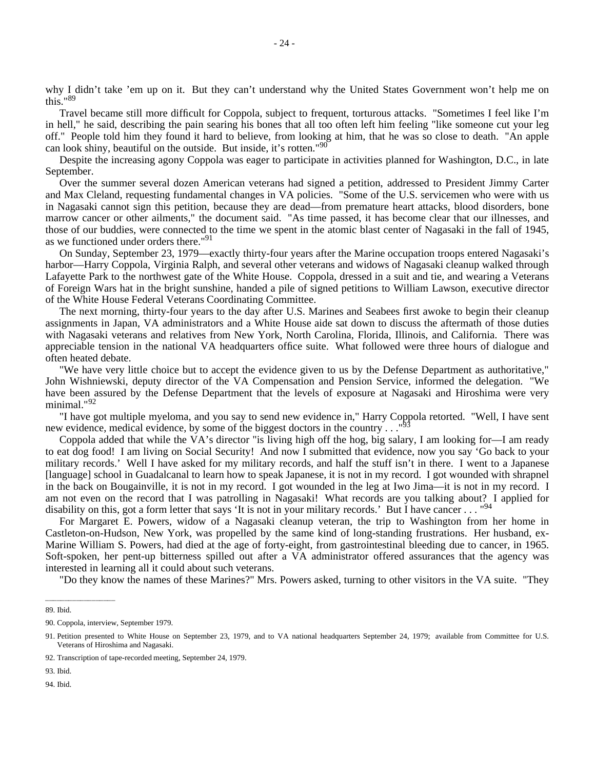why I didn't take 'em up on it. But they can't understand why the United States Government won't help me on this."[89]

Travel became still more difficult for Coppola, subject to frequent, torturous attacks. "Sometimes I feel like I'm in hell," he said, describing the pain searing his bones that all too often left him feeling "like someone cut your leg off." People told him they found it hard to believe, from looking at him, that he was so close to death. "An apple can look shiny, beautiful on the outside. But inside, it's rotten."[90]

Despite the increasing agony Coppola was eager to participate in activities planned for Washington, D.C., in late September.

Over the summer several dozen American veterans had signed a petition, addressed to President Jimmy Carter and Max Cleland, requesting fundamental changes in VA policies. "Some of the U.S. servicemen who were with us in Nagasaki cannot sign this petition, because they are dead—from premature heart attacks, blood disorders, bone marrow cancer or other ailments," the document said. "As time passed, it has become clear that our illnesses, and those of our buddies, were connected to the time we spent in the atomic blast center of Nagasaki in the fall of 1945, as we functioned under orders there."[91]

On Sunday, September 23, 1979—exactly thirty-four years after the Marine occupation troops entered Nagasaki's harbor—Harry Coppola, Virginia Ralph, and several other veterans and widows of Nagasaki cleanup walked through Lafayette Park to the northwest gate of the White House. Coppola, dressed in a suit and tie, and wearing a Veterans of Foreign Wars hat in the bright sunshine, handed a pile of signed petitions to William Lawson, executive director of the White House Federal Veterans Coordinating Committee.

The next morning, thirty-four years to the day after U.S. Marines and Seabees first awoke to begin their cleanup assignments in Japan, VA administrators and a White House aide sat down to discuss the aftermath of those duties with Nagasaki veterans and relatives from New York, North Carolina, Florida, Illinois, and California. There was appreciable tension in the national VA headquarters office suite. What followed were three hours of dialogue and often heated debate.

"We have very little choice but to accept the evidence given to us by the Defense Department as authoritative," John Wishniewski, deputy director of the VA Compensation and Pension Service, informed the delegation. "We have been assured by the Defense Department that the levels of exposure at Nagasaki and Hiroshima were very minimal."[92]

"I have got multiple myeloma, and you say to send new evidence in," Harry Coppola retorted. "Well, I have sent new evidence, medical evidence, by some of the biggest doctors in the country . . ."[93]

Coppola added that while the VA's director "is living high off the hog, big salary, I am looking for—I am ready to eat dog food! I am living on Social Security! And now I submitted that evidence, now you say 'Go back to your military records.' Well I have asked for my military records, and half the stuff isn't in there. I went to a Japanese [language] school in Guadalcanal to learn how to speak Japanese, it is not in my record. I got wounded with shrapnel in the back on Bougainville, it is not in my record. I got wounded in the leg at Iwo Jima—it is not in my record. I am not even on the record that I was patrolling in Nagasaki! What records are you talking about? I applied for disability on this, got a form letter that says 'It is not in your military records.' But I have cancer . . . "[94]

For Margaret E. Powers, widow of a Nagasaki cleanup veteran, the trip to Washington from her home in Castleton-on-Hudson, New York, was propelled by the same kind of long-standing frustrations. Her husband, ex-Marine William S. Powers, had died at the age of forty-eight, from gastrointestinal bleeding due to cancer, in 1965. Soft-spoken, her pent-up bitterness spilled out after a VA administrator offered assurances that the agency was interested in learning all it could about such veterans.

"Do they know the names of these Marines?" Mrs. Powers asked, turning to other visitors in the VA suite. "They

---

89. Ibid.

90. Coppola, interview, September 1979.

91. Petition presented to White House on September 23, 1979, and to VA national headquarters September 24, 1979; available from Committee for U.S. Veterans of Hiroshima and Nagasaki.

92. Transcription of tape-recorded meeting, September 24, 1979.

93. Ibid.

94. Ibid.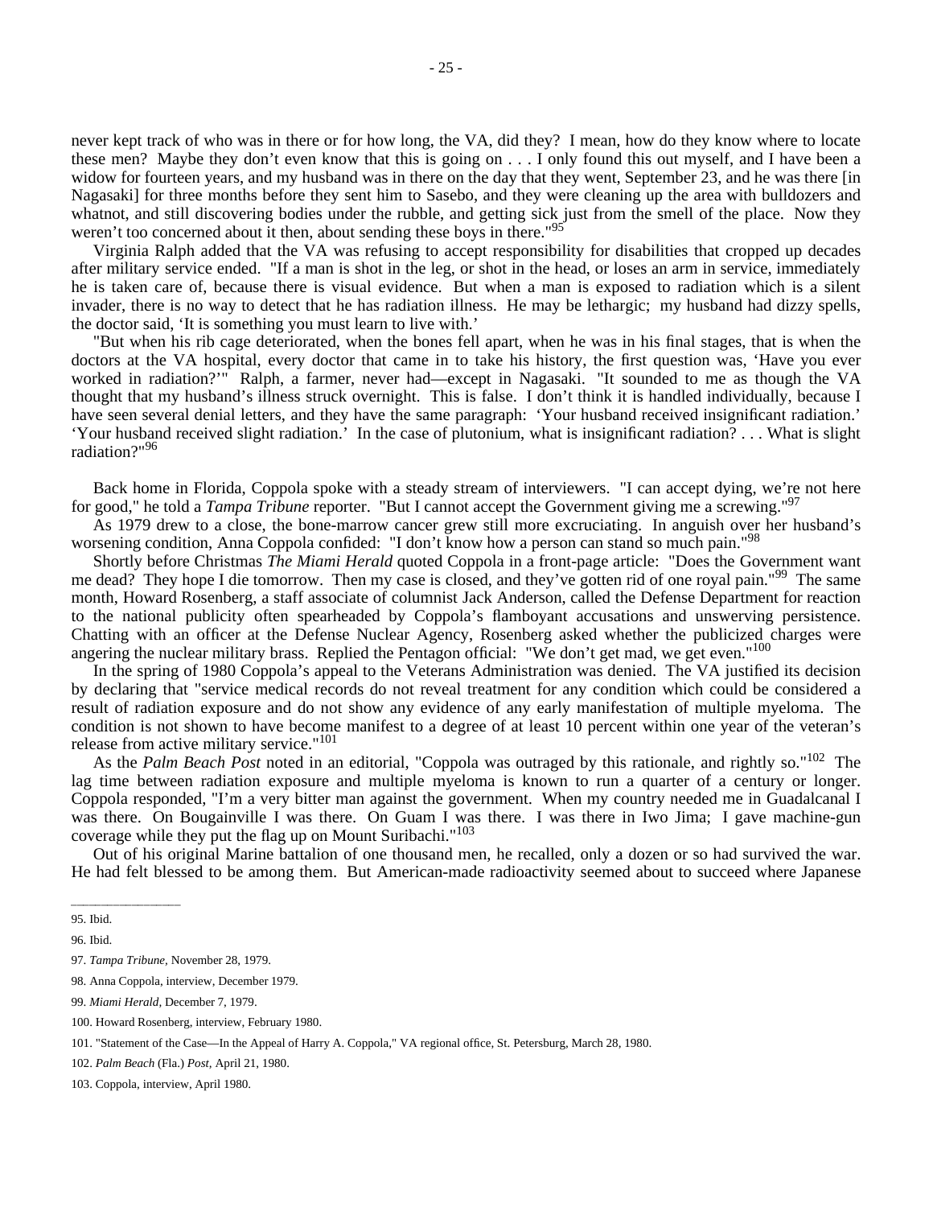never kept track of who was in there or for how long, the VA, did they? I mean, how do they know where to locate these men? Maybe they don't even know that this is going on . . . I only found this out myself, and I have been a widow for fourteen years, and my husband was in there on the day that they went, September 23, and he was there [in Nagasaki] for three months before they sent him to Sasebo, and they were cleaning up the area with bulldozers and whatnot, and still discovering bodies under the rubble, and getting sick just from the smell of the place. Now they weren't too concerned about it then, about sending these boys in there."[95]

Virginia Ralph added that the VA was refusing to accept responsibility for disabilities that cropped up decades after military service ended. "If a man is shot in the leg, or shot in the head, or loses an arm in service, immediately he is taken care of, because there is visual evidence. But when a man is exposed to radiation which is a silent invader, there is no way to detect that he has radiation illness. He may be lethargic; my husband had dizzy spells, the doctor said, 'It is something you must learn to live with.'

"But when his rib cage deteriorated, when the bones fell apart, when he was in his final stages, that is when the doctors at the VA hospital, every doctor that came in to take his history, the first question was, 'Have you ever worked in radiation?'" Ralph, a farmer, never had—except in Nagasaki. "It sounded to me as though the VA thought that my husband's illness struck overnight. This is false. I don't think it is handled individually, because I have seen several denial letters, and they have the same paragraph: 'Your husband received insignificant radiation.' 'Your husband received slight radiation.' In the case of plutonium, what is insignificant radiation? . . . What is slight radiation?"[96]

Back home in Florida, Coppola spoke with a steady stream of interviewers. "I can accept dying, we're not here for good," he told a *Tampa Tribune* reporter. "But I cannot accept the Government giving me a screwing."[97]

As 1979 drew to a close, the bone-marrow cancer grew still more excruciating. In anguish over her husband's worsening condition, Anna Coppola confided: "I don't know how a person can stand so much pain."[98]

Shortly before Christmas *The Miami Herald* quoted Coppola in a front-page article: "Does the Government want me dead? They hope I die tomorrow. Then my case is closed, and they've gotten rid of one royal pain."[99] The same month, Howard Rosenberg, a staff associate of columnist Jack Anderson, called the Defense Department for reaction to the national publicity often spearheaded by Coppola's flamboyant accusations and unswerving persistence. Chatting with an officer at the Defense Nuclear Agency, Rosenberg asked whether the publicized charges were angering the nuclear military brass. Replied the Pentagon official: "We don't get mad, we get even."[100]

In the spring of 1980 Coppola's appeal to the Veterans Administration was denied. The VA justified its decision by declaring that "service medical records do not reveal treatment for any condition which could be considered a result of radiation exposure and do not show any evidence of any early manifestation of multiple myeloma. The condition is not shown to have become manifest to a degree of at least 10 percent within one year of the veteran's release from active military service."[101]

As the *Palm Beach Post* noted in an editorial, "Coppola was outraged by this rationale, and rightly so."[102] The lag time between radiation exposure and multiple myeloma is known to run a quarter of a century or longer. Coppola responded, "I'm a very bitter man against the government. When my country needed me in Guadalcanal I was there. On Bougainville I was there. On Guam I was there. I was there in Iwo Jima; I gave machine-gun coverage while they put the flag up on Mount Suribachi."[103]

Out of his original Marine battalion of one thousand men, he recalled, only a dozen or so had survived the war. He had felt blessed to be among them. But American-made radioactivity seemed about to succeed where Japanese

---

95. Ibid.

96. Ibid.

97. *Tampa Tribune*, November 28, 1979.

98. Anna Coppola, interview, December 1979.

99. *Miami Herald*, December 7, 1979.

100. Howard Rosenberg, interview, February 1980.

101. "Statement of the Case—In the Appeal of Harry A. Coppola," VA regional office, St. Petersburg, March 28, 1980.

102. *Palm Beach* (Fla.) *Post*, April 21, 1980.

103. Coppola, interview, April 1980.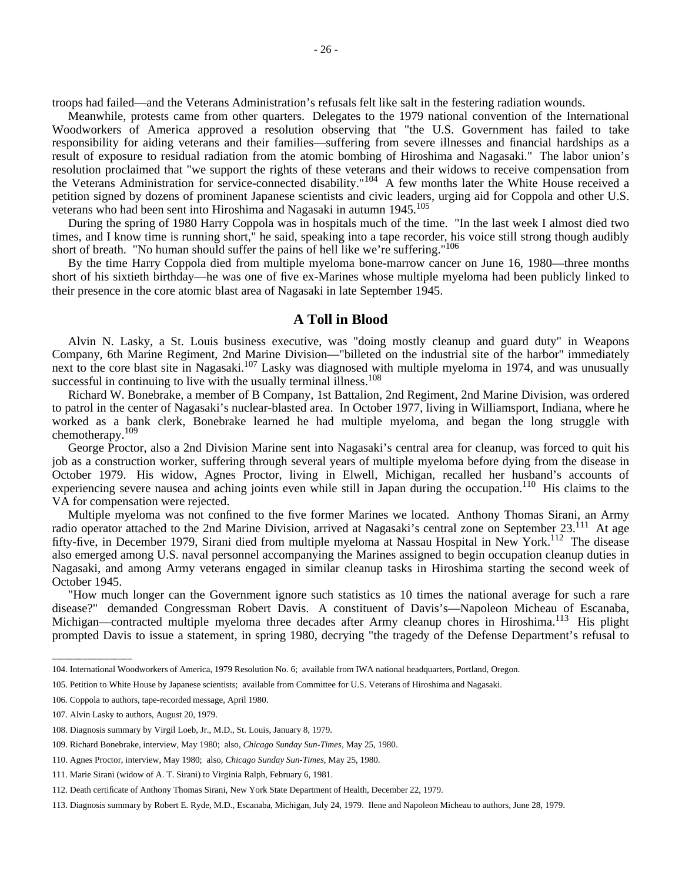troops had failed—and the Veterans Administration's refusals felt like salt in the festering radiation wounds.

Meanwhile, protests came from other quarters. Delegates to the 1979 national convention of the International Woodworkers of America approved a resolution observing that "the U.S. Government has failed to take responsibility for aiding veterans and their families—suffering from severe illnesses and financial hardships as a result of exposure to residual radiation from the atomic bombing of Hiroshima and Nagasaki." The labor union's resolution proclaimed that "we support the rights of these veterans and their widows to receive compensation from the Veterans Administration for service-connected disability."[104] A few months later the White House received a petition signed by dozens of prominent Japanese scientists and civic leaders, urging aid for Coppola and other U.S. veterans who had been sent into Hiroshima and Nagasaki in autumn 1945.[105]

During the spring of 1980 Harry Coppola was in hospitals much of the time. "In the last week I almost died two times, and I know time is running short," he said, speaking into a tape recorder, his voice still strong though audibly short of breath. "No human should suffer the pains of hell like we're suffering."[106]

By the time Harry Coppola died from multiple myeloma bone-marrow cancer on June 16, 1980—three months short of his sixtieth birthday—he was one of five ex-Marines whose multiple myeloma had been publicly linked to their presence in the core atomic blast area of Nagasaki in late September 1945.

## A Toll in Blood

Alvin N. Lasky, a St. Louis business executive, was "doing mostly cleanup and guard duty" in Weapons Company, 6th Marine Regiment, 2nd Marine Division—"billeted on the industrial site of the harbor" immediately next to the core blast site in Nagasaki.[107] Lasky was diagnosed with multiple myeloma in 1974, and was unusually successful in continuing to live with the usually terminal illness.[108]

Richard W. Bonebrake, a member of B Company, 1st Battalion, 2nd Regiment, 2nd Marine Division, was ordered to patrol in the center of Nagasaki's nuclear-blasted area. In October 1977, living in Williamsport, Indiana, where he worked as a bank clerk, Bonebrake learned he had multiple myeloma, and began the long struggle with chemotherapy.[109]

George Proctor, also a 2nd Division Marine sent into Nagasaki's central area for cleanup, was forced to quit his job as a construction worker, suffering through several years of multiple myeloma before dying from the disease in October 1979. His widow, Agnes Proctor, living in Elwell, Michigan, recalled her husband's accounts of experiencing severe nausea and aching joints even while still in Japan during the occupation.[110] His claims to the VA for compensation were rejected.

Multiple myeloma was not confined to the five former Marines we located. Anthony Thomas Sirani, an Army radio operator attached to the 2nd Marine Division, arrived at Nagasaki's central zone on September 23.[111] At age fifty-five, in December 1979, Sirani died from multiple myeloma at Nassau Hospital in New York.[112] The disease also emerged among U.S. naval personnel accompanying the Marines assigned to begin occupation cleanup duties in Nagasaki, and among Army veterans engaged in similar cleanup tasks in Hiroshima starting the second week of October 1945.

"How much longer can the Government ignore such statistics as 10 times the national average for such a rare disease?" demanded Congressman Robert Davis. A constituent of Davis's—Napoleon Micheau of Escanaba, Michigan—contracted multiple myeloma three decades after Army cleanup chores in Hiroshima.[113] His plight prompted Davis to issue a statement, in spring 1980, decrying "the tragedy of the Defense Department's refusal to

---

104. International Woodworkers of America, 1979 Resolution No. 6; available from IWA national headquarters, Portland, Oregon.

105. Petition to White House by Japanese scientists; available from Committee for U.S. Veterans of Hiroshima and Nagasaki.

106. Coppola to authors, tape-recorded message, April 1980.

107. Alvin Lasky to authors, August 20, 1979.

108. Diagnosis summary by Virgil Loeb, Jr., M.D., St. Louis, January 8, 1979.

109. Richard Bonebrake, interview, May 1980; also, *Chicago Sunday Sun-Times*, May 25, 1980.

110. Agnes Proctor, interview, May 1980; also, *Chicago Sunday Sun-Times*, May 25, 1980.

111. Marie Sirani (widow of A. T. Sirani) to Virginia Ralph, February 6, 1981.

112. Death certificate of Anthony Thomas Sirani, New York State Department of Health, December 22, 1979.

113. Diagnosis summary by Robert E. Ryde, M.D., Escanaba, Michigan, July 24, 1979. Ilene and Napoleon Micheau to authors, June 28, 1979.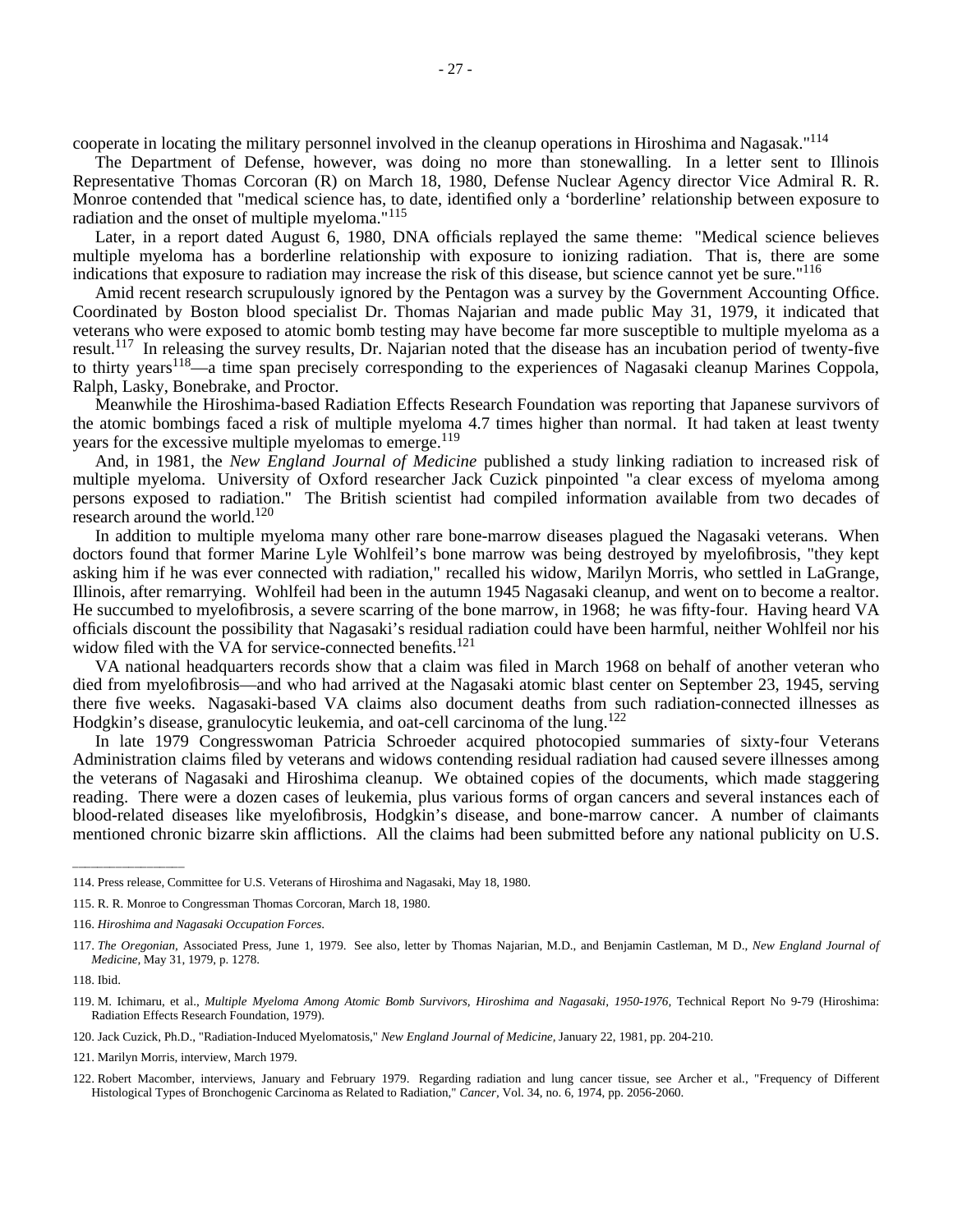cooperate in locating the military personnel involved in the cleanup operations in Hiroshima and Nagasak."[114]

The Department of Defense, however, was doing no more than stonewalling. In a letter sent to Illinois Representative Thomas Corcoran (R) on March 18, 1980, Defense Nuclear Agency director Vice Admiral R. R. Monroe contended that "medical science has, to date, identified only a 'borderline' relationship between exposure to radiation and the onset of multiple myeloma."[115]

Later, in a report dated August 6, 1980, DNA officials replayed the same theme: "Medical science believes multiple myeloma has a borderline relationship with exposure to ionizing radiation. That is, there are some indications that exposure to radiation may increase the risk of this disease, but science cannot yet be sure."[116]

Amid recent research scrupulously ignored by the Pentagon was a survey by the Government Accounting Office. Coordinated by Boston blood specialist Dr. Thomas Najarian and made public May 31, 1979, it indicated that veterans who were exposed to atomic bomb testing may have become far more susceptible to multiple myeloma as a result.[117] In releasing the survey results, Dr. Najarian noted that the disease has an incubation period of twenty-five to thirty years[118]—a time span precisely corresponding to the experiences of Nagasaki cleanup Marines Coppola, Ralph, Lasky, Bonebrake, and Proctor.

Meanwhile the Hiroshima-based Radiation Effects Research Foundation was reporting that Japanese survivors of the atomic bombings faced a risk of multiple myeloma 4.7 times higher than normal. It had taken at least twenty years for the excessive multiple myelomas to emerge.[119]

And, in 1981, the *New England Journal of Medicine* published a study linking radiation to increased risk of multiple myeloma. University of Oxford researcher Jack Cuzick pinpointed "a clear excess of myeloma among persons exposed to radiation." The British scientist had compiled information available from two decades of research around the world.[120]

In addition to multiple myeloma many other rare bone-marrow diseases plagued the Nagasaki veterans. When doctors found that former Marine Lyle Wohlfeil's bone marrow was being destroyed by myelofibrosis, "they kept asking him if he was ever connected with radiation," recalled his widow, Marilyn Morris, who settled in LaGrange, Illinois, after remarrying. Wohlfeil had been in the autumn 1945 Nagasaki cleanup, and went on to become a realtor. He succumbed to myelofibrosis, a severe scarring of the bone marrow, in 1968; he was fifty-four. Having heard VA officials discount the possibility that Nagasaki's residual radiation could have been harmful, neither Wohlfeil nor his widow filed with the VA for service-connected benefits.[121]

VA national headquarters records show that a claim was filed in March 1968 on behalf of another veteran who died from myelofibrosis—and who had arrived at the Nagasaki atomic blast center on September 23, 1945, serving there five weeks. Nagasaki-based VA claims also document deaths from such radiation-connected illnesses as Hodgkin's disease, granulocytic leukemia, and oat-cell carcinoma of the lung.[122]

In late 1979 Congresswoman Patricia Schroeder acquired photocopied summaries of sixty-four Veterans Administration claims filed by veterans and widows contending residual radiation had caused severe illnesses among the veterans of Nagasaki and Hiroshima cleanup. We obtained copies of the documents, which made staggering reading. There were a dozen cases of leukemia, plus various forms of organ cancers and several instances each of blood-related diseases like myelofibrosis, Hodgkin's disease, and bone-marrow cancer. A number of claimants mentioned chronic bizarre skin afflictions. All the claims had been submitted before any national publicity on U.S.

---

114. Press release, Committee for U.S. Veterans of Hiroshima and Nagasaki, May 18, 1980.

115. R. R. Monroe to Congressman Thomas Corcoran, March 18, 1980.

116. *Hiroshima and Nagasaki Occupation Forces*.

117. *The Oregonian*, Associated Press, June 1, 1979. See also, letter by Thomas Najarian, M.D., and Benjamin Castleman, M D., *New England Journal of Medicine*, May 31, 1979, p. 1278.

118. Ibid.

119. M. Ichimaru, et al., *Multiple Myeloma Among Atomic Bomb Survivors, Hiroshima and Nagasaki, 1950-1976*, Technical Report No 9-79 (Hiroshima: Radiation Effects Research Foundation, 1979).

120. Jack Cuzick, Ph.D., "Radiation-Induced Myelomatosis," *New England Journal of Medicine*, January 22, 1981, pp. 204-210.

121. Marilyn Morris, interview, March 1979.

122. Robert Macomber, interviews, January and February 1979. Regarding radiation and lung cancer tissue, see Archer et al., "Frequency of Different Histological Types of Bronchogenic Carcinoma as Related to Radiation," *Cancer*, Vol. 34, no. 6, 1974, pp. 2056-2060.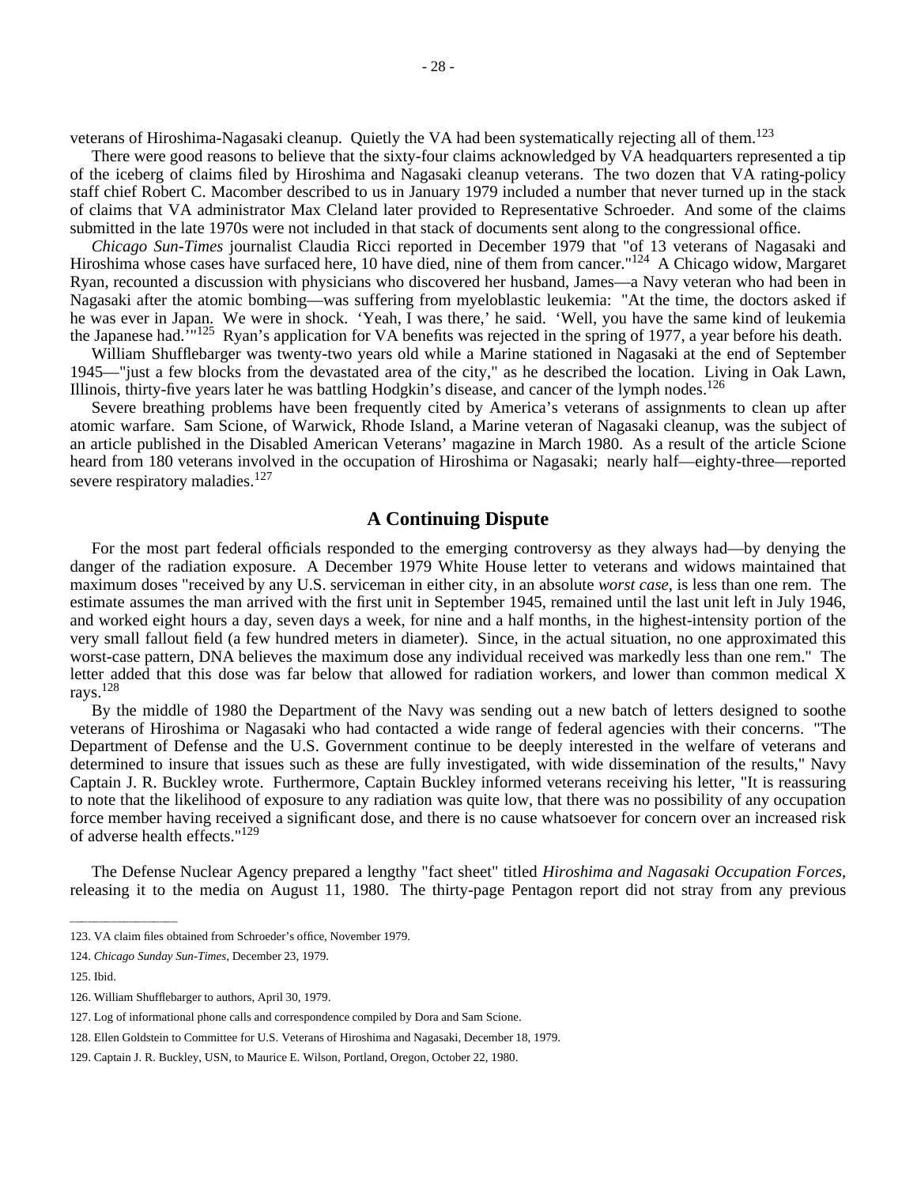veterans of Hiroshima-Nagasaki cleanup. Quietly the VA had been systematically rejecting all of them.[123]

There were good reasons to believe that the sixty-four claims acknowledged by VA headquarters represented a tip of the iceberg of claims filed by Hiroshima and Nagasaki cleanup veterans. The two dozen that VA rating-policy staff chief Robert C. Macomber described to us in January 1979 included a number that never turned up in the stack of claims that VA administrator Max Cleland later provided to Representative Schroeder. And some of the claims submitted in the late 1970s were not included in that stack of documents sent along to the congressional office.

*Chicago Sun-Times* journalist Claudia Ricci reported in December 1979 that "of 13 veterans of Nagasaki and Hiroshima whose cases have surfaced here, 10 have died, nine of them from cancer."[124] A Chicago widow, Margaret Ryan, recounted a discussion with physicians who discovered her husband, James—a Navy veteran who had been in Nagasaki after the atomic bombing—was suffering from myeloblastic leukemia: "At the time, the doctors asked if he was ever in Japan. We were in shock. 'Yeah, I was there,' he said. 'Well, you have the same kind of leukemia the Japanese had.'"[125] Ryan's application for VA benefits was rejected in the spring of 1977, a year before his death.

William Shufflebarger was twenty-two years old while a Marine stationed in Nagasaki at the end of September 1945—"just a few blocks from the devastated area of the city," as he described the location. Living in Oak Lawn, Illinois, thirty-five years later he was battling Hodgkin's disease, and cancer of the lymph nodes.[126]

Severe breathing problems have been frequently cited by America's veterans of assignments to clean up after atomic warfare. Sam Scione, of Warwick, Rhode Island, a Marine veteran of Nagasaki cleanup, was the subject of an article published in the Disabled American Veterans' magazine in March 1980. As a result of the article Scione heard from 180 veterans involved in the occupation of Hiroshima or Nagasaki; nearly half—eighty-three—reported severe respiratory maladies.[127]

## A Continuing Dispute

For the most part federal officials responded to the emerging controversy as they always had—by denying the danger of the radiation exposure. A December 1979 White House letter to veterans and widows maintained that maximum doses "received by any U.S. serviceman in either city, in an absolute *worst case*, is less than one rem. The estimate assumes the man arrived with the first unit in September 1945, remained until the last unit left in July 1946, and worked eight hours a day, seven days a week, for nine and a half months, in the highest-intensity portion of the very small fallout field (a few hundred meters in diameter). Since, in the actual situation, no one approximated this worst-case pattern, DNA believes the maximum dose any individual received was markedly less than one rem." The letter added that this dose was far below that allowed for radiation workers, and lower than common medical X rays.[128]

By the middle of 1980 the Department of the Navy was sending out a new batch of letters designed to soothe veterans of Hiroshima or Nagasaki who had contacted a wide range of federal agencies with their concerns. "The Department of Defense and the U.S. Government continue to be deeply interested in the welfare of veterans and determined to insure that issues such as these are fully investigated, with wide dissemination of the results," Navy Captain J. R. Buckley wrote. Furthermore, Captain Buckley informed veterans receiving his letter, "It is reassuring to note that the likelihood of exposure to any radiation was quite low, that there was no possibility of any occupation force member having received a significant dose, and there is no cause whatsoever for concern over an increased risk of adverse health effects."[129]

The Defense Nuclear Agency prepared a lengthy "fact sheet" titled *Hiroshima and Nagasaki Occupation Forces*, releasing it to the media on August 11, 1980. The thirty-page Pentagon report did not stray from any previous

---

123. VA claim files obtained from Schroeder's office, November 1979.

124. *Chicago Sunday Sun-Times*, December 23, 1979.

125. Ibid.

126. William Shufflebarger to authors, April 30, 1979.

127. Log of informational phone calls and correspondence compiled by Dora and Sam Scione.

128. Ellen Goldstein to Committee for U.S. Veterans of Hiroshima and Nagasaki, December 18, 1979.

129. Captain J. R. Buckley, USN, to Maurice E. Wilson, Portland, Oregon, October 22, 1980.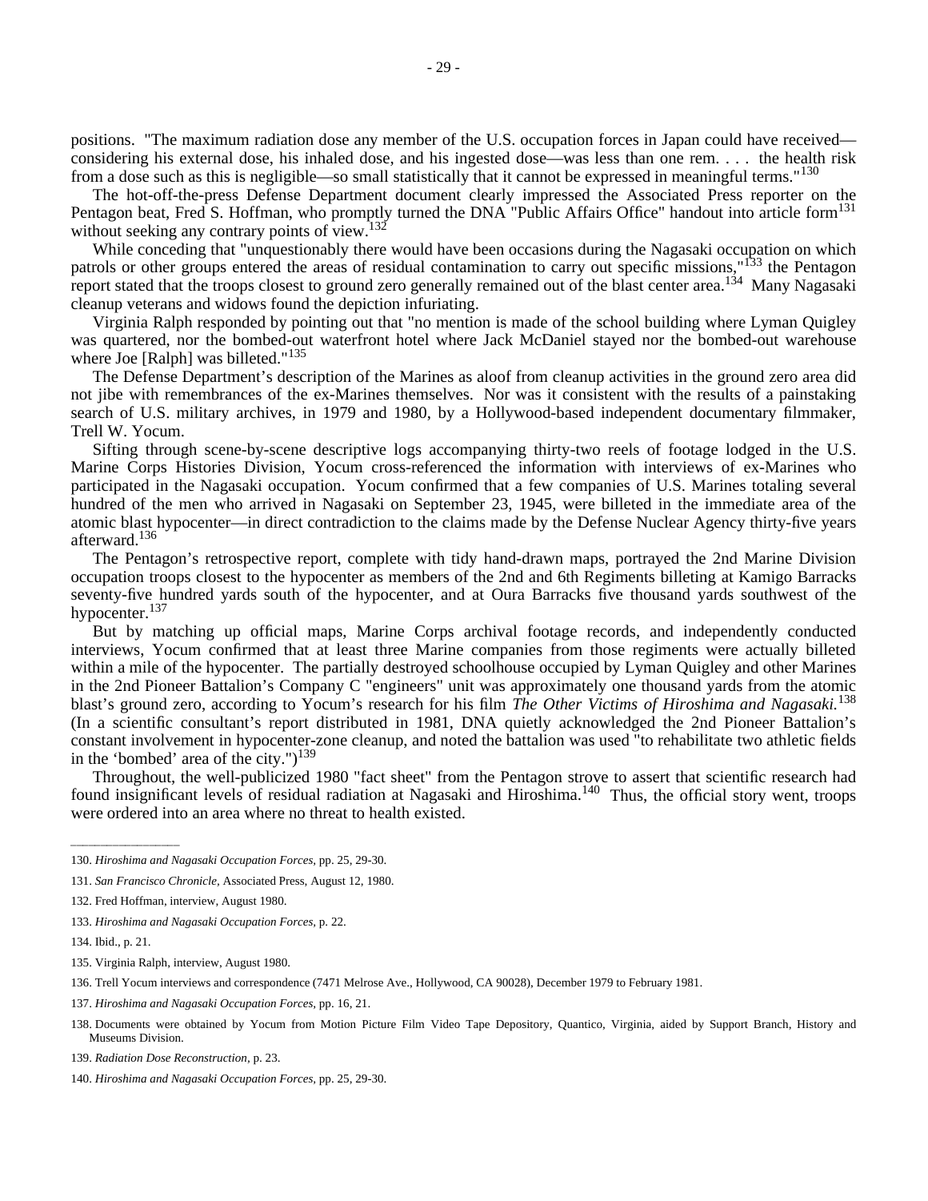positions. "The maximum radiation dose any member of the U.S. occupation forces in Japan could have received—considering his external dose, his inhaled dose, and his ingested dose—was less than one rem. . . . the health risk from a dose such as this is negligible—so small statistically that it cannot be expressed in meaningful terms."[130]

The hot-off-the-press Defense Department document clearly impressed the Associated Press reporter on the Pentagon beat, Fred S. Hoffman, who promptly turned the DNA "Public Affairs Office" handout into article form[131] without seeking any contrary points of view.[132]

While conceding that "unquestionably there would have been occasions during the Nagasaki occupation on which patrols or other groups entered the areas of residual contamination to carry out specific missions,"[133] the Pentagon report stated that the troops closest to ground zero generally remained out of the blast center area.[134] Many Nagasaki cleanup veterans and widows found the depiction infuriating.

Virginia Ralph responded by pointing out that "no mention is made of the school building where Lyman Quigley was quartered, nor the bombed-out waterfront hotel where Jack McDaniel stayed nor the bombed-out warehouse where Joe [Ralph] was billeted."[135]

The Defense Department's description of the Marines as aloof from cleanup activities in the ground zero area did not jibe with remembrances of the ex-Marines themselves. Nor was it consistent with the results of a painstaking search of U.S. military archives, in 1979 and 1980, by a Hollywood-based independent documentary filmmaker, Trell W. Yocum.

Sifting through scene-by-scene descriptive logs accompanying thirty-two reels of footage lodged in the U.S. Marine Corps Histories Division, Yocum cross-referenced the information with interviews of ex-Marines who participated in the Nagasaki occupation. Yocum confirmed that a few companies of U.S. Marines totaling several hundred of the men who arrived in Nagasaki on September 23, 1945, were billeted in the immediate area of the atomic blast hypocenter—in direct contradiction to the claims made by the Defense Nuclear Agency thirty-five years afterward.[136]

The Pentagon's retrospective report, complete with tidy hand-drawn maps, portrayed the 2nd Marine Division occupation troops closest to the hypocenter as members of the 2nd and 6th Regiments billeting at Kamigo Barracks seventy-five hundred yards south of the hypocenter, and at Oura Barracks five thousand yards southwest of the hypocenter.[137]

But by matching up official maps, Marine Corps archival footage records, and independently conducted interviews, Yocum confirmed that at least three Marine companies from those regiments were actually billeted within a mile of the hypocenter. The partially destroyed schoolhouse occupied by Lyman Quigley and other Marines in the 2nd Pioneer Battalion's Company C "engineers" unit was approximately one thousand yards from the atomic blast's ground zero, according to Yocum's research for his film *The Other Victims of Hiroshima and Nagasaki.*[138] (In a scientific consultant's report distributed in 1981, DNA quietly acknowledged the 2nd Pioneer Battalion's constant involvement in hypocenter-zone cleanup, and noted the battalion was used "to rehabilitate two athletic fields in the 'bombed' area of the city.")[139]

Throughout, the well-publicized 1980 "fact sheet" from the Pentagon strove to assert that scientific research had found insignificant levels of residual radiation at Nagasaki and Hiroshima.[140] Thus, the official story went, troops were ordered into an area where no threat to health existed.

---

130. *Hiroshima and Nagasaki Occupation Forces*, pp. 25, 29-30.

131. *San Francisco Chronicle*, Associated Press, August 12, 1980.

132. Fred Hoffman, interview, August 1980.

133. *Hiroshima and Nagasaki Occupation Forces*, p. 22.

134. Ibid., p. 21.

135. Virginia Ralph, interview, August 1980.

136. Trell Yocum interviews and correspondence (7471 Melrose Ave., Hollywood, CA 90028), December 1979 to February 1981.

137. *Hiroshima and Nagasaki Occupation Forces*, pp. 16, 21.

138. Documents were obtained by Yocum from Motion Picture Film Video Tape Depository, Quantico, Virginia, aided by Support Branch, History and Museums Division.

139. *Radiation Dose Reconstruction*, p. 23.

140. *Hiroshima and Nagasaki Occupation Forces*, pp. 25, 29-30.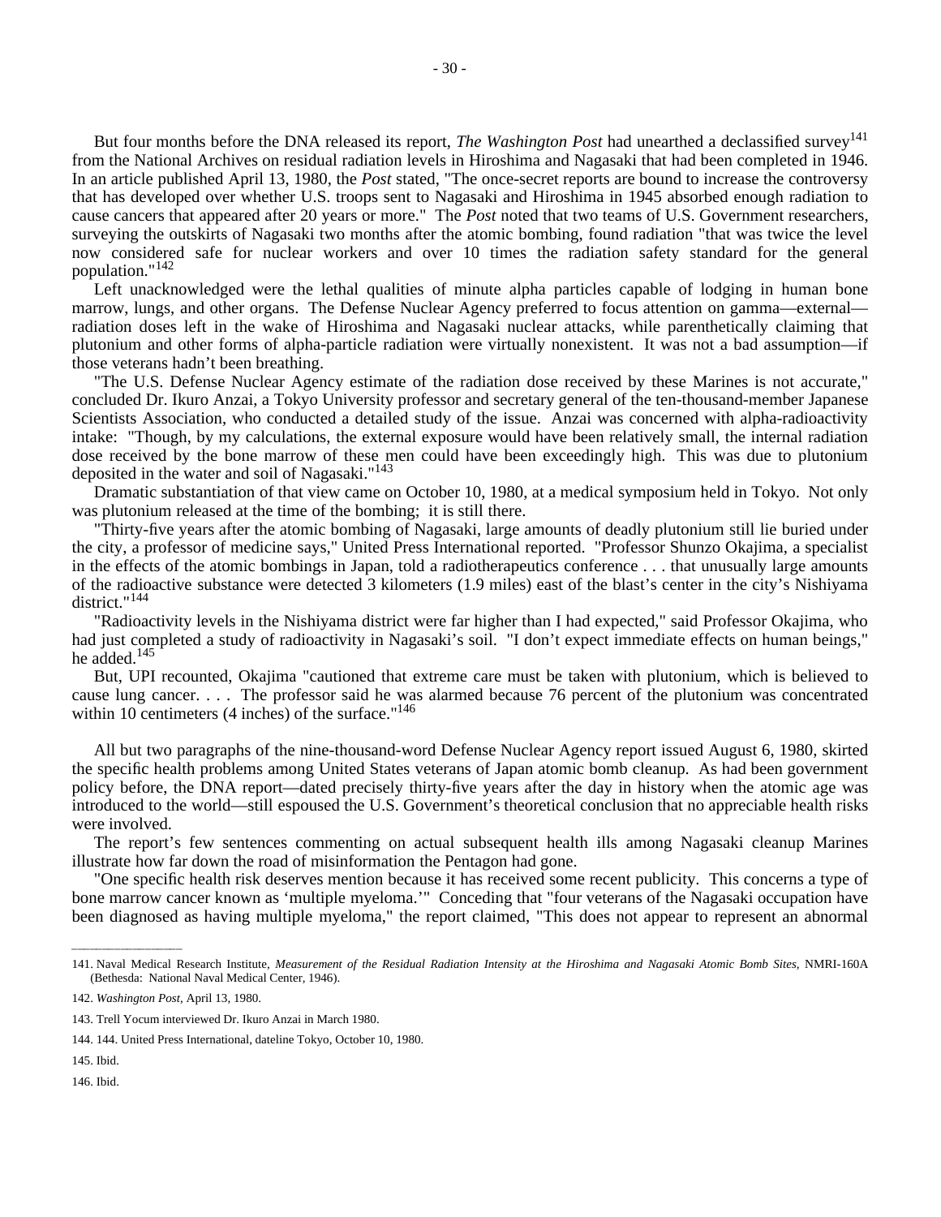But four months before the DNA released its report, *The Washington Post* had unearthed a declassified survey[141] from the National Archives on residual radiation levels in Hiroshima and Nagasaki that had been completed in 1946. In an article published April 13, 1980, the *Post* stated, "The once-secret reports are bound to increase the controversy that has developed over whether U.S. troops sent to Nagasaki and Hiroshima in 1945 absorbed enough radiation to cause cancers that appeared after 20 years or more." The *Post* noted that two teams of U.S. Government researchers, surveying the outskirts of Nagasaki two months after the atomic bombing, found radiation "that was twice the level now considered safe for nuclear workers and over 10 times the radiation safety standard for the general population."[142]

Left unacknowledged were the lethal qualities of minute alpha particles capable of lodging in human bone marrow, lungs, and other organs. The Defense Nuclear Agency preferred to focus attention on gamma—external—radiation doses left in the wake of Hiroshima and Nagasaki nuclear attacks, while parenthetically claiming that plutonium and other forms of alpha-particle radiation were virtually nonexistent. It was not a bad assumption—if those veterans hadn't been breathing.

"The U.S. Defense Nuclear Agency estimate of the radiation dose received by these Marines is not accurate," concluded Dr. Ikuro Anzai, a Tokyo University professor and secretary general of the ten-thousand-member Japanese Scientists Association, who conducted a detailed study of the issue. Anzai was concerned with alpha-radioactivity intake: "Though, by my calculations, the external exposure would have been relatively small, the internal radiation dose received by the bone marrow of these men could have been exceedingly high. This was due to plutonium deposited in the water and soil of Nagasaki."[143]

Dramatic substantiation of that view came on October 10, 1980, at a medical symposium held in Tokyo. Not only was plutonium released at the time of the bombing; it is still there.

"Thirty-five years after the atomic bombing of Nagasaki, large amounts of deadly plutonium still lie buried under the city, a professor of medicine says," United Press International reported. "Professor Shunzo Okajima, a specialist in the effects of the atomic bombings in Japan, told a radiotherapeutics conference . . . that unusually large amounts of the radioactive substance were detected 3 kilometers (1.9 miles) east of the blast's center in the city's Nishiyama district."[144]

"Radioactivity levels in the Nishiyama district were far higher than I had expected," said Professor Okajima, who had just completed a study of radioactivity in Nagasaki's soil. "I don't expect immediate effects on human beings," he added.[145]

But, UPI recounted, Okajima "cautioned that extreme care must be taken with plutonium, which is believed to cause lung cancer. . . . The professor said he was alarmed because 76 percent of the plutonium was concentrated within 10 centimeters (4 inches) of the surface."[146]

All but two paragraphs of the nine-thousand-word Defense Nuclear Agency report issued August 6, 1980, skirted the specific health problems among United States veterans of Japan atomic bomb cleanup. As had been government policy before, the DNA report—dated precisely thirty-five years after the day in history when the atomic age was introduced to the world—still espoused the U.S. Government's theoretical conclusion that no appreciable health risks were involved.

The report's few sentences commenting on actual subsequent health ills among Nagasaki cleanup Marines illustrate how far down the road of misinformation the Pentagon had gone.

"One specific health risk deserves mention because it has received some recent publicity. This concerns a type of bone marrow cancer known as 'multiple myeloma.'" Conceding that "four veterans of the Nagasaki occupation have been diagnosed as having multiple myeloma," the report claimed, "This does not appear to represent an abnormal

---

141. Naval Medical Research Institute, *Measurement of the Residual Radiation Intensity at the Hiroshima and Nagasaki Atomic Bomb Sites,* NMRI-160A (Bethesda: National Naval Medical Center, 1946).

142. *Washington Post*, April 13, 1980.

143. Trell Yocum interviewed Dr. Ikuro Anzai in March 1980.

144. 144. United Press International, dateline Tokyo, October 10, 1980.

145. Ibid.

146. Ibid.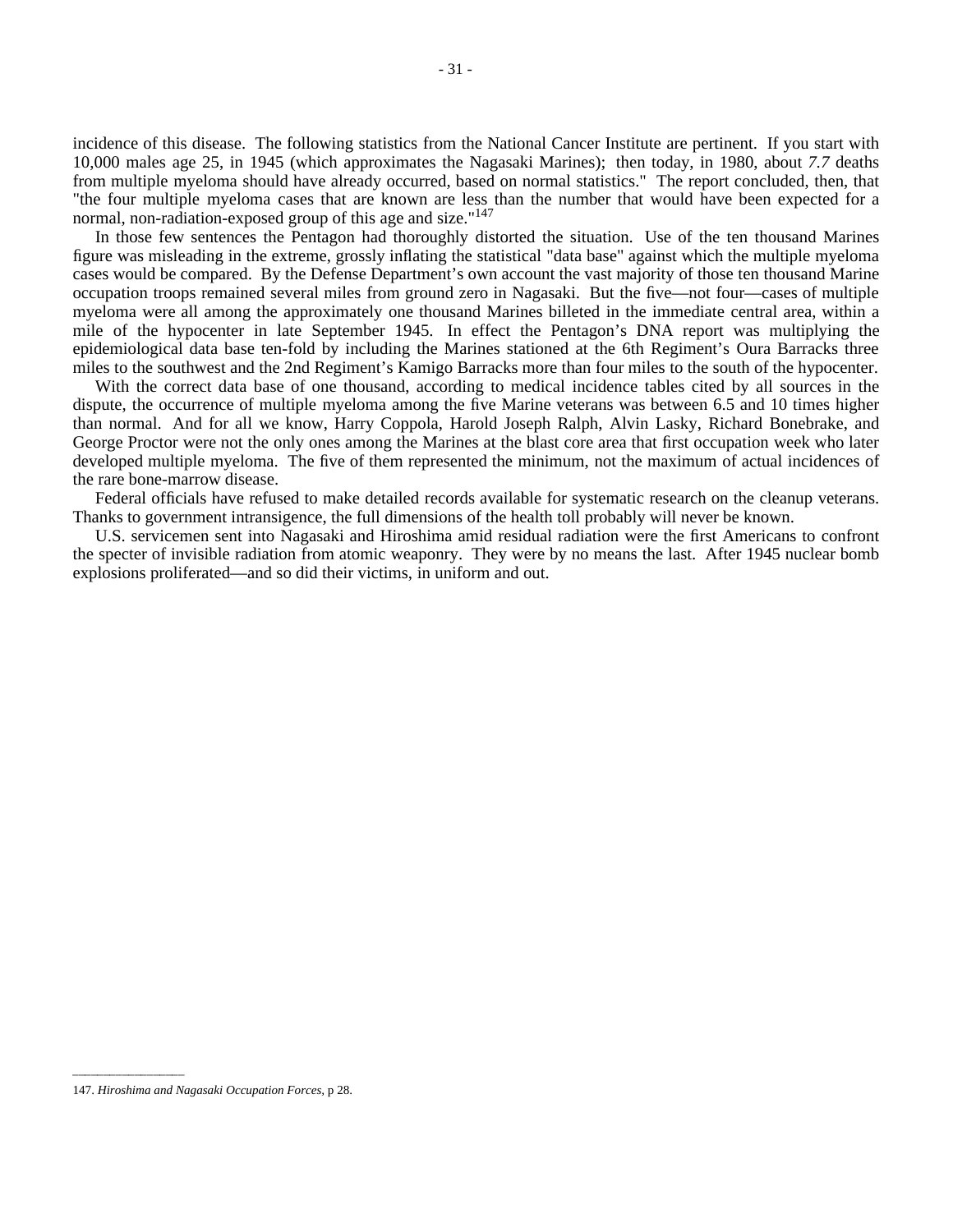incidence of this disease. The following statistics from the National Cancer Institute are pertinent. If you start with 10,000 males age 25, in 1945 (which approximates the Nagasaki Marines); then today, in 1980, about *7.7* deaths from multiple myeloma should have already occurred, based on normal statistics." The report concluded, then, that "the four multiple myeloma cases that are known are less than the number that would have been expected for a normal, non-radiation-exposed group of this age and size."[147]

In those few sentences the Pentagon had thoroughly distorted the situation. Use of the ten thousand Marines figure was misleading in the extreme, grossly inflating the statistical "data base" against which the multiple myeloma cases would be compared. By the Defense Department's own account the vast majority of those ten thousand Marine occupation troops remained several miles from ground zero in Nagasaki. But the five—not four—cases of multiple myeloma were all among the approximately one thousand Marines billeted in the immediate central area, within a mile of the hypocenter in late September 1945. In effect the Pentagon's DNA report was multiplying the epidemiological data base ten-fold by including the Marines stationed at the 6th Regiment's Oura Barracks three miles to the southwest and the 2nd Regiment's Kamigo Barracks more than four miles to the south of the hypocenter.

With the correct data base of one thousand, according to medical incidence tables cited by all sources in the dispute, the occurrence of multiple myeloma among the five Marine veterans was between 6.5 and 10 times higher than normal. And for all we know, Harry Coppola, Harold Joseph Ralph, Alvin Lasky, Richard Bonebrake, and George Proctor were not the only ones among the Marines at the blast core area that first occupation week who later developed multiple myeloma. The five of them represented the minimum, not the maximum of actual incidences of the rare bone-marrow disease.

Federal officials have refused to make detailed records available for systematic research on the cleanup veterans. Thanks to government intransigence, the full dimensions of the health toll probably will never be known.

U.S. servicemen sent into Nagasaki and Hiroshima amid residual radiation were the first Americans to confront the specter of invisible radiation from atomic weaponry. They were by no means the last. After 1945 nuclear bomb explosions proliferated—and so did their victims, in uniform and out.

---

147. *Hiroshima and Nagasaki Occupation Forces*, p 28.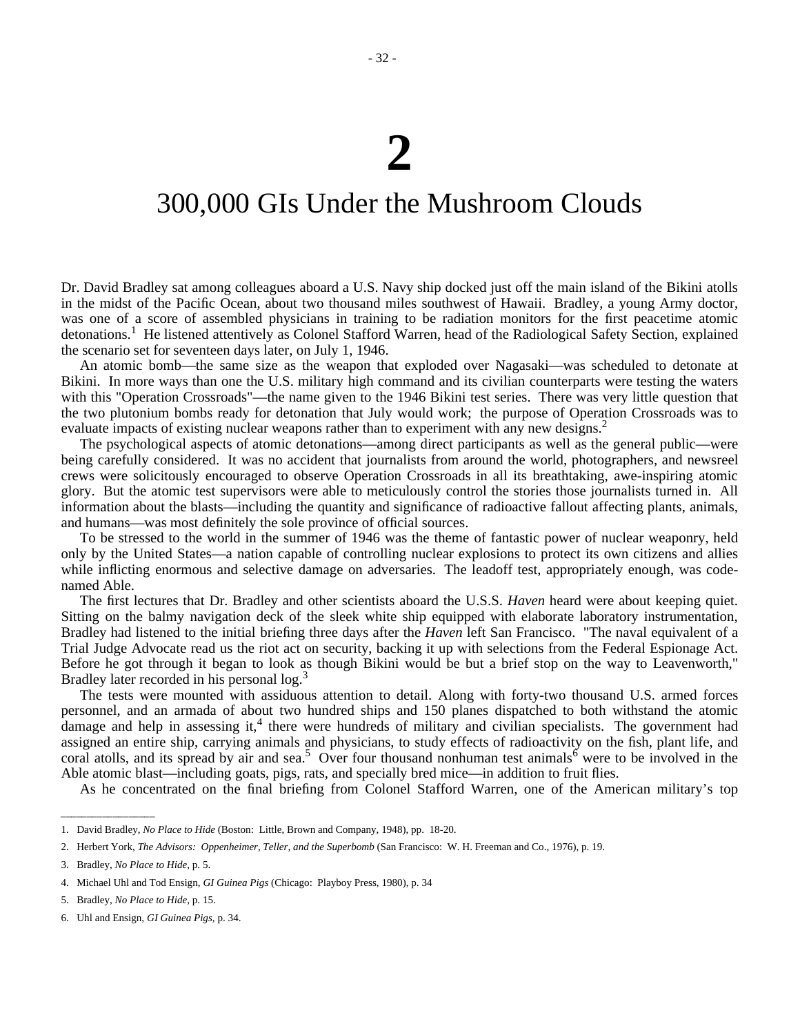# 2

# 300,000 GIs Under the Mushroom Clouds

Dr. David Bradley sat among colleagues aboard a U.S. Navy ship docked just off the main island of the Bikini atolls in the midst of the Pacific Ocean, about two thousand miles southwest of Hawaii. Bradley, a young Army doctor, was one of a score of assembled physicians in training to be radiation monitors for the first peacetime atomic detonations.[1] He listened attentively as Colonel Stafford Warren, head of the Radiological Safety Section, explained the scenario set for seventeen days later, on July 1, 1946.

An atomic bomb—the same size as the weapon that exploded over Nagasaki—was scheduled to detonate at Bikini. In more ways than one the U.S. military high command and its civilian counterparts were testing the waters with this "Operation Crossroads"—the name given to the 1946 Bikini test series. There was very little question that the two plutonium bombs ready for detonation that July would work; the purpose of Operation Crossroads was to evaluate impacts of existing nuclear weapons rather than to experiment with any new designs.[2]

The psychological aspects of atomic detonations—among direct participants as well as the general public—were being carefully considered. It was no accident that journalists from around the world, photographers, and newsreel crews were solicitously encouraged to observe Operation Crossroads in all its breathtaking, awe-inspiring atomic glory. But the atomic test supervisors were able to meticulously control the stories those journalists turned in. All information about the blasts—including the quantity and significance of radioactive fallout affecting plants, animals, and humans—was most definitely the sole province of official sources.

To be stressed to the world in the summer of 1946 was the theme of fantastic power of nuclear weaponry, held only by the United States—a nation capable of controlling nuclear explosions to protect its own citizens and allies while inflicting enormous and selective damage on adversaries. The leadoff test, appropriately enough, was code-named Able.

The first lectures that Dr. Bradley and other scientists aboard the U.S.S. *Haven* heard were about keeping quiet. Sitting on the balmy navigation deck of the sleek white ship equipped with elaborate laboratory instrumentation, Bradley had listened to the initial briefing three days after the *Haven* left San Francisco. "The naval equivalent of a Trial Judge Advocate read us the riot act on security, backing it up with selections from the Federal Espionage Act. Before he got through it began to look as though Bikini would be but a brief stop on the way to Leavenworth," Bradley later recorded in his personal log.[3]

The tests were mounted with assiduous attention to detail. Along with forty-two thousand U.S. armed forces personnel, and an armada of about two hundred ships and 150 planes dispatched to both withstand the atomic damage and help in assessing it,[4] there were hundreds of military and civilian specialists. The government had assigned an entire ship, carrying animals and physicians, to study effects of radioactivity on the fish, plant life, and coral atolls, and its spread by air and sea.[5] Over four thousand nonhuman test animals[6] were to be involved in the Able atomic blast—including goats, pigs, rats, and specially bred mice—in addition to fruit flies.

As he concentrated on the final briefing from Colonel Stafford Warren, one of the American military's top

---

1. David Bradley, *No Place to Hide* (Boston: Little, Brown and Company, 1948), pp. 18-20.
2. Herbert York, *The Advisors: Oppenheimer, Teller, and the Superbomb* (San Francisco: W. H. Freeman and Co., 1976), p. 19.
3. Bradley, *No Place to Hide*, p. 5.
4. Michael Uhl and Tod Ensign, *GI Guinea Pigs* (Chicago: Playboy Press, 1980), p. 34
5. Bradley, *No Place to Hide*, p. 15.
6. Uhl and Ensign, *GI Guinea Pigs*, p. 34.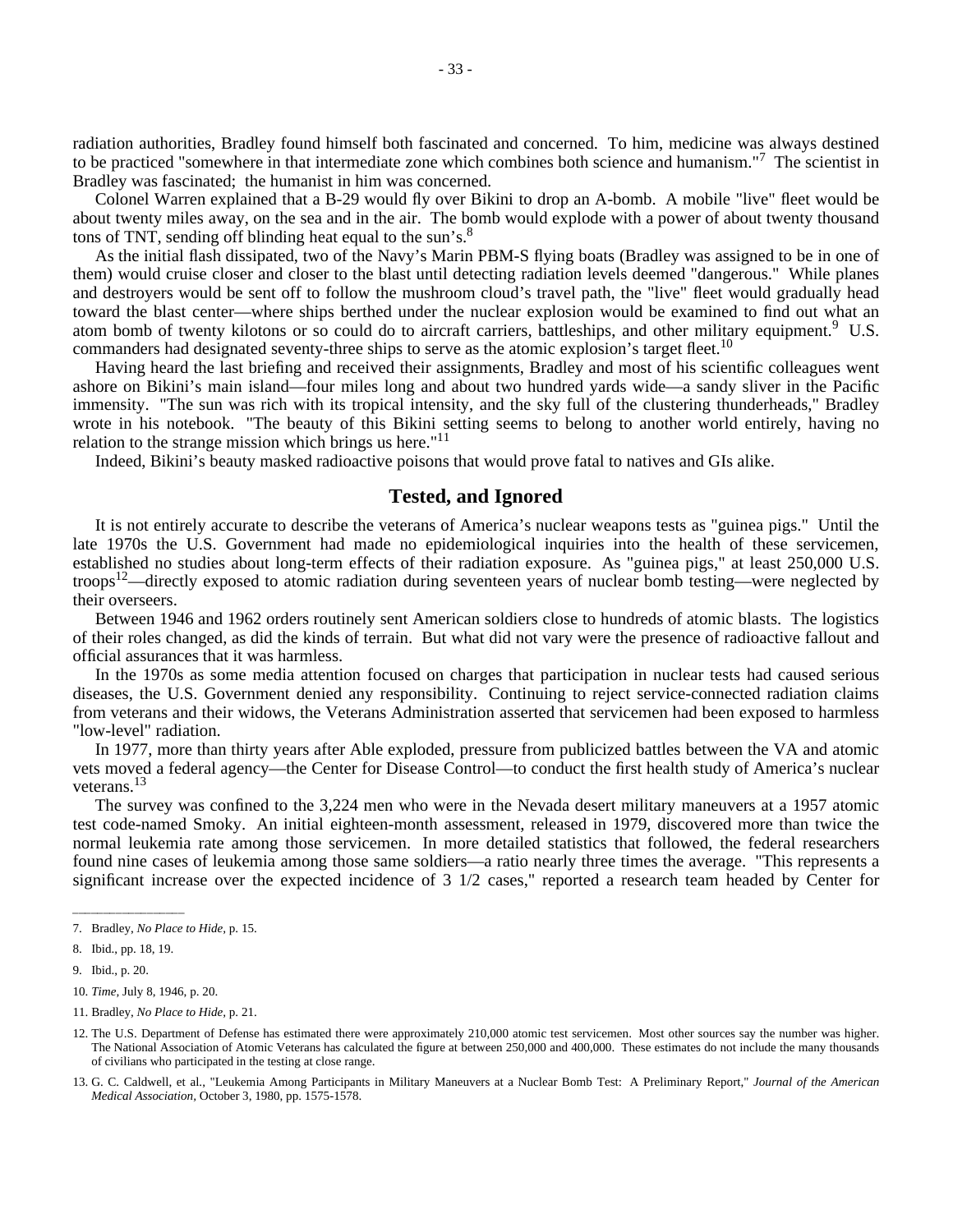radiation authorities, Bradley found himself both fascinated and concerned. To him, medicine was always destined to be practiced "somewhere in that intermediate zone which combines both science and humanism."[7] The scientist in Bradley was fascinated; the humanist in him was concerned.

Colonel Warren explained that a B-29 would fly over Bikini to drop an A-bomb. A mobile "live" fleet would be about twenty miles away, on the sea and in the air. The bomb would explode with a power of about twenty thousand tons of TNT, sending off blinding heat equal to the sun's.[8]

As the initial flash dissipated, two of the Navy's Marin PBM-S flying boats (Bradley was assigned to be in one of them) would cruise closer and closer to the blast until detecting radiation levels deemed "dangerous." While planes and destroyers would be sent off to follow the mushroom cloud's travel path, the "live" fleet would gradually head toward the blast center—where ships berthed under the nuclear explosion would be examined to find out what an atom bomb of twenty kilotons or so could do to aircraft carriers, battleships, and other military equipment.[9] U.S. commanders had designated seventy-three ships to serve as the atomic explosion's target fleet.[10]

Having heard the last briefing and received their assignments, Bradley and most of his scientific colleagues went ashore on Bikini's main island—four miles long and about two hundred yards wide—a sandy sliver in the Pacific immensity. "The sun was rich with its tropical intensity, and the sky full of the clustering thunderheads," Bradley wrote in his notebook. "The beauty of this Bikini setting seems to belong to another world entirely, having no relation to the strange mission which brings us here."[11]

Indeed, Bikini's beauty masked radioactive poisons that would prove fatal to natives and GIs alike.

## Tested, and Ignored

It is not entirely accurate to describe the veterans of America's nuclear weapons tests as "guinea pigs." Until the late 1970s the U.S. Government had made no epidemiological inquiries into the health of these servicemen, established no studies about long-term effects of their radiation exposure. As "guinea pigs," at least 250,000 U.S. troops[12]—directly exposed to atomic radiation during seventeen years of nuclear bomb testing—were neglected by their overseers.

Between 1946 and 1962 orders routinely sent American soldiers close to hundreds of atomic blasts. The logistics of their roles changed, as did the kinds of terrain. But what did not vary were the presence of radioactive fallout and official assurances that it was harmless.

In the 1970s as some media attention focused on charges that participation in nuclear tests had caused serious diseases, the U.S. Government denied any responsibility. Continuing to reject service-connected radiation claims from veterans and their widows, the Veterans Administration asserted that servicemen had been exposed to harmless "low-level" radiation.

In 1977, more than thirty years after Able exploded, pressure from publicized battles between the VA and atomic vets moved a federal agency—the Center for Disease Control—to conduct the first health study of America's nuclear veterans.[13]

The survey was confined to the 3,224 men who were in the Nevada desert military maneuvers at a 1957 atomic test code-named Smoky. An initial eighteen-month assessment, released in 1979, discovered more than twice the normal leukemia rate among those servicemen. In more detailed statistics that followed, the federal researchers found nine cases of leukemia among those same soldiers—a ratio nearly three times the average. "This represents a significant increase over the expected incidence of 3 1/2 cases," reported a research team headed by Center for

---

7. Bradley, *No Place to Hide*, p. 15.

8. Ibid., pp. 18, 19.

9. Ibid., p. 20.

10. *Time*, July 8, 1946, p. 20.

11. Bradley, *No Place to Hide*, p. 21.

12. The U.S. Department of Defense has estimated there were approximately 210,000 atomic test servicemen. Most other sources say the number was higher. The National Association of Atomic Veterans has calculated the figure at between 250,000 and 400,000. These estimates do not include the many thousands of civilians who participated in the testing at close range.

13. G. C. Caldwell, et al., "Leukemia Among Participants in Military Maneuvers at a Nuclear Bomb Test: A Preliminary Report," *Journal of the American Medical Association*, October 3, 1980, pp. 1575-1578.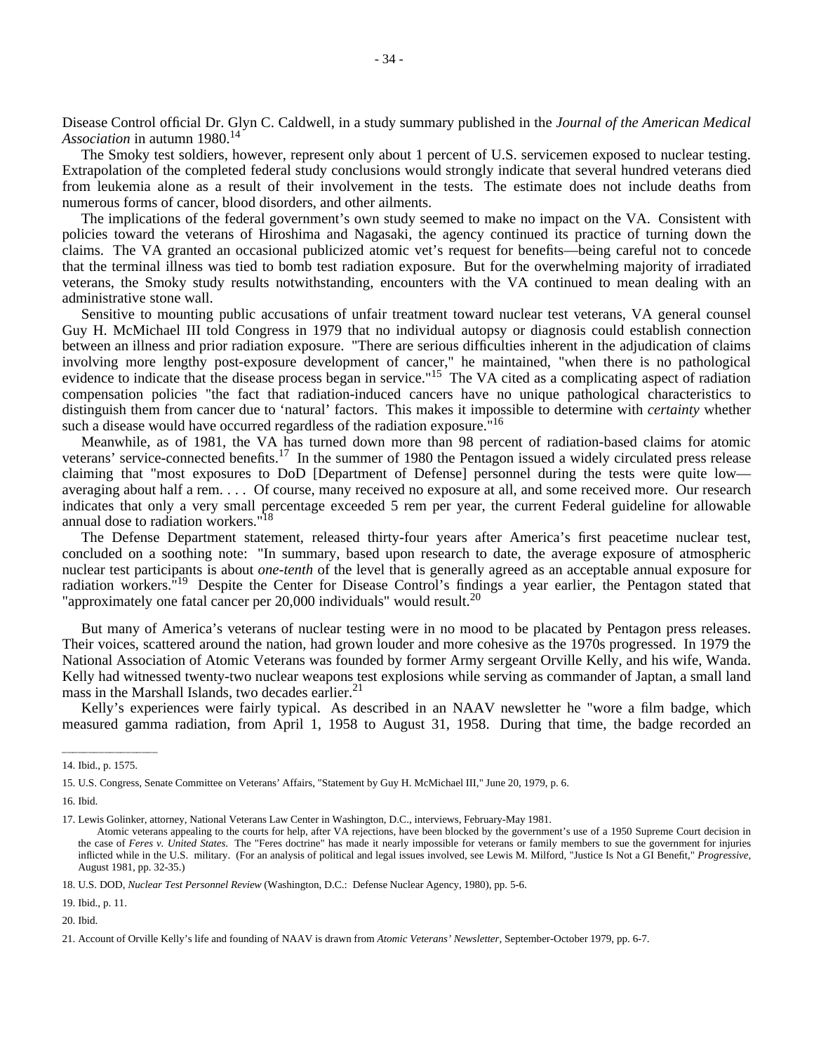Disease Control official Dr. Glyn C. Caldwell, in a study summary published in the *Journal of the American Medical Association* in autumn 1980.[14]

The Smoky test soldiers, however, represent only about 1 percent of U.S. servicemen exposed to nuclear testing. Extrapolation of the completed federal study conclusions would strongly indicate that several hundred veterans died from leukemia alone as a result of their involvement in the tests. The estimate does not include deaths from numerous forms of cancer, blood disorders, and other ailments.

The implications of the federal government's own study seemed to make no impact on the VA. Consistent with policies toward the veterans of Hiroshima and Nagasaki, the agency continued its practice of turning down the claims. The VA granted an occasional publicized atomic vet's request for benefits—being careful not to concede that the terminal illness was tied to bomb test radiation exposure. But for the overwhelming majority of irradiated veterans, the Smoky study results notwithstanding, encounters with the VA continued to mean dealing with an administrative stone wall.

Sensitive to mounting public accusations of unfair treatment toward nuclear test veterans, VA general counsel Guy H. McMichael III told Congress in 1979 that no individual autopsy or diagnosis could establish connection between an illness and prior radiation exposure. "There are serious difficulties inherent in the adjudication of claims involving more lengthy post-exposure development of cancer," he maintained, "when there is no pathological evidence to indicate that the disease process began in service."[15] The VA cited as a complicating aspect of radiation compensation policies "the fact that radiation-induced cancers have no unique pathological characteristics to distinguish them from cancer due to 'natural' factors. This makes it impossible to determine with *certainty* whether such a disease would have occurred regardless of the radiation exposure."[16]

Meanwhile, as of 1981, the VA has turned down more than 98 percent of radiation-based claims for atomic veterans' service-connected benefits.[17] In the summer of 1980 the Pentagon issued a widely circulated press release claiming that "most exposures to DoD [Department of Defense] personnel during the tests were quite low—averaging about half a rem. . . . Of course, many received no exposure at all, and some received more. Our research indicates that only a very small percentage exceeded 5 rem per year, the current Federal guideline for allowable annual dose to radiation workers."[18]

The Defense Department statement, released thirty-four years after America's first peacetime nuclear test, concluded on a soothing note: "In summary, based upon research to date, the average exposure of atmospheric nuclear test participants is about *one-tenth* of the level that is generally agreed as an acceptable annual exposure for radiation workers."[19] Despite the Center for Disease Control's findings a year earlier, the Pentagon stated that "approximately one fatal cancer per 20,000 individuals" would result.[20]

But many of America's veterans of nuclear testing were in no mood to be placated by Pentagon press releases. Their voices, scattered around the nation, had grown louder and more cohesive as the 1970s progressed. In 1979 the National Association of Atomic Veterans was founded by former Army sergeant Orville Kelly, and his wife, Wanda. Kelly had witnessed twenty-two nuclear weapons test explosions while serving as commander of Japtan, a small land mass in the Marshall Islands, two decades earlier.[21]

Kelly's experiences were fairly typical. As described in an NAAV newsletter he "wore a film badge, which measured gamma radiation, from April 1, 1958 to August 31, 1958. During that time, the badge recorded an

---

14. Ibid., p. 1575.

15. U.S. Congress, Senate Committee on Veterans' Affairs, "Statement by Guy H. McMichael III," June 20, 1979, p. 6.

16. Ibid.

17. Lewis Golinker, attorney, National Veterans Law Center in Washington, D.C., interviews, February-May 1981.
Atomic veterans appealing to the courts for help, after VA rejections, have been blocked by the government's use of a 1950 Supreme Court decision in the case of *Feres v. United States*. The "Feres doctrine" has made it nearly impossible for veterans or family members to sue the government for injuries inflicted while in the U.S. military. (For an analysis of political and legal issues involved, see Lewis M. Milford, "Justice Is Not a GI Benefit," *Progressive*, August 1981, pp. 32-35.)

18. U.S. DOD, *Nuclear Test Personnel Review* (Washington, D.C.: Defense Nuclear Agency, 1980), pp. 5-6.

19. Ibid., p. 11.

20. Ibid.

21. Account of Orville Kelly's life and founding of NAAV is drawn from *Atomic Veterans' Newsletter*, September-October 1979, pp. 6-7.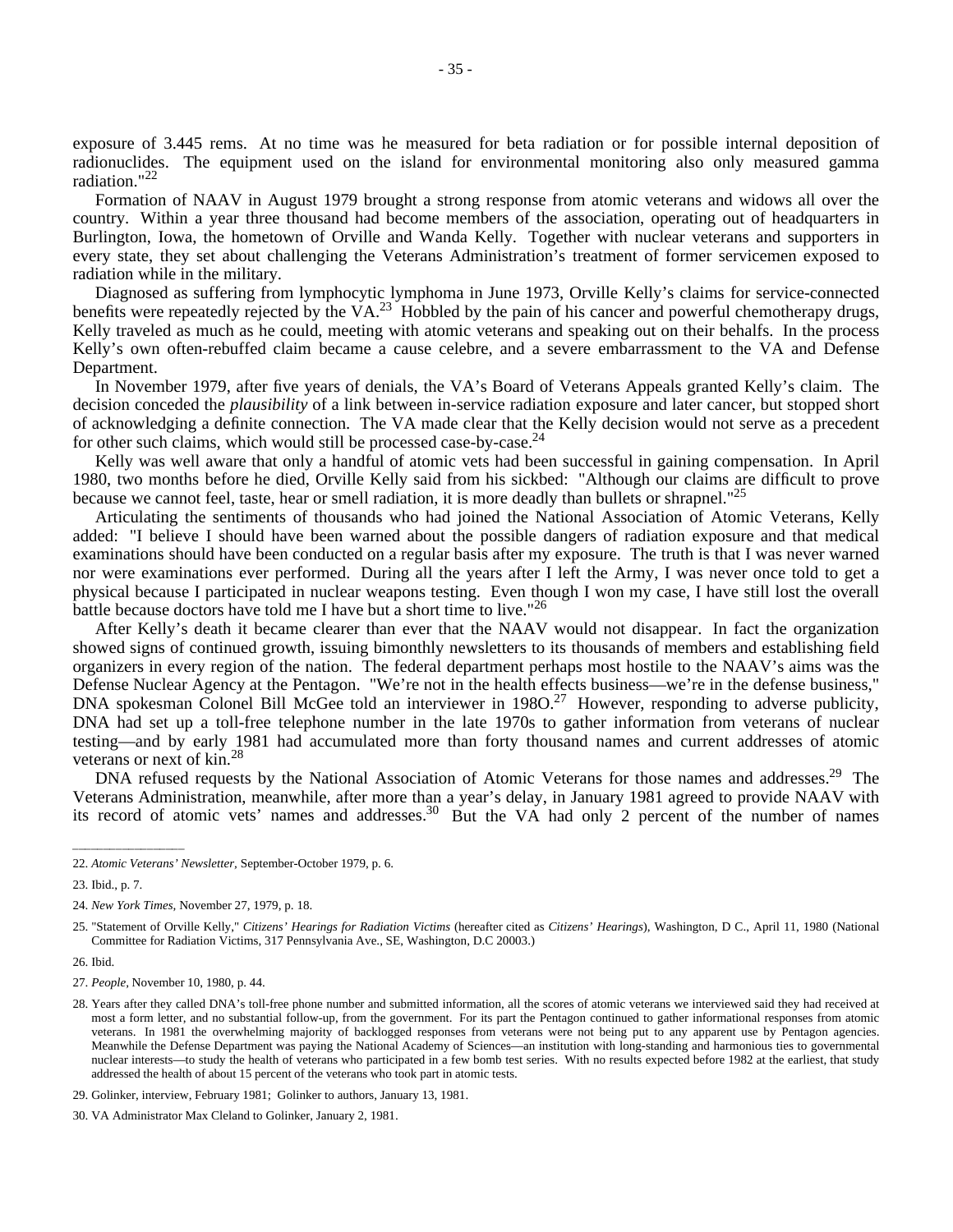exposure of 3.445 rems. At no time was he measured for beta radiation or for possible internal deposition of radionuclides. The equipment used on the island for environmental monitoring also only measured gamma radiation."[22]

Formation of NAAV in August 1979 brought a strong response from atomic veterans and widows all over the country. Within a year three thousand had become members of the association, operating out of headquarters in Burlington, Iowa, the hometown of Orville and Wanda Kelly. Together with nuclear veterans and supporters in every state, they set about challenging the Veterans Administration's treatment of former servicemen exposed to radiation while in the military.

Diagnosed as suffering from lymphocytic lymphoma in June 1973, Orville Kelly's claims for service-connected benefits were repeatedly rejected by the VA.[23] Hobbled by the pain of his cancer and powerful chemotherapy drugs, Kelly traveled as much as he could, meeting with atomic veterans and speaking out on their behalfs. In the process Kelly's own often-rebuffed claim became a cause celebre, and a severe embarrassment to the VA and Defense Department.

In November 1979, after five years of denials, the VA's Board of Veterans Appeals granted Kelly's claim. The decision conceded the *plausibility* of a link between in-service radiation exposure and later cancer, but stopped short of acknowledging a definite connection. The VA made clear that the Kelly decision would not serve as a precedent for other such claims, which would still be processed case-by-case.[24]

Kelly was well aware that only a handful of atomic vets had been successful in gaining compensation. In April 1980, two months before he died, Orville Kelly said from his sickbed: "Although our claims are difficult to prove because we cannot feel, taste, hear or smell radiation, it is more deadly than bullets or shrapnel."[25]

Articulating the sentiments of thousands who had joined the National Association of Atomic Veterans, Kelly added: "I believe I should have been warned about the possible dangers of radiation exposure and that medical examinations should have been conducted on a regular basis after my exposure. The truth is that I was never warned nor were examinations ever performed. During all the years after I left the Army, I was never once told to get a physical because I participated in nuclear weapons testing. Even though I won my case, I have still lost the overall battle because doctors have told me I have but a short time to live."[26]

After Kelly's death it became clearer than ever that the NAAV would not disappear. In fact the organization showed signs of continued growth, issuing bimonthly newsletters to its thousands of members and establishing field organizers in every region of the nation. The federal department perhaps most hostile to the NAAV's aims was the Defense Nuclear Agency at the Pentagon. "We're not in the health effects business—we're in the defense business," DNA spokesman Colonel Bill McGee told an interviewer in 198O.[27] However, responding to adverse publicity, DNA had set up a toll-free telephone number in the late 1970s to gather information from veterans of nuclear testing—and by early 1981 had accumulated more than forty thousand names and current addresses of atomic veterans or next of kin.[28]

DNA refused requests by the National Association of Atomic Veterans for those names and addresses.[29] The Veterans Administration, meanwhile, after more than a year's delay, in January 1981 agreed to provide NAAV with its record of atomic vets' names and addresses.[30] But the VA had only 2 percent of the number of names

---

22. *Atomic Veterans' Newsletter,* September-October 1979, p. 6.

23. Ibid., p. 7.

24. *New York Times,* November 27, 1979, p. 18.

25. "Statement of Orville Kelly," *Citizens' Hearings for Radiation Victims* (hereafter cited as *Citizens' Hearings*), Washington, D C., April 11, 1980 (National Committee for Radiation Victims, 317 Pennsylvania Ave., SE, Washington, D.C 20003.)

26. Ibid.

27. *People,* November 10, 1980, p. 44.

28. Years after they called DNA's toll-free phone number and submitted information, all the scores of atomic veterans we interviewed said they had received at most a form letter, and no substantial follow-up, from the government. For its part the Pentagon continued to gather informational responses from atomic veterans. In 1981 the overwhelming majority of backlogged responses from veterans were not being put to any apparent use by Pentagon agencies. Meanwhile the Defense Department was paying the National Academy of Sciences—an institution with long-standing and harmonious ties to governmental nuclear interests—to study the health of veterans who participated in a few bomb test series. With no results expected before 1982 at the earliest, that study addressed the health of about 15 percent of the veterans who took part in atomic tests.

29. Golinker, interview, February 1981; Golinker to authors, January 13, 1981.

30. VA Administrator Max Cleland to Golinker, January 2, 1981.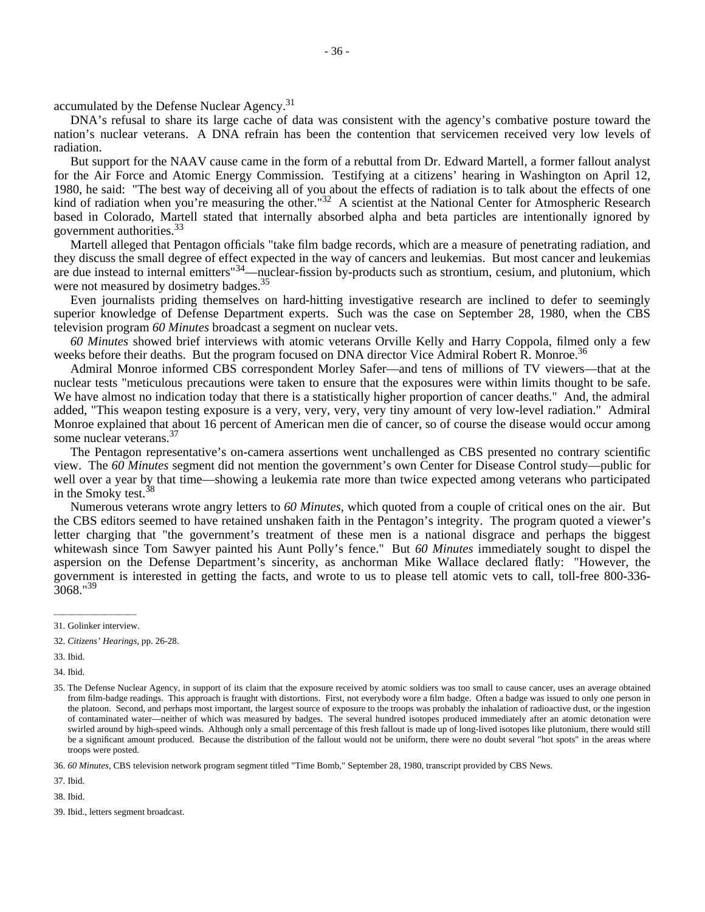accumulated by the Defense Nuclear Agency.[31]

DNA's refusal to share its large cache of data was consistent with the agency's combative posture toward the nation's nuclear veterans. A DNA refrain has been the contention that servicemen received very low levels of radiation.

But support for the NAAV cause came in the form of a rebuttal from Dr. Edward Martell, a former fallout analyst for the Air Force and Atomic Energy Commission. Testifying at a citizens' hearing in Washington on April 12, 1980, he said: "The best way of deceiving all of you about the effects of radiation is to talk about the effects of one kind of radiation when you're measuring the other."[32] A scientist at the National Center for Atmospheric Research based in Colorado, Martell stated that internally absorbed alpha and beta particles are intentionally ignored by government authorities.[33]

Martell alleged that Pentagon officials "take film badge records, which are a measure of penetrating radiation, and they discuss the small degree of effect expected in the way of cancers and leukemias. But most cancer and leukemias are due instead to internal emitters"[34]—nuclear-fission by-products such as strontium, cesium, and plutonium, which were not measured by dosimetry badges.[35]

Even journalists priding themselves on hard-hitting investigative research are inclined to defer to seemingly superior knowledge of Defense Department experts. Such was the case on September 28, 1980, when the CBS television program *60 Minutes* broadcast a segment on nuclear vets.

*60 Minutes* showed brief interviews with atomic veterans Orville Kelly and Harry Coppola, filmed only a few weeks before their deaths. But the program focused on DNA director Vice Admiral Robert R. Monroe.[36]

Admiral Monroe informed CBS correspondent Morley Safer—and tens of millions of TV viewers—that at the nuclear tests "meticulous precautions were taken to ensure that the exposures were within limits thought to be safe. We have almost no indication today that there is a statistically higher proportion of cancer deaths." And, the admiral added, "This weapon testing exposure is a very, very, very, very tiny amount of very low-level radiation." Admiral Monroe explained that about 16 percent of American men die of cancer, so of course the disease would occur among some nuclear veterans.[37]

The Pentagon representative's on-camera assertions went unchallenged as CBS presented no contrary scientific view. The *60 Minutes* segment did not mention the government's own Center for Disease Control study—public for well over a year by that time—showing a leukemia rate more than twice expected among veterans who participated in the Smoky test.[38]

Numerous veterans wrote angry letters to *60 Minutes*, which quoted from a couple of critical ones on the air. But the CBS editors seemed to have retained unshaken faith in the Pentagon's integrity. The program quoted a viewer's letter charging that "the government's treatment of these men is a national disgrace and perhaps the biggest whitewash since Tom Sawyer painted his Aunt Polly's fence." But *60 Minutes* immediately sought to dispel the aspersion on the Defense Department's sincerity, as anchorman Mike Wallace declared flatly: "However, the government is interested in getting the facts, and wrote to us to please tell atomic vets to call, toll-free 800-336-3068."[39]

---

31. Golinker interview.

32. *Citizens' Hearings*, pp. 26-28.

33. Ibid.

34. Ibid.

35. The Defense Nuclear Agency, in support of its claim that the exposure received by atomic soldiers was too small to cause cancer, uses an average obtained from film-badge readings. This approach is fraught with distortions. First, not everybody wore a film badge. Often a badge was issued to only one person in the platoon. Second, and perhaps most important, the largest source of exposure to the troops was probably the inhalation of radioactive dust, or the ingestion of contaminated water—neither of which was measured by badges. The several hundred isotopes produced immediately after an atomic detonation were swirled around by high-speed winds. Although only a small percentage of this fresh fallout is made up of long-lived isotopes like plutonium, there would still be a significant amount produced. Because the distribution of the fallout would not be uniform, there were no doubt several "hot spots" in the areas where troops were posted.

36. *60 Minutes*, CBS television network program segment titled "Time Bomb," September 28, 1980, transcript provided by CBS News.

37. Ibid.

38. Ibid.

39. Ibid., letters segment broadcast.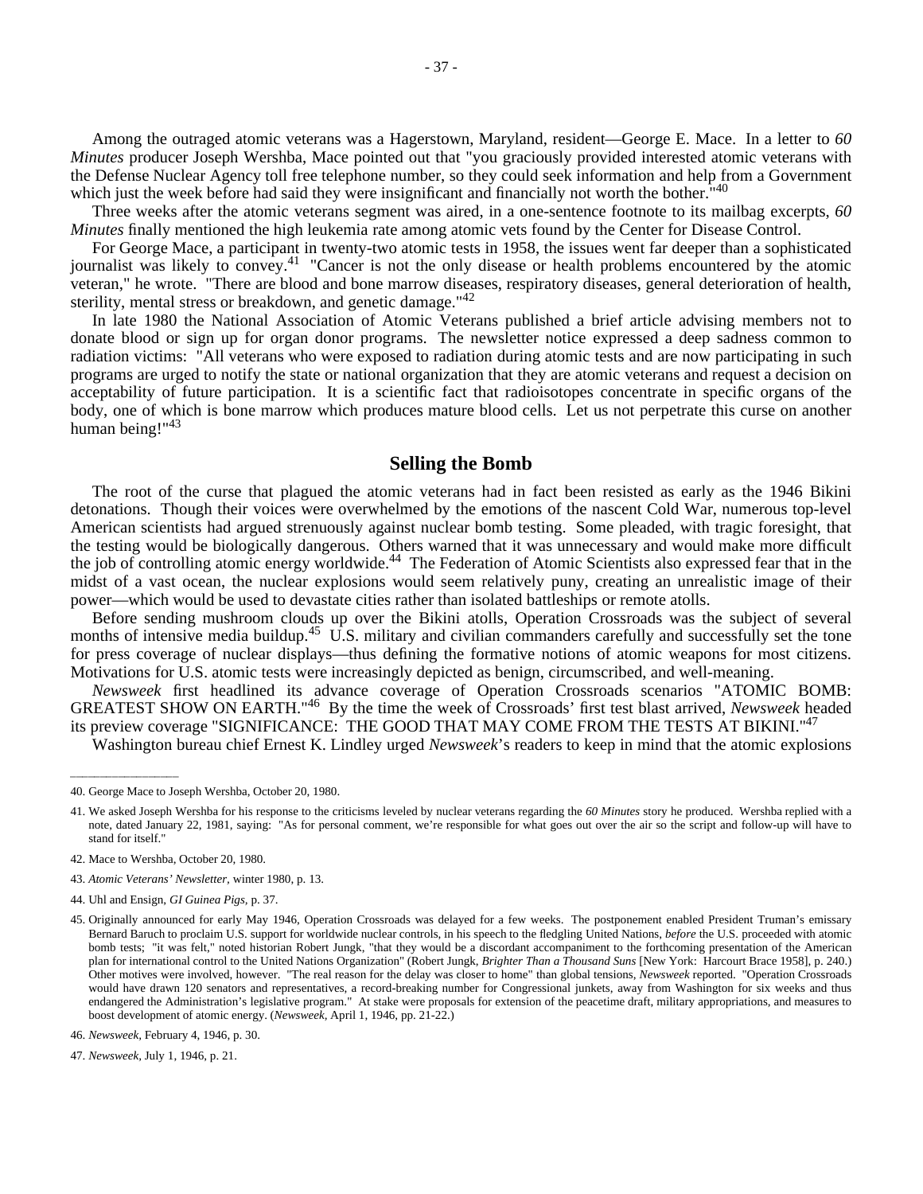Among the outraged atomic veterans was a Hagerstown, Maryland, resident—George E. Mace. In a letter to *60 Minutes* producer Joseph Wershba, Mace pointed out that "you graciously provided interested atomic veterans with the Defense Nuclear Agency toll free telephone number, so they could seek information and help from a Government which just the week before had said they were insignificant and financially not worth the bother."[40]

Three weeks after the atomic veterans segment was aired, in a one-sentence footnote to its mailbag excerpts, *60 Minutes* finally mentioned the high leukemia rate among atomic vets found by the Center for Disease Control.

For George Mace, a participant in twenty-two atomic tests in 1958, the issues went far deeper than a sophisticated journalist was likely to convey.[41] "Cancer is not the only disease or health problems encountered by the atomic veteran," he wrote. "There are blood and bone marrow diseases, respiratory diseases, general deterioration of health, sterility, mental stress or breakdown, and genetic damage."[42]

In late 1980 the National Association of Atomic Veterans published a brief article advising members not to donate blood or sign up for organ donor programs. The newsletter notice expressed a deep sadness common to radiation victims: "All veterans who were exposed to radiation during atomic tests and are now participating in such programs are urged to notify the state or national organization that they are atomic veterans and request a decision on acceptability of future participation. It is a scientific fact that radioisotopes concentrate in specific organs of the body, one of which is bone marrow which produces mature blood cells. Let us not perpetrate this curse on another human being!"[43]

## Selling the Bomb

The root of the curse that plagued the atomic veterans had in fact been resisted as early as the 1946 Bikini detonations. Though their voices were overwhelmed by the emotions of the nascent Cold War, numerous top-level American scientists had argued strenuously against nuclear bomb testing. Some pleaded, with tragic foresight, that the testing would be biologically dangerous. Others warned that it was unnecessary and would make more difficult the job of controlling atomic energy worldwide.[44] The Federation of Atomic Scientists also expressed fear that in the midst of a vast ocean, the nuclear explosions would seem relatively puny, creating an unrealistic image of their power—which would be used to devastate cities rather than isolated battleships or remote atolls.

Before sending mushroom clouds up over the Bikini atolls, Operation Crossroads was the subject of several months of intensive media buildup.[45] U.S. military and civilian commanders carefully and successfully set the tone for press coverage of nuclear displays—thus defining the formative notions of atomic weapons for most citizens. Motivations for U.S. atomic tests were increasingly depicted as benign, circumscribed, and well-meaning.

*Newsweek* first headlined its advance coverage of Operation Crossroads scenarios "ATOMIC BOMB: GREATEST SHOW ON EARTH."[46] By the time the week of Crossroads' first test blast arrived, *Newsweek* headed its preview coverage "SIGNIFICANCE: THE GOOD THAT MAY COME FROM THE TESTS AT BIKINI."[47]

Washington bureau chief Ernest K. Lindley urged *Newsweek*'s readers to keep in mind that the atomic explosions

---

40. George Mace to Joseph Wershba, October 20, 1980.

41. We asked Joseph Wershba for his response to the criticisms leveled by nuclear veterans regarding the *60 Minutes* story he produced. Wershba replied with a note, dated January 22, 1981, saying: "As for personal comment, we're responsible for what goes out over the air so the script and follow-up will have to stand for itself."

42. Mace to Wershba, October 20, 1980.

43. *Atomic Veterans' Newsletter*, winter 1980, p. 13.

44. Uhl and Ensign, *GI Guinea Pigs*, p. 37.

45. Originally announced for early May 1946, Operation Crossroads was delayed for a few weeks. The postponement enabled President Truman's emissary Bernard Baruch to proclaim U.S. support for worldwide nuclear controls, in his speech to the fledgling United Nations, *before* the U.S. proceeded with atomic bomb tests; "it was felt," noted historian Robert Jungk, "that they would be a discordant accompaniment to the forthcoming presentation of the American plan for international control to the United Nations Organization" (Robert Jungk, *Brighter Than a Thousand Suns* [New York: Harcourt Brace 1958], p. 240.) Other motives were involved, however. "The real reason for the delay was closer to home" than global tensions, *Newsweek* reported. "Operation Crossroads would have drawn 120 senators and representatives, a record-breaking number for Congressional junkets, away from Washington for six weeks and thus endangered the Administration's legislative program." At stake were proposals for extension of the peacetime draft, military appropriations, and measures to boost development of atomic energy. (*Newsweek*, April 1, 1946, pp. 21-22.)

46. *Newsweek*, February 4, 1946, p. 30.

47. *Newsweek*, July 1, 1946, p. 21.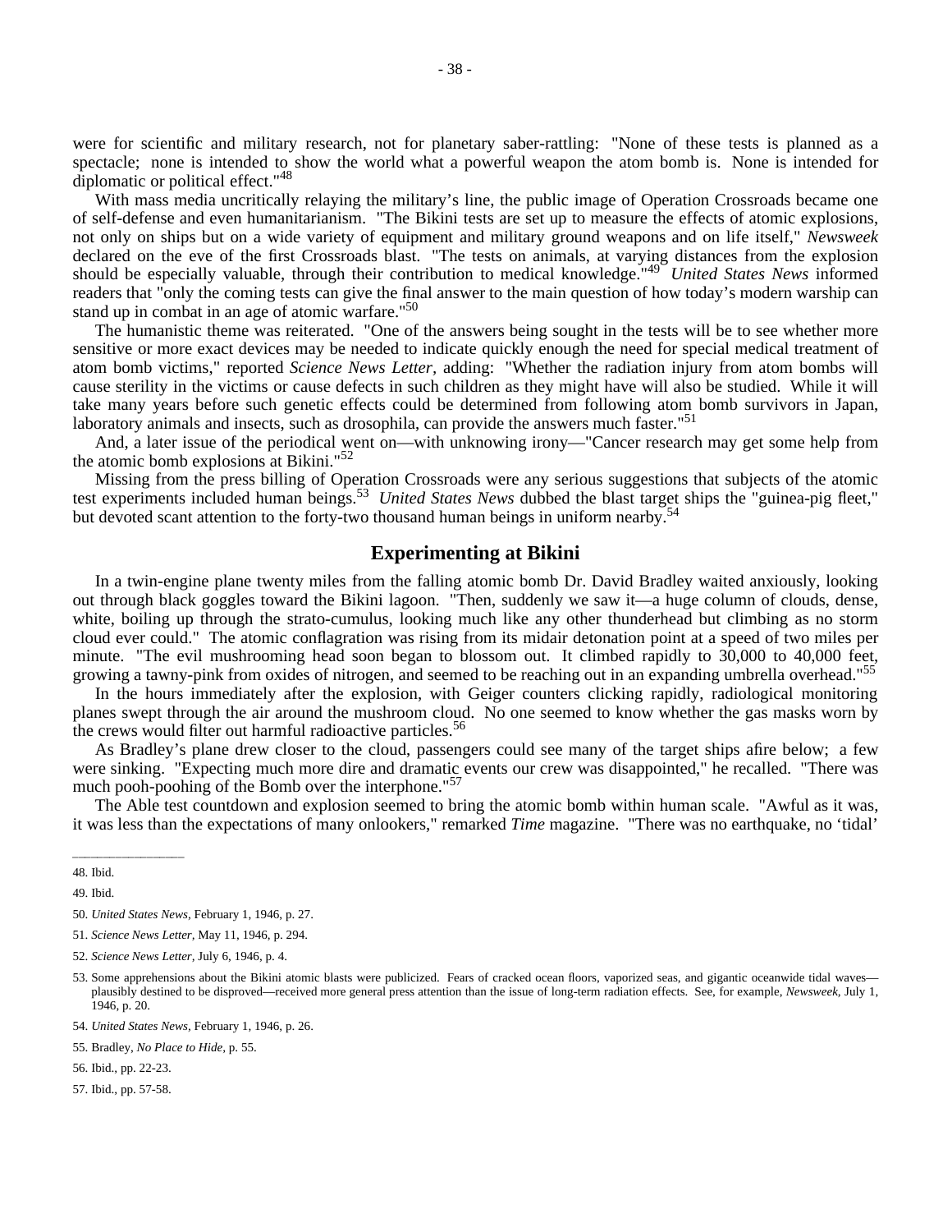were for scientific and military research, not for planetary saber-rattling: "None of these tests is planned as a spectacle; none is intended to show the world what a powerful weapon the atom bomb is. None is intended for diplomatic or political effect."[48]

With mass media uncritically relaying the military's line, the public image of Operation Crossroads became one of self-defense and even humanitarianism. "The Bikini tests are set up to measure the effects of atomic explosions, not only on ships but on a wide variety of equipment and military ground weapons and on life itself," *Newsweek* declared on the eve of the first Crossroads blast. "The tests on animals, at varying distances from the explosion should be especially valuable, through their contribution to medical knowledge."[49] *United States News* informed readers that "only the coming tests can give the final answer to the main question of how today's modern warship can stand up in combat in an age of atomic warfare."[50]

The humanistic theme was reiterated. "One of the answers being sought in the tests will be to see whether more sensitive or more exact devices may be needed to indicate quickly enough the need for special medical treatment of atom bomb victims," reported *Science News Letter,* adding: "Whether the radiation injury from atom bombs will cause sterility in the victims or cause defects in such children as they might have will also be studied. While it will take many years before such genetic effects could be determined from following atom bomb survivors in Japan, laboratory animals and insects, such as drosophila, can provide the answers much faster."[51]

And, a later issue of the periodical went on—with unknowing irony—"Cancer research may get some help from the atomic bomb explosions at Bikini."[52]

Missing from the press billing of Operation Crossroads were any serious suggestions that subjects of the atomic test experiments included human beings.[53] *United States News* dubbed the blast target ships the "guinea-pig fleet," but devoted scant attention to the forty-two thousand human beings in uniform nearby.[54]

## Experimenting at Bikini

In a twin-engine plane twenty miles from the falling atomic bomb Dr. David Bradley waited anxiously, looking out through black goggles toward the Bikini lagoon. "Then, suddenly we saw it—a huge column of clouds, dense, white, boiling up through the strato-cumulus, looking much like any other thunderhead but climbing as no storm cloud ever could." The atomic conflagration was rising from its midair detonation point at a speed of two miles per minute. "The evil mushrooming head soon began to blossom out. It climbed rapidly to 30,000 to 40,000 feet, growing a tawny-pink from oxides of nitrogen, and seemed to be reaching out in an expanding umbrella overhead."[55]

In the hours immediately after the explosion, with Geiger counters clicking rapidly, radiological monitoring planes swept through the air around the mushroom cloud. No one seemed to know whether the gas masks worn by the crews would filter out harmful radioactive particles.[56]

As Bradley's plane drew closer to the cloud, passengers could see many of the target ships afire below; a few were sinking. "Expecting much more dire and dramatic events our crew was disappointed," he recalled. "There was much pooh-poohing of the Bomb over the interphone."[57]

The Able test countdown and explosion seemed to bring the atomic bomb within human scale. "Awful as it was, it was less than the expectations of many onlookers," remarked *Time* magazine. "There was no earthquake, no 'tidal'

---

48. Ibid.

49. Ibid.

50. *United States News,* February 1, 1946, p. 27.

51. *Science News Letter,* May 11, 1946, p. 294.

52. *Science News Letter,* July 6, 1946, p. 4.

53. Some apprehensions about the Bikini atomic blasts were publicized. Fears of cracked ocean floors, vaporized seas, and gigantic oceanwide tidal waves—plausibly destined to be disproved—received more general press attention than the issue of long-term radiation effects. See, for example, *Newsweek,* July 1, 1946, p. 20.

54. *United States News,* February 1, 1946, p. 26.

55. Bradley, *No Place to Hide,* p. 55.

56. Ibid., pp. 22-23.

57. Ibid., pp. 57-58.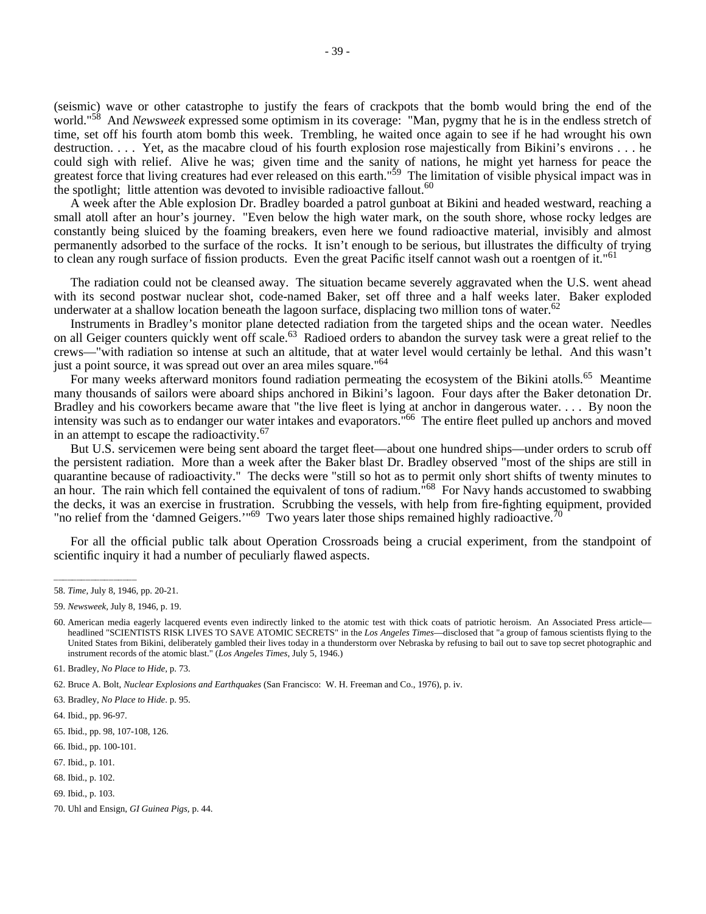(seismic) wave or other catastrophe to justify the fears of crackpots that the bomb would bring the end of the world."[58] And *Newsweek* expressed some optimism in its coverage: "Man, pygmy that he is in the endless stretch of time, set off his fourth atom bomb this week. Trembling, he waited once again to see if he had wrought his own destruction. . . . Yet, as the macabre cloud of his fourth explosion rose majestically from Bikini's environs . . . he could sigh with relief. Alive he was; given time and the sanity of nations, he might yet harness for peace the greatest force that living creatures had ever released on this earth."[59] The limitation of visible physical impact was in the spotlight; little attention was devoted to invisible radioactive fallout.[60]

A week after the Able explosion Dr. Bradley boarded a patrol gunboat at Bikini and headed westward, reaching a small atoll after an hour's journey. "Even below the high water mark, on the south shore, whose rocky ledges are constantly being sluiced by the foaming breakers, even here we found radioactive material, invisibly and almost permanently adsorbed to the surface of the rocks. It isn't enough to be serious, but illustrates the difficulty of trying to clean any rough surface of fission products. Even the great Pacific itself cannot wash out a roentgen of it."[61]

The radiation could not be cleansed away. The situation became severely aggravated when the U.S. went ahead with its second postwar nuclear shot, code-named Baker, set off three and a half weeks later. Baker exploded underwater at a shallow location beneath the lagoon surface, displacing two million tons of water.[62]

Instruments in Bradley's monitor plane detected radiation from the targeted ships and the ocean water. Needles on all Geiger counters quickly went off scale.[63] Radioed orders to abandon the survey task were a great relief to the crews—"with radiation so intense at such an altitude, that at water level would certainly be lethal. And this wasn't just a point source, it was spread out over an area miles square."[64]

For many weeks afterward monitors found radiation permeating the ecosystem of the Bikini atolls.[65] Meantime many thousands of sailors were aboard ships anchored in Bikini's lagoon. Four days after the Baker detonation Dr. Bradley and his coworkers became aware that "the live fleet is lying at anchor in dangerous water. . . . By noon the intensity was such as to endanger our water intakes and evaporators."[66] The entire fleet pulled up anchors and moved in an attempt to escape the radioactivity.[67]

But U.S. servicemen were being sent aboard the target fleet—about one hundred ships—under orders to scrub off the persistent radiation. More than a week after the Baker blast Dr. Bradley observed "most of the ships are still in quarantine because of radioactivity." The decks were "still so hot as to permit only short shifts of twenty minutes to an hour. The rain which fell contained the equivalent of tons of radium."[68] For Navy hands accustomed to swabbing the decks, it was an exercise in frustration. Scrubbing the vessels, with help from fire-fighting equipment, provided "no relief from the 'damned Geigers.'"[69] Two years later those ships remained highly radioactive.[70]

For all the official public talk about Operation Crossroads being a crucial experiment, from the standpoint of scientific inquiry it had a number of peculiarly flawed aspects.

---

58. *Time*, July 8, 1946, pp. 20-21.

59. *Newsweek*, July 8, 1946, p. 19.

60. American media eagerly lacquered events even indirectly linked to the atomic test with thick coats of patriotic heroism. An Associated Press article—headlined "SCIENTISTS RISK LIVES TO SAVE ATOMIC SECRETS" in the *Los Angeles Times*—disclosed that "a group of famous scientists flying to the United States from Bikini, deliberately gambled their lives today in a thunderstorm over Nebraska by refusing to bail out to save top secret photographic and instrument records of the atomic blast." (*Los Angeles Times*, July 5, 1946.)

61. Bradley, *No Place to Hide*, p. 73.

62. Bruce A. Bolt, *Nuclear Explosions and Earthquakes* (San Francisco: W. H. Freeman and Co., 1976), p. iv.

63. Bradley, *No Place to Hide*. p. 95.

64. Ibid., pp. 96-97.

65. Ibid., pp. 98, 107-108, 126.

66. Ibid., pp. 100-101.

67. Ibid., p. 101.

68. Ibid., p. 102.

69. Ibid., p. 103.

70. Uhl and Ensign, *GI Guinea Pigs*, p. 44.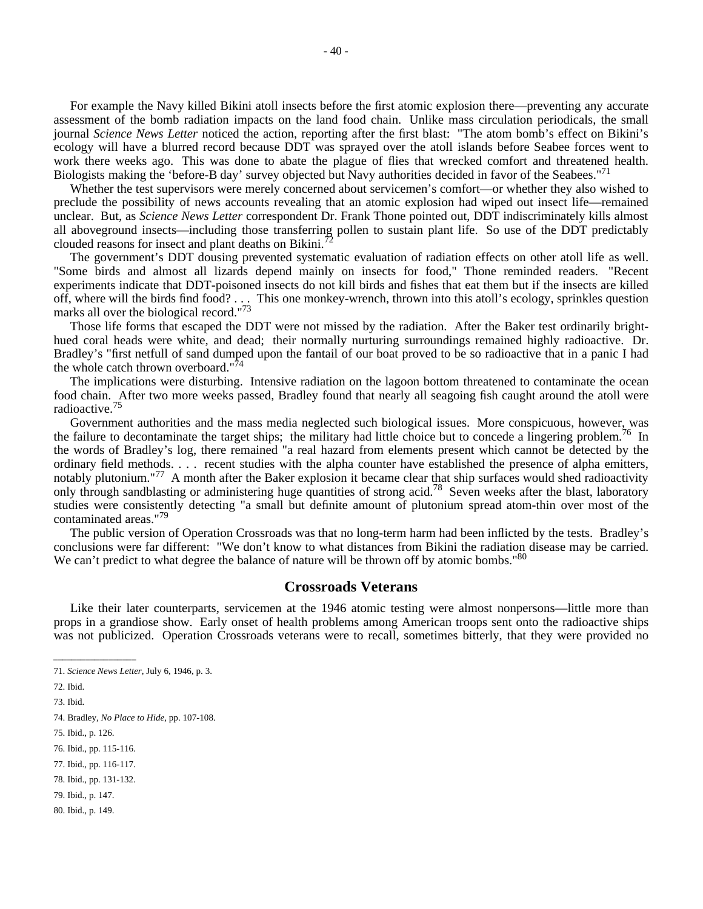For example the Navy killed Bikini atoll insects before the first atomic explosion there—preventing any accurate assessment of the bomb radiation impacts on the land food chain. Unlike mass circulation periodicals, the small journal *Science News Letter* noticed the action, reporting after the first blast: "The atom bomb's effect on Bikini's ecology will have a blurred record because DDT was sprayed over the atoll islands before Seabee forces went to work there weeks ago. This was done to abate the plague of flies that wrecked comfort and threatened health. Biologists making the 'before-B day' survey objected but Navy authorities decided in favor of the Seabees."[71]

Whether the test supervisors were merely concerned about servicemen's comfort—or whether they also wished to preclude the possibility of news accounts revealing that an atomic explosion had wiped out insect life—remained unclear. But, as *Science News Letter* correspondent Dr. Frank Thone pointed out, DDT indiscriminately kills almost all aboveground insects—including those transferring pollen to sustain plant life. So use of the DDT predictably clouded reasons for insect and plant deaths on Bikini.[72]

The government's DDT dousing prevented systematic evaluation of radiation effects on other atoll life as well. "Some birds and almost all lizards depend mainly on insects for food," Thone reminded readers. "Recent experiments indicate that DDT-poisoned insects do not kill birds and fishes that eat them but if the insects are killed off, where will the birds find food? . . . This one monkey-wrench, thrown into this atoll's ecology, sprinkles question marks all over the biological record."[73]

Those life forms that escaped the DDT were not missed by the radiation. After the Baker test ordinarily bright-hued coral heads were white, and dead; their normally nurturing surroundings remained highly radioactive. Dr. Bradley's "first netfull of sand dumped upon the fantail of our boat proved to be so radioactive that in a panic I had the whole catch thrown overboard."[74]

The implications were disturbing. Intensive radiation on the lagoon bottom threatened to contaminate the ocean food chain. After two more weeks passed, Bradley found that nearly all seagoing fish caught around the atoll were radioactive.[75]

Government authorities and the mass media neglected such biological issues. More conspicuous, however, was the failure to decontaminate the target ships; the military had little choice but to concede a lingering problem.[76] In the words of Bradley's log, there remained "a real hazard from elements present which cannot be detected by the ordinary field methods. . . . recent studies with the alpha counter have established the presence of alpha emitters, notably plutonium."[77] A month after the Baker explosion it became clear that ship surfaces would shed radioactivity only through sandblasting or administering huge quantities of strong acid.[78] Seven weeks after the blast, laboratory studies were consistently detecting "a small but definite amount of plutonium spread atom-thin over most of the contaminated areas."[79]

The public version of Operation Crossroads was that no long-term harm had been inflicted by the tests. Bradley's conclusions were far different: "We don't know to what distances from Bikini the radiation disease may be carried. We can't predict to what degree the balance of nature will be thrown off by atomic bombs."[80]

## Crossroads Veterans

Like their later counterparts, servicemen at the 1946 atomic testing were almost nonpersons—little more than props in a grandiose show. Early onset of health problems among American troops sent onto the radioactive ships was not publicized. Operation Crossroads veterans were to recall, sometimes bitterly, that they were provided no

---

71. *Science News Letter*, July 6, 1946, p. 3.

72. Ibid.

73. Ibid.

74. Bradley, *No Place to Hide*, pp. 107-108.

75. Ibid., p. 126.

76. Ibid., pp. 115-116.

77. Ibid., pp. 116-117.

78. Ibid., pp. 131-132.

79. Ibid., p. 147.

80. Ibid., p. 149.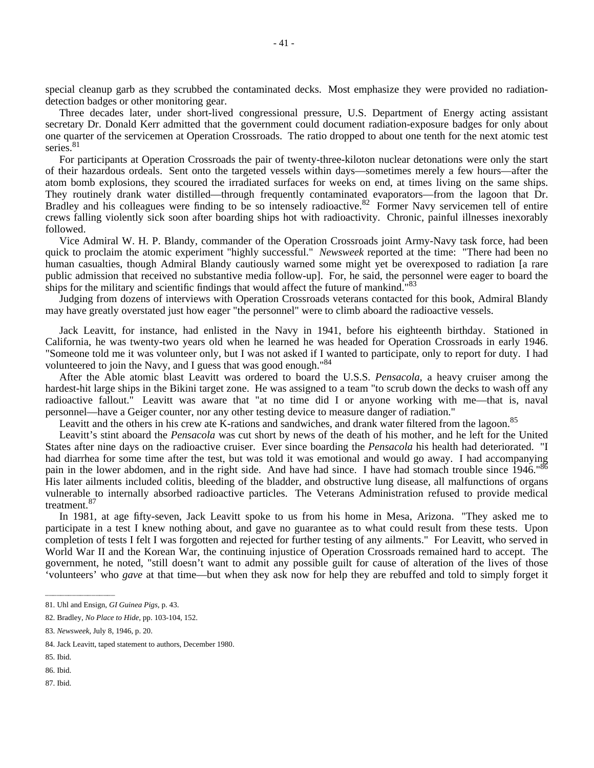special cleanup garb as they scrubbed the contaminated decks. Most emphasize they were provided no radiation-detection badges or other monitoring gear.

Three decades later, under short-lived congressional pressure, U.S. Department of Energy acting assistant secretary Dr. Donald Kerr admitted that the government could document radiation-exposure badges for only about one quarter of the servicemen at Operation Crossroads. The ratio dropped to about one tenth for the next atomic test series.[81]

For participants at Operation Crossroads the pair of twenty-three-kiloton nuclear detonations were only the start of their hazardous ordeals. Sent onto the targeted vessels within days—sometimes merely a few hours—after the atom bomb explosions, they scoured the irradiated surfaces for weeks on end, at times living on the same ships. They routinely drank water distilled—through frequently contaminated evaporators—from the lagoon that Dr. Bradley and his colleagues were finding to be so intensely radioactive.[82] Former Navy servicemen tell of entire crews falling violently sick soon after boarding ships hot with radioactivity. Chronic, painful illnesses inexorably followed.

Vice Admiral W. H. P. Blandy, commander of the Operation Crossroads joint Army-Navy task force, had been quick to proclaim the atomic experiment "highly successful." *Newsweek* reported at the time: "There had been no human casualties, though Admiral Blandy cautiously warned some might yet be overexposed to radiation [a rare public admission that received no substantive media follow-up]. For, he said, the personnel were eager to board the ships for the military and scientific findings that would affect the future of mankind."[83]

Judging from dozens of interviews with Operation Crossroads veterans contacted for this book, Admiral Blandy may have greatly overstated just how eager "the personnel" were to climb aboard the radioactive vessels.

Jack Leavitt, for instance, had enlisted in the Navy in 1941, before his eighteenth birthday. Stationed in California, he was twenty-two years old when he learned he was headed for Operation Crossroads in early 1946. "Someone told me it was volunteer only, but I was not asked if I wanted to participate, only to report for duty. I had volunteered to join the Navy, and I guess that was good enough."[84]

After the Able atomic blast Leavitt was ordered to board the U.S.S. *Pensacola*, a heavy cruiser among the hardest-hit large ships in the Bikini target zone. He was assigned to a team "to scrub down the decks to wash off any radioactive fallout." Leavitt was aware that "at no time did I or anyone working with me—that is, naval personnel—have a Geiger counter, nor any other testing device to measure danger of radiation."

Leavitt and the others in his crew ate K-rations and sandwiches, and drank water filtered from the lagoon.[85]

Leavitt's stint aboard the *Pensacola* was cut short by news of the death of his mother, and he left for the United States after nine days on the radioactive cruiser. Ever since boarding the *Pensacola* his health had deteriorated. "I had diarrhea for some time after the test, but was told it was emotional and would go away. I had accompanying pain in the lower abdomen, and in the right side. And have had since. I have had stomach trouble since 1946."[86] His later ailments included colitis, bleeding of the bladder, and obstructive lung disease, all malfunctions of organs vulnerable to internally absorbed radioactive particles. The Veterans Administration refused to provide medical treatment.[87]

In 1981, at age fifty-seven, Jack Leavitt spoke to us from his home in Mesa, Arizona. "They asked me to participate in a test I knew nothing about, and gave no guarantee as to what could result from these tests. Upon completion of tests I felt I was forgotten and rejected for further testing of any ailments." For Leavitt, who served in World War II and the Korean War, the continuing injustice of Operation Crossroads remained hard to accept. The government, he noted, "still doesn't want to admit any possible guilt for cause of alteration of the lives of those 'volunteers' who *gave* at that time—but when they ask now for help they are rebuffed and told to simply forget it

---

81. Uhl and Ensign, *GI Guinea Pigs*, p. 43.

82. Bradley, *No Place to Hide*, pp. 103-104, 152.

83. *Newsweek*, July 8, 1946, p. 20.

84. Jack Leavitt, taped statement to authors, December 1980.

85. Ibid.

86. Ibid.

87. Ibid.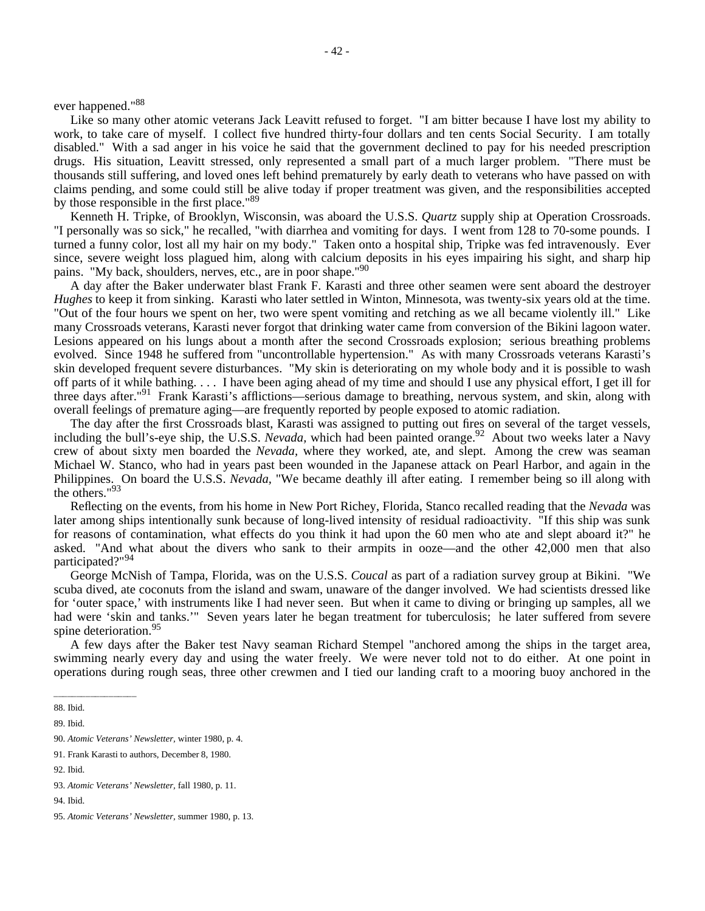ever happened."[88]

Like so many other atomic veterans Jack Leavitt refused to forget. "I am bitter because I have lost my ability to work, to take care of myself. I collect five hundred thirty-four dollars and ten cents Social Security. I am totally disabled." With a sad anger in his voice he said that the government declined to pay for his needed prescription drugs. His situation, Leavitt stressed, only represented a small part of a much larger problem. "There must be thousands still suffering, and loved ones left behind prematurely by early death to veterans who have passed on with claims pending, and some could still be alive today if proper treatment was given, and the responsibilities accepted by those responsible in the first place."[89]

Kenneth H. Tripke, of Brooklyn, Wisconsin, was aboard the U.S.S. *Quartz* supply ship at Operation Crossroads. "I personally was so sick," he recalled, "with diarrhea and vomiting for days. I went from 128 to 70-some pounds. I turned a funny color, lost all my hair on my body." Taken onto a hospital ship, Tripke was fed intravenously. Ever since, severe weight loss plagued him, along with calcium deposits in his eyes impairing his sight, and sharp hip pains. "My back, shoulders, nerves, etc., are in poor shape."[90]

A day after the Baker underwater blast Frank F. Karasti and three other seamen were sent aboard the destroyer *Hughes* to keep it from sinking. Karasti who later settled in Winton, Minnesota, was twenty-six years old at the time. "Out of the four hours we spent on her, two were spent vomiting and retching as we all became violently ill." Like many Crossroads veterans, Karasti never forgot that drinking water came from conversion of the Bikini lagoon water. Lesions appeared on his lungs about a month after the second Crossroads explosion; serious breathing problems evolved. Since 1948 he suffered from "uncontrollable hypertension." As with many Crossroads veterans Karasti's skin developed frequent severe disturbances. "My skin is deteriorating on my whole body and it is possible to wash off parts of it while bathing. . . . I have been aging ahead of my time and should I use any physical effort, I get ill for three days after."[91] Frank Karasti's afflictions—serious damage to breathing, nervous system, and skin, along with overall feelings of premature aging—are frequently reported by people exposed to atomic radiation.

The day after the first Crossroads blast, Karasti was assigned to putting out fires on several of the target vessels, including the bull's-eye ship, the U.S.S. *Nevada*, which had been painted orange.[92] About two weeks later a Navy crew of about sixty men boarded the *Nevada*, where they worked, ate, and slept. Among the crew was seaman Michael W. Stanco, who had in years past been wounded in the Japanese attack on Pearl Harbor, and again in the Philippines. On board the U.S.S. *Nevada*, "We became deathly ill after eating. I remember being so ill along with the others."[93]

Reflecting on the events, from his home in New Port Richey, Florida, Stanco recalled reading that the *Nevada* was later among ships intentionally sunk because of long-lived intensity of residual radioactivity. "If this ship was sunk for reasons of contamination, what effects do you think it had upon the 60 men who ate and slept aboard it?" he asked. "And what about the divers who sank to their armpits in ooze—and the other 42,000 men that also participated?"[94]

George McNish of Tampa, Florida, was on the U.S.S. *Coucal* as part of a radiation survey group at Bikini. "We scuba dived, ate coconuts from the island and swam, unaware of the danger involved. We had scientists dressed like for 'outer space,' with instruments like I had never seen. But when it came to diving or bringing up samples, all we had were 'skin and tanks.'" Seven years later he began treatment for tuberculosis; he later suffered from severe spine deterioration.[95]

A few days after the Baker test Navy seaman Richard Stempel "anchored among the ships in the target area, swimming nearly every day and using the water freely. We were never told not to do either. At one point in operations during rough seas, three other crewmen and I tied our landing craft to a mooring buoy anchored in the

---

88. Ibid.

89. Ibid.

90. *Atomic Veterans' Newsletter*, winter 1980, p. 4.

91. Frank Karasti to authors, December 8, 1980.

92. Ibid.

93. *Atomic Veterans' Newsletter*, fall 1980, p. 11.

94. Ibid.

95. *Atomic Veterans' Newsletter*, summer 1980, p. 13.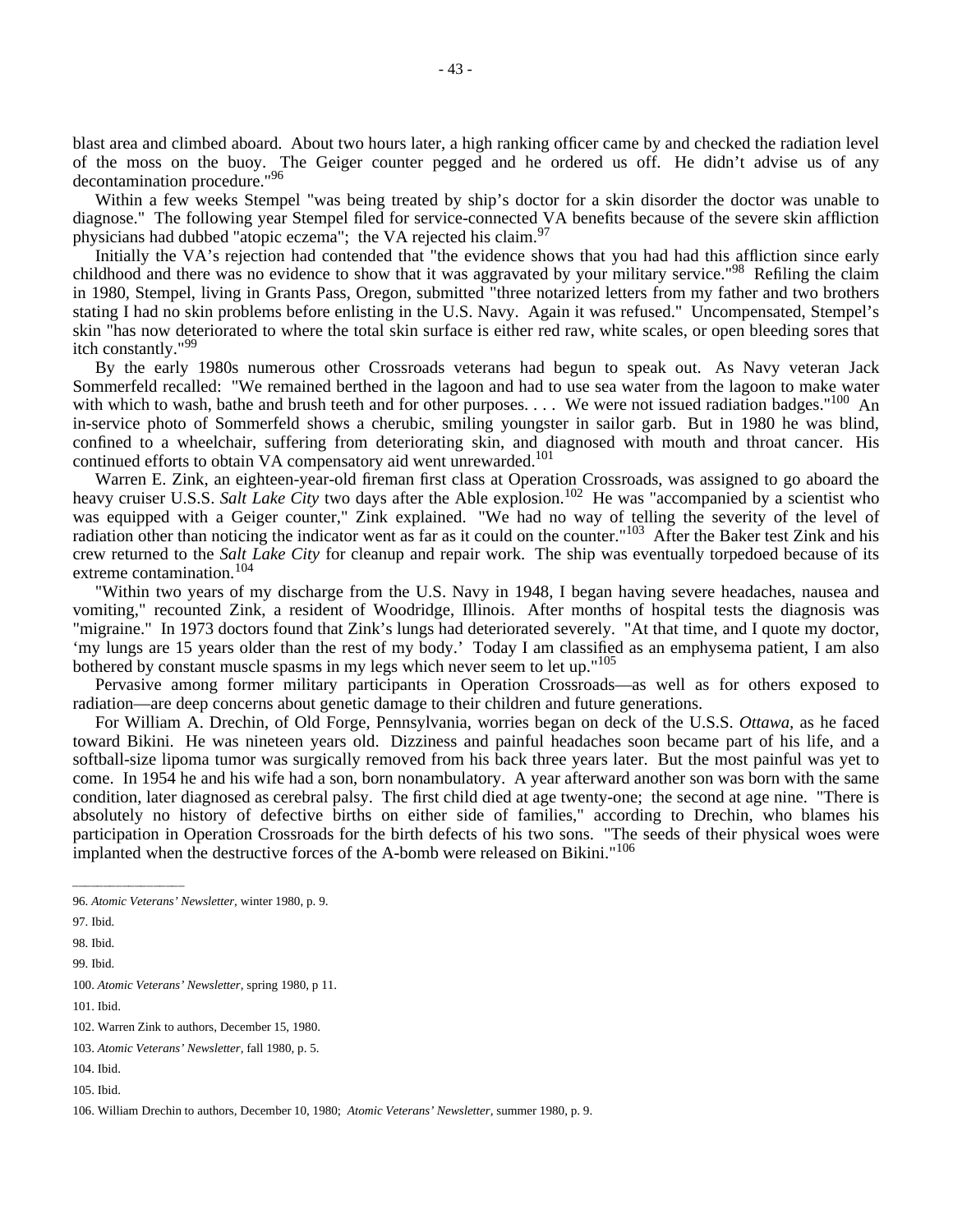blast area and climbed aboard. About two hours later, a high ranking officer came by and checked the radiation level of the moss on the buoy. The Geiger counter pegged and he ordered us off. He didn't advise us of any decontamination procedure."[96]

Within a few weeks Stempel "was being treated by ship's doctor for a skin disorder the doctor was unable to diagnose." The following year Stempel filed for service-connected VA benefits because of the severe skin affliction physicians had dubbed "atopic eczema"; the VA rejected his claim.[97]

Initially the VA's rejection had contended that "the evidence shows that you had had this affliction since early childhood and there was no evidence to show that it was aggravated by your military service."[98] Refiling the claim in 1980, Stempel, living in Grants Pass, Oregon, submitted "three notarized letters from my father and two brothers stating I had no skin problems before enlisting in the U.S. Navy. Again it was refused." Uncompensated, Stempel's skin "has now deteriorated to where the total skin surface is either red raw, white scales, or open bleeding sores that itch constantly."[99]

By the early 1980s numerous other Crossroads veterans had begun to speak out. As Navy veteran Jack Sommerfeld recalled: "We remained berthed in the lagoon and had to use sea water from the lagoon to make water with which to wash, bathe and brush teeth and for other purposes. . . . We were not issued radiation badges."[100] An in-service photo of Sommerfeld shows a cherubic, smiling youngster in sailor garb. But in 1980 he was blind, confined to a wheelchair, suffering from deteriorating skin, and diagnosed with mouth and throat cancer. His continued efforts to obtain VA compensatory aid went unrewarded.[101]

Warren E. Zink, an eighteen-year-old fireman first class at Operation Crossroads, was assigned to go aboard the heavy cruiser U.S.S. *Salt Lake City* two days after the Able explosion.[102] He was "accompanied by a scientist who was equipped with a Geiger counter," Zink explained. "We had no way of telling the severity of the level of radiation other than noticing the indicator went as far as it could on the counter."[103] After the Baker test Zink and his crew returned to the *Salt Lake City* for cleanup and repair work. The ship was eventually torpedoed because of its extreme contamination.[104]

"Within two years of my discharge from the U.S. Navy in 1948, I began having severe headaches, nausea and vomiting," recounted Zink, a resident of Woodridge, Illinois. After months of hospital tests the diagnosis was "migraine." In 1973 doctors found that Zink's lungs had deteriorated severely. "At that time, and I quote my doctor, 'my lungs are 15 years older than the rest of my body.' Today I am classified as an emphysema patient, I am also bothered by constant muscle spasms in my legs which never seem to let up."[105]

Pervasive among former military participants in Operation Crossroads—as well as for others exposed to radiation—are deep concerns about genetic damage to their children and future generations.

For William A. Drechin, of Old Forge, Pennsylvania, worries began on deck of the U.S.S. *Ottawa*, as he faced toward Bikini. He was nineteen years old. Dizziness and painful headaches soon became part of his life, and a softball-size lipoma tumor was surgically removed from his back three years later. But the most painful was yet to come. In 1954 he and his wife had a son, born nonambulatory. A year afterward another son was born with the same condition, later diagnosed as cerebral palsy. The first child died at age twenty-one; the second at age nine. "There is absolutely no history of defective births on either side of families," according to Drechin, who blames his participation in Operation Crossroads for the birth defects of his two sons. "The seeds of their physical woes were implanted when the destructive forces of the A-bomb were released on Bikini."[106]

---

96. *Atomic Veterans' Newsletter*, winter 1980, p. 9.

97. Ibid.

98. Ibid.

99. Ibid.

100. *Atomic Veterans' Newsletter*, spring 1980, p 11.

101. Ibid.

102. Warren Zink to authors, December 15, 1980.

103. *Atomic Veterans' Newsletter*, fall 1980, p. 5.

104. Ibid.

105. Ibid.

106. William Drechin to authors, December 10, 1980; *Atomic Veterans' Newsletter*, summer 1980, p. 9.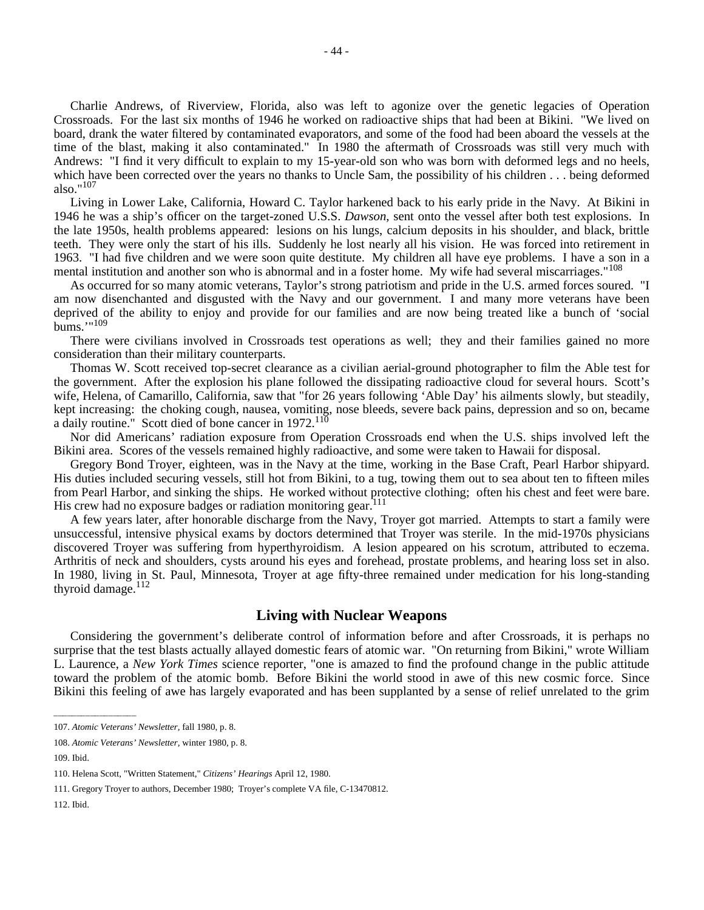Charlie Andrews, of Riverview, Florida, also was left to agonize over the genetic legacies of Operation Crossroads. For the last six months of 1946 he worked on radioactive ships that had been at Bikini. "We lived on board, drank the water filtered by contaminated evaporators, and some of the food had been aboard the vessels at the time of the blast, making it also contaminated." In 1980 the aftermath of Crossroads was still very much with Andrews: "I find it very difficult to explain to my 15-year-old son who was born with deformed legs and no heels, which have been corrected over the years no thanks to Uncle Sam, the possibility of his children . . . being deformed also."[107]

Living in Lower Lake, California, Howard C. Taylor harkened back to his early pride in the Navy. At Bikini in 1946 he was a ship's officer on the target-zoned U.S.S. *Dawson,* sent onto the vessel after both test explosions. In the late 1950s, health problems appeared: lesions on his lungs, calcium deposits in his shoulder, and black, brittle teeth. They were only the start of his ills. Suddenly he lost nearly all his vision. He was forced into retirement in 1963. "I had five children and we were soon quite destitute. My children all have eye problems. I have a son in a mental institution and another son who is abnormal and in a foster home. My wife had several miscarriages."[108]

As occurred for so many atomic veterans, Taylor's strong patriotism and pride in the U.S. armed forces soured. "I am now disenchanted and disgusted with the Navy and our government. I and many more veterans have been deprived of the ability to enjoy and provide for our families and are now being treated like a bunch of 'social bums.'"[109]

There were civilians involved in Crossroads test operations as well; they and their families gained no more consideration than their military counterparts.

Thomas W. Scott received top-secret clearance as a civilian aerial-ground photographer to film the Able test for the government. After the explosion his plane followed the dissipating radioactive cloud for several hours. Scott's wife, Helena, of Camarillo, California, saw that "for 26 years following 'Able Day' his ailments slowly, but steadily, kept increasing: the choking cough, nausea, vomiting, nose bleeds, severe back pains, depression and so on, became a daily routine." Scott died of bone cancer in 1972.[110]

Nor did Americans' radiation exposure from Operation Crossroads end when the U.S. ships involved left the Bikini area. Scores of the vessels remained highly radioactive, and some were taken to Hawaii for disposal.

Gregory Bond Troyer, eighteen, was in the Navy at the time, working in the Base Craft, Pearl Harbor shipyard. His duties included securing vessels, still hot from Bikini, to a tug, towing them out to sea about ten to fifteen miles from Pearl Harbor, and sinking the ships. He worked without protective clothing; often his chest and feet were bare. His crew had no exposure badges or radiation monitoring gear.[111]

A few years later, after honorable discharge from the Navy, Troyer got married. Attempts to start a family were unsuccessful, intensive physical exams by doctors determined that Troyer was sterile. In the mid-1970s physicians discovered Troyer was suffering from hyperthyroidism. A lesion appeared on his scrotum, attributed to eczema. Arthritis of neck and shoulders, cysts around his eyes and forehead, prostate problems, and hearing loss set in also. In 1980, living in St. Paul, Minnesota, Troyer at age fifty-three remained under medication for his long-standing thyroid damage.[112]

## Living with Nuclear Weapons

Considering the government's deliberate control of information before and after Crossroads, it is perhaps no surprise that the test blasts actually allayed domestic fears of atomic war. "On returning from Bikini," wrote William L. Laurence, a *New York Times* science reporter, "one is amazed to find the profound change in the public attitude toward the problem of the atomic bomb. Before Bikini the world stood in awe of this new cosmic force. Since Bikini this feeling of awe has largely evaporated and has been supplanted by a sense of relief unrelated to the grim

---

107. *Atomic Veterans' Newsletter,* fall 1980, p. 8.

108. *Atomic Veterans' Newsletter,* winter 1980, p. 8.

109. Ibid.

110. Helena Scott, "Written Statement," *Citizens' Hearings* April 12, 1980.

111. Gregory Troyer to authors, December 1980; Troyer's complete VA file, C-13470812.

112. Ibid.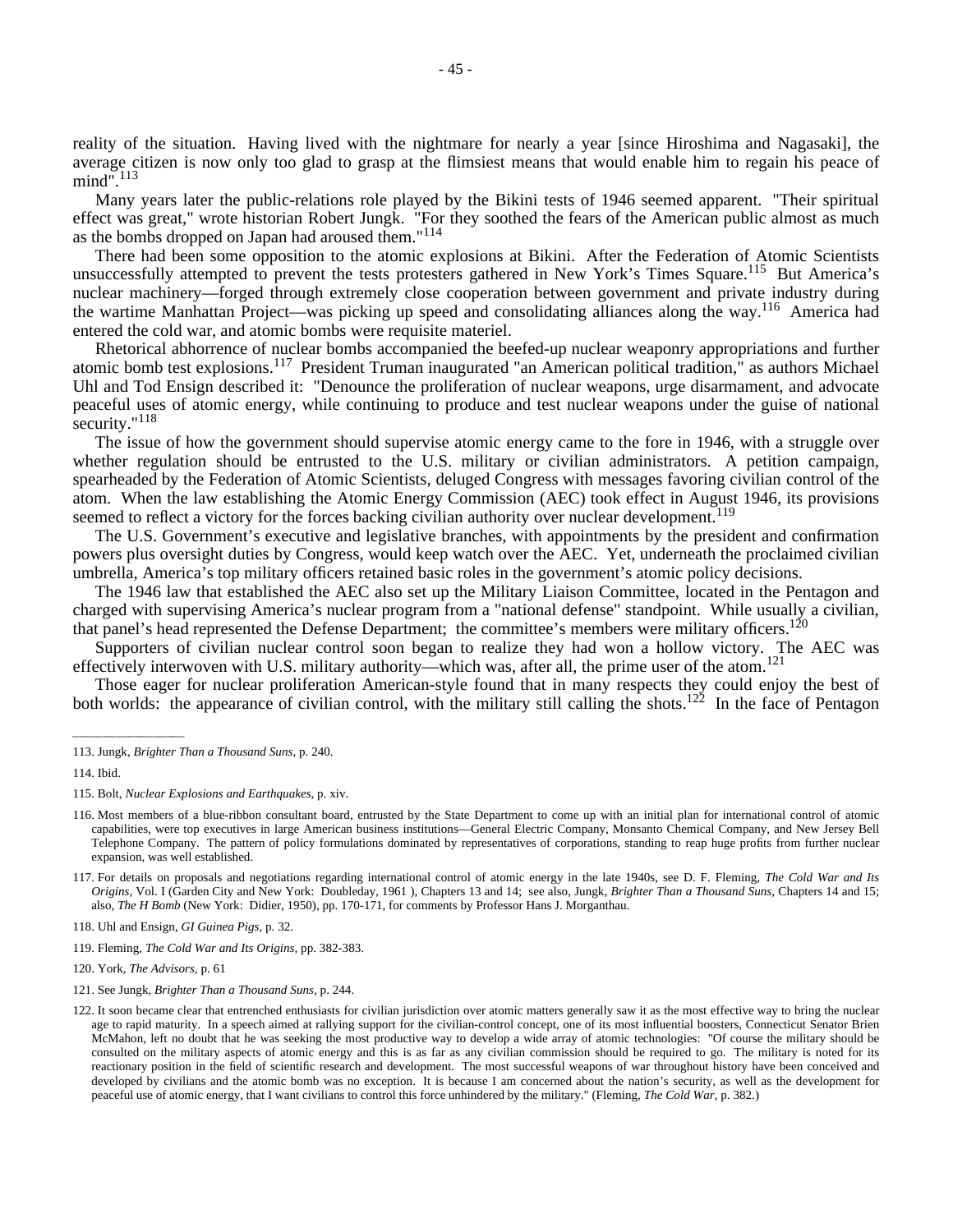reality of the situation. Having lived with the nightmare for nearly a year [since Hiroshima and Nagasaki], the average citizen is now only too glad to grasp at the flimsiest means that would enable him to regain his peace of mind".[113]

Many years later the public-relations role played by the Bikini tests of 1946 seemed apparent. "Their spiritual effect was great," wrote historian Robert Jungk. "For they soothed the fears of the American public almost as much as the bombs dropped on Japan had aroused them."[114]

There had been some opposition to the atomic explosions at Bikini. After the Federation of Atomic Scientists unsuccessfully attempted to prevent the tests protesters gathered in New York's Times Square.[115] But America's nuclear machinery—forged through extremely close cooperation between government and private industry during the wartime Manhattan Project—was picking up speed and consolidating alliances along the way.[116] America had entered the cold war, and atomic bombs were requisite materiel.

Rhetorical abhorrence of nuclear bombs accompanied the beefed-up nuclear weaponry appropriations and further atomic bomb test explosions.[117] President Truman inaugurated "an American political tradition," as authors Michael Uhl and Tod Ensign described it: "Denounce the proliferation of nuclear weapons, urge disarmament, and advocate peaceful uses of atomic energy, while continuing to produce and test nuclear weapons under the guise of national security."[118]

The issue of how the government should supervise atomic energy came to the fore in 1946, with a struggle over whether regulation should be entrusted to the U.S. military or civilian administrators. A petition campaign, spearheaded by the Federation of Atomic Scientists, deluged Congress with messages favoring civilian control of the atom. When the law establishing the Atomic Energy Commission (AEC) took effect in August 1946, its provisions seemed to reflect a victory for the forces backing civilian authority over nuclear development.[119]

The U.S. Government's executive and legislative branches, with appointments by the president and confirmation powers plus oversight duties by Congress, would keep watch over the AEC. Yet, underneath the proclaimed civilian umbrella, America's top military officers retained basic roles in the government's atomic policy decisions.

The 1946 law that established the AEC also set up the Military Liaison Committee, located in the Pentagon and charged with supervising America's nuclear program from a "national defense" standpoint. While usually a civilian, that panel's head represented the Defense Department; the committee's members were military officers.[120]

Supporters of civilian nuclear control soon began to realize they had won a hollow victory. The AEC was effectively interwoven with U.S. military authority—which was, after all, the prime user of the atom.[121]

Those eager for nuclear proliferation American-style found that in many respects they could enjoy the best of both worlds: the appearance of civilian control, with the military still calling the shots.[122] In the face of Pentagon

---

113. Jungk, *Brighter Than a Thousand Suns*, p. 240.

114. Ibid.

115. Bolt, *Nuclear Explosions and Earthquakes*, p. xiv.

116. Most members of a blue-ribbon consultant board, entrusted by the State Department to come up with an initial plan for international control of atomic capabilities, were top executives in large American business institutions—General Electric Company, Monsanto Chemical Company, and New Jersey Bell Telephone Company. The pattern of policy formulations dominated by representatives of corporations, standing to reap huge profits from further nuclear expansion, was well established.

117. For details on proposals and negotiations regarding international control of atomic energy in the late 1940s, see D. F. Fleming, *The Cold War and Its Origins*, Vol. I (Garden City and New York: Doubleday, 1961 ), Chapters 13 and 14; see also, Jungk, *Brighter Than a Thousand Suns*, Chapters 14 and 15; also, *The H Bomb* (New York: Didier, 1950), pp. 170-171, for comments by Professor Hans J. Morganthau.

118. Uhl and Ensign, *GI Guinea Pigs*, p. 32.

119. Fleming, *The Cold War and Its Origins*, pp. 382-383.

120. York, *The Advisors*, p. 61

121. See Jungk, *Brighter Than a Thousand Suns*, p. 244.

122. It soon became clear that entrenched enthusiasts for civilian jurisdiction over atomic matters generally saw it as the most effective way to bring the nuclear age to rapid maturity. In a speech aimed at rallying support for the civilian-control concept, one of its most influential boosters, Connecticut Senator Brien McMahon, left no doubt that he was seeking the most productive way to develop a wide array of atomic technologies: "Of course the military should be consulted on the military aspects of atomic energy and this is as far as any civilian commission should be required to go. The military is noted for its reactionary position in the field of scientific research and development. The most successful weapons of war throughout history have been conceived and developed by civilians and the atomic bomb was no exception. It is because I am concerned about the nation's security, as well as the development for peaceful use of atomic energy, that I want civilians to control this force unhindered by the military." (Fleming, *The Cold War*, p. 382.)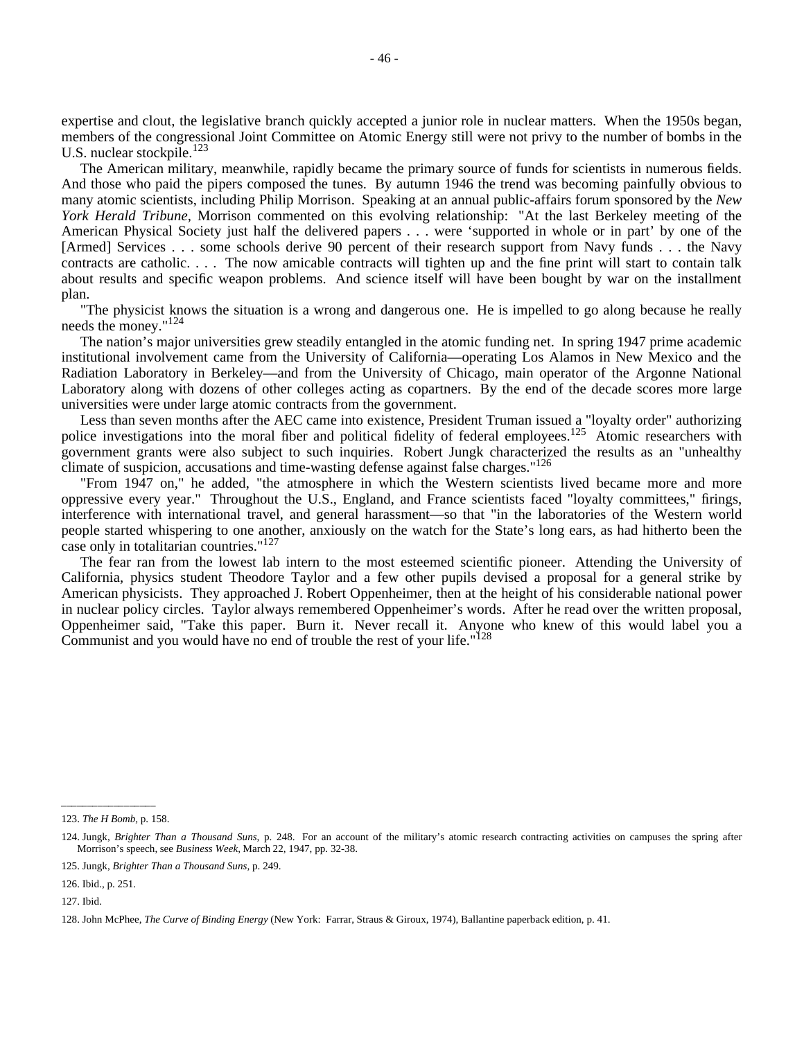expertise and clout, the legislative branch quickly accepted a junior role in nuclear matters. When the 1950s began, members of the congressional Joint Committee on Atomic Energy still were not privy to the number of bombs in the U.S. nuclear stockpile.[123]

The American military, meanwhile, rapidly became the primary source of funds for scientists in numerous fields. And those who paid the pipers composed the tunes. By autumn 1946 the trend was becoming painfully obvious to many atomic scientists, including Philip Morrison. Speaking at an annual public-affairs forum sponsored by the *New York Herald Tribune*, Morrison commented on this evolving relationship: "At the last Berkeley meeting of the American Physical Society just half the delivered papers . . . were 'supported in whole or in part' by one of the [Armed] Services . . . some schools derive 90 percent of their research support from Navy funds . . . the Navy contracts are catholic. . . . The now amicable contracts will tighten up and the fine print will start to contain talk about results and specific weapon problems. And science itself will have been bought by war on the installment plan.

"The physicist knows the situation is a wrong and dangerous one. He is impelled to go along because he really needs the money."[124]

The nation's major universities grew steadily entangled in the atomic funding net. In spring 1947 prime academic institutional involvement came from the University of California—operating Los Alamos in New Mexico and the Radiation Laboratory in Berkeley—and from the University of Chicago, main operator of the Argonne National Laboratory along with dozens of other colleges acting as copartners. By the end of the decade scores more large universities were under large atomic contracts from the government.

Less than seven months after the AEC came into existence, President Truman issued a "loyalty order" authorizing police investigations into the moral fiber and political fidelity of federal employees.[125] Atomic researchers with government grants were also subject to such inquiries. Robert Jungk characterized the results as an "unhealthy climate of suspicion, accusations and time-wasting defense against false charges."[126]

"From 1947 on," he added, "the atmosphere in which the Western scientists lived became more and more oppressive every year." Throughout the U.S., England, and France scientists faced "loyalty committees," firings, interference with international travel, and general harassment—so that "in the laboratories of the Western world people started whispering to one another, anxiously on the watch for the State's long ears, as had hitherto been the case only in totalitarian countries."[127]

The fear ran from the lowest lab intern to the most esteemed scientific pioneer. Attending the University of California, physics student Theodore Taylor and a few other pupils devised a proposal for a general strike by American physicists. They approached J. Robert Oppenheimer, then at the height of his considerable national power in nuclear policy circles. Taylor always remembered Oppenheimer's words. After he read over the written proposal, Oppenheimer said, "Take this paper. Burn it. Never recall it. Anyone who knew of this would label you a Communist and you would have no end of trouble the rest of your life."[128]

---

123. *The H Bomb*, p. 158.

124. Jungk, *Brighter Than a Thousand Suns*, p. 248. For an account of the military's atomic research contracting activities on campuses the spring after Morrison's speech, see *Business Week*, March 22, 1947, pp. 32-38.

125. Jungk, *Brighter Than a Thousand Suns*, p. 249.

126. Ibid., p. 251.

127. Ibid.

128. John McPhee, *The Curve of Binding Energy* (New York: Farrar, Straus & Giroux, 1974), Ballantine paperback edition, p. 41.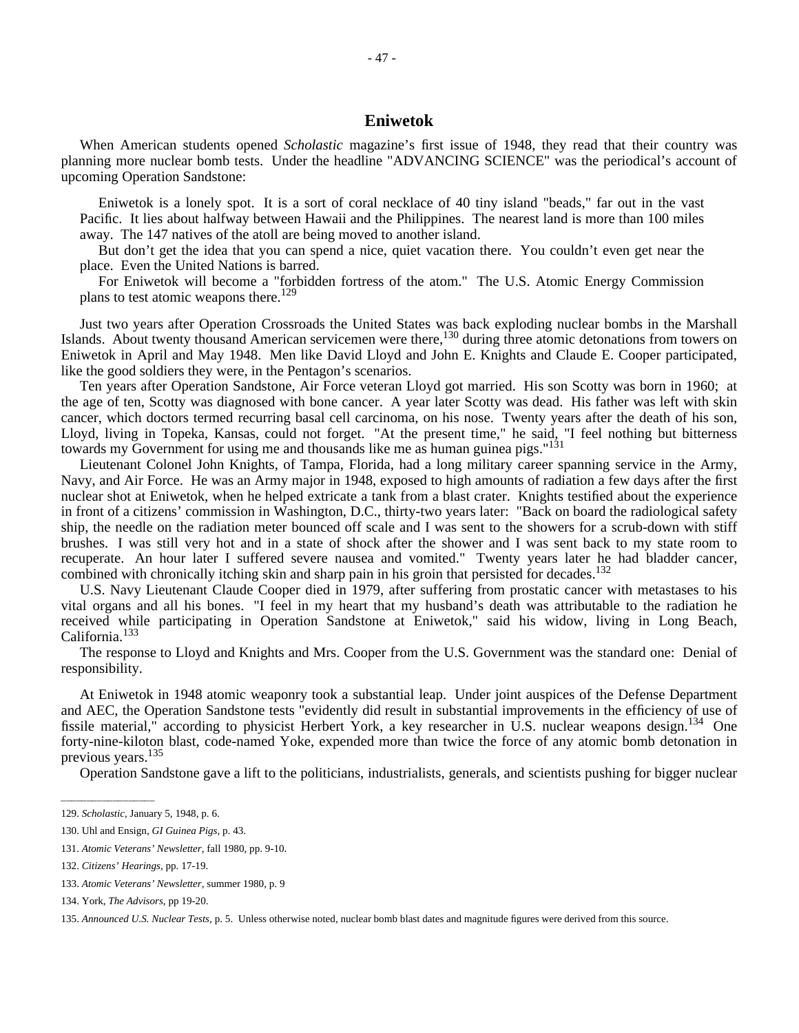## Eniwetok

When American students opened *Scholastic* magazine's first issue of 1948, they read that their country was planning more nuclear bomb tests. Under the headline "ADVANCING SCIENCE" was the periodical's account of upcoming Operation Sandstone:

> Eniwetok is a lonely spot. It is a sort of coral necklace of 40 tiny island "beads," far out in the vast Pacific. It lies about halfway between Hawaii and the Philippines. The nearest land is more than 100 miles away. The 147 natives of the atoll are being moved to another island.
>
> But don't get the idea that you can spend a nice, quiet vacation there. You couldn't even get near the place. Even the United Nations is barred.
>
> For Eniwetok will become a "forbidden fortress of the atom." The U.S. Atomic Energy Commission plans to test atomic weapons there.[129]

Just two years after Operation Crossroads the United States was back exploding nuclear bombs in the Marshall Islands. About twenty thousand American servicemen were there,[130] during three atomic detonations from towers on Eniwetok in April and May 1948. Men like David Lloyd and John E. Knights and Claude E. Cooper participated, like the good soldiers they were, in the Pentagon's scenarios.

Ten years after Operation Sandstone, Air Force veteran Lloyd got married. His son Scotty was born in 1960; at the age of ten, Scotty was diagnosed with bone cancer. A year later Scotty was dead. His father was left with skin cancer, which doctors termed recurring basal cell carcinoma, on his nose. Twenty years after the death of his son, Lloyd, living in Topeka, Kansas, could not forget. "At the present time," he said, "I feel nothing but bitterness towards my Government for using me and thousands like me as human guinea pigs."[131]

Lieutenant Colonel John Knights, of Tampa, Florida, had a long military career spanning service in the Army, Navy, and Air Force. He was an Army major in 1948, exposed to high amounts of radiation a few days after the first nuclear shot at Eniwetok, when he helped extricate a tank from a blast crater. Knights testified about the experience in front of a citizens' commission in Washington, D.C., thirty-two years later: "Back on board the radiological safety ship, the needle on the radiation meter bounced off scale and I was sent to the showers for a scrub-down with stiff brushes. I was still very hot and in a state of shock after the shower and I was sent back to my state room to recuperate. An hour later I suffered severe nausea and vomited." Twenty years later he had bladder cancer, combined with chronically itching skin and sharp pain in his groin that persisted for decades.[132]

U.S. Navy Lieutenant Claude Cooper died in 1979, after suffering from prostatic cancer with metastases to his vital organs and all his bones. "I feel in my heart that my husband's death was attributable to the radiation he received while participating in Operation Sandstone at Eniwetok," said his widow, living in Long Beach, California.[133]

The response to Lloyd and Knights and Mrs. Cooper from the U.S. Government was the standard one: Denial of responsibility.

At Eniwetok in 1948 atomic weaponry took a substantial leap. Under joint auspices of the Defense Department and AEC, the Operation Sandstone tests "evidently did result in substantial improvements in the efficiency of use of fissile material," according to physicist Herbert York, a key researcher in U.S. nuclear weapons design.[134] One forty-nine-kiloton blast, code-named Yoke, expended more than twice the force of any atomic bomb detonation in previous years.[135]

Operation Sandstone gave a lift to the politicians, industrialists, generals, and scientists pushing for bigger nuclear

---

129. *Scholastic*, January 5, 1948, p. 6.

130. Uhl and Ensign, *GI Guinea Pigs*, p. 43.

131. *Atomic Veterans' Newsletter*, fall 1980, pp. 9-10.

132. *Citizens' Hearings*, pp. 17-19.

133. *Atomic Veterans' Newsletter*, summer 1980, p. 9

134. York, *The Advisors*, pp 19-20.

135. *Announced U.S. Nuclear Tests*, p. 5. Unless otherwise noted, nuclear bomb blast dates and magnitude figures were derived from this source.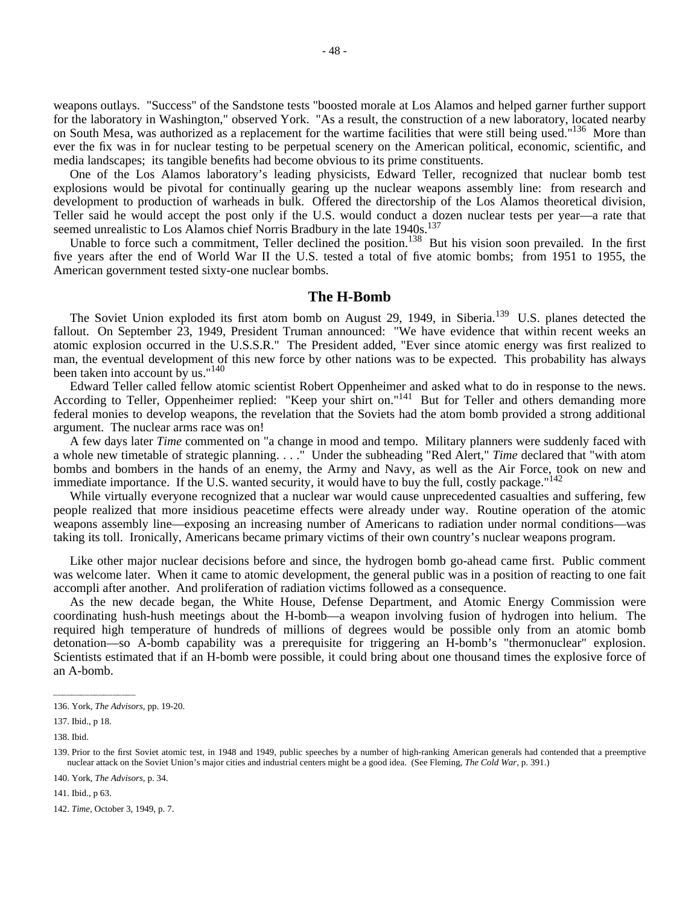weapons outlays. "Success" of the Sandstone tests "boosted morale at Los Alamos and helped garner further support for the laboratory in Washington," observed York. "As a result, the construction of a new laboratory, located nearby on South Mesa, was authorized as a replacement for the wartime facilities that were still being used."[136] More than ever the fix was in for nuclear testing to be perpetual scenery on the American political, economic, scientific, and media landscapes; its tangible benefits had become obvious to its prime constituents.

One of the Los Alamos laboratory's leading physicists, Edward Teller, recognized that nuclear bomb test explosions would be pivotal for continually gearing up the nuclear weapons assembly line: from research and development to production of warheads in bulk. Offered the directorship of the Los Alamos theoretical division, Teller said he would accept the post only if the U.S. would conduct a dozen nuclear tests per year—a rate that seemed unrealistic to Los Alamos chief Norris Bradbury in the late 1940s.[137]

Unable to force such a commitment, Teller declined the position.[138] But his vision soon prevailed. In the first five years after the end of World War II the U.S. tested a total of five atomic bombs; from 1951 to 1955, the American government tested sixty-one nuclear bombs.

## The H-Bomb

The Soviet Union exploded its first atom bomb on August 29, 1949, in Siberia.[139] U.S. planes detected the fallout. On September 23, 1949, President Truman announced: "We have evidence that within recent weeks an atomic explosion occurred in the U.S.S.R." The President added, "Ever since atomic energy was first realized to man, the eventual development of this new force by other nations was to be expected. This probability has always been taken into account by us."[140]

Edward Teller called fellow atomic scientist Robert Oppenheimer and asked what to do in response to the news. According to Teller, Oppenheimer replied: "Keep your shirt on."[141] But for Teller and others demanding more federal monies to develop weapons, the revelation that the Soviets had the atom bomb provided a strong additional argument. The nuclear arms race was on!

A few days later *Time* commented on "a change in mood and tempo. Military planners were suddenly faced with a whole new timetable of strategic planning. . . ." Under the subheading "Red Alert," *Time* declared that "with atom bombs and bombers in the hands of an enemy, the Army and Navy, as well as the Air Force, took on new and immediate importance. If the U.S. wanted security, it would have to buy the full, costly package."[142]

While virtually everyone recognized that a nuclear war would cause unprecedented casualties and suffering, few people realized that more insidious peacetime effects were already under way. Routine operation of the atomic weapons assembly line—exposing an increasing number of Americans to radiation under normal conditions—was taking its toll. Ironically, Americans became primary victims of their own country's nuclear weapons program.

Like other major nuclear decisions before and since, the hydrogen bomb go-ahead came first. Public comment was welcome later. When it came to atomic development, the general public was in a position of reacting to one fait accompli after another. And proliferation of radiation victims followed as a consequence.

As the new decade began, the White House, Defense Department, and Atomic Energy Commission were coordinating hush-hush meetings about the H-bomb—a weapon involving fusion of hydrogen into helium. The required high temperature of hundreds of millions of degrees would be possible only from an atomic bomb detonation—so A-bomb capability was a prerequisite for triggering an H-bomb's "thermonuclear" explosion. Scientists estimated that if an H-bomb were possible, it could bring about one thousand times the explosive force of an A-bomb.

---

136. York, *The Advisors,* pp. 19-20.

137. Ibid., p 18.

138. Ibid.

139. Prior to the first Soviet atomic test, in 1948 and 1949, public speeches by a number of high-ranking American generals had contended that a preemptive nuclear attack on the Soviet Union's major cities and industrial centers might be a good idea. (See Fleming, *The Cold War,* p. 391.)

140. York, *The Advisors,* p. 34.

141. Ibid., p 63.

142. *Time,* October 3, 1949, p. 7.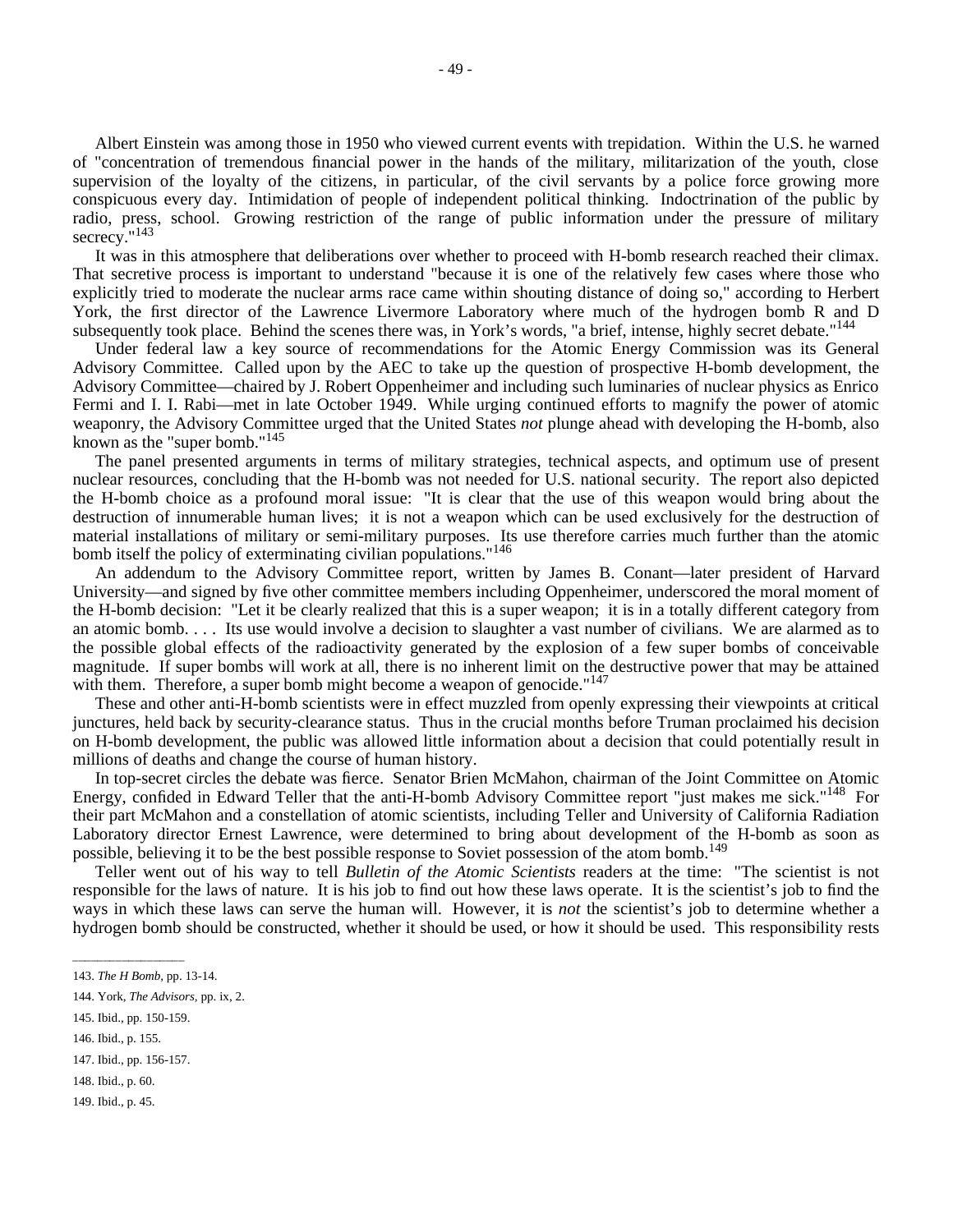Albert Einstein was among those in 1950 who viewed current events with trepidation. Within the U.S. he warned of "concentration of tremendous financial power in the hands of the military, militarization of the youth, close supervision of the loyalty of the citizens, in particular, of the civil servants by a police force growing more conspicuous every day. Intimidation of people of independent political thinking. Indoctrination of the public by radio, press, school. Growing restriction of the range of public information under the pressure of military secrecy."[143]

It was in this atmosphere that deliberations over whether to proceed with H-bomb research reached their climax. That secretive process is important to understand "because it is one of the relatively few cases where those who explicitly tried to moderate the nuclear arms race came within shouting distance of doing so," according to Herbert York, the first director of the Lawrence Livermore Laboratory where much of the hydrogen bomb R and D subsequently took place. Behind the scenes there was, in York's words, "a brief, intense, highly secret debate."[144]

Under federal law a key source of recommendations for the Atomic Energy Commission was its General Advisory Committee. Called upon by the AEC to take up the question of prospective H-bomb development, the Advisory Committee—chaired by J. Robert Oppenheimer and including such luminaries of nuclear physics as Enrico Fermi and I. I. Rabi—met in late October 1949. While urging continued efforts to magnify the power of atomic weaponry, the Advisory Committee urged that the United States *not* plunge ahead with developing the H-bomb, also known as the "super bomb."[145]

The panel presented arguments in terms of military strategies, technical aspects, and optimum use of present nuclear resources, concluding that the H-bomb was not needed for U.S. national security. The report also depicted the H-bomb choice as a profound moral issue: "It is clear that the use of this weapon would bring about the destruction of innumerable human lives; it is not a weapon which can be used exclusively for the destruction of material installations of military or semi-military purposes. Its use therefore carries much further than the atomic bomb itself the policy of exterminating civilian populations."[146]

An addendum to the Advisory Committee report, written by James B. Conant—later president of Harvard University—and signed by five other committee members including Oppenheimer, underscored the moral moment of the H-bomb decision: "Let it be clearly realized that this is a super weapon; it is in a totally different category from an atomic bomb. . . . Its use would involve a decision to slaughter a vast number of civilians. We are alarmed as to the possible global effects of the radioactivity generated by the explosion of a few super bombs of conceivable magnitude. If super bombs will work at all, there is no inherent limit on the destructive power that may be attained with them. Therefore, a super bomb might become a weapon of genocide."[147]

These and other anti-H-bomb scientists were in effect muzzled from openly expressing their viewpoints at critical junctures, held back by security-clearance status. Thus in the crucial months before Truman proclaimed his decision on H-bomb development, the public was allowed little information about a decision that could potentially result in millions of deaths and change the course of human history.

In top-secret circles the debate was fierce. Senator Brien McMahon, chairman of the Joint Committee on Atomic Energy, confided in Edward Teller that the anti-H-bomb Advisory Committee report "just makes me sick."[148] For their part McMahon and a constellation of atomic scientists, including Teller and University of California Radiation Laboratory director Ernest Lawrence, were determined to bring about development of the H-bomb as soon as possible, believing it to be the best possible response to Soviet possession of the atom bomb.[149]

Teller went out of his way to tell *Bulletin of the Atomic Scientists* readers at the time: "The scientist is not responsible for the laws of nature. It is his job to find out how these laws operate. It is the scientist's job to find the ways in which these laws can serve the human will. However, it is *not* the scientist's job to determine whether a hydrogen bomb should be constructed, whether it should be used, or how it should be used. This responsibility rests

---

143. *The H Bomb*, pp. 13-14.

144. York, *The Advisors*, pp. ix, 2.

145. Ibid., pp. 150-159.

146. Ibid., p. 155.

147. Ibid., pp. 156-157.

148. Ibid., p. 60.

149. Ibid., p. 45.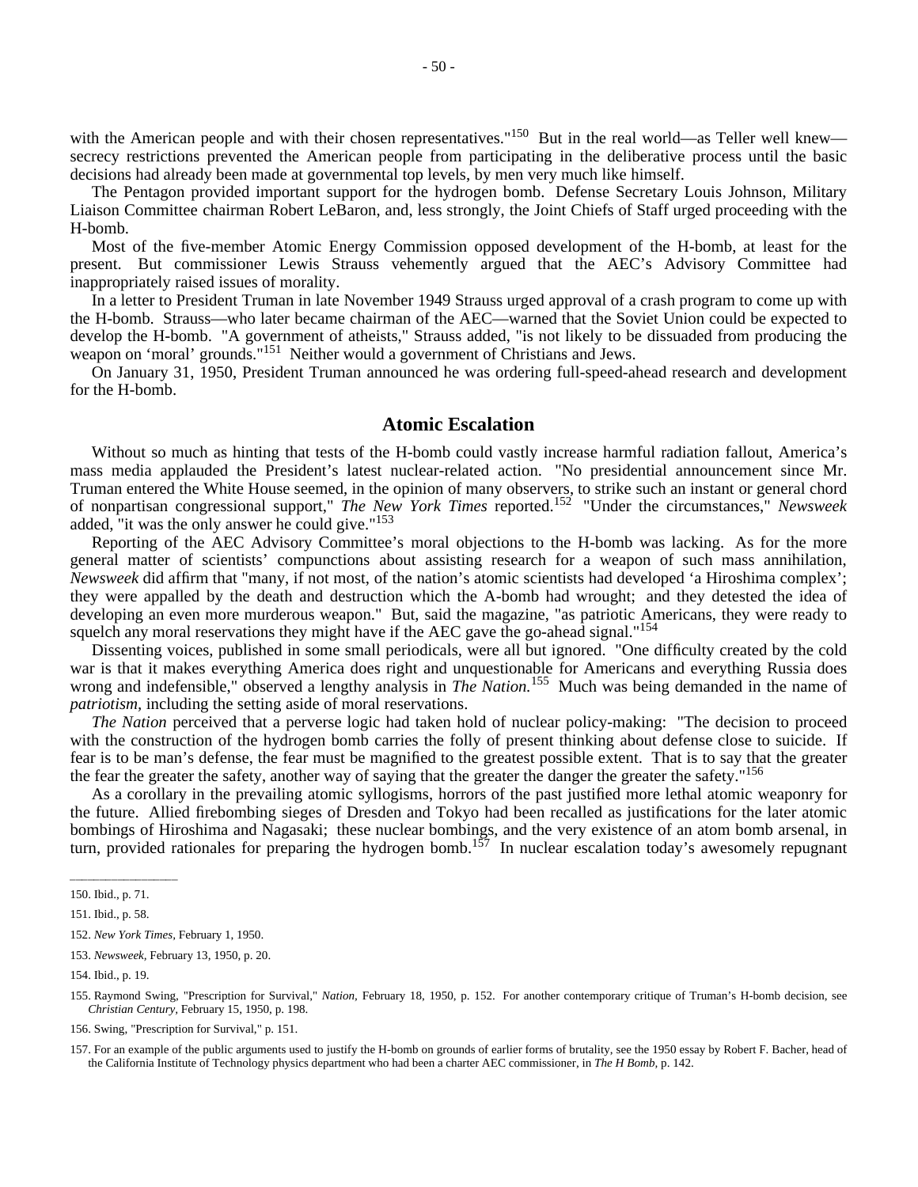with the American people and with their chosen representatives."[150] But in the real world—as Teller well knew—secrecy restrictions prevented the American people from participating in the deliberative process until the basic decisions had already been made at governmental top levels, by men very much like himself.

The Pentagon provided important support for the hydrogen bomb. Defense Secretary Louis Johnson, Military Liaison Committee chairman Robert LeBaron, and, less strongly, the Joint Chiefs of Staff urged proceeding with the H-bomb.

Most of the five-member Atomic Energy Commission opposed development of the H-bomb, at least for the present. But commissioner Lewis Strauss vehemently argued that the AEC's Advisory Committee had inappropriately raised issues of morality.

In a letter to President Truman in late November 1949 Strauss urged approval of a crash program to come up with the H-bomb. Strauss—who later became chairman of the AEC—warned that the Soviet Union could be expected to develop the H-bomb. "A government of atheists," Strauss added, "is not likely to be dissuaded from producing the weapon on 'moral' grounds."[151] Neither would a government of Christians and Jews.

On January 31, 1950, President Truman announced he was ordering full-speed-ahead research and development for the H-bomb.

## Atomic Escalation

Without so much as hinting that tests of the H-bomb could vastly increase harmful radiation fallout, America's mass media applauded the President's latest nuclear-related action. "No presidential announcement since Mr. Truman entered the White House seemed, in the opinion of many observers, to strike such an instant or general chord of nonpartisan congressional support," *The New York Times* reported.[152] "Under the circumstances," *Newsweek* added, "it was the only answer he could give."[153]

Reporting of the AEC Advisory Committee's moral objections to the H-bomb was lacking. As for the more general matter of scientists' compunctions about assisting research for a weapon of such mass annihilation, *Newsweek* did affirm that "many, if not most, of the nation's atomic scientists had developed 'a Hiroshima complex'; they were appalled by the death and destruction which the A-bomb had wrought; and they detested the idea of developing an even more murderous weapon." But, said the magazine, "as patriotic Americans, they were ready to squelch any moral reservations they might have if the AEC gave the go-ahead signal."[154]

Dissenting voices, published in some small periodicals, were all but ignored. "One difficulty created by the cold war is that it makes everything America does right and unquestionable for Americans and everything Russia does wrong and indefensible," observed a lengthy analysis in *The Nation.*[155] Much was being demanded in the name of *patriotism,* including the setting aside of moral reservations.

*The Nation* perceived that a perverse logic had taken hold of nuclear policy-making: "The decision to proceed with the construction of the hydrogen bomb carries the folly of present thinking about defense close to suicide. If fear is to be man's defense, the fear must be magnified to the greatest possible extent. That is to say that the greater the fear the greater the safety, another way of saying that the greater the danger the greater the safety."[156]

As a corollary in the prevailing atomic syllogisms, horrors of the past justified more lethal atomic weaponry for the future. Allied firebombing sieges of Dresden and Tokyo had been recalled as justifications for the later atomic bombings of Hiroshima and Nagasaki; these nuclear bombings, and the very existence of an atom bomb arsenal, in turn, provided rationales for preparing the hydrogen bomb.[157] In nuclear escalation today's awesomely repugnant

---

150. Ibid., p. 71.

151. Ibid., p. 58.

152. *New York Times,* February 1, 1950.

153. *Newsweek,* February 13, 1950, p. 20.

154. Ibid., p. 19.

155. Raymond Swing, "Prescription for Survival," *Nation,* February 18, 1950, p. 152. For another contemporary critique of Truman's H-bomb decision, see *Christian Century,* February 15, 1950, p. 198.

156. Swing, "Prescription for Survival," p. 151.

157. For an example of the public arguments used to justify the H-bomb on grounds of earlier forms of brutality, see the 1950 essay by Robert F. Bacher, head of the California Institute of Technology physics department who had been a charter AEC commissioner, in *The H Bomb,* p. 142.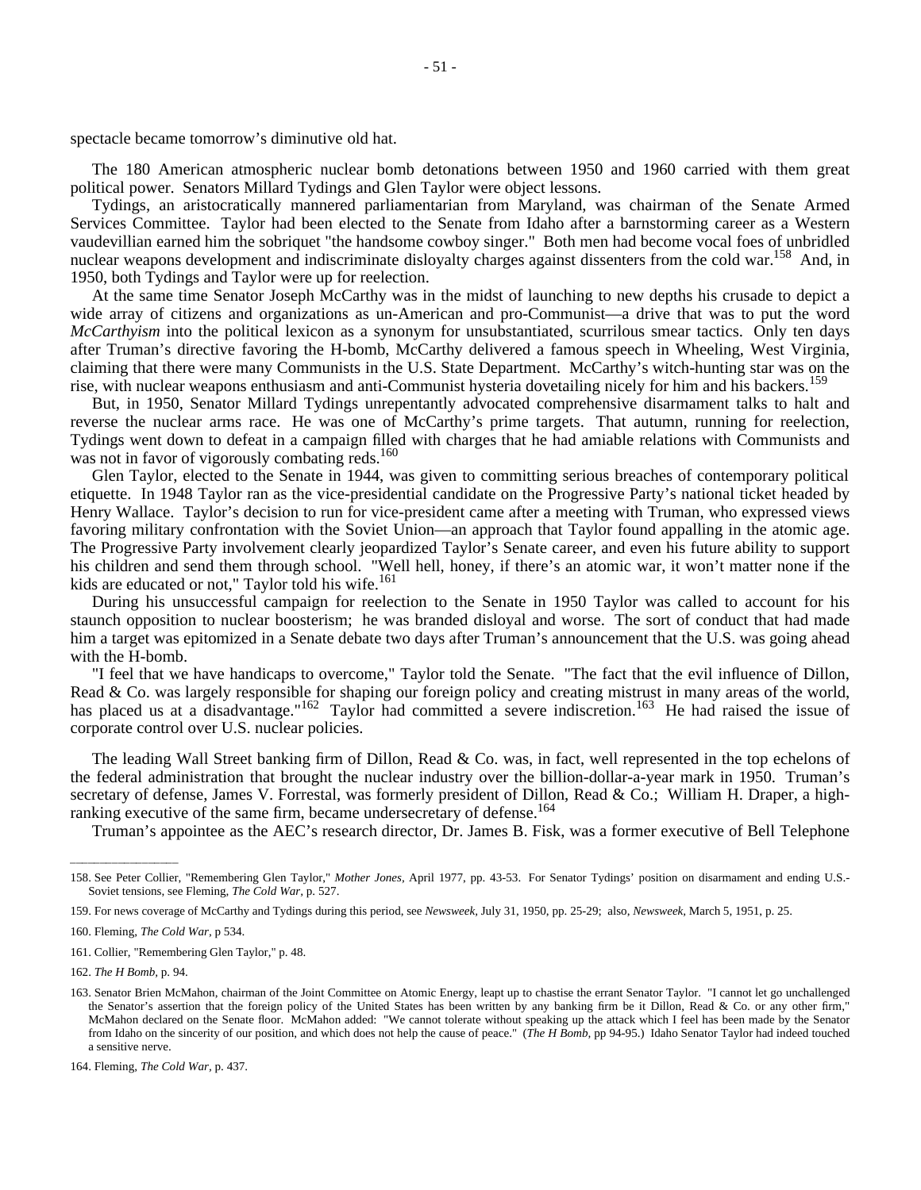spectacle became tomorrow's diminutive old hat.

The 180 American atmospheric nuclear bomb detonations between 1950 and 1960 carried with them great political power. Senators Millard Tydings and Glen Taylor were object lessons.

Tydings, an aristocratically mannered parliamentarian from Maryland, was chairman of the Senate Armed Services Committee. Taylor had been elected to the Senate from Idaho after a barnstorming career as a Western vaudevillian earned him the sobriquet "the handsome cowboy singer." Both men had become vocal foes of unbridled nuclear weapons development and indiscriminate disloyalty charges against dissenters from the cold war.[158] And, in 1950, both Tydings and Taylor were up for reelection.

At the same time Senator Joseph McCarthy was in the midst of launching to new depths his crusade to depict a wide array of citizens and organizations as un-American and pro-Communist—a drive that was to put the word *McCarthyism* into the political lexicon as a synonym for unsubstantiated, scurrilous smear tactics. Only ten days after Truman's directive favoring the H-bomb, McCarthy delivered a famous speech in Wheeling, West Virginia, claiming that there were many Communists in the U.S. State Department. McCarthy's witch-hunting star was on the rise, with nuclear weapons enthusiasm and anti-Communist hysteria dovetailing nicely for him and his backers.[159]

But, in 1950, Senator Millard Tydings unrepentantly advocated comprehensive disarmament talks to halt and reverse the nuclear arms race. He was one of McCarthy's prime targets. That autumn, running for reelection, Tydings went down to defeat in a campaign filled with charges that he had amiable relations with Communists and was not in favor of vigorously combating reds.[160]

Glen Taylor, elected to the Senate in 1944, was given to committing serious breaches of contemporary political etiquette. In 1948 Taylor ran as the vice-presidential candidate on the Progressive Party's national ticket headed by Henry Wallace. Taylor's decision to run for vice-president came after a meeting with Truman, who expressed views favoring military confrontation with the Soviet Union—an approach that Taylor found appalling in the atomic age. The Progressive Party involvement clearly jeopardized Taylor's Senate career, and even his future ability to support his children and send them through school. "Well hell, honey, if there's an atomic war, it won't matter none if the kids are educated or not," Taylor told his wife.[161]

During his unsuccessful campaign for reelection to the Senate in 1950 Taylor was called to account for his staunch opposition to nuclear boosterism; he was branded disloyal and worse. The sort of conduct that had made him a target was epitomized in a Senate debate two days after Truman's announcement that the U.S. was going ahead with the H-bomb.

"I feel that we have handicaps to overcome," Taylor told the Senate. "The fact that the evil influence of Dillon, Read & Co. was largely responsible for shaping our foreign policy and creating mistrust in many areas of the world, has placed us at a disadvantage."[162] Taylor had committed a severe indiscretion.[163] He had raised the issue of corporate control over U.S. nuclear policies.

The leading Wall Street banking firm of Dillon, Read & Co. was, in fact, well represented in the top echelons of the federal administration that brought the nuclear industry over the billion-dollar-a-year mark in 1950. Truman's secretary of defense, James V. Forrestal, was formerly president of Dillon, Read & Co.; William H. Draper, a high-ranking executive of the same firm, became undersecretary of defense.[164]

Truman's appointee as the AEC's research director, Dr. James B. Fisk, was a former executive of Bell Telephone

---

158. See Peter Collier, "Remembering Glen Taylor," *Mother Jones*, April 1977, pp. 43-53. For Senator Tydings' position on disarmament and ending U.S.-Soviet tensions, see Fleming, *The Cold War*, p. 527.

159. For news coverage of McCarthy and Tydings during this period, see *Newsweek*, July 31, 1950, pp. 25-29; also, *Newsweek*, March 5, 1951, p. 25.

160. Fleming, *The Cold War*, p 534.

161. Collier, "Remembering Glen Taylor," p. 48.

162. *The H Bomb*, p. 94.

163. Senator Brien McMahon, chairman of the Joint Committee on Atomic Energy, leapt up to chastise the errant Senator Taylor. "I cannot let go unchallenged the Senator's assertion that the foreign policy of the United States has been written by any banking firm be it Dillon, Read & Co. or any other firm," McMahon declared on the Senate floor. McMahon added: "We cannot tolerate without speaking up the attack which I feel has been made by the Senator from Idaho on the sincerity of our position, and which does not help the cause of peace." (*The H Bomb*, pp 94-95.) Idaho Senator Taylor had indeed touched a sensitive nerve.

164. Fleming, *The Cold War*, p. 437.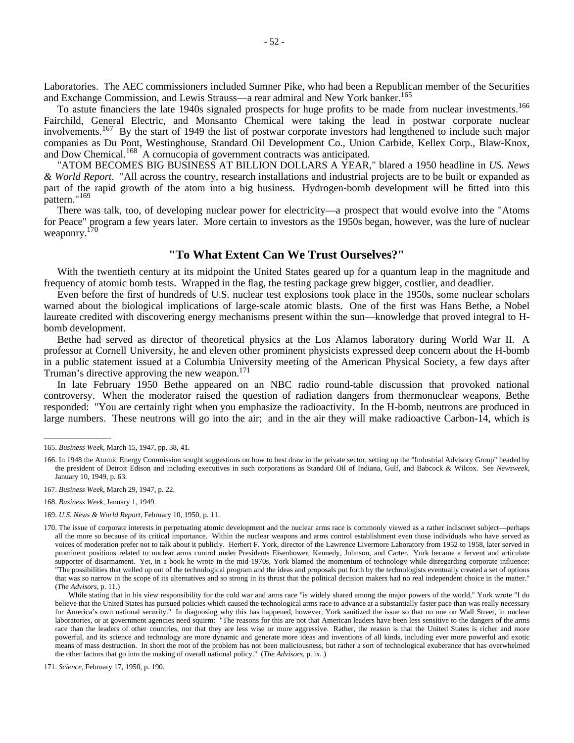Laboratories. The AEC commissioners included Sumner Pike, who had been a Republican member of the Securities and Exchange Commission, and Lewis Strauss—a rear admiral and New York banker.[165]

To astute financiers the late 1940s signaled prospects for huge profits to be made from nuclear investments.[166] Fairchild, General Electric, and Monsanto Chemical were taking the lead in postwar corporate nuclear involvements.[167] By the start of 1949 the list of postwar corporate investors had lengthened to include such major companies as Du Pont, Westinghouse, Standard Oil Development Co., Union Carbide, Kellex Corp., Blaw-Knox, and Dow Chemical.[168] A cornucopia of government contracts was anticipated.

"ATOM BECOMES BIG BUSINESS AT BILLION DOLLARS A YEAR," blared a 1950 headline in *US. News & World Report*. "All across the country, research installations and industrial projects are to be built or expanded as part of the rapid growth of the atom into a big business. Hydrogen-bomb development will be fitted into this pattern."[169]

There was talk, too, of developing nuclear power for electricity—a prospect that would evolve into the "Atoms for Peace" program a few years later. More certain to investors as the 1950s began, however, was the lure of nuclear weaponry.[170]

## "To What Extent Can We Trust Ourselves?"

With the twentieth century at its midpoint the United States geared up for a quantum leap in the magnitude and frequency of atomic bomb tests. Wrapped in the flag, the testing package grew bigger, costlier, and deadlier.

Even before the first of hundreds of U.S. nuclear test explosions took place in the 1950s, some nuclear scholars warned about the biological implications of large-scale atomic blasts. One of the first was Hans Bethe, a Nobel laureate credited with discovering energy mechanisms present within the sun—knowledge that proved integral to H-bomb development.

Bethe had served as director of theoretical physics at the Los Alamos laboratory during World War II. A professor at Cornell University, he and eleven other prominent physicists expressed deep concern about the H-bomb in a public statement issued at a Columbia University meeting of the American Physical Society, a few days after Truman's directive approving the new weapon.[171]

In late February 1950 Bethe appeared on an NBC radio round-table discussion that provoked national controversy. When the moderator raised the question of radiation dangers from thermonuclear weapons, Bethe responded: "You are certainly right when you emphasize the radioactivity. In the H-bomb, neutrons are produced in large numbers. These neutrons will go into the air; and in the air they will make radioactive Carbon-14, which is

---

165. *Business Week*, March 15, 1947, pp. 38, 41.

166. In 1948 the Atomic Energy Commission sought suggestions on how to best draw in the private sector, setting up the "Industrial Advisory Group" headed by the president of Detroit Edison and including executives in such corporations as Standard Oil of Indiana, Gulf, and Babcock & Wilcox. See *Newsweek*, January 10, 1949, p. 63.

167. *Business Week*, March 29, 1947, p. 22.

168. *Business Week*, January 1, 1949.

169. *U.S. News & World Report*, February 10, 1950, p. 11.

170. The issue of corporate interests in perpetuating atomic development and the nuclear arms race is commonly viewed as a rather indiscreet subject—perhaps all the more so because of its critical importance. Within the nuclear weapons and arms control establishment even those individuals who have served as voices of moderation prefer not to talk about it publicly. Herbert F. York, director of the Lawrence Livermore Laboratory from 1952 to 1958, later served in prominent positions related to nuclear arms control under Presidents Eisenhower, Kennedy, Johnson, and Carter. York became a fervent and articulate supporter of disarmament. Yet, in a book he wrote in the mid-1970s, York blamed the momentum of technology while disregarding corporate influence: "The possibilities that welled up out of the technological program and the ideas and proposals put forth by the technologists eventually created a set of options that was so narrow in the scope of its alternatives and so strong in its thrust that the political decision makers had no real independent choice in the matter." (*The Advisors*, p. 11.)

While stating that in his view responsibility for the cold war and arms race "is widely shared among the major powers of the world," York wrote "I do believe that the United States has pursued policies which caused the technological arms race to advance at a substantially faster pace than was really necessary for America's own national security." In diagnosing why this has happened, however, York sanitized the issue so that no one on Wall Street, in nuclear laboratories, or at government agencies need squirm: "The reasons for this are not that American leaders have been less sensitive to the dangers of the arms race than the leaders of other countries, nor that they are less wise or more aggressive. Rather, the reason is that the United States is richer and more powerful, and its science and technology are more dynamic and generate more ideas and inventions of all kinds, including ever more powerful and exotic means of mass destruction. In short the root of the problem has not been maliciousness, but rather a sort of technological exuberance that has overwhelmed the other factors that go into the making of overall national policy." (*The Advisors*, p. ix. )

171. *Science*, February 17, 1950, p. 190.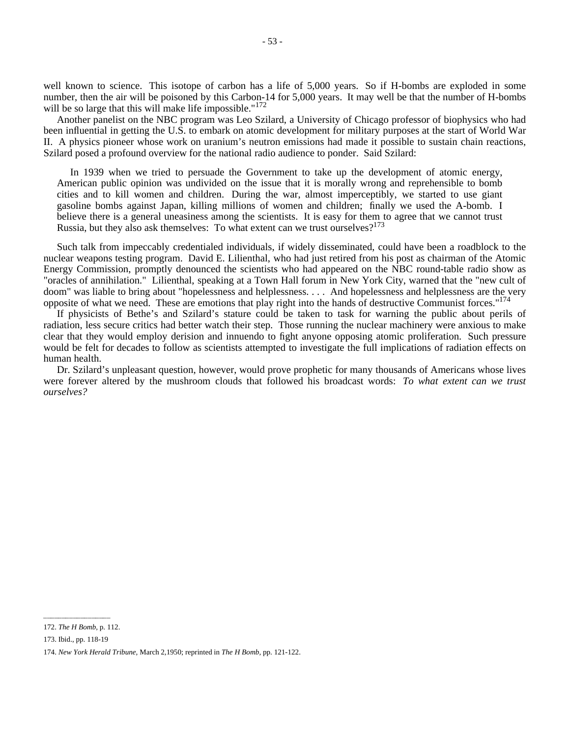well known to science. This isotope of carbon has a life of 5,000 years. So if H-bombs are exploded in some number, then the air will be poisoned by this Carbon-14 for 5,000 years. It may well be that the number of H-bombs will be so large that this will make life impossible."[172]

Another panelist on the NBC program was Leo Szilard, a University of Chicago professor of biophysics who had been influential in getting the U.S. to embark on atomic development for military purposes at the start of World War II. A physics pioneer whose work on uranium's neutron emissions had made it possible to sustain chain reactions, Szilard posed a profound overview for the national radio audience to ponder. Said Szilard:

> In 1939 when we tried to persuade the Government to take up the development of atomic energy, American public opinion was undivided on the issue that it is morally wrong and reprehensible to bomb cities and to kill women and children. During the war, almost imperceptibly, we started to use giant gasoline bombs against Japan, killing millions of women and children; finally we used the A-bomb. I believe there is a general uneasiness among the scientists. It is easy for them to agree that we cannot trust Russia, but they also ask themselves: To what extent can we trust ourselves?[173]

Such talk from impeccably credentialed individuals, if widely disseminated, could have been a roadblock to the nuclear weapons testing program. David E. Lilienthal, who had just retired from his post as chairman of the Atomic Energy Commission, promptly denounced the scientists who had appeared on the NBC round-table radio show as "oracles of annihilation." Lilienthal, speaking at a Town Hall forum in New York City, warned that the "new cult of doom" was liable to bring about "hopelessness and helplessness. . . . And hopelessness and helplessness are the very opposite of what we need. These are emotions that play right into the hands of destructive Communist forces."[174]

If physicists of Bethe's and Szilard's stature could be taken to task for warning the public about perils of radiation, less secure critics had better watch their step. Those running the nuclear machinery were anxious to make clear that they would employ derision and innuendo to fight anyone opposing atomic proliferation. Such pressure would be felt for decades to follow as scientists attempted to investigate the full implications of radiation effects on human health.

Dr. Szilard's unpleasant question, however, would prove prophetic for many thousands of Americans whose lives were forever altered by the mushroom clouds that followed his broadcast words: *To what extent can we trust ourselves?*

---

172. *The H Bomb,* p. 112.

173. Ibid., pp. 118-19

174. *New York Herald Tribune,* March 2,1950; reprinted in *The H Bomb,* pp. 121-122.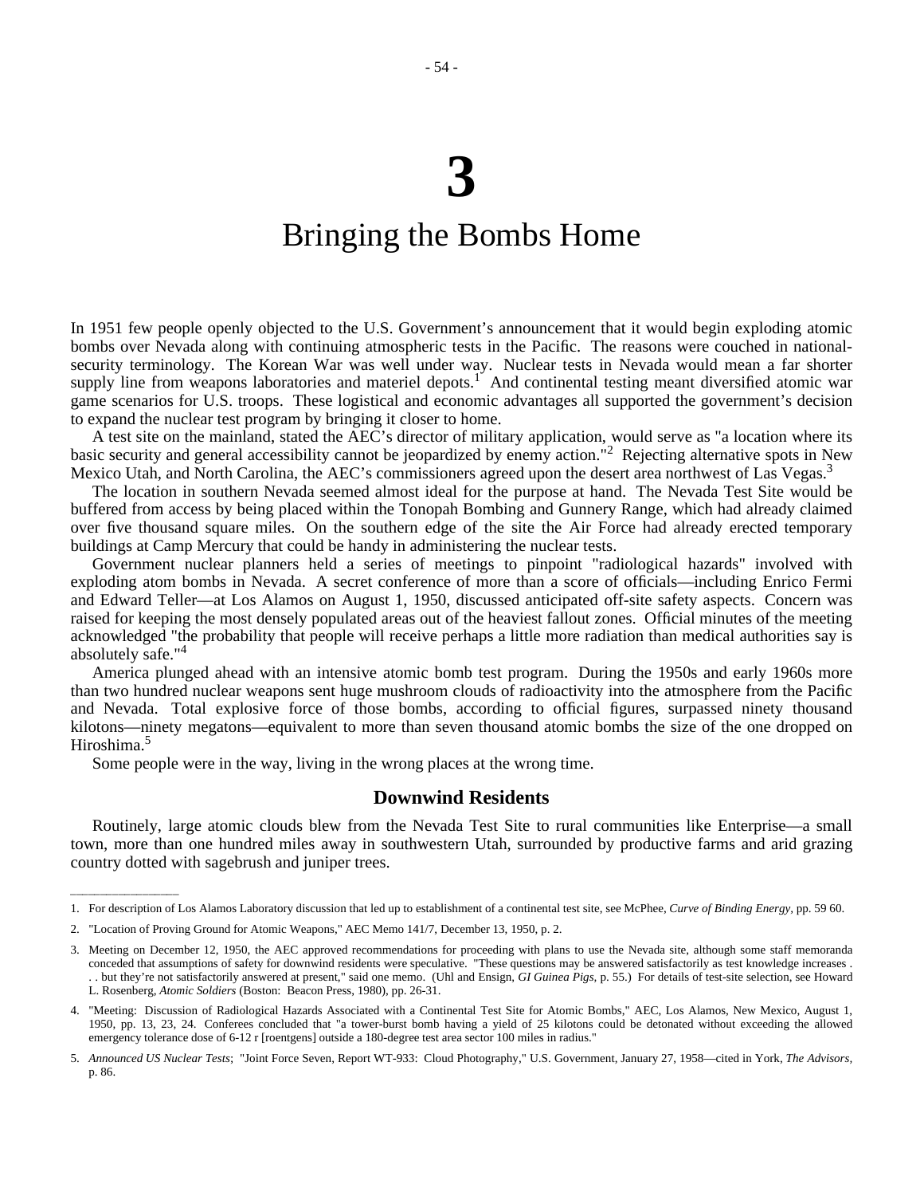# 3

# Bringing the Bombs Home

In 1951 few people openly objected to the U.S. Government's announcement that it would begin exploding atomic bombs over Nevada along with continuing atmospheric tests in the Pacific. The reasons were couched in national-security terminology. The Korean War was well under way. Nuclear tests in Nevada would mean a far shorter supply line from weapons laboratories and materiel depots.[1] And continental testing meant diversified atomic war game scenarios for U.S. troops. These logistical and economic advantages all supported the government's decision to expand the nuclear test program by bringing it closer to home.

A test site on the mainland, stated the AEC's director of military application, would serve as "a location where its basic security and general accessibility cannot be jeopardized by enemy action."[2] Rejecting alternative spots in New Mexico Utah, and North Carolina, the AEC's commissioners agreed upon the desert area northwest of Las Vegas.[3]

The location in southern Nevada seemed almost ideal for the purpose at hand. The Nevada Test Site would be buffered from access by being placed within the Tonopah Bombing and Gunnery Range, which had already claimed over five thousand square miles. On the southern edge of the site the Air Force had already erected temporary buildings at Camp Mercury that could be handy in administering the nuclear tests.

Government nuclear planners held a series of meetings to pinpoint "radiological hazards" involved with exploding atom bombs in Nevada. A secret conference of more than a score of officials—including Enrico Fermi and Edward Teller—at Los Alamos on August 1, 1950, discussed anticipated off-site safety aspects. Concern was raised for keeping the most densely populated areas out of the heaviest fallout zones. Official minutes of the meeting acknowledged "the probability that people will receive perhaps a little more radiation than medical authorities say is absolutely safe."[4]

America plunged ahead with an intensive atomic bomb test program. During the 1950s and early 1960s more than two hundred nuclear weapons sent huge mushroom clouds of radioactivity into the atmosphere from the Pacific and Nevada. Total explosive force of those bombs, according to official figures, surpassed ninety thousand kilotons—ninety megatons—equivalent to more than seven thousand atomic bombs the size of the one dropped on Hiroshima.[5]

Some people were in the way, living in the wrong places at the wrong time.

### Downwind Residents

Routinely, large atomic clouds blew from the Nevada Test Site to rural communities like Enterprise—a small town, more than one hundred miles away in southwestern Utah, surrounded by productive farms and arid grazing country dotted with sagebrush and juniper trees.

---

1. For description of Los Alamos Laboratory discussion that led up to establishment of a continental test site, see McPhee, *Curve of Binding Energy*, pp. 59 60.

2. "Location of Proving Ground for Atomic Weapons," AEC Memo 141/7, December 13, 1950, p. 2.

3. Meeting on December 12, 1950, the AEC approved recommendations for proceeding with plans to use the Nevada site, although some staff memoranda conceded that assumptions of safety for downwind residents were speculative. "These questions may be answered satisfactorily as test knowledge increases . . . but they're not satisfactorily answered at present," said one memo. (Uhl and Ensign, *GI Guinea Pigs*, p. 55.) For details of test-site selection, see Howard L. Rosenberg, *Atomic Soldiers* (Boston: Beacon Press, 1980), pp. 26-31.

4. "Meeting: Discussion of Radiological Hazards Associated with a Continental Test Site for Atomic Bombs," AEC, Los Alamos, New Mexico, August 1, 1950, pp. 13, 23, 24. Conferees concluded that "a tower-burst bomb having a yield of 25 kilotons could be detonated without exceeding the allowed emergency tolerance dose of 6-12 r [roentgens] outside a 180-degree test area sector 100 miles in radius."

5. *Announced US Nuclear Tests*; "Joint Force Seven, Report WT-933: Cloud Photography," U.S. Government, January 27, 1958—cited in York, *The Advisors*, p. 86.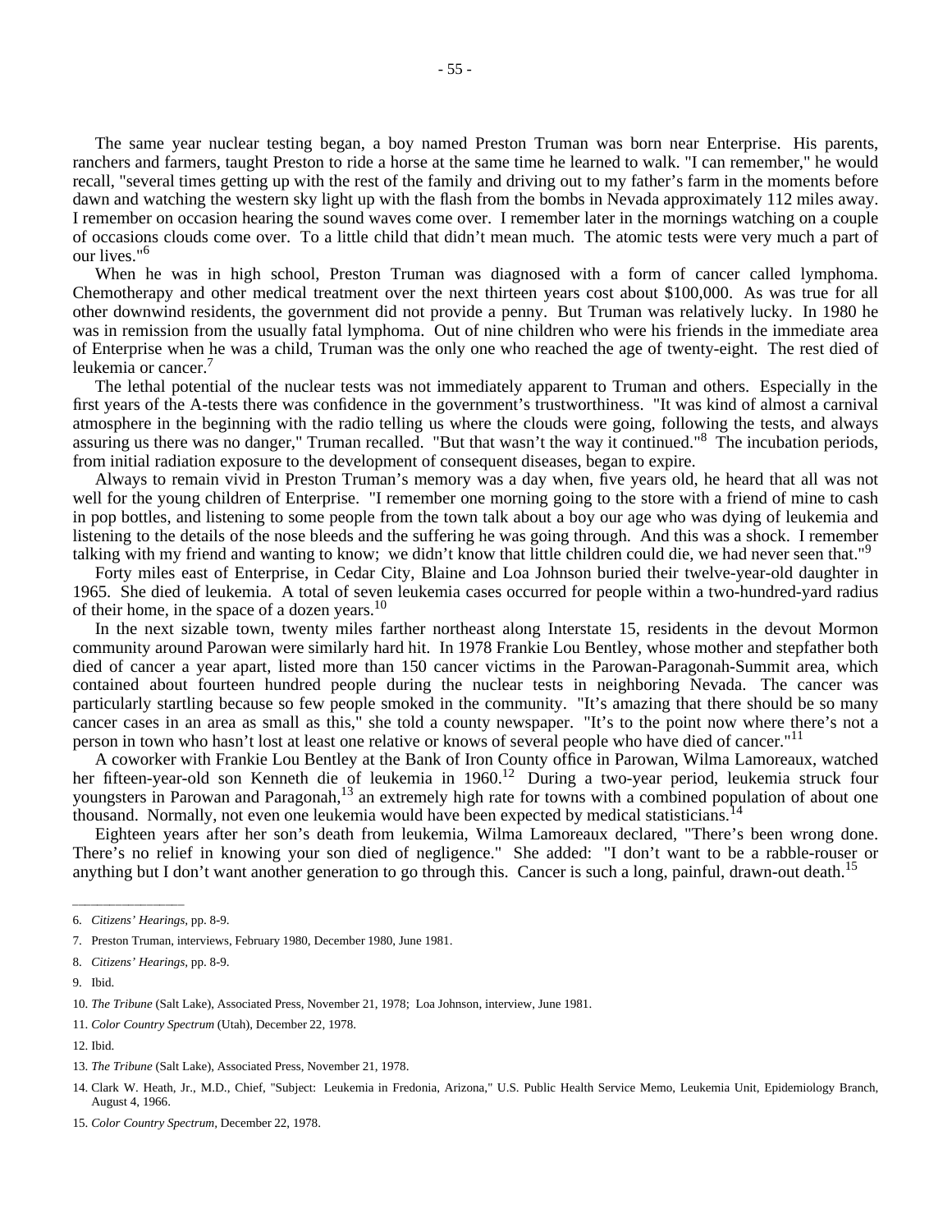The same year nuclear testing began, a boy named Preston Truman was born near Enterprise. His parents, ranchers and farmers, taught Preston to ride a horse at the same time he learned to walk. "I can remember," he would recall, "several times getting up with the rest of the family and driving out to my father's farm in the moments before dawn and watching the western sky light up with the flash from the bombs in Nevada approximately 112 miles away. I remember on occasion hearing the sound waves come over. I remember later in the mornings watching on a couple of occasions clouds come over. To a little child that didn't mean much. The atomic tests were very much a part of our lives."[6]

When he was in high school, Preston Truman was diagnosed with a form of cancer called lymphoma. Chemotherapy and other medical treatment over the next thirteen years cost about $100,000. As was true for all other downwind residents, the government did not provide a penny. But Truman was relatively lucky. In 1980 he was in remission from the usually fatal lymphoma. Out of nine children who were his friends in the immediate area of Enterprise when he was a child, Truman was the only one who reached the age of twenty-eight. The rest died of leukemia or cancer.[7]

The lethal potential of the nuclear tests was not immediately apparent to Truman and others. Especially in the first years of the A-tests there was confidence in the government's trustworthiness. "It was kind of almost a carnival atmosphere in the beginning with the radio telling us where the clouds were going, following the tests, and always assuring us there was no danger," Truman recalled. "But that wasn't the way it continued."[8] The incubation periods, from initial radiation exposure to the development of consequent diseases, began to expire.

Always to remain vivid in Preston Truman's memory was a day when, five years old, he heard that all was not well for the young children of Enterprise. "I remember one morning going to the store with a friend of mine to cash in pop bottles, and listening to some people from the town talk about a boy our age who was dying of leukemia and listening to the details of the nose bleeds and the suffering he was going through. And this was a shock. I remember talking with my friend and wanting to know; we didn't know that little children could die, we had never seen that."[9]

Forty miles east of Enterprise, in Cedar City, Blaine and Loa Johnson buried their twelve-year-old daughter in 1965. She died of leukemia. A total of seven leukemia cases occurred for people within a two-hundred-yard radius of their home, in the space of a dozen years.[10]

In the next sizable town, twenty miles farther northeast along Interstate 15, residents in the devout Mormon community around Parowan were similarly hard hit. In 1978 Frankie Lou Bentley, whose mother and stepfather both died of cancer a year apart, listed more than 150 cancer victims in the Parowan-Paragonah-Summit area, which contained about fourteen hundred people during the nuclear tests in neighboring Nevada. The cancer was particularly startling because so few people smoked in the community. "It's amazing that there should be so many cancer cases in an area as small as this," she told a county newspaper. "It's to the point now where there's not a person in town who hasn't lost at least one relative or knows of several people who have died of cancer."[11]

A coworker with Frankie Lou Bentley at the Bank of Iron County office in Parowan, Wilma Lamoreaux, watched her fifteen-year-old son Kenneth die of leukemia in 1960.[12] During a two-year period, leukemia struck four youngsters in Parowan and Paragonah,[13] an extremely high rate for towns with a combined population of about one thousand. Normally, not even one leukemia would have been expected by medical statisticians.[14]

Eighteen years after her son's death from leukemia, Wilma Lamoreaux declared, "There's been wrong done. There's no relief in knowing your son died of negligence." She added: "I don't want to be a rabble-rouser or anything but I don't want another generation to go through this. Cancer is such a long, painful, drawn-out death.[15]

---

6. *Citizens' Hearings*, pp. 8-9.

7. Preston Truman, interviews, February 1980, December 1980, June 1981.

8. *Citizens' Hearings*, pp. 8-9.

9. Ibid.

10. *The Tribune* (Salt Lake), Associated Press, November 21, 1978; Loa Johnson, interview, June 1981.

11. *Color Country Spectrum* (Utah), December 22, 1978.

12. Ibid.

13. *The Tribune* (Salt Lake), Associated Press, November 21, 1978.

14. Clark W. Heath, Jr., M.D., Chief, "Subject: Leukemia in Fredonia, Arizona," U.S. Public Health Service Memo, Leukemia Unit, Epidemiology Branch, August 4, 1966.

15. *Color Country Spectrum*, December 22, 1978.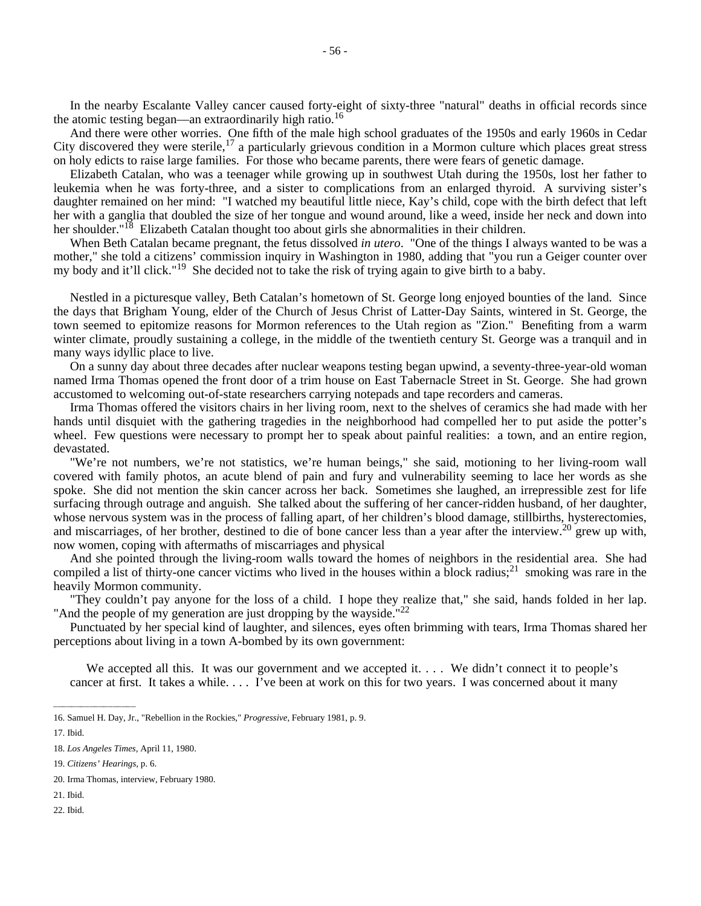In the nearby Escalante Valley cancer caused forty-eight of sixty-three "natural" deaths in official records since the atomic testing began—an extraordinarily high ratio.[16]

And there were other worries. One fifth of the male high school graduates of the 1950s and early 1960s in Cedar City discovered they were sterile,[17] a particularly grievous condition in a Mormon culture which places great stress on holy edicts to raise large families. For those who became parents, there were fears of genetic damage.

Elizabeth Catalan, who was a teenager while growing up in southwest Utah during the 1950s, lost her father to leukemia when he was forty-three, and a sister to complications from an enlarged thyroid. A surviving sister's daughter remained on her mind: "I watched my beautiful little niece, Kay's child, cope with the birth defect that left her with a ganglia that doubled the size of her tongue and wound around, like a weed, inside her neck and down into her shoulder."[18] Elizabeth Catalan thought too about girls she abnormalities in their children.

When Beth Catalan became pregnant, the fetus dissolved *in utero*. "One of the things I always wanted to be was a mother," she told a citizens' commission inquiry in Washington in 1980, adding that "you run a Geiger counter over my body and it'll click."[19] She decided not to take the risk of trying again to give birth to a baby.

Nestled in a picturesque valley, Beth Catalan's hometown of St. George long enjoyed bounties of the land. Since the days that Brigham Young, elder of the Church of Jesus Christ of Latter-Day Saints, wintered in St. George, the town seemed to epitomize reasons for Mormon references to the Utah region as "Zion." Benefiting from a warm winter climate, proudly sustaining a college, in the middle of the twentieth century St. George was a tranquil and in many ways idyllic place to live.

On a sunny day about three decades after nuclear weapons testing began upwind, a seventy-three-year-old woman named Irma Thomas opened the front door of a trim house on East Tabernacle Street in St. George. She had grown accustomed to welcoming out-of-state researchers carrying notepads and tape recorders and cameras.

Irma Thomas offered the visitors chairs in her living room, next to the shelves of ceramics she had made with her hands until disquiet with the gathering tragedies in the neighborhood had compelled her to put aside the potter's wheel. Few questions were necessary to prompt her to speak about painful realities: a town, and an entire region, devastated.

"We're not numbers, we're not statistics, we're human beings," she said, motioning to her living-room wall covered with family photos, an acute blend of pain and fury and vulnerability seeming to lace her words as she spoke. She did not mention the skin cancer across her back. Sometimes she laughed, an irrepressible zest for life surfacing through outrage and anguish. She talked about the suffering of her cancer-ridden husband, of her daughter, whose nervous system was in the process of falling apart, of her children's blood damage, stillbirths, hysterectomies, and miscarriages, of her brother, destined to die of bone cancer less than a year after the interview.[20] grew up with, now women, coping with aftermaths of miscarriages and physical

And she pointed through the living-room walls toward the homes of neighbors in the residential area. She had compiled a list of thirty-one cancer victims who lived in the houses within a block radius;[21] smoking was rare in the heavily Mormon community.

"They couldn't pay anyone for the loss of a child. I hope they realize that," she said, hands folded in her lap. "And the people of my generation are just dropping by the wayside."[22]

Punctuated by her special kind of laughter, and silences, eyes often brimming with tears, Irma Thomas shared her perceptions about living in a town A-bombed by its own government:

> We accepted all this. It was our government and we accepted it. . . . We didn't connect it to people's cancer at first. It takes a while. . . . I've been at work on this for two years. I was concerned about it many

---

16. Samuel H. Day, Jr., "Rebellion in the Rockies," *Progressive,* February 1981, p. 9.

17. Ibid.

18. *Los Angeles Times,* April 11, 1980.

19. *Citizens' Hearings,* p. 6.

20. Irma Thomas, interview, February 1980.

21. Ibid.

22. Ibid.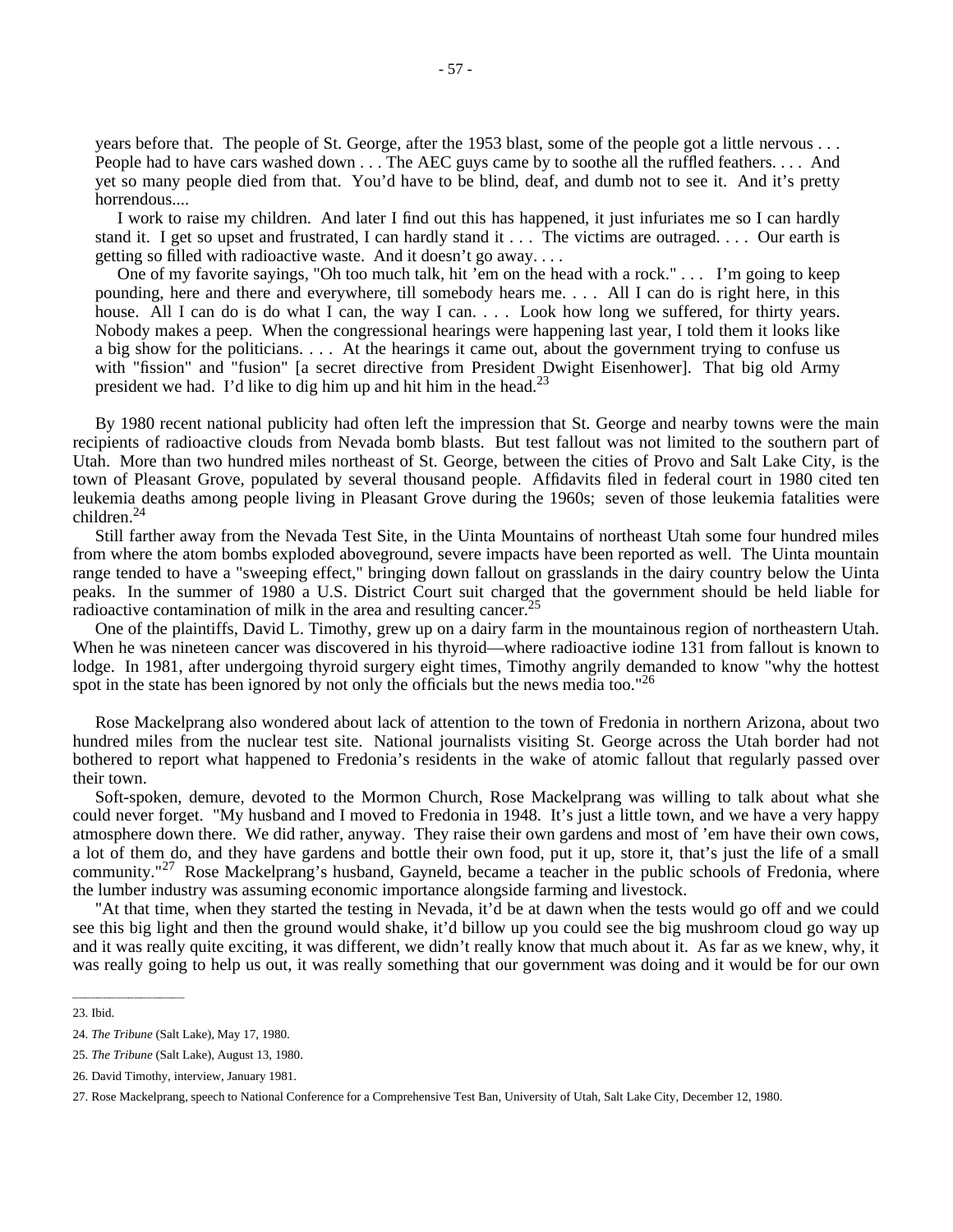years before that. The people of St. George, after the 1953 blast, some of the people got a little nervous . . . People had to have cars washed down . . . The AEC guys came by to soothe all the ruffled feathers. . . . And yet so many people died from that. You'd have to be blind, deaf, and dumb not to see it. And it's pretty horrendous....

I work to raise my children. And later I find out this has happened, it just infuriates me so I can hardly stand it. I get so upset and frustrated, I can hardly stand it . . . The victims are outraged. . . . Our earth is getting so filled with radioactive waste. And it doesn't go away. . . .

One of my favorite sayings, "Oh too much talk, hit 'em on the head with a rock." . . . I'm going to keep pounding, here and there and everywhere, till somebody hears me. . . . All I can do is right here, in this house. All I can do is do what I can, the way I can. . . . Look how long we suffered, for thirty years. Nobody makes a peep. When the congressional hearings were happening last year, I told them it looks like a big show for the politicians. . . . At the hearings it came out, about the government trying to confuse us with "fission" and "fusion" [a secret directive from President Dwight Eisenhower]. That big old Army president we had. I'd like to dig him up and hit him in the head.[23]

By 1980 recent national publicity had often left the impression that St. George and nearby towns were the main recipients of radioactive clouds from Nevada bomb blasts. But test fallout was not limited to the southern part of Utah. More than two hundred miles northeast of St. George, between the cities of Provo and Salt Lake City, is the town of Pleasant Grove, populated by several thousand people. Affidavits filed in federal court in 1980 cited ten leukemia deaths among people living in Pleasant Grove during the 1960s; seven of those leukemia fatalities were children.[24]

Still farther away from the Nevada Test Site, in the Uinta Mountains of northeast Utah some four hundred miles from where the atom bombs exploded aboveground, severe impacts have been reported as well. The Uinta mountain range tended to have a "sweeping effect," bringing down fallout on grasslands in the dairy country below the Uinta peaks. In the summer of 1980 a U.S. District Court suit charged that the government should be held liable for radioactive contamination of milk in the area and resulting cancer.[25]

One of the plaintiffs, David L. Timothy, grew up on a dairy farm in the mountainous region of northeastern Utah. When he was nineteen cancer was discovered in his thyroid—where radioactive iodine 131 from fallout is known to lodge. In 1981, after undergoing thyroid surgery eight times, Timothy angrily demanded to know "why the hottest spot in the state has been ignored by not only the officials but the news media too."[26]

Rose Mackelprang also wondered about lack of attention to the town of Fredonia in northern Arizona, about two hundred miles from the nuclear test site. National journalists visiting St. George across the Utah border had not bothered to report what happened to Fredonia's residents in the wake of atomic fallout that regularly passed over their town.

Soft-spoken, demure, devoted to the Mormon Church, Rose Mackelprang was willing to talk about what she could never forget. "My husband and I moved to Fredonia in 1948. It's just a little town, and we have a very happy atmosphere down there. We did rather, anyway. They raise their own gardens and most of 'em have their own cows, a lot of them do, and they have gardens and bottle their own food, put it up, store it, that's just the life of a small community."[27] Rose Mackelprang's husband, Gayneld, became a teacher in the public schools of Fredonia, where the lumber industry was assuming economic importance alongside farming and livestock.

"At that time, when they started the testing in Nevada, it'd be at dawn when the tests would go off and we could see this big light and then the ground would shake, it'd billow up you could see the big mushroom cloud go way up and it was really quite exciting, it was different, we didn't really know that much about it. As far as we knew, why, it was really going to help us out, it was really something that our government was doing and it would be for our own

---

23. Ibid.

24. *The Tribune* (Salt Lake), May 17, 1980.

25. *The Tribune* (Salt Lake), August 13, 1980.

26. David Timothy, interview, January 1981.

27. Rose Mackelprang, speech to National Conference for a Comprehensive Test Ban, University of Utah, Salt Lake City, December 12, 1980.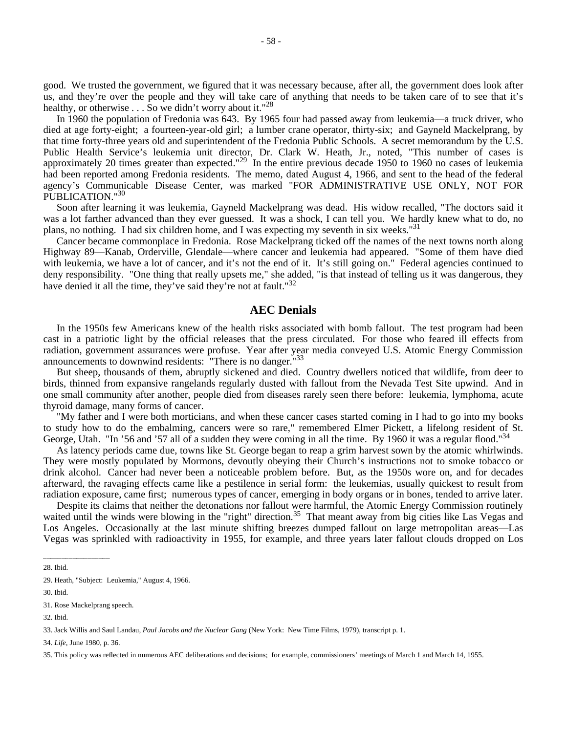good. We trusted the government, we figured that it was necessary because, after all, the government does look after us, and they're over the people and they will take care of anything that needs to be taken care of to see that it's healthy, or otherwise . . . So we didn't worry about it."[28]

In 1960 the population of Fredonia was 643. By 1965 four had passed away from leukemia—a truck driver, who died at age forty-eight; a fourteen-year-old girl; a lumber crane operator, thirty-six; and Gayneld Mackelprang, by that time forty-three years old and superintendent of the Fredonia Public Schools. A secret memorandum by the U.S. Public Health Service's leukemia unit director, Dr. Clark W. Heath, Jr., noted, "This number of cases is approximately 20 times greater than expected."[29] In the entire previous decade 1950 to 1960 no cases of leukemia had been reported among Fredonia residents. The memo, dated August 4, 1966, and sent to the head of the federal agency's Communicable Disease Center, was marked "FOR ADMINISTRATIVE USE ONLY, NOT FOR PUBLICATION."[30]

Soon after learning it was leukemia, Gayneld Mackelprang was dead. His widow recalled, "The doctors said it was a lot farther advanced than they ever guessed. It was a shock, I can tell you. We hardly knew what to do, no plans, no nothing. I had six children home, and I was expecting my seventh in six weeks."[31]

Cancer became commonplace in Fredonia. Rose Mackelprang ticked off the names of the next towns north along Highway 89—Kanab, Orderville, Glendale—where cancer and leukemia had appeared. "Some of them have died with leukemia, we have a lot of cancer, and it's not the end of it. It's still going on." Federal agencies continued to deny responsibility. "One thing that really upsets me," she added, "is that instead of telling us it was dangerous, they have denied it all the time, they've said they're not at fault."[32]

## AEC Denials

In the 1950s few Americans knew of the health risks associated with bomb fallout. The test program had been cast in a patriotic light by the official releases that the press circulated. For those who feared ill effects from radiation, government assurances were profuse. Year after year media conveyed U.S. Atomic Energy Commission announcements to downwind residents: "There is no danger."[33]

But sheep, thousands of them, abruptly sickened and died. Country dwellers noticed that wildlife, from deer to birds, thinned from expansive rangelands regularly dusted with fallout from the Nevada Test Site upwind. And in one small community after another, people died from diseases rarely seen there before: leukemia, lymphoma, acute thyroid damage, many forms of cancer.

"My father and I were both morticians, and when these cancer cases started coming in I had to go into my books to study how to do the embalming, cancers were so rare," remembered Elmer Pickett, a lifelong resident of St. George, Utah. "In '56 and '57 all of a sudden they were coming in all the time. By 1960 it was a regular flood."[34]

As latency periods came due, towns like St. George began to reap a grim harvest sown by the atomic whirlwinds. They were mostly populated by Mormons, devoutly obeying their Church's instructions not to smoke tobacco or drink alcohol. Cancer had never been a noticeable problem before. But, as the 1950s wore on, and for decades afterward, the ravaging effects came like a pestilence in serial form: the leukemias, usually quickest to result from radiation exposure, came first; numerous types of cancer, emerging in body organs or in bones, tended to arrive later.

Despite its claims that neither the detonations nor fallout were harmful, the Atomic Energy Commission routinely waited until the winds were blowing in the "right" direction.[35] That meant away from big cities like Las Vegas and Los Angeles. Occasionally at the last minute shifting breezes dumped fallout on large metropolitan areas—Las Vegas was sprinkled with radioactivity in 1955, for example, and three years later fallout clouds dropped on Los

---

28. Ibid.

29. Heath, "Subject: Leukemia," August 4, 1966.

30. Ibid.

31. Rose Mackelprang speech.

32. Ibid.

33. Jack Willis and Saul Landau, *Paul Jacobs and the Nuclear Gang* (New York: New Time Films, 1979), transcript p. 1.

34. *Life*, June 1980, p. 36.

35. This policy was reflected in numerous AEC deliberations and decisions; for example, commissioners' meetings of March 1 and March 14, 1955.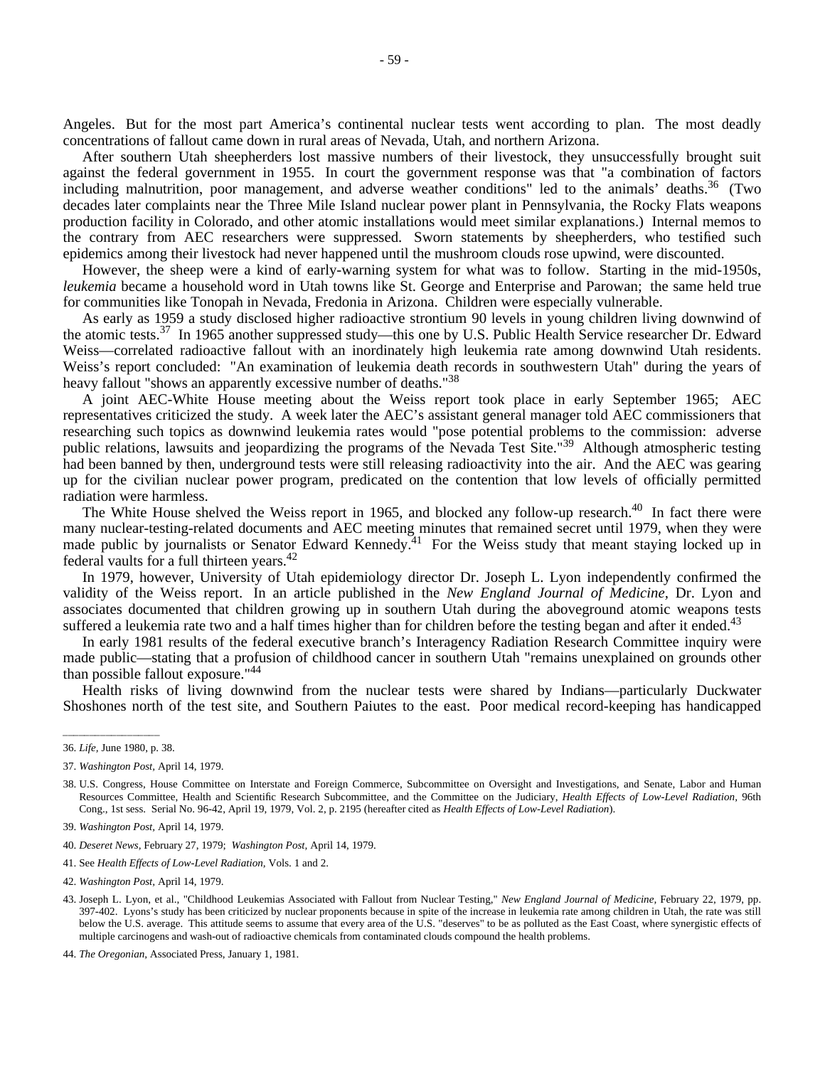Angeles. But for the most part America's continental nuclear tests went according to plan. The most deadly concentrations of fallout came down in rural areas of Nevada, Utah, and northern Arizona.

After southern Utah sheepherders lost massive numbers of their livestock, they unsuccessfully brought suit against the federal government in 1955. In court the government response was that "a combination of factors including malnutrition, poor management, and adverse weather conditions" led to the animals' deaths.[36] (Two decades later complaints near the Three Mile Island nuclear power plant in Pennsylvania, the Rocky Flats weapons production facility in Colorado, and other atomic installations would meet similar explanations.) Internal memos to the contrary from AEC researchers were suppressed. Sworn statements by sheepherders, who testified such epidemics among their livestock had never happened until the mushroom clouds rose upwind, were discounted.

However, the sheep were a kind of early-warning system for what was to follow. Starting in the mid-1950s, *leukemia* became a household word in Utah towns like St. George and Enterprise and Parowan; the same held true for communities like Tonopah in Nevada, Fredonia in Arizona. Children were especially vulnerable.

As early as 1959 a study disclosed higher radioactive strontium 90 levels in young children living downwind of the atomic tests.[37] In 1965 another suppressed study—this one by U.S. Public Health Service researcher Dr. Edward Weiss—correlated radioactive fallout with an inordinately high leukemia rate among downwind Utah residents. Weiss's report concluded: "An examination of leukemia death records in southwestern Utah" during the years of heavy fallout "shows an apparently excessive number of deaths."[38]

A joint AEC-White House meeting about the Weiss report took place in early September 1965; AEC representatives criticized the study. A week later the AEC's assistant general manager told AEC commissioners that researching such topics as downwind leukemia rates would "pose potential problems to the commission: adverse public relations, lawsuits and jeopardizing the programs of the Nevada Test Site."[39] Although atmospheric testing had been banned by then, underground tests were still releasing radioactivity into the air. And the AEC was gearing up for the civilian nuclear power program, predicated on the contention that low levels of officially permitted radiation were harmless.

The White House shelved the Weiss report in 1965, and blocked any follow-up research.[40] In fact there were many nuclear-testing-related documents and AEC meeting minutes that remained secret until 1979, when they were made public by journalists or Senator Edward Kennedy.[41] For the Weiss study that meant staying locked up in federal vaults for a full thirteen years.[42]

In 1979, however, University of Utah epidemiology director Dr. Joseph L. Lyon independently confirmed the validity of the Weiss report. In an article published in the *New England Journal of Medicine*, Dr. Lyon and associates documented that children growing up in southern Utah during the aboveground atomic weapons tests suffered a leukemia rate two and a half times higher than for children before the testing began and after it ended.[43]

In early 1981 results of the federal executive branch's Interagency Radiation Research Committee inquiry were made public—stating that a profusion of childhood cancer in southern Utah "remains unexplained on grounds other than possible fallout exposure."[44]

Health risks of living downwind from the nuclear tests were shared by Indians—particularly Duckwater Shoshones north of the test site, and Southern Paiutes to the east. Poor medical record-keeping has handicapped

---

36. *Life*, June 1980, p. 38.

37. *Washington Post*, April 14, 1979.

38. U.S. Congress, House Committee on Interstate and Foreign Commerce, Subcommittee on Oversight and Investigations, and Senate, Labor and Human Resources Committee, Health and Scientific Research Subcommittee, and the Committee on the Judiciary, *Health Effects of Low-Level Radiation*, 96th Cong., 1st sess. Serial No. 96-42, April 19, 1979, Vol. 2, p. 2195 (hereafter cited as *Health Effects of Low-Level Radiation*).

39. *Washington Post*, April 14, 1979.

40. *Deseret News*, February 27, 1979; *Washington Post*, April 14, 1979.

41. See *Health Effects of Low-Level Radiation*, Vols. 1 and 2.

42. *Washington Post*, April 14, 1979.

43. Joseph L. Lyon, et al., "Childhood Leukemias Associated with Fallout from Nuclear Testing," *New England Journal of Medicine*, February 22, 1979, pp. 397-402. Lyons's study has been criticized by nuclear proponents because in spite of the increase in leukemia rate among children in Utah, the rate was still below the U.S. average. This attitude seems to assume that every area of the U.S. "deserves" to be as polluted as the East Coast, where synergistic effects of multiple carcinogens and wash-out of radioactive chemicals from contaminated clouds compound the health problems.

44. *The Oregonian*, Associated Press, January 1, 1981.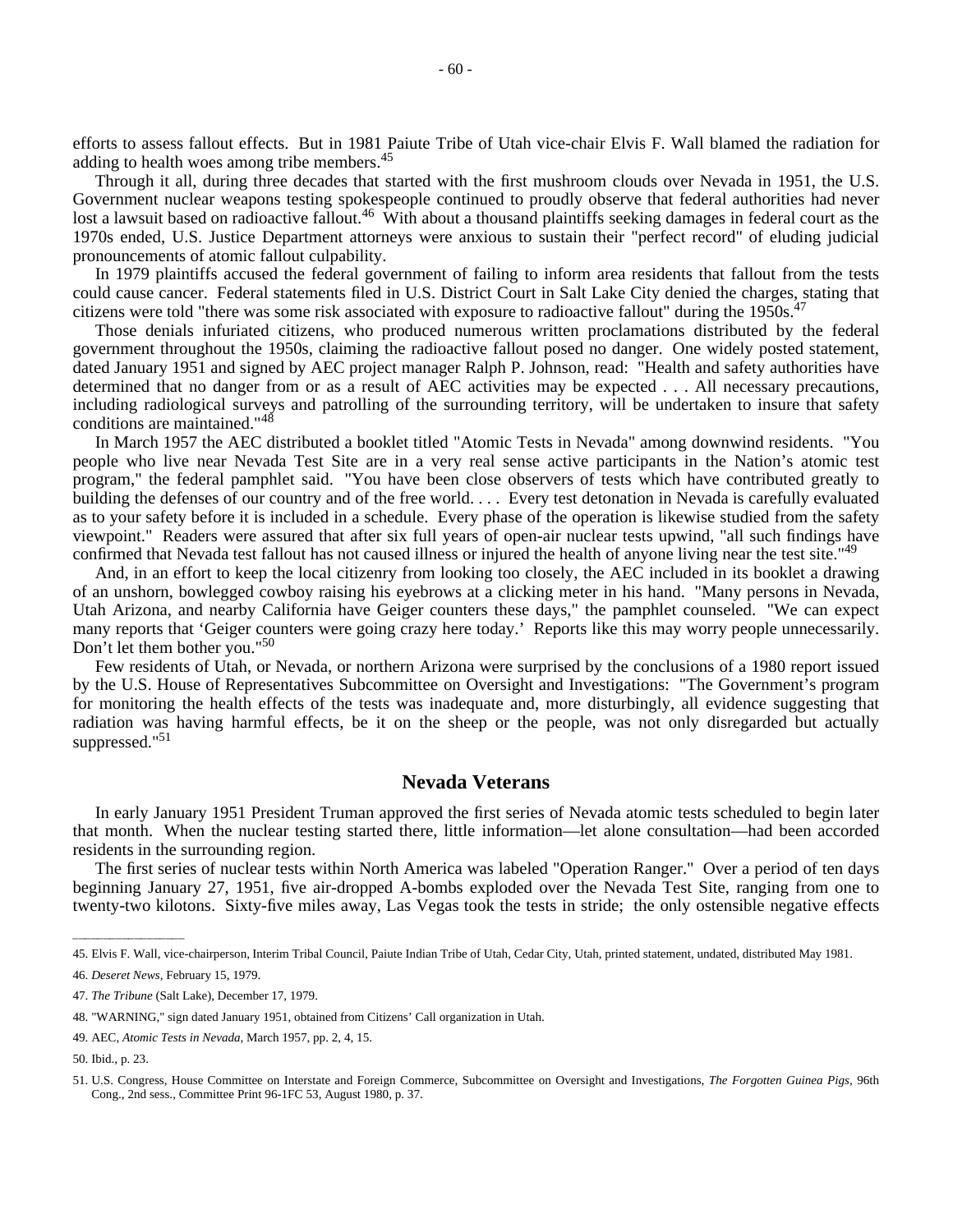efforts to assess fallout effects. But in 1981 Paiute Tribe of Utah vice-chair Elvis F. Wall blamed the radiation for adding to health woes among tribe members.[45]

Through it all, during three decades that started with the first mushroom clouds over Nevada in 1951, the U.S. Government nuclear weapons testing spokespeople continued to proudly observe that federal authorities had never lost a lawsuit based on radioactive fallout.[46] With about a thousand plaintiffs seeking damages in federal court as the 1970s ended, U.S. Justice Department attorneys were anxious to sustain their "perfect record" of eluding judicial pronouncements of atomic fallout culpability.

In 1979 plaintiffs accused the federal government of failing to inform area residents that fallout from the tests could cause cancer. Federal statements filed in U.S. District Court in Salt Lake City denied the charges, stating that citizens were told "there was some risk associated with exposure to radioactive fallout" during the 1950s.[47]

Those denials infuriated citizens, who produced numerous written proclamations distributed by the federal government throughout the 1950s, claiming the radioactive fallout posed no danger. One widely posted statement, dated January 1951 and signed by AEC project manager Ralph P. Johnson, read: "Health and safety authorities have determined that no danger from or as a result of AEC activities may be expected . . . All necessary precautions, including radiological surveys and patrolling of the surrounding territory, will be undertaken to insure that safety conditions are maintained."[48]

In March 1957 the AEC distributed a booklet titled "Atomic Tests in Nevada" among downwind residents. "You people who live near Nevada Test Site are in a very real sense active participants in the Nation's atomic test program," the federal pamphlet said. "You have been close observers of tests which have contributed greatly to building the defenses of our country and of the free world. . . . Every test detonation in Nevada is carefully evaluated as to your safety before it is included in a schedule. Every phase of the operation is likewise studied from the safety viewpoint." Readers were assured that after six full years of open-air nuclear tests upwind, "all such findings have confirmed that Nevada test fallout has not caused illness or injured the health of anyone living near the test site."[49]

And, in an effort to keep the local citizenry from looking too closely, the AEC included in its booklet a drawing of an unshorn, bowlegged cowboy raising his eyebrows at a clicking meter in his hand. "Many persons in Nevada, Utah Arizona, and nearby California have Geiger counters these days," the pamphlet counseled. "We can expect many reports that 'Geiger counters were going crazy here today.' Reports like this may worry people unnecessarily. Don't let them bother you."[50]

Few residents of Utah, or Nevada, or northern Arizona were surprised by the conclusions of a 1980 report issued by the U.S. House of Representatives Subcommittee on Oversight and Investigations: "The Government's program for monitoring the health effects of the tests was inadequate and, more disturbingly, all evidence suggesting that radiation was having harmful effects, be it on the sheep or the people, was not only disregarded but actually suppressed."[51]

## Nevada Veterans

In early January 1951 President Truman approved the first series of Nevada atomic tests scheduled to begin later that month. When the nuclear testing started there, little information—let alone consultation—had been accorded residents in the surrounding region.

The first series of nuclear tests within North America was labeled "Operation Ranger." Over a period of ten days beginning January 27, 1951, five air-dropped A-bombs exploded over the Nevada Test Site, ranging from one to twenty-two kilotons. Sixty-five miles away, Las Vegas took the tests in stride; the only ostensible negative effects

---

45. Elvis F. Wall, vice-chairperson, Interim Tribal Council, Paiute Indian Tribe of Utah, Cedar City, Utah, printed statement, undated, distributed May 1981.

46. *Deseret News*, February 15, 1979.

47. *The Tribune* (Salt Lake), December 17, 1979.

48. "WARNING," sign dated January 1951, obtained from Citizens' Call organization in Utah.

49. AEC, *Atomic Tests in Nevada*, March 1957, pp. 2, 4, 15.

50. Ibid., p. 23.

51. U.S. Congress, House Committee on Interstate and Foreign Commerce, Subcommittee on Oversight and Investigations, *The Forgotten Guinea Pigs*, 96th Cong., 2nd sess., Committee Print 96-1FC 53, August 1980, p. 37.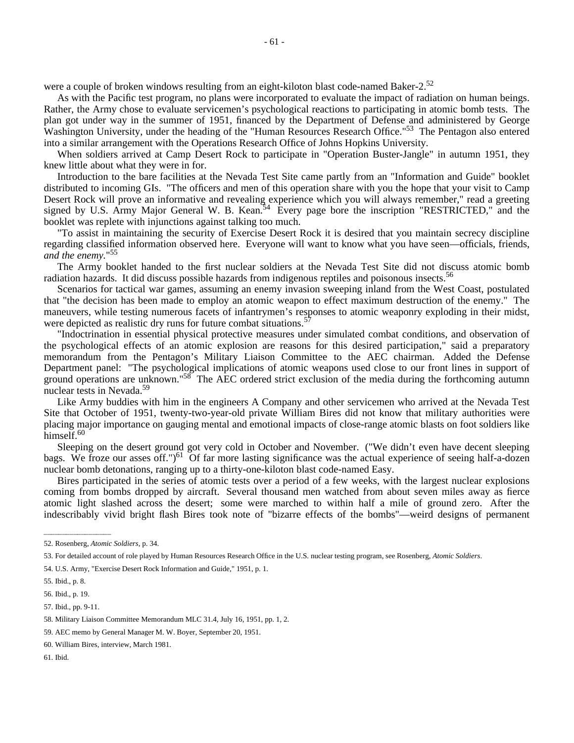were a couple of broken windows resulting from an eight-kiloton blast code-named Baker-2.[52]

As with the Pacific test program, no plans were incorporated to evaluate the impact of radiation on human beings. Rather, the Army chose to evaluate servicemen's psychological reactions to participating in atomic bomb tests. The plan got under way in the summer of 1951, financed by the Department of Defense and administered by George Washington University, under the heading of the "Human Resources Research Office."[53] The Pentagon also entered into a similar arrangement with the Operations Research Office of Johns Hopkins University.

When soldiers arrived at Camp Desert Rock to participate in "Operation Buster-Jangle" in autumn 1951, they knew little about what they were in for.

Introduction to the bare facilities at the Nevada Test Site came partly from an "Information and Guide" booklet distributed to incoming GIs. "The officers and men of this operation share with you the hope that your visit to Camp Desert Rock will prove an informative and revealing experience which you will always remember," read a greeting signed by U.S. Army Major General W. B. Kean.[54] Every page bore the inscription "RESTRICTED," and the booklet was replete with injunctions against talking too much.

"To assist in maintaining the security of Exercise Desert Rock it is desired that you maintain secrecy discipline regarding classified information observed here. Everyone will want to know what you have seen—officials, friends, *and the enemy*."[55]

The Army booklet handed to the first nuclear soldiers at the Nevada Test Site did not discuss atomic bomb radiation hazards. It did discuss possible hazards from indigenous reptiles and poisonous insects.[56]

Scenarios for tactical war games, assuming an enemy invasion sweeping inland from the West Coast, postulated that "the decision has been made to employ an atomic weapon to effect maximum destruction of the enemy." The maneuvers, while testing numerous facets of infantrymen's responses to atomic weaponry exploding in their midst, were depicted as realistic dry runs for future combat situations.[57]

"Indoctrination in essential physical protective measures under simulated combat conditions, and observation of the psychological effects of an atomic explosion are reasons for this desired participation," said a preparatory memorandum from the Pentagon's Military Liaison Committee to the AEC chairman. Added the Defense Department panel: "The psychological implications of atomic weapons used close to our front lines in support of ground operations are unknown."[58] The AEC ordered strict exclusion of the media during the forthcoming autumn nuclear tests in Nevada.[59]

Like Army buddies with him in the engineers A Company and other servicemen who arrived at the Nevada Test Site that October of 1951, twenty-two-year-old private William Bires did not know that military authorities were placing major importance on gauging mental and emotional impacts of close-range atomic blasts on foot soldiers like himself.[60]

Sleeping on the desert ground got very cold in October and November. ("We didn't even have decent sleeping bags. We froze our asses off.")[61] Of far more lasting significance was the actual experience of seeing half-a-dozen nuclear bomb detonations, ranging up to a thirty-one-kiloton blast code-named Easy.

Bires participated in the series of atomic tests over a period of a few weeks, with the largest nuclear explosions coming from bombs dropped by aircraft. Several thousand men watched from about seven miles away as fierce atomic light slashed across the desert; some were marched to within half a mile of ground zero. After the indescribably vivid bright flash Bires took note of "bizarre effects of the bombs"—weird designs of permanent

---

52. Rosenberg, *Atomic Soldiers*, p. 34.

53. For detailed account of role played by Human Resources Research Office in the U.S. nuclear testing program, see Rosenberg, *Atomic Soldiers*.

54. U.S. Army, "Exercise Desert Rock Information and Guide," 1951, p. 1.

55. Ibid., p. 8.

56. Ibid., p. 19.

57. Ibid., pp. 9-11.

58. Military Liaison Committee Memorandum MLC 31.4, July 16, 1951, pp. 1, 2.

59. AEC memo by General Manager M. W. Boyer, September 20, 1951.

60. William Bires, interview, March 1981.

61. Ibid.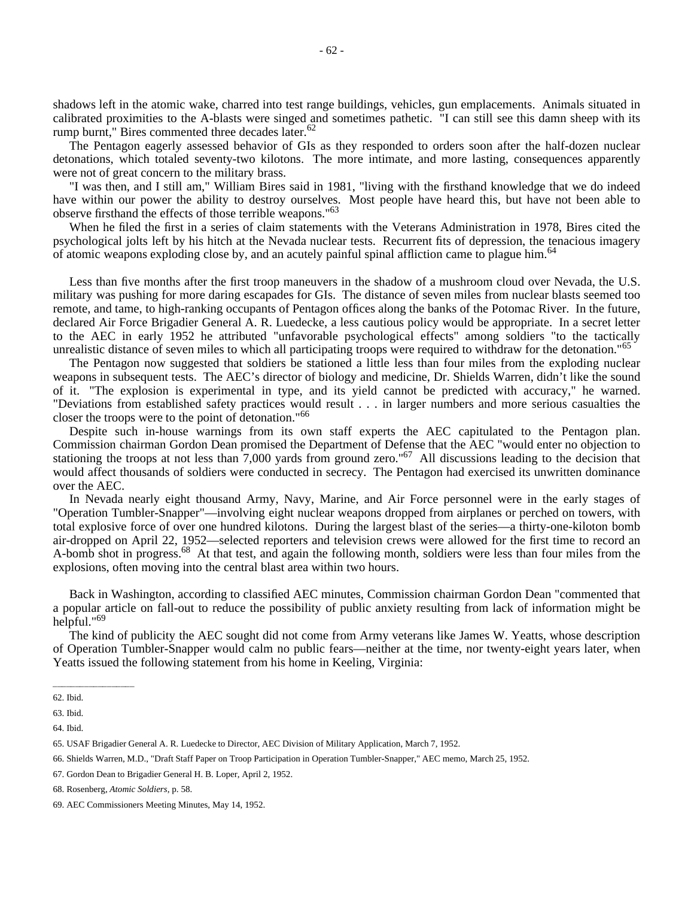shadows left in the atomic wake, charred into test range buildings, vehicles, gun emplacements. Animals situated in calibrated proximities to the A-blasts were singed and sometimes pathetic. "I can still see this damn sheep with its rump burnt," Bires commented three decades later.[62]

The Pentagon eagerly assessed behavior of GIs as they responded to orders soon after the half-dozen nuclear detonations, which totaled seventy-two kilotons. The more intimate, and more lasting, consequences apparently were not of great concern to the military brass.

"I was then, and I still am," William Bires said in 1981, "living with the firsthand knowledge that we do indeed have within our power the ability to destroy ourselves. Most people have heard this, but have not been able to observe firsthand the effects of those terrible weapons."[63]

When he filed the first in a series of claim statements with the Veterans Administration in 1978, Bires cited the psychological jolts left by his hitch at the Nevada nuclear tests. Recurrent fits of depression, the tenacious imagery of atomic weapons exploding close by, and an acutely painful spinal affliction came to plague him.[64]

Less than five months after the first troop maneuvers in the shadow of a mushroom cloud over Nevada, the U.S. military was pushing for more daring escapades for GIs. The distance of seven miles from nuclear blasts seemed too remote, and tame, to high-ranking occupants of Pentagon offices along the banks of the Potomac River. In the future, declared Air Force Brigadier General A. R. Luedecke, a less cautious policy would be appropriate. In a secret letter to the AEC in early 1952 he attributed "unfavorable psychological effects" among soldiers "to the tactically unrealistic distance of seven miles to which all participating troops were required to withdraw for the detonation."[65]

The Pentagon now suggested that soldiers be stationed a little less than four miles from the exploding nuclear weapons in subsequent tests. The AEC's director of biology and medicine, Dr. Shields Warren, didn't like the sound of it. "The explosion is experimental in type, and its yield cannot be predicted with accuracy," he warned. "Deviations from established safety practices would result . . . in larger numbers and more serious casualties the closer the troops were to the point of detonation."[66]

Despite such in-house warnings from its own staff experts the AEC capitulated to the Pentagon plan. Commission chairman Gordon Dean promised the Department of Defense that the AEC "would enter no objection to stationing the troops at not less than 7,000 yards from ground zero."[67] All discussions leading to the decision that would affect thousands of soldiers were conducted in secrecy. The Pentagon had exercised its unwritten dominance over the AEC.

In Nevada nearly eight thousand Army, Navy, Marine, and Air Force personnel were in the early stages of "Operation Tumbler-Snapper"—involving eight nuclear weapons dropped from airplanes or perched on towers, with total explosive force of over one hundred kilotons. During the largest blast of the series—a thirty-one-kiloton bomb air-dropped on April 22, 1952—selected reporters and television crews were allowed for the first time to record an A-bomb shot in progress.[68] At that test, and again the following month, soldiers were less than four miles from the explosions, often moving into the central blast area within two hours.

Back in Washington, according to classified AEC minutes, Commission chairman Gordon Dean "commented that a popular article on fall-out to reduce the possibility of public anxiety resulting from lack of information might be helpful."[69]

The kind of publicity the AEC sought did not come from Army veterans like James W. Yeatts, whose description of Operation Tumbler-Snapper would calm no public fears—neither at the time, nor twenty-eight years later, when Yeatts issued the following statement from his home in Keeling, Virginia:

---

62. Ibid.

63. Ibid.

64. Ibid.

65. USAF Brigadier General A. R. Luedecke to Director, AEC Division of Military Application, March 7, 1952.

66. Shields Warren, M.D., "Draft Staff Paper on Troop Participation in Operation Tumbler-Snapper," AEC memo, March 25, 1952.

67. Gordon Dean to Brigadier General H. B. Loper, April 2, 1952.

68. Rosenberg, *Atomic Soldiers*, p. 58.

69. AEC Commissioners Meeting Minutes, May 14, 1952.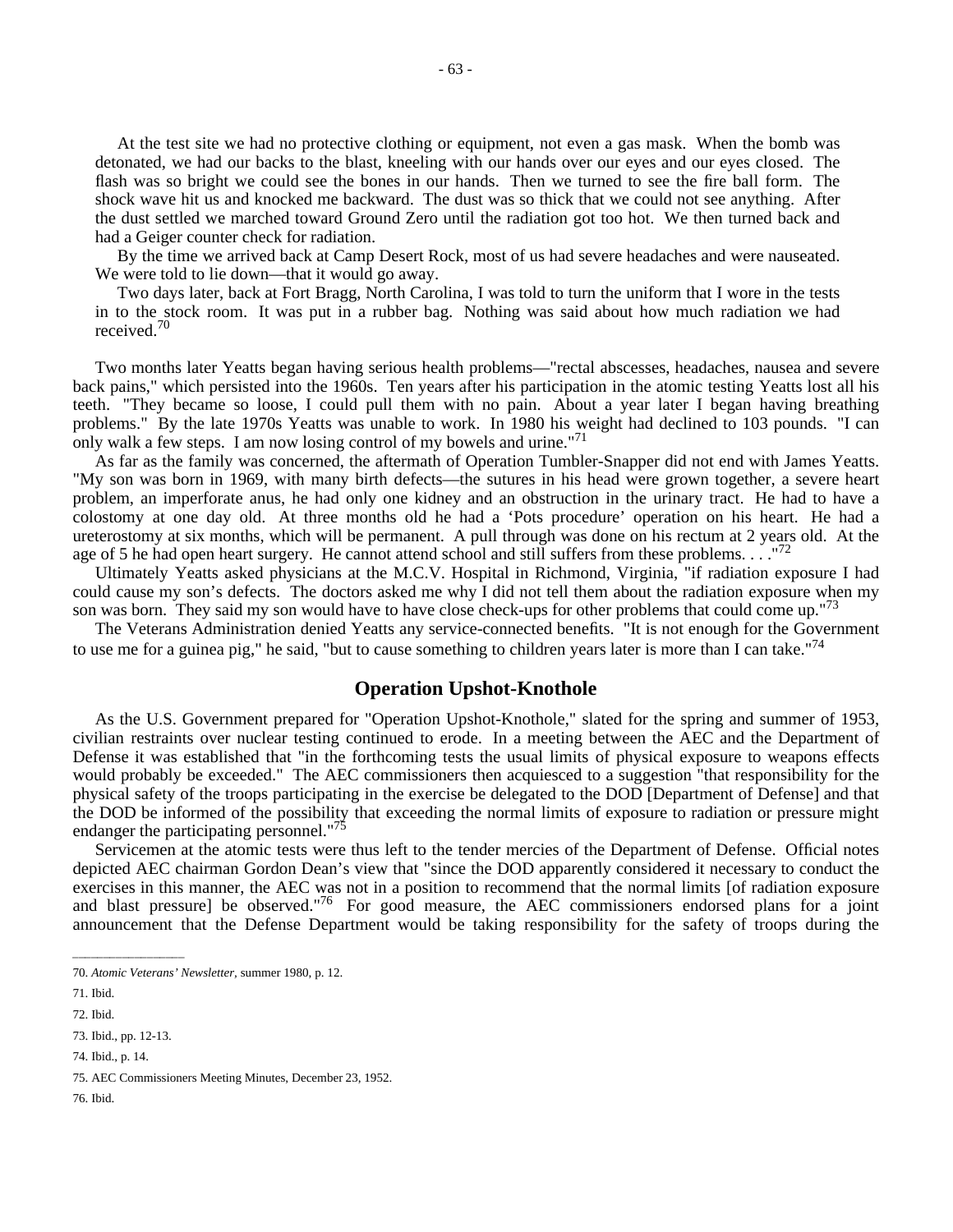At the test site we had no protective clothing or equipment, not even a gas mask. When the bomb was detonated, we had our backs to the blast, kneeling with our hands over our eyes and our eyes closed. The flash was so bright we could see the bones in our hands. Then we turned to see the fire ball form. The shock wave hit us and knocked me backward. The dust was so thick that we could not see anything. After the dust settled we marched toward Ground Zero until the radiation got too hot. We then turned back and had a Geiger counter check for radiation.

By the time we arrived back at Camp Desert Rock, most of us had severe headaches and were nauseated. We were told to lie down—that it would go away.

Two days later, back at Fort Bragg, North Carolina, I was told to turn the uniform that I wore in the tests in to the stock room. It was put in a rubber bag. Nothing was said about how much radiation we had received.[70]

Two months later Yeatts began having serious health problems—"rectal abscesses, headaches, nausea and severe back pains," which persisted into the 1960s. Ten years after his participation in the atomic testing Yeatts lost all his teeth. "They became so loose, I could pull them with no pain. About a year later I began having breathing problems." By the late 1970s Yeatts was unable to work. In 1980 his weight had declined to 103 pounds. "I can only walk a few steps. I am now losing control of my bowels and urine."[71]

As far as the family was concerned, the aftermath of Operation Tumbler-Snapper did not end with James Yeatts. "My son was born in 1969, with many birth defects—the sutures in his head were grown together, a severe heart problem, an imperforate anus, he had only one kidney and an obstruction in the urinary tract. He had to have a colostomy at one day old. At three months old he had a 'Pots procedure' operation on his heart. He had a ureterostomy at six months, which will be permanent. A pull through was done on his rectum at 2 years old. At the age of 5 he had open heart surgery. He cannot attend school and still suffers from these problems. . . ."[72]

Ultimately Yeatts asked physicians at the M.C.V. Hospital in Richmond, Virginia, "if radiation exposure I had could cause my son's defects. The doctors asked me why I did not tell them about the radiation exposure when my son was born. They said my son would have to have close check-ups for other problems that could come up."[73]

The Veterans Administration denied Yeatts any service-connected benefits. "It is not enough for the Government to use me for a guinea pig," he said, "but to cause something to children years later is more than I can take."[74]

## Operation Upshot-Knothole

As the U.S. Government prepared for "Operation Upshot-Knothole," slated for the spring and summer of 1953, civilian restraints over nuclear testing continued to erode. In a meeting between the AEC and the Department of Defense it was established that "in the forthcoming tests the usual limits of physical exposure to weapons effects would probably be exceeded." The AEC commissioners then acquiesced to a suggestion "that responsibility for the physical safety of the troops participating in the exercise be delegated to the DOD [Department of Defense] and that the DOD be informed of the possibility that exceeding the normal limits of exposure to radiation or pressure might endanger the participating personnel."[75]

Servicemen at the atomic tests were thus left to the tender mercies of the Department of Defense. Official notes depicted AEC chairman Gordon Dean's view that "since the DOD apparently considered it necessary to conduct the exercises in this manner, the AEC was not in a position to recommend that the normal limits [of radiation exposure and blast pressure] be observed."[76] For good measure, the AEC commissioners endorsed plans for a joint announcement that the Defense Department would be taking responsibility for the safety of troops during the

---

70. *Atomic Veterans' Newsletter*, summer 1980, p. 12.

71. Ibid.

72. Ibid.

73. Ibid., pp. 12-13.

74. Ibid., p. 14.

75. AEC Commissioners Meeting Minutes, December 23, 1952.

76. Ibid.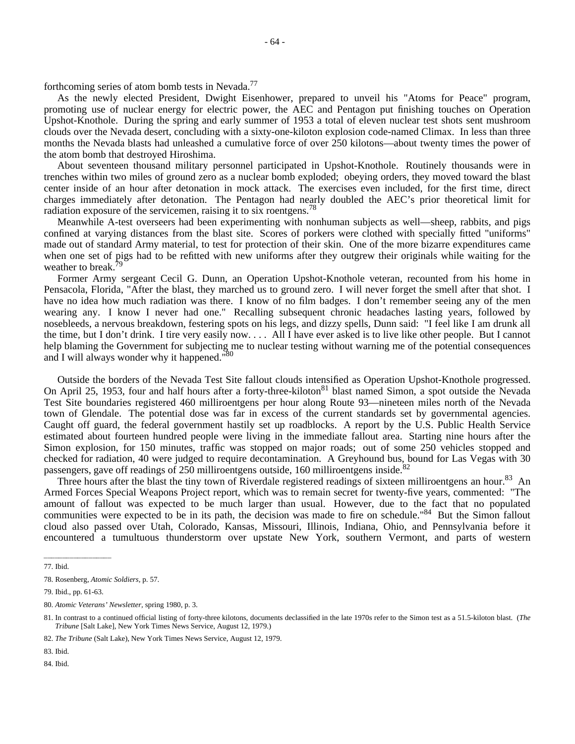forthcoming series of atom bomb tests in Nevada.[77]

As the newly elected President, Dwight Eisenhower, prepared to unveil his "Atoms for Peace" program, promoting use of nuclear energy for electric power, the AEC and Pentagon put finishing touches on Operation Upshot-Knothole. During the spring and early summer of 1953 a total of eleven nuclear test shots sent mushroom clouds over the Nevada desert, concluding with a sixty-one-kiloton explosion code-named Climax. In less than three months the Nevada blasts had unleashed a cumulative force of over 250 kilotons—about twenty times the power of the atom bomb that destroyed Hiroshima.

About seventeen thousand military personnel participated in Upshot-Knothole. Routinely thousands were in trenches within two miles of ground zero as a nuclear bomb exploded; obeying orders, they moved toward the blast center inside of an hour after detonation in mock attack. The exercises even included, for the first time, direct charges immediately after detonation. The Pentagon had nearly doubled the AEC's prior theoretical limit for radiation exposure of the servicemen, raising it to six roentgens.[78]

Meanwhile A-test overseers had been experimenting with nonhuman subjects as well—sheep, rabbits, and pigs confined at varying distances from the blast site. Scores of porkers were clothed with specially fitted "uniforms" made out of standard Army material, to test for protection of their skin. One of the more bizarre expenditures came when one set of pigs had to be refitted with new uniforms after they outgrew their originals while waiting for the weather to break.[79]

Former Army sergeant Cecil G. Dunn, an Operation Upshot-Knothole veteran, recounted from his home in Pensacola, Florida, "After the blast, they marched us to ground zero. I will never forget the smell after that shot. I have no idea how much radiation was there. I know of no film badges. I don't remember seeing any of the men wearing any. I know I never had one." Recalling subsequent chronic headaches lasting years, followed by nosebleeds, a nervous breakdown, festering spots on his legs, and dizzy spells, Dunn said: "I feel like I am drunk all the time, but I don't drink. I tire very easily now. . . . All I have ever asked is to live like other people. But I cannot help blaming the Government for subjecting me to nuclear testing without warning me of the potential consequences and I will always wonder why it happened."[80]

Outside the borders of the Nevada Test Site fallout clouds intensified as Operation Upshot-Knothole progressed. On April 25, 1953, four and half hours after a forty-three-kiloton[81] blast named Simon, a spot outside the Nevada Test Site boundaries registered 460 milliroentgens per hour along Route 93—nineteen miles north of the Nevada town of Glendale. The potential dose was far in excess of the current standards set by governmental agencies. Caught off guard, the federal government hastily set up roadblocks. A report by the U.S. Public Health Service estimated about fourteen hundred people were living in the immediate fallout area. Starting nine hours after the Simon explosion, for 150 minutes, traffic was stopped on major roads; out of some 250 vehicles stopped and checked for radiation, 40 were judged to require decontamination. A Greyhound bus, bound for Las Vegas with 30 passengers, gave off readings of 250 milliroentgens outside, 160 milliroentgens inside.[82]

Three hours after the blast the tiny town of Riverdale registered readings of sixteen milliroentgens an hour.[83] An Armed Forces Special Weapons Project report, which was to remain secret for twenty-five years, commented: "The amount of fallout was expected to be much larger than usual. However, due to the fact that no populated communities were expected to be in its path, the decision was made to fire on schedule."[84] But the Simon fallout cloud also passed over Utah, Colorado, Kansas, Missouri, Illinois, Indiana, Ohio, and Pennsylvania before it encountered a tumultuous thunderstorm over upstate New York, southern Vermont, and parts of western

---

77. Ibid.

78. Rosenberg, *Atomic Soldiers*, p. 57.

79. Ibid., pp. 61-63.

80. *Atomic Veterans' Newsletter*, spring 1980, p. 3.

81. In contrast to a continued official listing of forty-three kilotons, documents declassified in the late 1970s refer to the Simon test as a 51.5-kiloton blast. (*The Tribune* [Salt Lake], New York Times News Service, August 12, 1979.)

82. *The Tribune* (Salt Lake), New York Times News Service, August 12, 1979.

83. Ibid.

84. Ibid.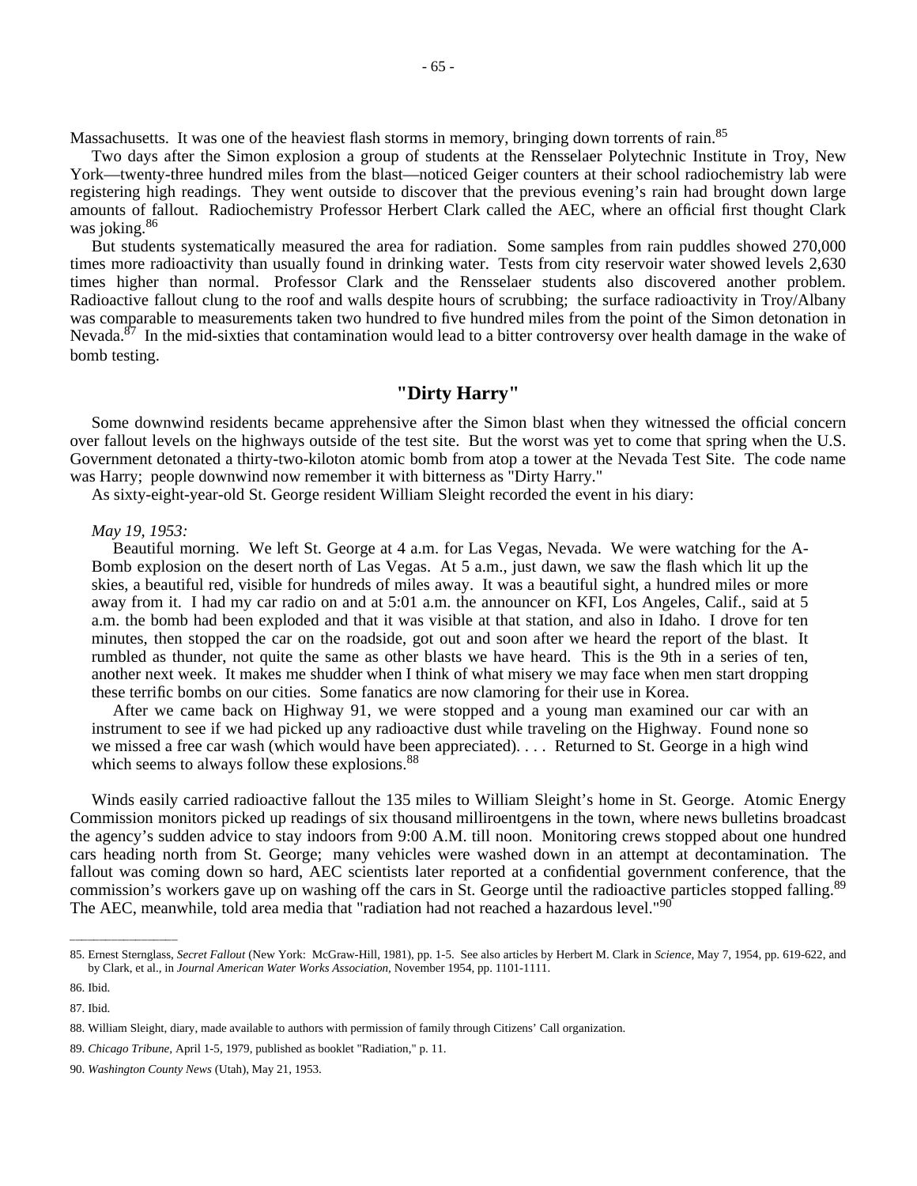Massachusetts. It was one of the heaviest flash storms in memory, bringing down torrents of rain.[85]

Two days after the Simon explosion a group of students at the Rensselaer Polytechnic Institute in Troy, New York—twenty-three hundred miles from the blast—noticed Geiger counters at their school radiochemistry lab were registering high readings. They went outside to discover that the previous evening's rain had brought down large amounts of fallout. Radiochemistry Professor Herbert Clark called the AEC, where an official first thought Clark was joking.[86]

But students systematically measured the area for radiation. Some samples from rain puddles showed 270,000 times more radioactivity than usually found in drinking water. Tests from city reservoir water showed levels 2,630 times higher than normal. Professor Clark and the Rensselaer students also discovered another problem. Radioactive fallout clung to the roof and walls despite hours of scrubbing; the surface radioactivity in Troy/Albany was comparable to measurements taken two hundred to five hundred miles from the point of the Simon detonation in Nevada.[87] In the mid-sixties that contamination would lead to a bitter controversy over health damage in the wake of bomb testing.

## "Dirty Harry"

Some downwind residents became apprehensive after the Simon blast when they witnessed the official concern over fallout levels on the highways outside of the test site. But the worst was yet to come that spring when the U.S. Government detonated a thirty-two-kiloton atomic bomb from atop a tower at the Nevada Test Site. The code name was Harry; people downwind now remember it with bitterness as "Dirty Harry."

As sixty-eight-year-old St. George resident William Sleight recorded the event in his diary:

> *May 19, 1953:*
>
> Beautiful morning. We left St. George at 4 a.m. for Las Vegas, Nevada. We were watching for the A-Bomb explosion on the desert north of Las Vegas. At 5 a.m., just dawn, we saw the flash which lit up the skies, a beautiful red, visible for hundreds of miles away. It was a beautiful sight, a hundred miles or more away from it. I had my car radio on and at 5:01 a.m. the announcer on KFI, Los Angeles, Calif., said at 5 a.m. the bomb had been exploded and that it was visible at that station, and also in Idaho. I drove for ten minutes, then stopped the car on the roadside, got out and soon after we heard the report of the blast. It rumbled as thunder, not quite the same as other blasts we have heard. This is the 9th in a series of ten, another next week. It makes me shudder when I think of what misery we may face when men start dropping these terrific bombs on our cities. Some fanatics are now clamoring for their use in Korea.
>
> After we came back on Highway 91, we were stopped and a young man examined our car with an instrument to see if we had picked up any radioactive dust while traveling on the Highway. Found none so we missed a free car wash (which would have been appreciated). . . . Returned to St. George in a high wind which seems to always follow these explosions.[88]

Winds easily carried radioactive fallout the 135 miles to William Sleight's home in St. George. Atomic Energy Commission monitors picked up readings of six thousand milliroentgens in the town, where news bulletins broadcast the agency's sudden advice to stay indoors from 9:00 A.M. till noon. Monitoring crews stopped about one hundred cars heading north from St. George; many vehicles were washed down in an attempt at decontamination. The fallout was coming down so hard, AEC scientists later reported at a confidential government conference, that the commission's workers gave up on washing off the cars in St. George until the radioactive particles stopped falling.[89] The AEC, meanwhile, told area media that "radiation had not reached a hazardous level."[90]

---

85. Ernest Sternglass, *Secret Fallout* (New York: McGraw-Hill, 1981), pp. 1-5. See also articles by Herbert M. Clark in *Science,* May 7, 1954, pp. 619-622, and by Clark, et al., in *Journal American Water Works Association,* November 1954, pp. 1101-1111.

86. Ibid.

87. Ibid.

88. William Sleight, diary, made available to authors with permission of family through Citizens' Call organization.

89. *Chicago Tribune,* April 1-5, 1979, published as booklet "Radiation," p. 11.

90. *Washington County News* (Utah), May 21, 1953.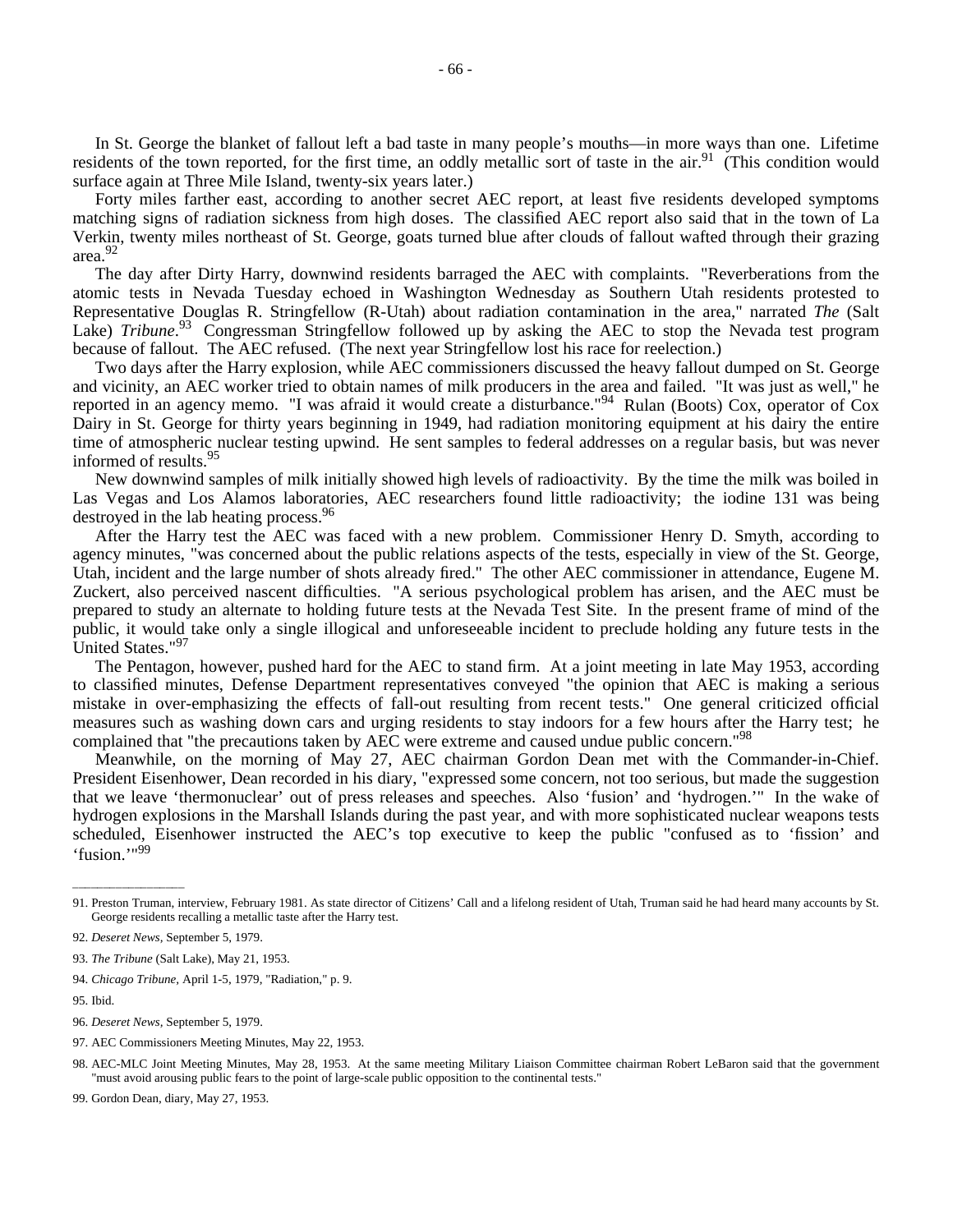In St. George the blanket of fallout left a bad taste in many people's mouths—in more ways than one. Lifetime residents of the town reported, for the first time, an oddly metallic sort of taste in the air.[91] (This condition would surface again at Three Mile Island, twenty-six years later.)

Forty miles farther east, according to another secret AEC report, at least five residents developed symptoms matching signs of radiation sickness from high doses. The classified AEC report also said that in the town of La Verkin, twenty miles northeast of St. George, goats turned blue after clouds of fallout wafted through their grazing area.[92]

The day after Dirty Harry, downwind residents barraged the AEC with complaints. "Reverberations from the atomic tests in Nevada Tuesday echoed in Washington Wednesday as Southern Utah residents protested to Representative Douglas R. Stringfellow (R-Utah) about radiation contamination in the area," narrated *The* (Salt Lake) *Tribune*.[93] Congressman Stringfellow followed up by asking the AEC to stop the Nevada test program because of fallout. The AEC refused. (The next year Stringfellow lost his race for reelection.)

Two days after the Harry explosion, while AEC commissioners discussed the heavy fallout dumped on St. George and vicinity, an AEC worker tried to obtain names of milk producers in the area and failed. "It was just as well," he reported in an agency memo. "I was afraid it would create a disturbance."[94] Rulan (Boots) Cox, operator of Cox Dairy in St. George for thirty years beginning in 1949, had radiation monitoring equipment at his dairy the entire time of atmospheric nuclear testing upwind. He sent samples to federal addresses on a regular basis, but was never informed of results.[95]

New downwind samples of milk initially showed high levels of radioactivity. By the time the milk was boiled in Las Vegas and Los Alamos laboratories, AEC researchers found little radioactivity; the iodine 131 was being destroyed in the lab heating process.[96]

After the Harry test the AEC was faced with a new problem. Commissioner Henry D. Smyth, according to agency minutes, "was concerned about the public relations aspects of the tests, especially in view of the St. George, Utah, incident and the large number of shots already fired." The other AEC commissioner in attendance, Eugene M. Zuckert, also perceived nascent difficulties. "A serious psychological problem has arisen, and the AEC must be prepared to study an alternate to holding future tests at the Nevada Test Site. In the present frame of mind of the public, it would take only a single illogical and unforeseeable incident to preclude holding any future tests in the United States."[97]

The Pentagon, however, pushed hard for the AEC to stand firm. At a joint meeting in late May 1953, according to classified minutes, Defense Department representatives conveyed "the opinion that AEC is making a serious mistake in over-emphasizing the effects of fall-out resulting from recent tests." One general criticized official measures such as washing down cars and urging residents to stay indoors for a few hours after the Harry test; he complained that "the precautions taken by AEC were extreme and caused undue public concern."[98]

Meanwhile, on the morning of May 27, AEC chairman Gordon Dean met with the Commander-in-Chief. President Eisenhower, Dean recorded in his diary, "expressed some concern, not too serious, but made the suggestion that we leave 'thermonuclear' out of press releases and speeches. Also 'fusion' and 'hydrogen.'" In the wake of hydrogen explosions in the Marshall Islands during the past year, and with more sophisticated nuclear weapons tests scheduled, Eisenhower instructed the AEC's top executive to keep the public "confused as to 'fission' and 'fusion.'"[99]

---

91. Preston Truman, interview, February 1981. As state director of Citizens' Call and a lifelong resident of Utah, Truman said he had heard many accounts by St. George residents recalling a metallic taste after the Harry test.

92. *Deseret News*, September 5, 1979.

93. *The Tribune* (Salt Lake), May 21, 1953.

94. *Chicago Tribune*, April 1-5, 1979, "Radiation," p. 9.

95. Ibid.

96. *Deseret News*, September 5, 1979.

97. AEC Commissioners Meeting Minutes, May 22, 1953.

98. AEC-MLC Joint Meeting Minutes, May 28, 1953. At the same meeting Military Liaison Committee chairman Robert LeBaron said that the government "must avoid arousing public fears to the point of large-scale public opposition to the continental tests."

99. Gordon Dean, diary, May 27, 1953.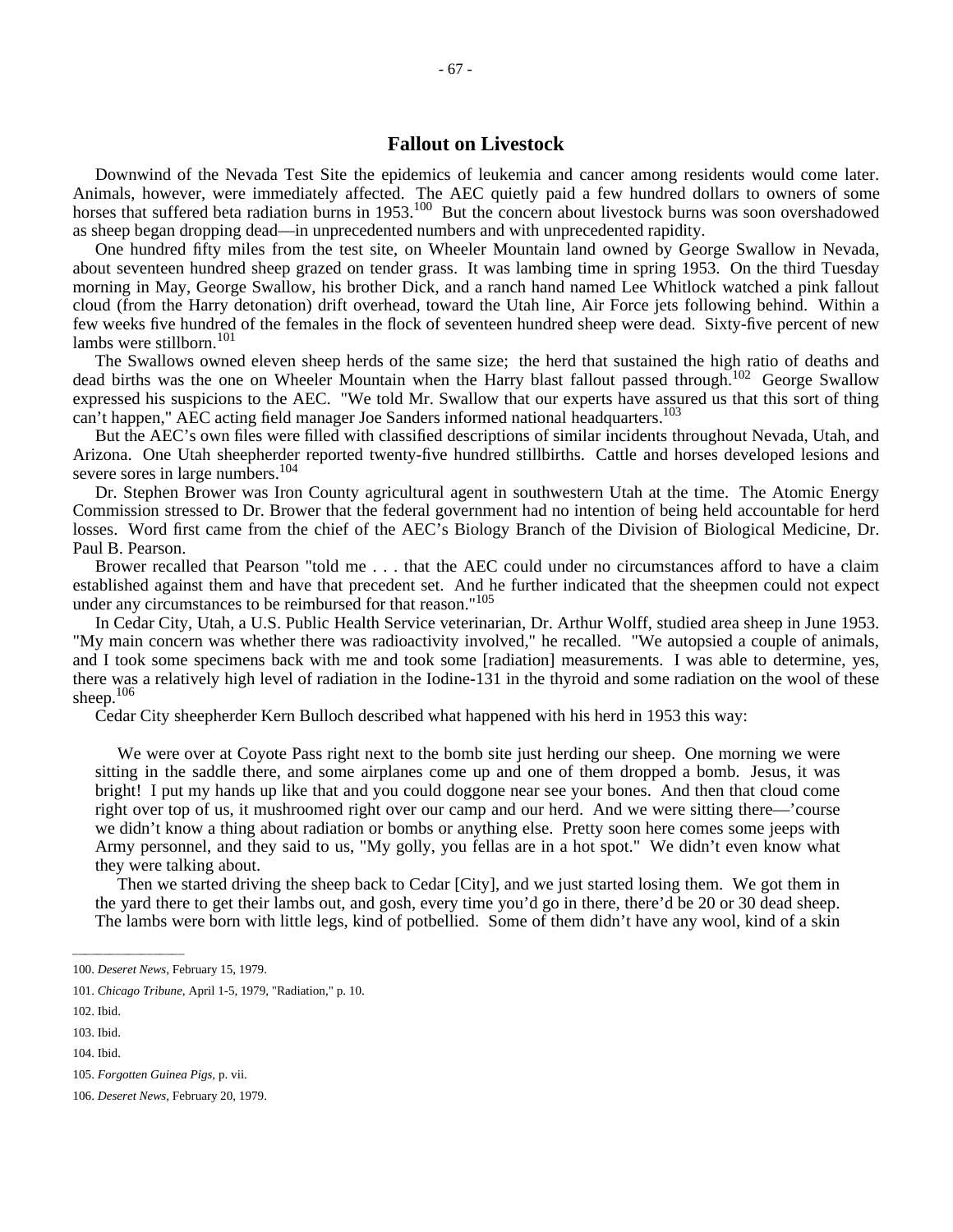## Fallout on Livestock

Downwind of the Nevada Test Site the epidemics of leukemia and cancer among residents would come later. Animals, however, were immediately affected. The AEC quietly paid a few hundred dollars to owners of some horses that suffered beta radiation burns in 1953.[100] But the concern about livestock burns was soon overshadowed as sheep began dropping dead—in unprecedented numbers and with unprecedented rapidity.

One hundred fifty miles from the test site, on Wheeler Mountain land owned by George Swallow in Nevada, about seventeen hundred sheep grazed on tender grass. It was lambing time in spring 1953. On the third Tuesday morning in May, George Swallow, his brother Dick, and a ranch hand named Lee Whitlock watched a pink fallout cloud (from the Harry detonation) drift overhead, toward the Utah line, Air Force jets following behind. Within a few weeks five hundred of the females in the flock of seventeen hundred sheep were dead. Sixty-five percent of new lambs were stillborn.[101]

The Swallows owned eleven sheep herds of the same size; the herd that sustained the high ratio of deaths and dead births was the one on Wheeler Mountain when the Harry blast fallout passed through.[102] George Swallow expressed his suspicions to the AEC. "We told Mr. Swallow that our experts have assured us that this sort of thing can't happen," AEC acting field manager Joe Sanders informed national headquarters.[103]

But the AEC's own files were filled with classified descriptions of similar incidents throughout Nevada, Utah, and Arizona. One Utah sheepherder reported twenty-five hundred stillbirths. Cattle and horses developed lesions and severe sores in large numbers.[104]

Dr. Stephen Brower was Iron County agricultural agent in southwestern Utah at the time. The Atomic Energy Commission stressed to Dr. Brower that the federal government had no intention of being held accountable for herd losses. Word first came from the chief of the AEC's Biology Branch of the Division of Biological Medicine, Dr. Paul B. Pearson.

Brower recalled that Pearson "told me . . . that the AEC could under no circumstances afford to have a claim established against them and have that precedent set. And he further indicated that the sheepmen could not expect under any circumstances to be reimbursed for that reason."[105]

In Cedar City, Utah, a U.S. Public Health Service veterinarian, Dr. Arthur Wolff, studied area sheep in June 1953. "My main concern was whether there was radioactivity involved," he recalled. "We autopsied a couple of animals, and I took some specimens back with me and took some [radiation] measurements. I was able to determine, yes, there was a relatively high level of radiation in the Iodine-131 in the thyroid and some radiation on the wool of these sheep.[106]

Cedar City sheepherder Kern Bulloch described what happened with his herd in 1953 this way:

> We were over at Coyote Pass right next to the bomb site just herding our sheep. One morning we were sitting in the saddle there, and some airplanes come up and one of them dropped a bomb. Jesus, it was bright! I put my hands up like that and you could doggone near see your bones. And then that cloud come right over top of us, it mushroomed right over our camp and our herd. And we were sitting there—'course we didn't know a thing about radiation or bombs or anything else. Pretty soon here comes some jeeps with Army personnel, and they said to us, "My golly, you fellas are in a hot spot." We didn't even know what they were talking about.
>
> Then we started driving the sheep back to Cedar [City], and we just started losing them. We got them in the yard there to get their lambs out, and gosh, every time you'd go in there, there'd be 20 or 30 dead sheep. The lambs were born with little legs, kind of potbellied. Some of them didn't have any wool, kind of a skin

---

100. *Deseret News*, February 15, 1979.

101. *Chicago Tribune*, April 1-5, 1979, "Radiation," p. 10.

102. Ibid.

103. Ibid.

104. Ibid.

105. *Forgotten Guinea Pigs*, p. vii.

106. *Deseret News*, February 20, 1979.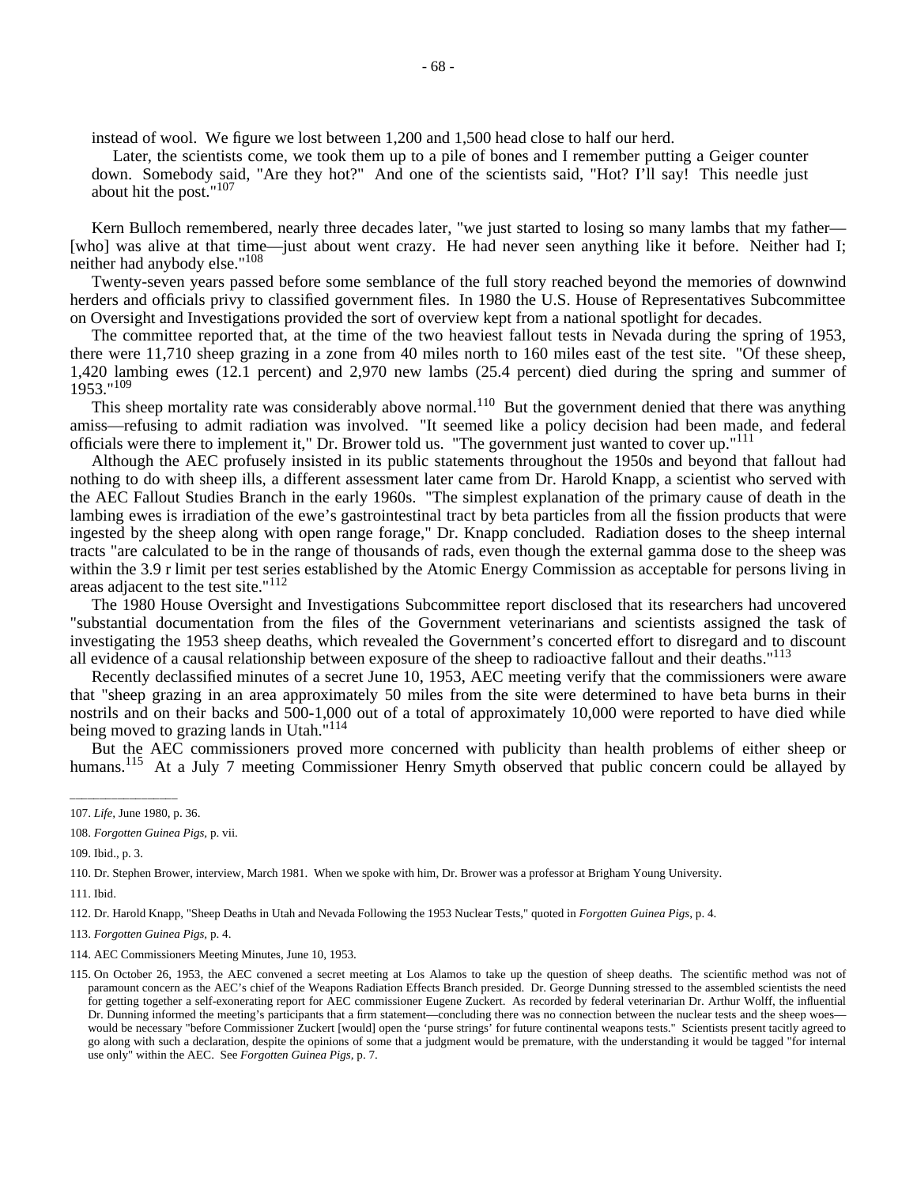instead of wool. We figure we lost between 1,200 and 1,500 head close to half our herd.

Later, the scientists come, we took them up to a pile of bones and I remember putting a Geiger counter down. Somebody said, "Are they hot?" And one of the scientists said, "Hot? I'll say! This needle just about hit the post."[107]

Kern Bulloch remembered, nearly three decades later, "we just started to losing so many lambs that my father—[who] was alive at that time—just about went crazy. He had never seen anything like it before. Neither had I; neither had anybody else."[108]

Twenty-seven years passed before some semblance of the full story reached beyond the memories of downwind herders and officials privy to classified government files. In 1980 the U.S. House of Representatives Subcommittee on Oversight and Investigations provided the sort of overview kept from a national spotlight for decades.

The committee reported that, at the time of the two heaviest fallout tests in Nevada during the spring of 1953, there were 11,710 sheep grazing in a zone from 40 miles north to 160 miles east of the test site. "Of these sheep, 1,420 lambing ewes (12.1 percent) and 2,970 new lambs (25.4 percent) died during the spring and summer of 1953."[109]

This sheep mortality rate was considerably above normal.[110] But the government denied that there was anything amiss—refusing to admit radiation was involved. "It seemed like a policy decision had been made, and federal officials were there to implement it," Dr. Brower told us. "The government just wanted to cover up."[111]

Although the AEC profusely insisted in its public statements throughout the 1950s and beyond that fallout had nothing to do with sheep ills, a different assessment later came from Dr. Harold Knapp, a scientist who served with the AEC Fallout Studies Branch in the early 1960s. "The simplest explanation of the primary cause of death in the lambing ewes is irradiation of the ewe's gastrointestinal tract by beta particles from all the fission products that were ingested by the sheep along with open range forage," Dr. Knapp concluded. Radiation doses to the sheep internal tracts "are calculated to be in the range of thousands of rads, even though the external gamma dose to the sheep was within the 3.9 r limit per test series established by the Atomic Energy Commission as acceptable for persons living in areas adjacent to the test site."[112]

The 1980 House Oversight and Investigations Subcommittee report disclosed that its researchers had uncovered "substantial documentation from the files of the Government veterinarians and scientists assigned the task of investigating the 1953 sheep deaths, which revealed the Government's concerted effort to disregard and to discount all evidence of a causal relationship between exposure of the sheep to radioactive fallout and their deaths."[113]

Recently declassified minutes of a secret June 10, 1953, AEC meeting verify that the commissioners were aware that "sheep grazing in an area approximately 50 miles from the site were determined to have beta burns in their nostrils and on their backs and 500-1,000 out of a total of approximately 10,000 were reported to have died while being moved to grazing lands in Utah."[114]

But the AEC commissioners proved more concerned with publicity than health problems of either sheep or humans.[115] At a July 7 meeting Commissioner Henry Smyth observed that public concern could be allayed by

---

107. *Life*, June 1980, p. 36.

108. *Forgotten Guinea Pigs*, p. vii.

109. Ibid., p. 3.

110. Dr. Stephen Brower, interview, March 1981. When we spoke with him, Dr. Brower was a professor at Brigham Young University.

111. Ibid.

112. Dr. Harold Knapp, "Sheep Deaths in Utah and Nevada Following the 1953 Nuclear Tests," quoted in *Forgotten Guinea Pigs*, p. 4.

113. *Forgotten Guinea Pigs*, p. 4.

114. AEC Commissioners Meeting Minutes, June 10, 1953.

115. On October 26, 1953, the AEC convened a secret meeting at Los Alamos to take up the question of sheep deaths. The scientific method was not of paramount concern as the AEC's chief of the Weapons Radiation Effects Branch presided. Dr. George Dunning stressed to the assembled scientists the need for getting together a self-exonerating report for AEC commissioner Eugene Zuckert. As recorded by federal veterinarian Dr. Arthur Wolff, the influential Dr. Dunning informed the meeting's participants that a firm statement—concluding there was no connection between the nuclear tests and the sheep woes—would be necessary "before Commissioner Zuckert [would] open the 'purse strings' for future continental weapons tests." Scientists present tacitly agreed to go along with such a declaration, despite the opinions of some that a judgment would be premature, with the understanding it would be tagged "for internal use only" within the AEC. See *Forgotten Guinea Pigs*, p. 7.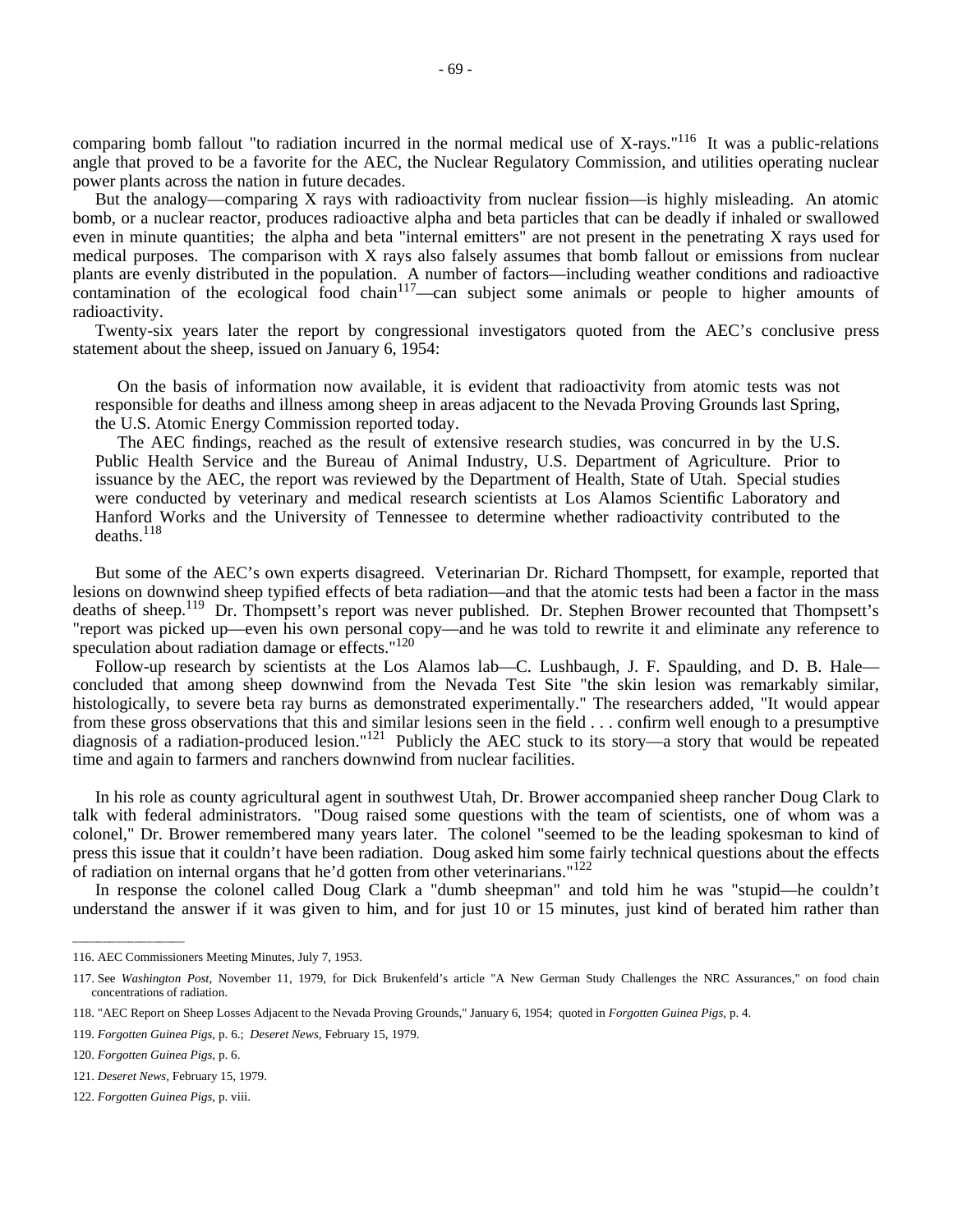comparing bomb fallout "to radiation incurred in the normal medical use of X-rays."[116] It was a public-relations angle that proved to be a favorite for the AEC, the Nuclear Regulatory Commission, and utilities operating nuclear power plants across the nation in future decades.

But the analogy—comparing X rays with radioactivity from nuclear fission—is highly misleading. An atomic bomb, or a nuclear reactor, produces radioactive alpha and beta particles that can be deadly if inhaled or swallowed even in minute quantities; the alpha and beta "internal emitters" are not present in the penetrating X rays used for medical purposes. The comparison with X rays also falsely assumes that bomb fallout or emissions from nuclear plants are evenly distributed in the population. A number of factors—including weather conditions and radioactive contamination of the ecological food chain[117]—can subject some animals or people to higher amounts of radioactivity.

Twenty-six years later the report by congressional investigators quoted from the AEC's conclusive press statement about the sheep, issued on January 6, 1954:

> On the basis of information now available, it is evident that radioactivity from atomic tests was not responsible for deaths and illness among sheep in areas adjacent to the Nevada Proving Grounds last Spring, the U.S. Atomic Energy Commission reported today.
>
> The AEC findings, reached as the result of extensive research studies, was concurred in by the U.S. Public Health Service and the Bureau of Animal Industry, U.S. Department of Agriculture. Prior to issuance by the AEC, the report was reviewed by the Department of Health, State of Utah. Special studies were conducted by veterinary and medical research scientists at Los Alamos Scientific Laboratory and Hanford Works and the University of Tennessee to determine whether radioactivity contributed to the deaths.[118]

But some of the AEC's own experts disagreed. Veterinarian Dr. Richard Thompsett, for example, reported that lesions on downwind sheep typified effects of beta radiation—and that the atomic tests had been a factor in the mass deaths of sheep.[119] Dr. Thompsett's report was never published. Dr. Stephen Brower recounted that Thompsett's "report was picked up—even his own personal copy—and he was told to rewrite it and eliminate any reference to speculation about radiation damage or effects."[120]

Follow-up research by scientists at the Los Alamos lab—C. Lushbaugh, J. F. Spaulding, and D. B. Hale—concluded that among sheep downwind from the Nevada Test Site "the skin lesion was remarkably similar, histologically, to severe beta ray burns as demonstrated experimentally." The researchers added, "It would appear from these gross observations that this and similar lesions seen in the field . . . confirm well enough to a presumptive diagnosis of a radiation-produced lesion."[121] Publicly the AEC stuck to its story—a story that would be repeated time and again to farmers and ranchers downwind from nuclear facilities.

In his role as county agricultural agent in southwest Utah, Dr. Brower accompanied sheep rancher Doug Clark to talk with federal administrators. "Doug raised some questions with the team of scientists, one of whom was a colonel," Dr. Brower remembered many years later. The colonel "seemed to be the leading spokesman to kind of press this issue that it couldn't have been radiation. Doug asked him some fairly technical questions about the effects of radiation on internal organs that he'd gotten from other veterinarians."[122]

In response the colonel called Doug Clark a "dumb sheepman" and told him he was "stupid—he couldn't understand the answer if it was given to him, and for just 10 or 15 minutes, just kind of berated him rather than

---

116. AEC Commissioners Meeting Minutes, July 7, 1953.

117. See *Washington Post,* November 11, 1979, for Dick Brukenfeld's article "A New German Study Challenges the NRC Assurances," on food chain concentrations of radiation.

118. "AEC Report on Sheep Losses Adjacent to the Nevada Proving Grounds," January 6, 1954; quoted in *Forgotten Guinea Pigs,* p. 4.

119. *Forgotten Guinea Pigs,* p. 6.; *Deseret News,* February 15, 1979.

120. *Forgotten Guinea Pigs,* p. 6.

121. *Deseret News,* February 15, 1979.

122. *Forgotten Guinea Pigs,* p. viii.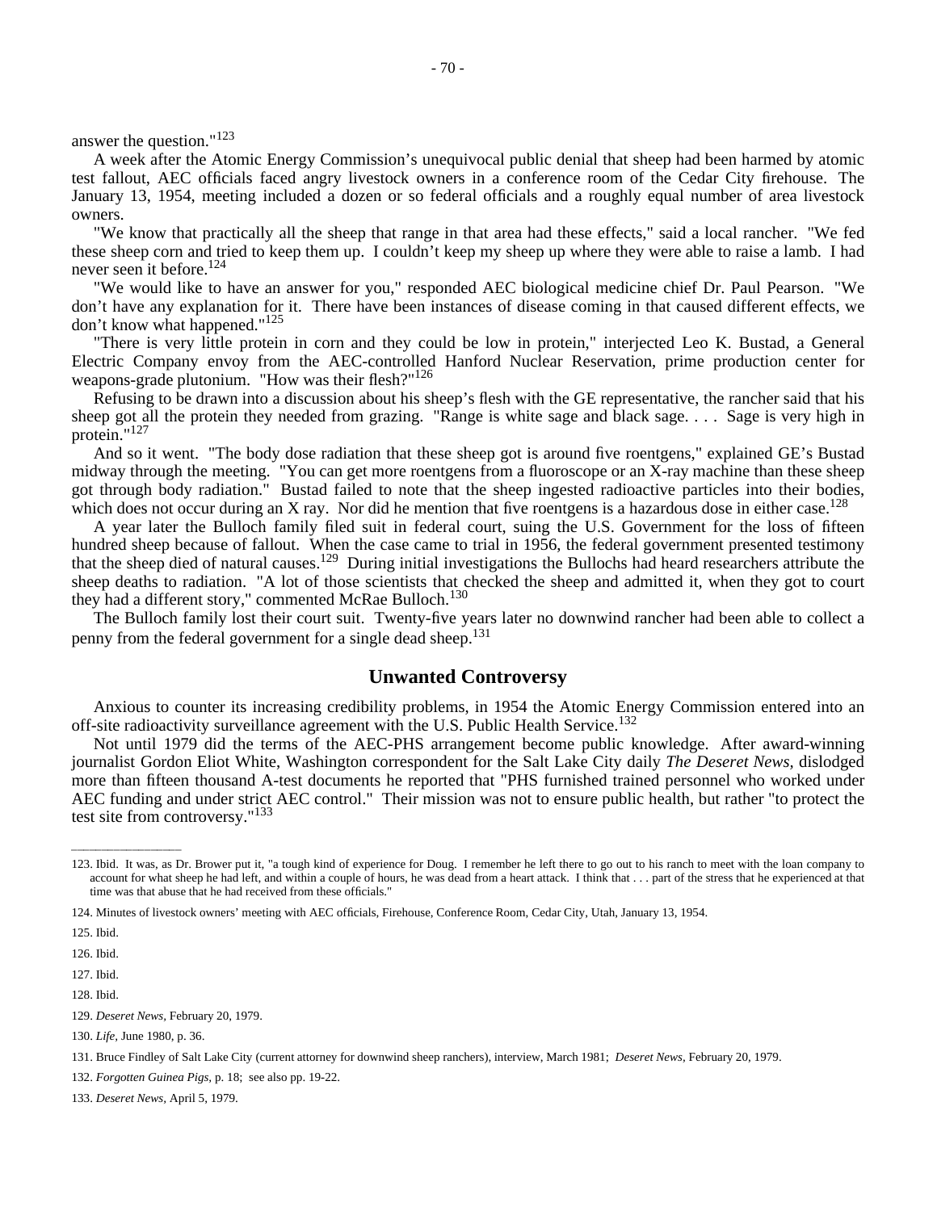answer the question."[123]

A week after the Atomic Energy Commission's unequivocal public denial that sheep had been harmed by atomic test fallout, AEC officials faced angry livestock owners in a conference room of the Cedar City firehouse. The January 13, 1954, meeting included a dozen or so federal officials and a roughly equal number of area livestock owners.

"We know that practically all the sheep that range in that area had these effects," said a local rancher. "We fed these sheep corn and tried to keep them up. I couldn't keep my sheep up where they were able to raise a lamb. I had never seen it before.[124]

"We would like to have an answer for you," responded AEC biological medicine chief Dr. Paul Pearson. "We don't have any explanation for it. There have been instances of disease coming in that caused different effects, we don't know what happened."[125]

"There is very little protein in corn and they could be low in protein," interjected Leo K. Bustad, a General Electric Company envoy from the AEC-controlled Hanford Nuclear Reservation, prime production center for weapons-grade plutonium. "How was their flesh?"[126]

Refusing to be drawn into a discussion about his sheep's flesh with the GE representative, the rancher said that his sheep got all the protein they needed from grazing. "Range is white sage and black sage. . . . Sage is very high in protein."[127]

And so it went. "The body dose radiation that these sheep got is around five roentgens," explained GE's Bustad midway through the meeting. "You can get more roentgens from a fluoroscope or an X-ray machine than these sheep got through body radiation." Bustad failed to note that the sheep ingested radioactive particles into their bodies, which does not occur during an X ray. Nor did he mention that five roentgens is a hazardous dose in either case.[128]

A year later the Bulloch family filed suit in federal court, suing the U.S. Government for the loss of fifteen hundred sheep because of fallout. When the case came to trial in 1956, the federal government presented testimony that the sheep died of natural causes.[129] During initial investigations the Bullochs had heard researchers attribute the sheep deaths to radiation. "A lot of those scientists that checked the sheep and admitted it, when they got to court they had a different story," commented McRae Bulloch.[130]

The Bulloch family lost their court suit. Twenty-five years later no downwind rancher had been able to collect a penny from the federal government for a single dead sheep.[131]

## Unwanted Controversy

Anxious to counter its increasing credibility problems, in 1954 the Atomic Energy Commission entered into an off-site radioactivity surveillance agreement with the U.S. Public Health Service.[132]

Not until 1979 did the terms of the AEC-PHS arrangement become public knowledge. After award-winning journalist Gordon Eliot White, Washington correspondent for the Salt Lake City daily *The Deseret News*, dislodged more than fifteen thousand A-test documents he reported that "PHS furnished trained personnel who worked under AEC funding and under strict AEC control." Their mission was not to ensure public health, but rather "to protect the test site from controversy."[133]

---

123. Ibid. It was, as Dr. Brower put it, "a tough kind of experience for Doug. I remember he left there to go out to his ranch to meet with the loan company to account for what sheep he had left, and within a couple of hours, he was dead from a heart attack. I think that . . . part of the stress that he experienced at that time was that abuse that he had received from these officials."

124. Minutes of livestock owners' meeting with AEC officials, Firehouse, Conference Room, Cedar City, Utah, January 13, 1954.

125. Ibid.

126. Ibid.

127. Ibid.

128. Ibid.

129. *Deseret News*, February 20, 1979.

130. *Life*, June 1980, p. 36.

131. Bruce Findley of Salt Lake City (current attorney for downwind sheep ranchers), interview, March 1981; *Deseret News*, February 20, 1979.

132. *Forgotten Guinea Pigs*, p. 18; see also pp. 19-22.

133. *Deseret News*, April 5, 1979.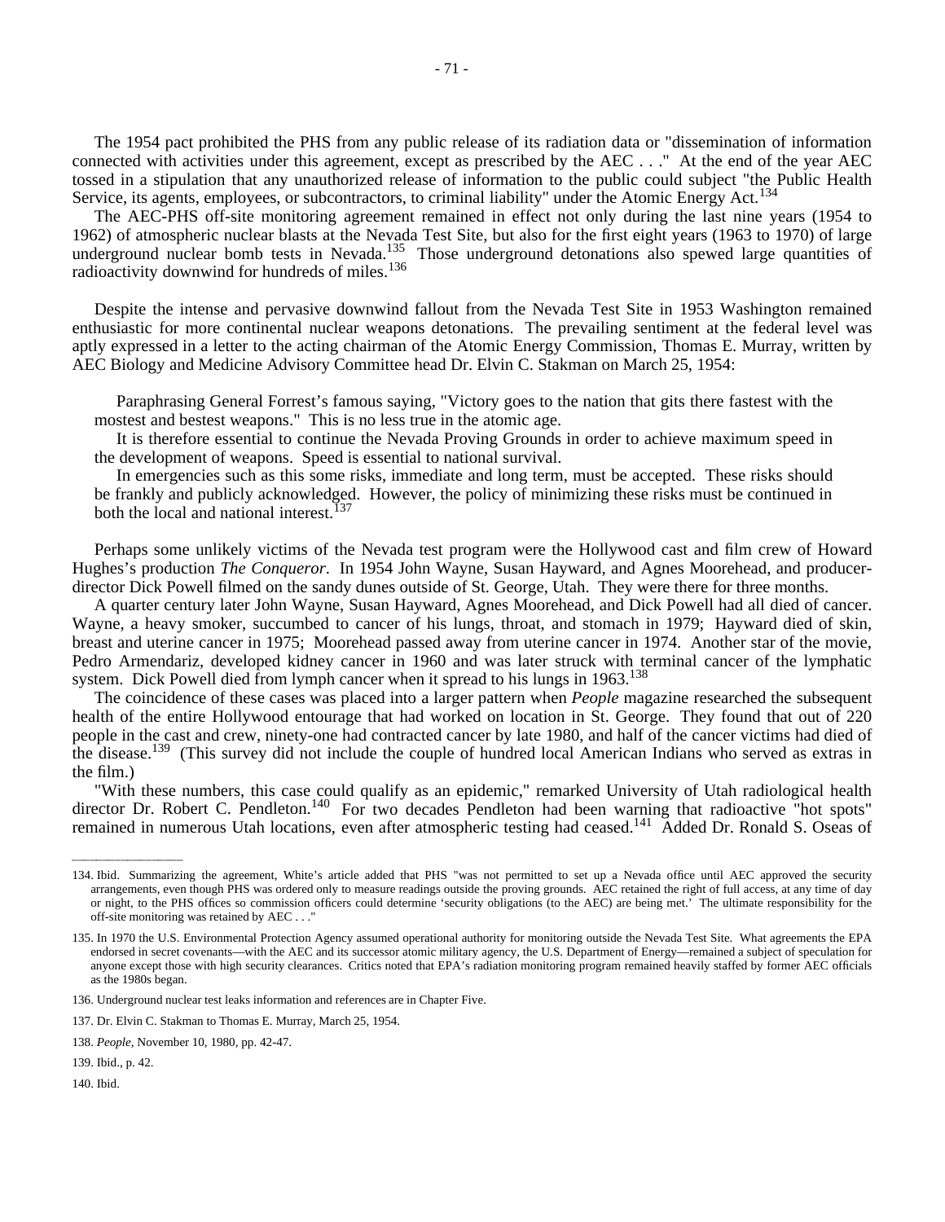The 1954 pact prohibited the PHS from any public release of its radiation data or "dissemination of information connected with activities under this agreement, except as prescribed by the AEC . . ." At the end of the year AEC tossed in a stipulation that any unauthorized release of information to the public could subject "the Public Health Service, its agents, employees, or subcontractors, to criminal liability" under the Atomic Energy Act.[134]

The AEC-PHS off-site monitoring agreement remained in effect not only during the last nine years (1954 to 1962) of atmospheric nuclear blasts at the Nevada Test Site, but also for the first eight years (1963 to 1970) of large underground nuclear bomb tests in Nevada.[135] Those underground detonations also spewed large quantities of radioactivity downwind for hundreds of miles.[136]

Despite the intense and pervasive downwind fallout from the Nevada Test Site in 1953 Washington remained enthusiastic for more continental nuclear weapons detonations. The prevailing sentiment at the federal level was aptly expressed in a letter to the acting chairman of the Atomic Energy Commission, Thomas E. Murray, written by AEC Biology and Medicine Advisory Committee head Dr. Elvin C. Stakman on March 25, 1954:

> Paraphrasing General Forrest's famous saying, "Victory goes to the nation that gits there fastest with the mostest and bestest weapons." This is no less true in the atomic age.
>
> It is therefore essential to continue the Nevada Proving Grounds in order to achieve maximum speed in the development of weapons. Speed is essential to national survival.
>
> In emergencies such as this some risks, immediate and long term, must be accepted. These risks should be frankly and publicly acknowledged. However, the policy of minimizing these risks must be continued in both the local and national interest.[137]

Perhaps some unlikely victims of the Nevada test program were the Hollywood cast and film crew of Howard Hughes's production *The Conqueror*. In 1954 John Wayne, Susan Hayward, and Agnes Moorehead, and producer-director Dick Powell filmed on the sandy dunes outside of St. George, Utah. They were there for three months.

A quarter century later John Wayne, Susan Hayward, Agnes Moorehead, and Dick Powell had all died of cancer. Wayne, a heavy smoker, succumbed to cancer of his lungs, throat, and stomach in 1979; Hayward died of skin, breast and uterine cancer in 1975; Moorehead passed away from uterine cancer in 1974. Another star of the movie, Pedro Armendariz, developed kidney cancer in 1960 and was later struck with terminal cancer of the lymphatic system. Dick Powell died from lymph cancer when it spread to his lungs in 1963.[138]

The coincidence of these cases was placed into a larger pattern when *People* magazine researched the subsequent health of the entire Hollywood entourage that had worked on location in St. George. They found that out of 220 people in the cast and crew, ninety-one had contracted cancer by late 1980, and half of the cancer victims had died of the disease.[139] (This survey did not include the couple of hundred local American Indians who served as extras in the film.)

"With these numbers, this case could qualify as an epidemic," remarked University of Utah radiological health director Dr. Robert C. Pendleton.[140] For two decades Pendleton had been warning that radioactive "hot spots" remained in numerous Utah locations, even after atmospheric testing had ceased.[141] Added Dr. Ronald S. Oseas of

---

134. Ibid. Summarizing the agreement, White's article added that PHS "was not permitted to set up a Nevada office until AEC approved the security arrangements, even though PHS was ordered only to measure readings outside the proving grounds. AEC retained the right of full access, at any time of day or night, to the PHS offices so commission officers could determine 'security obligations (to the AEC) are being met.' The ultimate responsibility for the off-site monitoring was retained by AEC . . ."

135. In 1970 the U.S. Environmental Protection Agency assumed operational authority for monitoring outside the Nevada Test Site. What agreements the EPA endorsed in secret covenants—with the AEC and its successor atomic military agency, the U.S. Department of Energy—remained a subject of speculation for anyone except those with high security clearances. Critics noted that EPA's radiation monitoring program remained heavily staffed by former AEC officials as the 1980s began.

136. Underground nuclear test leaks information and references are in Chapter Five.

137. Dr. Elvin C. Stakman to Thomas E. Murray, March 25, 1954.

138. *People*, November 10, 1980, pp. 42-47.

139. Ibid., p. 42.

140. Ibid.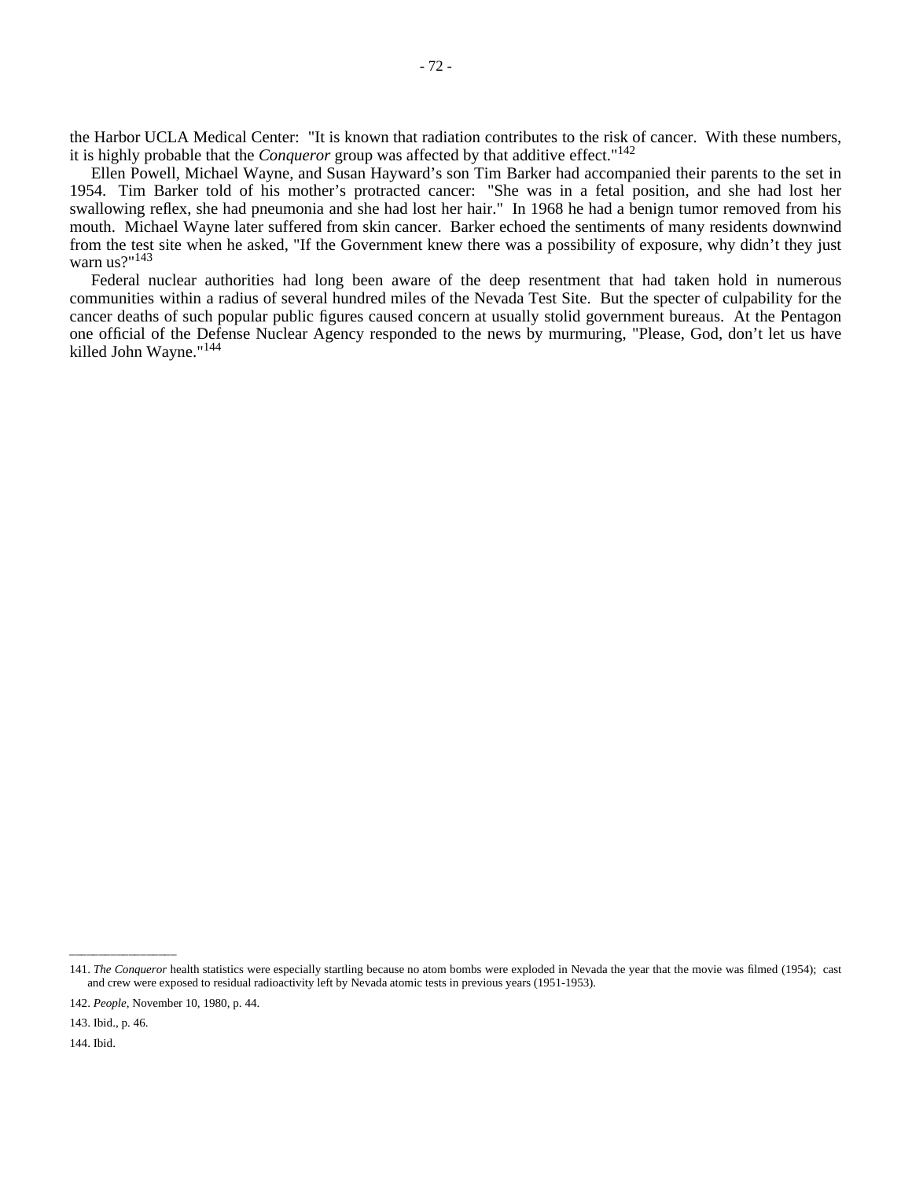the Harbor UCLA Medical Center: "It is known that radiation contributes to the risk of cancer. With these numbers, it is highly probable that the *Conqueror* group was affected by that additive effect."[142]

Ellen Powell, Michael Wayne, and Susan Hayward's son Tim Barker had accompanied their parents to the set in 1954. Tim Barker told of his mother's protracted cancer: "She was in a fetal position, and she had lost her swallowing reflex, she had pneumonia and she had lost her hair." In 1968 he had a benign tumor removed from his mouth. Michael Wayne later suffered from skin cancer. Barker echoed the sentiments of many residents downwind from the test site when he asked, "If the Government knew there was a possibility of exposure, why didn't they just warn us?"[143]

Federal nuclear authorities had long been aware of the deep resentment that had taken hold in numerous communities within a radius of several hundred miles of the Nevada Test Site. But the specter of culpability for the cancer deaths of such popular public figures caused concern at usually stolid government bureaus. At the Pentagon one official of the Defense Nuclear Agency responded to the news by murmuring, "Please, God, don't let us have killed John Wayne."[144]

---

141. *The Conqueror* health statistics were especially startling because no atom bombs were exploded in Nevada the year that the movie was filmed (1954); cast and crew were exposed to residual radioactivity left by Nevada atomic tests in previous years (1951-1953).

142. *People*, November 10, 1980, p. 44.

143. Ibid., p. 46.

144. Ibid.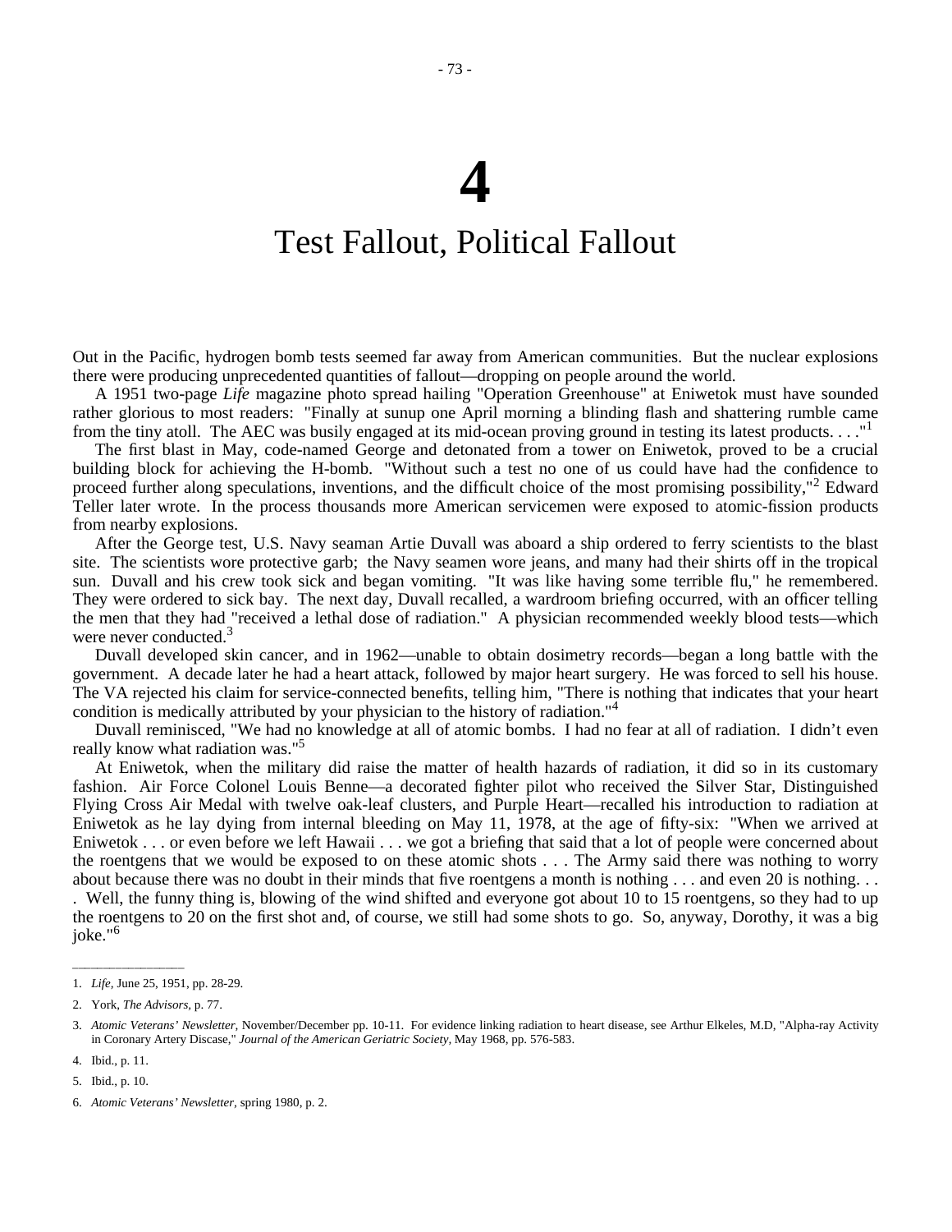# 4

# Test Fallout, Political Fallout

Out in the Pacific, hydrogen bomb tests seemed far away from American communities. But the nuclear explosions there were producing unprecedented quantities of fallout—dropping on people around the world.

A 1951 two-page *Life* magazine photo spread hailing "Operation Greenhouse" at Eniwetok must have sounded rather glorious to most readers: "Finally at sunup one April morning a blinding flash and shattering rumble came from the tiny atoll. The AEC was busily engaged at its mid-ocean proving ground in testing its latest products. . . ."[1]

The first blast in May, code-named George and detonated from a tower on Eniwetok, proved to be a crucial building block for achieving the H-bomb. "Without such a test no one of us could have had the confidence to proceed further along speculations, inventions, and the difficult choice of the most promising possibility,"[2] Edward Teller later wrote. In the process thousands more American servicemen were exposed to atomic-fission products from nearby explosions.

After the George test, U.S. Navy seaman Artie Duvall was aboard a ship ordered to ferry scientists to the blast site. The scientists wore protective garb; the Navy seamen wore jeans, and many had their shirts off in the tropical sun. Duvall and his crew took sick and began vomiting. "It was like having some terrible flu," he remembered. They were ordered to sick bay. The next day, Duvall recalled, a wardroom briefing occurred, with an officer telling the men that they had "received a lethal dose of radiation." A physician recommended weekly blood tests—which were never conducted.[3]

Duvall developed skin cancer, and in 1962—unable to obtain dosimetry records—began a long battle with the government. A decade later he had a heart attack, followed by major heart surgery. He was forced to sell his house. The VA rejected his claim for service-connected benefits, telling him, "There is nothing that indicates that your heart condition is medically attributed by your physician to the history of radiation."[4]

Duvall reminisced, "We had no knowledge at all of atomic bombs. I had no fear at all of radiation. I didn't even really know what radiation was."[5]

At Eniwetok, when the military did raise the matter of health hazards of radiation, it did so in its customary fashion. Air Force Colonel Louis Benne—a decorated fighter pilot who received the Silver Star, Distinguished Flying Cross Air Medal with twelve oak-leaf clusters, and Purple Heart—recalled his introduction to radiation at Eniwetok as he lay dying from internal bleeding on May 11, 1978, at the age of fifty-six: "When we arrived at Eniwetok . . . or even before we left Hawaii . . . we got a briefing that said that a lot of people were concerned about the roentgens that we would be exposed to on these atomic shots . . . The Army said there was nothing to worry about because there was no doubt in their minds that five roentgens a month is nothing . . . and even 20 is nothing. . . . Well, the funny thing is, blowing of the wind shifted and everyone got about 10 to 15 roentgens, so they had to up the roentgens to 20 on the first shot and, of course, we still had some shots to go. So, anyway, Dorothy, it was a big joke."[6]

---

1. *Life*, June 25, 1951, pp. 28-29.
2. York, *The Advisors*, p. 77.
3. *Atomic Veterans' Newsletter*, November/December pp. 10-11. For evidence linking radiation to heart disease, see Arthur Elkeles, M.D, "Alpha-ray Activity in Coronary Artery Discase," *Journal of the American Geriatric Society*, May 1968, pp. 576-583.
4. Ibid., p. 11.
5. Ibid., p. 10.
6. *Atomic Veterans' Newsletter*, spring 1980, p. 2.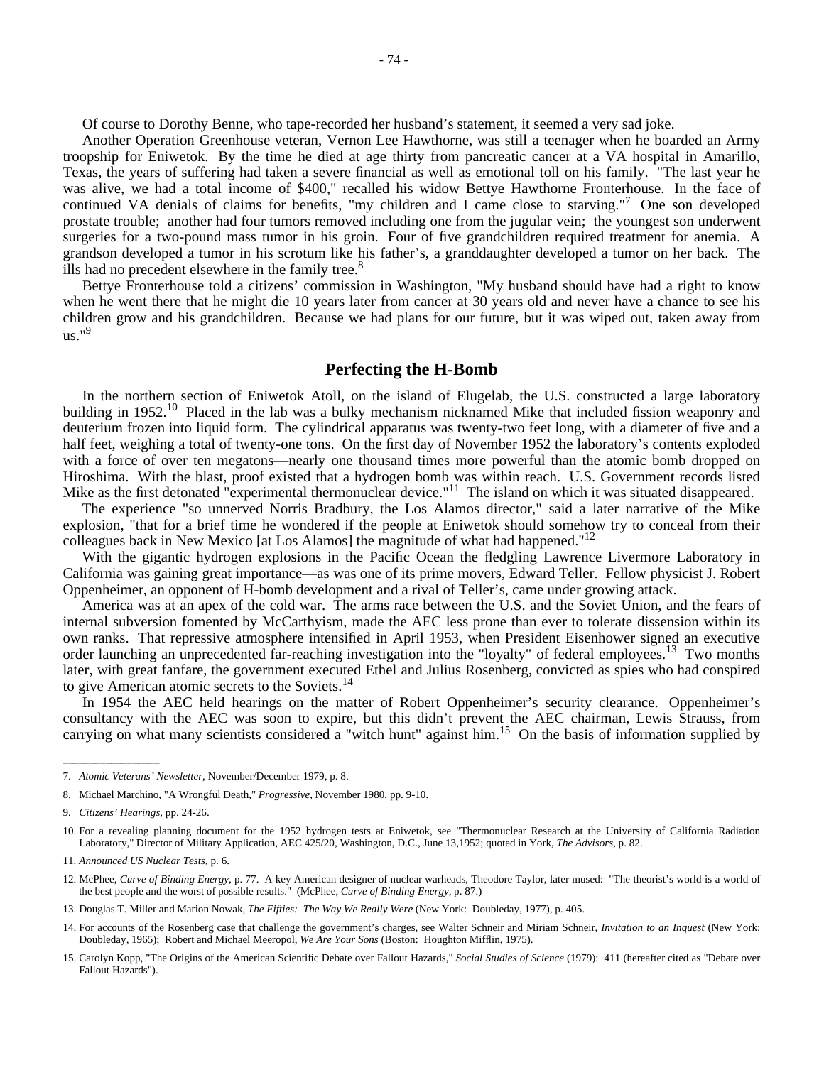Of course to Dorothy Benne, who tape-recorded her husband's statement, it seemed a very sad joke.

Another Operation Greenhouse veteran, Vernon Lee Hawthorne, was still a teenager when he boarded an Army troopship for Eniwetok. By the time he died at age thirty from pancreatic cancer at a VA hospital in Amarillo, Texas, the years of suffering had taken a severe financial as well as emotional toll on his family. "The last year he was alive, we had a total income of $400," recalled his widow Bettye Hawthorne Fronterhouse. In the face of continued VA denials of claims for benefits, "my children and I came close to starving."[7] One son developed prostate trouble; another had four tumors removed including one from the jugular vein; the youngest son underwent surgeries for a two-pound mass tumor in his groin. Four of five grandchildren required treatment for anemia. A grandson developed a tumor in his scrotum like his father's, a granddaughter developed a tumor on her back. The ills had no precedent elsewhere in the family tree.[8]

Bettye Fronterhouse told a citizens' commission in Washington, "My husband should have had a right to know when he went there that he might die 10 years later from cancer at 30 years old and never have a chance to see his children grow and his grandchildren. Because we had plans for our future, but it was wiped out, taken away from us."[9]

## Perfecting the H-Bomb

In the northern section of Eniwetok Atoll, on the island of Elugelab, the U.S. constructed a large laboratory building in 1952.[10] Placed in the lab was a bulky mechanism nicknamed Mike that included fission weaponry and deuterium frozen into liquid form. The cylindrical apparatus was twenty-two feet long, with a diameter of five and a half feet, weighing a total of twenty-one tons. On the first day of November 1952 the laboratory's contents exploded with a force of over ten megatons—nearly one thousand times more powerful than the atomic bomb dropped on Hiroshima. With the blast, proof existed that a hydrogen bomb was within reach. U.S. Government records listed Mike as the first detonated "experimental thermonuclear device."[11] The island on which it was situated disappeared.

The experience "so unnerved Norris Bradbury, the Los Alamos director," said a later narrative of the Mike explosion, "that for a brief time he wondered if the people at Eniwetok should somehow try to conceal from their colleagues back in New Mexico [at Los Alamos] the magnitude of what had happened."[12]

With the gigantic hydrogen explosions in the Pacific Ocean the fledgling Lawrence Livermore Laboratory in California was gaining great importance—as was one of its prime movers, Edward Teller. Fellow physicist J. Robert Oppenheimer, an opponent of H-bomb development and a rival of Teller's, came under growing attack.

America was at an apex of the cold war. The arms race between the U.S. and the Soviet Union, and the fears of internal subversion fomented by McCarthyism, made the AEC less prone than ever to tolerate dissension within its own ranks. That repressive atmosphere intensified in April 1953, when President Eisenhower signed an executive order launching an unprecedented far-reaching investigation into the "loyalty" of federal employees.[13] Two months later, with great fanfare, the government executed Ethel and Julius Rosenberg, convicted as spies who had conspired to give American atomic secrets to the Soviets.[14]

In 1954 the AEC held hearings on the matter of Robert Oppenheimer's security clearance. Oppenheimer's consultancy with the AEC was soon to expire, but this didn't prevent the AEC chairman, Lewis Strauss, from carrying on what many scientists considered a "witch hunt" against him.[15] On the basis of information supplied by

---

7. *Atomic Veterans' Newsletter,* November/December 1979, p. 8.

8. Michael Marchino, "A Wrongful Death," *Progressive,* November 1980, pp. 9-10.

9. *Citizens' Hearings,* pp. 24-26.

10. For a revealing planning document for the 1952 hydrogen tests at Eniwetok, see "Thermonuclear Research at the University of California Radiation Laboratory," Director of Military Application, AEC 425/20, Washington, D.C., June 13,1952; quoted in York, *The Advisors,* p. 82.

11. *Announced US Nuclear Tests,* p. 6.

12. McPhee, *Curve of Binding Energy,* p. 77. A key American designer of nuclear warheads, Theodore Taylor, later mused: "The theorist's world is a world of the best people and the worst of possible results." (McPhee, *Curve of Binding Energy,* p. 87.)

13. Douglas T. Miller and Marion Nowak, *The Fifties: The Way We Really Were* (New York: Doubleday, 1977), p. 405.

14. For accounts of the Rosenberg case that challenge the government's charges, see Walter Schneir and Miriam Schneir, *Invitation to an Inquest* (New York: Doubleday, 1965); Robert and Michael Meeropol, *We Are Your Sons* (Boston: Houghton Mifflin, 1975).

15. Carolyn Kopp, "The Origins of the American Scientific Debate over Fallout Hazards," *Social Studies of Science* (1979): 411 (hereafter cited as "Debate over Fallout Hazards").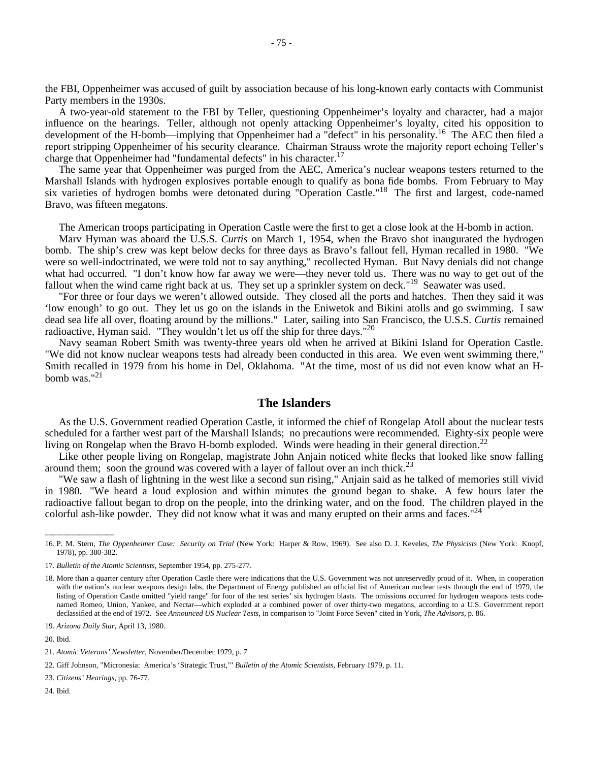the FBI, Oppenheimer was accused of guilt by association because of his long-known early contacts with Communist Party members in the 1930s.

A two-year-old statement to the FBI by Teller, questioning Oppenheimer's loyalty and character, had a major influence on the hearings. Teller, although not openly attacking Oppenheimer's loyalty, cited his opposition to development of the H-bomb—implying that Oppenheimer had a "defect" in his personality.[16] The AEC then filed a report stripping Oppenheimer of his security clearance. Chairman Strauss wrote the majority report echoing Teller's charge that Oppenheimer had "fundamental defects" in his character.[17]

The same year that Oppenheimer was purged from the AEC, America's nuclear weapons testers returned to the Marshall Islands with hydrogen explosives portable enough to qualify as bona fide bombs. From February to May six varieties of hydrogen bombs were detonated during "Operation Castle."[18] The first and largest, code-named Bravo, was fifteen megatons.

The American troops participating in Operation Castle were the first to get a close look at the H-bomb in action.

Marv Hyman was aboard the U.S.S. *Curtis* on March 1, 1954, when the Bravo shot inaugurated the hydrogen bomb. The ship's crew was kept below decks for three days as Bravo's fallout fell, Hyman recalled in 1980. "We were so well-indoctrinated, we were told not to say anything," recollected Hyman. But Navy denials did not change what had occurred. "I don't know how far away we were—they never told us. There was no way to get out of the fallout when the wind came right back at us. They set up a sprinkler system on deck."[19] Seawater was used.

"For three or four days we weren't allowed outside. They closed all the ports and hatches. Then they said it was 'low enough' to go out. They let us go on the islands in the Eniwetok and Bikini atolls and go swimming. I saw dead sea life all over, floating around by the millions." Later, sailing into San Francisco, the U.S.S. *Curtis* remained radioactive, Hyman said. "They wouldn't let us off the ship for three days."[20]

Navy seaman Robert Smith was twenty-three years old when he arrived at Bikini Island for Operation Castle. "We did not know nuclear weapons tests had already been conducted in this area. We even went swimming there," Smith recalled in 1979 from his home in Del, Oklahoma. "At the time, most of us did not even know what an H-bomb was."[21]

## The Islanders

As the U.S. Government readied Operation Castle, it informed the chief of Rongelap Atoll about the nuclear tests scheduled for a farther west part of the Marshall Islands; no precautions were recommended. Eighty-six people were living on Rongelap when the Bravo H-bomb exploded. Winds were heading in their general direction.[22]

Like other people living on Rongelap, magistrate John Anjain noticed white flecks that looked like snow falling around them; soon the ground was covered with a layer of fallout over an inch thick.[23]

"We saw a flash of lightning in the west like a second sun rising," Anjain said as he talked of memories still vivid in 1980. "We heard a loud explosion and within minutes the ground began to shake. A few hours later the radioactive fallout began to drop on the people, into the drinking water, and on the food. The children played in the colorful ash-like powder. They did not know what it was and many erupted on their arms and faces."[24]

---

16. P. M. Stern, *The Oppenheimer Case: Security on Trial* (New York: Harper & Row, 1969). See also D. J. Keveles, *The Physicists* (New York: Knopf, 1978), pp. 380-382.

17. *Bulletin of the Atomic Scientists*, September 1954, pp. 275-277.

18. More than a quarter century after Operation Castle there were indications that the U.S. Government was not unreservedly proud of it. When, in cooperation with the nation's nuclear weapons design labs, the Department of Energy published an official list of American nuclear tests through the end of 1979, the listing of Operation Castle omitted "yield range" for four of the test series' six hydrogen blasts. The omissions occurred for hydrogen weapons tests code-named Romeo, Union, Yankee, and Nectar—which exploded at a combined power of over thirty-two megatons, according to a U.S. Government report declassified at the end of 1972. See *Announced US Nuclear Tests*, in comparison to "Joint Force Seven" cited in York, *The Advisors*, p. 86.

19. *Arizona Daily Star*, April 13, 1980.

20. Ibid.

21. *Atomic Veterans' Newsletter*, November/December 1979, p. 7

22. Giff Johnson, "Micronesia: America's 'Strategic Trust,'" *Bulletin of the Atomic Scientists*, February 1979, p. 11.

23. *Citizens' Hearings*, pp. 76-77.

24. Ibid.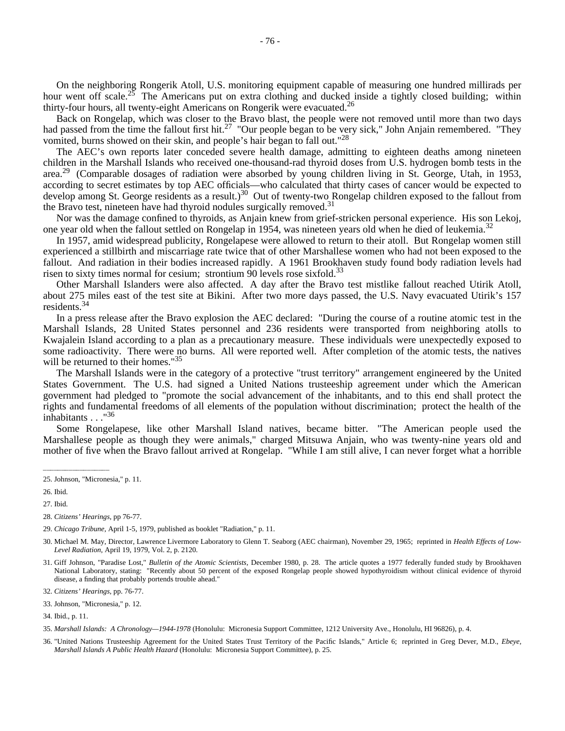On the neighboring Rongerik Atoll, U.S. monitoring equipment capable of measuring one hundred millirads per hour went off scale.[25] The Americans put on extra clothing and ducked inside a tightly closed building; within thirty-four hours, all twenty-eight Americans on Rongerik were evacuated.[26]

Back on Rongelap, which was closer to the Bravo blast, the people were not removed until more than two days had passed from the time the fallout first hit.[27] "Our people began to be very sick," John Anjain remembered. "They vomited, burns showed on their skin, and people's hair began to fall out."[28]

The AEC's own reports later conceded severe health damage, admitting to eighteen deaths among nineteen children in the Marshall Islands who received one-thousand-rad thyroid doses from U.S. hydrogen bomb tests in the area.[29] (Comparable dosages of radiation were absorbed by young children living in St. George, Utah, in 1953, according to secret estimates by top AEC officials—who calculated that thirty cases of cancer would be expected to develop among St. George residents as a result.)[30] Out of twenty-two Rongelap children exposed to the fallout from the Bravo test, nineteen have had thyroid nodules surgically removed.[31]

Nor was the damage confined to thyroids, as Anjain knew from grief-stricken personal experience. His son Lekoj, one year old when the fallout settled on Rongelap in 1954, was nineteen years old when he died of leukemia.[32]

In 1957, amid widespread publicity, Rongelapese were allowed to return to their atoll. But Rongelap women still experienced a stillbirth and miscarriage rate twice that of other Marshallese women who had not been exposed to the fallout. And radiation in their bodies increased rapidly. A 1961 Brookhaven study found body radiation levels had risen to sixty times normal for cesium; strontium 90 levels rose sixfold.[33]

Other Marshall Islanders were also affected. A day after the Bravo test mistlike fallout reached Utirik Atoll, about 275 miles east of the test site at Bikini. After two more days passed, the U.S. Navy evacuated Utirik's 157 residents.[34]

In a press release after the Bravo explosion the AEC declared: "During the course of a routine atomic test in the Marshall Islands, 28 United States personnel and 236 residents were transported from neighboring atolls to Kwajalein Island according to a plan as a precautionary measure. These individuals were unexpectedly exposed to some radioactivity. There were no burns. All were reported well. After completion of the atomic tests, the natives will be returned to their homes."[35]

The Marshall Islands were in the category of a protective "trust territory" arrangement engineered by the United States Government. The U.S. had signed a United Nations trusteeship agreement under which the American government had pledged to "promote the social advancement of the inhabitants, and to this end shall protect the rights and fundamental freedoms of all elements of the population without discrimination; protect the health of the inhabitants . . ."[36]

Some Rongelapese, like other Marshall Island natives, became bitter. "The American people used the Marshallese people as though they were animals," charged Mitsuwa Anjain, who was twenty-nine years old and mother of five when the Bravo fallout arrived at Rongelap. "While I am still alive, I can never forget what a horrible

---

25. Johnson, "Micronesia," p. 11.

26. Ibid.

27. Ibid.

28. *Citizens' Hearings*, pp 76-77.

29. *Chicago Tribune*, April 1-5, 1979, published as booklet "Radiation," p. 11.

30. Michael M. May, Director, Lawrence Livermore Laboratory to Glenn T. Seaborg (AEC chairman), November 29, 1965; reprinted in *Health Effects of Low-Level Radiation*, April 19, 1979, Vol. 2, p. 2120.

31. Giff Johnson, "Paradise Lost," *Bulletin of the Atomic Scientists*, December 1980, p. 28. The article quotes a 1977 federally funded study by Brookhaven National Laboratory, stating: "Recently about 50 percent of the exposed Rongelap people showed hypothyroidism without clinical evidence of thyroid disease, a finding that probably portends trouble ahead."

32. *Citizens' Hearings*, pp. 76-77.

33. Johnson, "Micronesia," p. 12.

34. Ibid., p. 11.

35. *Marshall Islands: A Chronology—1944-1978* (Honolulu: Micronesia Support Committee, 1212 University Ave., Honolulu, HI 96826), p. 4.

36. "United Nations Trusteeship Agreement for the United States Trust Territory of the Pacific Islands," Article 6; reprinted in Greg Dever, M.D., *Ebeye, Marshall Islands A Public Health Hazard* (Honolulu: Micronesia Support Committee), p. 25.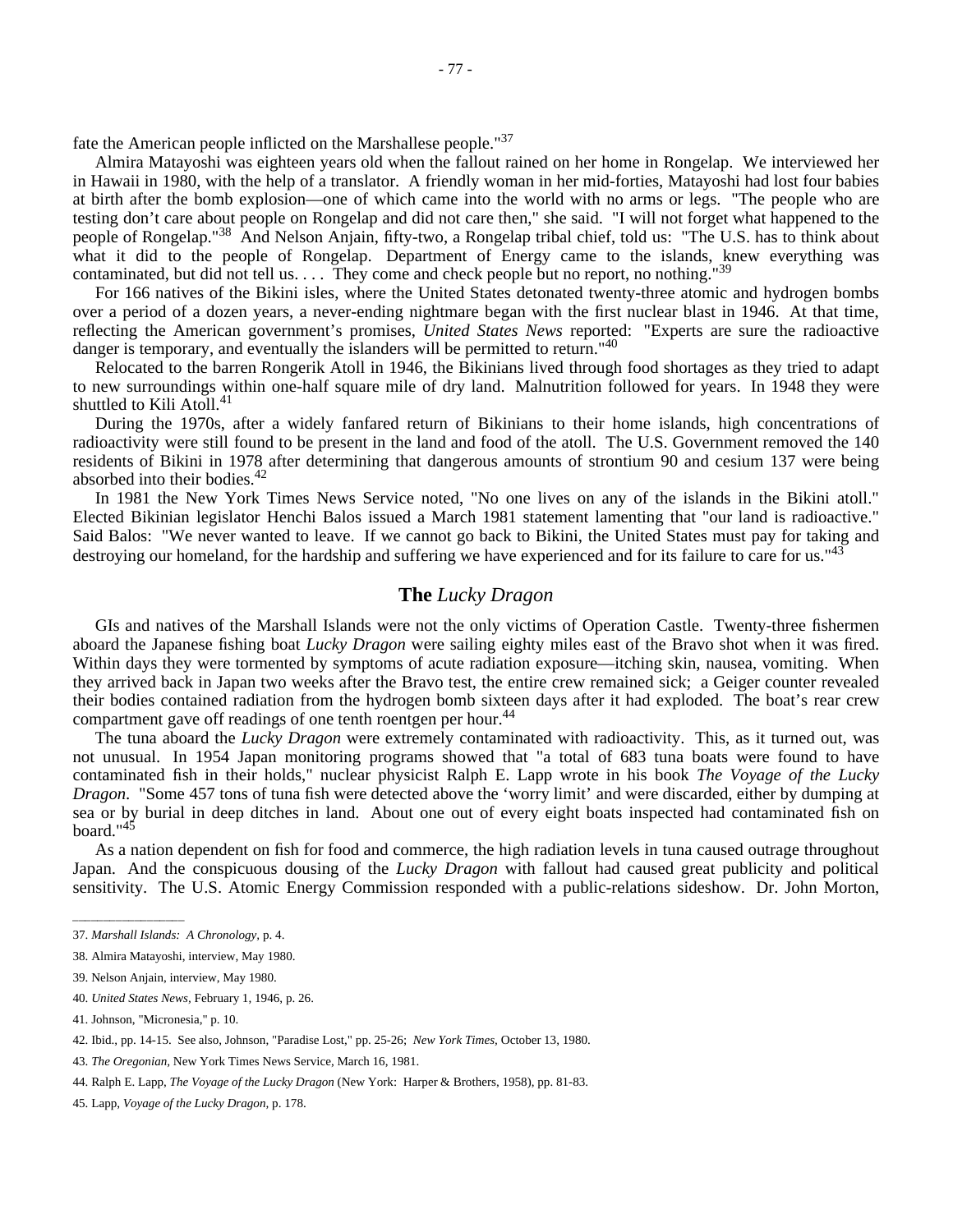fate the American people inflicted on the Marshallese people."[37]

Almira Matayoshi was eighteen years old when the fallout rained on her home in Rongelap. We interviewed her in Hawaii in 1980, with the help of a translator. A friendly woman in her mid-forties, Matayoshi had lost four babies at birth after the bomb explosion—one of which came into the world with no arms or legs. "The people who are testing don't care about people on Rongelap and did not care then," she said. "I will not forget what happened to the people of Rongelap."[38] And Nelson Anjain, fifty-two, a Rongelap tribal chief, told us: "The U.S. has to think about what it did to the people of Rongelap. Department of Energy came to the islands, knew everything was contaminated, but did not tell us. . . . They come and check people but no report, no nothing."[39]

For 166 natives of the Bikini isles, where the United States detonated twenty-three atomic and hydrogen bombs over a period of a dozen years, a never-ending nightmare began with the first nuclear blast in 1946. At that time, reflecting the American government's promises, *United States News* reported: "Experts are sure the radioactive danger is temporary, and eventually the islanders will be permitted to return."[40]

Relocated to the barren Rongerik Atoll in 1946, the Bikinians lived through food shortages as they tried to adapt to new surroundings within one-half square mile of dry land. Malnutrition followed for years. In 1948 they were shuttled to Kili Atoll.[41]

During the 1970s, after a widely fanfared return of Bikinians to their home islands, high concentrations of radioactivity were still found to be present in the land and food of the atoll. The U.S. Government removed the 140 residents of Bikini in 1978 after determining that dangerous amounts of strontium 90 and cesium 137 were being absorbed into their bodies.[42]

In 1981 the New York Times News Service noted, "No one lives on any of the islands in the Bikini atoll." Elected Bikinian legislator Henchi Balos issued a March 1981 statement lamenting that "our land is radioactive." Said Balos: "We never wanted to leave. If we cannot go back to Bikini, the United States must pay for taking and destroying our homeland, for the hardship and suffering we have experienced and for its failure to care for us."[43]

## The *Lucky Dragon*

GIs and natives of the Marshall Islands were not the only victims of Operation Castle. Twenty-three fishermen aboard the Japanese fishing boat *Lucky Dragon* were sailing eighty miles east of the Bravo shot when it was fired. Within days they were tormented by symptoms of acute radiation exposure—itching skin, nausea, vomiting. When they arrived back in Japan two weeks after the Bravo test, the entire crew remained sick; a Geiger counter revealed their bodies contained radiation from the hydrogen bomb sixteen days after it had exploded. The boat's rear crew compartment gave off readings of one tenth roentgen per hour.[44]

The tuna aboard the *Lucky Dragon* were extremely contaminated with radioactivity. This, as it turned out, was not unusual. In 1954 Japan monitoring programs showed that "a total of 683 tuna boats were found to have contaminated fish in their holds," nuclear physicist Ralph E. Lapp wrote in his book *The Voyage of the Lucky Dragon*. "Some 457 tons of tuna fish were detected above the 'worry limit' and were discarded, either by dumping at sea or by burial in deep ditches in land. About one out of every eight boats inspected had contaminated fish on board."[45]

As a nation dependent on fish for food and commerce, the high radiation levels in tuna caused outrage throughout Japan. And the conspicuous dousing of the *Lucky Dragon* with fallout had caused great publicity and political sensitivity. The U.S. Atomic Energy Commission responded with a public-relations sideshow. Dr. John Morton,

---

37. *Marshall Islands: A Chronology*, p. 4.

38. Almira Matayoshi, interview, May 1980.

39. Nelson Anjain, interview, May 1980.

40. *United States News*, February 1, 1946, p. 26.

41. Johnson, "Micronesia," p. 10.

42. Ibid., pp. 14-15. See also, Johnson, "Paradise Lost," pp. 25-26; *New York Times*, October 13, 1980.

43. *The Oregonian*, New York Times News Service, March 16, 1981.

44. Ralph E. Lapp, *The Voyage of the Lucky Dragon* (New York: Harper & Brothers, 1958), pp. 81-83.

45. Lapp, *Voyage of the Lucky Dragon*, p. 178.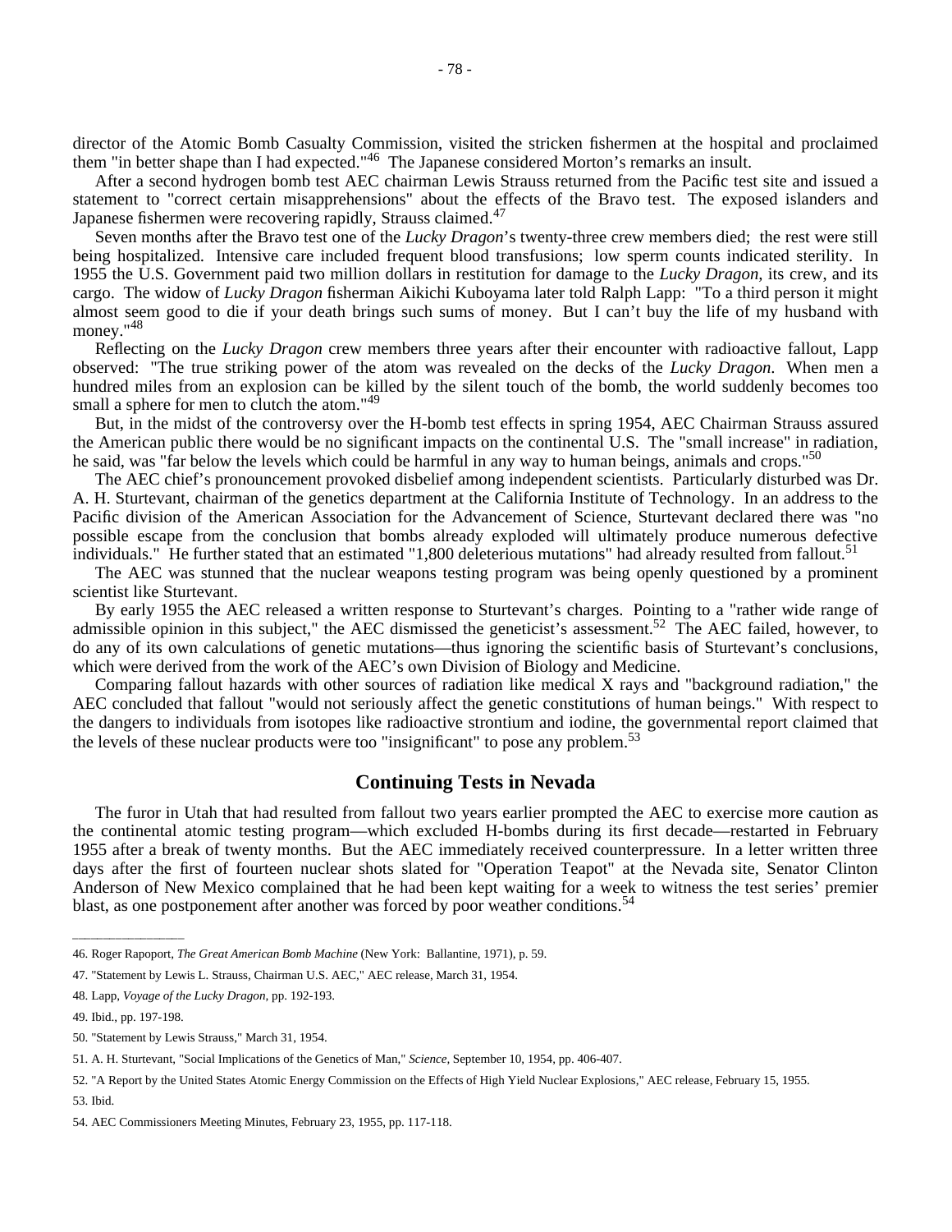director of the Atomic Bomb Casualty Commission, visited the stricken fishermen at the hospital and proclaimed them "in better shape than I had expected."[46] The Japanese considered Morton's remarks an insult.

After a second hydrogen bomb test AEC chairman Lewis Strauss returned from the Pacific test site and issued a statement to "correct certain misapprehensions" about the effects of the Bravo test. The exposed islanders and Japanese fishermen were recovering rapidly, Strauss claimed.[47]

Seven months after the Bravo test one of the *Lucky Dragon*'s twenty-three crew members died; the rest were still being hospitalized. Intensive care included frequent blood transfusions; low sperm counts indicated sterility. In 1955 the U.S. Government paid two million dollars in restitution for damage to the *Lucky Dragon*, its crew, and its cargo. The widow of *Lucky Dragon* fisherman Aikichi Kuboyama later told Ralph Lapp: "To a third person it might almost seem good to die if your death brings such sums of money. But I can't buy the life of my husband with money."[48]

Reflecting on the *Lucky Dragon* crew members three years after their encounter with radioactive fallout, Lapp observed: "The true striking power of the atom was revealed on the decks of the *Lucky Dragon*. When men a hundred miles from an explosion can be killed by the silent touch of the bomb, the world suddenly becomes too small a sphere for men to clutch the atom."[49]

But, in the midst of the controversy over the H-bomb test effects in spring 1954, AEC Chairman Strauss assured the American public there would be no significant impacts on the continental U.S. The "small increase" in radiation, he said, was "far below the levels which could be harmful in any way to human beings, animals and crops."[50]

The AEC chief's pronouncement provoked disbelief among independent scientists. Particularly disturbed was Dr. A. H. Sturtevant, chairman of the genetics department at the California Institute of Technology. In an address to the Pacific division of the American Association for the Advancement of Science, Sturtevant declared there was "no possible escape from the conclusion that bombs already exploded will ultimately produce numerous defective individuals." He further stated that an estimated "1,800 deleterious mutations" had already resulted from fallout.[51]

The AEC was stunned that the nuclear weapons testing program was being openly questioned by a prominent scientist like Sturtevant.

By early 1955 the AEC released a written response to Sturtevant's charges. Pointing to a "rather wide range of admissible opinion in this subject," the AEC dismissed the geneticist's assessment.[52] The AEC failed, however, to do any of its own calculations of genetic mutations—thus ignoring the scientific basis of Sturtevant's conclusions, which were derived from the work of the AEC's own Division of Biology and Medicine.

Comparing fallout hazards with other sources of radiation like medical X rays and "background radiation," the AEC concluded that fallout "would not seriously affect the genetic constitutions of human beings." With respect to the dangers to individuals from isotopes like radioactive strontium and iodine, the governmental report claimed that the levels of these nuclear products were too "insignificant" to pose any problem.[53]

## Continuing Tests in Nevada

The furor in Utah that had resulted from fallout two years earlier prompted the AEC to exercise more caution as the continental atomic testing program—which excluded H-bombs during its first decade—restarted in February 1955 after a break of twenty months. But the AEC immediately received counterpressure. In a letter written three days after the first of fourteen nuclear shots slated for "Operation Teapot" at the Nevada site, Senator Clinton Anderson of New Mexico complained that he had been kept waiting for a week to witness the test series' premier blast, as one postponement after another was forced by poor weather conditions.[54]

---

46. Roger Rapoport, *The Great American Bomb Machine* (New York: Ballantine, 1971), p. 59.

47. "Statement by Lewis L. Strauss, Chairman U.S. AEC," AEC release, March 31, 1954.

48. Lapp, *Voyage of the Lucky Dragon*, pp. 192-193.

49. Ibid., pp. 197-198.

50. "Statement by Lewis Strauss," March 31, 1954.

51. A. H. Sturtevant, "Social Implications of the Genetics of Man," *Science*, September 10, 1954, pp. 406-407.

52. "A Report by the United States Atomic Energy Commission on the Effects of High Yield Nuclear Explosions," AEC release, February 15, 1955.

53. Ibid.

54. AEC Commissioners Meeting Minutes, February 23, 1955, pp. 117-118.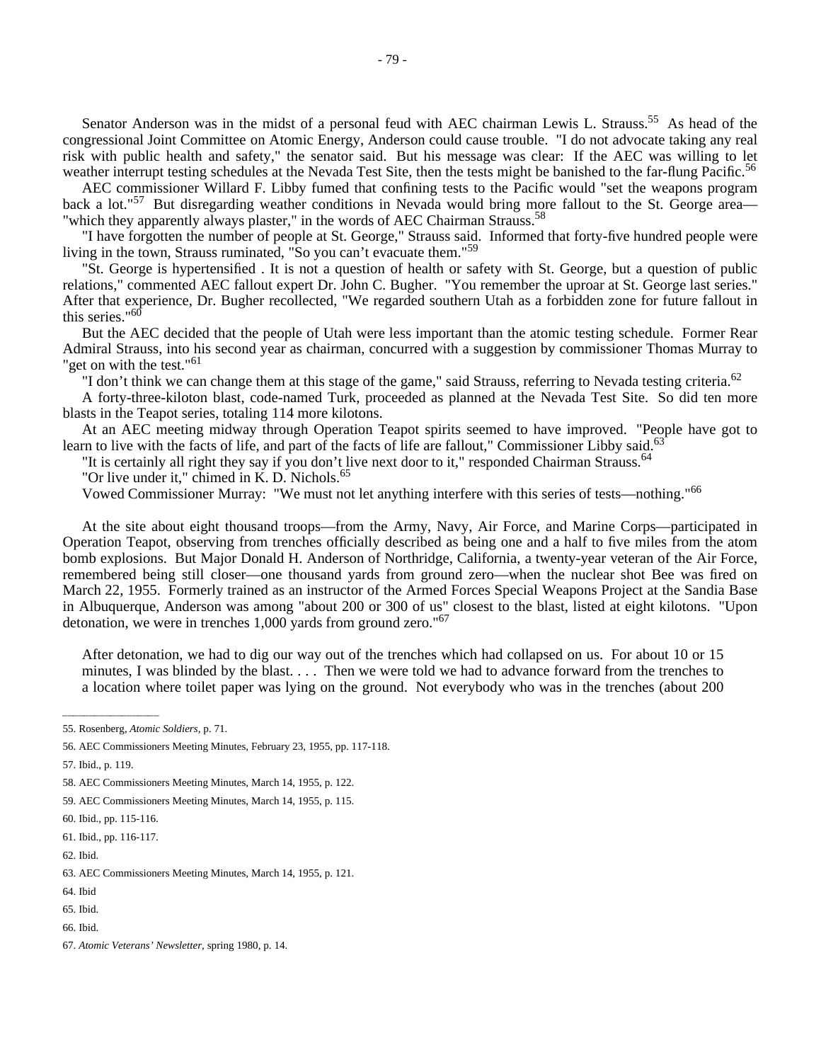Senator Anderson was in the midst of a personal feud with AEC chairman Lewis L. Strauss.[55] As head of the congressional Joint Committee on Atomic Energy, Anderson could cause trouble. "I do not advocate taking any real risk with public health and safety," the senator said. But his message was clear: If the AEC was willing to let weather interrupt testing schedules at the Nevada Test Site, then the tests might be banished to the far-flung Pacific.[56]

AEC commissioner Willard F. Libby fumed that confining tests to the Pacific would "set the weapons program back a lot."[57] But disregarding weather conditions in Nevada would bring more fallout to the St. George area—"which they apparently always plaster," in the words of AEC Chairman Strauss.[58]

"I have forgotten the number of people at St. George," Strauss said. Informed that forty-five hundred people were living in the town, Strauss ruminated, "So you can't evacuate them."[59]

"St. George is hypertensified . It is not a question of health or safety with St. George, but a question of public relations," commented AEC fallout expert Dr. John C. Bugher. "You remember the uproar at St. George last series." After that experience, Dr. Bugher recollected, "We regarded southern Utah as a forbidden zone for future fallout in this series."[60]

But the AEC decided that the people of Utah were less important than the atomic testing schedule. Former Rear Admiral Strauss, into his second year as chairman, concurred with a suggestion by commissioner Thomas Murray to "get on with the test."[61]

"I don't think we can change them at this stage of the game," said Strauss, referring to Nevada testing criteria.[62]

A forty-three-kiloton blast, code-named Turk, proceeded as planned at the Nevada Test Site. So did ten more blasts in the Teapot series, totaling 114 more kilotons.

At an AEC meeting midway through Operation Teapot spirits seemed to have improved. "People have got to learn to live with the facts of life, and part of the facts of life are fallout," Commissioner Libby said.[63]

"It is certainly all right they say if you don't live next door to it," responded Chairman Strauss.[64]

"Or live under it," chimed in K. D. Nichols.[65]

Vowed Commissioner Murray: "We must not let anything interfere with this series of tests—nothing."[66]

At the site about eight thousand troops—from the Army, Navy, Air Force, and Marine Corps—participated in Operation Teapot, observing from trenches officially described as being one and a half to five miles from the atom bomb explosions. But Major Donald H. Anderson of Northridge, California, a twenty-year veteran of the Air Force, remembered being still closer—one thousand yards from ground zero—when the nuclear shot Bee was fired on March 22, 1955. Formerly trained as an instructor of the Armed Forces Special Weapons Project at the Sandia Base in Albuquerque, Anderson was among "about 200 or 300 of us" closest to the blast, listed at eight kilotons. "Upon detonation, we were in trenches 1,000 yards from ground zero."[67]

> After detonation, we had to dig our way out of the trenches which had collapsed on us. For about 10 or 15 minutes, I was blinded by the blast. . . . Then we were told we had to advance forward from the trenches to a location where toilet paper was lying on the ground. Not everybody who was in the trenches (about 200

---

55. Rosenberg, *Atomic Soldiers*, p. 71.

56. AEC Commissioners Meeting Minutes, February 23, 1955, pp. 117-118.

57. Ibid., p. 119.

58. AEC Commissioners Meeting Minutes, March 14, 1955, p. 122.

59. AEC Commissioners Meeting Minutes, March 14, 1955, p. 115.

60. Ibid., pp. 115-116.

61. Ibid., pp. 116-117.

62. Ibid.

63. AEC Commissioners Meeting Minutes, March 14, 1955, p. 121.

64. Ibid

65. Ibid.

66. Ibid.

67. *Atomic Veterans' Newsletter*, spring 1980, p. 14.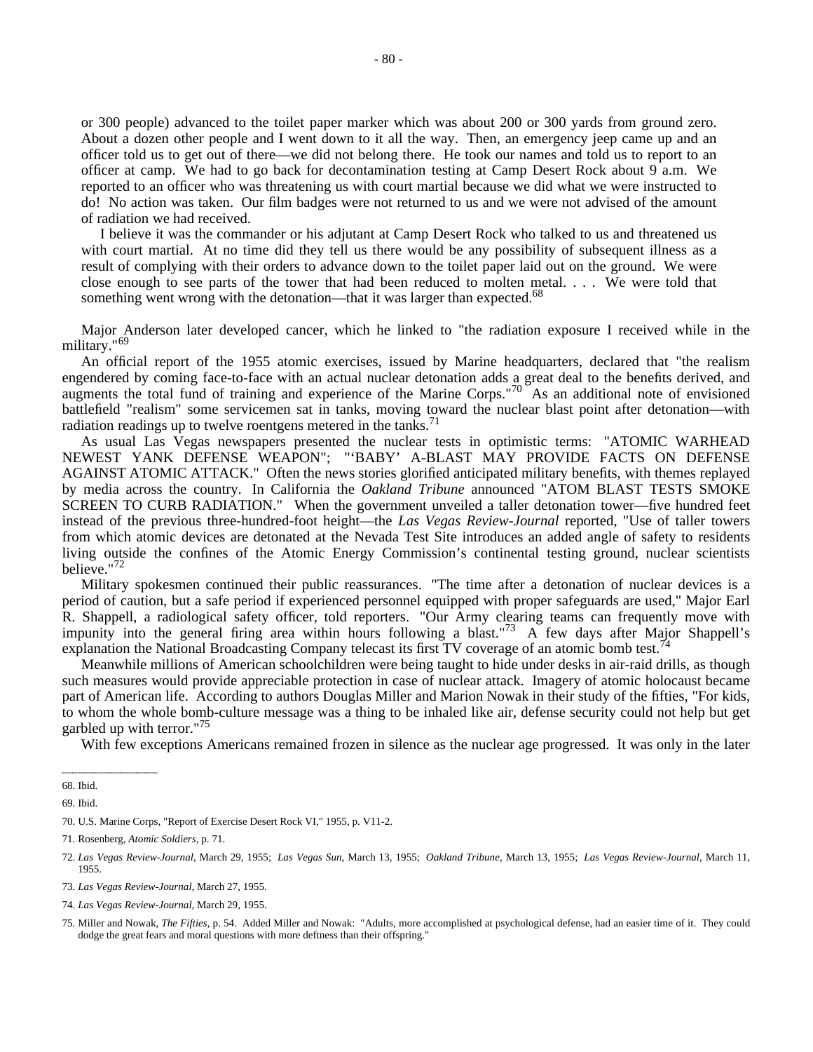> or 300 people) advanced to the toilet paper marker which was about 200 or 300 yards from ground zero. About a dozen other people and I went down to it all the way. Then, an emergency jeep came up and an officer told us to get out of there—we did not belong there. He took our names and told us to report to an officer at camp. We had to go back for decontamination testing at Camp Desert Rock about 9 a.m. We reported to an officer who was threatening us with court martial because we did what we were instructed to do! No action was taken. Our film badges were not returned to us and we were not advised of the amount of radiation we had received.
>
> I believe it was the commander or his adjutant at Camp Desert Rock who talked to us and threatened us with court martial. At no time did they tell us there would be any possibility of subsequent illness as a result of complying with their orders to advance down to the toilet paper laid out on the ground. We were close enough to see parts of the tower that had been reduced to molten metal. . . . We were told that something went wrong with the detonation—that it was larger than expected.[68]

Major Anderson later developed cancer, which he linked to "the radiation exposure I received while in the military."[69]

An official report of the 1955 atomic exercises, issued by Marine headquarters, declared that "the realism engendered by coming face-to-face with an actual nuclear detonation adds a great deal to the benefits derived, and augments the total fund of training and experience of the Marine Corps."[70] As an additional note of envisioned battlefield "realism" some servicemen sat in tanks, moving toward the nuclear blast point after detonation—with radiation readings up to twelve roentgens metered in the tanks.[71]

As usual Las Vegas newspapers presented the nuclear tests in optimistic terms: "ATOMIC WARHEAD NEWEST YANK DEFENSE WEAPON"; "'BABY' A-BLAST MAY PROVIDE FACTS ON DEFENSE AGAINST ATOMIC ATTACK." Often the news stories glorified anticipated military benefits, with themes replayed by media across the country. In California the *Oakland Tribune* announced "ATOM BLAST TESTS SMOKE SCREEN TO CURB RADIATION." When the government unveiled a taller detonation tower—five hundred feet instead of the previous three-hundred-foot height—the *Las Vegas Review-Journal* reported, "Use of taller towers from which atomic devices are detonated at the Nevada Test Site introduces an added angle of safety to residents living outside the confines of the Atomic Energy Commission's continental testing ground, nuclear scientists believe."[72]

Military spokesmen continued their public reassurances. "The time after a detonation of nuclear devices is a period of caution, but a safe period if experienced personnel equipped with proper safeguards are used," Major Earl R. Shappell, a radiological safety officer, told reporters. "Our Army clearing teams can frequently move with impunity into the general firing area within hours following a blast."[73] A few days after Major Shappell's explanation the National Broadcasting Company telecast its first TV coverage of an atomic bomb test.[74]

Meanwhile millions of American schoolchildren were being taught to hide under desks in air-raid drills, as though such measures would provide appreciable protection in case of nuclear attack. Imagery of atomic holocaust became part of American life. According to authors Douglas Miller and Marion Nowak in their study of the fifties, "For kids, to whom the whole bomb-culture message was a thing to be inhaled like air, defense security could not help but get garbled up with terror."[75]

With few exceptions Americans remained frozen in silence as the nuclear age progressed. It was only in the later

---

68. Ibid.

69. Ibid.

70. U.S. Marine Corps, "Report of Exercise Desert Rock VI," 1955, p. V11-2.

71. Rosenberg, *Atomic Soldiers*, p. 71.

72. *Las Vegas Review-Journal*, March 29, 1955; *Las Vegas Sun*, March 13, 1955; *Oakland Tribune*, March 13, 1955; *Las Vegas Review-Journal*, March 11, 1955.

73. *Las Vegas Review-Journal*, March 27, 1955.

74. *Las Vegas Review-Journal*, March 29, 1955.

75. Miller and Nowak, *The Fifties*, p. 54. Added Miller and Nowak: "Adults, more accomplished at psychological defense, had an easier time of it. They could dodge the great fears and moral questions with more deftness than their offspring."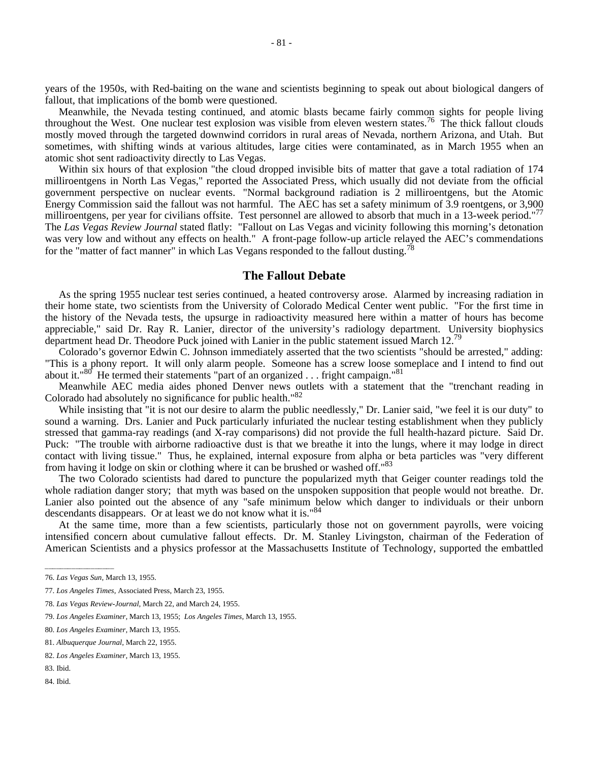years of the 1950s, with Red-baiting on the wane and scientists beginning to speak out about biological dangers of fallout, that implications of the bomb were questioned.

Meanwhile, the Nevada testing continued, and atomic blasts became fairly common sights for people living throughout the West. One nuclear test explosion was visible from eleven western states.[76] The thick fallout clouds mostly moved through the targeted downwind corridors in rural areas of Nevada, northern Arizona, and Utah. But sometimes, with shifting winds at various altitudes, large cities were contaminated, as in March 1955 when an atomic shot sent radioactivity directly to Las Vegas.

Within six hours of that explosion "the cloud dropped invisible bits of matter that gave a total radiation of 174 milliroentgens in North Las Vegas," reported the Associated Press, which usually did not deviate from the official government perspective on nuclear events. "Normal background radiation is 2 milliroentgens, but the Atomic Energy Commission said the fallout was not harmful. The AEC has set a safety minimum of 3.9 roentgens, or 3,900 milliroentgens, per year for civilians offsite. Test personnel are allowed to absorb that much in a 13-week period."[77] The *Las Vegas Review Journal* stated flatly: "Fallout on Las Vegas and vicinity following this morning's detonation was very low and without any effects on health." A front-page follow-up article relayed the AEC's commendations for the "matter of fact manner" in which Las Vegans responded to the fallout dusting.[78]

## The Fallout Debate

As the spring 1955 nuclear test series continued, a heated controversy arose. Alarmed by increasing radiation in their home state, two scientists from the University of Colorado Medical Center went public. "For the first time in the history of the Nevada tests, the upsurge in radioactivity measured here within a matter of hours has become appreciable," said Dr. Ray R. Lanier, director of the university's radiology department. University biophysics department head Dr. Theodore Puck joined with Lanier in the public statement issued March 12.[79]

Colorado's governor Edwin C. Johnson immediately asserted that the two scientists "should be arrested," adding: "This is a phony report. It will only alarm people. Someone has a screw loose someplace and I intend to find out about it."[80] He termed their statements "part of an organized . . . fright campaign."[81]

Meanwhile AEC media aides phoned Denver news outlets with a statement that the "trenchant reading in Colorado had absolutely no significance for public health."[82]

While insisting that "it is not our desire to alarm the public needlessly," Dr. Lanier said, "we feel it is our duty" to sound a warning. Drs. Lanier and Puck particularly infuriated the nuclear testing establishment when they publicly stressed that gamma-ray readings (and X-ray comparisons) did not provide the full health-hazard picture. Said Dr. Puck: "The trouble with airborne radioactive dust is that we breathe it into the lungs, where it may lodge in direct contact with living tissue." Thus, he explained, internal exposure from alpha or beta particles was "very different from having it lodge on skin or clothing where it can be brushed or washed off."[83]

The two Colorado scientists had dared to puncture the popularized myth that Geiger counter readings told the whole radiation danger story; that myth was based on the unspoken supposition that people would not breathe. Dr. Lanier also pointed out the absence of any "safe minimum below which danger to individuals or their unborn descendants disappears. Or at least we do not know what it is."[84]

At the same time, more than a few scientists, particularly those not on government payrolls, were voicing intensified concern about cumulative fallout effects. Dr. M. Stanley Livingston, chairman of the Federation of American Scientists and a physics professor at the Massachusetts Institute of Technology, supported the embattled

---

76. *Las Vegas Sun*, March 13, 1955.

77. *Los Angeles Times*, Associated Press, March 23, 1955.

78. *Las Vegas Review-Journal*, March 22, and March 24, 1955.

79. *Los Angeles Examiner*, March 13, 1955; *Los Angeles Times*, March 13, 1955.

80. *Los Angeles Examiner*, March 13, 1955.

81. *Albuquerque Journal*, March 22, 1955.

82. *Los Angeles Examiner*, March 13, 1955.

83. Ibid.

84. Ibid.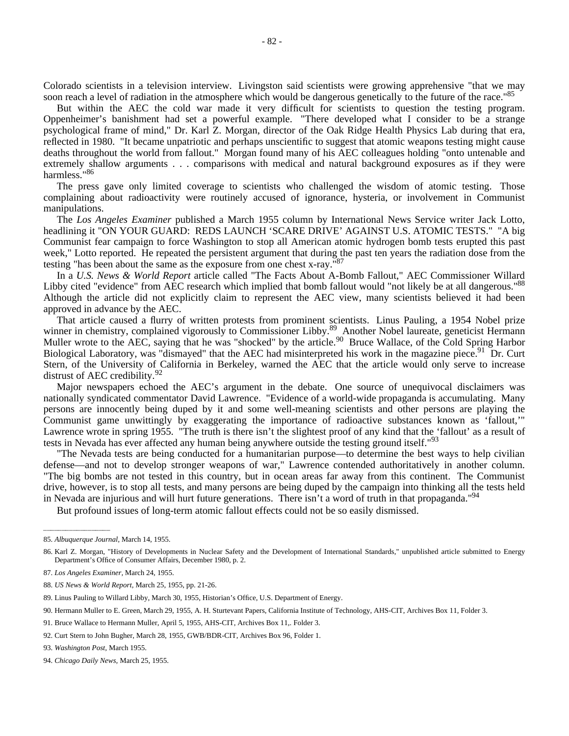Colorado scientists in a television interview. Livingston said scientists were growing apprehensive "that we may soon reach a level of radiation in the atmosphere which would be dangerous genetically to the future of the race."[85]

But within the AEC the cold war made it very difficult for scientists to question the testing program. Oppenheimer's banishment had set a powerful example. "There developed what I consider to be a strange psychological frame of mind," Dr. Karl Z. Morgan, director of the Oak Ridge Health Physics Lab during that era, reflected in 1980. "It became unpatriotic and perhaps unscientific to suggest that atomic weapons testing might cause deaths throughout the world from fallout." Morgan found many of his AEC colleagues holding "onto untenable and extremely shallow arguments . . . comparisons with medical and natural background exposures as if they were harmless."[86]

The press gave only limited coverage to scientists who challenged the wisdom of atomic testing. Those complaining about radioactivity were routinely accused of ignorance, hysteria, or involvement in Communist manipulations.

The *Los Angeles Examiner* published a March 1955 column by International News Service writer Jack Lotto, headlining it "ON YOUR GUARD: REDS LAUNCH 'SCARE DRIVE' AGAINST U.S. ATOMIC TESTS." "A big Communist fear campaign to force Washington to stop all American atomic hydrogen bomb tests erupted this past week," Lotto reported. He repeated the persistent argument that during the past ten years the radiation dose from the testing "has been about the same as the exposure from one chest x-ray."[87]

In a *U.S. News & World Report* article called "The Facts About A-Bomb Fallout," AEC Commissioner Willard Libby cited "evidence" from AEC research which implied that bomb fallout would "not likely be at all dangerous."[88] Although the article did not explicitly claim to represent the AEC view, many scientists believed it had been approved in advance by the AEC.

That article caused a flurry of written protests from prominent scientists. Linus Pauling, a 1954 Nobel prize winner in chemistry, complained vigorously to Commissioner Libby.[89] Another Nobel laureate, geneticist Hermann Muller wrote to the AEC, saying that he was "shocked" by the article.[90] Bruce Wallace, of the Cold Spring Harbor Biological Laboratory, was "dismayed" that the AEC had misinterpreted his work in the magazine piece.[91] Dr. Curt Stern, of the University of California in Berkeley, warned the AEC that the article would only serve to increase distrust of AEC credibility.[92]

Major newspapers echoed the AEC's argument in the debate. One source of unequivocal disclaimers was nationally syndicated commentator David Lawrence. "Evidence of a world-wide propaganda is accumulating. Many persons are innocently being duped by it and some well-meaning scientists and other persons are playing the Communist game unwittingly by exaggerating the importance of radioactive substances known as 'fallout,'" Lawrence wrote in spring 1955. "The truth is there isn't the slightest proof of any kind that the 'fallout' as a result of tests in Nevada has ever affected any human being anywhere outside the testing ground itself."[93]

"The Nevada tests are being conducted for a humanitarian purpose—to determine the best ways to help civilian defense—and not to develop stronger weapons of war," Lawrence contended authoritatively in another column. "The big bombs are not tested in this country, but in ocean areas far away from this continent. The Communist drive, however, is to stop all tests, and many persons are being duped by the campaign into thinking all the tests held in Nevada are injurious and will hurt future generations. There isn't a word of truth in that propaganda."[94]

But profound issues of long-term atomic fallout effects could not be so easily dismissed.

---

85. *Albuquerque Journal*, March 14, 1955.

86. Karl Z. Morgan, "History of Developments in Nuclear Safety and the Development of International Standards," unpublished article submitted to Energy Department's Office of Consumer Affairs, December 1980, p. 2.

87. *Los Angeles Examiner*, March 24, 1955.

88. *US News & World Report*, March 25, 1955, pp. 21-26.

89. Linus Pauling to Willard Libby, March 30, 1955, Historian's Office, U.S. Department of Energy.

90. Hermann Muller to E. Green, March 29, 1955, A. H. Sturtevant Papers, California Institute of Technology, AHS-CIT, Archives Box 11, Folder 3.

91. Bruce Wallace to Hermann Muller, April 5, 1955, AHS-CIT, Archives Box 11,. Folder 3.

92. Curt Stern to John Bugher, March 28, 1955, GWB/BDR-CIT, Archives Box 96, Folder 1.

93. *Washington Post*, March 1955.

94. *Chicago Daily News*, March 25, 1955.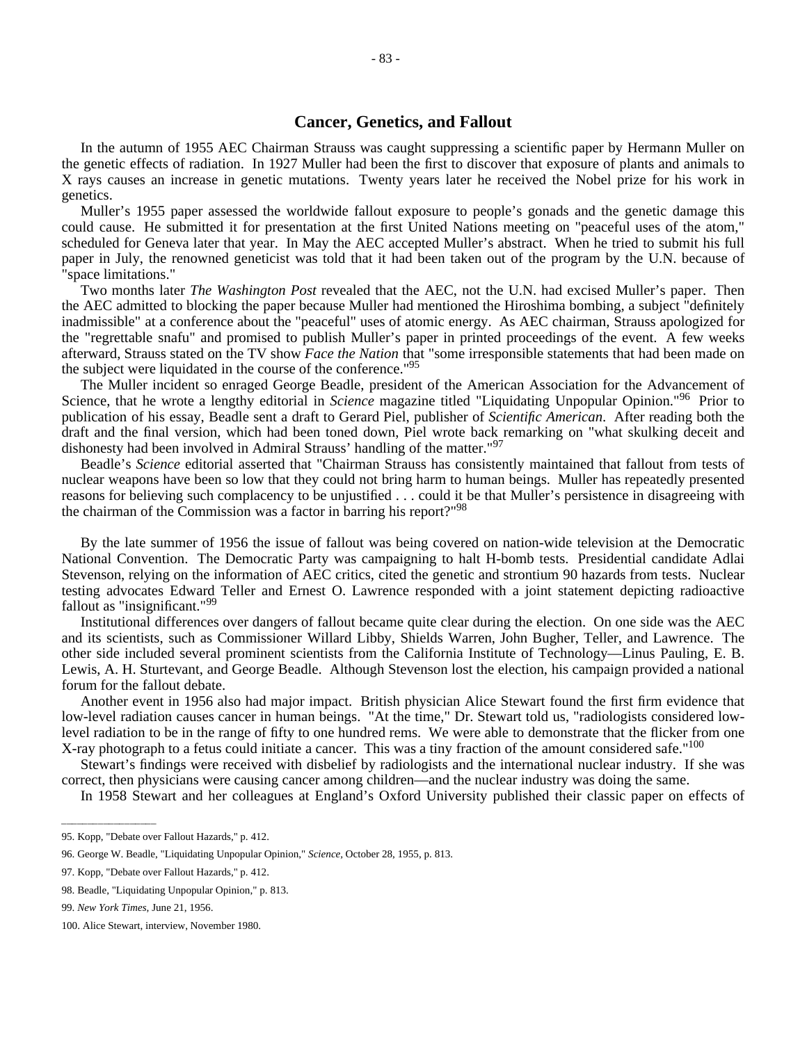## Cancer, Genetics, and Fallout

In the autumn of 1955 AEC Chairman Strauss was caught suppressing a scientific paper by Hermann Muller on the genetic effects of radiation. In 1927 Muller had been the first to discover that exposure of plants and animals to X rays causes an increase in genetic mutations. Twenty years later he received the Nobel prize for his work in genetics.

Muller's 1955 paper assessed the worldwide fallout exposure to people's gonads and the genetic damage this could cause. He submitted it for presentation at the first United Nations meeting on "peaceful uses of the atom," scheduled for Geneva later that year. In May the AEC accepted Muller's abstract. When he tried to submit his full paper in July, the renowned geneticist was told that it had been taken out of the program by the U.N. because of "space limitations."

Two months later *The Washington Post* revealed that the AEC, not the U.N. had excised Muller's paper. Then the AEC admitted to blocking the paper because Muller had mentioned the Hiroshima bombing, a subject "definitely inadmissible" at a conference about the "peaceful" uses of atomic energy. As AEC chairman, Strauss apologized for the "regrettable snafu" and promised to publish Muller's paper in printed proceedings of the event. A few weeks afterward, Strauss stated on the TV show *Face the Nation* that "some irresponsible statements that had been made on the subject were liquidated in the course of the conference."[95]

The Muller incident so enraged George Beadle, president of the American Association for the Advancement of Science, that he wrote a lengthy editorial in *Science* magazine titled "Liquidating Unpopular Opinion."[96] Prior to publication of his essay, Beadle sent a draft to Gerard Piel, publisher of *Scientific American*. After reading both the draft and the final version, which had been toned down, Piel wrote back remarking on "what skulking deceit and dishonesty had been involved in Admiral Strauss' handling of the matter."[97]

Beadle's *Science* editorial asserted that "Chairman Strauss has consistently maintained that fallout from tests of nuclear weapons have been so low that they could not bring harm to human beings. Muller has repeatedly presented reasons for believing such complacency to be unjustified . . . could it be that Muller's persistence in disagreeing with the chairman of the Commission was a factor in barring his report?"[98]

By the late summer of 1956 the issue of fallout was being covered on nation-wide television at the Democratic National Convention. The Democratic Party was campaigning to halt H-bomb tests. Presidential candidate Adlai Stevenson, relying on the information of AEC critics, cited the genetic and strontium 90 hazards from tests. Nuclear testing advocates Edward Teller and Ernest O. Lawrence responded with a joint statement depicting radioactive fallout as "insignificant."[99]

Institutional differences over dangers of fallout became quite clear during the election. On one side was the AEC and its scientists, such as Commissioner Willard Libby, Shields Warren, John Bugher, Teller, and Lawrence. The other side included several prominent scientists from the California Institute of Technology—Linus Pauling, E. B. Lewis, A. H. Sturtevant, and George Beadle. Although Stevenson lost the election, his campaign provided a national forum for the fallout debate.

Another event in 1956 also had major impact. British physician Alice Stewart found the first firm evidence that low-level radiation causes cancer in human beings. "At the time," Dr. Stewart told us, "radiologists considered low-level radiation to be in the range of fifty to one hundred rems. We were able to demonstrate that the flicker from one X-ray photograph to a fetus could initiate a cancer. This was a tiny fraction of the amount considered safe."[100]

Stewart's findings were received with disbelief by radiologists and the international nuclear industry. If she was correct, then physicians were causing cancer among children—and the nuclear industry was doing the same.

In 1958 Stewart and her colleagues at England's Oxford University published their classic paper on effects of

---

95. Kopp, "Debate over Fallout Hazards," p. 412.

96. George W. Beadle, "Liquidating Unpopular Opinion," *Science*, October 28, 1955, p. 813.

97. Kopp, "Debate over Fallout Hazards," p. 412.

98. Beadle, "Liquidating Unpopular Opinion," p. 813.

99. *New York Times*, June 21, 1956.

100. Alice Stewart, interview, November 1980.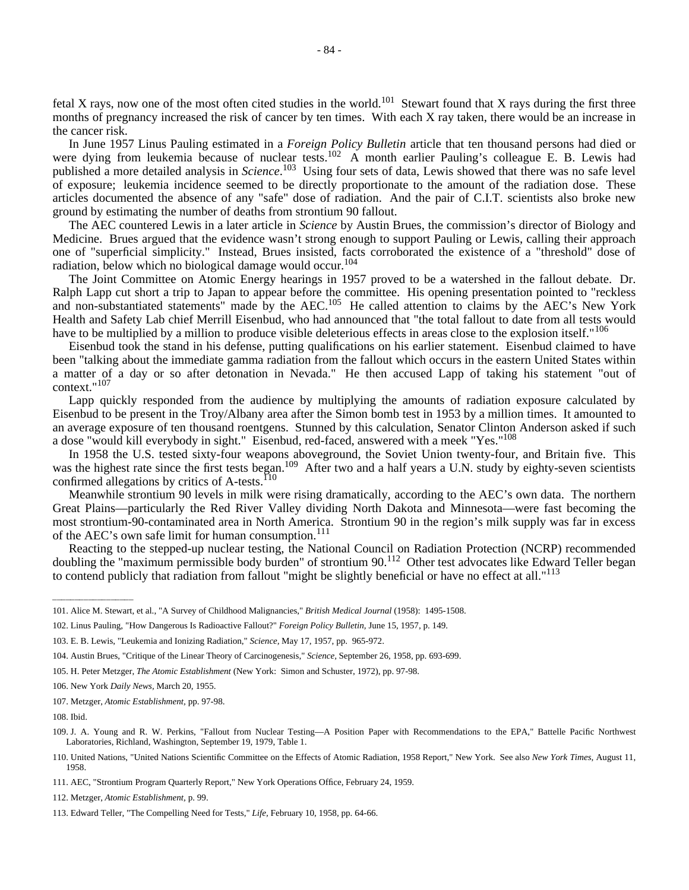fetal X rays, now one of the most often cited studies in the world.[101] Stewart found that X rays during the first three months of pregnancy increased the risk of cancer by ten times. With each X ray taken, there would be an increase in the cancer risk.

In June 1957 Linus Pauling estimated in a *Foreign Policy Bulletin* article that ten thousand persons had died or were dying from leukemia because of nuclear tests.[102] A month earlier Pauling's colleague E. B. Lewis had published a more detailed analysis in *Science*.[103] Using four sets of data, Lewis showed that there was no safe level of exposure; leukemia incidence seemed to be directly proportionate to the amount of the radiation dose. These articles documented the absence of any "safe" dose of radiation. And the pair of C.I.T. scientists also broke new ground by estimating the number of deaths from strontium 90 fallout.

The AEC countered Lewis in a later article in *Science* by Austin Brues, the commission's director of Biology and Medicine. Brues argued that the evidence wasn't strong enough to support Pauling or Lewis, calling their approach one of "superficial simplicity." Instead, Brues insisted, facts corroborated the existence of a "threshold" dose of radiation, below which no biological damage would occur.[104]

The Joint Committee on Atomic Energy hearings in 1957 proved to be a watershed in the fallout debate. Dr. Ralph Lapp cut short a trip to Japan to appear before the committee. His opening presentation pointed to "reckless and non-substantiated statements" made by the AEC.[105] He called attention to claims by the AEC's New York Health and Safety Lab chief Merrill Eisenbud, who had announced that "the total fallout to date from all tests would have to be multiplied by a million to produce visible deleterious effects in areas close to the explosion itself."[106]

Eisenbud took the stand in his defense, putting qualifications on his earlier statement. Eisenbud claimed to have been "talking about the immediate gamma radiation from the fallout which occurs in the eastern United States within a matter of a day or so after detonation in Nevada." He then accused Lapp of taking his statement "out of context."[107]

Lapp quickly responded from the audience by multiplying the amounts of radiation exposure calculated by Eisenbud to be present in the Troy/Albany area after the Simon bomb test in 1953 by a million times. It amounted to an average exposure of ten thousand roentgens. Stunned by this calculation, Senator Clinton Anderson asked if such a dose "would kill everybody in sight." Eisenbud, red-faced, answered with a meek "Yes."[108]

In 1958 the U.S. tested sixty-four weapons aboveground, the Soviet Union twenty-four, and Britain five. This was the highest rate since the first tests began.[109] After two and a half years a U.N. study by eighty-seven scientists confirmed allegations by critics of A-tests.[110]

Meanwhile strontium 90 levels in milk were rising dramatically, according to the AEC's own data. The northern Great Plains—particularly the Red River Valley dividing North Dakota and Minnesota—were fast becoming the most strontium-90-contaminated area in North America. Strontium 90 in the region's milk supply was far in excess of the AEC's own safe limit for human consumption.[111]

Reacting to the stepped-up nuclear testing, the National Council on Radiation Protection (NCRP) recommended doubling the "maximum permissible body burden" of strontium 90.[112] Other test advocates like Edward Teller began to contend publicly that radiation from fallout "might be slightly beneficial or have no effect at all."[113]

---

101. Alice M. Stewart, et al., "A Survey of Childhood Malignancies," *British Medical Journal* (1958): 1495-1508.

102. Linus Pauling, "How Dangerous Is Radioactive Fallout?" *Foreign Policy Bulletin*, June 15, 1957, p. 149.

103. E. B. Lewis, "Leukemia and Ionizing Radiation," *Science*, May 17, 1957, pp. 965-972.

104. Austin Brues, "Critique of the Linear Theory of Carcinogenesis," *Science*, September 26, 1958, pp. 693-699.

105. H. Peter Metzger, *The Atomic Establishment* (New York: Simon and Schuster, 1972), pp. 97-98.

106. New York *Daily News*, March 20, 1955.

107. Metzger, *Atomic Establishment*, pp. 97-98.

108. Ibid.

109. J. A. Young and R. W. Perkins, "Fallout from Nuclear Testing—A Position Paper with Recommendations to the EPA," Battelle Pacific Northwest Laboratories, Richland, Washington, September 19, 1979, Table 1.

110. United Nations, "United Nations Scientific Committee on the Effects of Atomic Radiation, 1958 Report," New York. See also *New York Times*, August 11, 1958.

111. AEC, "Strontium Program Quarterly Report," New York Operations Office, February 24, 1959.

112. Metzger, *Atomic Establishment*, p. 99.

113. Edward Teller, "The Compelling Need for Tests," *Life*, February 10, 1958, pp. 64-66.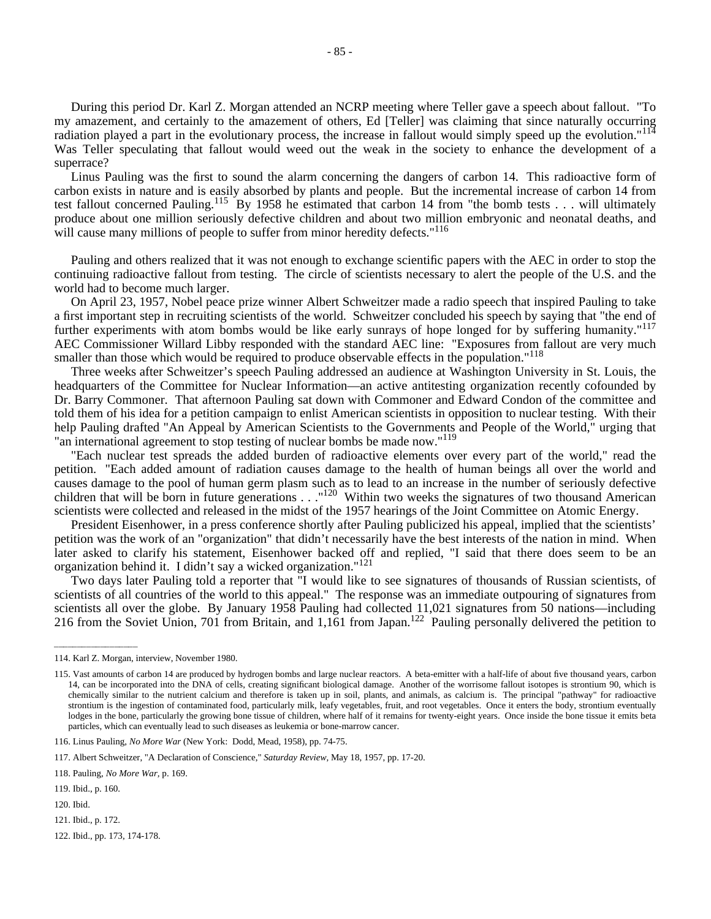During this period Dr. Karl Z. Morgan attended an NCRP meeting where Teller gave a speech about fallout. "To my amazement, and certainly to the amazement of others, Ed [Teller] was claiming that since naturally occurring radiation played a part in the evolutionary process, the increase in fallout would simply speed up the evolution."[114] Was Teller speculating that fallout would weed out the weak in the society to enhance the development of a superrace?

Linus Pauling was the first to sound the alarm concerning the dangers of carbon 14. This radioactive form of carbon exists in nature and is easily absorbed by plants and people. But the incremental increase of carbon 14 from test fallout concerned Pauling.[115] By 1958 he estimated that carbon 14 from "the bomb tests . . . will ultimately produce about one million seriously defective children and about two million embryonic and neonatal deaths, and will cause many millions of people to suffer from minor heredity defects."[116]

Pauling and others realized that it was not enough to exchange scientific papers with the AEC in order to stop the continuing radioactive fallout from testing. The circle of scientists necessary to alert the people of the U.S. and the world had to become much larger.

On April 23, 1957, Nobel peace prize winner Albert Schweitzer made a radio speech that inspired Pauling to take a first important step in recruiting scientists of the world. Schweitzer concluded his speech by saying that "the end of further experiments with atom bombs would be like early sunrays of hope longed for by suffering humanity."[117] AEC Commissioner Willard Libby responded with the standard AEC line: "Exposures from fallout are very much smaller than those which would be required to produce observable effects in the population."[118]

Three weeks after Schweitzer's speech Pauling addressed an audience at Washington University in St. Louis, the headquarters of the Committee for Nuclear Information—an active antitesting organization recently cofounded by Dr. Barry Commoner. That afternoon Pauling sat down with Commoner and Edward Condon of the committee and told them of his idea for a petition campaign to enlist American scientists in opposition to nuclear testing. With their help Pauling drafted "An Appeal by American Scientists to the Governments and People of the World," urging that "an international agreement to stop testing of nuclear bombs be made now."[119]

"Each nuclear test spreads the added burden of radioactive elements over every part of the world," read the petition. "Each added amount of radiation causes damage to the health of human beings all over the world and causes damage to the pool of human germ plasm such as to lead to an increase in the number of seriously defective children that will be born in future generations . . ."[120] Within two weeks the signatures of two thousand American scientists were collected and released in the midst of the 1957 hearings of the Joint Committee on Atomic Energy.

President Eisenhower, in a press conference shortly after Pauling publicized his appeal, implied that the scientists' petition was the work of an "organization" that didn't necessarily have the best interests of the nation in mind. When later asked to clarify his statement, Eisenhower backed off and replied, "I said that there does seem to be an organization behind it. I didn't say a wicked organization."[121]

Two days later Pauling told a reporter that "I would like to see signatures of thousands of Russian scientists, of scientists of all countries of the world to this appeal." The response was an immediate outpouring of signatures from scientists all over the globe. By January 1958 Pauling had collected 11,021 signatures from 50 nations—including 216 from the Soviet Union, 701 from Britain, and 1,161 from Japan.[122] Pauling personally delivered the petition to

---

114. Karl Z. Morgan, interview, November 1980.

115. Vast amounts of carbon 14 are produced by hydrogen bombs and large nuclear reactors. A beta-emitter with a half-life of about five thousand years, carbon 14, can be incorporated into the DNA of cells, creating significant biological damage. Another of the worrisome fallout isotopes is strontium 90, which is chemically similar to the nutrient calcium and therefore is taken up in soil, plants, and animals, as calcium is. The principal "pathway" for radioactive strontium is the ingestion of contaminated food, particularly milk, leafy vegetables, fruit, and root vegetables. Once it enters the body, strontium eventually lodges in the bone, particularly the growing bone tissue of children, where half of it remains for twenty-eight years. Once inside the bone tissue it emits beta particles, which can eventually lead to such diseases as leukemia or bone-marrow cancer.

116. Linus Pauling, *No More War* (New York: Dodd, Mead, 1958), pp. 74-75.

117. Albert Schweitzer, "A Declaration of Conscience," *Saturday Review*, May 18, 1957, pp. 17-20.

118. Pauling, *No More War*, p. 169.

119. Ibid., p. 160.

120. Ibid.

121. Ibid., p. 172.

122. Ibid., pp. 173, 174-178.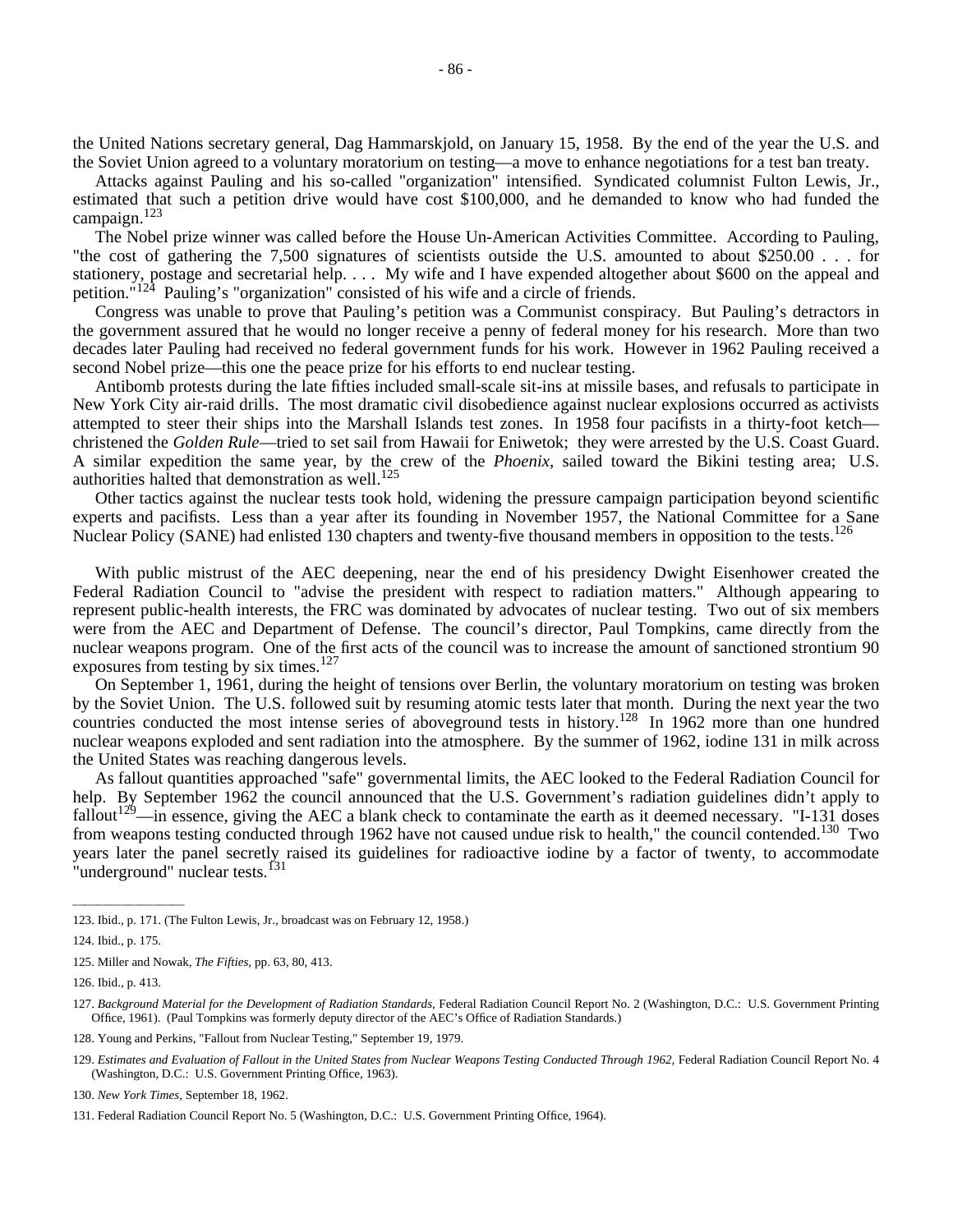the United Nations secretary general, Dag Hammarskjold, on January 15, 1958. By the end of the year the U.S. and the Soviet Union agreed to a voluntary moratorium on testing—a move to enhance negotiations for a test ban treaty.

Attacks against Pauling and his so-called "organization" intensified. Syndicated columnist Fulton Lewis, Jr., estimated that such a petition drive would have cost $100,000, and he demanded to know who had funded the campaign.[123]

The Nobel prize winner was called before the House Un-American Activities Committee. According to Pauling, "the cost of gathering the 7,500 signatures of scientists outside the U.S. amounted to about $250.00 . . . for stationery, postage and secretarial help. . . . My wife and I have expended altogether about $600 on the appeal and petition."[124] Pauling's "organization" consisted of his wife and a circle of friends.

Congress was unable to prove that Pauling's petition was a Communist conspiracy. But Pauling's detractors in the government assured that he would no longer receive a penny of federal money for his research. More than two decades later Pauling had received no federal government funds for his work. However in 1962 Pauling received a second Nobel prize—this one the peace prize for his efforts to end nuclear testing.

Antibomb protests during the late fifties included small-scale sit-ins at missile bases, and refusals to participate in New York City air-raid drills. The most dramatic civil disobedience against nuclear explosions occurred as activists attempted to steer their ships into the Marshall Islands test zones. In 1958 four pacifists in a thirty-foot ketch—christened the *Golden Rule*—tried to set sail from Hawaii for Eniwetok; they were arrested by the U.S. Coast Guard. A similar expedition the same year, by the crew of the *Phoenix*, sailed toward the Bikini testing area; U.S. authorities halted that demonstration as well.[125]

Other tactics against the nuclear tests took hold, widening the pressure campaign participation beyond scientific experts and pacifists. Less than a year after its founding in November 1957, the National Committee for a Sane Nuclear Policy (SANE) had enlisted 130 chapters and twenty-five thousand members in opposition to the tests.[126]

With public mistrust of the AEC deepening, near the end of his presidency Dwight Eisenhower created the Federal Radiation Council to "advise the president with respect to radiation matters." Although appearing to represent public-health interests, the FRC was dominated by advocates of nuclear testing. Two out of six members were from the AEC and Department of Defense. The council's director, Paul Tompkins, came directly from the nuclear weapons program. One of the first acts of the council was to increase the amount of sanctioned strontium 90 exposures from testing by six times.[127]

On September 1, 1961, during the height of tensions over Berlin, the voluntary moratorium on testing was broken by the Soviet Union. The U.S. followed suit by resuming atomic tests later that month. During the next year the two countries conducted the most intense series of aboveground tests in history.[128] In 1962 more than one hundred nuclear weapons exploded and sent radiation into the atmosphere. By the summer of 1962, iodine 131 in milk across the United States was reaching dangerous levels.

As fallout quantities approached "safe" governmental limits, the AEC looked to the Federal Radiation Council for help. By September 1962 the council announced that the U.S. Government's radiation guidelines didn't apply to fallout[129]—in essence, giving the AEC a blank check to contaminate the earth as it deemed necessary. "I-131 doses from weapons testing conducted through 1962 have not caused undue risk to health," the council contended.[130] Two years later the panel secretly raised its guidelines for radioactive iodine by a factor of twenty, to accommodate "underground" nuclear tests.[131]

---

123. Ibid., p. 171. (The Fulton Lewis, Jr., broadcast was on February 12, 1958.)

124. Ibid., p. 175.

125. Miller and Nowak, *The Fifties*, pp. 63, 80, 413.

126. Ibid., p. 413.

127. *Background Material for the Development of Radiation Standards*, Federal Radiation Council Report No. 2 (Washington, D.C.: U.S. Government Printing Office, 1961). (Paul Tompkins was formerly deputy director of the AEC's Office of Radiation Standards.)

128. Young and Perkins, "Fallout from Nuclear Testing," September 19, 1979.

129. *Estimates and Evaluation of Fallout in the United States from Nuclear Weapons Testing Conducted Through 1962*, Federal Radiation Council Report No. 4 (Washington, D.C.: U.S. Government Printing Office, 1963).

130. *New York Times*, September 18, 1962.

131. Federal Radiation Council Report No. 5 (Washington, D.C.: U.S. Government Printing Office, 1964).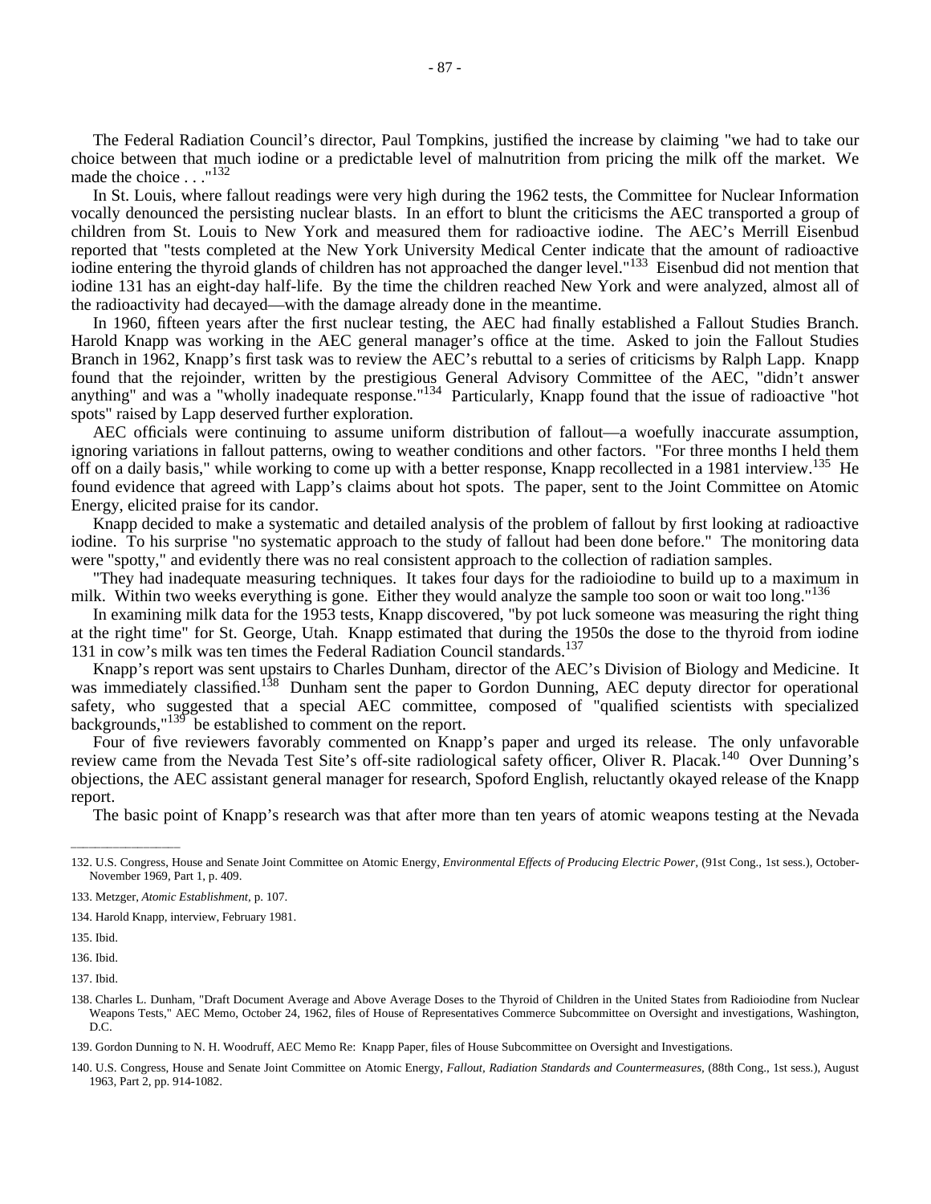The Federal Radiation Council's director, Paul Tompkins, justified the increase by claiming "we had to take our choice between that much iodine or a predictable level of malnutrition from pricing the milk off the market. We made the choice . . ."[132]

In St. Louis, where fallout readings were very high during the 1962 tests, the Committee for Nuclear Information vocally denounced the persisting nuclear blasts. In an effort to blunt the criticisms the AEC transported a group of children from St. Louis to New York and measured them for radioactive iodine. The AEC's Merrill Eisenbud reported that "tests completed at the New York University Medical Center indicate that the amount of radioactive iodine entering the thyroid glands of children has not approached the danger level."[133] Eisenbud did not mention that iodine 131 has an eight-day half-life. By the time the children reached New York and were analyzed, almost all of the radioactivity had decayed—with the damage already done in the meantime.

In 1960, fifteen years after the first nuclear testing, the AEC had finally established a Fallout Studies Branch. Harold Knapp was working in the AEC general manager's office at the time. Asked to join the Fallout Studies Branch in 1962, Knapp's first task was to review the AEC's rebuttal to a series of criticisms by Ralph Lapp. Knapp found that the rejoinder, written by the prestigious General Advisory Committee of the AEC, "didn't answer anything" and was a "wholly inadequate response."[134] Particularly, Knapp found that the issue of radioactive "hot spots" raised by Lapp deserved further exploration.

AEC officials were continuing to assume uniform distribution of fallout—a woefully inaccurate assumption, ignoring variations in fallout patterns, owing to weather conditions and other factors. "For three months I held them off on a daily basis," while working to come up with a better response, Knapp recollected in a 1981 interview.[135] He found evidence that agreed with Lapp's claims about hot spots. The paper, sent to the Joint Committee on Atomic Energy, elicited praise for its candor.

Knapp decided to make a systematic and detailed analysis of the problem of fallout by first looking at radioactive iodine. To his surprise "no systematic approach to the study of fallout had been done before." The monitoring data were "spotty," and evidently there was no real consistent approach to the collection of radiation samples.

"They had inadequate measuring techniques. It takes four days for the radioiodine to build up to a maximum in milk. Within two weeks everything is gone. Either they would analyze the sample too soon or wait too long."[136]

In examining milk data for the 1953 tests, Knapp discovered, "by pot luck someone was measuring the right thing at the right time" for St. George, Utah. Knapp estimated that during the 1950s the dose to the thyroid from iodine 131 in cow's milk was ten times the Federal Radiation Council standards.[137]

Knapp's report was sent upstairs to Charles Dunham, director of the AEC's Division of Biology and Medicine. It was immediately classified.[138] Dunham sent the paper to Gordon Dunning, AEC deputy director for operational safety, who suggested that a special AEC committee, composed of "qualified scientists with specialized backgrounds,"[139] be established to comment on the report.

Four of five reviewers favorably commented on Knapp's paper and urged its release. The only unfavorable review came from the Nevada Test Site's off-site radiological safety officer, Oliver R. Placak.[140] Over Dunning's objections, the AEC assistant general manager for research, Spoford English, reluctantly okayed release of the Knapp report.

The basic point of Knapp's research was that after more than ten years of atomic weapons testing at the Nevada

---

132. U.S. Congress, House and Senate Joint Committee on Atomic Energy, *Environmental Effects of Producing Electric Power,* (91st Cong., 1st sess.), October-November 1969, Part 1, p. 409.

133. Metzger, *Atomic Establishment,* p. 107.

134. Harold Knapp, interview, February 1981.

135. Ibid.

136. Ibid.

137. Ibid.

138. Charles L. Dunham, "Draft Document Average and Above Average Doses to the Thyroid of Children in the United States from Radioiodine from Nuclear Weapons Tests," AEC Memo, October 24, 1962, files of House of Representatives Commerce Subcommittee on Oversight and investigations, Washington, D.C.

139. Gordon Dunning to N. H. Woodruff, AEC Memo Re: Knapp Paper, files of House Subcommittee on Oversight and Investigations.

140. U.S. Congress, House and Senate Joint Committee on Atomic Energy, *Fallout, Radiation Standards and Countermeasures,* (88th Cong., 1st sess.), August 1963, Part 2, pp. 914-1082.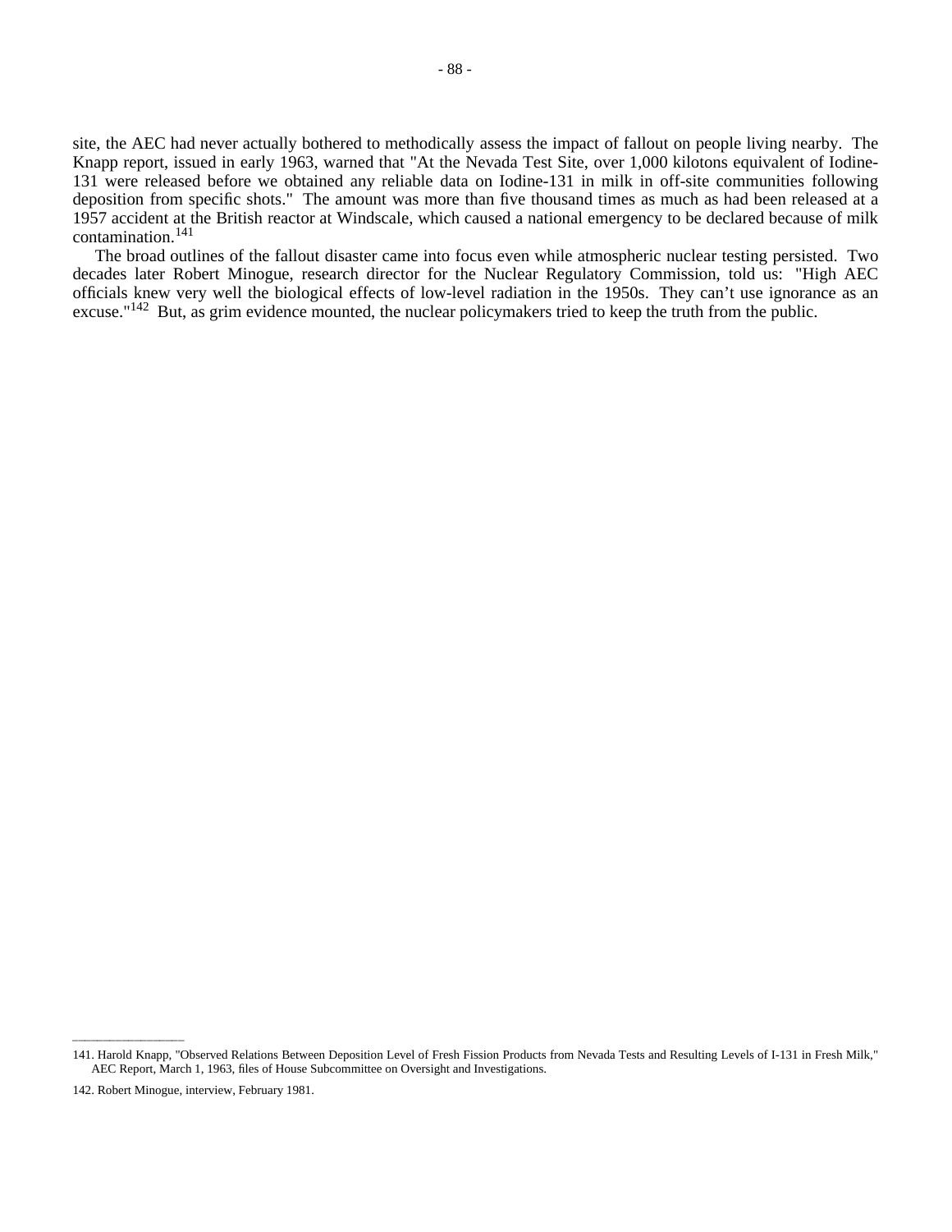site, the AEC had never actually bothered to methodically assess the impact of fallout on people living nearby. The Knapp report, issued in early 1963, warned that "At the Nevada Test Site, over 1,000 kilotons equivalent of Iodine-131 were released before we obtained any reliable data on Iodine-131 in milk in off-site communities following deposition from specific shots." The amount was more than five thousand times as much as had been released at a 1957 accident at the British reactor at Windscale, which caused a national emergency to be declared because of milk contamination.[141]

The broad outlines of the fallout disaster came into focus even while atmospheric nuclear testing persisted. Two decades later Robert Minogue, research director for the Nuclear Regulatory Commission, told us: "High AEC officials knew very well the biological effects of low-level radiation in the 1950s. They can't use ignorance as an excuse."[142] But, as grim evidence mounted, the nuclear policymakers tried to keep the truth from the public.

---

141. Harold Knapp, "Observed Relations Between Deposition Level of Fresh Fission Products from Nevada Tests and Resulting Levels of I-131 in Fresh Milk," AEC Report, March 1, 1963, files of House Subcommittee on Oversight and Investigations.

142. Robert Minogue, interview, February 1981.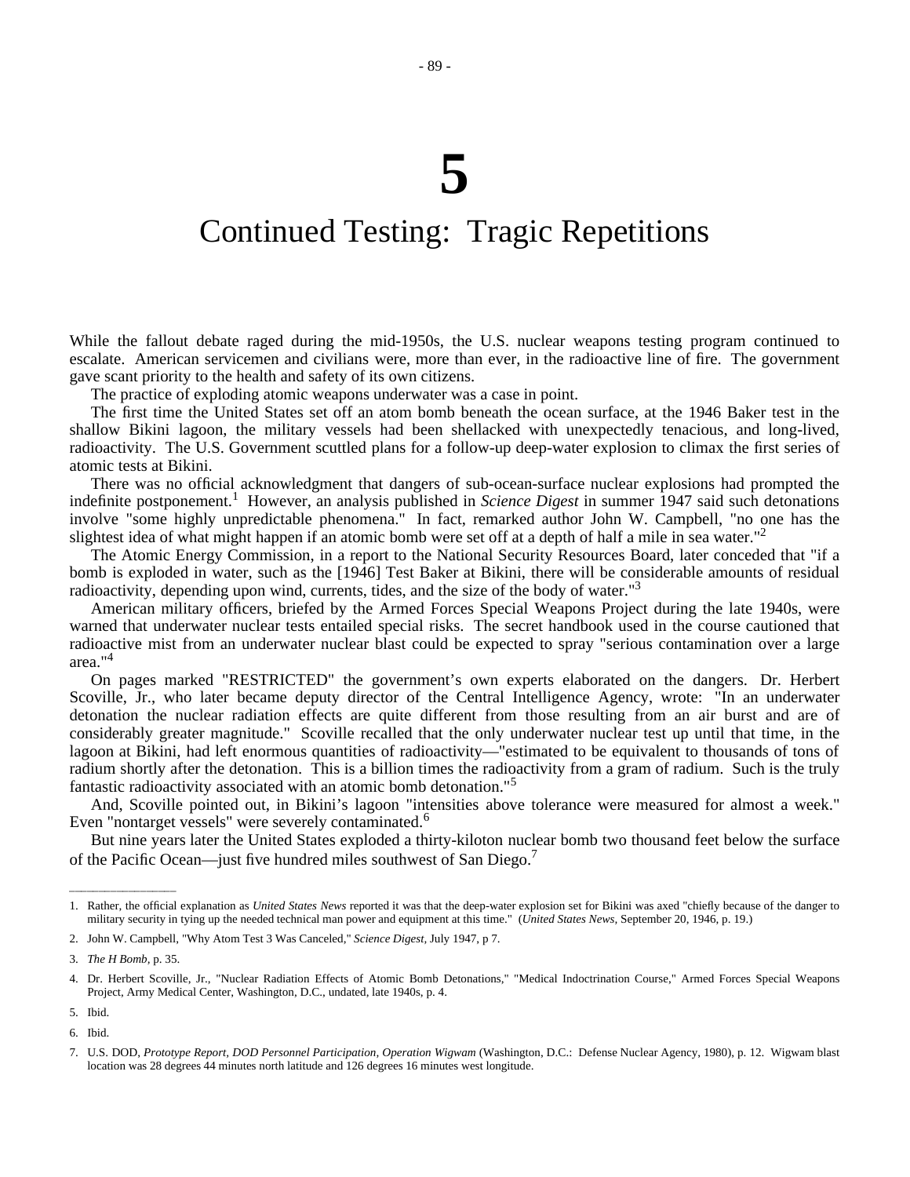# 5

# Continued Testing: Tragic Repetitions

While the fallout debate raged during the mid-1950s, the U.S. nuclear weapons testing program continued to escalate. American servicemen and civilians were, more than ever, in the radioactive line of fire. The government gave scant priority to the health and safety of its own citizens.

The practice of exploding atomic weapons underwater was a case in point.

The first time the United States set off an atom bomb beneath the ocean surface, at the 1946 Baker test in the shallow Bikini lagoon, the military vessels had been shellacked with unexpectedly tenacious, and long-lived, radioactivity. The U.S. Government scuttled plans for a follow-up deep-water explosion to climax the first series of atomic tests at Bikini.

There was no official acknowledgment that dangers of sub-ocean-surface nuclear explosions had prompted the indefinite postponement.[1] However, an analysis published in *Science Digest* in summer 1947 said such detonations involve "some highly unpredictable phenomena." In fact, remarked author John W. Campbell, "no one has the slightest idea of what might happen if an atomic bomb were set off at a depth of half a mile in sea water."[2]

The Atomic Energy Commission, in a report to the National Security Resources Board, later conceded that "if a bomb is exploded in water, such as the [1946] Test Baker at Bikini, there will be considerable amounts of residual radioactivity, depending upon wind, currents, tides, and the size of the body of water."[3]

American military officers, briefed by the Armed Forces Special Weapons Project during the late 1940s, were warned that underwater nuclear tests entailed special risks. The secret handbook used in the course cautioned that radioactive mist from an underwater nuclear blast could be expected to spray "serious contamination over a large area."[4]

On pages marked "RESTRICTED" the government's own experts elaborated on the dangers. Dr. Herbert Scoville, Jr., who later became deputy director of the Central Intelligence Agency, wrote: "In an underwater detonation the nuclear radiation effects are quite different from those resulting from an air burst and are of considerably greater magnitude." Scoville recalled that the only underwater nuclear test up until that time, in the lagoon at Bikini, had left enormous quantities of radioactivity—"estimated to be equivalent to thousands of tons of radium shortly after the detonation. This is a billion times the radioactivity from a gram of radium. Such is the truly fantastic radioactivity associated with an atomic bomb detonation."[5]

And, Scoville pointed out, in Bikini's lagoon "intensities above tolerance were measured for almost a week." Even "nontarget vessels" were severely contaminated.[6]

But nine years later the United States exploded a thirty-kiloton nuclear bomb two thousand feet below the surface of the Pacific Ocean—just five hundred miles southwest of San Diego.[7]

---

1. Rather, the official explanation as *United States News* reported it was that the deep-water explosion set for Bikini was axed "chiefly because of the danger to military security in tying up the needed technical man power and equipment at this time." (*United States News*, September 20, 1946, p. 19.)

2. John W. Campbell, "Why Atom Test 3 Was Canceled," *Science Digest*, July 1947, p 7.

3. *The H Bomb*, p. 35.

4. Dr. Herbert Scoville, Jr., "Nuclear Radiation Effects of Atomic Bomb Detonations," "Medical Indoctrination Course," Armed Forces Special Weapons Project, Army Medical Center, Washington, D.C., undated, late 1940s, p. 4.

5. Ibid.

6. Ibid.

7. U.S. DOD, *Prototype Report, DOD Personnel Participation, Operation Wigwam* (Washington, D.C.: Defense Nuclear Agency, 1980), p. 12. Wigwam blast location was 28 degrees 44 minutes north latitude and 126 degrees 16 minutes west longitude.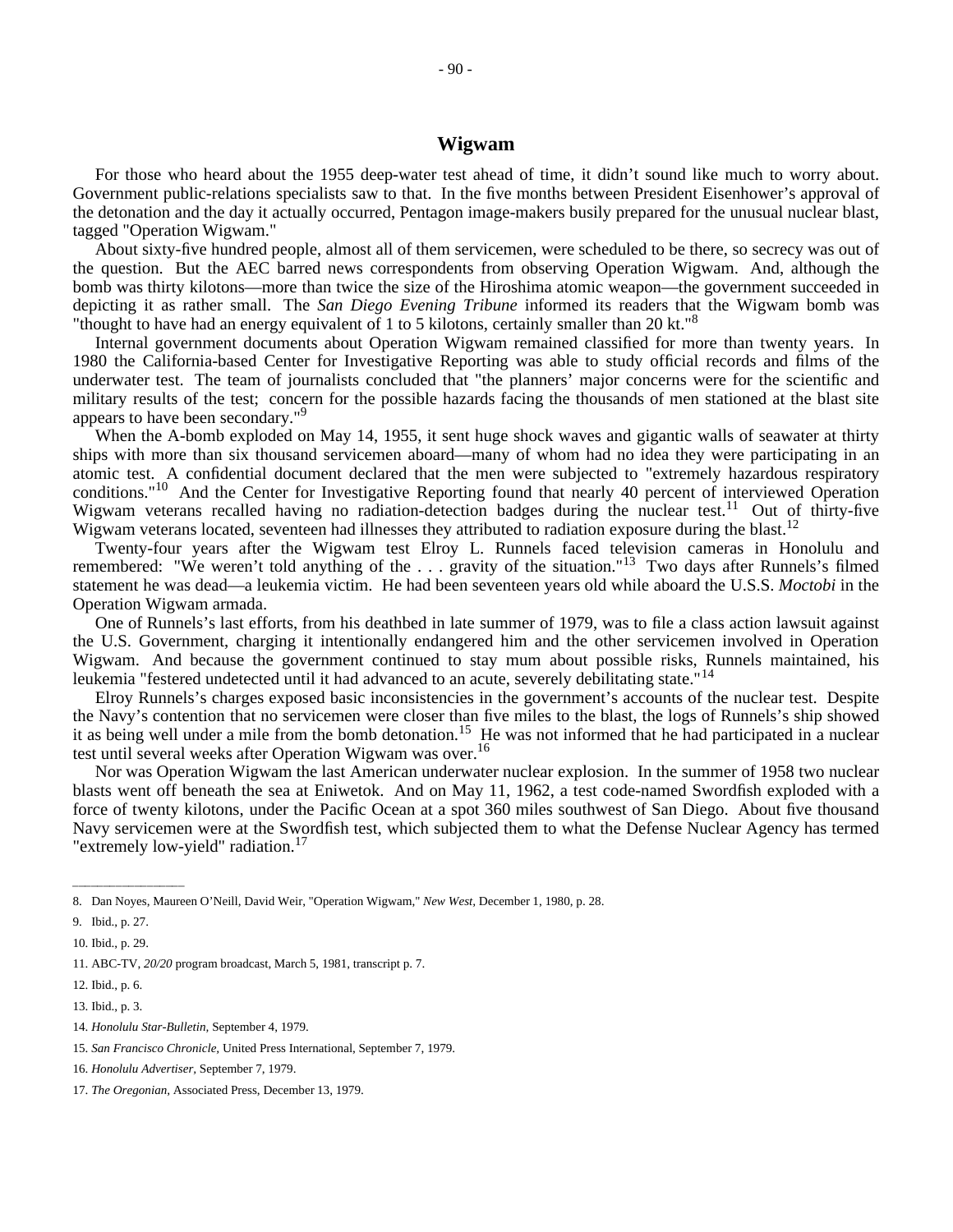## Wigwam

For those who heard about the 1955 deep-water test ahead of time, it didn't sound like much to worry about. Government public-relations specialists saw to that. In the five months between President Eisenhower's approval of the detonation and the day it actually occurred, Pentagon image-makers busily prepared for the unusual nuclear blast, tagged "Operation Wigwam."

About sixty-five hundred people, almost all of them servicemen, were scheduled to be there, so secrecy was out of the question. But the AEC barred news correspondents from observing Operation Wigwam. And, although the bomb was thirty kilotons—more than twice the size of the Hiroshima atomic weapon—the government succeeded in depicting it as rather small. The *San Diego Evening Tribune* informed its readers that the Wigwam bomb was "thought to have had an energy equivalent of 1 to 5 kilotons, certainly smaller than 20 kt."[8]

Internal government documents about Operation Wigwam remained classified for more than twenty years. In 1980 the California-based Center for Investigative Reporting was able to study official records and films of the underwater test. The team of journalists concluded that "the planners' major concerns were for the scientific and military results of the test; concern for the possible hazards facing the thousands of men stationed at the blast site appears to have been secondary."[9]

When the A-bomb exploded on May 14, 1955, it sent huge shock waves and gigantic walls of seawater at thirty ships with more than six thousand servicemen aboard—many of whom had no idea they were participating in an atomic test. A confidential document declared that the men were subjected to "extremely hazardous respiratory conditions."[10] And the Center for Investigative Reporting found that nearly 40 percent of interviewed Operation Wigwam veterans recalled having no radiation-detection badges during the nuclear test.[11] Out of thirty-five Wigwam veterans located, seventeen had illnesses they attributed to radiation exposure during the blast.[12]

Twenty-four years after the Wigwam test Elroy L. Runnels faced television cameras in Honolulu and remembered: "We weren't told anything of the . . . gravity of the situation."[13] Two days after Runnels's filmed statement he was dead—a leukemia victim. He had been seventeen years old while aboard the U.S.S. *Moctobi* in the Operation Wigwam armada.

One of Runnels's last efforts, from his deathbed in late summer of 1979, was to file a class action lawsuit against the U.S. Government, charging it intentionally endangered him and the other servicemen involved in Operation Wigwam. And because the government continued to stay mum about possible risks, Runnels maintained, his leukemia "festered undetected until it had advanced to an acute, severely debilitating state."[14]

Elroy Runnels's charges exposed basic inconsistencies in the government's accounts of the nuclear test. Despite the Navy's contention that no servicemen were closer than five miles to the blast, the logs of Runnels's ship showed it as being well under a mile from the bomb detonation.[15] He was not informed that he had participated in a nuclear test until several weeks after Operation Wigwam was over.[16]

Nor was Operation Wigwam the last American underwater nuclear explosion. In the summer of 1958 two nuclear blasts went off beneath the sea at Eniwetok. And on May 11, 1962, a test code-named Swordfish exploded with a force of twenty kilotons, under the Pacific Ocean at a spot 360 miles southwest of San Diego. About five thousand Navy servicemen were at the Swordfish test, which subjected them to what the Defense Nuclear Agency has termed "extremely low-yield" radiation.[17]

---

8. Dan Noyes, Maureen O'Neill, David Weir, "Operation Wigwam," *New West*, December 1, 1980, p. 28.

9. Ibid., p. 27.

10. Ibid., p. 29.

11. ABC-TV, *20/20* program broadcast, March 5, 1981, transcript p. 7.

12. Ibid., p. 6.

13. Ibid., p. 3.

14. *Honolulu Star-Bulletin*, September 4, 1979.

15. *San Francisco Chronicle*, United Press International, September 7, 1979.

16. *Honolulu Advertiser*, September 7, 1979.

17. *The Oregonian*, Associated Press, December 13, 1979.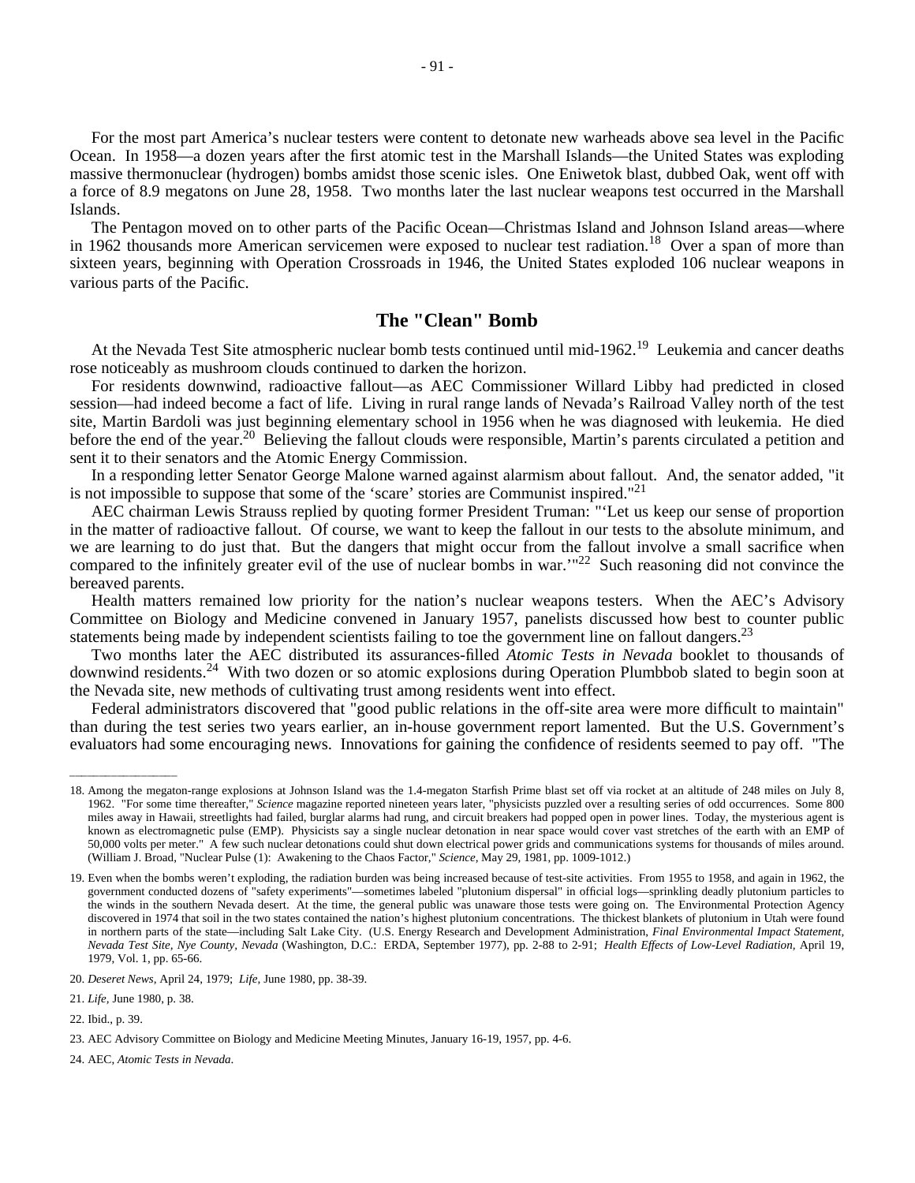For the most part America's nuclear testers were content to detonate new warheads above sea level in the Pacific Ocean. In 1958—a dozen years after the first atomic test in the Marshall Islands—the United States was exploding massive thermonuclear (hydrogen) bombs amidst those scenic isles. One Eniwetok blast, dubbed Oak, went off with a force of 8.9 megatons on June 28, 1958. Two months later the last nuclear weapons test occurred in the Marshall Islands.

The Pentagon moved on to other parts of the Pacific Ocean—Christmas Island and Johnson Island areas—where in 1962 thousands more American servicemen were exposed to nuclear test radiation.[18] Over a span of more than sixteen years, beginning with Operation Crossroads in 1946, the United States exploded 106 nuclear weapons in various parts of the Pacific.

## The "Clean" Bomb

At the Nevada Test Site atmospheric nuclear bomb tests continued until mid-1962.[19] Leukemia and cancer deaths rose noticeably as mushroom clouds continued to darken the horizon.

For residents downwind, radioactive fallout—as AEC Commissioner Willard Libby had predicted in closed session—had indeed become a fact of life. Living in rural range lands of Nevada's Railroad Valley north of the test site, Martin Bardoli was just beginning elementary school in 1956 when he was diagnosed with leukemia. He died before the end of the year.[20] Believing the fallout clouds were responsible, Martin's parents circulated a petition and sent it to their senators and the Atomic Energy Commission.

In a responding letter Senator George Malone warned against alarmism about fallout. And, the senator added, "it is not impossible to suppose that some of the 'scare' stories are Communist inspired."[21]

AEC chairman Lewis Strauss replied by quoting former President Truman: "'Let us keep our sense of proportion in the matter of radioactive fallout. Of course, we want to keep the fallout in our tests to the absolute minimum, and we are learning to do just that. But the dangers that might occur from the fallout involve a small sacrifice when compared to the infinitely greater evil of the use of nuclear bombs in war.'"[22] Such reasoning did not convince the bereaved parents.

Health matters remained low priority for the nation's nuclear weapons testers. When the AEC's Advisory Committee on Biology and Medicine convened in January 1957, panelists discussed how best to counter public statements being made by independent scientists failing to toe the government line on fallout dangers.[23]

Two months later the AEC distributed its assurances-filled *Atomic Tests in Nevada* booklet to thousands of downwind residents.[24] With two dozen or so atomic explosions during Operation Plumbbob slated to begin soon at the Nevada site, new methods of cultivating trust among residents went into effect.

Federal administrators discovered that "good public relations in the off-site area were more difficult to maintain" than during the test series two years earlier, an in-house government report lamented. But the U.S. Government's evaluators had some encouraging news. Innovations for gaining the confidence of residents seemed to pay off. "The

---

18. Among the megaton-range explosions at Johnson Island was the 1.4-megaton Starfish Prime blast set off via rocket at an altitude of 248 miles on July 8, 1962. "For some time thereafter," *Science* magazine reported nineteen years later, "physicists puzzled over a resulting series of odd occurrences. Some 800 miles away in Hawaii, streetlights had failed, burglar alarms had rung, and circuit breakers had popped open in power lines. Today, the mysterious agent is known as electromagnetic pulse (EMP). Physicists say a single nuclear detonation in near space would cover vast stretches of the earth with an EMP of 50,000 volts per meter." A few such nuclear detonations could shut down electrical power grids and communications systems for thousands of miles around. (William J. Broad, "Nuclear Pulse (1): Awakening to the Chaos Factor," *Science*, May 29, 1981, pp. 1009-1012.)

19. Even when the bombs weren't exploding, the radiation burden was being increased because of test-site activities. From 1955 to 1958, and again in 1962, the government conducted dozens of "safety experiments"—sometimes labeled "plutonium dispersal" in official logs—sprinkling deadly plutonium particles to the winds in the southern Nevada desert. At the time, the general public was unaware those tests were going on. The Environmental Protection Agency discovered in 1974 that soil in the two states contained the nation's highest plutonium concentrations. The thickest blankets of plutonium in Utah were found in northern parts of the state—including Salt Lake City. (U.S. Energy Research and Development Administration, *Final Environmental Impact Statement, Nevada Test Site, Nye County, Nevada* (Washington, D.C.: ERDA, September 1977), pp. 2-88 to 2-91; *Health Effects of Low-Level Radiation*, April 19, 1979, Vol. 1, pp. 65-66.

20. *Deseret News*, April 24, 1979; *Life*, June 1980, pp. 38-39.

21. *Life*, June 1980, p. 38.

22. Ibid., p. 39.

23. AEC Advisory Committee on Biology and Medicine Meeting Minutes, January 16-19, 1957, pp. 4-6.

24. AEC, *Atomic Tests in Nevada*.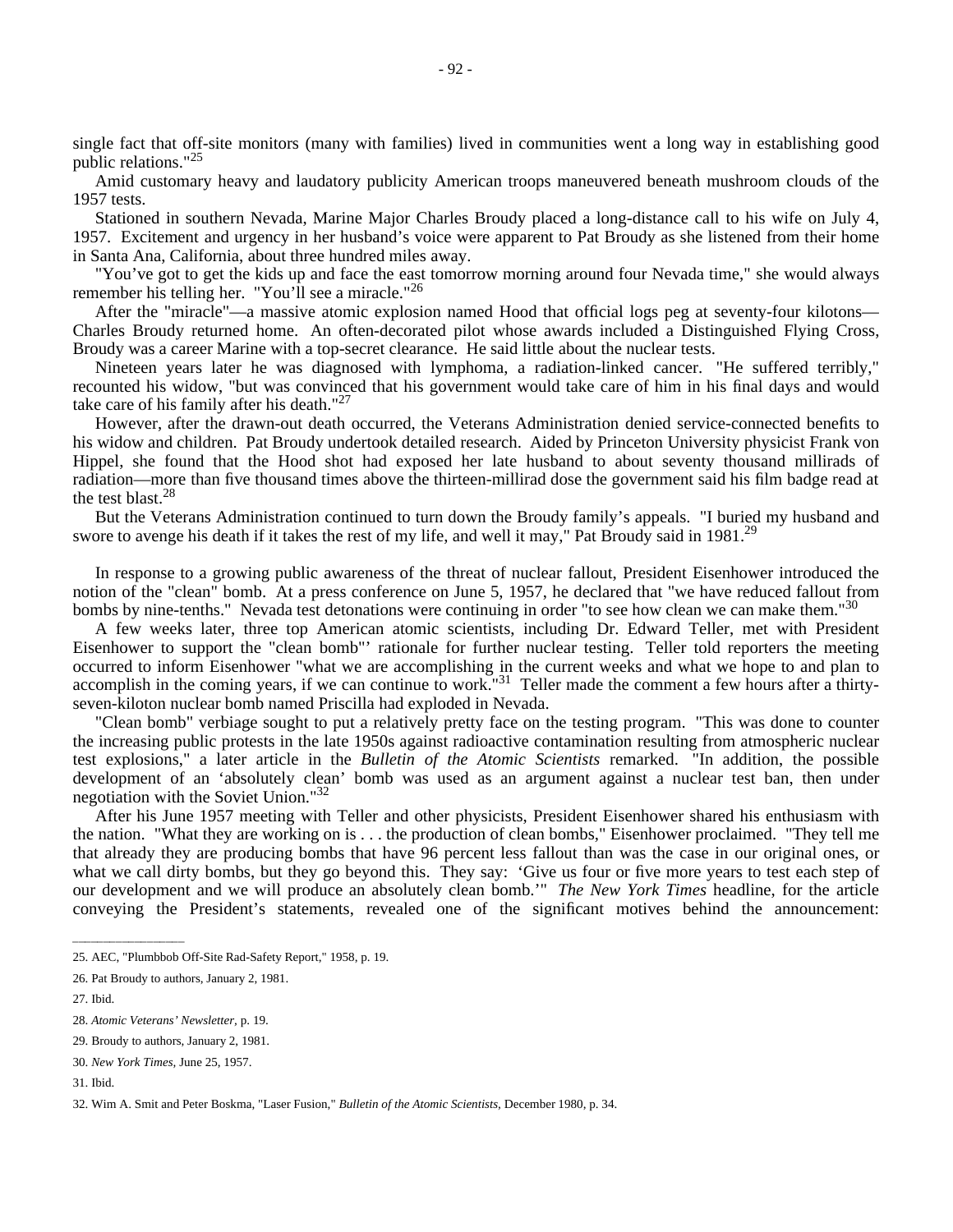single fact that off-site monitors (many with families) lived in communities went a long way in establishing good public relations."[25]

Amid customary heavy and laudatory publicity American troops maneuvered beneath mushroom clouds of the 1957 tests.

Stationed in southern Nevada, Marine Major Charles Broudy placed a long-distance call to his wife on July 4, 1957. Excitement and urgency in her husband's voice were apparent to Pat Broudy as she listened from their home in Santa Ana, California, about three hundred miles away.

"You've got to get the kids up and face the east tomorrow morning around four Nevada time," she would always remember his telling her. "You'll see a miracle."[26]

After the "miracle"—a massive atomic explosion named Hood that official logs peg at seventy-four kilotons—Charles Broudy returned home. An often-decorated pilot whose awards included a Distinguished Flying Cross, Broudy was a career Marine with a top-secret clearance. He said little about the nuclear tests.

Nineteen years later he was diagnosed with lymphoma, a radiation-linked cancer. "He suffered terribly," recounted his widow, "but was convinced that his government would take care of him in his final days and would take care of his family after his death."[27]

However, after the drawn-out death occurred, the Veterans Administration denied service-connected benefits to his widow and children. Pat Broudy undertook detailed research. Aided by Princeton University physicist Frank von Hippel, she found that the Hood shot had exposed her late husband to about seventy thousand millirads of radiation—more than five thousand times above the thirteen-millirad dose the government said his film badge read at the test blast.[28]

But the Veterans Administration continued to turn down the Broudy family's appeals. "I buried my husband and swore to avenge his death if it takes the rest of my life, and well it may," Pat Broudy said in 1981.[29]

In response to a growing public awareness of the threat of nuclear fallout, President Eisenhower introduced the notion of the "clean" bomb. At a press conference on June 5, 1957, he declared that "we have reduced fallout from bombs by nine-tenths." Nevada test detonations were continuing in order "to see how clean we can make them."[30]

A few weeks later, three top American atomic scientists, including Dr. Edward Teller, met with President Eisenhower to support the "clean bomb"' rationale for further nuclear testing. Teller told reporters the meeting occurred to inform Eisenhower "what we are accomplishing in the current weeks and what we hope to and plan to accomplish in the coming years, if we can continue to work."[31] Teller made the comment a few hours after a thirty-seven-kiloton nuclear bomb named Priscilla had exploded in Nevada.

"Clean bomb" verbiage sought to put a relatively pretty face on the testing program. "This was done to counter the increasing public protests in the late 1950s against radioactive contamination resulting from atmospheric nuclear test explosions," a later article in the *Bulletin of the Atomic Scientists* remarked. "In addition, the possible development of an 'absolutely clean' bomb was used as an argument against a nuclear test ban, then under negotiation with the Soviet Union."[32]

After his June 1957 meeting with Teller and other physicists, President Eisenhower shared his enthusiasm with the nation. "What they are working on is . . . the production of clean bombs," Eisenhower proclaimed. "They tell me that already they are producing bombs that have 96 percent less fallout than was the case in our original ones, or what we call dirty bombs, but they go beyond this. They say: 'Give us four or five more years to test each step of our development and we will produce an absolutely clean bomb.'" *The New York Times* headline, for the article conveying the President's statements, revealed one of the significant motives behind the announcement:

---

25. AEC, "Plumbbob Off-Site Rad-Safety Report," 1958, p. 19.

26. Pat Broudy to authors, January 2, 1981.

27. Ibid.

28. *Atomic Veterans' Newsletter*, p. 19.

29. Broudy to authors, January 2, 1981.

30. *New York Times*, June 25, 1957.

31. Ibid.

32. Wim A. Smit and Peter Boskma, "Laser Fusion," *Bulletin of the Atomic Scientists*, December 1980, p. 34.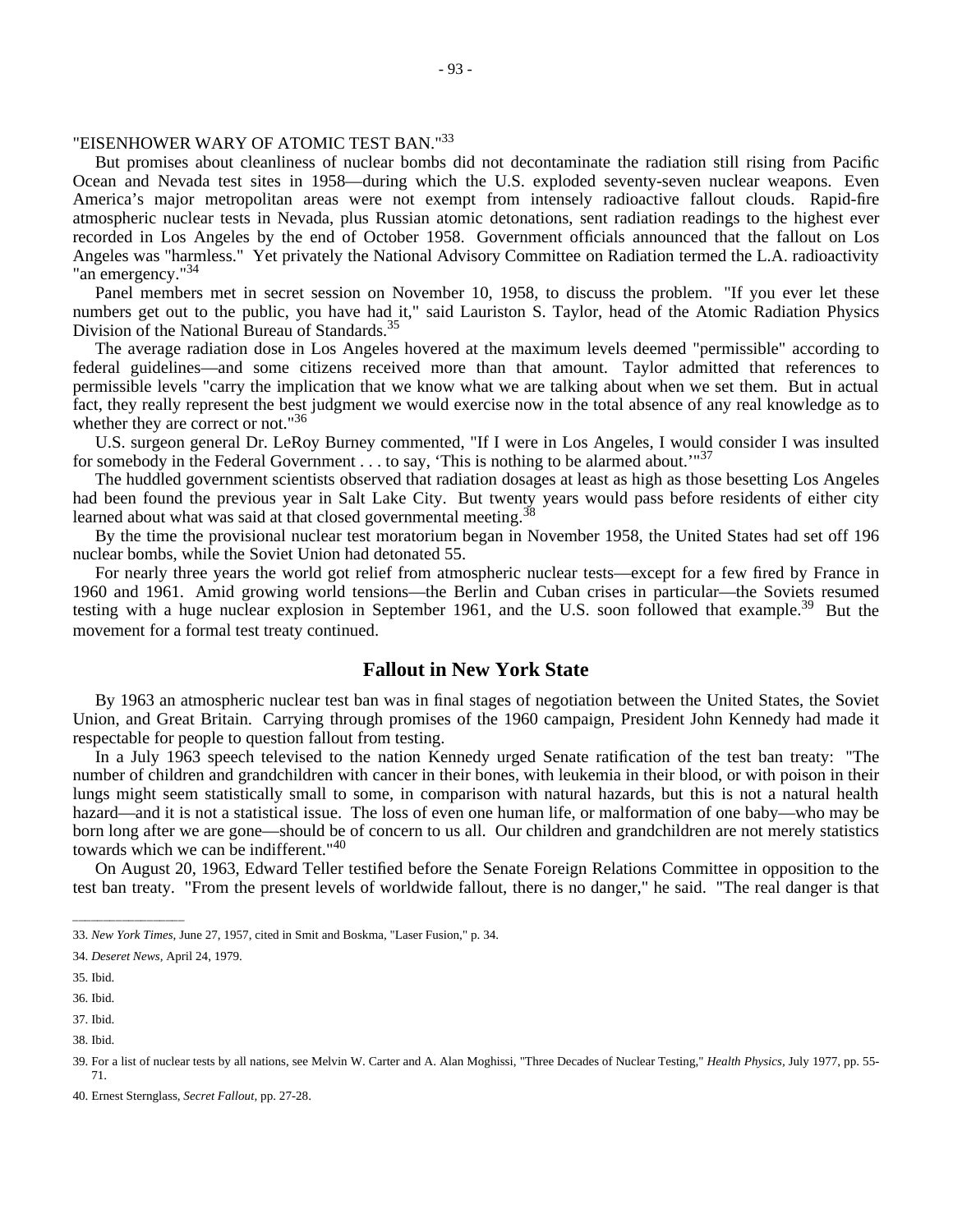"EISENHOWER WARY OF ATOMIC TEST BAN."[33]

But promises about cleanliness of nuclear bombs did not decontaminate the radiation still rising from Pacific Ocean and Nevada test sites in 1958—during which the U.S. exploded seventy-seven nuclear weapons. Even America's major metropolitan areas were not exempt from intensely radioactive fallout clouds. Rapid-fire atmospheric nuclear tests in Nevada, plus Russian atomic detonations, sent radiation readings to the highest ever recorded in Los Angeles by the end of October 1958. Government officials announced that the fallout on Los Angeles was "harmless." Yet privately the National Advisory Committee on Radiation termed the L.A. radioactivity "an emergency."[34]

Panel members met in secret session on November 10, 1958, to discuss the problem. "If you ever let these numbers get out to the public, you have had it," said Lauriston S. Taylor, head of the Atomic Radiation Physics Division of the National Bureau of Standards.[35]

The average radiation dose in Los Angeles hovered at the maximum levels deemed "permissible" according to federal guidelines—and some citizens received more than that amount. Taylor admitted that references to permissible levels "carry the implication that we know what we are talking about when we set them. But in actual fact, they really represent the best judgment we would exercise now in the total absence of any real knowledge as to whether they are correct or not."[36]

U.S. surgeon general Dr. LeRoy Burney commented, "If I were in Los Angeles, I would consider I was insulted for somebody in the Federal Government . . . to say, 'This is nothing to be alarmed about.'"[37]

The huddled government scientists observed that radiation dosages at least as high as those besetting Los Angeles had been found the previous year in Salt Lake City. But twenty years would pass before residents of either city learned about what was said at that closed governmental meeting.[38]

By the time the provisional nuclear test moratorium began in November 1958, the United States had set off 196 nuclear bombs, while the Soviet Union had detonated 55.

For nearly three years the world got relief from atmospheric nuclear tests—except for a few fired by France in 1960 and 1961. Amid growing world tensions—the Berlin and Cuban crises in particular—the Soviets resumed testing with a huge nuclear explosion in September 1961, and the U.S. soon followed that example.[39] But the movement for a formal test treaty continued.

## Fallout in New York State

By 1963 an atmospheric nuclear test ban was in final stages of negotiation between the United States, the Soviet Union, and Great Britain. Carrying through promises of the 1960 campaign, President John Kennedy had made it respectable for people to question fallout from testing.

In a July 1963 speech televised to the nation Kennedy urged Senate ratification of the test ban treaty: "The number of children and grandchildren with cancer in their bones, with leukemia in their blood, or with poison in their lungs might seem statistically small to some, in comparison with natural hazards, but this is not a natural health hazard—and it is not a statistical issue. The loss of even one human life, or malformation of one baby—who may be born long after we are gone—should be of concern to us all. Our children and grandchildren are not merely statistics towards which we can be indifferent."[40]

On August 20, 1963, Edward Teller testified before the Senate Foreign Relations Committee in opposition to the test ban treaty. "From the present levels of worldwide fallout, there is no danger," he said. "The real danger is that

---

33. *New York Times*, June 27, 1957, cited in Smit and Boskma, "Laser Fusion," p. 34.

34. *Deseret News*, April 24, 1979.

35. Ibid.

36. Ibid.

37. Ibid.

38. Ibid.

39. For a list of nuclear tests by all nations, see Melvin W. Carter and A. Alan Moghissi, "Three Decades of Nuclear Testing," *Health Physics*, July 1977, pp. 55-71.

40. Ernest Sternglass, *Secret Fallout*, pp. 27-28.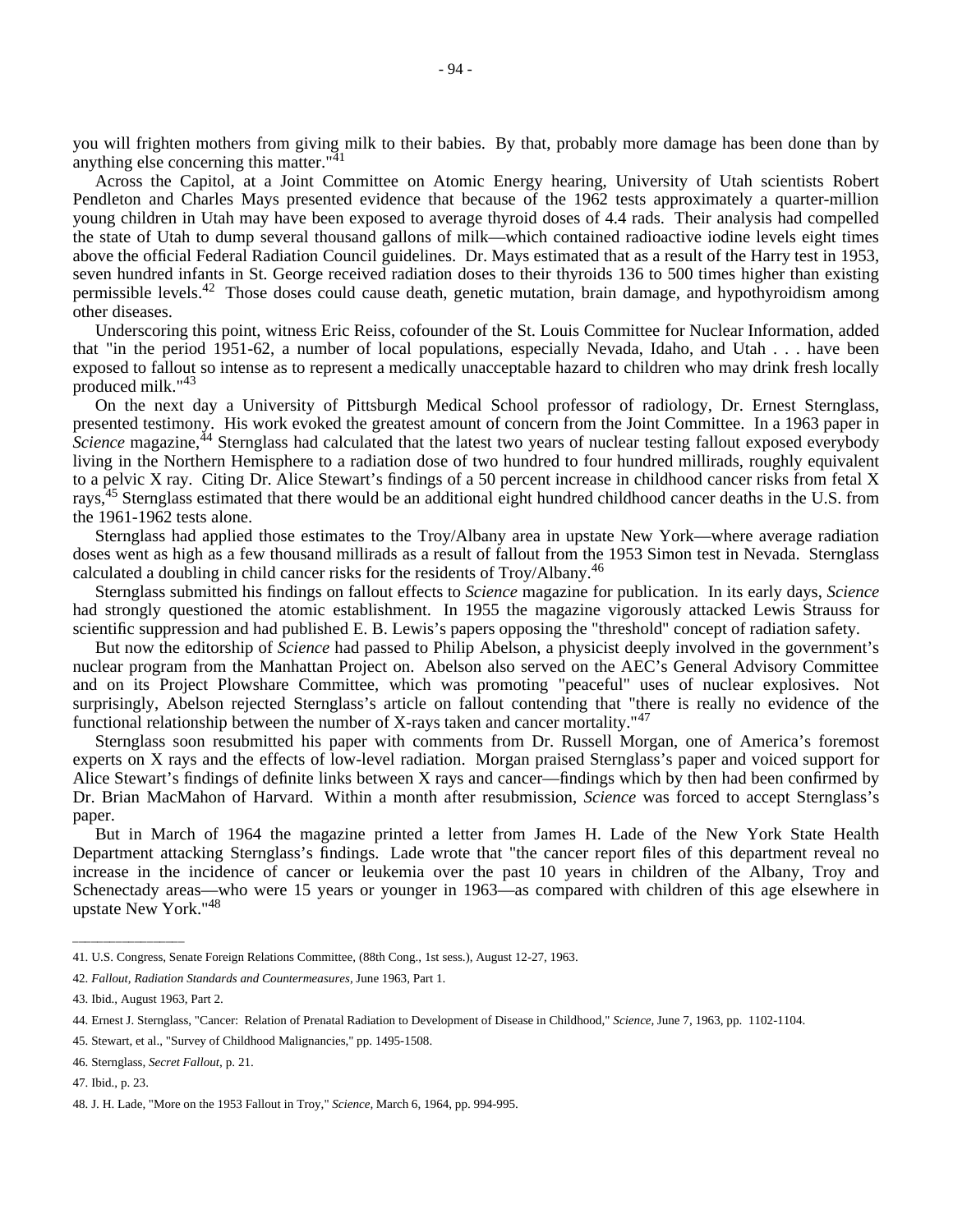you will frighten mothers from giving milk to their babies. By that, probably more damage has been done than by anything else concerning this matter."[41]

Across the Capitol, at a Joint Committee on Atomic Energy hearing, University of Utah scientists Robert Pendleton and Charles Mays presented evidence that because of the 1962 tests approximately a quarter-million young children in Utah may have been exposed to average thyroid doses of 4.4 rads. Their analysis had compelled the state of Utah to dump several thousand gallons of milk—which contained radioactive iodine levels eight times above the official Federal Radiation Council guidelines. Dr. Mays estimated that as a result of the Harry test in 1953, seven hundred infants in St. George received radiation doses to their thyroids 136 to 500 times higher than existing permissible levels.[42] Those doses could cause death, genetic mutation, brain damage, and hypothyroidism among other diseases.

Underscoring this point, witness Eric Reiss, cofounder of the St. Louis Committee for Nuclear Information, added that "in the period 1951-62, a number of local populations, especially Nevada, Idaho, and Utah . . . have been exposed to fallout so intense as to represent a medically unacceptable hazard to children who may drink fresh locally produced milk."[43]

On the next day a University of Pittsburgh Medical School professor of radiology, Dr. Ernest Sternglass, presented testimony. His work evoked the greatest amount of concern from the Joint Committee. In a 1963 paper in *Science* magazine,[44] Sternglass had calculated that the latest two years of nuclear testing fallout exposed everybody living in the Northern Hemisphere to a radiation dose of two hundred to four hundred millirads, roughly equivalent to a pelvic X ray. Citing Dr. Alice Stewart's findings of a 50 percent increase in childhood cancer risks from fetal X rays,[45] Sternglass estimated that there would be an additional eight hundred childhood cancer deaths in the U.S. from the 1961-1962 tests alone.

Sternglass had applied those estimates to the Troy/Albany area in upstate New York—where average radiation doses went as high as a few thousand millirads as a result of fallout from the 1953 Simon test in Nevada. Sternglass calculated a doubling in child cancer risks for the residents of Troy/Albany.[46]

Sternglass submitted his findings on fallout effects to *Science* magazine for publication. In its early days, *Science* had strongly questioned the atomic establishment. In 1955 the magazine vigorously attacked Lewis Strauss for scientific suppression and had published E. B. Lewis's papers opposing the "threshold" concept of radiation safety.

But now the editorship of *Science* had passed to Philip Abelson, a physicist deeply involved in the government's nuclear program from the Manhattan Project on. Abelson also served on the AEC's General Advisory Committee and on its Project Plowshare Committee, which was promoting "peaceful" uses of nuclear explosives. Not surprisingly, Abelson rejected Sternglass's article on fallout contending that "there is really no evidence of the functional relationship between the number of X-rays taken and cancer mortality."[47]

Sternglass soon resubmitted his paper with comments from Dr. Russell Morgan, one of America's foremost experts on X rays and the effects of low-level radiation. Morgan praised Sternglass's paper and voiced support for Alice Stewart's findings of definite links between X rays and cancer—findings which by then had been confirmed by Dr. Brian MacMahon of Harvard. Within a month after resubmission, *Science* was forced to accept Sternglass's paper.

But in March of 1964 the magazine printed a letter from James H. Lade of the New York State Health Department attacking Sternglass's findings. Lade wrote that "the cancer report files of this department reveal no increase in the incidence of cancer or leukemia over the past 10 years in children of the Albany, Troy and Schenectady areas—who were 15 years or younger in 1963—as compared with children of this age elsewhere in upstate New York."[48]

---

41. U.S. Congress, Senate Foreign Relations Committee, (88th Cong., 1st sess.), August 12-27, 1963.

42. *Fallout, Radiation Standards and Countermeasures,* June 1963, Part 1.

43. Ibid., August 1963, Part 2.

44. Ernest J. Sternglass, "Cancer: Relation of Prenatal Radiation to Development of Disease in Childhood," *Science,* June 7, 1963, pp. 1102-1104.

45. Stewart, et al., "Survey of Childhood Malignancies," pp. 1495-1508.

46. Sternglass, *Secret Fallout,* p. 21.

47. Ibid., p. 23.

48. J. H. Lade, "More on the 1953 Fallout in Troy," *Science,* March 6, 1964, pp. 994-995.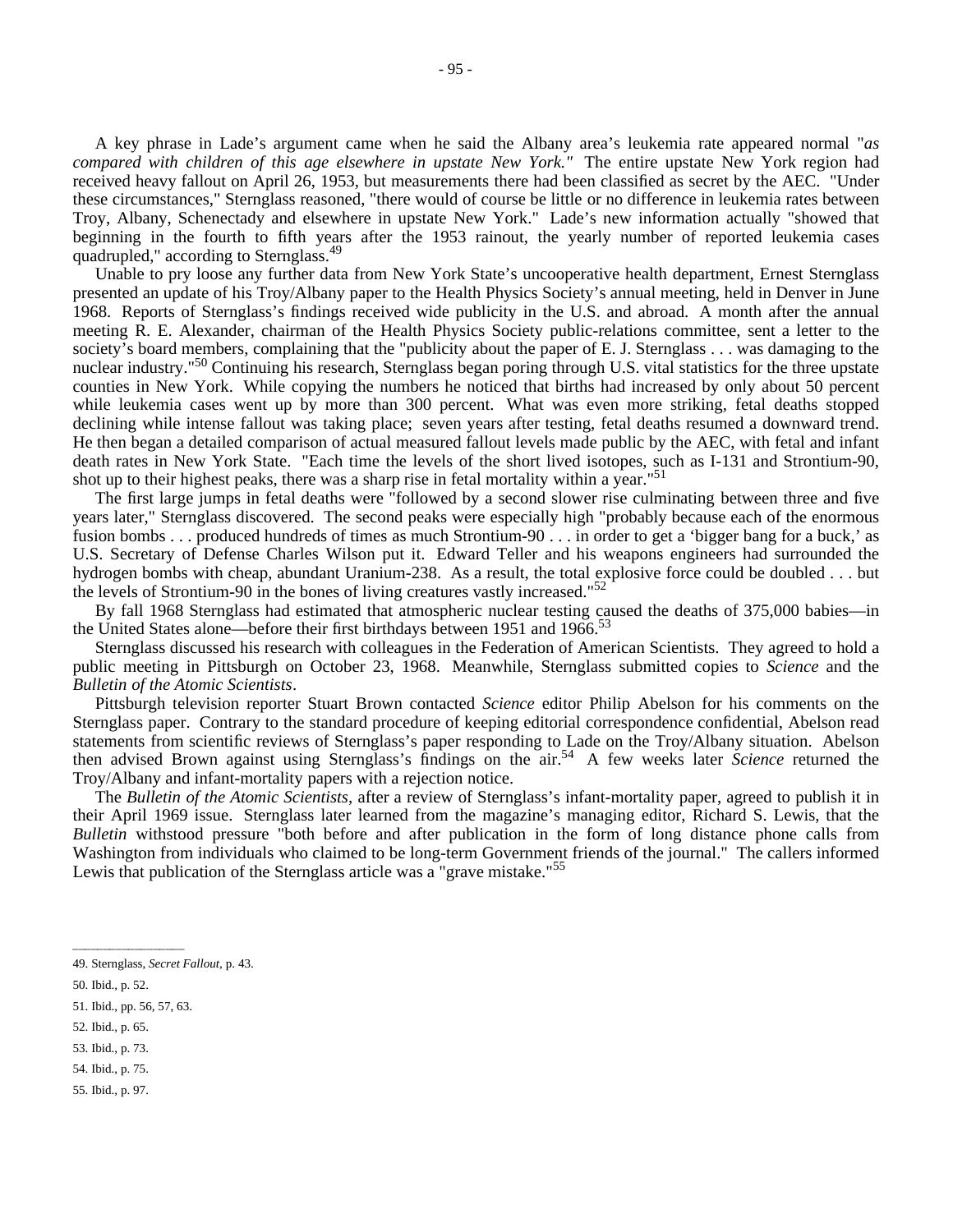A key phrase in Lade's argument came when he said the Albany area's leukemia rate appeared normal "*as compared with children of this age elsewhere in upstate New York."* The entire upstate New York region had received heavy fallout on April 26, 1953, but measurements there had been classified as secret by the AEC. "Under these circumstances," Sternglass reasoned, "there would of course be little or no difference in leukemia rates between Troy, Albany, Schenectady and elsewhere in upstate New York." Lade's new information actually "showed that beginning in the fourth to fifth years after the 1953 rainout, the yearly number of reported leukemia cases quadrupled," according to Sternglass.[49]

Unable to pry loose any further data from New York State's uncooperative health department, Ernest Sternglass presented an update of his Troy/Albany paper to the Health Physics Society's annual meeting, held in Denver in June 1968. Reports of Sternglass's findings received wide publicity in the U.S. and abroad. A month after the annual meeting R. E. Alexander, chairman of the Health Physics Society public-relations committee, sent a letter to the society's board members, complaining that the "publicity about the paper of E. J. Sternglass . . . was damaging to the nuclear industry."[50] Continuing his research, Sternglass began poring through U.S. vital statistics for the three upstate counties in New York. While copying the numbers he noticed that births had increased by only about 50 percent while leukemia cases went up by more than 300 percent. What was even more striking, fetal deaths stopped declining while intense fallout was taking place; seven years after testing, fetal deaths resumed a downward trend. He then began a detailed comparison of actual measured fallout levels made public by the AEC, with fetal and infant death rates in New York State. "Each time the levels of the short lived isotopes, such as I-131 and Strontium-90, shot up to their highest peaks, there was a sharp rise in fetal mortality within a year."[51]

The first large jumps in fetal deaths were "followed by a second slower rise culminating between three and five years later," Sternglass discovered. The second peaks were especially high "probably because each of the enormous fusion bombs . . . produced hundreds of times as much Strontium-90 . . . in order to get a 'bigger bang for a buck,' as U.S. Secretary of Defense Charles Wilson put it. Edward Teller and his weapons engineers had surrounded the hydrogen bombs with cheap, abundant Uranium-238. As a result, the total explosive force could be doubled . . . but the levels of Strontium-90 in the bones of living creatures vastly increased."[52]

By fall 1968 Sternglass had estimated that atmospheric nuclear testing caused the deaths of 375,000 babies—in the United States alone—before their first birthdays between 1951 and 1966.[53]

Sternglass discussed his research with colleagues in the Federation of American Scientists. They agreed to hold a public meeting in Pittsburgh on October 23, 1968. Meanwhile, Sternglass submitted copies to *Science* and the *Bulletin of the Atomic Scientists*.

Pittsburgh television reporter Stuart Brown contacted *Science* editor Philip Abelson for his comments on the Sternglass paper. Contrary to the standard procedure of keeping editorial correspondence confidential, Abelson read statements from scientific reviews of Sternglass's paper responding to Lade on the Troy/Albany situation. Abelson then advised Brown against using Sternglass's findings on the air.[54] A few weeks later *Science* returned the Troy/Albany and infant-mortality papers with a rejection notice.

The *Bulletin of the Atomic Scientists*, after a review of Sternglass's infant-mortality paper, agreed to publish it in their April 1969 issue. Sternglass later learned from the magazine's managing editor, Richard S. Lewis, that the *Bulletin* withstood pressure "both before and after publication in the form of long distance phone calls from Washington from individuals who claimed to be long-term Government friends of the journal." The callers informed Lewis that publication of the Sternglass article was a "grave mistake."[55]

---

49. Sternglass, *Secret Fallout*, p. 43.

50. Ibid., p. 52.

51. Ibid., pp. 56, 57, 63.

52. Ibid., p. 65.

53. Ibid., p. 73.

54. Ibid., p. 75.

55. Ibid., p. 97.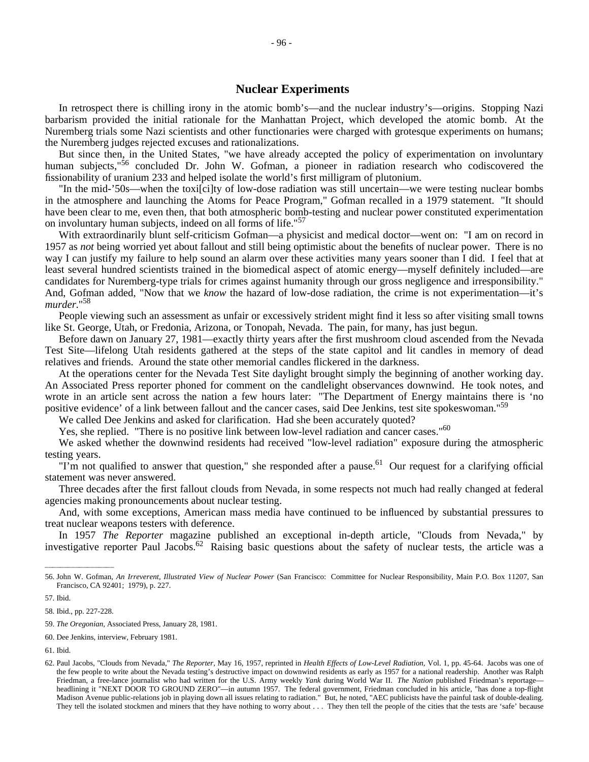## Nuclear Experiments

In retrospect there is chilling irony in the atomic bomb's—and the nuclear industry's—origins. Stopping Nazi barbarism provided the initial rationale for the Manhattan Project, which developed the atomic bomb. At the Nuremberg trials some Nazi scientists and other functionaries were charged with grotesque experiments on humans; the Nuremberg judges rejected excuses and rationalizations.

But since then, in the United States, "we have already accepted the policy of experimentation on involuntary human subjects,"[56] concluded Dr. John W. Gofman, a pioneer in radiation research who codiscovered the fissionability of uranium 233 and helped isolate the world's first milligram of plutonium.

"In the mid-'50s—when the toxi[ci]ty of low-dose radiation was still uncertain—we were testing nuclear bombs in the atmosphere and launching the Atoms for Peace Program," Gofman recalled in a 1979 statement. "It should have been clear to me, even then, that both atmospheric bomb-testing and nuclear power constituted experimentation on involuntary human subjects, indeed on all forms of life."[57]

With extraordinarily blunt self-criticism Gofman—a physicist and medical doctor—went on: "I am on record in 1957 as *not* being worried yet about fallout and still being optimistic about the benefits of nuclear power. There is no way I can justify my failure to help sound an alarm over these activities many years sooner than I did. I feel that at least several hundred scientists trained in the biomedical aspect of atomic energy—myself definitely included—are candidates for Nuremberg-type trials for crimes against humanity through our gross negligence and irresponsibility." And, Gofman added, "Now that we *know* the hazard of low-dose radiation, the crime is not experimentation—it's *murder*."[58]

People viewing such an assessment as unfair or excessively strident might find it less so after visiting small towns like St. George, Utah, or Fredonia, Arizona, or Tonopah, Nevada. The pain, for many, has just begun.

Before dawn on January 27, 1981—exactly thirty years after the first mushroom cloud ascended from the Nevada Test Site—lifelong Utah residents gathered at the steps of the state capitol and lit candles in memory of dead relatives and friends. Around the state other memorial candles flickered in the darkness.

At the operations center for the Nevada Test Site daylight brought simply the beginning of another working day. An Associated Press reporter phoned for comment on the candlelight observances downwind. He took notes, and wrote in an article sent across the nation a few hours later: "The Department of Energy maintains there is 'no positive evidence' of a link between fallout and the cancer cases, said Dee Jenkins, test site spokeswoman."[59]

We called Dee Jenkins and asked for clarification. Had she been accurately quoted?

Yes, she replied. "There is no positive link between low-level radiation and cancer cases."[60]

We asked whether the downwind residents had received "low-level radiation" exposure during the atmospheric testing years.

"I'm not qualified to answer that question," she responded after a pause.[61] Our request for a clarifying official statement was never answered.

Three decades after the first fallout clouds from Nevada, in some respects not much had really changed at federal agencies making pronouncements about nuclear testing.

And, with some exceptions, American mass media have continued to be influenced by substantial pressures to treat nuclear weapons testers with deference.

In 1957 *The Reporter* magazine published an exceptional in-depth article, "Clouds from Nevada," by investigative reporter Paul Jacobs.[62] Raising basic questions about the safety of nuclear tests, the article was a

---

56. John W. Gofman, *An Irreverent, Illustrated View of Nuclear Power* (San Francisco: Committee for Nuclear Responsibility, Main P.O. Box 11207, San Francisco, CA 92401; 1979), p. 227.

57. Ibid.

58. Ibid., pp. 227-228.

59. *The Oregonian*, Associated Press, January 28, 1981.

60. Dee Jenkins, interview, February 1981.

61. Ibid.

62. Paul Jacobs, "Clouds from Nevada," *The Reporter*, May 16, 1957, reprinted in *Health Effects of Low-Level Radiation*, Vol. 1, pp. 45-64. Jacobs was one of the few people to write about the Nevada testing's destructive impact on downwind residents as early as 1957 for a national readership. Another was Ralph Friedman, a free-lance journalist who had written for the U.S. Army weekly *Yank* during World War II. *The Nation* published Friedman's reportage—headlining it "NEXT DOOR TO GROUND ZERO"—in autumn 1957. The federal government, Friedman concluded in his article, "has done a top-flight Madison Avenue public-relations job in playing down all issues relating to radiation." But, he noted, "AEC publicists have the painful task of double-dealing. They tell the isolated stockmen and miners that they have nothing to worry about . . . They then tell the people of the cities that the tests are 'safe' because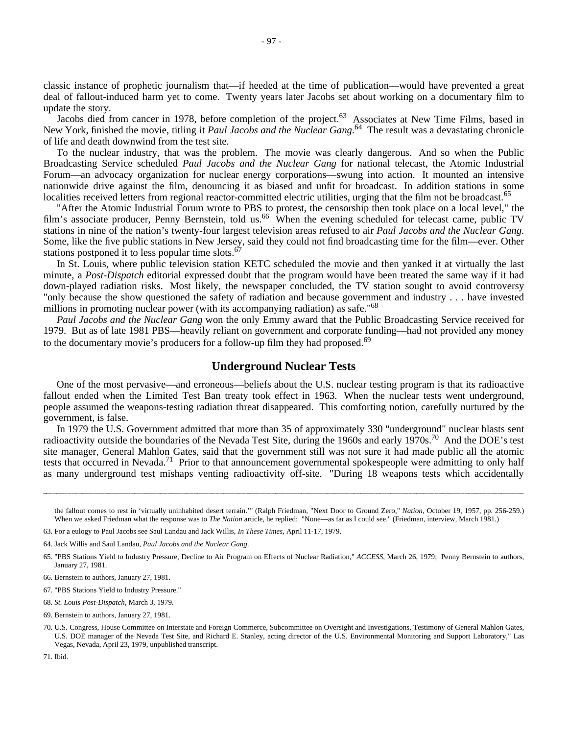classic instance of prophetic journalism that—if heeded at the time of publication—would have prevented a great deal of fallout-induced harm yet to come. Twenty years later Jacobs set about working on a documentary film to update the story.

Jacobs died from cancer in 1978, before completion of the project.[63] Associates at New Time Films, based in New York, finished the movie, titling it *Paul Jacobs and the Nuclear Gang*.[64] The result was a devastating chronicle of life and death downwind from the test site.

To the nuclear industry, that was the problem. The movie was clearly dangerous. And so when the Public Broadcasting Service scheduled *Paul Jacobs and the Nuclear Gang* for national telecast, the Atomic Industrial Forum—an advocacy organization for nuclear energy corporations—swung into action. It mounted an intensive nationwide drive against the film, denouncing it as biased and unfit for broadcast. In addition stations in some localities received letters from regional reactor-committed electric utilities, urging that the film not be broadcast.[65]

"After the Atomic Industrial Forum wrote to PBS to protest, the censorship then took place on a local level," the film's associate producer, Penny Bernstein, told us.[66] When the evening scheduled for telecast came, public TV stations in nine of the nation's twenty-four largest television areas refused to air *Paul Jacobs and the Nuclear Gang*. Some, like the five public stations in New Jersey, said they could not find broadcasting time for the film—ever. Other stations postponed it to less popular time slots.[67]

In St. Louis, where public television station KETC scheduled the movie and then yanked it at virtually the last minute, a *Post-Dispatch* editorial expressed doubt that the program would have been treated the same way if it had down-played radiation risks. Most likely, the newspaper concluded, the TV station sought to avoid controversy "only because the show questioned the safety of radiation and because government and industry . . . have invested millions in promoting nuclear power (with its accompanying radiation) as safe."[68]

*Paul Jacobs and the Nuclear Gang* won the only Emmy award that the Public Broadcasting Service received for 1979. But as of late 1981 PBS—heavily reliant on government and corporate funding—had not provided any money to the documentary movie's producers for a follow-up film they had proposed.[69]

## Underground Nuclear Tests

One of the most pervasive—and erroneous—beliefs about the U.S. nuclear testing program is that its radioactive fallout ended when the Limited Test Ban treaty took effect in 1963. When the nuclear tests went underground, people assumed the weapons-testing radiation threat disappeared. This comforting notion, carefully nurtured by the government, is false.

In 1979 the U.S. Government admitted that more than 35 of approximately 330 "underground" nuclear blasts sent radioactivity outside the boundaries of the Nevada Test Site, during the 1960s and early 1970s.[70] And the DOE's test site manager, General Mahlon Gates, said that the government still was not sure it had made public all the atomic tests that occurred in Nevada.[71] Prior to that announcement governmental spokespeople were admitting to only half as many underground test mishaps venting radioactivity off-site. "During 18 weapons tests which accidentally

---

the fallout comes to rest in 'virtually uninhabited desert terrain.'" (Ralph Friedman, "Next Door to Ground Zero," *Nation*, October 19, 1957, pp. 256-259.) When we asked Friedman what the response was to *The Nation* article, he replied: "None—as far as I could see." (Friedman, interview, March 1981.)

63. For a eulogy to Paul Jacobs see Saul Landau and Jack Willis, *In These Times*, April 11-17, 1979.

64. Jack Willis and Saul Landau, *Paul Jacobs and the Nuclear Gang*.

65. "PBS Stations Yield to Industry Pressure, Decline to Air Program on Effects of Nuclear Radiation," *ACCESS*, March 26, 1979; Penny Bernstein to authors, January 27, 1981.

66. Bernstein to authors, January 27, 1981.

67. "PBS Stations Yield to Industry Pressure."

68. *St. Louis Post-Dispatch*, March 3, 1979.

69. Bernstein to authors, January 27, 1981.

70. U.S. Congress, House Committee on Interstate and Foreign Commerce, Subcommittee on Oversight and Investigations, Testimony of General Mahlon Gates, U.S. DOE manager of the Nevada Test Site, and Richard E. Stanley, acting director of the U.S. Environmental Monitoring and Support Laboratory," Las Vegas, Nevada, April 23, 1979, unpublished transcript.

71. Ibid.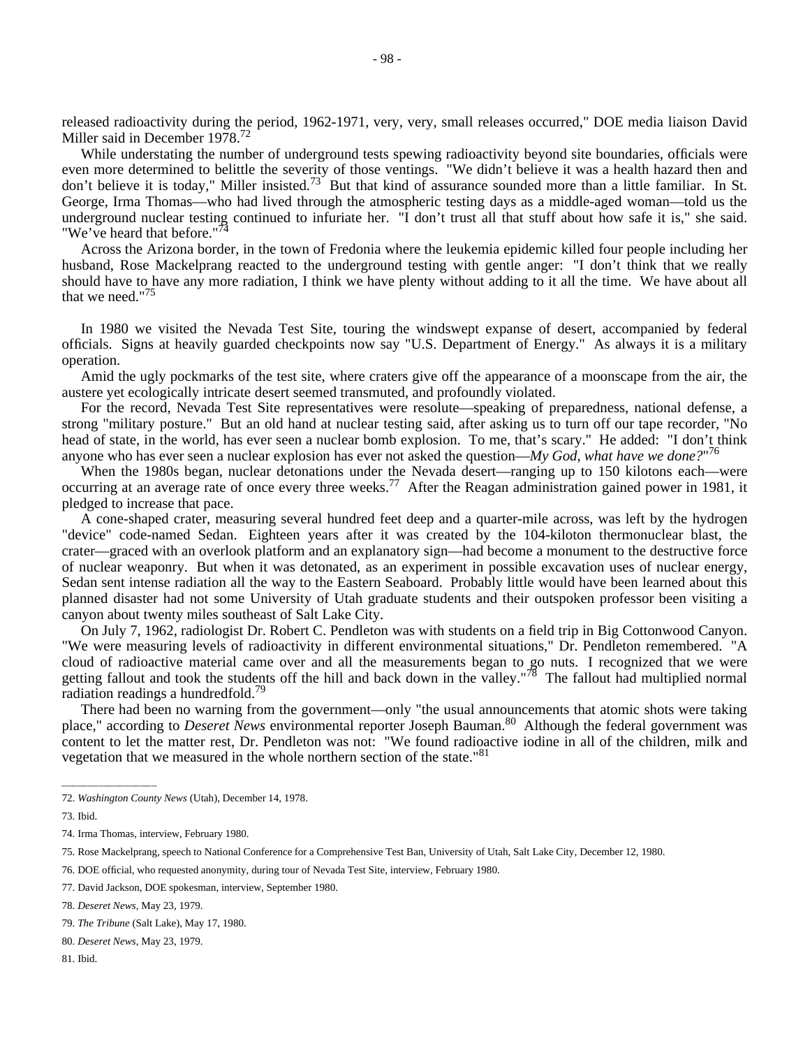released radioactivity during the period, 1962-1971, very, very, small releases occurred," DOE media liaison David Miller said in December 1978.[72]

While understating the number of underground tests spewing radioactivity beyond site boundaries, officials were even more determined to belittle the severity of those ventings. "We didn't believe it was a health hazard then and don't believe it is today," Miller insisted.[73] But that kind of assurance sounded more than a little familiar. In St. George, Irma Thomas—who had lived through the atmospheric testing days as a middle-aged woman—told us the underground nuclear testing continued to infuriate her. "I don't trust all that stuff about how safe it is," she said. "We've heard that before."[74]

Across the Arizona border, in the town of Fredonia where the leukemia epidemic killed four people including her husband, Rose Mackelprang reacted to the underground testing with gentle anger: "I don't think that we really should have to have any more radiation, I think we have plenty without adding to it all the time. We have about all that we need."[75]

In 1980 we visited the Nevada Test Site, touring the windswept expanse of desert, accompanied by federal officials. Signs at heavily guarded checkpoints now say "U.S. Department of Energy." As always it is a military operation.

Amid the ugly pockmarks of the test site, where craters give off the appearance of a moonscape from the air, the austere yet ecologically intricate desert seemed transmuted, and profoundly violated.

For the record, Nevada Test Site representatives were resolute—speaking of preparedness, national defense, a strong "military posture." But an old hand at nuclear testing said, after asking us to turn off our tape recorder, "No head of state, in the world, has ever seen a nuclear bomb explosion. To me, that's scary." He added: "I don't think anyone who has ever seen a nuclear explosion has ever not asked the question—*My God, what have we done?*"[76]

When the 1980s began, nuclear detonations under the Nevada desert—ranging up to 150 kilotons each—were occurring at an average rate of once every three weeks.[77] After the Reagan administration gained power in 1981, it pledged to increase that pace.

A cone-shaped crater, measuring several hundred feet deep and a quarter-mile across, was left by the hydrogen "device" code-named Sedan. Eighteen years after it was created by the 104-kiloton thermonuclear blast, the crater—graced with an overlook platform and an explanatory sign—had become a monument to the destructive force of nuclear weaponry. But when it was detonated, as an experiment in possible excavation uses of nuclear energy, Sedan sent intense radiation all the way to the Eastern Seaboard. Probably little would have been learned about this planned disaster had not some University of Utah graduate students and their outspoken professor been visiting a canyon about twenty miles southeast of Salt Lake City.

On July 7, 1962, radiologist Dr. Robert C. Pendleton was with students on a field trip in Big Cottonwood Canyon. "We were measuring levels of radioactivity in different environmental situations," Dr. Pendleton remembered. "A cloud of radioactive material came over and all the measurements began to go nuts. I recognized that we were getting fallout and took the students off the hill and back down in the valley."[78] The fallout had multiplied normal radiation readings a hundredfold.[79]

There had been no warning from the government—only "the usual announcements that atomic shots were taking place," according to *Deseret News* environmental reporter Joseph Bauman.[80] Although the federal government was content to let the matter rest, Dr. Pendleton was not: "We found radioactive iodine in all of the children, milk and vegetation that we measured in the whole northern section of the state."[81]

---

72. *Washington County News* (Utah), December 14, 1978.

73. Ibid.

74. Irma Thomas, interview, February 1980.

75. Rose Mackelprang, speech to National Conference for a Comprehensive Test Ban, University of Utah, Salt Lake City, December 12, 1980.

76. DOE official, who requested anonymity, during tour of Nevada Test Site, interview, February 1980.

77. David Jackson, DOE spokesman, interview, September 1980.

78. *Deseret News*, May 23, 1979.

79. *The Tribune* (Salt Lake), May 17, 1980.

80. *Deseret News*, May 23, 1979.

81. Ibid.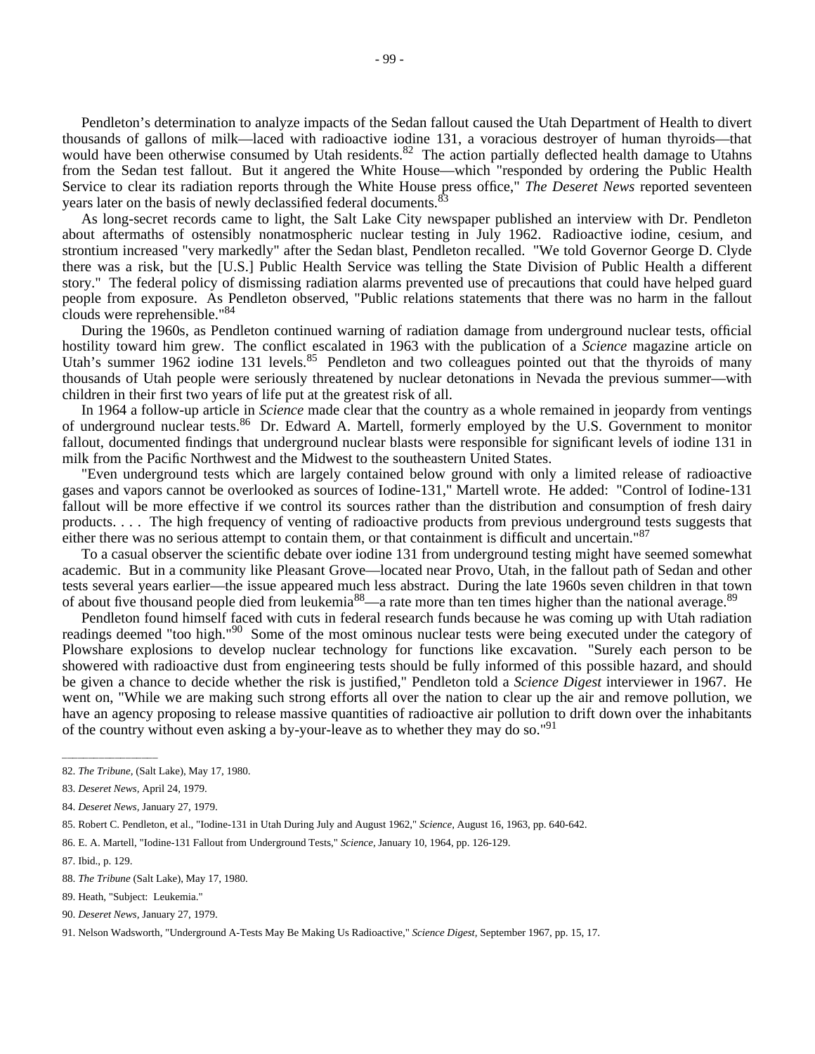Pendleton's determination to analyze impacts of the Sedan fallout caused the Utah Department of Health to divert thousands of gallons of milk—laced with radioactive iodine 131, a voracious destroyer of human thyroids—that would have been otherwise consumed by Utah residents.[82] The action partially deflected health damage to Utahns from the Sedan test fallout. But it angered the White House—which "responded by ordering the Public Health Service to clear its radiation reports through the White House press office," *The Deseret News* reported seventeen years later on the basis of newly declassified federal documents.[83]

As long-secret records came to light, the Salt Lake City newspaper published an interview with Dr. Pendleton about aftermaths of ostensibly nonatmospheric nuclear testing in July 1962. Radioactive iodine, cesium, and strontium increased "very markedly" after the Sedan blast, Pendleton recalled. "We told Governor George D. Clyde there was a risk, but the [U.S.] Public Health Service was telling the State Division of Public Health a different story." The federal policy of dismissing radiation alarms prevented use of precautions that could have helped guard people from exposure. As Pendleton observed, "Public relations statements that there was no harm in the fallout clouds were reprehensible."[84]

During the 1960s, as Pendleton continued warning of radiation damage from underground nuclear tests, official hostility toward him grew. The conflict escalated in 1963 with the publication of a *Science* magazine article on Utah's summer 1962 iodine 131 levels.[85] Pendleton and two colleagues pointed out that the thyroids of many thousands of Utah people were seriously threatened by nuclear detonations in Nevada the previous summer—with children in their first two years of life put at the greatest risk of all.

In 1964 a follow-up article in *Science* made clear that the country as a whole remained in jeopardy from ventings of underground nuclear tests.[86] Dr. Edward A. Martell, formerly employed by the U.S. Government to monitor fallout, documented findings that underground nuclear blasts were responsible for significant levels of iodine 131 in milk from the Pacific Northwest and the Midwest to the southeastern United States.

"Even underground tests which are largely contained below ground with only a limited release of radioactive gases and vapors cannot be overlooked as sources of Iodine-131," Martell wrote. He added: "Control of Iodine-131 fallout will be more effective if we control its sources rather than the distribution and consumption of fresh dairy products. . . . The high frequency of venting of radioactive products from previous underground tests suggests that either there was no serious attempt to contain them, or that containment is difficult and uncertain."[87]

To a casual observer the scientific debate over iodine 131 from underground testing might have seemed somewhat academic. But in a community like Pleasant Grove—located near Provo, Utah, in the fallout path of Sedan and other tests several years earlier—the issue appeared much less abstract. During the late 1960s seven children in that town of about five thousand people died from leukemia[88]—a rate more than ten times higher than the national average.[89]

Pendleton found himself faced with cuts in federal research funds because he was coming up with Utah radiation readings deemed "too high."[90] Some of the most ominous nuclear tests were being executed under the category of Plowshare explosions to develop nuclear technology for functions like excavation. "Surely each person to be showered with radioactive dust from engineering tests should be fully informed of this possible hazard, and should be given a chance to decide whether the risk is justified," Pendleton told a *Science Digest* interviewer in 1967. He went on, "While we are making such strong efforts all over the nation to clear up the air and remove pollution, we have an agency proposing to release massive quantities of radioactive air pollution to drift down over the inhabitants of the country without even asking a by-your-leave as to whether they may do so."[91]

---

82. *The Tribune*, (Salt Lake), May 17, 1980.

83. *Deseret News*, April 24, 1979.

84. *Deseret News*, January 27, 1979.

85. Robert C. Pendleton, et al., "Iodine-131 in Utah During July and August 1962," *Science*, August 16, 1963, pp. 640-642.

86. E. A. Martell, "Iodine-131 Fallout from Underground Tests," *Science*, January 10, 1964, pp. 126-129.

87. Ibid., p. 129.

88. *The Tribune* (Salt Lake), May 17, 1980.

89. Heath, "Subject: Leukemia."

90. *Deseret News*, January 27, 1979.

91. Nelson Wadsworth, "Underground A-Tests May Be Making Us Radioactive," *Science Digest*, September 1967, pp. 15, 17.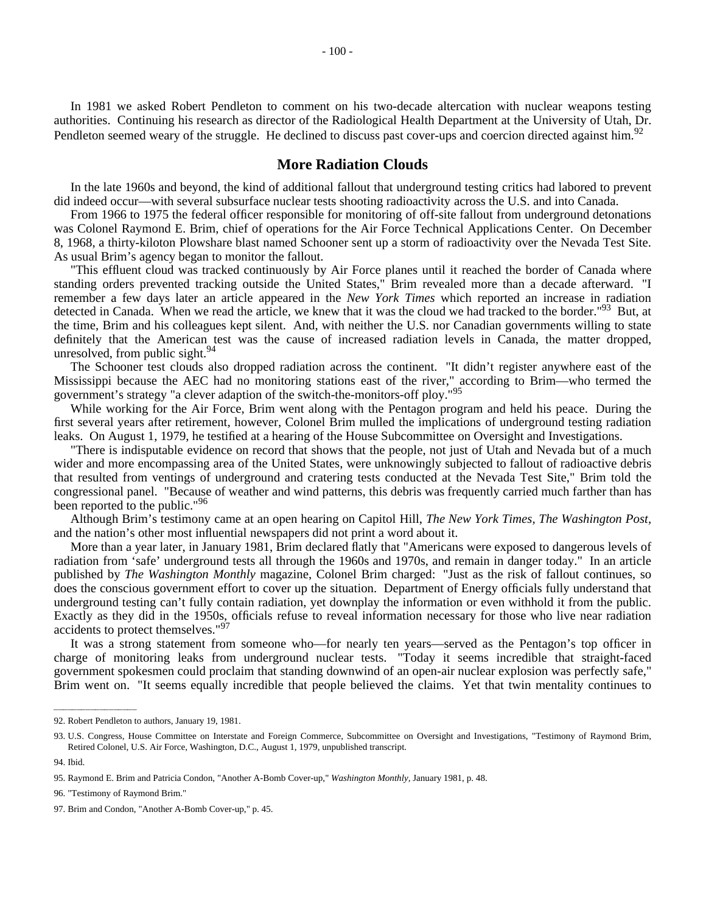In 1981 we asked Robert Pendleton to comment on his two-decade altercation with nuclear weapons testing authorities. Continuing his research as director of the Radiological Health Department at the University of Utah, Dr. Pendleton seemed weary of the struggle. He declined to discuss past cover-ups and coercion directed against him.[92]

## More Radiation Clouds

In the late 1960s and beyond, the kind of additional fallout that underground testing critics had labored to prevent did indeed occur—with several subsurface nuclear tests shooting radioactivity across the U.S. and into Canada.

From 1966 to 1975 the federal officer responsible for monitoring of off-site fallout from underground detonations was Colonel Raymond E. Brim, chief of operations for the Air Force Technical Applications Center. On December 8, 1968, a thirty-kiloton Plowshare blast named Schooner sent up a storm of radioactivity over the Nevada Test Site. As usual Brim's agency began to monitor the fallout.

"This effluent cloud was tracked continuously by Air Force planes until it reached the border of Canada where standing orders prevented tracking outside the United States," Brim revealed more than a decade afterward. "I remember a few days later an article appeared in the *New York Times* which reported an increase in radiation detected in Canada. When we read the article, we knew that it was the cloud we had tracked to the border."[93] But, at the time, Brim and his colleagues kept silent. And, with neither the U.S. nor Canadian governments willing to state definitely that the American test was the cause of increased radiation levels in Canada, the matter dropped, unresolved, from public sight.[94]

The Schooner test clouds also dropped radiation across the continent. "It didn't register anywhere east of the Mississippi because the AEC had no monitoring stations east of the river," according to Brim—who termed the government's strategy "a clever adaption of the switch-the-monitors-off ploy."[95]

While working for the Air Force, Brim went along with the Pentagon program and held his peace. During the first several years after retirement, however, Colonel Brim mulled the implications of underground testing radiation leaks. On August 1, 1979, he testified at a hearing of the House Subcommittee on Oversight and Investigations.

"There is indisputable evidence on record that shows that the people, not just of Utah and Nevada but of a much wider and more encompassing area of the United States, were unknowingly subjected to fallout of radioactive debris that resulted from ventings of underground and cratering tests conducted at the Nevada Test Site," Brim told the congressional panel. "Because of weather and wind patterns, this debris was frequently carried much farther than has been reported to the public."[96]

Although Brim's testimony came at an open hearing on Capitol Hill, *The New York Times*, *The Washington Post*, and the nation's other most influential newspapers did not print a word about it.

More than a year later, in January 1981, Brim declared flatly that "Americans were exposed to dangerous levels of radiation from 'safe' underground tests all through the 1960s and 1970s, and remain in danger today." In an article published by *The Washington Monthly* magazine, Colonel Brim charged: "Just as the risk of fallout continues, so does the conscious government effort to cover up the situation. Department of Energy officials fully understand that underground testing can't fully contain radiation, yet downplay the information or even withhold it from the public. Exactly as they did in the 1950s, officials refuse to reveal information necessary for those who live near radiation accidents to protect themselves."[97]

It was a strong statement from someone who—for nearly ten years—served as the Pentagon's top officer in charge of monitoring leaks from underground nuclear tests. "Today it seems incredible that straight-faced government spokesmen could proclaim that standing downwind of an open-air nuclear explosion was perfectly safe," Brim went on. "It seems equally incredible that people believed the claims. Yet that twin mentality continues to

---

92. Robert Pendleton to authors, January 19, 1981.

93. U.S. Congress, House Committee on Interstate and Foreign Commerce, Subcommittee on Oversight and Investigations, "Testimony of Raymond Brim, Retired Colonel, U.S. Air Force, Washington, D.C., August 1, 1979, unpublished transcript.

94. Ibid.

95. Raymond E. Brim and Patricia Condon, "Another A-Bomb Cover-up," *Washington Monthly*, January 1981, p. 48.

96. "Testimony of Raymond Brim."

97. Brim and Condon, "Another A-Bomb Cover-up," p. 45.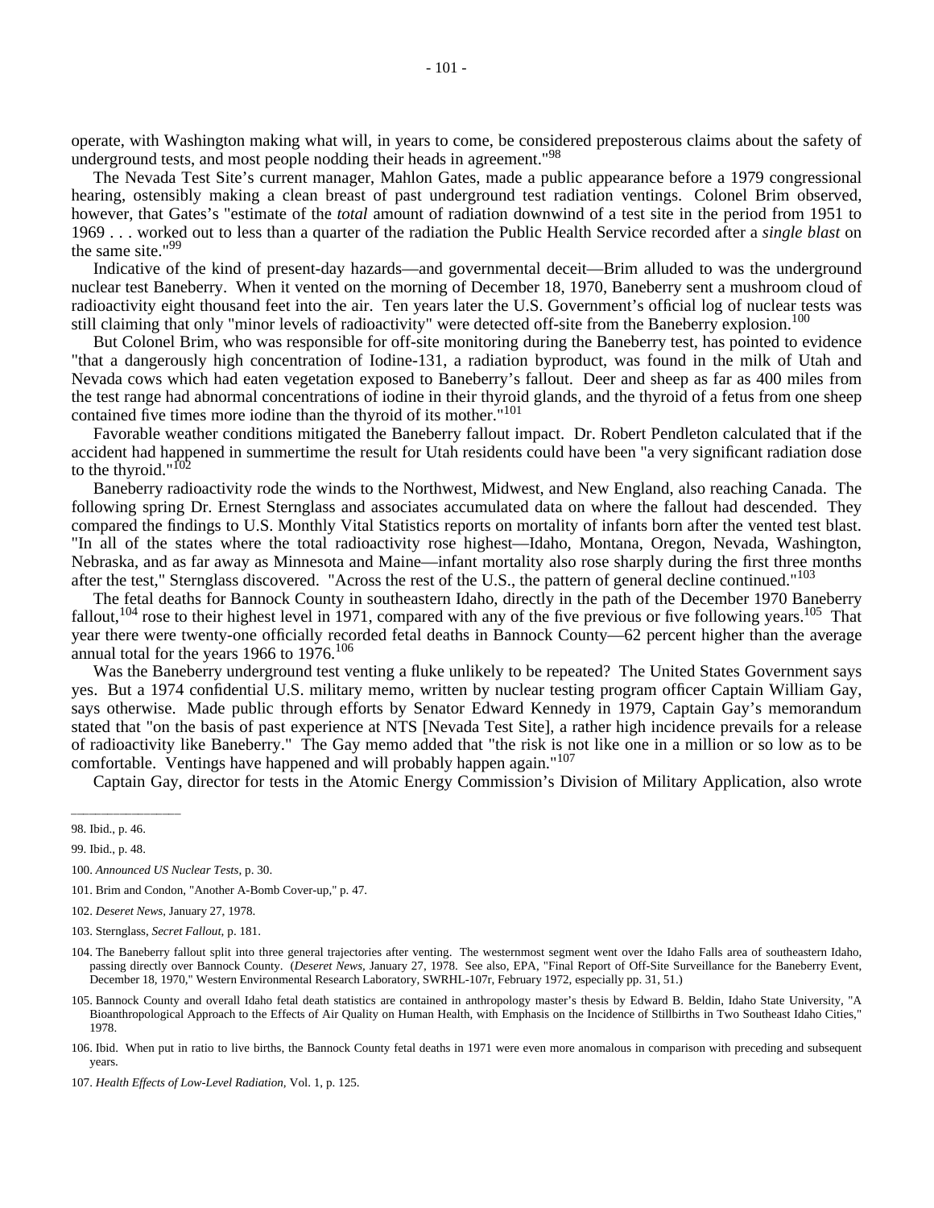operate, with Washington making what will, in years to come, be considered preposterous claims about the safety of underground tests, and most people nodding their heads in agreement."[98]

The Nevada Test Site's current manager, Mahlon Gates, made a public appearance before a 1979 congressional hearing, ostensibly making a clean breast of past underground test radiation ventings. Colonel Brim observed, however, that Gates's "estimate of the *total* amount of radiation downwind of a test site in the period from 1951 to 1969 . . . worked out to less than a quarter of the radiation the Public Health Service recorded after a *single blast* on the same site."[99]

Indicative of the kind of present-day hazards—and governmental deceit—Brim alluded to was the underground nuclear test Baneberry. When it vented on the morning of December 18, 1970, Baneberry sent a mushroom cloud of radioactivity eight thousand feet into the air. Ten years later the U.S. Government's official log of nuclear tests was still claiming that only "minor levels of radioactivity" were detected off-site from the Baneberry explosion.[100]

But Colonel Brim, who was responsible for off-site monitoring during the Baneberry test, has pointed to evidence "that a dangerously high concentration of Iodine-131, a radiation byproduct, was found in the milk of Utah and Nevada cows which had eaten vegetation exposed to Baneberry's fallout. Deer and sheep as far as 400 miles from the test range had abnormal concentrations of iodine in their thyroid glands, and the thyroid of a fetus from one sheep contained five times more iodine than the thyroid of its mother."[101]

Favorable weather conditions mitigated the Baneberry fallout impact. Dr. Robert Pendleton calculated that if the accident had happened in summertime the result for Utah residents could have been "a very significant radiation dose to the thyroid."[102]

Baneberry radioactivity rode the winds to the Northwest, Midwest, and New England, also reaching Canada. The following spring Dr. Ernest Sternglass and associates accumulated data on where the fallout had descended. They compared the findings to U.S. Monthly Vital Statistics reports on mortality of infants born after the vented test blast. "In all of the states where the total radioactivity rose highest—Idaho, Montana, Oregon, Nevada, Washington, Nebraska, and as far away as Minnesota and Maine—infant mortality also rose sharply during the first three months after the test," Sternglass discovered. "Across the rest of the U.S., the pattern of general decline continued."[103]

The fetal deaths for Bannock County in southeastern Idaho, directly in the path of the December 1970 Baneberry fallout,[104] rose to their highest level in 1971, compared with any of the five previous or five following years.[105] That year there were twenty-one officially recorded fetal deaths in Bannock County—62 percent higher than the average annual total for the years 1966 to 1976.[106]

Was the Baneberry underground test venting a fluke unlikely to be repeated? The United States Government says yes. But a 1974 confidential U.S. military memo, written by nuclear testing program officer Captain William Gay, says otherwise. Made public through efforts by Senator Edward Kennedy in 1979, Captain Gay's memorandum stated that "on the basis of past experience at NTS [Nevada Test Site], a rather high incidence prevails for a release of radioactivity like Baneberry." The Gay memo added that "the risk is not like one in a million or so low as to be comfortable. Ventings have happened and will probably happen again."[107]

Captain Gay, director for tests in the Atomic Energy Commission's Division of Military Application, also wrote

---

98. Ibid., p. 46.

99. Ibid., p. 48.

100. *Announced US Nuclear Tests*, p. 30.

101. Brim and Condon, "Another A-Bomb Cover-up," p. 47.

102. *Deseret News*, January 27, 1978.

103. Sternglass, *Secret Fallout*, p. 181.

104. The Baneberry fallout split into three general trajectories after venting. The westernmost segment went over the Idaho Falls area of southeastern Idaho, passing directly over Bannock County. (*Deseret News*, January 27, 1978. See also, EPA, "Final Report of Off-Site Surveillance for the Baneberry Event, December 18, 1970," Western Environmental Research Laboratory, SWRHL-107r, February 1972, especially pp. 31, 51.)

105. Bannock County and overall Idaho fetal death statistics are contained in anthropology master's thesis by Edward B. Beldin, Idaho State University, "A Bioanthropological Approach to the Effects of Air Quality on Human Health, with Emphasis on the Incidence of Stillbirths in Two Southeast Idaho Cities," 1978.

106. Ibid. When put in ratio to live births, the Bannock County fetal deaths in 1971 were even more anomalous in comparison with preceding and subsequent years.

107. *Health Effects of Low-Level Radiation*, Vol. 1, p. 125.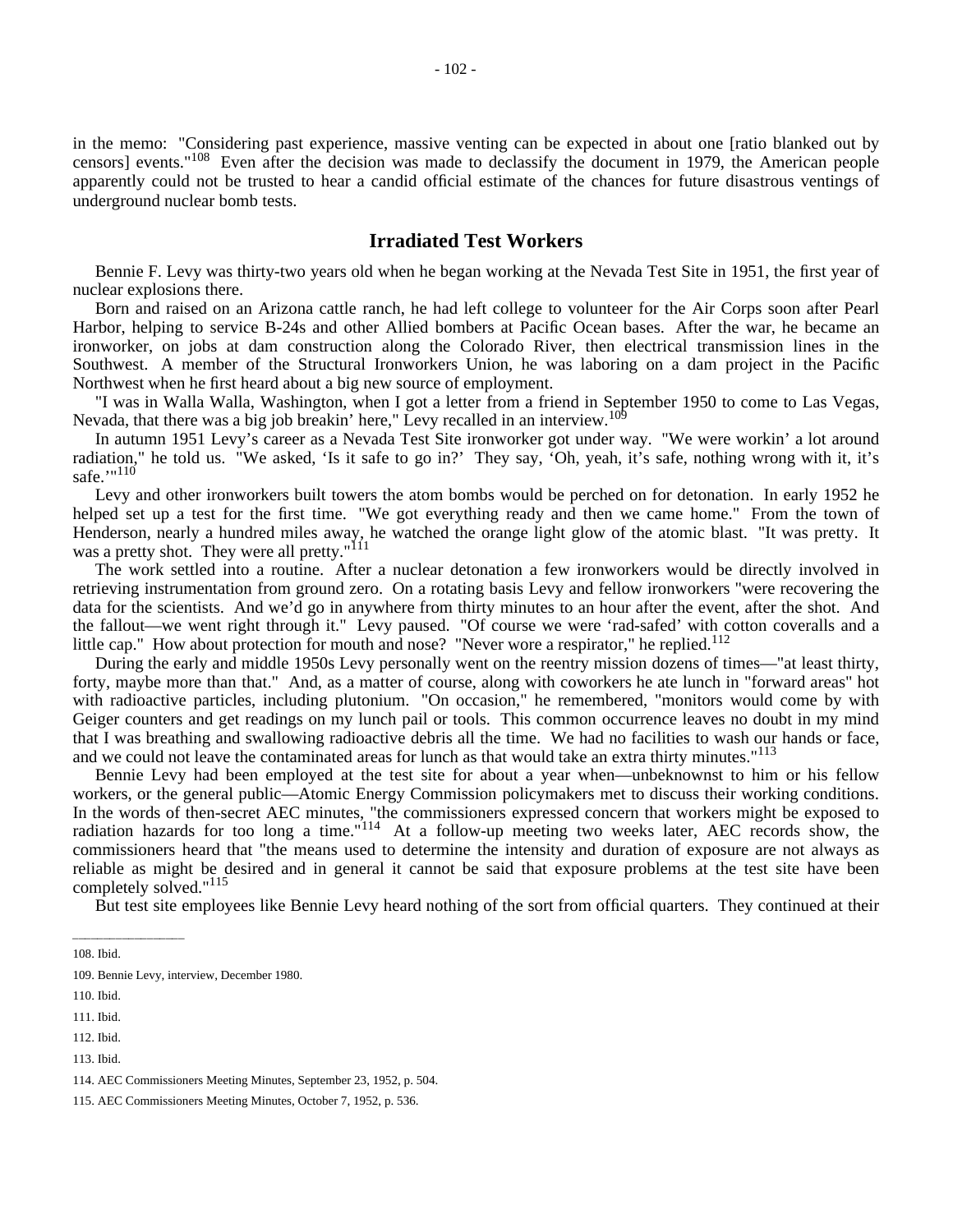in the memo: "Considering past experience, massive venting can be expected in about one [ratio blanked out by censors] events."[108] Even after the decision was made to declassify the document in 1979, the American people apparently could not be trusted to hear a candid official estimate of the chances for future disastrous ventings of underground nuclear bomb tests.

## Irradiated Test Workers

Bennie F. Levy was thirty-two years old when he began working at the Nevada Test Site in 1951, the first year of nuclear explosions there.

Born and raised on an Arizona cattle ranch, he had left college to volunteer for the Air Corps soon after Pearl Harbor, helping to service B-24s and other Allied bombers at Pacific Ocean bases. After the war, he became an ironworker, on jobs at dam construction along the Colorado River, then electrical transmission lines in the Southwest. A member of the Structural Ironworkers Union, he was laboring on a dam project in the Pacific Northwest when he first heard about a big new source of employment.

"I was in Walla Walla, Washington, when I got a letter from a friend in September 1950 to come to Las Vegas, Nevada, that there was a big job breakin' here," Levy recalled in an interview.[109]

In autumn 1951 Levy's career as a Nevada Test Site ironworker got under way. "We were workin' a lot around radiation," he told us. "We asked, 'Is it safe to go in?' They say, 'Oh, yeah, it's safe, nothing wrong with it, it's safe.'"[110]

Levy and other ironworkers built towers the atom bombs would be perched on for detonation. In early 1952 he helped set up a test for the first time. "We got everything ready and then we came home." From the town of Henderson, nearly a hundred miles away, he watched the orange light glow of the atomic blast. "It was pretty. It was a pretty shot. They were all pretty."[111]

The work settled into a routine. After a nuclear detonation a few ironworkers would be directly involved in retrieving instrumentation from ground zero. On a rotating basis Levy and fellow ironworkers "were recovering the data for the scientists. And we'd go in anywhere from thirty minutes to an hour after the event, after the shot. And the fallout—we went right through it." Levy paused. "Of course we were 'rad-safed' with cotton coveralls and a little cap." How about protection for mouth and nose? "Never wore a respirator," he replied.[112]

During the early and middle 1950s Levy personally went on the reentry mission dozens of times—"at least thirty, forty, maybe more than that." And, as a matter of course, along with coworkers he ate lunch in "forward areas" hot with radioactive particles, including plutonium. "On occasion," he remembered, "monitors would come by with Geiger counters and get readings on my lunch pail or tools. This common occurrence leaves no doubt in my mind that I was breathing and swallowing radioactive debris all the time. We had no facilities to wash our hands or face, and we could not leave the contaminated areas for lunch as that would take an extra thirty minutes."[113]

Bennie Levy had been employed at the test site for about a year when—unbeknownst to him or his fellow workers, or the general public—Atomic Energy Commission policymakers met to discuss their working conditions. In the words of then-secret AEC minutes, "the commissioners expressed concern that workers might be exposed to radiation hazards for too long a time."[114] At a follow-up meeting two weeks later, AEC records show, the commissioners heard that "the means used to determine the intensity and duration of exposure are not always as reliable as might be desired and in general it cannot be said that exposure problems at the test site have been completely solved."[115]

But test site employees like Bennie Levy heard nothing of the sort from official quarters. They continued at their

---

108. Ibid.

109. Bennie Levy, interview, December 1980.

110. Ibid.

111. Ibid.

112. Ibid.

113. Ibid.

114. AEC Commissioners Meeting Minutes, September 23, 1952, p. 504.

115. AEC Commissioners Meeting Minutes, October 7, 1952, p. 536.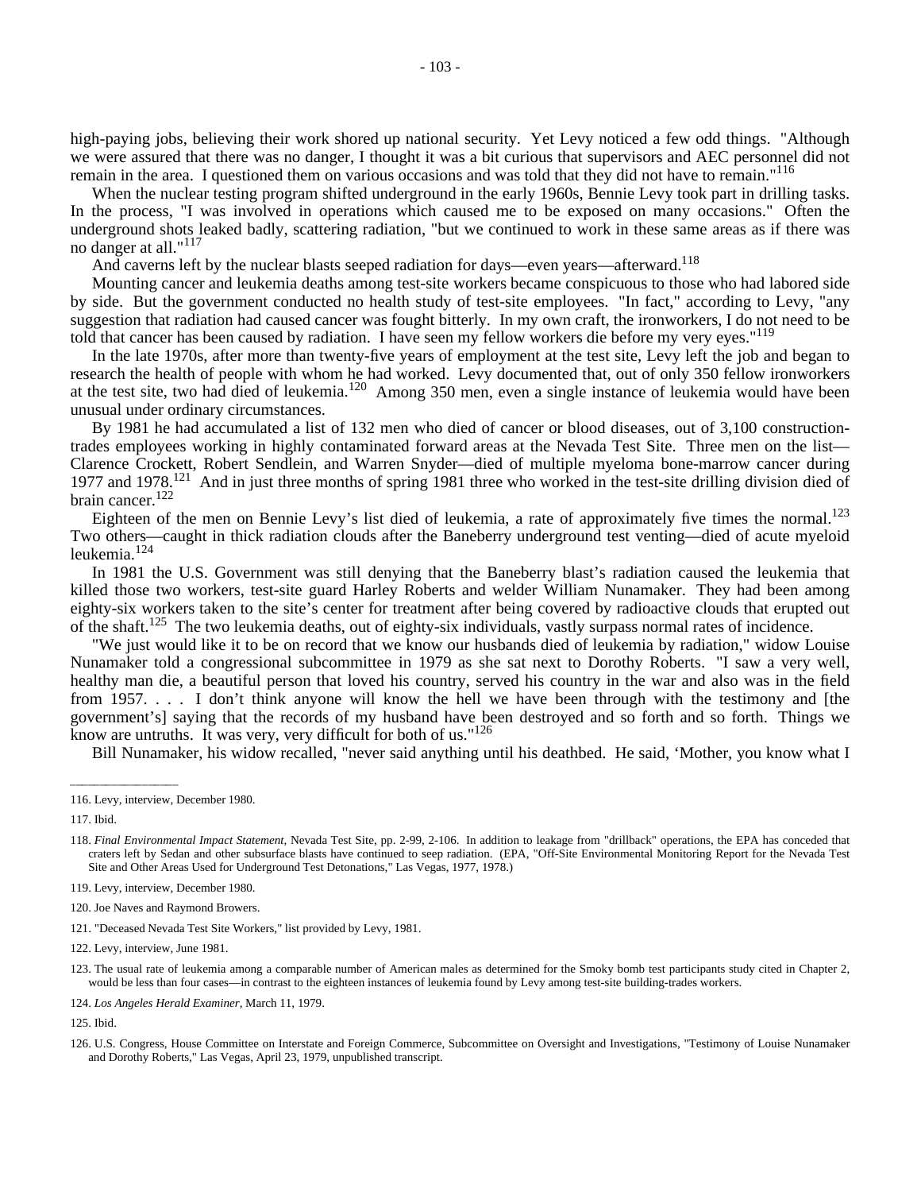high-paying jobs, believing their work shored up national security. Yet Levy noticed a few odd things. "Although we were assured that there was no danger, I thought it was a bit curious that supervisors and AEC personnel did not remain in the area. I questioned them on various occasions and was told that they did not have to remain."[116]

When the nuclear testing program shifted underground in the early 1960s, Bennie Levy took part in drilling tasks. In the process, "I was involved in operations which caused me to be exposed on many occasions." Often the underground shots leaked badly, scattering radiation, "but we continued to work in these same areas as if there was no danger at all."[117]

And caverns left by the nuclear blasts seeped radiation for days—even years—afterward.[118]

Mounting cancer and leukemia deaths among test-site workers became conspicuous to those who had labored side by side. But the government conducted no health study of test-site employees. "In fact," according to Levy, "any suggestion that radiation had caused cancer was fought bitterly. In my own craft, the ironworkers, I do not need to be told that cancer has been caused by radiation. I have seen my fellow workers die before my very eyes."[119]

In the late 1970s, after more than twenty-five years of employment at the test site, Levy left the job and began to research the health of people with whom he had worked. Levy documented that, out of only 350 fellow ironworkers at the test site, two had died of leukemia.[120] Among 350 men, even a single instance of leukemia would have been unusual under ordinary circumstances.

By 1981 he had accumulated a list of 132 men who died of cancer or blood diseases, out of 3,100 construction-trades employees working in highly contaminated forward areas at the Nevada Test Site. Three men on the list—Clarence Crockett, Robert Sendlein, and Warren Snyder—died of multiple myeloma bone-marrow cancer during 1977 and 1978.[121] And in just three months of spring 1981 three who worked in the test-site drilling division died of brain cancer.[122]

Eighteen of the men on Bennie Levy's list died of leukemia, a rate of approximately five times the normal.[123] Two others—caught in thick radiation clouds after the Baneberry underground test venting—died of acute myeloid leukemia.[124]

In 1981 the U.S. Government was still denying that the Baneberry blast's radiation caused the leukemia that killed those two workers, test-site guard Harley Roberts and welder William Nunamaker. They had been among eighty-six workers taken to the site's center for treatment after being covered by radioactive clouds that erupted out of the shaft.[125] The two leukemia deaths, out of eighty-six individuals, vastly surpass normal rates of incidence.

"We just would like it to be on record that we know our husbands died of leukemia by radiation," widow Louise Nunamaker told a congressional subcommittee in 1979 as she sat next to Dorothy Roberts. "I saw a very well, healthy man die, a beautiful person that loved his country, served his country in the war and also was in the field from 1957. . . . I don't think anyone will know the hell we have been through with the testimony and [the government's] saying that the records of my husband have been destroyed and so forth and so forth. Things we know are untruths. It was very, very difficult for both of us."[126]

Bill Nunamaker, his widow recalled, "never said anything until his deathbed. He said, 'Mother, you know what I

---

116. Levy, interview, December 1980.

117. Ibid.

118. *Final Environmental Impact Statement,* Nevada Test Site, pp. 2-99, 2-106. In addition to leakage from "drillback" operations, the EPA has conceded that craters left by Sedan and other subsurface blasts have continued to seep radiation. (EPA, "Off-Site Environmental Monitoring Report for the Nevada Test Site and Other Areas Used for Underground Test Detonations," Las Vegas, 1977, 1978.)

119. Levy, interview, December 1980.

120. Joe Naves and Raymond Browers.

121. "Deceased Nevada Test Site Workers," list provided by Levy, 1981.

122. Levy, interview, June 1981.

123. The usual rate of leukemia among a comparable number of American males as determined for the Smoky bomb test participants study cited in Chapter 2, would be less than four cases—in contrast to the eighteen instances of leukemia found by Levy among test-site building-trades workers.

124. *Los Angeles Herald Examiner,* March 11, 1979.

125. Ibid.

126. U.S. Congress, House Committee on Interstate and Foreign Commerce, Subcommittee on Oversight and Investigations, "Testimony of Louise Nunamaker and Dorothy Roberts," Las Vegas, April 23, 1979, unpublished transcript.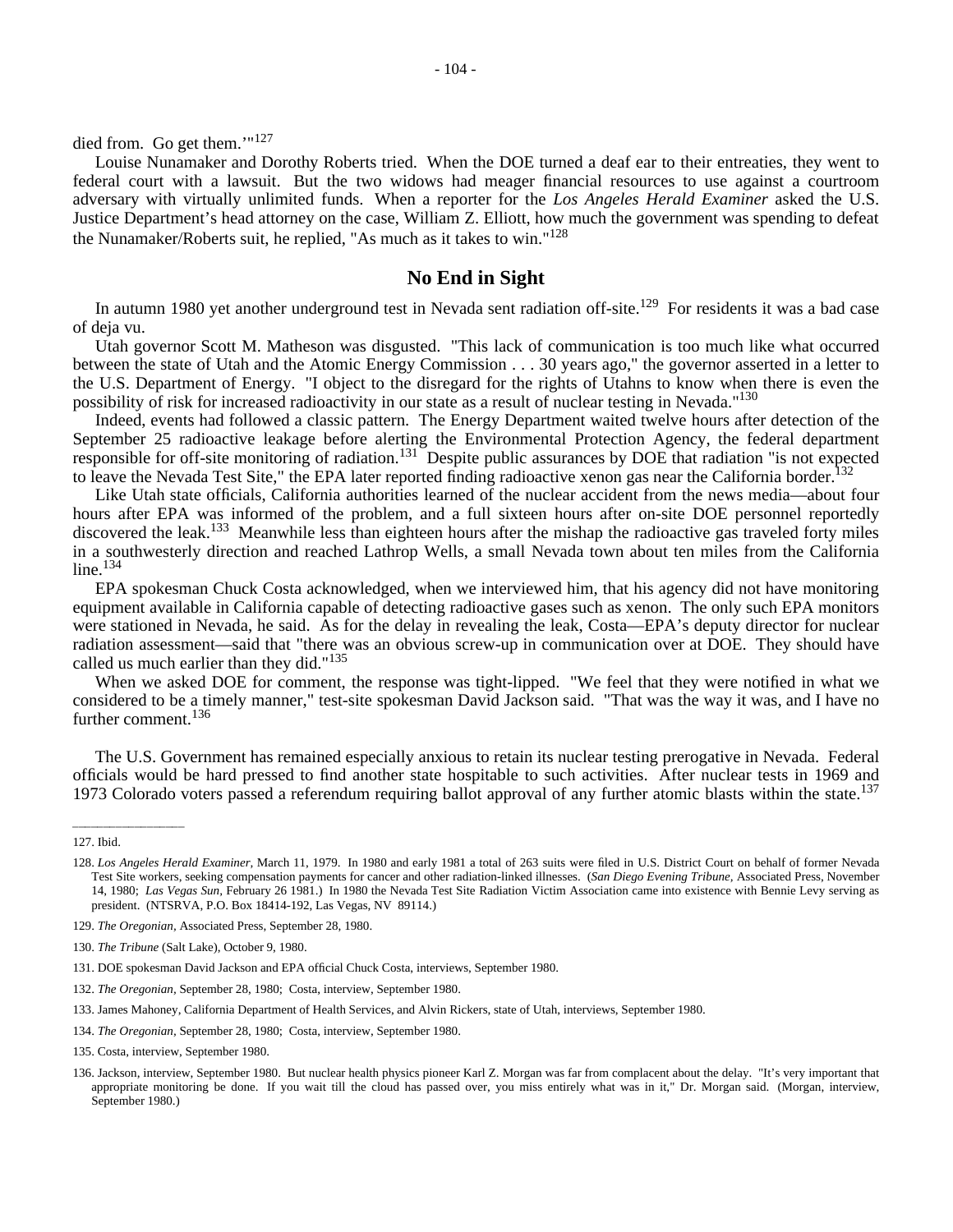died from. Go get them.'"[127]

Louise Nunamaker and Dorothy Roberts tried. When the DOE turned a deaf ear to their entreaties, they went to federal court with a lawsuit. But the two widows had meager financial resources to use against a courtroom adversary with virtually unlimited funds. When a reporter for the *Los Angeles Herald Examiner* asked the U.S. Justice Department's head attorney on the case, William Z. Elliott, how much the government was spending to defeat the Nunamaker/Roberts suit, he replied, "As much as it takes to win."[128]

## No End in Sight

In autumn 1980 yet another underground test in Nevada sent radiation off-site.[129] For residents it was a bad case of deja vu.

Utah governor Scott M. Matheson was disgusted. "This lack of communication is too much like what occurred between the state of Utah and the Atomic Energy Commission . . . 30 years ago," the governor asserted in a letter to the U.S. Department of Energy. "I object to the disregard for the rights of Utahns to know when there is even the possibility of risk for increased radioactivity in our state as a result of nuclear testing in Nevada."[130]

Indeed, events had followed a classic pattern. The Energy Department waited twelve hours after detection of the September 25 radioactive leakage before alerting the Environmental Protection Agency, the federal department responsible for off-site monitoring of radiation.[131] Despite public assurances by DOE that radiation "is not expected to leave the Nevada Test Site," the EPA later reported finding radioactive xenon gas near the California border.[132]

Like Utah state officials, California authorities learned of the nuclear accident from the news media—about four hours after EPA was informed of the problem, and a full sixteen hours after on-site DOE personnel reportedly discovered the leak.[133] Meanwhile less than eighteen hours after the mishap the radioactive gas traveled forty miles in a southwesterly direction and reached Lathrop Wells, a small Nevada town about ten miles from the California line.[134]

EPA spokesman Chuck Costa acknowledged, when we interviewed him, that his agency did not have monitoring equipment available in California capable of detecting radioactive gases such as xenon. The only such EPA monitors were stationed in Nevada, he said. As for the delay in revealing the leak, Costa—EPA's deputy director for nuclear radiation assessment—said that "there was an obvious screw-up in communication over at DOE. They should have called us much earlier than they did."[135]

When we asked DOE for comment, the response was tight-lipped. "We feel that they were notified in what we considered to be a timely manner," test-site spokesman David Jackson said. "That was the way it was, and I have no further comment.[136]

The U.S. Government has remained especially anxious to retain its nuclear testing prerogative in Nevada. Federal officials would be hard pressed to find another state hospitable to such activities. After nuclear tests in 1969 and 1973 Colorado voters passed a referendum requiring ballot approval of any further atomic blasts within the state.[137]

---

127. Ibid.

128. *Los Angeles Herald Examiner*, March 11, 1979. In 1980 and early 1981 a total of 263 suits were filed in U.S. District Court on behalf of former Nevada Test Site workers, seeking compensation payments for cancer and other radiation-linked illnesses. (*San Diego Evening Tribune*, Associated Press, November 14, 1980; *Las Vegas Sun*, February 26 1981.) In 1980 the Nevada Test Site Radiation Victim Association came into existence with Bennie Levy serving as president. (NTSRVA, P.O. Box 18414-192, Las Vegas, NV 89114.)

129. *The Oregonian*, Associated Press, September 28, 1980.

130. *The Tribune* (Salt Lake), October 9, 1980.

131. DOE spokesman David Jackson and EPA official Chuck Costa, interviews, September 1980.

132. *The Oregonian*, September 28, 1980; Costa, interview, September 1980.

133. James Mahoney, California Department of Health Services, and Alvin Rickers, state of Utah, interviews, September 1980.

134. *The Oregonian*, September 28, 1980; Costa, interview, September 1980.

135. Costa, interview, September 1980.

136. Jackson, interview, September 1980. But nuclear health physics pioneer Karl Z. Morgan was far from complacent about the delay. "It's very important that appropriate monitoring be done. If you wait till the cloud has passed over, you miss entirely what was in it," Dr. Morgan said. (Morgan, interview, September 1980.)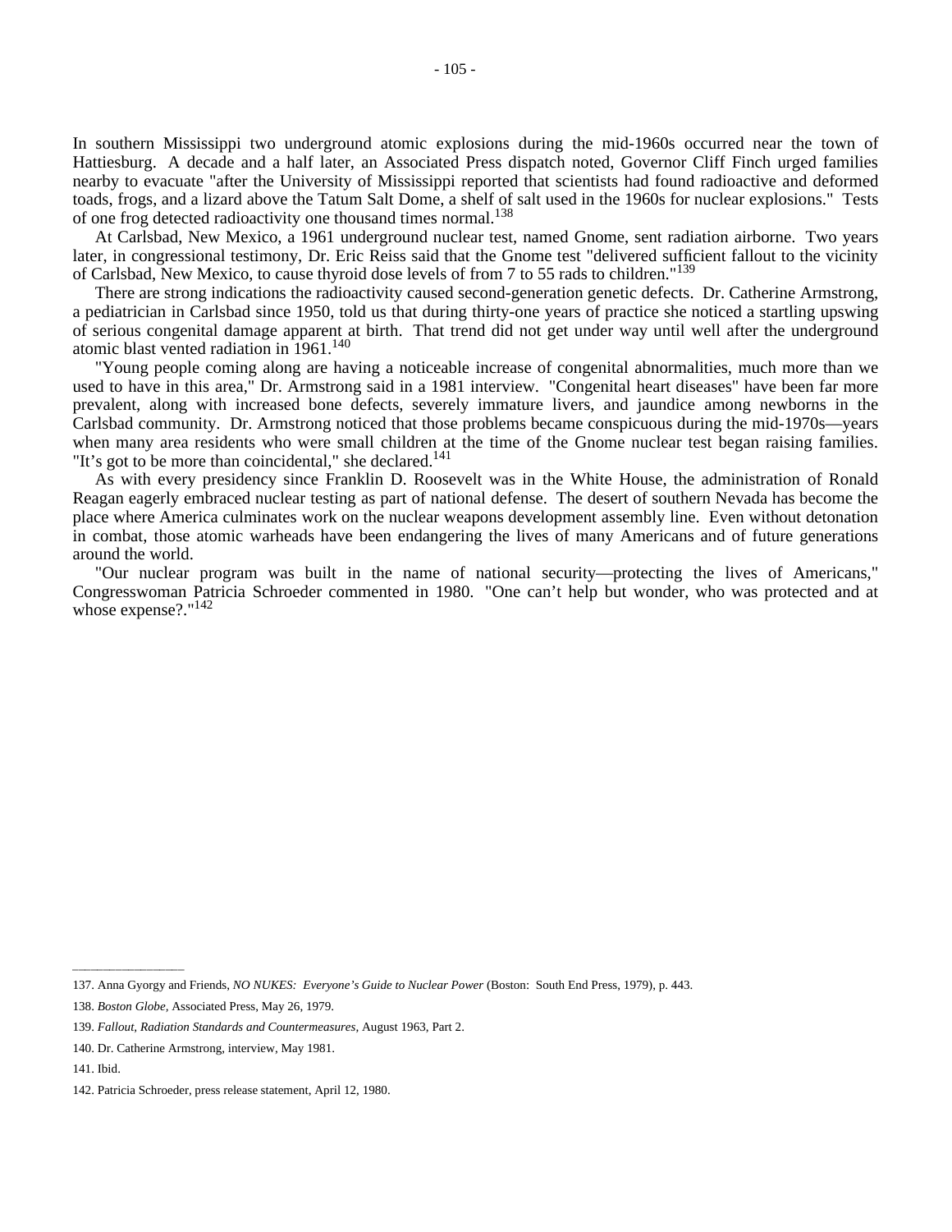In southern Mississippi two underground atomic explosions during the mid-1960s occurred near the town of Hattiesburg. A decade and a half later, an Associated Press dispatch noted, Governor Cliff Finch urged families nearby to evacuate "after the University of Mississippi reported that scientists had found radioactive and deformed toads, frogs, and a lizard above the Tatum Salt Dome, a shelf of salt used in the 1960s for nuclear explosions." Tests of one frog detected radioactivity one thousand times normal.[138]

At Carlsbad, New Mexico, a 1961 underground nuclear test, named Gnome, sent radiation airborne. Two years later, in congressional testimony, Dr. Eric Reiss said that the Gnome test "delivered sufficient fallout to the vicinity of Carlsbad, New Mexico, to cause thyroid dose levels of from 7 to 55 rads to children."[139]

There are strong indications the radioactivity caused second-generation genetic defects. Dr. Catherine Armstrong, a pediatrician in Carlsbad since 1950, told us that during thirty-one years of practice she noticed a startling upswing of serious congenital damage apparent at birth. That trend did not get under way until well after the underground atomic blast vented radiation in 1961.[140]

"Young people coming along are having a noticeable increase of congenital abnormalities, much more than we used to have in this area," Dr. Armstrong said in a 1981 interview. "Congenital heart diseases" have been far more prevalent, along with increased bone defects, severely immature livers, and jaundice among newborns in the Carlsbad community. Dr. Armstrong noticed that those problems became conspicuous during the mid-1970s—years when many area residents who were small children at the time of the Gnome nuclear test began raising families. "It's got to be more than coincidental," she declared.[141]

As with every presidency since Franklin D. Roosevelt was in the White House, the administration of Ronald Reagan eagerly embraced nuclear testing as part of national defense. The desert of southern Nevada has become the place where America culminates work on the nuclear weapons development assembly line. Even without detonation in combat, those atomic warheads have been endangering the lives of many Americans and of future generations around the world.

"Our nuclear program was built in the name of national security—protecting the lives of Americans," Congresswoman Patricia Schroeder commented in 1980. "One can't help but wonder, who was protected and at whose expense?."[142]

---

137. Anna Gyorgy and Friends, *NO NUKES: Everyone's Guide to Nuclear Power* (Boston: South End Press, 1979), p. 443.

138. *Boston Globe*, Associated Press, May 26, 1979.

139. *Fallout, Radiation Standards and Countermeasures*, August 1963, Part 2.

140. Dr. Catherine Armstrong, interview, May 1981.

141. Ibid.

142. Patricia Schroeder, press release statement, April 12, 1980.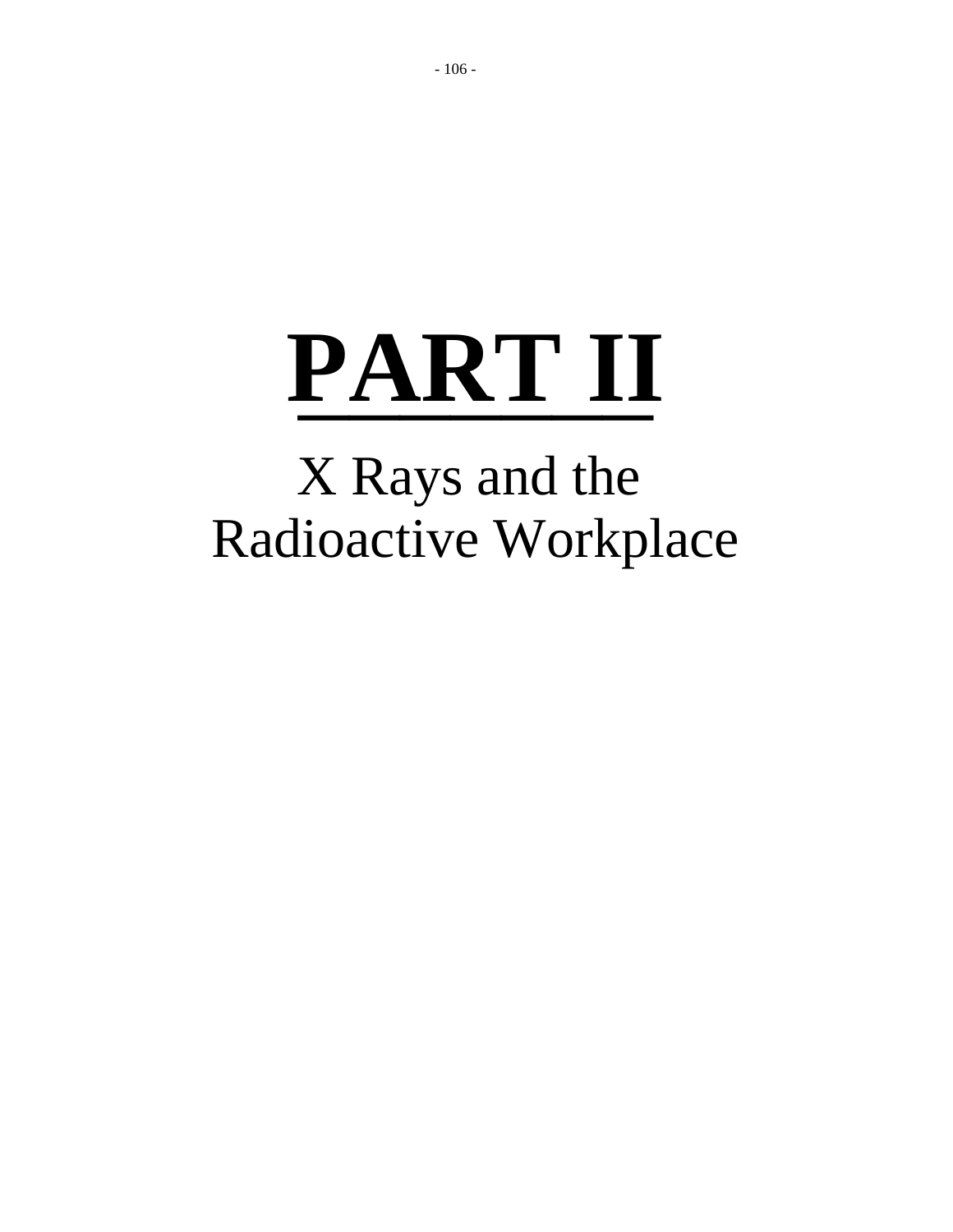# PART II

## X Rays and the Radioactive Workplace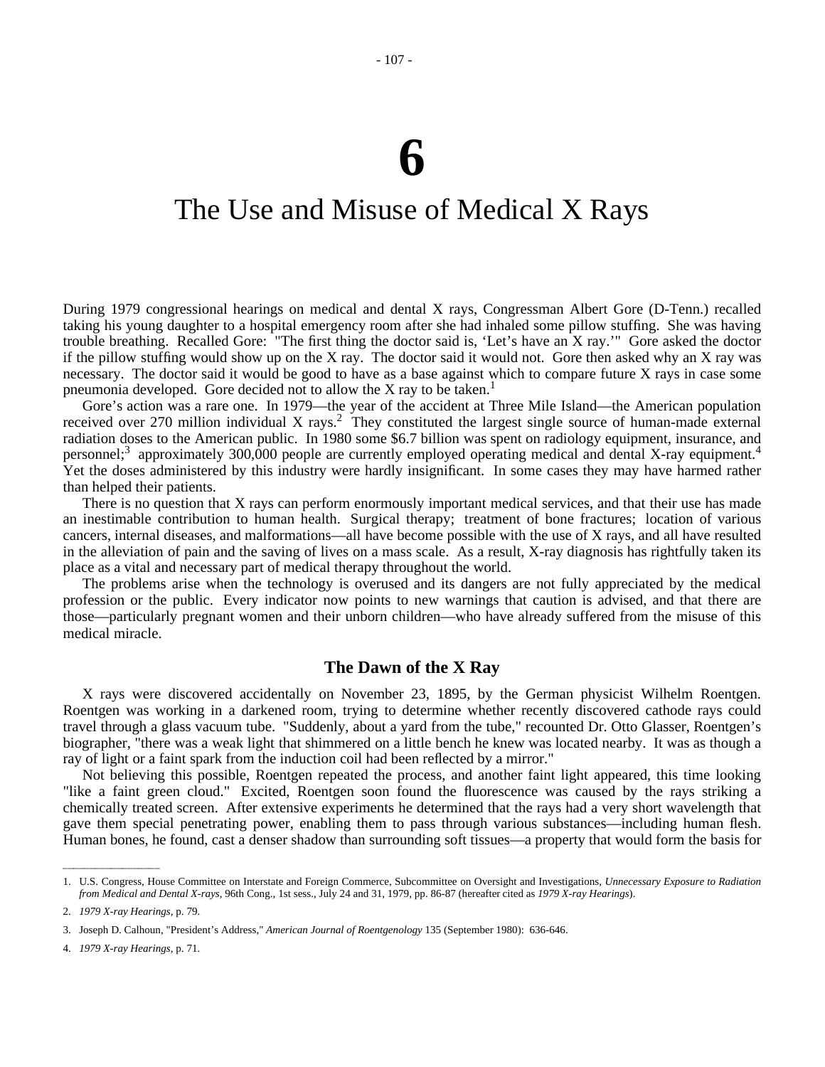# 6

# The Use and Misuse of Medical X Rays

During 1979 congressional hearings on medical and dental X rays, Congressman Albert Gore (D-Tenn.) recalled taking his young daughter to a hospital emergency room after she had inhaled some pillow stuffing. She was having trouble breathing. Recalled Gore: "The first thing the doctor said is, 'Let's have an X ray.'" Gore asked the doctor if the pillow stuffing would show up on the X ray. The doctor said it would not. Gore then asked why an X ray was necessary. The doctor said it would be good to have as a base against which to compare future X rays in case some pneumonia developed. Gore decided not to allow the X ray to be taken.[1]

Gore's action was a rare one. In 1979—the year of the accident at Three Mile Island—the American population received over 270 million individual X rays.[2] They constituted the largest single source of human-made external radiation doses to the American public. In 1980 some $6.7 billion was spent on radiology equipment, insurance, and personnel;[3] approximately 300,000 people are currently employed operating medical and dental X-ray equipment.[4] Yet the doses administered by this industry were hardly insignificant. In some cases they may have harmed rather than helped their patients.

There is no question that X rays can perform enormously important medical services, and that their use has made an inestimable contribution to human health. Surgical therapy; treatment of bone fractures; location of various cancers, internal diseases, and malformations—all have become possible with the use of X rays, and all have resulted in the alleviation of pain and the saving of lives on a mass scale. As a result, X-ray diagnosis has rightfully taken its place as a vital and necessary part of medical therapy throughout the world.

The problems arise when the technology is overused and its dangers are not fully appreciated by the medical profession or the public. Every indicator now points to new warnings that caution is advised, and that there are those—particularly pregnant women and their unborn children—who have already suffered from the misuse of this medical miracle.

## The Dawn of the X Ray

X rays were discovered accidentally on November 23, 1895, by the German physicist Wilhelm Roentgen. Roentgen was working in a darkened room, trying to determine whether recently discovered cathode rays could travel through a glass vacuum tube. "Suddenly, about a yard from the tube," recounted Dr. Otto Glasser, Roentgen's biographer, "there was a weak light that shimmered on a little bench he knew was located nearby. It was as though a ray of light or a faint spark from the induction coil had been reflected by a mirror."

Not believing this possible, Roentgen repeated the process, and another faint light appeared, this time looking "like a faint green cloud." Excited, Roentgen soon found the fluorescence was caused by the rays striking a chemically treated screen. After extensive experiments he determined that the rays had a very short wavelength that gave them special penetrating power, enabling them to pass through various substances—including human flesh. Human bones, he found, cast a denser shadow than surrounding soft tissues—a property that would form the basis for

---

1. U.S. Congress, House Committee on Interstate and Foreign Commerce, Subcommittee on Oversight and Investigations, *Unnecessary Exposure to Radiation from Medical and Dental X-rays*, 96th Cong., 1st sess., July 24 and 31, 1979, pp. 86-87 (hereafter cited as *1979 X-ray Hearings*).

2. *1979 X-ray Hearings*, p. 79.

3. Joseph D. Calhoun, "President's Address," *American Journal of Roentgenology* 135 (September 1980): 636-646.

4. *1979 X-ray Hearings*, p. 71.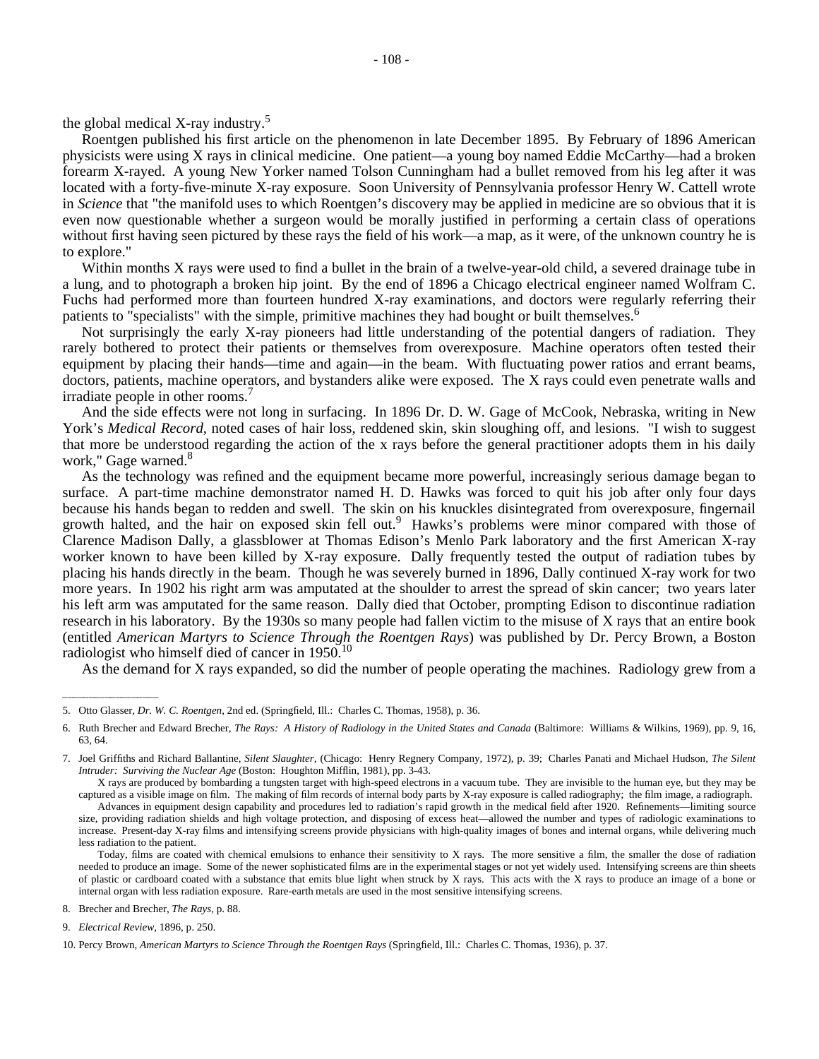the global medical X-ray industry.[5]

Roentgen published his first article on the phenomenon in late December 1895. By February of 1896 American physicists were using X rays in clinical medicine. One patient—a young boy named Eddie McCarthy—had a broken forearm X-rayed. A young New Yorker named Tolson Cunningham had a bullet removed from his leg after it was located with a forty-five-minute X-ray exposure. Soon University of Pennsylvania professor Henry W. Cattell wrote in *Science* that "the manifold uses to which Roentgen's discovery may be applied in medicine are so obvious that it is even now questionable whether a surgeon would be morally justified in performing a certain class of operations without first having seen pictured by these rays the field of his work—a map, as it were, of the unknown country he is to explore."

Within months X rays were used to find a bullet in the brain of a twelve-year-old child, a severed drainage tube in a lung, and to photograph a broken hip joint. By the end of 1896 a Chicago electrical engineer named Wolfram C. Fuchs had performed more than fourteen hundred X-ray examinations, and doctors were regularly referring their patients to "specialists" with the simple, primitive machines they had bought or built themselves.[6]

Not surprisingly the early X-ray pioneers had little understanding of the potential dangers of radiation. They rarely bothered to protect their patients or themselves from overexposure. Machine operators often tested their equipment by placing their hands—time and again—in the beam. With fluctuating power ratios and errant beams, doctors, patients, machine operators, and bystanders alike were exposed. The X rays could even penetrate walls and irradiate people in other rooms.[7]

And the side effects were not long in surfacing. In 1896 Dr. D. W. Gage of McCook, Nebraska, writing in New York's *Medical Record*, noted cases of hair loss, reddened skin, skin sloughing off, and lesions. "I wish to suggest that more be understood regarding the action of the x rays before the general practitioner adopts them in his daily work," Gage warned.[8]

As the technology was refined and the equipment became more powerful, increasingly serious damage began to surface. A part-time machine demonstrator named H. D. Hawks was forced to quit his job after only four days because his hands began to redden and swell. The skin on his knuckles disintegrated from overexposure, fingernail growth halted, and the hair on exposed skin fell out.[9] Hawks's problems were minor compared with those of Clarence Madison Dally, a glassblower at Thomas Edison's Menlo Park laboratory and the first American X-ray worker known to have been killed by X-ray exposure. Dally frequently tested the output of radiation tubes by placing his hands directly in the beam. Though he was severely burned in 1896, Dally continued X-ray work for two more years. In 1902 his right arm was amputated at the shoulder to arrest the spread of skin cancer; two years later his left arm was amputated for the same reason. Dally died that October, prompting Edison to discontinue radiation research in his laboratory. By the 1930s so many people had fallen victim to the misuse of X rays that an entire book (entitled *American Martyrs to Science Through the Roentgen Rays*) was published by Dr. Percy Brown, a Boston radiologist who himself died of cancer in 1950.[10]

As the demand for X rays expanded, so did the number of people operating the machines. Radiology grew from a

---

5. Otto Glasser, *Dr. W. C. Roentgen*, 2nd ed. (Springfield, Ill.: Charles C. Thomas, 1958), p. 36.

6. Ruth Brecher and Edward Brecher, *The Rays: A History of Radiology in the United States and Canada* (Baltimore: Williams & Wilkins, 1969), pp. 9, 16, 63, 64.

7. Joel Griffiths and Richard Ballantine, *Silent Slaughter*, (Chicago: Henry Regnery Company, 1972), p. 39; Charles Panati and Michael Hudson, *The Silent Intruder: Surviving the Nuclear Age* (Boston: Houghton Mifflin, 1981), pp. 3-43.

X rays are produced by bombarding a tungsten target with high-speed electrons in a vacuum tube. They are invisible to the human eye, but they may be captured as a visible image on film. The making of film records of internal body parts by X-ray exposure is called radiography; the film image, a radiograph.

Advances in equipment design capability and procedures led to radiation's rapid growth in the medical field after 1920. Refinements—limiting source size, providing radiation shields and high voltage protection, and disposing of excess heat—allowed the number and types of radiologic examinations to increase. Present-day X-ray films and intensifying screens provide physicians with high-quality images of bones and internal organs, while delivering much less radiation to the patient.

Today, films are coated with chemical emulsions to enhance their sensitivity to X rays. The more sensitive a film, the smaller the dose of radiation needed to produce an image. Some of the newer sophisticated films are in the experimental stages or not yet widely used. Intensifying screens are thin sheets of plastic or cardboard coated with a substance that emits blue light when struck by X rays. This acts with the X rays to produce an image of a bone or internal organ with less radiation exposure. Rare-earth metals are used in the most sensitive intensifying screens.

8. Brecher and Brecher, *The Rays*, p. 88.

9. *Electrical Review*, 1896, p. 250.

10. Percy Brown, *American Martyrs to Science Through the Roentgen Rays* (Springfield, Ill.: Charles C. Thomas, 1936), p. 37.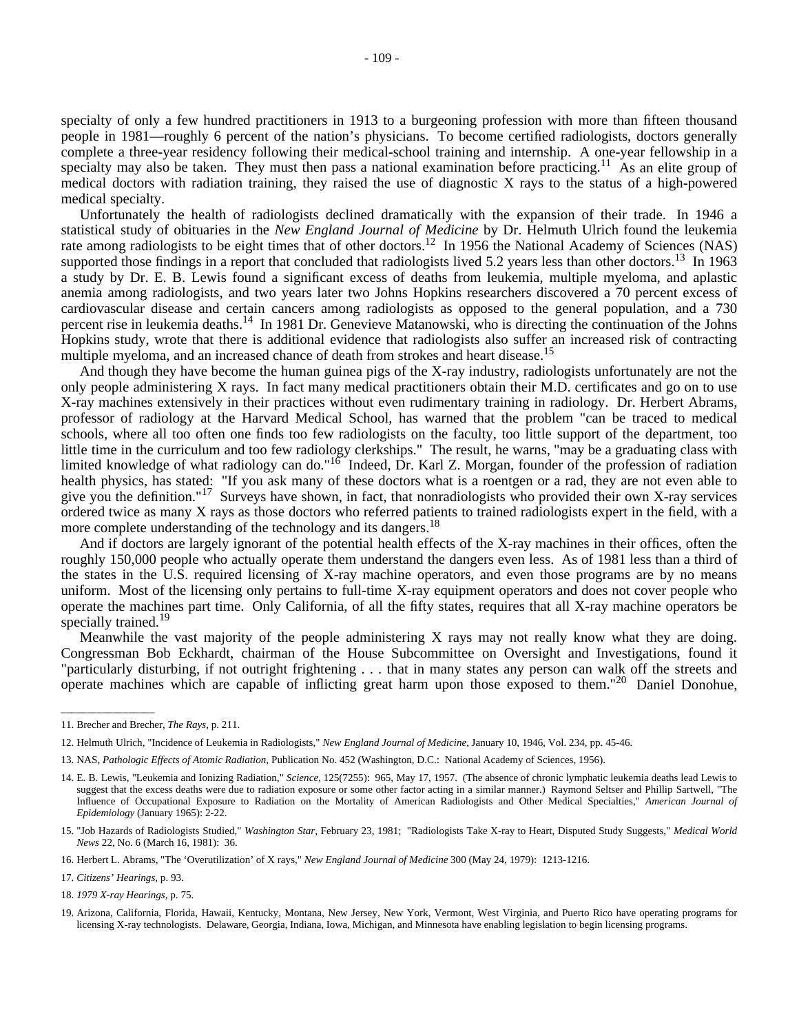specialty of only a few hundred practitioners in 1913 to a burgeoning profession with more than fifteen thousand people in 1981—roughly 6 percent of the nation's physicians. To become certified radiologists, doctors generally complete a three-year residency following their medical-school training and internship. A one-year fellowship in a specialty may also be taken. They must then pass a national examination before practicing.[11] As an elite group of medical doctors with radiation training, they raised the use of diagnostic X rays to the status of a high-powered medical specialty.

Unfortunately the health of radiologists declined dramatically with the expansion of their trade. In 1946 a statistical study of obituaries in the *New England Journal of Medicine* by Dr. Helmuth Ulrich found the leukemia rate among radiologists to be eight times that of other doctors.[12] In 1956 the National Academy of Sciences (NAS) supported those findings in a report that concluded that radiologists lived 5.2 years less than other doctors.[13] In 1963 a study by Dr. E. B. Lewis found a significant excess of deaths from leukemia, multiple myeloma, and aplastic anemia among radiologists, and two years later two Johns Hopkins researchers discovered a 70 percent excess of cardiovascular disease and certain cancers among radiologists as opposed to the general population, and a 730 percent rise in leukemia deaths.[14] In 1981 Dr. Genevieve Matanowski, who is directing the continuation of the Johns Hopkins study, wrote that there is additional evidence that radiologists also suffer an increased risk of contracting multiple myeloma, and an increased chance of death from strokes and heart disease.[15]

And though they have become the human guinea pigs of the X-ray industry, radiologists unfortunately are not the only people administering X rays. In fact many medical practitioners obtain their M.D. certificates and go on to use X-ray machines extensively in their practices without even rudimentary training in radiology. Dr. Herbert Abrams, professor of radiology at the Harvard Medical School, has warned that the problem "can be traced to medical schools, where all too often one finds too few radiologists on the faculty, too little support of the department, too little time in the curriculum and too few radiology clerkships." The result, he warns, "may be a graduating class with limited knowledge of what radiology can do."[16] Indeed, Dr. Karl Z. Morgan, founder of the profession of radiation health physics, has stated: "If you ask many of these doctors what is a roentgen or a rad, they are not even able to give you the definition."[17] Surveys have shown, in fact, that nonradiologists who provided their own X-ray services ordered twice as many X rays as those doctors who referred patients to trained radiologists expert in the field, with a more complete understanding of the technology and its dangers.[18]

And if doctors are largely ignorant of the potential health effects of the X-ray machines in their offices, often the roughly 150,000 people who actually operate them understand the dangers even less. As of 1981 less than a third of the states in the U.S. required licensing of X-ray machine operators, and even those programs are by no means uniform. Most of the licensing only pertains to full-time X-ray equipment operators and does not cover people who operate the machines part time. Only California, of all the fifty states, requires that all X-ray machine operators be specially trained.[19]

Meanwhile the vast majority of the people administering X rays may not really know what they are doing. Congressman Bob Eckhardt, chairman of the House Subcommittee on Oversight and Investigations, found it "particularly disturbing, if not outright frightening . . . that in many states any person can walk off the streets and operate machines which are capable of inflicting great harm upon those exposed to them."[20] Daniel Donohue,

---

11. Brecher and Brecher, *The Rays*, p. 211.

12. Helmuth Ulrich, "Incidence of Leukemia in Radiologists," *New England Journal of Medicine*, January 10, 1946, Vol. 234, pp. 45-46.

13. NAS, *Pathologic Effects of Atomic Radiation*, Publication No. 452 (Washington, D.C.: National Academy of Sciences, 1956).

14. E. B. Lewis, "Leukemia and Ionizing Radiation," *Science*, 125(7255): 965, May 17, 1957. (The absence of chronic lymphatic leukemia deaths lead Lewis to suggest that the excess deaths were due to radiation exposure or some other factor acting in a similar manner.) Raymond Seltser and Phillip Sartwell, "The Influence of Occupational Exposure to Radiation on the Mortality of American Radiologists and Other Medical Specialties," *American Journal of Epidemiology* (January 1965): 2-22.

15. "Job Hazards of Radiologists Studied," *Washington Star*, February 23, 1981; "Radiologists Take X-ray to Heart, Disputed Study Suggests," *Medical World News* 22, No. 6 (March 16, 1981): 36.

16. Herbert L. Abrams, "The 'Overutilization' of X rays," *New England Journal of Medicine* 300 (May 24, 1979): 1213-1216.

17. *Citizens' Hearings*, p. 93.

18. *1979 X-ray Hearings*, p. 75.

19. Arizona, California, Florida, Hawaii, Kentucky, Montana, New Jersey, New York, Vermont, West Virginia, and Puerto Rico have operating programs for licensing X-ray technologists. Delaware, Georgia, Indiana, Iowa, Michigan, and Minnesota have enabling legislation to begin licensing programs.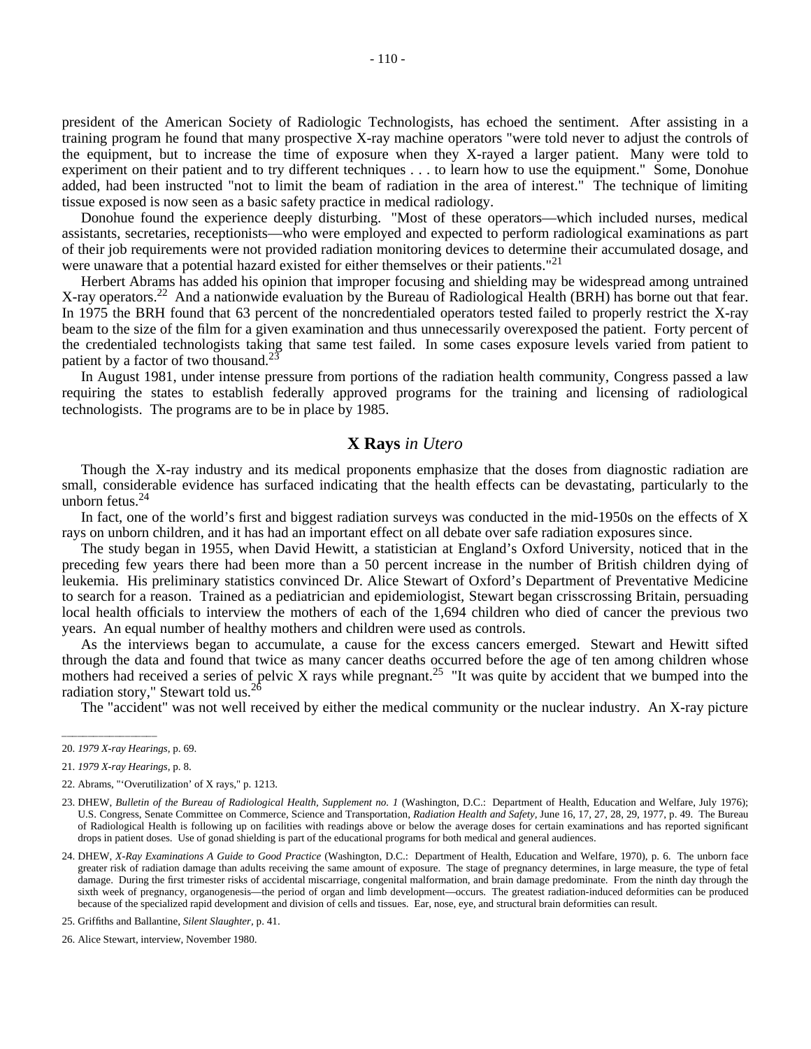president of the American Society of Radiologic Technologists, has echoed the sentiment. After assisting in a training program he found that many prospective X-ray machine operators "were told never to adjust the controls of the equipment, but to increase the time of exposure when they X-rayed a larger patient. Many were told to experiment on their patient and to try different techniques . . . to learn how to use the equipment." Some, Donohue added, had been instructed "not to limit the beam of radiation in the area of interest." The technique of limiting tissue exposed is now seen as a basic safety practice in medical radiology.

Donohue found the experience deeply disturbing. "Most of these operators—which included nurses, medical assistants, secretaries, receptionists—who were employed and expected to perform radiological examinations as part of their job requirements were not provided radiation monitoring devices to determine their accumulated dosage, and were unaware that a potential hazard existed for either themselves or their patients."[21]

Herbert Abrams has added his opinion that improper focusing and shielding may be widespread among untrained X-ray operators.[22] And a nationwide evaluation by the Bureau of Radiological Health (BRH) has borne out that fear. In 1975 the BRH found that 63 percent of the noncredentialed operators tested failed to properly restrict the X-ray beam to the size of the film for a given examination and thus unnecessarily overexposed the patient. Forty percent of the credentialed technologists taking that same test failed. In some cases exposure levels varied from patient to patient by a factor of two thousand.[23]

In August 1981, under intense pressure from portions of the radiation health community, Congress passed a law requiring the states to establish federally approved programs for the training and licensing of radiological technologists. The programs are to be in place by 1985.

## X Rays *in Utero*

Though the X-ray industry and its medical proponents emphasize that the doses from diagnostic radiation are small, considerable evidence has surfaced indicating that the health effects can be devastating, particularly to the unborn fetus.[24]

In fact, one of the world's first and biggest radiation surveys was conducted in the mid-1950s on the effects of X rays on unborn children, and it has had an important effect on all debate over safe radiation exposures since.

The study began in 1955, when David Hewitt, a statistician at England's Oxford University, noticed that in the preceding few years there had been more than a 50 percent increase in the number of British children dying of leukemia. His preliminary statistics convinced Dr. Alice Stewart of Oxford's Department of Preventative Medicine to search for a reason. Trained as a pediatrician and epidemiologist, Stewart began crisscrossing Britain, persuading local health officials to interview the mothers of each of the 1,694 children who died of cancer the previous two years. An equal number of healthy mothers and children were used as controls.

As the interviews began to accumulate, a cause for the excess cancers emerged. Stewart and Hewitt sifted through the data and found that twice as many cancer deaths occurred before the age of ten among children whose mothers had received a series of pelvic X rays while pregnant.[25] "It was quite by accident that we bumped into the radiation story," Stewart told us.[26]

The "accident" was not well received by either the medical community or the nuclear industry. An X-ray picture

---

20. *1979 X-ray Hearings*, p. 69.

21. *1979 X-ray Hearings*, p. 8.

22. Abrams, "'Overutilization' of X rays," p. 1213.

23. DHEW, *Bulletin of the Bureau of Radiological Health, Supplement no. 1* (Washington, D.C.: Department of Health, Education and Welfare, July 1976); U.S. Congress, Senate Committee on Commerce, Science and Transportation, *Radiation Health and Safety*, June 16, 17, 27, 28, 29, 1977, p. 49. The Bureau of Radiological Health is following up on facilities with readings above or below the average doses for certain examinations and has reported significant drops in patient doses. Use of gonad shielding is part of the educational programs for both medical and general audiences.

24. DHEW, *X-Ray Examinations A Guide to Good Practice* (Washington, D.C.: Department of Health, Education and Welfare, 1970), p. 6. The unborn face greater risk of radiation damage than adults receiving the same amount of exposure. The stage of pregnancy determines, in large measure, the type of fetal damage. During the first trimester risks of accidental miscarriage, congenital malformation, and brain damage predominate. From the ninth day through the sixth week of pregnancy, organogenesis—the period of organ and limb development—occurs. The greatest radiation-induced deformities can be produced because of the specialized rapid development and division of cells and tissues. Ear, nose, eye, and structural brain deformities can result.

25. Griffiths and Ballantine, *Silent Slaughter*, p. 41.

26. Alice Stewart, interview, November 1980.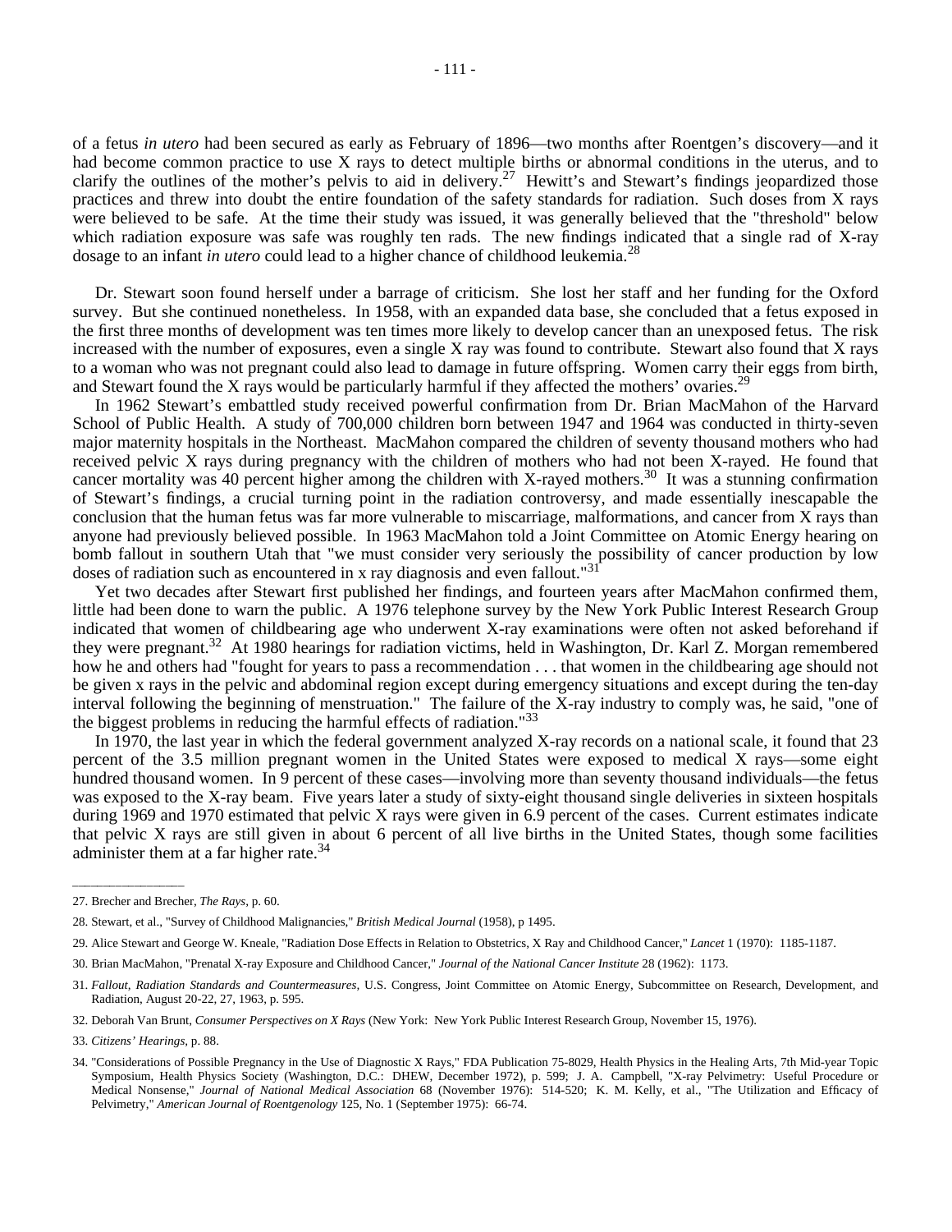of a fetus *in utero* had been secured as early as February of 1896—two months after Roentgen's discovery—and it had become common practice to use X rays to detect multiple births or abnormal conditions in the uterus, and to clarify the outlines of the mother's pelvis to aid in delivery.[27] Hewitt's and Stewart's findings jeopardized those practices and threw into doubt the entire foundation of the safety standards for radiation. Such doses from X rays were believed to be safe. At the time their study was issued, it was generally believed that the "threshold" below which radiation exposure was safe was roughly ten rads. The new findings indicated that a single rad of X-ray dosage to an infant *in utero* could lead to a higher chance of childhood leukemia.[28]

Dr. Stewart soon found herself under a barrage of criticism. She lost her staff and her funding for the Oxford survey. But she continued nonetheless. In 1958, with an expanded data base, she concluded that a fetus exposed in the first three months of development was ten times more likely to develop cancer than an unexposed fetus. The risk increased with the number of exposures, even a single X ray was found to contribute. Stewart also found that X rays to a woman who was not pregnant could also lead to damage in future offspring. Women carry their eggs from birth, and Stewart found the X rays would be particularly harmful if they affected the mothers' ovaries.[29]

In 1962 Stewart's embattled study received powerful confirmation from Dr. Brian MacMahon of the Harvard School of Public Health. A study of 700,000 children born between 1947 and 1964 was conducted in thirty-seven major maternity hospitals in the Northeast. MacMahon compared the children of seventy thousand mothers who had received pelvic X rays during pregnancy with the children of mothers who had not been X-rayed. He found that cancer mortality was 40 percent higher among the children with X-rayed mothers.[30] It was a stunning confirmation of Stewart's findings, a crucial turning point in the radiation controversy, and made essentially inescapable the conclusion that the human fetus was far more vulnerable to miscarriage, malformations, and cancer from X rays than anyone had previously believed possible. In 1963 MacMahon told a Joint Committee on Atomic Energy hearing on bomb fallout in southern Utah that "we must consider very seriously the possibility of cancer production by low doses of radiation such as encountered in x ray diagnosis and even fallout."[31]

Yet two decades after Stewart first published her findings, and fourteen years after MacMahon confirmed them, little had been done to warn the public. A 1976 telephone survey by the New York Public Interest Research Group indicated that women of childbearing age who underwent X-ray examinations were often not asked beforehand if they were pregnant.[32] At 1980 hearings for radiation victims, held in Washington, Dr. Karl Z. Morgan remembered how he and others had "fought for years to pass a recommendation . . . that women in the childbearing age should not be given x rays in the pelvic and abdominal region except during emergency situations and except during the ten-day interval following the beginning of menstruation." The failure of the X-ray industry to comply was, he said, "one of the biggest problems in reducing the harmful effects of radiation."[33]

In 1970, the last year in which the federal government analyzed X-ray records on a national scale, it found that 23 percent of the 3.5 million pregnant women in the United States were exposed to medical X rays—some eight hundred thousand women. In 9 percent of these cases—involving more than seventy thousand individuals—the fetus was exposed to the X-ray beam. Five years later a study of sixty-eight thousand single deliveries in sixteen hospitals during 1969 and 1970 estimated that pelvic X rays were given in 6.9 percent of the cases. Current estimates indicate that pelvic X rays are still given in about 6 percent of all live births in the United States, though some facilities administer them at a far higher rate.[34]

---

27. Brecher and Brecher, *The Rays*, p. 60.

28. Stewart, et al., "Survey of Childhood Malignancies," *British Medical Journal* (1958), p 1495.

29. Alice Stewart and George W. Kneale, "Radiation Dose Effects in Relation to Obstetrics, X Ray and Childhood Cancer," *Lancet* 1 (1970): 1185-1187.

30. Brian MacMahon, "Prenatal X-ray Exposure and Childhood Cancer," *Journal of the National Cancer Institute* 28 (1962): 1173.

31. *Fallout, Radiation Standards and Countermeasures*, U.S. Congress, Joint Committee on Atomic Energy, Subcommittee on Research, Development, and Radiation, August 20-22, 27, 1963, p. 595.

32. Deborah Van Brunt, *Consumer Perspectives on X Rays* (New York: New York Public Interest Research Group, November 15, 1976).

33. *Citizens' Hearings*, p. 88.

34. "Considerations of Possible Pregnancy in the Use of Diagnostic X Rays," FDA Publication 75-8029, Health Physics in the Healing Arts, 7th Mid-year Topic Symposium, Health Physics Society (Washington, D.C.: DHEW, December 1972), p. 599; J. A. Campbell, "X-ray Pelvimetry: Useful Procedure or Medical Nonsense," *Journal of National Medical Association* 68 (November 1976): 514-520; K. M. Kelly, et al., "The Utilization and Efficacy of Pelvimetry," *American Journal of Roentgenology* 125, No. 1 (September 1975): 66-74.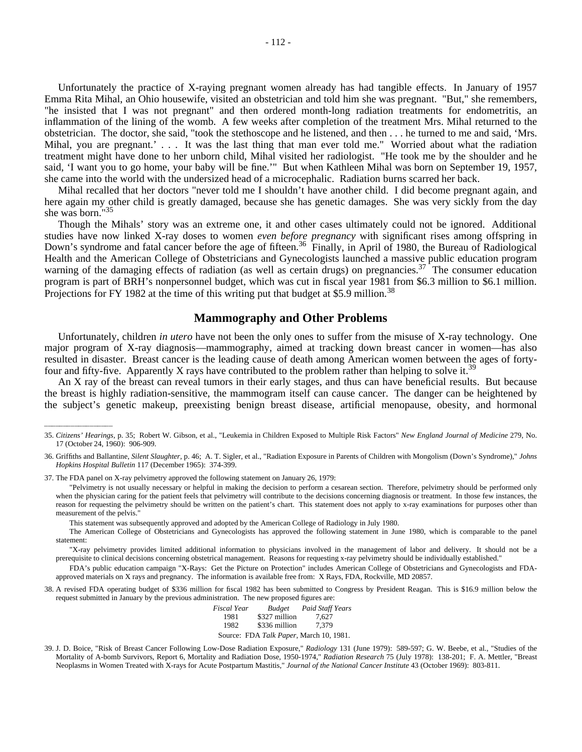Unfortunately the practice of X-raying pregnant women already has had tangible effects. In January of 1957 Emma Rita Mihal, an Ohio housewife, visited an obstetrician and told him she was pregnant. "But," she remembers, "he insisted that I was not pregnant" and then ordered month-long radiation treatments for endometritis, an inflammation of the lining of the womb. A few weeks after completion of the treatment Mrs. Mihal returned to the obstetrician. The doctor, she said, "took the stethoscope and he listened, and then . . . he turned to me and said, 'Mrs. Mihal, you are pregnant.' . . . It was the last thing that man ever told me." Worried about what the radiation treatment might have done to her unborn child, Mihal visited her radiologist. "He took me by the shoulder and he said, 'I want you to go home, your baby will be fine.'" But when Kathleen Mihal was born on September 19, 1957, she came into the world with the undersized head of a microcephalic. Radiation burns scarred her back.

Mihal recalled that her doctors "never told me I shouldn't have another child. I did become pregnant again, and here again my other child is greatly damaged, because she has genetic damages. She was very sickly from the day she was born."[35]

Though the Mihals' story was an extreme one, it and other cases ultimately could not be ignored. Additional studies have now linked X-ray doses to women *even before pregnancy* with significant rises among offspring in Down's syndrome and fatal cancer before the age of fifteen.[36] Finally, in April of 1980, the Bureau of Radiological Health and the American College of Obstetricians and Gynecologists launched a massive public education program warning of the damaging effects of radiation (as well as certain drugs) on pregnancies.[37] The consumer education program is part of BRH's nonpersonnel budget, which was cut in fiscal year 1981 from $6.3 million to $6.1 million. Projections for FY 1982 at the time of this writing put that budget at $5.9 million.[38]

## Mammography and Other Problems

Unfortunately, children *in utero* have not been the only ones to suffer from the misuse of X-ray technology. One major program of X-ray diagnosis—mammography, aimed at tracking down breast cancer in women—has also resulted in disaster. Breast cancer is the leading cause of death among American women between the ages of forty-four and fifty-five. Apparently X rays have contributed to the problem rather than helping to solve it.[39]

An X ray of the breast can reveal tumors in their early stages, and thus can have beneficial results. But because the breast is highly radiation-sensitive, the mammogram itself can cause cancer. The danger can be heightened by the subject's genetic makeup, preexisting benign breast disease, artificial menopause, obesity, and hormonal

---

35. *Citizens' Hearings*, p. 35; Robert W. Gibson, et al., "Leukemia in Children Exposed to Multiple Risk Factors" *New England Journal of Medicine* 279, No. 17 (October 24, 1960): 906-909.

36. Griffiths and Ballantine, *Silent Slaughter*, p. 46; A. T. Sigler, et al., "Radiation Exposure in Parents of Children with Mongolism (Down's Syndrome)," *Johns Hopkins Hospital Bulletin* 117 (December 1965): 374-399.

37. The FDA panel on X-ray pelvimetry approved the following statement on January 26, 1979:

"Pelvimetry is not usually necessary or helpful in making the decision to perform a cesarean section. Therefore, pelvimetry should be performed only when the physician caring for the patient feels that pelvimetry will contribute to the decisions concerning diagnosis or treatment. In those few instances, the reason for requesting the pelvimetry should be written on the patient's chart. This statement does not apply to x-ray examinations for purposes other than measurement of the pelvis."

This statement was subsequently approved and adopted by the American College of Radiology in July 1980.

The American College of Obstetricians and Gynecologists has approved the following statement in June 1980, which is comparable to the panel statement:

"X-ray pelvimetry provides limited additional information to physicians involved in the management of labor and delivery. It should not be a prerequisite to clinical decisions concerning obstetrical management. Reasons for requesting x-ray pelvimetry should be individually established."

FDA's public education campaign "X-Rays: Get the Picture on Protection" includes American College of Obstetricians and Gynecologists and FDA-approved materials on X rays and pregnancy. The information is available free from: X Rays, FDA, Rockville, MD 20857.

38. A revised FDA operating budget of $336 million for fiscal 1982 has been submitted to Congress by President Reagan. This is $16.9 million below the request submitted in January by the previous administration. The new proposed figures are:

| *Fiscal Year* | *Budget* | *Paid Staff Years* |
|---|---|---|
| 1981 | $327 million | 7,627 |
| 1982 | $336 million | 7,379 |

Source: FDA *Talk Paper*, March 10, 1981.

39. J. D. Boice, "Risk of Breast Cancer Following Low-Dose Radiation Exposure," *Radiology* 131 (June 1979): 589-597; G. W. Beebe, et al., "Studies of the Mortality of A-bomb Survivors, Report 6, Mortality and Radiation Dose, 1950-1974," *Radiation Research* 75 (July 1978): 138-201; F. A. Mettler, "Breast Neoplasms in Women Treated with X-rays for Acute Postpartum Mastitis," *Journal of the National Cancer Institute* 43 (October 1969): 803-811.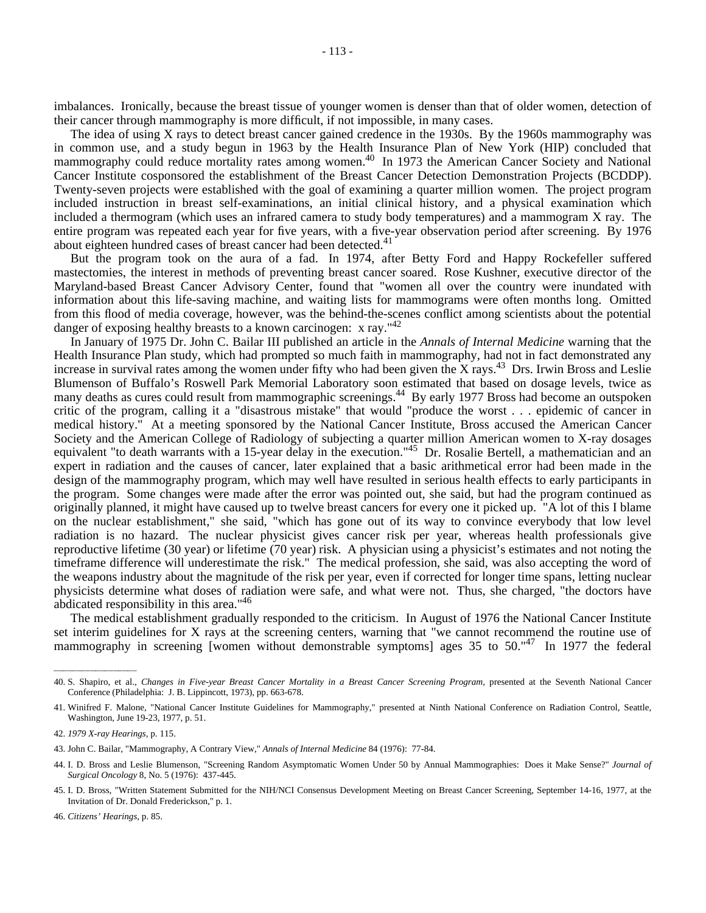imbalances. Ironically, because the breast tissue of younger women is denser than that of older women, detection of their cancer through mammography is more difficult, if not impossible, in many cases.

The idea of using X rays to detect breast cancer gained credence in the 1930s. By the 1960s mammography was in common use, and a study begun in 1963 by the Health Insurance Plan of New York (HIP) concluded that mammography could reduce mortality rates among women.[40] In 1973 the American Cancer Society and National Cancer Institute cosponsored the establishment of the Breast Cancer Detection Demonstration Projects (BCDDP). Twenty-seven projects were established with the goal of examining a quarter million women. The project program included instruction in breast self-examinations, an initial clinical history, and a physical examination which included a thermogram (which uses an infrared camera to study body temperatures) and a mammogram X ray. The entire program was repeated each year for five years, with a five-year observation period after screening. By 1976 about eighteen hundred cases of breast cancer had been detected.[41]

But the program took on the aura of a fad. In 1974, after Betty Ford and Happy Rockefeller suffered mastectomies, the interest in methods of preventing breast cancer soared. Rose Kushner, executive director of the Maryland-based Breast Cancer Advisory Center, found that "women all over the country were inundated with information about this life-saving machine, and waiting lists for mammograms were often months long. Omitted from this flood of media coverage, however, was the behind-the-scenes conflict among scientists about the potential danger of exposing healthy breasts to a known carcinogen: x ray."[42]

In January of 1975 Dr. John C. Bailar III published an article in the *Annals of Internal Medicine* warning that the Health Insurance Plan study, which had prompted so much faith in mammography, had not in fact demonstrated any increase in survival rates among the women under fifty who had been given the X rays.[43] Drs. Irwin Bross and Leslie Blumenson of Buffalo's Roswell Park Memorial Laboratory soon estimated that based on dosage levels, twice as many deaths as cures could result from mammographic screenings.[44] By early 1977 Bross had become an outspoken critic of the program, calling it a "disastrous mistake" that would "produce the worst . . . epidemic of cancer in medical history." At a meeting sponsored by the National Cancer Institute, Bross accused the American Cancer Society and the American College of Radiology of subjecting a quarter million American women to X-ray dosages equivalent "to death warrants with a 15-year delay in the execution."[45] Dr. Rosalie Bertell, a mathematician and an expert in radiation and the causes of cancer, later explained that a basic arithmetical error had been made in the design of the mammography program, which may well have resulted in serious health effects to early participants in the program. Some changes were made after the error was pointed out, she said, but had the program continued as originally planned, it might have caused up to twelve breast cancers for every one it picked up. "A lot of this I blame on the nuclear establishment," she said, "which has gone out of its way to convince everybody that low level radiation is no hazard. The nuclear physicist gives cancer risk per year, whereas health professionals give reproductive lifetime (30 year) or lifetime (70 year) risk. A physician using a physicist's estimates and not noting the timeframe difference will underestimate the risk." The medical profession, she said, was also accepting the word of the weapons industry about the magnitude of the risk per year, even if corrected for longer time spans, letting nuclear physicists determine what doses of radiation were safe, and what were not. Thus, she charged, "the doctors have abdicated responsibility in this area."[46]

The medical establishment gradually responded to the criticism. In August of 1976 the National Cancer Institute set interim guidelines for X rays at the screening centers, warning that "we cannot recommend the routine use of mammography in screening [women without demonstrable symptoms] ages 35 to 50."[47] In 1977 the federal

---

40. S. Shapiro, et al., *Changes in Five-year Breast Cancer Mortality in a Breast Cancer Screening Program*, presented at the Seventh National Cancer Conference (Philadelphia: J. B. Lippincott, 1973), pp. 663-678.

41. Winifred F. Malone, "National Cancer Institute Guidelines for Mammography," presented at Ninth National Conference on Radiation Control, Seattle, Washington, June 19-23, 1977, p. 51.

42. *1979 X-ray Hearings*, p. 115.

43. John C. Bailar, "Mammography, A Contrary View," *Annals of Internal Medicine* 84 (1976): 77-84.

44. I. D. Bross and Leslie Blumenson, "Screening Random Asymptomatic Women Under 50 by Annual Mammographies: Does it Make Sense?" *Journal of Surgical Oncology* 8, No. 5 (1976): 437-445.

45. I. D. Bross, "Written Statement Submitted for the NIH/NCI Consensus Development Meeting on Breast Cancer Screening, September 14-16, 1977, at the Invitation of Dr. Donald Frederickson," p. 1.

46. *Citizens' Hearings*, p. 85.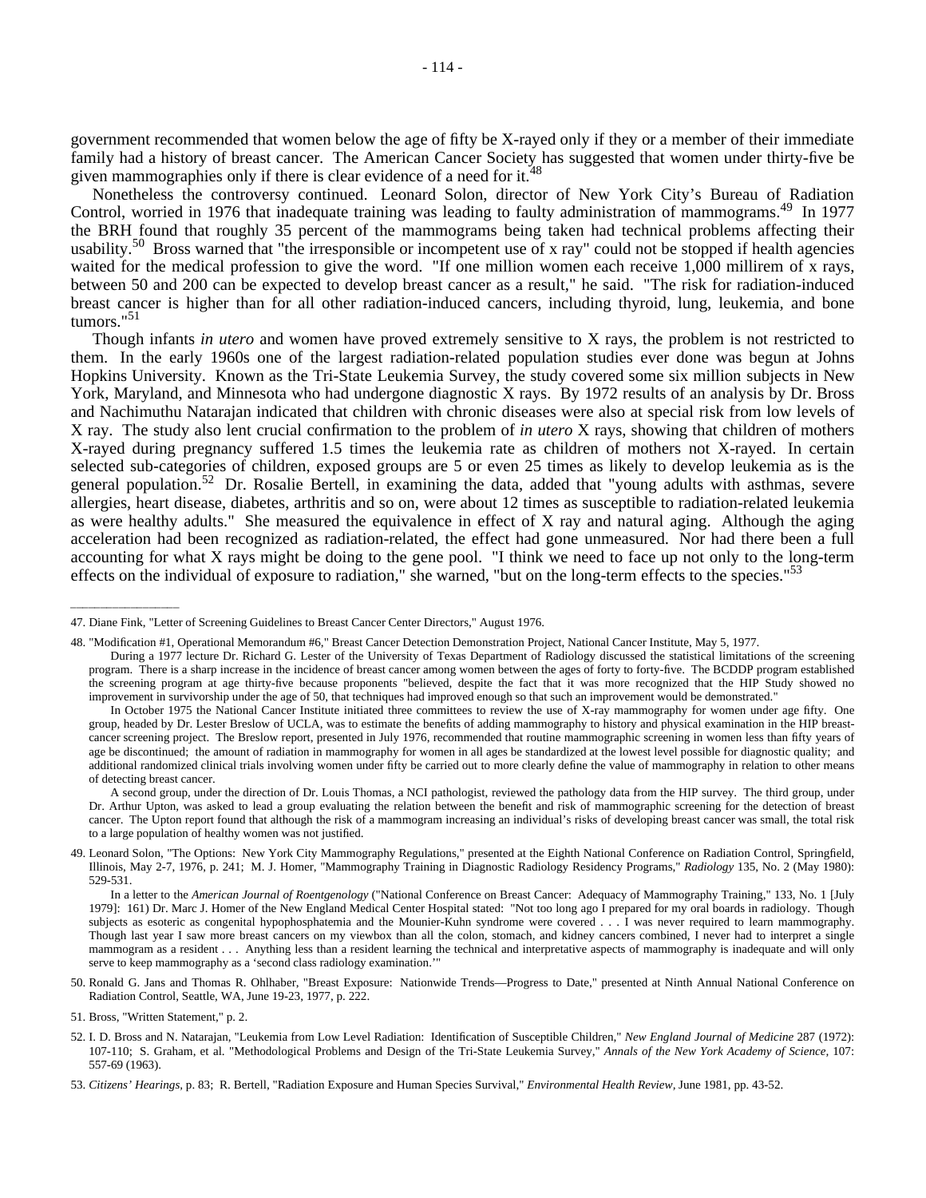government recommended that women below the age of fifty be X-rayed only if they or a member of their immediate family had a history of breast cancer. The American Cancer Society has suggested that women under thirty-five be given mammographies only if there is clear evidence of a need for it.[48]

Nonetheless the controversy continued. Leonard Solon, director of New York City's Bureau of Radiation Control, worried in 1976 that inadequate training was leading to faulty administration of mammograms.[49] In 1977 the BRH found that roughly 35 percent of the mammograms being taken had technical problems affecting their usability.[50] Bross warned that "the irresponsible or incompetent use of x ray" could not be stopped if health agencies waited for the medical profession to give the word. "If one million women each receive 1,000 millirem of x rays, between 50 and 200 can be expected to develop breast cancer as a result," he said. "The risk for radiation-induced breast cancer is higher than for all other radiation-induced cancers, including thyroid, lung, leukemia, and bone tumors."[51]

Though infants *in utero* and women have proved extremely sensitive to X rays, the problem is not restricted to them. In the early 1960s one of the largest radiation-related population studies ever done was begun at Johns Hopkins University. Known as the Tri-State Leukemia Survey, the study covered some six million subjects in New York, Maryland, and Minnesota who had undergone diagnostic X rays. By 1972 results of an analysis by Dr. Bross and Nachimuthu Natarajan indicated that children with chronic diseases were also at special risk from low levels of X ray. The study also lent crucial confirmation to the problem of *in utero* X rays, showing that children of mothers X-rayed during pregnancy suffered 1.5 times the leukemia rate as children of mothers not X-rayed. In certain selected sub-categories of children, exposed groups are 5 or even 25 times as likely to develop leukemia as is the general population.[52] Dr. Rosalie Bertell, in examining the data, added that "young adults with asthmas, severe allergies, heart disease, diabetes, arthritis and so on, were about 12 times as susceptible to radiation-related leukemia as were healthy adults." She measured the equivalence in effect of X ray and natural aging. Although the aging acceleration had been recognized as radiation-related, the effect had gone unmeasured. Nor had there been a full accounting for what X rays might be doing to the gene pool. "I think we need to face up not only to the long-term effects on the individual of exposure to radiation," she warned, "but on the long-term effects to the species."[53]

---

47. Diane Fink, "Letter of Screening Guidelines to Breast Cancer Center Directors," August 1976.

48. "Modification #1, Operational Memorandum #6," Breast Cancer Detection Demonstration Project, National Cancer Institute, May 5, 1977.

During a 1977 lecture Dr. Richard G. Lester of the University of Texas Department of Radiology discussed the statistical limitations of the screening program. There is a sharp increase in the incidence of breast cancer among women between the ages of forty to forty-five. The BCDDP program established the screening program at age thirty-five because proponents "believed, despite the fact that it was more recognized that the HIP Study showed no improvement in survivorship under the age of 50, that techniques had improved enough so that such an improvement would be demonstrated."

In October 1975 the National Cancer Institute initiated three committees to review the use of X-ray mammography for women under age fifty. One group, headed by Dr. Lester Breslow of UCLA, was to estimate the benefits of adding mammography to history and physical examination in the HIP breast-cancer screening project. The Breslow report, presented in July 1976, recommended that routine mammographic screening in women less than fifty years of age be discontinued; the amount of radiation in mammography for women in all ages be standardized at the lowest level possible for diagnostic quality; and additional randomized clinical trials involving women under fifty be carried out to more clearly define the value of mammography in relation to other means of detecting breast cancer.

A second group, under the direction of Dr. Louis Thomas, a NCI pathologist, reviewed the pathology data from the HIP survey. The third group, under Dr. Arthur Upton, was asked to lead a group evaluating the relation between the benefit and risk of mammographic screening for the detection of breast cancer. The Upton report found that although the risk of a mammogram increasing an individual's risks of developing breast cancer was small, the total risk to a large population of healthy women was not justified.

49. Leonard Solon, "The Options: New York City Mammography Regulations," presented at the Eighth National Conference on Radiation Control, Springfield, Illinois, May 2-7, 1976, p. 241; M. J. Homer, "Mammography Training in Diagnostic Radiology Residency Programs," *Radiology* 135, No. 2 (May 1980): 529-531.

In a letter to the *American Journal of Roentgenology* ("National Conference on Breast Cancer: Adequacy of Mammography Training," 133, No. 1 [July 1979]: 161) Dr. Marc J. Homer of the New England Medical Center Hospital stated: "Not too long ago I prepared for my oral boards in radiology. Though subjects as esoteric as congenital hypophosphatemia and the Mounier-Kuhn syndrome were covered . . . I was never required to learn mammography. Though last year I saw more breast cancers on my viewbox than all the colon, stomach, and kidney cancers combined, I never had to interpret a single mammogram as a resident . . . Anything less than a resident learning the technical and interpretative aspects of mammography is inadequate and will only serve to keep mammography as a 'second class radiology examination.'"

50. Ronald G. Jans and Thomas R. Ohlhaber, "Breast Exposure: Nationwide Trends—Progress to Date," presented at Ninth Annual National Conference on Radiation Control, Seattle, WA, June 19-23, 1977, p. 222.

51. Bross, "Written Statement," p. 2.

52. I. D. Bross and N. Natarajan, "Leukemia from Low Level Radiation: Identification of Susceptible Children," *New England Journal of Medicine* 287 (1972): 107-110; S. Graham, et al. "Methodological Problems and Design of the Tri-State Leukemia Survey," *Annals of the New York Academy of Science*, 107: 557-69 (1963).

53. *Citizens' Hearings*, p. 83; R. Bertell, "Radiation Exposure and Human Species Survival," *Environmental Health Review*, June 1981, pp. 43-52.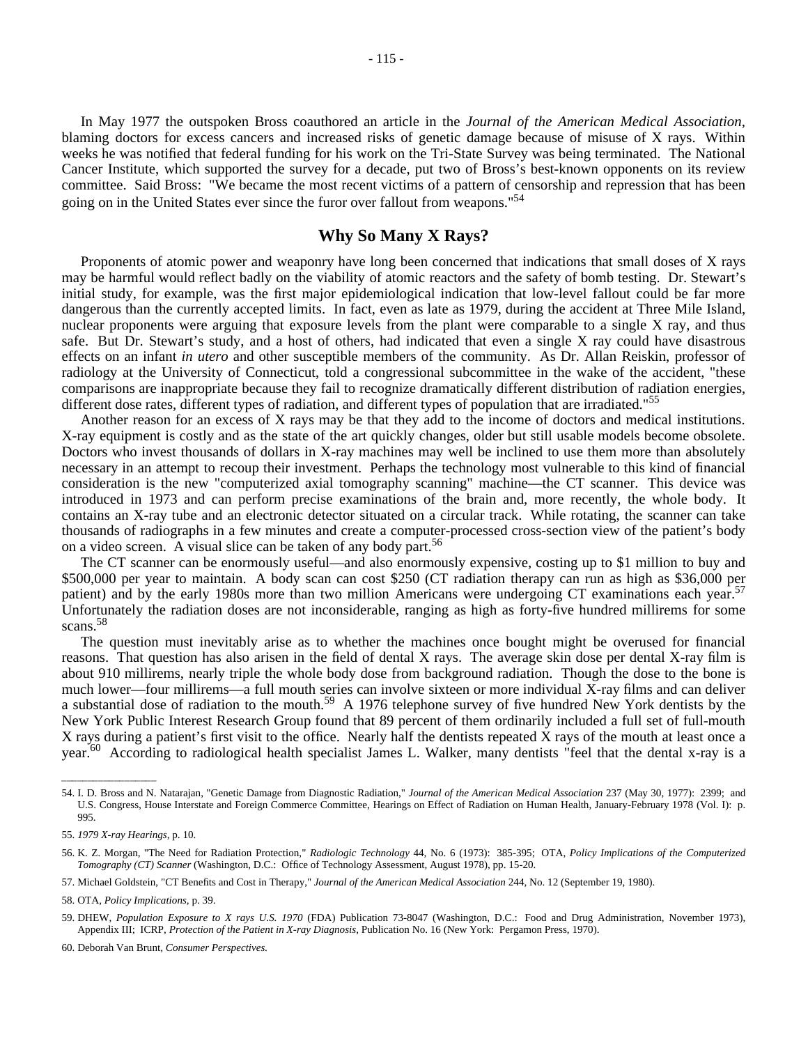In May 1977 the outspoken Bross coauthored an article in the *Journal of the American Medical Association,* blaming doctors for excess cancers and increased risks of genetic damage because of misuse of X rays. Within weeks he was notified that federal funding for his work on the Tri-State Survey was being terminated. The National Cancer Institute, which supported the survey for a decade, put two of Bross's best-known opponents on its review committee. Said Bross: "We became the most recent victims of a pattern of censorship and repression that has been going on in the United States ever since the furor over fallout from weapons."[54]

## Why So Many X Rays?

Proponents of atomic power and weaponry have long been concerned that indications that small doses of X rays may be harmful would reflect badly on the viability of atomic reactors and the safety of bomb testing. Dr. Stewart's initial study, for example, was the first major epidemiological indication that low-level fallout could be far more dangerous than the currently accepted limits. In fact, even as late as 1979, during the accident at Three Mile Island, nuclear proponents were arguing that exposure levels from the plant were comparable to a single X ray, and thus safe. But Dr. Stewart's study, and a host of others, had indicated that even a single X ray could have disastrous effects on an infant *in utero* and other susceptible members of the community. As Dr. Allan Reiskin, professor of radiology at the University of Connecticut, told a congressional subcommittee in the wake of the accident, "these comparisons are inappropriate because they fail to recognize dramatically different distribution of radiation energies, different dose rates, different types of radiation, and different types of population that are irradiated."[55]

Another reason for an excess of X rays may be that they add to the income of doctors and medical institutions. X-ray equipment is costly and as the state of the art quickly changes, older but still usable models become obsolete. Doctors who invest thousands of dollars in X-ray machines may well be inclined to use them more than absolutely necessary in an attempt to recoup their investment. Perhaps the technology most vulnerable to this kind of financial consideration is the new "computerized axial tomography scanning" machine—the CT scanner. This device was introduced in 1973 and can perform precise examinations of the brain and, more recently, the whole body. It contains an X-ray tube and an electronic detector situated on a circular track. While rotating, the scanner can take thousands of radiographs in a few minutes and create a computer-processed cross-section view of the patient's body on a video screen. A visual slice can be taken of any body part.[56]

The CT scanner can be enormously useful—and also enormously expensive, costing up to $1 million to buy and $500,000 per year to maintain. A body scan can cost $250 (CT radiation therapy can run as high as $36,000 per patient) and by the early 1980s more than two million Americans were undergoing CT examinations each year.[57] Unfortunately the radiation doses are not inconsiderable, ranging as high as forty-five hundred millirems for some scans.[58]

The question must inevitably arise as to whether the machines once bought might be overused for financial reasons. That question has also arisen in the field of dental X rays. The average skin dose per dental X-ray film is about 910 millirems, nearly triple the whole body dose from background radiation. Though the dose to the bone is much lower—four millirems—a full mouth series can involve sixteen or more individual X-ray films and can deliver a substantial dose of radiation to the mouth.[59] A 1976 telephone survey of five hundred New York dentists by the New York Public Interest Research Group found that 89 percent of them ordinarily included a full set of full-mouth X rays during a patient's first visit to the office. Nearly half the dentists repeated X rays of the mouth at least once a year.[60] According to radiological health specialist James L. Walker, many dentists "feel that the dental x-ray is a

---

54. I. D. Bross and N. Natarajan, "Genetic Damage from Diagnostic Radiation," *Journal of the American Medical Association* 237 (May 30, 1977): 2399; and U.S. Congress, House Interstate and Foreign Commerce Committee, Hearings on Effect of Radiation on Human Health, January-February 1978 (Vol. I): p. 995.

55. *1979 X-ray Hearings*, p. 10.

56. K. Z. Morgan, "The Need for Radiation Protection," *Radiologic Technology* 44, No. 6 (1973): 385-395; OTA, *Policy Implications of the Computerized Tomography (CT) Scanner* (Washington, D.C.: Office of Technology Assessment, August 1978), pp. 15-20.

57. Michael Goldstein, "CT Benefits and Cost in Therapy," *Journal of the American Medical Association* 244, No. 12 (September 19, 1980).

58. OTA, *Policy Implications*, p. 39.

59. DHEW, *Population Exposure to X rays U.S. 1970* (FDA) Publication 73-8047 (Washington, D.C.: Food and Drug Administration, November 1973), Appendix III; ICRP, *Protection of the Patient in X-ray Diagnosis*, Publication No. 16 (New York: Pergamon Press, 1970).

60. Deborah Van Brunt, *Consumer Perspectives.*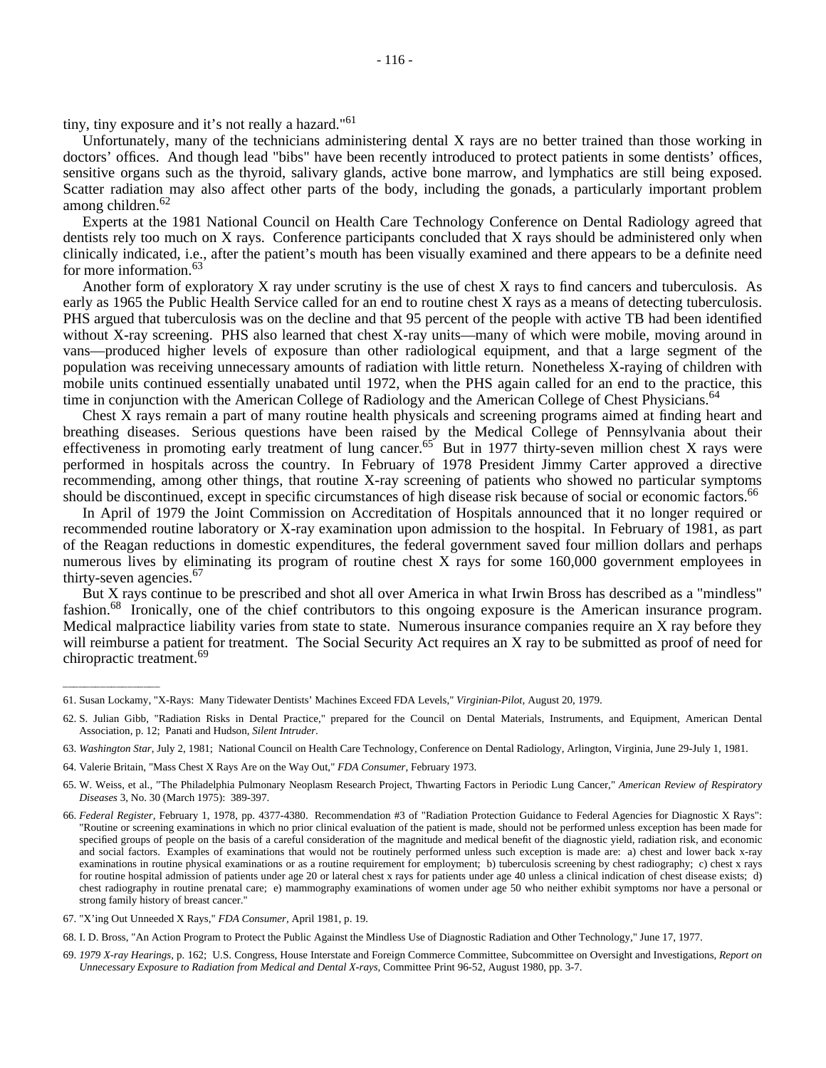tiny, tiny exposure and it's not really a hazard."[61]

Unfortunately, many of the technicians administering dental X rays are no better trained than those working in doctors' offices. And though lead "bibs" have been recently introduced to protect patients in some dentists' offices, sensitive organs such as the thyroid, salivary glands, active bone marrow, and lymphatics are still being exposed. Scatter radiation may also affect other parts of the body, including the gonads, a particularly important problem among children.[62]

Experts at the 1981 National Council on Health Care Technology Conference on Dental Radiology agreed that dentists rely too much on X rays. Conference participants concluded that X rays should be administered only when clinically indicated, i.e., after the patient's mouth has been visually examined and there appears to be a definite need for more information.[63]

Another form of exploratory X ray under scrutiny is the use of chest X rays to find cancers and tuberculosis. As early as 1965 the Public Health Service called for an end to routine chest X rays as a means of detecting tuberculosis. PHS argued that tuberculosis was on the decline and that 95 percent of the people with active TB had been identified without X-ray screening. PHS also learned that chest X-ray units—many of which were mobile, moving around in vans—produced higher levels of exposure than other radiological equipment, and that a large segment of the population was receiving unnecessary amounts of radiation with little return. Nonetheless X-raying of children with mobile units continued essentially unabated until 1972, when the PHS again called for an end to the practice, this time in conjunction with the American College of Radiology and the American College of Chest Physicians.[64]

Chest X rays remain a part of many routine health physicals and screening programs aimed at finding heart and breathing diseases. Serious questions have been raised by the Medical College of Pennsylvania about their effectiveness in promoting early treatment of lung cancer.[65] But in 1977 thirty-seven million chest X rays were performed in hospitals across the country. In February of 1978 President Jimmy Carter approved a directive recommending, among other things, that routine X-ray screening of patients who showed no particular symptoms should be discontinued, except in specific circumstances of high disease risk because of social or economic factors.[66]

In April of 1979 the Joint Commission on Accreditation of Hospitals announced that it no longer required or recommended routine laboratory or X-ray examination upon admission to the hospital. In February of 1981, as part of the Reagan reductions in domestic expenditures, the federal government saved four million dollars and perhaps numerous lives by eliminating its program of routine chest X rays for some 160,000 government employees in thirty-seven agencies.[67]

But X rays continue to be prescribed and shot all over America in what Irwin Bross has described as a "mindless" fashion.[68] Ironically, one of the chief contributors to this ongoing exposure is the American insurance program. Medical malpractice liability varies from state to state. Numerous insurance companies require an X ray before they will reimburse a patient for treatment. The Social Security Act requires an X ray to be submitted as proof of need for chiropractic treatment.[69]

---

61. Susan Lockamy, "X-Rays: Many Tidewater Dentists' Machines Exceed FDA Levels," *Virginian-Pilot,* August 20, 1979.

62. S. Julian Gibb, "Radiation Risks in Dental Practice," prepared for the Council on Dental Materials, Instruments, and Equipment, American Dental Association, p. 12; Panati and Hudson, *Silent Intruder*.

63. *Washington Star,* July 2, 1981; National Council on Health Care Technology, Conference on Dental Radiology, Arlington, Virginia, June 29-July 1, 1981.

64. Valerie Britain, "Mass Chest X Rays Are on the Way Out," *FDA Consumer,* February 1973.

65. W. Weiss, et al., "The Philadelphia Pulmonary Neoplasm Research Project, Thwarting Factors in Periodic Lung Cancer," *American Review of Respiratory Diseases* 3, No. 30 (March 1975): 389-397.

66. *Federal Register,* February 1, 1978, pp. 4377-4380. Recommendation #3 of "Radiation Protection Guidance to Federal Agencies for Diagnostic X Rays": "Routine or screening examinations in which no prior clinical evaluation of the patient is made, should not be performed unless exception has been made for specified groups of people on the basis of a careful consideration of the magnitude and medical benefit of the diagnostic yield, radiation risk, and economic and social factors. Examples of examinations that would not be routinely performed unless such exception is made are: a) chest and lower back x-ray examinations in routine physical examinations or as a routine requirement for employment; b) tuberculosis screening by chest radiography; c) chest x rays for routine hospital admission of patients under age 20 or lateral chest x rays for patients under age 40 unless a clinical indication of chest disease exists; d) chest radiography in routine prenatal care; e) mammography examinations of women under age 50 who neither exhibit symptoms nor have a personal or strong family history of breast cancer."

67. "X'ing Out Unneeded X Rays," *FDA Consumer,* April 1981, p. 19.

68. I. D. Bross, "An Action Program to Protect the Public Against the Mindless Use of Diagnostic Radiation and Other Technology," June 17, 1977.

69. *1979 X-ray Hearings,* p. 162; U.S. Congress, House Interstate and Foreign Commerce Committee, Subcommittee on Oversight and Investigations, *Report on Unnecessary Exposure to Radiation from Medical and Dental X-rays,* Committee Print 96-52, August 1980, pp. 3-7.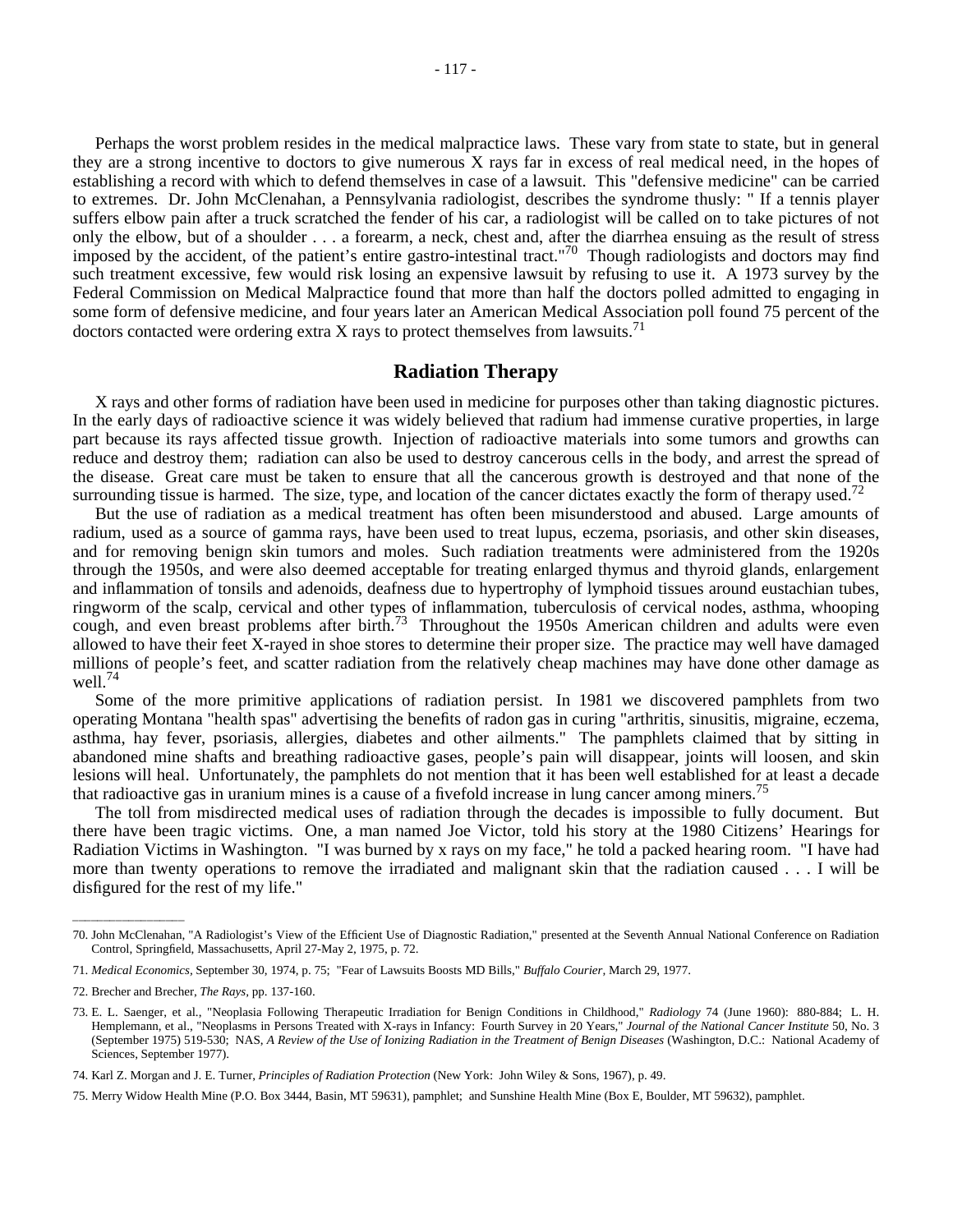Perhaps the worst problem resides in the medical malpractice laws. These vary from state to state, but in general they are a strong incentive to doctors to give numerous X rays far in excess of real medical need, in the hopes of establishing a record with which to defend themselves in case of a lawsuit. This "defensive medicine" can be carried to extremes. Dr. John McClenahan, a Pennsylvania radiologist, describes the syndrome thusly: " If a tennis player suffers elbow pain after a truck scratched the fender of his car, a radiologist will be called on to take pictures of not only the elbow, but of a shoulder . . . a forearm, a neck, chest and, after the diarrhea ensuing as the result of stress imposed by the accident, of the patient's entire gastro-intestinal tract."[70] Though radiologists and doctors may find such treatment excessive, few would risk losing an expensive lawsuit by refusing to use it. A 1973 survey by the Federal Commission on Medical Malpractice found that more than half the doctors polled admitted to engaging in some form of defensive medicine, and four years later an American Medical Association poll found 75 percent of the doctors contacted were ordering extra X rays to protect themselves from lawsuits.[71]

## Radiation Therapy

X rays and other forms of radiation have been used in medicine for purposes other than taking diagnostic pictures. In the early days of radioactive science it was widely believed that radium had immense curative properties, in large part because its rays affected tissue growth. Injection of radioactive materials into some tumors and growths can reduce and destroy them; radiation can also be used to destroy cancerous cells in the body, and arrest the spread of the disease. Great care must be taken to ensure that all the cancerous growth is destroyed and that none of the surrounding tissue is harmed. The size, type, and location of the cancer dictates exactly the form of therapy used.[72]

But the use of radiation as a medical treatment has often been misunderstood and abused. Large amounts of radium, used as a source of gamma rays, have been used to treat lupus, eczema, psoriasis, and other skin diseases, and for removing benign skin tumors and moles. Such radiation treatments were administered from the 1920s through the 1950s, and were also deemed acceptable for treating enlarged thymus and thyroid glands, enlargement and inflammation of tonsils and adenoids, deafness due to hypertrophy of lymphoid tissues around eustachian tubes, ringworm of the scalp, cervical and other types of inflammation, tuberculosis of cervical nodes, asthma, whooping cough, and even breast problems after birth.[73] Throughout the 1950s American children and adults were even allowed to have their feet X-rayed in shoe stores to determine their proper size. The practice may well have damaged millions of people's feet, and scatter radiation from the relatively cheap machines may have done other damage as well.[74]

Some of the more primitive applications of radiation persist. In 1981 we discovered pamphlets from two operating Montana "health spas" advertising the benefits of radon gas in curing "arthritis, sinusitis, migraine, eczema, asthma, hay fever, psoriasis, allergies, diabetes and other ailments." The pamphlets claimed that by sitting in abandoned mine shafts and breathing radioactive gases, people's pain will disappear, joints will loosen, and skin lesions will heal. Unfortunately, the pamphlets do not mention that it has been well established for at least a decade that radioactive gas in uranium mines is a cause of a fivefold increase in lung cancer among miners.[75]

The toll from misdirected medical uses of radiation through the decades is impossible to fully document. But there have been tragic victims. One, a man named Joe Victor, told his story at the 1980 Citizens' Hearings for Radiation Victims in Washington. "I was burned by x rays on my face," he told a packed hearing room. "I have had more than twenty operations to remove the irradiated and malignant skin that the radiation caused . . . I will be disfigured for the rest of my life."

---

70. John McClenahan, "A Radiologist's View of the Efficient Use of Diagnostic Radiation," presented at the Seventh Annual National Conference on Radiation Control, Springfield, Massachusetts, April 27-May 2, 1975, p. 72.

71. *Medical Economics*, September 30, 1974, p. 75; "Fear of Lawsuits Boosts MD Bills," *Buffalo Courier*, March 29, 1977.

72. Brecher and Brecher, *The Rays*, pp. 137-160.

73. E. L. Saenger, et al., "Neoplasia Following Therapeutic Irradiation for Benign Conditions in Childhood," *Radiology* 74 (June 1960): 880-884; L. H. Hemplemann, et al., "Neoplasms in Persons Treated with X-rays in Infancy: Fourth Survey in 20 Years," *Journal of the National Cancer Institute* 50, No. 3 (September 1975) 519-530; NAS, *A Review of the Use of Ionizing Radiation in the Treatment of Benign Diseases* (Washington, D.C.: National Academy of Sciences, September 1977).

74. Karl Z. Morgan and J. E. Turner, *Principles of Radiation Protection* (New York: John Wiley & Sons, 1967), p. 49.

75. Merry Widow Health Mine (P.O. Box 3444, Basin, MT 59631), pamphlet; and Sunshine Health Mine (Box E, Boulder, MT 59632), pamphlet.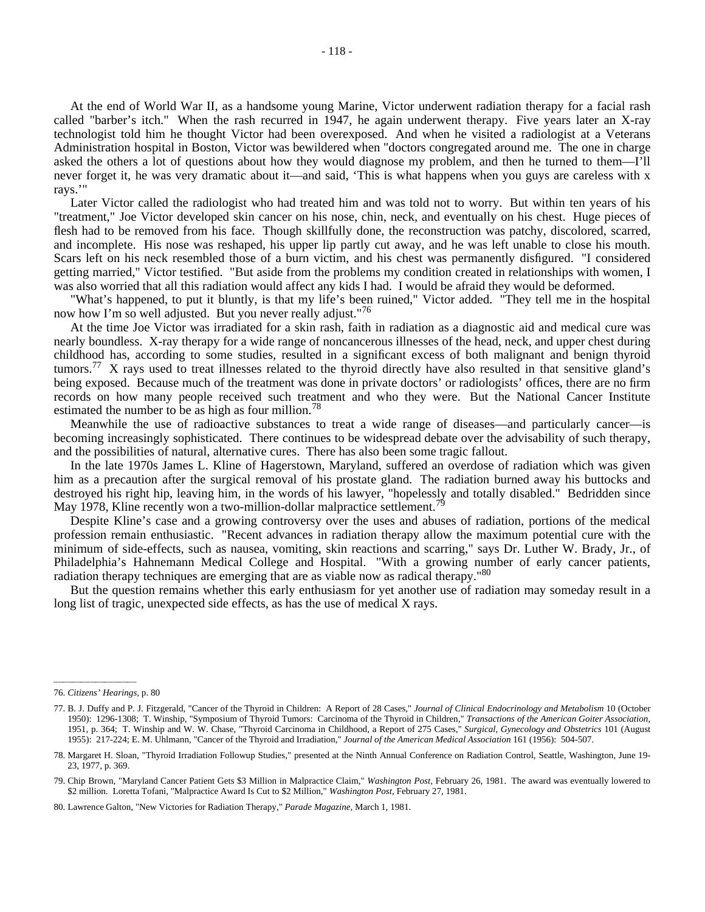At the end of World War II, as a handsome young Marine, Victor underwent radiation therapy for a facial rash called "barber's itch." When the rash recurred in 1947, he again underwent therapy. Five years later an X-ray technologist told him he thought Victor had been overexposed. And when he visited a radiologist at a Veterans Administration hospital in Boston, Victor was bewildered when "doctors congregated around me. The one in charge asked the others a lot of questions about how they would diagnose my problem, and then he turned to them—I'll never forget it, he was very dramatic about it—and said, 'This is what happens when you guys are careless with x rays.'"

Later Victor called the radiologist who had treated him and was told not to worry. But within ten years of his "treatment," Joe Victor developed skin cancer on his nose, chin, neck, and eventually on his chest. Huge pieces of flesh had to be removed from his face. Though skillfully done, the reconstruction was patchy, discolored, scarred, and incomplete. His nose was reshaped, his upper lip partly cut away, and he was left unable to close his mouth. Scars left on his neck resembled those of a burn victim, and his chest was permanently disfigured. "I considered getting married," Victor testified. "But aside from the problems my condition created in relationships with women, I was also worried that all this radiation would affect any kids I had. I would be afraid they would be deformed.

"What's happened, to put it bluntly, is that my life's been ruined," Victor added. "They tell me in the hospital now how I'm so well adjusted. But you never really adjust."[76]

At the time Joe Victor was irradiated for a skin rash, faith in radiation as a diagnostic aid and medical cure was nearly boundless. X-ray therapy for a wide range of noncancerous illnesses of the head, neck, and upper chest during childhood has, according to some studies, resulted in a significant excess of both malignant and benign thyroid tumors.[77] X rays used to treat illnesses related to the thyroid directly have also resulted in that sensitive gland's being exposed. Because much of the treatment was done in private doctors' or radiologists' offices, there are no firm records on how many people received such treatment and who they were. But the National Cancer Institute estimated the number to be as high as four million.[78]

Meanwhile the use of radioactive substances to treat a wide range of diseases—and particularly cancer—is becoming increasingly sophisticated. There continues to be widespread debate over the advisability of such therapy, and the possibilities of natural, alternative cures. There has also been some tragic fallout.

In the late 1970s James L. Kline of Hagerstown, Maryland, suffered an overdose of radiation which was given him as a precaution after the surgical removal of his prostate gland. The radiation burned away his buttocks and destroyed his right hip, leaving him, in the words of his lawyer, "hopelessly and totally disabled." Bedridden since May 1978, Kline recently won a two-million-dollar malpractice settlement.[79]

Despite Kline's case and a growing controversy over the uses and abuses of radiation, portions of the medical profession remain enthusiastic. "Recent advances in radiation therapy allow the maximum potential cure with the minimum of side-effects, such as nausea, vomiting, skin reactions and scarring," says Dr. Luther W. Brady, Jr., of Philadelphia's Hahnemann Medical College and Hospital. "With a growing number of early cancer patients, radiation therapy techniques are emerging that are as viable now as radical therapy."[80]

But the question remains whether this early enthusiasm for yet another use of radiation may someday result in a long list of tragic, unexpected side effects, as has the use of medical X rays.

---

76. *Citizens' Hearings*, p. 80

77. B. J. Duffy and P. J. Fitzgerald, "Cancer of the Thyroid in Children: A Report of 28 Cases," *Journal of Clinical Endocrinology and Metabolism* 10 (October 1950): 1296-1308; T. Winship, "Symposium of Thyroid Tumors: Carcinoma of the Thyroid in Children," *Transactions of the American Goiter Association,* 1951, p. 364; T. Winship and W. W. Chase, "Thyroid Carcinoma in Childhood, a Report of 275 Cases," *Surgical, Gynecology and Obstetrics* 101 (August 1955): 217-224; E. M. Uhlmann, "Cancer of the Thyroid and Irradiation," *Journal of the American Medical Association* 161 (1956): 504-507.

78. Margaret H. Sloan, "Thyroid Irradiation Followup Studies," presented at the Ninth Annual Conference on Radiation Control, Seattle, Washington, June 19-23, 1977, p. 369.

79. Chip Brown, "Maryland Cancer Patient Gets $3 Million in Malpractice Claim," *Washington Post,* February 26, 1981. The award was eventually lowered to $2 million. Loretta Tofani, "Malpractice Award Is Cut to $2 Million," *Washington Post,* February 27, 1981.

80. Lawrence Galton, "New Victories for Radiation Therapy," *Parade Magazine,* March 1, 1981.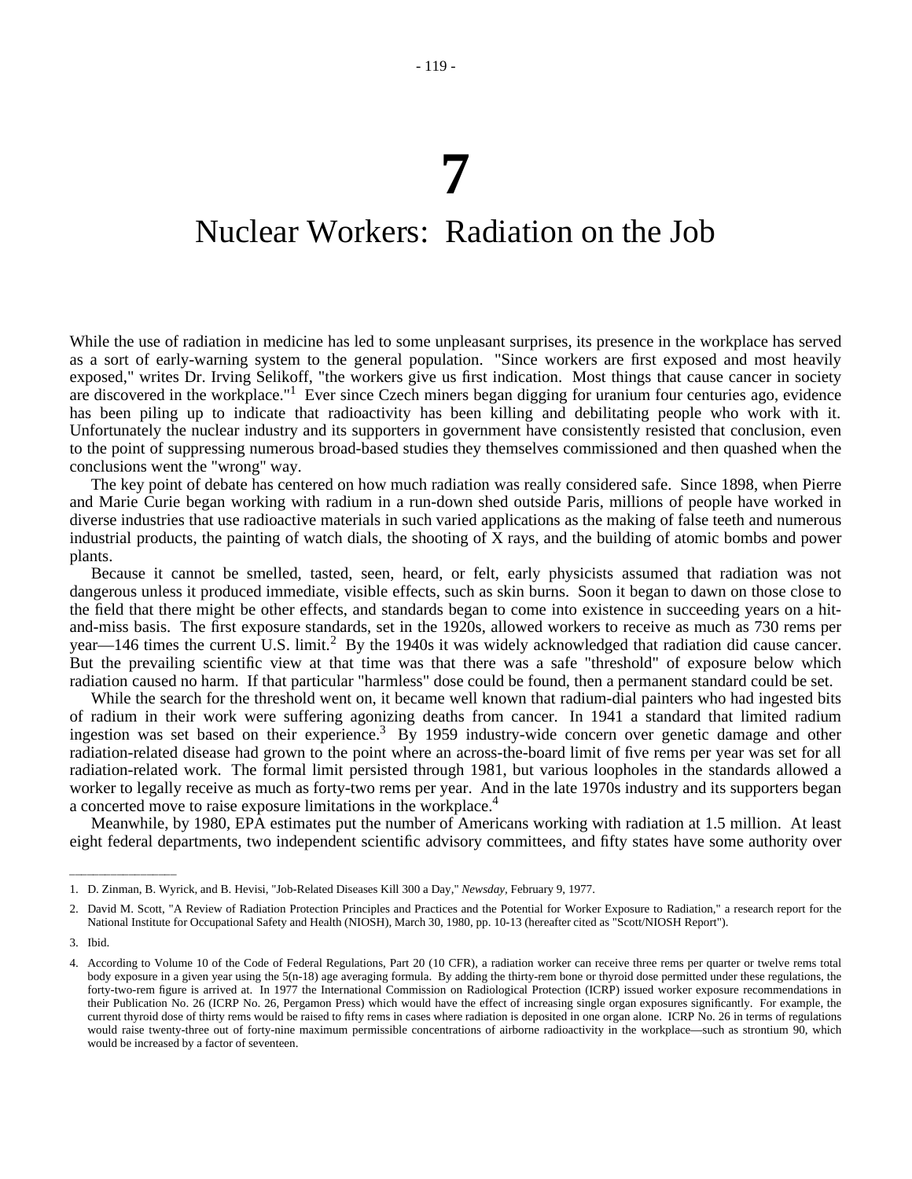# 7

# Nuclear Workers: Radiation on the Job

While the use of radiation in medicine has led to some unpleasant surprises, its presence in the workplace has served as a sort of early-warning system to the general population. "Since workers are first exposed and most heavily exposed," writes Dr. Irving Selikoff, "the workers give us first indication. Most things that cause cancer in society are discovered in the workplace."[1] Ever since Czech miners began digging for uranium four centuries ago, evidence has been piling up to indicate that radioactivity has been killing and debilitating people who work with it. Unfortunately the nuclear industry and its supporters in government have consistently resisted that conclusion, even to the point of suppressing numerous broad-based studies they themselves commissioned and then quashed when the conclusions went the "wrong" way.

The key point of debate has centered on how much radiation was really considered safe. Since 1898, when Pierre and Marie Curie began working with radium in a run-down shed outside Paris, millions of people have worked in diverse industries that use radioactive materials in such varied applications as the making of false teeth and numerous industrial products, the painting of watch dials, the shooting of X rays, and the building of atomic bombs and power plants.

Because it cannot be smelled, tasted, seen, heard, or felt, early physicists assumed that radiation was not dangerous unless it produced immediate, visible effects, such as skin burns. Soon it began to dawn on those close to the field that there might be other effects, and standards began to come into existence in succeeding years on a hit-and-miss basis. The first exposure standards, set in the 1920s, allowed workers to receive as much as 730 rems per year—146 times the current U.S. limit.[2] By the 1940s it was widely acknowledged that radiation did cause cancer. But the prevailing scientific view at that time was that there was a safe "threshold" of exposure below which radiation caused no harm. If that particular "harmless" dose could be found, then a permanent standard could be set.

While the search for the threshold went on, it became well known that radium-dial painters who had ingested bits of radium in their work were suffering agonizing deaths from cancer. In 1941 a standard that limited radium ingestion was set based on their experience.[3] By 1959 industry-wide concern over genetic damage and other radiation-related disease had grown to the point where an across-the-board limit of five rems per year was set for all radiation-related work. The formal limit persisted through 1981, but various loopholes in the standards allowed a worker to legally receive as much as forty-two rems per year. And in the late 1970s industry and its supporters began a concerted move to raise exposure limitations in the workplace.[4]

Meanwhile, by 1980, EPA estimates put the number of Americans working with radiation at 1.5 million. At least eight federal departments, two independent scientific advisory committees, and fifty states have some authority over

---

1. D. Zinman, B. Wyrick, and B. Hevisi, "Job-Related Diseases Kill 300 a Day," *Newsday*, February 9, 1977.

2. David M. Scott, "A Review of Radiation Protection Principles and Practices and the Potential for Worker Exposure to Radiation," a research report for the National Institute for Occupational Safety and Health (NIOSH), March 30, 1980, pp. 10-13 (hereafter cited as "Scott/NIOSH Report").

3. Ibid.

4. According to Volume 10 of the Code of Federal Regulations, Part 20 (10 CFR), a radiation worker can receive three rems per quarter or twelve rems total body exposure in a given year using the 5(n-18) age averaging formula. By adding the thirty-rem bone or thyroid dose permitted under these regulations, the forty-two-rem figure is arrived at. In 1977 the International Commission on Radiological Protection (ICRP) issued worker exposure recommendations in their Publication No. 26 (ICRP No. 26, Pergamon Press) which would have the effect of increasing single organ exposures significantly. For example, the current thyroid dose of thirty rems would be raised to fifty rems in cases where radiation is deposited in one organ alone. ICRP No. 26 in terms of regulations would raise twenty-three out of forty-nine maximum permissible concentrations of airborne radioactivity in the workplace—such as strontium 90, which would be increased by a factor of seventeen.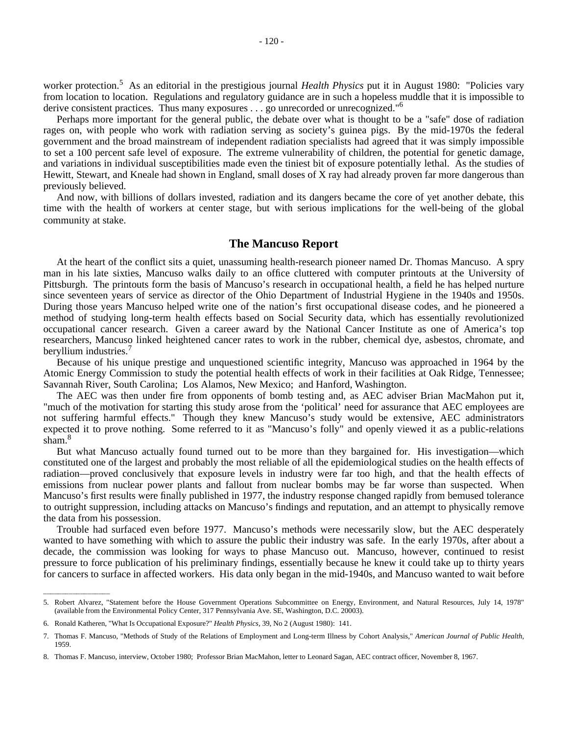worker protection.[5] As an editorial in the prestigious journal *Health Physics* put it in August 1980: "Policies vary from location to location. Regulations and regulatory guidance are in such a hopeless muddle that it is impossible to derive consistent practices. Thus many exposures . . . go unrecorded or unrecognized."[6]

Perhaps more important for the general public, the debate over what is thought to be a "safe" dose of radiation rages on, with people who work with radiation serving as society's guinea pigs. By the mid-1970s the federal government and the broad mainstream of independent radiation specialists had agreed that it was simply impossible to set a 100 percent safe level of exposure. The extreme vulnerability of children, the potential for genetic damage, and variations in individual susceptibilities made even the tiniest bit of exposure potentially lethal. As the studies of Hewitt, Stewart, and Kneale had shown in England, small doses of X ray had already proven far more dangerous than previously believed.

And now, with billions of dollars invested, radiation and its dangers became the core of yet another debate, this time with the health of workers at center stage, but with serious implications for the well-being of the global community at stake.

## The Mancuso Report

At the heart of the conflict sits a quiet, unassuming health-research pioneer named Dr. Thomas Mancuso. A spry man in his late sixties, Mancuso walks daily to an office cluttered with computer printouts at the University of Pittsburgh. The printouts form the basis of Mancuso's research in occupational health, a field he has helped nurture since seventeen years of service as director of the Ohio Department of Industrial Hygiene in the 1940s and 1950s. During those years Mancuso helped write one of the nation's first occupational disease codes, and he pioneered a method of studying long-term health effects based on Social Security data, which has essentially revolutionized occupational cancer research. Given a career award by the National Cancer Institute as one of America's top researchers, Mancuso linked heightened cancer rates to work in the rubber, chemical dye, asbestos, chromate, and beryllium industries.[7]

Because of his unique prestige and unquestioned scientific integrity, Mancuso was approached in 1964 by the Atomic Energy Commission to study the potential health effects of work in their facilities at Oak Ridge, Tennessee; Savannah River, South Carolina; Los Alamos, New Mexico; and Hanford, Washington.

The AEC was then under fire from opponents of bomb testing and, as AEC adviser Brian MacMahon put it, "much of the motivation for starting this study arose from the 'political' need for assurance that AEC employees are not suffering harmful effects." Though they knew Mancuso's study would be extensive, AEC administrators expected it to prove nothing. Some referred to it as "Mancuso's folly" and openly viewed it as a public-relations sham.[8]

But what Mancuso actually found turned out to be more than they bargained for. His investigation—which constituted one of the largest and probably the most reliable of all the epidemiological studies on the health effects of radiation—proved conclusively that exposure levels in industry were far too high, and that the health effects of emissions from nuclear power plants and fallout from nuclear bombs may be far worse than suspected. When Mancuso's first results were finally published in 1977, the industry response changed rapidly from bemused tolerance to outright suppression, including attacks on Mancuso's findings and reputation, and an attempt to physically remove the data from his possession.

Trouble had surfaced even before 1977. Mancuso's methods were necessarily slow, but the AEC desperately wanted to have something with which to assure the public their industry was safe. In the early 1970s, after about a decade, the commission was looking for ways to phase Mancuso out. Mancuso, however, continued to resist pressure to force publication of his preliminary findings, essentially because he knew it could take up to thirty years for cancers to surface in affected workers. His data only began in the mid-1940s, and Mancuso wanted to wait before

---

5. Robert Alvarez, "Statement before the House Government Operations Subcommittee on Energy, Environment, and Natural Resources, July 14, 1978" (available from the Environmental Policy Center, 317 Pennsylvania Ave. SE, Washington, D.C. 20003).

6. Ronald Katheren, "What Is Occupational Exposure?" *Health Physics,* 39, No 2 (August 1980): 141.

7. Thomas F. Mancuso, "Methods of Study of the Relations of Employment and Long-term Illness by Cohort Analysis," *American Journal of Public Health,* 1959.

8. Thomas F. Mancuso, interview, October 1980; Professor Brian MacMahon, letter to Leonard Sagan, AEC contract officer, November 8, 1967.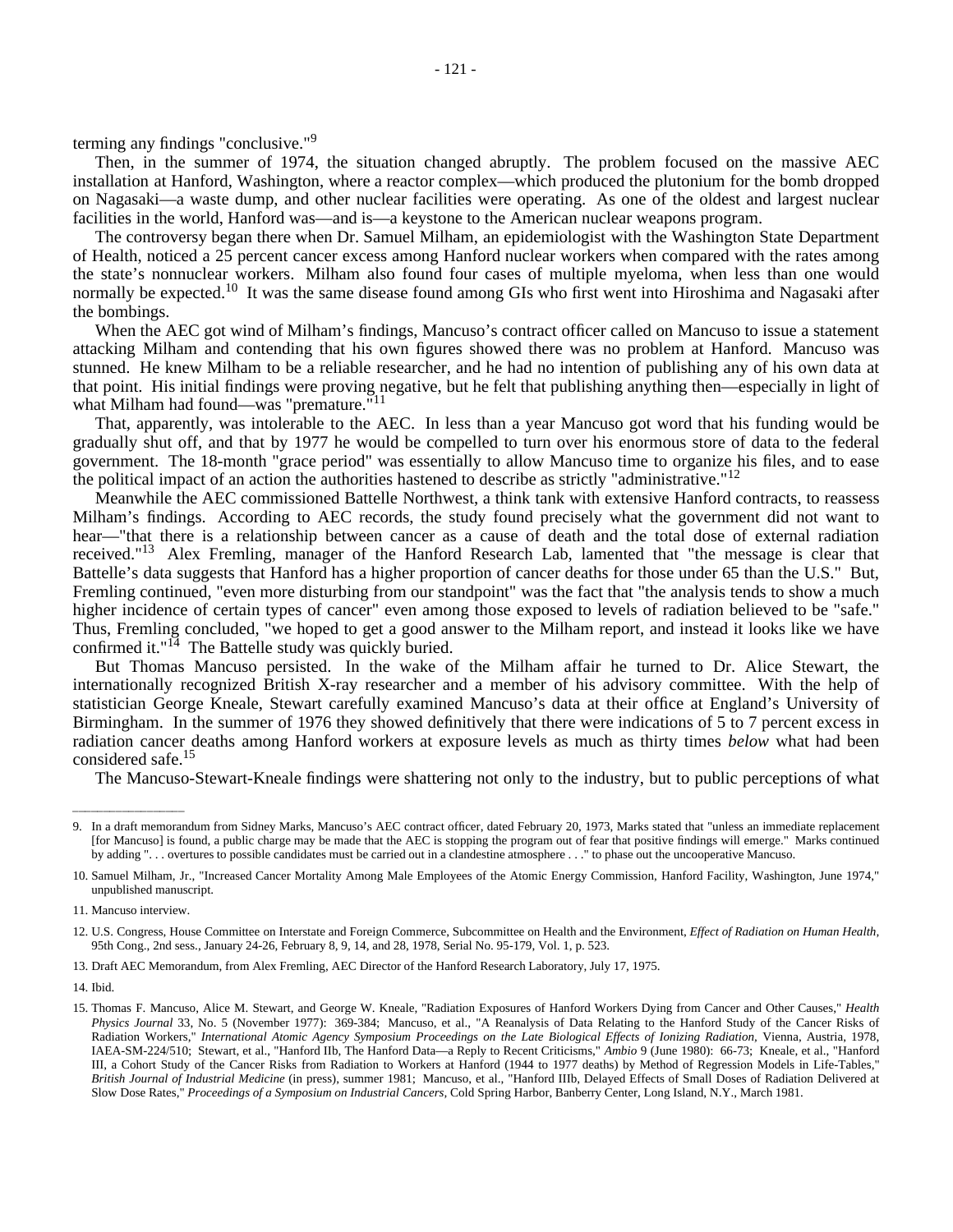terming any findings "conclusive."[9]

Then, in the summer of 1974, the situation changed abruptly. The problem focused on the massive AEC installation at Hanford, Washington, where a reactor complex—which produced the plutonium for the bomb dropped on Nagasaki—a waste dump, and other nuclear facilities were operating. As one of the oldest and largest nuclear facilities in the world, Hanford was—and is—a keystone to the American nuclear weapons program.

The controversy began there when Dr. Samuel Milham, an epidemiologist with the Washington State Department of Health, noticed a 25 percent cancer excess among Hanford nuclear workers when compared with the rates among the state's nonnuclear workers. Milham also found four cases of multiple myeloma, when less than one would normally be expected.[10] It was the same disease found among GIs who first went into Hiroshima and Nagasaki after the bombings.

When the AEC got wind of Milham's findings, Mancuso's contract officer called on Mancuso to issue a statement attacking Milham and contending that his own figures showed there was no problem at Hanford. Mancuso was stunned. He knew Milham to be a reliable researcher, and he had no intention of publishing any of his own data at that point. His initial findings were proving negative, but he felt that publishing anything then—especially in light of what Milham had found—was "premature."[11]

That, apparently, was intolerable to the AEC. In less than a year Mancuso got word that his funding would be gradually shut off, and that by 1977 he would be compelled to turn over his enormous store of data to the federal government. The 18-month "grace period" was essentially to allow Mancuso time to organize his files, and to ease the political impact of an action the authorities hastened to describe as strictly "administrative."[12]

Meanwhile the AEC commissioned Battelle Northwest, a think tank with extensive Hanford contracts, to reassess Milham's findings. According to AEC records, the study found precisely what the government did not want to hear—"that there is a relationship between cancer as a cause of death and the total dose of external radiation received."[13] Alex Fremling, manager of the Hanford Research Lab, lamented that "the message is clear that Battelle's data suggests that Hanford has a higher proportion of cancer deaths for those under 65 than the U.S." But, Fremling continued, "even more disturbing from our standpoint" was the fact that "the analysis tends to show a much higher incidence of certain types of cancer" even among those exposed to levels of radiation believed to be "safe." Thus, Fremling concluded, "we hoped to get a good answer to the Milham report, and instead it looks like we have confirmed it."[14] The Battelle study was quickly buried.

But Thomas Mancuso persisted. In the wake of the Milham affair he turned to Dr. Alice Stewart, the internationally recognized British X-ray researcher and a member of his advisory committee. With the help of statistician George Kneale, Stewart carefully examined Mancuso's data at their office at England's University of Birmingham. In the summer of 1976 they showed definitively that there were indications of 5 to 7 percent excess in radiation cancer deaths among Hanford workers at exposure levels as much as thirty times *below* what had been considered safe.[15]

The Mancuso-Stewart-Kneale findings were shattering not only to the industry, but to public perceptions of what

---

9. In a draft memorandum from Sidney Marks, Mancuso's AEC contract officer, dated February 20, 1973, Marks stated that "unless an immediate replacement [for Mancuso] is found, a public charge may be made that the AEC is stopping the program out of fear that positive findings will emerge." Marks continued by adding ". . . overtures to possible candidates must be carried out in a clandestine atmosphere . . ." to phase out the uncooperative Mancuso.

10. Samuel Milham, Jr., "Increased Cancer Mortality Among Male Employees of the Atomic Energy Commission, Hanford Facility, Washington, June 1974," unpublished manuscript.

11. Mancuso interview.

12. U.S. Congress, House Committee on Interstate and Foreign Commerce, Subcommittee on Health and the Environment, *Effect of Radiation on Human Health,* 95th Cong., 2nd sess., January 24-26, February 8, 9, 14, and 28, 1978, Serial No. 95-179, Vol. 1, p. 523.

13. Draft AEC Memorandum, from Alex Fremling, AEC Director of the Hanford Research Laboratory, July 17, 1975.

14. Ibid.

15. Thomas F. Mancuso, Alice M. Stewart, and George W. Kneale, "Radiation Exposures of Hanford Workers Dying from Cancer and Other Causes," *Health Physics Journal* 33, No. 5 (November 1977): 369-384; Mancuso, et al., "A Reanalysis of Data Relating to the Hanford Study of the Cancer Risks of Radiation Workers," *International Atomic Agency Symposium Proceedings on the Late Biological Effects of Ionizing Radiation,* Vienna, Austria, 1978, IAEA-SM-224/510; Stewart, et al., "Hanford IIb, The Hanford Data—a Reply to Recent Criticisms," *Ambio* 9 (June 1980): 66-73; Kneale, et al., "Hanford III, a Cohort Study of the Cancer Risks from Radiation to Workers at Hanford (1944 to 1977 deaths) by Method of Regression Models in Life-Tables," *British Journal of Industrial Medicine* (in press), summer 1981; Mancuso, et al., "Hanford IIIb, Delayed Effects of Small Doses of Radiation Delivered at Slow Dose Rates," *Proceedings of a Symposium on Industrial Cancers,* Cold Spring Harbor, Banberry Center, Long Island, N.Y., March 1981.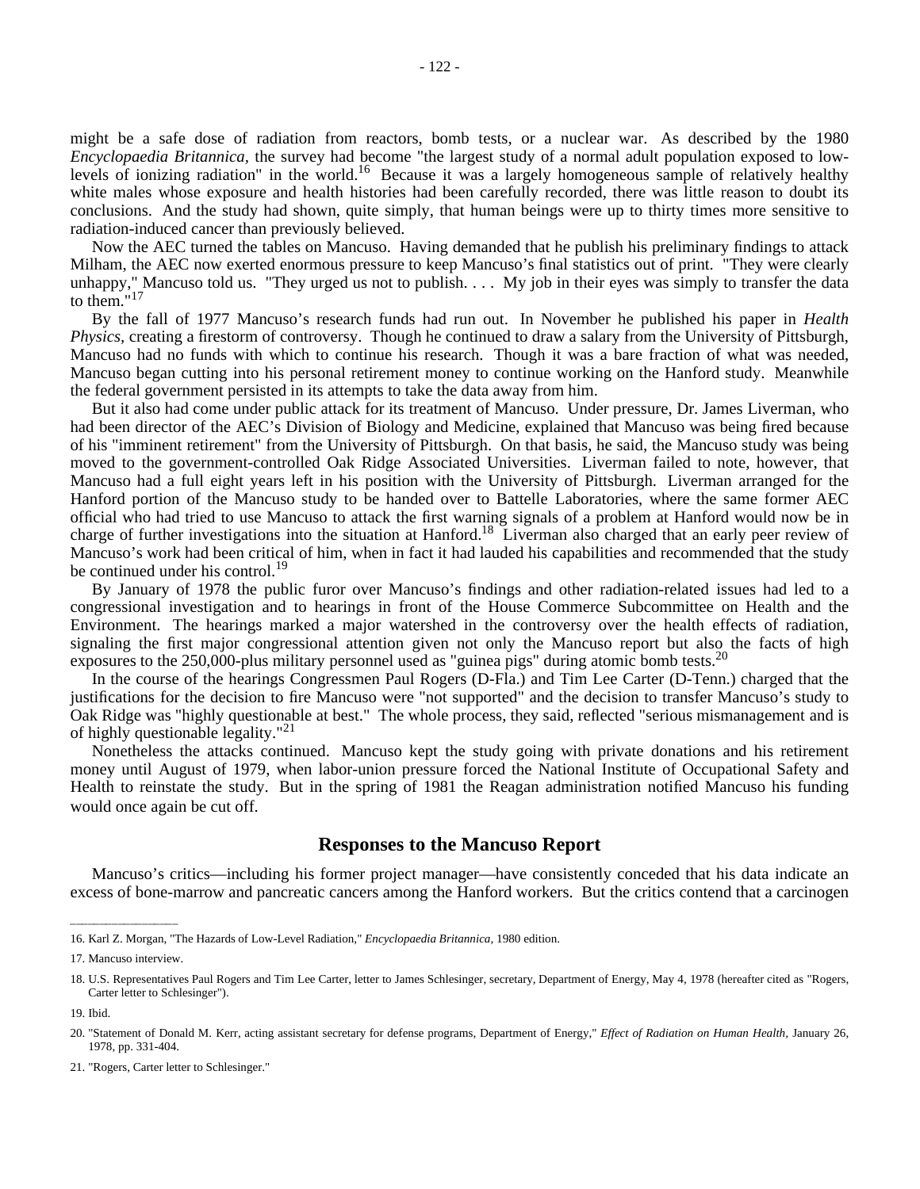might be a safe dose of radiation from reactors, bomb tests, or a nuclear war. As described by the 1980 *Encyclopaedia Britannica*, the survey had become "the largest study of a normal adult population exposed to low-levels of ionizing radiation" in the world.[16] Because it was a largely homogeneous sample of relatively healthy white males whose exposure and health histories had been carefully recorded, there was little reason to doubt its conclusions. And the study had shown, quite simply, that human beings were up to thirty times more sensitive to radiation-induced cancer than previously believed.

Now the AEC turned the tables on Mancuso. Having demanded that he publish his preliminary findings to attack Milham, the AEC now exerted enormous pressure to keep Mancuso's final statistics out of print. "They were clearly unhappy," Mancuso told us. "They urged us not to publish. . . . My job in their eyes was simply to transfer the data to them."[17]

By the fall of 1977 Mancuso's research funds had run out. In November he published his paper in *Health Physics*, creating a firestorm of controversy. Though he continued to draw a salary from the University of Pittsburgh, Mancuso had no funds with which to continue his research. Though it was a bare fraction of what was needed, Mancuso began cutting into his personal retirement money to continue working on the Hanford study. Meanwhile the federal government persisted in its attempts to take the data away from him.

But it also had come under public attack for its treatment of Mancuso. Under pressure, Dr. James Liverman, who had been director of the AEC's Division of Biology and Medicine, explained that Mancuso was being fired because of his "imminent retirement" from the University of Pittsburgh. On that basis, he said, the Mancuso study was being moved to the government-controlled Oak Ridge Associated Universities. Liverman failed to note, however, that Mancuso had a full eight years left in his position with the University of Pittsburgh. Liverman arranged for the Hanford portion of the Mancuso study to be handed over to Battelle Laboratories, where the same former AEC official who had tried to use Mancuso to attack the first warning signals of a problem at Hanford would now be in charge of further investigations into the situation at Hanford.[18] Liverman also charged that an early peer review of Mancuso's work had been critical of him, when in fact it had lauded his capabilities and recommended that the study be continued under his control.[19]

By January of 1978 the public furor over Mancuso's findings and other radiation-related issues had led to a congressional investigation and to hearings in front of the House Commerce Subcommittee on Health and the Environment. The hearings marked a major watershed in the controversy over the health effects of radiation, signaling the first major congressional attention given not only the Mancuso report but also the facts of high exposures to the 250,000-plus military personnel used as "guinea pigs" during atomic bomb tests.[20]

In the course of the hearings Congressmen Paul Rogers (D-Fla.) and Tim Lee Carter (D-Tenn.) charged that the justifications for the decision to fire Mancuso were "not supported" and the decision to transfer Mancuso's study to Oak Ridge was "highly questionable at best." The whole process, they said, reflected "serious mismanagement and is of highly questionable legality."[21]

Nonetheless the attacks continued. Mancuso kept the study going with private donations and his retirement money until August of 1979, when labor-union pressure forced the National Institute of Occupational Safety and Health to reinstate the study. But in the spring of 1981 the Reagan administration notified Mancuso his funding would once again be cut off.

## Responses to the Mancuso Report

Mancuso's critics—including his former project manager—have consistently conceded that his data indicate an excess of bone-marrow and pancreatic cancers among the Hanford workers. But the critics contend that a carcinogen

---

16. Karl Z. Morgan, "The Hazards of Low-Level Radiation," *Encyclopaedia Britannica*, 1980 edition.

17. Mancuso interview.

18. U.S. Representatives Paul Rogers and Tim Lee Carter, letter to James Schlesinger, secretary, Department of Energy, May 4, 1978 (hereafter cited as "Rogers, Carter letter to Schlesinger").

19. Ibid.

20. "Statement of Donald M. Kerr, acting assistant secretary for defense programs, Department of Energy," *Effect of Radiation on Human Health*, January 26, 1978, pp. 331-404.

21. "Rogers, Carter letter to Schlesinger."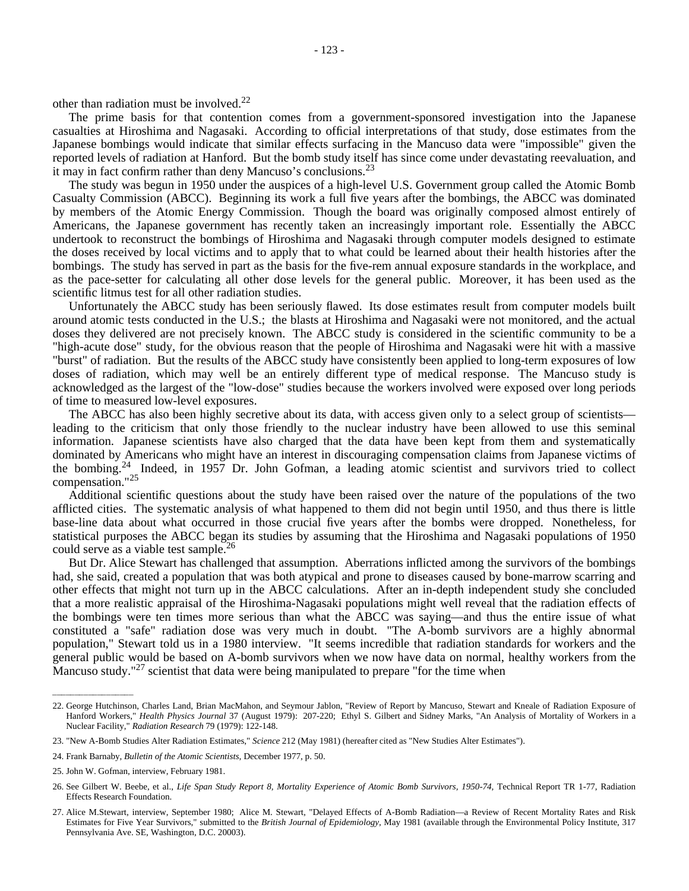other than radiation must be involved.[22]

The prime basis for that contention comes from a government-sponsored investigation into the Japanese casualties at Hiroshima and Nagasaki. According to official interpretations of that study, dose estimates from the Japanese bombings would indicate that similar effects surfacing in the Mancuso data were "impossible" given the reported levels of radiation at Hanford. But the bomb study itself has since come under devastating reevaluation, and it may in fact confirm rather than deny Mancuso's conclusions.[23]

The study was begun in 1950 under the auspices of a high-level U.S. Government group called the Atomic Bomb Casualty Commission (ABCC). Beginning its work a full five years after the bombings, the ABCC was dominated by members of the Atomic Energy Commission. Though the board was originally composed almost entirely of Americans, the Japanese government has recently taken an increasingly important role. Essentially the ABCC undertook to reconstruct the bombings of Hiroshima and Nagasaki through computer models designed to estimate the doses received by local victims and to apply that to what could be learned about their health histories after the bombings. The study has served in part as the basis for the five-rem annual exposure standards in the workplace, and as the pace-setter for calculating all other dose levels for the general public. Moreover, it has been used as the scientific litmus test for all other radiation studies.

Unfortunately the ABCC study has been seriously flawed. Its dose estimates result from computer models built around atomic tests conducted in the U.S.; the blasts at Hiroshima and Nagasaki were not monitored, and the actual doses they delivered are not precisely known. The ABCC study is considered in the scientific community to be a "high-acute dose" study, for the obvious reason that the people of Hiroshima and Nagasaki were hit with a massive "burst" of radiation. But the results of the ABCC study have consistently been applied to long-term exposures of low doses of radiation, which may well be an entirely different type of medical response. The Mancuso study is acknowledged as the largest of the "low-dose" studies because the workers involved were exposed over long periods of time to measured low-level exposures.

The ABCC has also been highly secretive about its data, with access given only to a select group of scientists—leading to the criticism that only those friendly to the nuclear industry have been allowed to use this seminal information. Japanese scientists have also charged that the data have been kept from them and systematically dominated by Americans who might have an interest in discouraging compensation claims from Japanese victims of the bombing.[24] Indeed, in 1957 Dr. John Gofman, a leading atomic scientist and survivors tried to collect compensation."[25]

Additional scientific questions about the study have been raised over the nature of the populations of the two afflicted cities. The systematic analysis of what happened to them did not begin until 1950, and thus there is little base-line data about what occurred in those crucial five years after the bombs were dropped. Nonetheless, for statistical purposes the ABCC began its studies by assuming that the Hiroshima and Nagasaki populations of 1950 could serve as a viable test sample.[26]

But Dr. Alice Stewart has challenged that assumption. Aberrations inflicted among the survivors of the bombings had, she said, created a population that was both atypical and prone to diseases caused by bone-marrow scarring and other effects that might not turn up in the ABCC calculations. After an in-depth independent study she concluded that a more realistic appraisal of the Hiroshima-Nagasaki populations might well reveal that the radiation effects of the bombings were ten times more serious than what the ABCC was saying—and thus the entire issue of what constituted a "safe" radiation dose was very much in doubt. "The A-bomb survivors are a highly abnormal population," Stewart told us in a 1980 interview. "It seems incredible that radiation standards for workers and the general public would be based on A-bomb survivors when we now have data on normal, healthy workers from the Mancuso study."[27] scientist that data were being manipulated to prepare "for the time when

---

22. George Hutchinson, Charles Land, Brian MacMahon, and Seymour Jablon, "Review of Report by Mancuso, Stewart and Kneale of Radiation Exposure of Hanford Workers," *Health Physics Journal* 37 (August 1979): 207-220; Ethyl S. Gilbert and Sidney Marks, "An Analysis of Mortality of Workers in a Nuclear Facility," *Radiation Research* 79 (1979): 122-148.

23. "New A-Bomb Studies Alter Radiation Estimates," *Science* 212 (May 1981) (hereafter cited as "New Studies Alter Estimates").

24. Frank Barnaby, *Bulletin of the Atomic Scientists*, December 1977, p. 50.

25. John W. Gofman, interview, February 1981.

26. See Gilbert W. Beebe, et al., *Life Span Study Report 8, Mortality Experience of Atomic Bomb Survivors, 1950-74*, Technical Report TR 1-77, Radiation Effects Research Foundation.

27. Alice M.Stewart, interview, September 1980; Alice M. Stewart, "Delayed Effects of A-Bomb Radiation—a Review of Recent Mortality Rates and Risk Estimates for Five Year Survivors," submitted to the *British Journal of Epidemiology*, May 1981 (available through the Environmental Policy Institute, 317 Pennsylvania Ave. SE, Washington, D.C. 20003).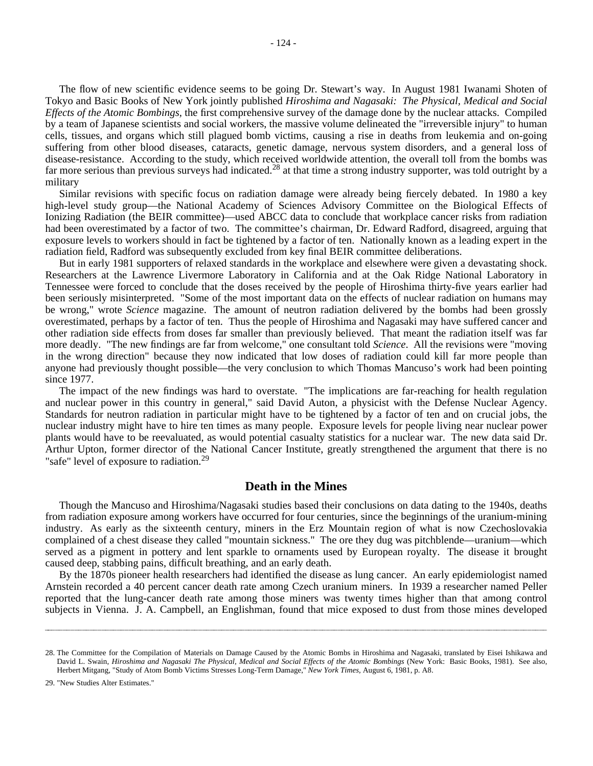The flow of new scientific evidence seems to be going Dr. Stewart's way. In August 1981 Iwanami Shoten of Tokyo and Basic Books of New York jointly published *Hiroshima and Nagasaki: The Physical, Medical and Social Effects of the Atomic Bombings,* the first comprehensive survey of the damage done by the nuclear attacks. Compiled by a team of Japanese scientists and social workers, the massive volume delineated the "irreversible injury" to human cells, tissues, and organs which still plagued bomb victims, causing a rise in deaths from leukemia and on-going suffering from other blood diseases, cataracts, genetic damage, nervous system disorders, and a general loss of disease-resistance. According to the study, which received worldwide attention, the overall toll from the bombs was far more serious than previous surveys had indicated.[28] at that time a strong industry supporter, was told outright by a military

Similar revisions with specific focus on radiation damage were already being fiercely debated. In 1980 a key high-level study group—the National Academy of Sciences Advisory Committee on the Biological Effects of Ionizing Radiation (the BEIR committee)—used ABCC data to conclude that workplace cancer risks from radiation had been overestimated by a factor of two. The committee's chairman, Dr. Edward Radford, disagreed, arguing that exposure levels to workers should in fact be tightened by a factor of ten. Nationally known as a leading expert in the radiation field, Radford was subsequently excluded from key final BEIR committee deliberations.

But in early 1981 supporters of relaxed standards in the workplace and elsewhere were given a devastating shock. Researchers at the Lawrence Livermore Laboratory in California and at the Oak Ridge National Laboratory in Tennessee were forced to conclude that the doses received by the people of Hiroshima thirty-five years earlier had been seriously misinterpreted. "Some of the most important data on the effects of nuclear radiation on humans may be wrong," wrote *Science* magazine. The amount of neutron radiation delivered by the bombs had been grossly overestimated, perhaps by a factor of ten. Thus the people of Hiroshima and Nagasaki may have suffered cancer and other radiation side effects from doses far smaller than previously believed. That meant the radiation itself was far more deadly. "The new findings are far from welcome," one consultant told *Science*. All the revisions were "moving in the wrong direction" because they now indicated that low doses of radiation could kill far more people than anyone had previously thought possible—the very conclusion to which Thomas Mancuso's work had been pointing since 1977.

The impact of the new findings was hard to overstate. "The implications are far-reaching for health regulation and nuclear power in this country in general," said David Auton, a physicist with the Defense Nuclear Agency. Standards for neutron radiation in particular might have to be tightened by a factor of ten and on crucial jobs, the nuclear industry might have to hire ten times as many people. Exposure levels for people living near nuclear power plants would have to be reevaluated, as would potential casualty statistics for a nuclear war. The new data said Dr. Arthur Upton, former director of the National Cancer Institute, greatly strengthened the argument that there is no "safe" level of exposure to radiation.[29]

## Death in the Mines

Though the Mancuso and Hiroshima/Nagasaki studies based their conclusions on data dating to the 1940s, deaths from radiation exposure among workers have occurred for four centuries, since the beginnings of the uranium-mining industry. As early as the sixteenth century, miners in the Erz Mountain region of what is now Czechoslovakia complained of a chest disease they called "mountain sickness." The ore they dug was pitchblende—uranium—which served as a pigment in pottery and lent sparkle to ornaments used by European royalty. The disease it brought caused deep, stabbing pains, difficult breathing, and an early death.

By the 1870s pioneer health researchers had identified the disease as lung cancer. An early epidemiologist named Arnstein recorded a 40 percent cancer death rate among Czech uranium miners. In 1939 a researcher named Peller reported that the lung-cancer death rate among those miners was twenty times higher than that among control subjects in Vienna. J. A. Campbell, an Englishman, found that mice exposed to dust from those mines developed

---

28. The Committee for the Compilation of Materials on Damage Caused by the Atomic Bombs in Hiroshima and Nagasaki, translated by Eisei Ishikawa and David L. Swain, *Hiroshima and Nagasaki The Physical, Medical and Social Effects of the Atomic Bombings* (New York: Basic Books, 1981). See also, Herbert Mitgang, "Study of Atom Bomb Victims Stresses Long-Term Damage," *New York Times*, August 6, 1981, p. A8.

29. "New Studies Alter Estimates."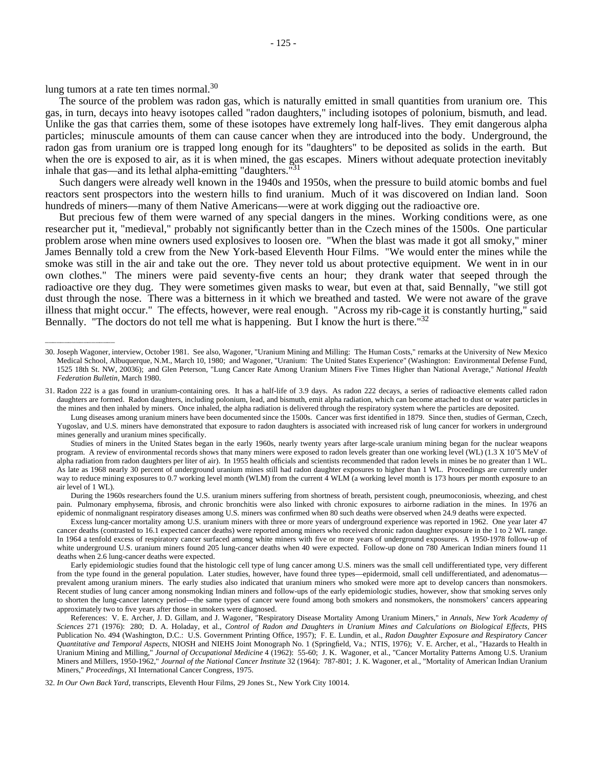lung tumors at a rate ten times normal.[30]

The source of the problem was radon gas, which is naturally emitted in small quantities from uranium ore. This gas, in turn, decays into heavy isotopes called "radon daughters," including isotopes of polonium, bismuth, and lead. Unlike the gas that carries them, some of these isotopes have extremely long half-lives. They emit dangerous alpha particles; minuscule amounts of them can cause cancer when they are introduced into the body. Underground, the radon gas from uranium ore is trapped long enough for its "daughters" to be deposited as solids in the earth. But when the ore is exposed to air, as it is when mined, the gas escapes. Miners without adequate protection inevitably inhale that gas—and its lethal alpha-emitting "daughters."[31]

Such dangers were already well known in the 1940s and 1950s, when the pressure to build atomic bombs and fuel reactors sent prospectors into the western hills to find uranium. Much of it was discovered on Indian land. Soon hundreds of miners—many of them Native Americans—were at work digging out the radioactive ore.

But precious few of them were warned of any special dangers in the mines. Working conditions were, as one researcher put it, "medieval," probably not significantly better than in the Czech mines of the 1500s. One particular problem arose when mine owners used explosives to loosen ore. "When the blast was made it got all smoky," miner James Bennally told a crew from the New York-based Eleventh Hour Films. "We would enter the mines while the smoke was still in the air and take out the ore. They never told us about protective equipment. We went in in our own clothes." The miners were paid seventy-five cents an hour; they drank water that seeped through the radioactive ore they dug. They were sometimes given masks to wear, but even at that, said Bennally, "we still got dust through the nose. There was a bitterness in it which we breathed and tasted. We were not aware of the grave illness that might occur." The effects, however, were real enough. "Across my rib-cage it is constantly hurting," said Bennally. "The doctors do not tell me what is happening. But I know the hurt is there."[32]

---

30. Joseph Wagoner, interview, October 1981. See also, Wagoner, "Uranium Mining and Milling: The Human Costs," remarks at the University of New Mexico Medical School, Albuquerque, N.M., March 10, 1980; and Wagoner, "Uranium: The United States Experience" (Washington: Environmental Defense Fund, 1525 18th St. NW, 20036); and Glen Peterson, "Lung Cancer Rate Among Uranium Miners Five Times Higher than National Average," *National Health Federation Bulletin*, March 1980.

31. Radon 222 is a gas found in uranium-containing ores. It has a half-life of 3.9 days. As radon 222 decays, a series of radioactive elements called radon daughters are formed. Radon daughters, including polonium, lead, and bismuth, emit alpha radiation, which can become attached to dust or water particles in the mines and then inhaled by miners. Once inhaled, the alpha radiation is delivered through the respiratory system where the particles are deposited.

   Lung diseases among uranium miners have been documented since the 1500s. Cancer was first identified in 1879. Since then, studies of German, Czech, Yugoslav, and U.S. miners have demonstrated that exposure to radon daughters is associated with increased risk of lung cancer for workers in underground mines generally and uranium mines specifically.

   Studies of miners in the United States began in the early 1960s, nearly twenty years after large-scale uranium mining began for the nuclear weapons program. A review of environmental records shows that many miners were exposed to radon levels greater than one working level (WL) ($1.3 \times 10^{-5}$ MeV of alpha radiation from radon daughters per liter of air). In 1955 health officials and scientists recommended that radon levels in mines be no greater than 1 WL. As late as 1968 nearly 30 percent of underground uranium mines still had radon daughter exposures to higher than 1 WL. Proceedings are currently under way to reduce mining exposures to 0.7 working level month (WLM) from the current 4 WLM (a working level month is 173 hours per month exposure to an air level of 1 WL).

   During the 1960s researchers found the U.S. uranium miners suffering from shortness of breath, persistent cough, pneumoconiosis, wheezing, and chest pain. Pulmonary emphysema, fibrosis, and chronic bronchitis were also linked with chronic exposures to airborne radiation in the mines. In 1976 an epidemic of nonmalignant respiratory diseases among U.S. miners was confirmed when 80 such deaths were observed when 24.9 deaths were expected.

   Excess lung-cancer mortality among U.S. uranium miners with three or more years of underground experience was reported in 1962. One year later 47 cancer deaths (contrasted to 16.1 expected cancer deaths) were reported among miners who received chronic radon daughter exposure in the 1 to 2 WL range. In 1964 a tenfold excess of respiratory cancer surfaced among white miners with five or more years of underground exposures. A 1950-1978 follow-up of white underground U.S. uranium miners found 205 lung-cancer deaths when 40 were expected. Follow-up done on 780 American Indian miners found 11 deaths when 2.6 lung-cancer deaths were expected.

   Early epidemiologic studies found that the histologic cell type of lung cancer among U.S. miners was the small cell undifferentiated type, very different from the type found in the general population. Later studies, however, have found three types—epidermoid, small cell undifferentiated, and adenomatus—prevalent among uranium miners. The early studies also indicated that uranium miners who smoked were more apt to develop cancers than nonsmokers. Recent studies of lung cancer among nonsmoking Indian miners and follow-ups of the early epidemiologic studies, however, show that smoking serves only to shorten the lung-cancer latency period—the same types of cancer were found among both smokers and nonsmokers, the nonsmokers' cancers appearing approximately two to five years after those in smokers were diagnosed.

   References: V. E. Archer, J. D. Gillam, and J. Wagoner, "Respiratory Disease Mortality Among Uranium Miners," in *Annals, New York Academy of Sciences* 271 (1976): 280; D. A. Holaday, et al., *Control of Radon and Daughters in Uranium Mines and Calculations on Biological Effects,* PHS Publication No. 494 (Washington, D.C.: U.S. Government Printing Office, 1957); F. E. Lundin, et al., *Radon Daughter Exposure and Respiratory Cancer Quantitative and Temporal Aspects,* NIOSH and NIEHS Joint Monograph No. 1 (Springfield, Va.; NTIS, 1976); V. E. Archer, et al., "Hazards to Health in Uranium Mining and Milling," *Journal of Occupational Medicine* 4 (1962): 55-60; J. K. Wagoner, et al., "Cancer Mortality Patterns Among U.S. Uranium Miners and Millers, 1950-1962," *Journal of the National Cancer Institute* 32 (1964): 787-801; J. K. Wagoner, et al., "Mortality of American Indian Uranium Miners," *Proceedings,* XI International Cancer Congress, 1975.

32. *In Our Own Back Yard,* transcripts, Eleventh Hour Films, 29 Jones St., New York City 10014.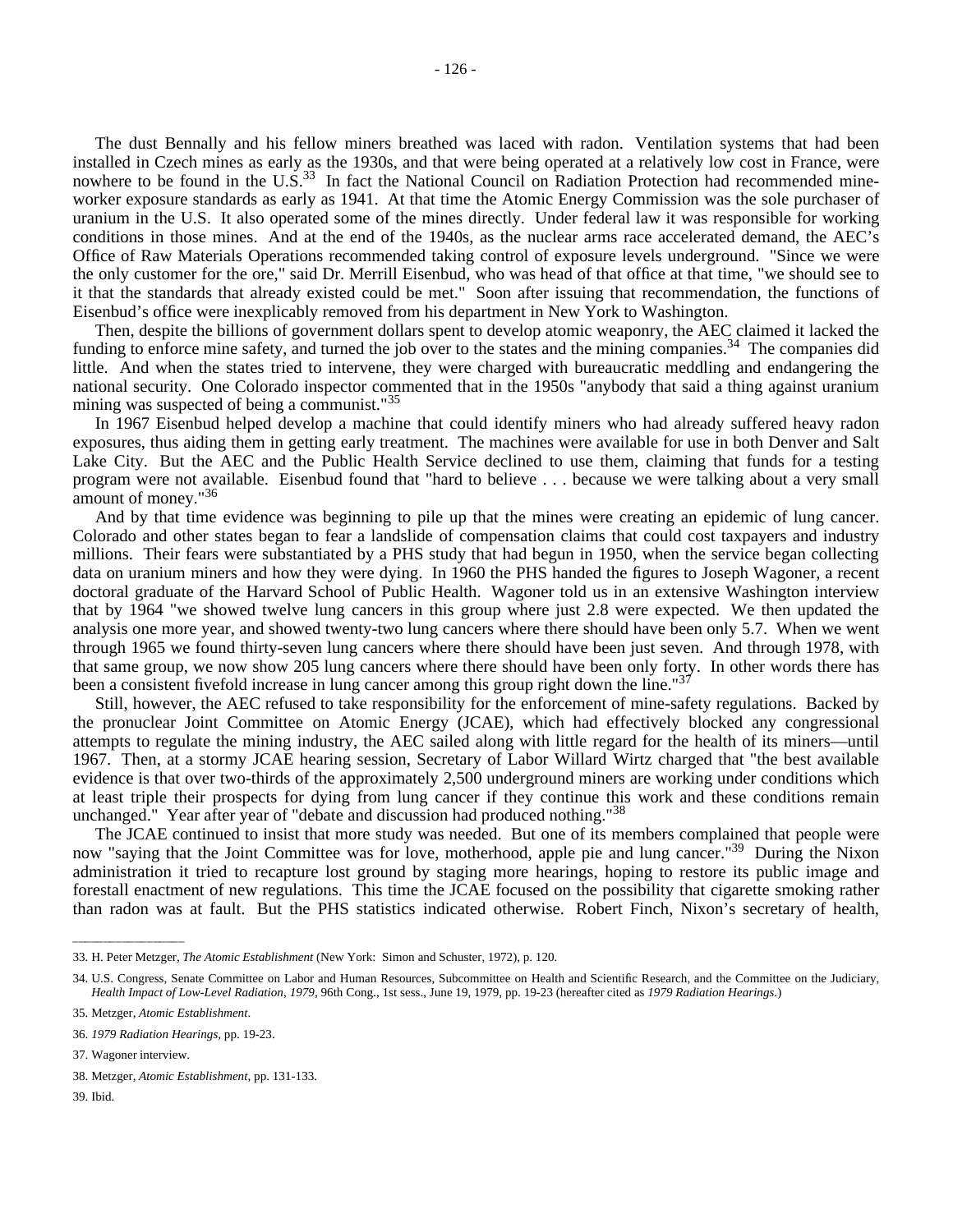The dust Bennally and his fellow miners breathed was laced with radon. Ventilation systems that had been installed in Czech mines as early as the 1930s, and that were being operated at a relatively low cost in France, were nowhere to be found in the U.S.[33] In fact the National Council on Radiation Protection had recommended mine-worker exposure standards as early as 1941. At that time the Atomic Energy Commission was the sole purchaser of uranium in the U.S. It also operated some of the mines directly. Under federal law it was responsible for working conditions in those mines. And at the end of the 1940s, as the nuclear arms race accelerated demand, the AEC's Office of Raw Materials Operations recommended taking control of exposure levels underground. "Since we were the only customer for the ore," said Dr. Merrill Eisenbud, who was head of that office at that time, "we should see to it that the standards that already existed could be met." Soon after issuing that recommendation, the functions of Eisenbud's office were inexplicably removed from his department in New York to Washington.

Then, despite the billions of government dollars spent to develop atomic weaponry, the AEC claimed it lacked the funding to enforce mine safety, and turned the job over to the states and the mining companies.[34] The companies did little. And when the states tried to intervene, they were charged with bureaucratic meddling and endangering the national security. One Colorado inspector commented that in the 1950s "anybody that said a thing against uranium mining was suspected of being a communist."[35]

In 1967 Eisenbud helped develop a machine that could identify miners who had already suffered heavy radon exposures, thus aiding them in getting early treatment. The machines were available for use in both Denver and Salt Lake City. But the AEC and the Public Health Service declined to use them, claiming that funds for a testing program were not available. Eisenbud found that "hard to believe . . . because we were talking about a very small amount of money."[36]

And by that time evidence was beginning to pile up that the mines were creating an epidemic of lung cancer. Colorado and other states began to fear a landslide of compensation claims that could cost taxpayers and industry millions. Their fears were substantiated by a PHS study that had begun in 1950, when the service began collecting data on uranium miners and how they were dying. In 1960 the PHS handed the figures to Joseph Wagoner, a recent doctoral graduate of the Harvard School of Public Health. Wagoner told us in an extensive Washington interview that by 1964 "we showed twelve lung cancers in this group where just 2.8 were expected. We then updated the analysis one more year, and showed twenty-two lung cancers where there should have been only 5.7. When we went through 1965 we found thirty-seven lung cancers where there should have been just seven. And through 1978, with that same group, we now show 205 lung cancers where there should have been only forty. In other words there has been a consistent fivefold increase in lung cancer among this group right down the line."[37]

Still, however, the AEC refused to take responsibility for the enforcement of mine-safety regulations. Backed by the pronuclear Joint Committee on Atomic Energy (JCAE), which had effectively blocked any congressional attempts to regulate the mining industry, the AEC sailed along with little regard for the health of its miners—until 1967. Then, at a stormy JCAE hearing session, Secretary of Labor Willard Wirtz charged that "the best available evidence is that over two-thirds of the approximately 2,500 underground miners are working under conditions which at least triple their prospects for dying from lung cancer if they continue this work and these conditions remain unchanged." Year after year of "debate and discussion had produced nothing."[38]

The JCAE continued to insist that more study was needed. But one of its members complained that people were now "saying that the Joint Committee was for love, motherhood, apple pie and lung cancer."[39] During the Nixon administration it tried to recapture lost ground by staging more hearings, hoping to restore its public image and forestall enactment of new regulations. This time the JCAE focused on the possibility that cigarette smoking rather than radon was at fault. But the PHS statistics indicated otherwise. Robert Finch, Nixon's secretary of health,

---

33. H. Peter Metzger, *The Atomic Establishment* (New York: Simon and Schuster, 1972), p. 120.

34. U.S. Congress, Senate Committee on Labor and Human Resources, Subcommittee on Health and Scientific Research, and the Committee on the Judiciary, *Health Impact of Low-Level Radiation, 1979*, 96th Cong., 1st sess., June 19, 1979, pp. 19-23 (hereafter cited as *1979 Radiation Hearings*.)

35. Metzger, *Atomic Establishment*.

36. *1979 Radiation Hearings*, pp. 19-23.

37. Wagoner interview.

38. Metzger, *Atomic Establishment*, pp. 131-133.

39. Ibid.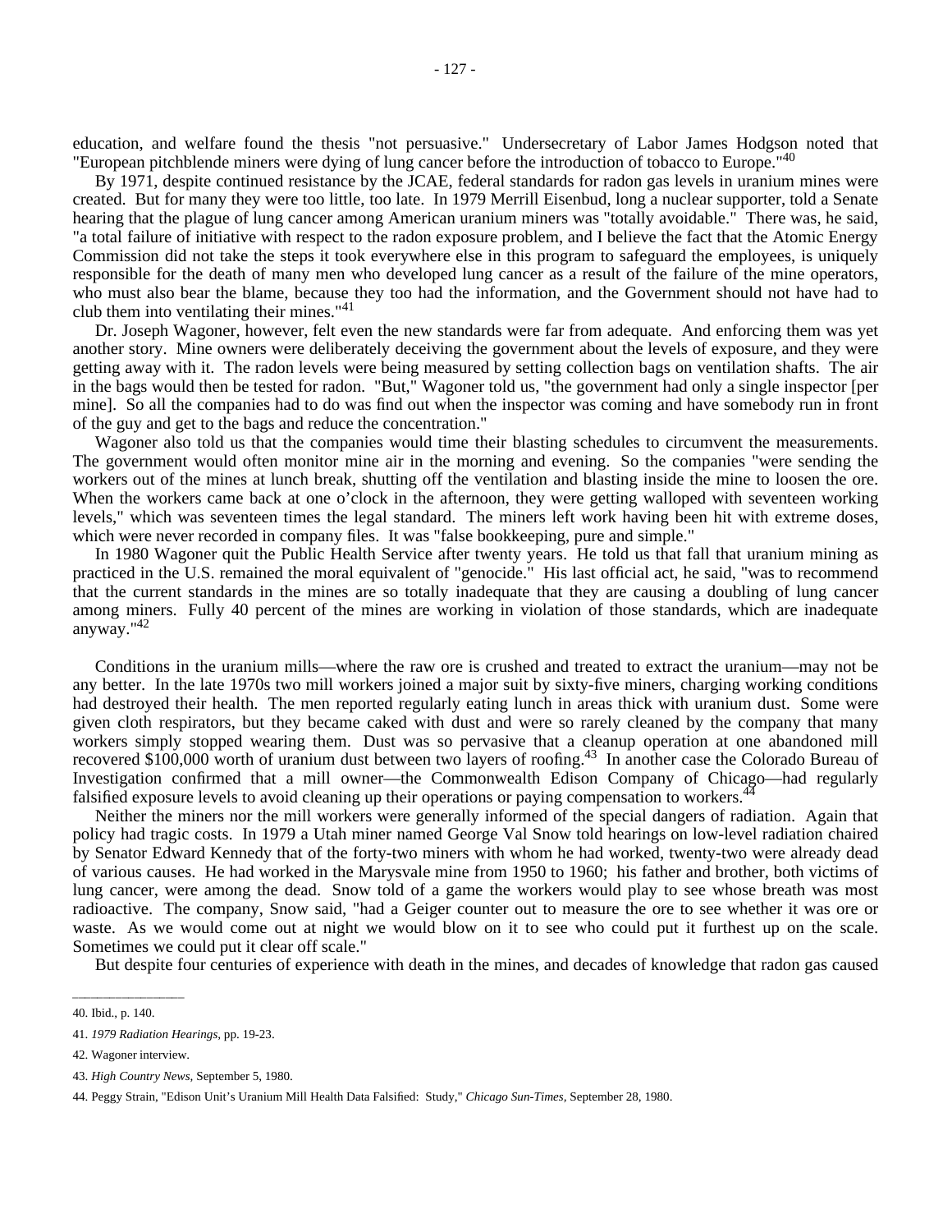education, and welfare found the thesis "not persuasive." Undersecretary of Labor James Hodgson noted that "European pitchblende miners were dying of lung cancer before the introduction of tobacco to Europe."[40]

By 1971, despite continued resistance by the JCAE, federal standards for radon gas levels in uranium mines were created. But for many they were too little, too late. In 1979 Merrill Eisenbud, long a nuclear supporter, told a Senate hearing that the plague of lung cancer among American uranium miners was "totally avoidable." There was, he said, "a total failure of initiative with respect to the radon exposure problem, and I believe the fact that the Atomic Energy Commission did not take the steps it took everywhere else in this program to safeguard the employees, is uniquely responsible for the death of many men who developed lung cancer as a result of the failure of the mine operators, who must also bear the blame, because they too had the information, and the Government should not have had to club them into ventilating their mines."[41]

Dr. Joseph Wagoner, however, felt even the new standards were far from adequate. And enforcing them was yet another story. Mine owners were deliberately deceiving the government about the levels of exposure, and they were getting away with it. The radon levels were being measured by setting collection bags on ventilation shafts. The air in the bags would then be tested for radon. "But," Wagoner told us, "the government had only a single inspector [per mine]. So all the companies had to do was find out when the inspector was coming and have somebody run in front of the guy and get to the bags and reduce the concentration."

Wagoner also told us that the companies would time their blasting schedules to circumvent the measurements. The government would often monitor mine air in the morning and evening. So the companies "were sending the workers out of the mines at lunch break, shutting off the ventilation and blasting inside the mine to loosen the ore. When the workers came back at one o'clock in the afternoon, they were getting walloped with seventeen working levels," which was seventeen times the legal standard. The miners left work having been hit with extreme doses, which were never recorded in company files. It was "false bookkeeping, pure and simple."

In 1980 Wagoner quit the Public Health Service after twenty years. He told us that fall that uranium mining as practiced in the U.S. remained the moral equivalent of "genocide." His last official act, he said, "was to recommend that the current standards in the mines are so totally inadequate that they are causing a doubling of lung cancer among miners. Fully 40 percent of the mines are working in violation of those standards, which are inadequate anyway."[42]

Conditions in the uranium mills—where the raw ore is crushed and treated to extract the uranium—may not be any better. In the late 1970s two mill workers joined a major suit by sixty-five miners, charging working conditions had destroyed their health. The men reported regularly eating lunch in areas thick with uranium dust. Some were given cloth respirators, but they became caked with dust and were so rarely cleaned by the company that many workers simply stopped wearing them. Dust was so pervasive that a cleanup operation at one abandoned mill recovered $100,000 worth of uranium dust between two layers of roofing.[43] In another case the Colorado Bureau of Investigation confirmed that a mill owner—the Commonwealth Edison Company of Chicago—had regularly falsified exposure levels to avoid cleaning up their operations or paying compensation to workers.[44]

Neither the miners nor the mill workers were generally informed of the special dangers of radiation. Again that policy had tragic costs. In 1979 a Utah miner named George Val Snow told hearings on low-level radiation chaired by Senator Edward Kennedy that of the forty-two miners with whom he had worked, twenty-two were already dead of various causes. He had worked in the Marysvale mine from 1950 to 1960; his father and brother, both victims of lung cancer, were among the dead. Snow told of a game the workers would play to see whose breath was most radioactive. The company, Snow said, "had a Geiger counter out to measure the ore to see whether it was ore or waste. As we would come out at night we would blow on it to see who could put it furthest up on the scale. Sometimes we could put it clear off scale."

But despite four centuries of experience with death in the mines, and decades of knowledge that radon gas caused

---

40. Ibid., p. 140.

41. *1979 Radiation Hearings*, pp. 19-23.

42. Wagoner interview.

43. *High Country News*, September 5, 1980.

44. Peggy Strain, "Edison Unit's Uranium Mill Health Data Falsified: Study," *Chicago Sun-Times*, September 28, 1980.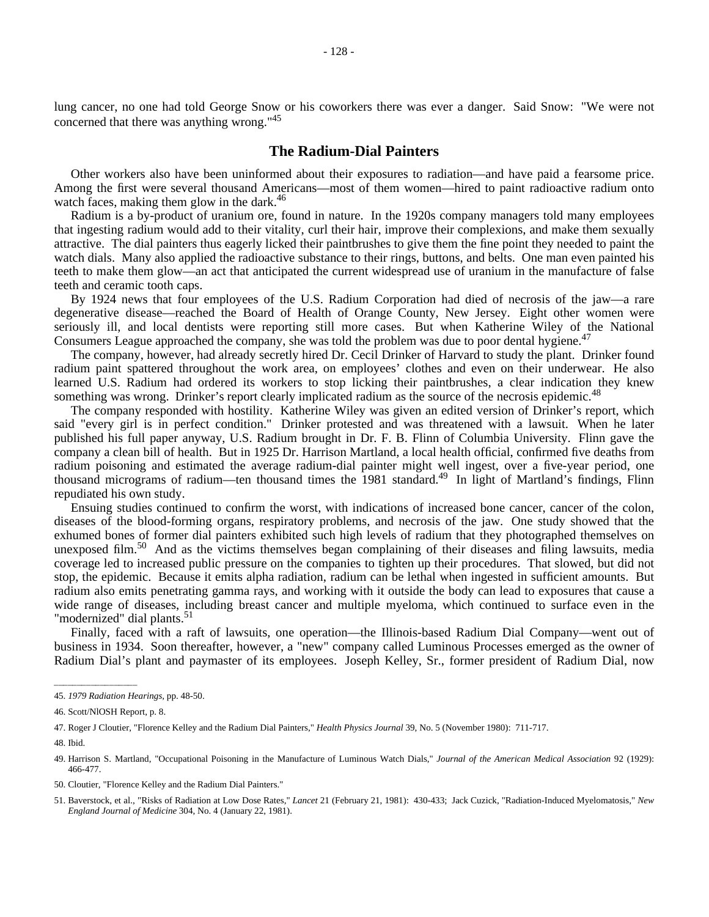lung cancer, no one had told George Snow or his coworkers there was ever a danger. Said Snow: "We were not concerned that there was anything wrong."[45]

## The Radium-Dial Painters

Other workers also have been uninformed about their exposures to radiation—and have paid a fearsome price. Among the first were several thousand Americans—most of them women—hired to paint radioactive radium onto watch faces, making them glow in the dark.[46]

Radium is a by-product of uranium ore, found in nature. In the 1920s company managers told many employees that ingesting radium would add to their vitality, curl their hair, improve their complexions, and make them sexually attractive. The dial painters thus eagerly licked their paintbrushes to give them the fine point they needed to paint the watch dials. Many also applied the radioactive substance to their rings, buttons, and belts. One man even painted his teeth to make them glow—an act that anticipated the current widespread use of uranium in the manufacture of false teeth and ceramic tooth caps.

By 1924 news that four employees of the U.S. Radium Corporation had died of necrosis of the jaw—a rare degenerative disease—reached the Board of Health of Orange County, New Jersey. Eight other women were seriously ill, and local dentists were reporting still more cases. But when Katherine Wiley of the National Consumers League approached the company, she was told the problem was due to poor dental hygiene.[47]

The company, however, had already secretly hired Dr. Cecil Drinker of Harvard to study the plant. Drinker found radium paint spattered throughout the work area, on employees' clothes and even on their underwear. He also learned U.S. Radium had ordered its workers to stop licking their paintbrushes, a clear indication they knew something was wrong. Drinker's report clearly implicated radium as the source of the necrosis epidemic.[48]

The company responded with hostility. Katherine Wiley was given an edited version of Drinker's report, which said "every girl is in perfect condition." Drinker protested and was threatened with a lawsuit. When he later published his full paper anyway, U.S. Radium brought in Dr. F. B. Flinn of Columbia University. Flinn gave the company a clean bill of health. But in 1925 Dr. Harrison Martland, a local health official, confirmed five deaths from radium poisoning and estimated the average radium-dial painter might well ingest, over a five-year period, one thousand micrograms of radium—ten thousand times the 1981 standard.[49] In light of Martland's findings, Flinn repudiated his own study.

Ensuing studies continued to confirm the worst, with indications of increased bone cancer, cancer of the colon, diseases of the blood-forming organs, respiratory problems, and necrosis of the jaw. One study showed that the exhumed bones of former dial painters exhibited such high levels of radium that they photographed themselves on unexposed film.[50] And as the victims themselves began complaining of their diseases and filing lawsuits, media coverage led to increased public pressure on the companies to tighten up their procedures. That slowed, but did not stop, the epidemic. Because it emits alpha radiation, radium can be lethal when ingested in sufficient amounts. But radium also emits penetrating gamma rays, and working with it outside the body can lead to exposures that cause a wide range of diseases, including breast cancer and multiple myeloma, which continued to surface even in the "modernized" dial plants.[51]

Finally, faced with a raft of lawsuits, one operation—the Illinois-based Radium Dial Company—went out of business in 1934. Soon thereafter, however, a "new" company called Luminous Processes emerged as the owner of Radium Dial's plant and paymaster of its employees. Joseph Kelley, Sr., former president of Radium Dial, now

---

45. *1979 Radiation Hearings*, pp. 48-50.

46. Scott/NlOSH Report, p. 8.

47. Roger J Cloutier, "Florence Kelley and the Radium Dial Painters," *Health Physics Journal* 39, No. 5 (November 1980): 711-717.

48. Ibid.

49. Harrison S. Martland, "Occupational Poisoning in the Manufacture of Luminous Watch Dials," *Journal of the American Medical Association* 92 (1929): 466-477.

50. Cloutier, "Florence Kelley and the Radium Dial Painters."

51. Baverstock, et al., "Risks of Radiation at Low Dose Rates," *Lancet* 21 (February 21, 1981): 430-433; Jack Cuzick, "Radiation-Induced Myelomatosis," *New England Journal of Medicine* 304, No. 4 (January 22, 1981).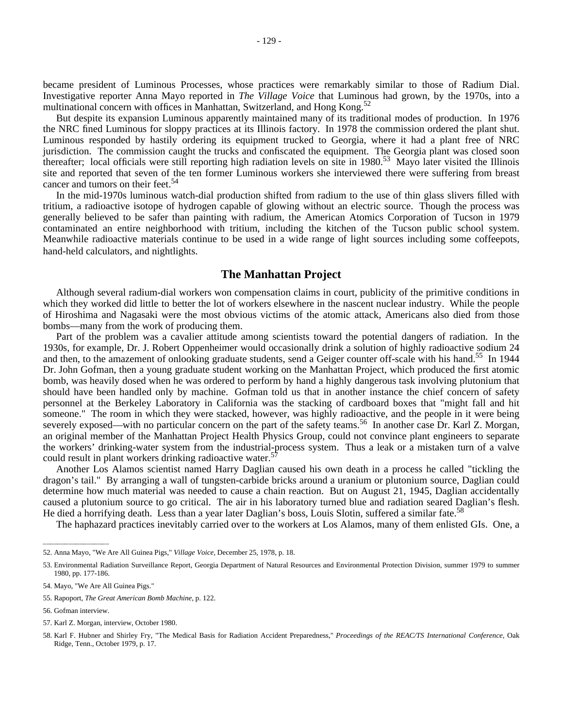became president of Luminous Processes, whose practices were remarkably similar to those of Radium Dial. Investigative reporter Anna Mayo reported in *The Village Voice* that Luminous had grown, by the 1970s, into a multinational concern with offices in Manhattan, Switzerland, and Hong Kong.[52]

But despite its expansion Luminous apparently maintained many of its traditional modes of production. In 1976 the NRC fined Luminous for sloppy practices at its Illinois factory. In 1978 the commission ordered the plant shut. Luminous responded by hastily ordering its equipment trucked to Georgia, where it had a plant free of NRC jurisdiction. The commission caught the trucks and confiscated the equipment. The Georgia plant was closed soon thereafter; local officials were still reporting high radiation levels on site in 1980.[53] Mayo later visited the Illinois site and reported that seven of the ten former Luminous workers she interviewed there were suffering from breast cancer and tumors on their feet.[54]

In the mid-1970s luminous watch-dial production shifted from radium to the use of thin glass slivers filled with tritium, a radioactive isotope of hydrogen capable of glowing without an electric source. Though the process was generally believed to be safer than painting with radium, the American Atomics Corporation of Tucson in 1979 contaminated an entire neighborhood with tritium, including the kitchen of the Tucson public school system. Meanwhile radioactive materials continue to be used in a wide range of light sources including some coffeepots, hand-held calculators, and nightlights.

## The Manhattan Project

Although several radium-dial workers won compensation claims in court, publicity of the primitive conditions in which they worked did little to better the lot of workers elsewhere in the nascent nuclear industry. While the people of Hiroshima and Nagasaki were the most obvious victims of the atomic attack, Americans also died from those bombs—many from the work of producing them.

Part of the problem was a cavalier attitude among scientists toward the potential dangers of radiation. In the 1930s, for example, Dr. J. Robert Oppenheimer would occasionally drink a solution of highly radioactive sodium 24 and then, to the amazement of onlooking graduate students, send a Geiger counter off-scale with his hand.[55] In 1944 Dr. John Gofman, then a young graduate student working on the Manhattan Project, which produced the first atomic bomb, was heavily dosed when he was ordered to perform by hand a highly dangerous task involving plutonium that should have been handled only by machine. Gofman told us that in another instance the chief concern of safety personnel at the Berkeley Laboratory in California was the stacking of cardboard boxes that "might fall and hit someone." The room in which they were stacked, however, was highly radioactive, and the people in it were being severely exposed—with no particular concern on the part of the safety teams.[56] In another case Dr. Karl Z. Morgan, an original member of the Manhattan Project Health Physics Group, could not convince plant engineers to separate the workers' drinking-water system from the industrial-process system. Thus a leak or a mistaken turn of a valve could result in plant workers drinking radioactive water.[57]

Another Los Alamos scientist named Harry Daglian caused his own death in a process he called "tickling the dragon's tail." By arranging a wall of tungsten-carbide bricks around a uranium or plutonium source, Daglian could determine how much material was needed to cause a chain reaction. But on August 21, 1945, Daglian accidentally caused a plutonium source to go critical. The air in his laboratory turned blue and radiation seared Daglian's flesh. He died a horrifying death. Less than a year later Daglian's boss, Louis Slotin, suffered a similar fate.[58]

The haphazard practices inevitably carried over to the workers at Los Alamos, many of them enlisted GIs. One, a

---

52. Anna Mayo, "We Are All Guinea Pigs," *Village Voice*, December 25, 1978, p. 18.

53. Environmental Radiation Surveillance Report, Georgia Department of Natural Resources and Environmental Protection Division, summer 1979 to summer 1980, pp. 177-186.

54. Mayo, "We Are All Guinea Pigs."

55. Rapoport, *The Great American Bomb Machine*, p. 122.

56. Gofman interview.

57. Karl Z. Morgan, interview, October 1980.

58. Karl F. Hubner and Shirley Fry, "The Medical Basis for Radiation Accident Preparedness," *Proceedings of the REAC/TS International Conference*, Oak Ridge, Tenn., October 1979, p. 17.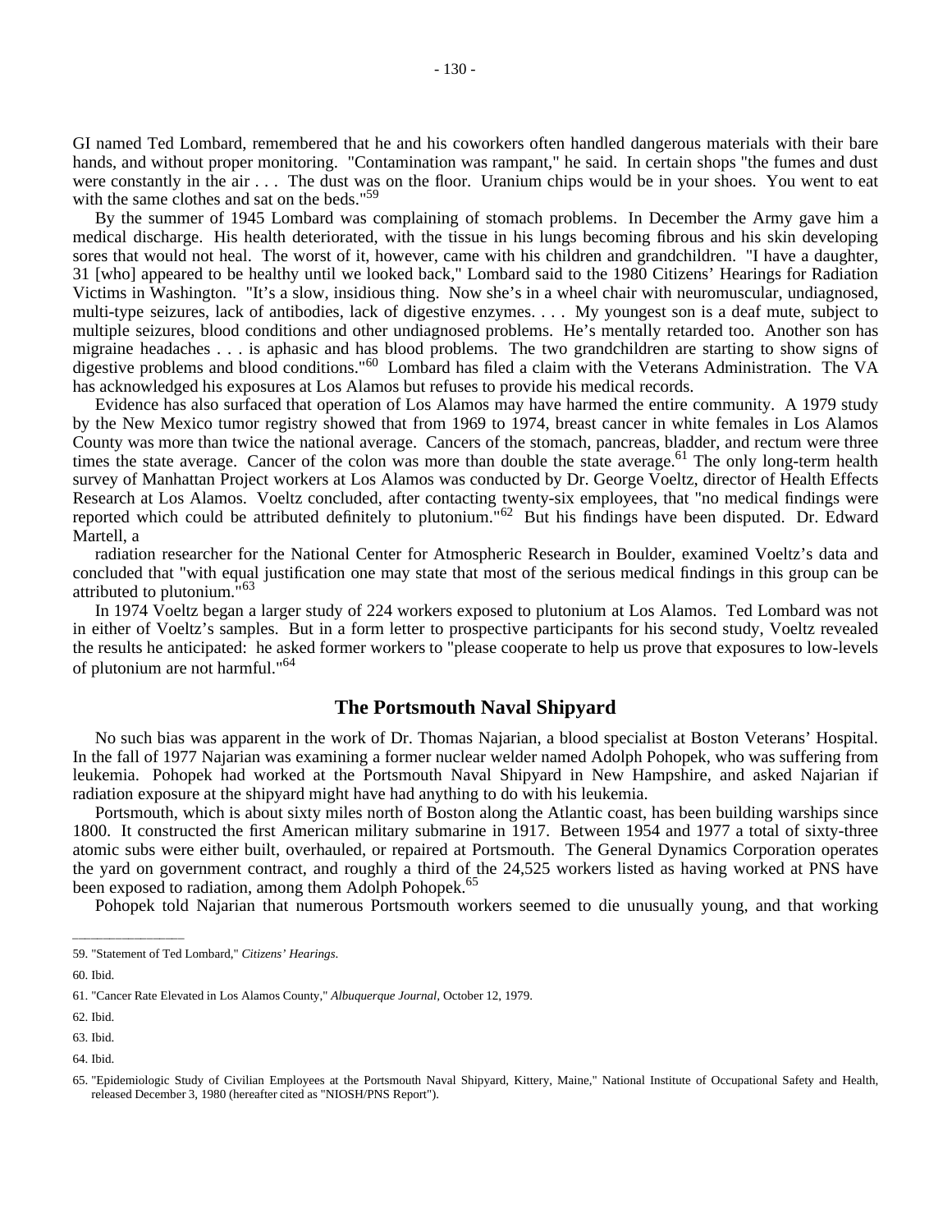GI named Ted Lombard, remembered that he and his coworkers often handled dangerous materials with their bare hands, and without proper monitoring. "Contamination was rampant," he said. In certain shops "the fumes and dust were constantly in the air . . . The dust was on the floor. Uranium chips would be in your shoes. You went to eat with the same clothes and sat on the beds."[59]

By the summer of 1945 Lombard was complaining of stomach problems. In December the Army gave him a medical discharge. His health deteriorated, with the tissue in his lungs becoming fibrous and his skin developing sores that would not heal. The worst of it, however, came with his children and grandchildren. "I have a daughter, 31 [who] appeared to be healthy until we looked back," Lombard said to the 1980 Citizens' Hearings for Radiation Victims in Washington. "It's a slow, insidious thing. Now she's in a wheel chair with neuromuscular, undiagnosed, multi-type seizures, lack of antibodies, lack of digestive enzymes. . . . My youngest son is a deaf mute, subject to multiple seizures, blood conditions and other undiagnosed problems. He's mentally retarded too. Another son has migraine headaches . . . is aphasic and has blood problems. The two grandchildren are starting to show signs of digestive problems and blood conditions."[60] Lombard has filed a claim with the Veterans Administration. The VA has acknowledged his exposures at Los Alamos but refuses to provide his medical records.

Evidence has also surfaced that operation of Los Alamos may have harmed the entire community. A 1979 study by the New Mexico tumor registry showed that from 1969 to 1974, breast cancer in white females in Los Alamos County was more than twice the national average. Cancers of the stomach, pancreas, bladder, and rectum were three times the state average. Cancer of the colon was more than double the state average.[61] The only long-term health survey of Manhattan Project workers at Los Alamos was conducted by Dr. George Voeltz, director of Health Effects Research at Los Alamos. Voeltz concluded, after contacting twenty-six employees, that "no medical findings were reported which could be attributed definitely to plutonium."[62] But his findings have been disputed. Dr. Edward Martell, a radiation researcher for the National Center for Atmospheric Research in Boulder, examined Voeltz's data and concluded that "with equal justification one may state that most of the serious medical findings in this group can be attributed to plutonium."[63]

In 1974 Voeltz began a larger study of 224 workers exposed to plutonium at Los Alamos. Ted Lombard was not in either of Voeltz's samples. But in a form letter to prospective participants for his second study, Voeltz revealed the results he anticipated: he asked former workers to "please cooperate to help us prove that exposures to low-levels of plutonium are not harmful."[64]

## The Portsmouth Naval Shipyard

No such bias was apparent in the work of Dr. Thomas Najarian, a blood specialist at Boston Veterans' Hospital. In the fall of 1977 Najarian was examining a former nuclear welder named Adolph Pohopek, who was suffering from leukemia. Pohopek had worked at the Portsmouth Naval Shipyard in New Hampshire, and asked Najarian if radiation exposure at the shipyard might have had anything to do with his leukemia.

Portsmouth, which is about sixty miles north of Boston along the Atlantic coast, has been building warships since 1800. It constructed the first American military submarine in 1917. Between 1954 and 1977 a total of sixty-three atomic subs were either built, overhauled, or repaired at Portsmouth. The General Dynamics Corporation operates the yard on government contract, and roughly a third of the 24,525 workers listed as having worked at PNS have been exposed to radiation, among them Adolph Pohopek.[65]

Pohopek told Najarian that numerous Portsmouth workers seemed to die unusually young, and that working

---

59. "Statement of Ted Lombard," *Citizens' Hearings*.

60. Ibid.

61. "Cancer Rate Elevated in Los Alamos County," *Albuquerque Journal*, October 12, 1979.

62. Ibid.

63. Ibid.

64. Ibid.

65. "Epidemiologic Study of Civilian Employees at the Portsmouth Naval Shipyard, Kittery, Maine," National Institute of Occupational Safety and Health, released December 3, 1980 (hereafter cited as "NIOSH/PNS Report").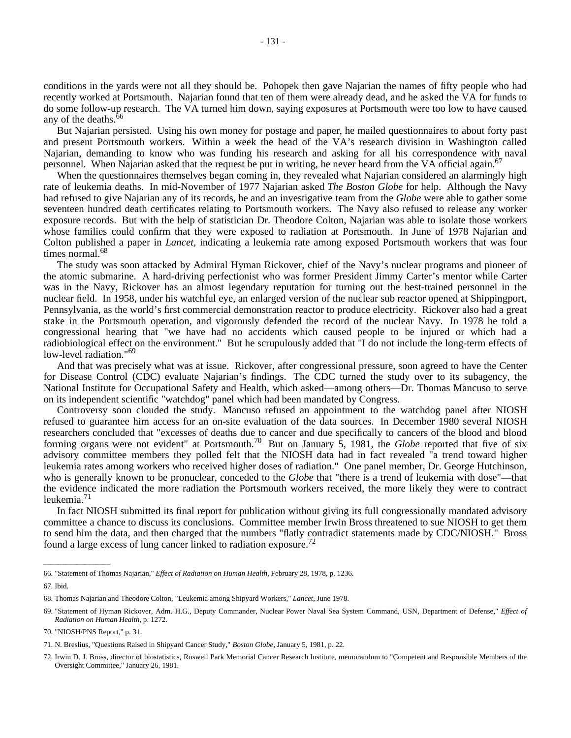conditions in the yards were not all they should be. Pohopek then gave Najarian the names of fifty people who had recently worked at Portsmouth. Najarian found that ten of them were already dead, and he asked the VA for funds to do some follow-up research. The VA turned him down, saying exposures at Portsmouth were too low to have caused any of the deaths.[66]

But Najarian persisted. Using his own money for postage and paper, he mailed questionnaires to about forty past and present Portsmouth workers. Within a week the head of the VA's research division in Washington called Najarian, demanding to know who was funding his research and asking for all his correspondence with naval personnel. When Najarian asked that the request be put in writing, he never heard from the VA official again.[67]

When the questionnaires themselves began coming in, they revealed what Najarian considered an alarmingly high rate of leukemia deaths. In mid-November of 1977 Najarian asked *The Boston Globe* for help. Although the Navy had refused to give Najarian any of its records, he and an investigative team from the *Globe* were able to gather some seventeen hundred death certificates relating to Portsmouth workers. The Navy also refused to release any worker exposure records. But with the help of statistician Dr. Theodore Colton, Najarian was able to isolate those workers whose families could confirm that they were exposed to radiation at Portsmouth. In June of 1978 Najarian and Colton published a paper in *Lancet*, indicating a leukemia rate among exposed Portsmouth workers that was four times normal.[68]

The study was soon attacked by Admiral Hyman Rickover, chief of the Navy's nuclear programs and pioneer of the atomic submarine. A hard-driving perfectionist who was former President Jimmy Carter's mentor while Carter was in the Navy, Rickover has an almost legendary reputation for turning out the best-trained personnel in the nuclear field. In 1958, under his watchful eye, an enlarged version of the nuclear sub reactor opened at Shippingport, Pennsylvania, as the world's first commercial demonstration reactor to produce electricity. Rickover also had a great stake in the Portsmouth operation, and vigorously defended the record of the nuclear Navy. In 1978 he told a congressional hearing that "we have had no accidents which caused people to be injured or which had a radiobiological effect on the environment." But he scrupulously added that "I do not include the long-term effects of low-level radiation."[69]

And that was precisely what was at issue. Rickover, after congressional pressure, soon agreed to have the Center for Disease Control (CDC) evaluate Najarian's findings. The CDC turned the study over to its subagency, the National Institute for Occupational Safety and Health, which asked—among others—Dr. Thomas Mancuso to serve on its independent scientific "watchdog" panel which had been mandated by Congress.

Controversy soon clouded the study. Mancuso refused an appointment to the watchdog panel after NIOSH refused to guarantee him access for an on-site evaluation of the data sources. In December 1980 several NIOSH researchers concluded that "excesses of deaths due to cancer and due specifically to cancers of the blood and blood forming organs were not evident" at Portsmouth.[70] But on January 5, 1981, the *Globe* reported that five of six advisory committee members they polled felt that the NIOSH data had in fact revealed "a trend toward higher leukemia rates among workers who received higher doses of radiation." One panel member, Dr. George Hutchinson, who is generally known to be pronuclear, conceded to the *Globe* that "there is a trend of leukemia with dose"—that the evidence indicated the more radiation the Portsmouth workers received, the more likely they were to contract leukemia.[71]

In fact NIOSH submitted its final report for publication without giving its full congressionally mandated advisory committee a chance to discuss its conclusions. Committee member Irwin Bross threatened to sue NIOSH to get them to send him the data, and then charged that the numbers "flatly contradict statements made by CDC/NIOSH." Bross found a large excess of lung cancer linked to radiation exposure.[72]

---

66. "Statement of Thomas Najarian," *Effect of Radiation on Human Health*, February 28, 1978, p. 1236.

67. Ibid.

68. Thomas Najarian and Theodore Colton, "Leukemia among Shipyard Workers," *Lancet*, June 1978.

69. "Statement of Hyman Rickover, Adm. H.G., Deputy Commander, Nuclear Power Naval Sea System Command, USN, Department of Defense," *Effect of Radiation on Human Health*, p. 1272.

70. "NIOSH/PNS Report," p. 31.

71. N. Breslius, "Questions Raised in Shipyard Cancer Study," *Boston Globe*, January 5, 1981, p. 22.

72. Irwin D. J. Bross, director of biostatistics, Roswell Park Memorial Cancer Research Institute, memorandum to "Competent and Responsible Members of the Oversight Committee," January 26, 1981.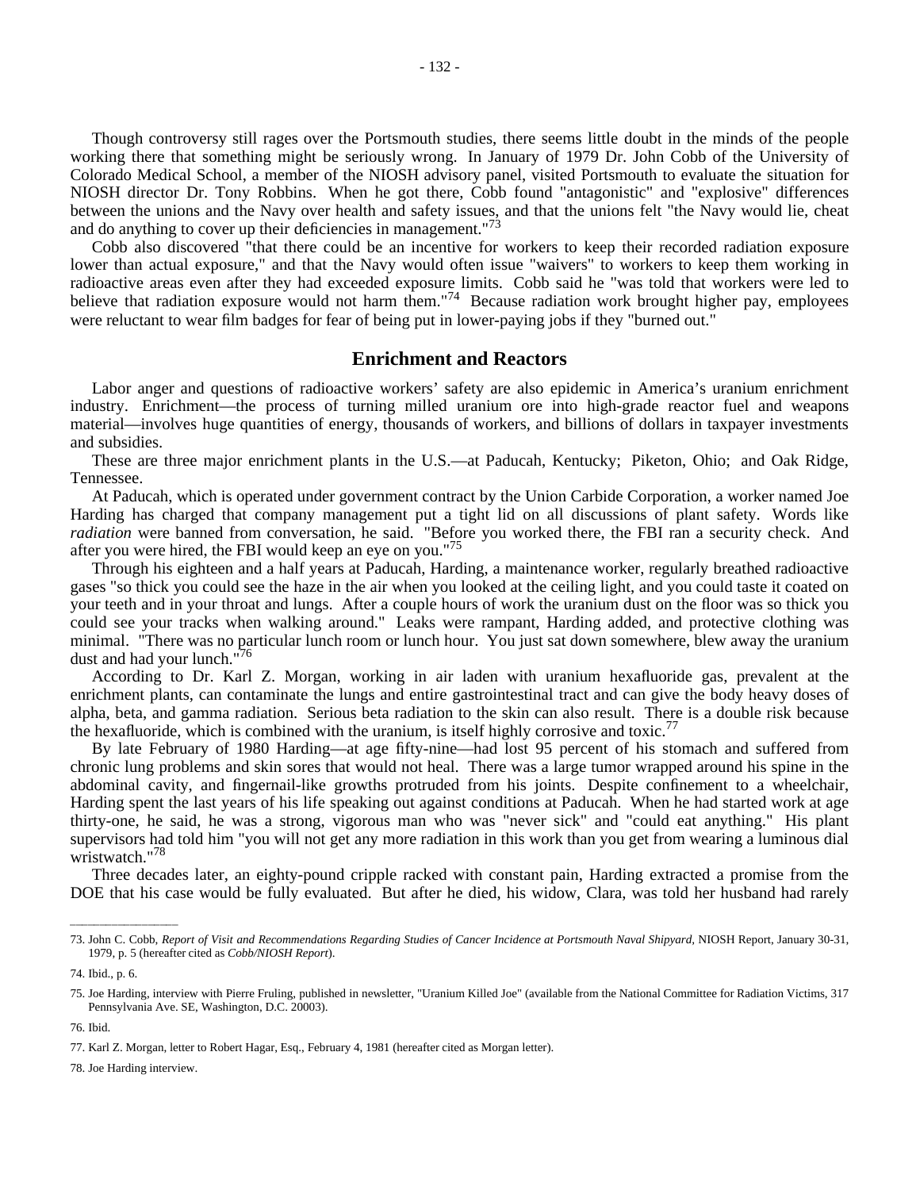Though controversy still rages over the Portsmouth studies, there seems little doubt in the minds of the people working there that something might be seriously wrong. In January of 1979 Dr. John Cobb of the University of Colorado Medical School, a member of the NIOSH advisory panel, visited Portsmouth to evaluate the situation for NIOSH director Dr. Tony Robbins. When he got there, Cobb found "antagonistic" and "explosive" differences between the unions and the Navy over health and safety issues, and that the unions felt "the Navy would lie, cheat and do anything to cover up their deficiencies in management."[73]

Cobb also discovered "that there could be an incentive for workers to keep their recorded radiation exposure lower than actual exposure," and that the Navy would often issue "waivers" to workers to keep them working in radioactive areas even after they had exceeded exposure limits. Cobb said he "was told that workers were led to believe that radiation exposure would not harm them."[74] Because radiation work brought higher pay, employees were reluctant to wear film badges for fear of being put in lower-paying jobs if they "burned out."

## Enrichment and Reactors

Labor anger and questions of radioactive workers' safety are also epidemic in America's uranium enrichment industry. Enrichment—the process of turning milled uranium ore into high-grade reactor fuel and weapons material—involves huge quantities of energy, thousands of workers, and billions of dollars in taxpayer investments and subsidies.

These are three major enrichment plants in the U.S.—at Paducah, Kentucky; Piketon, Ohio; and Oak Ridge, Tennessee.

At Paducah, which is operated under government contract by the Union Carbide Corporation, a worker named Joe Harding has charged that company management put a tight lid on all discussions of plant safety. Words like *radiation* were banned from conversation, he said. "Before you worked there, the FBI ran a security check. And after you were hired, the FBI would keep an eye on you."[75]

Through his eighteen and a half years at Paducah, Harding, a maintenance worker, regularly breathed radioactive gases "so thick you could see the haze in the air when you looked at the ceiling light, and you could taste it coated on your teeth and in your throat and lungs. After a couple hours of work the uranium dust on the floor was so thick you could see your tracks when walking around." Leaks were rampant, Harding added, and protective clothing was minimal. "There was no particular lunch room or lunch hour. You just sat down somewhere, blew away the uranium dust and had your lunch."[76]

According to Dr. Karl Z. Morgan, working in air laden with uranium hexafluoride gas, prevalent at the enrichment plants, can contaminate the lungs and entire gastrointestinal tract and can give the body heavy doses of alpha, beta, and gamma radiation. Serious beta radiation to the skin can also result. There is a double risk because the hexafluoride, which is combined with the uranium, is itself highly corrosive and toxic.[77]

By late February of 1980 Harding—at age fifty-nine—had lost 95 percent of his stomach and suffered from chronic lung problems and skin sores that would not heal. There was a large tumor wrapped around his spine in the abdominal cavity, and fingernail-like growths protruded from his joints. Despite confinement to a wheelchair, Harding spent the last years of his life speaking out against conditions at Paducah. When he had started work at age thirty-one, he said, he was a strong, vigorous man who was "never sick" and "could eat anything." His plant supervisors had told him "you will not get any more radiation in this work than you get from wearing a luminous dial wristwatch."[78]

Three decades later, an eighty-pound cripple racked with constant pain, Harding extracted a promise from the DOE that his case would be fully evaluated. But after he died, his widow, Clara, was told her husband had rarely

---

73. John C. Cobb, *Report of Visit and Recommendations Regarding Studies of Cancer Incidence at Portsmouth Naval Shipyard*, NIOSH Report, January 30-31, 1979, p. 5 (hereafter cited as *Cobb/NIOSH Report*).

74. Ibid., p. 6.

75. Joe Harding, interview with Pierre Fruling, published in newsletter, "Uranium Killed Joe" (available from the National Committee for Radiation Victims, 317 Pennsylvania Ave. SE, Washington, D.C. 20003).

76. Ibid.

77. Karl Z. Morgan, letter to Robert Hagar, Esq., February 4, 1981 (hereafter cited as Morgan letter).

78. Joe Harding interview.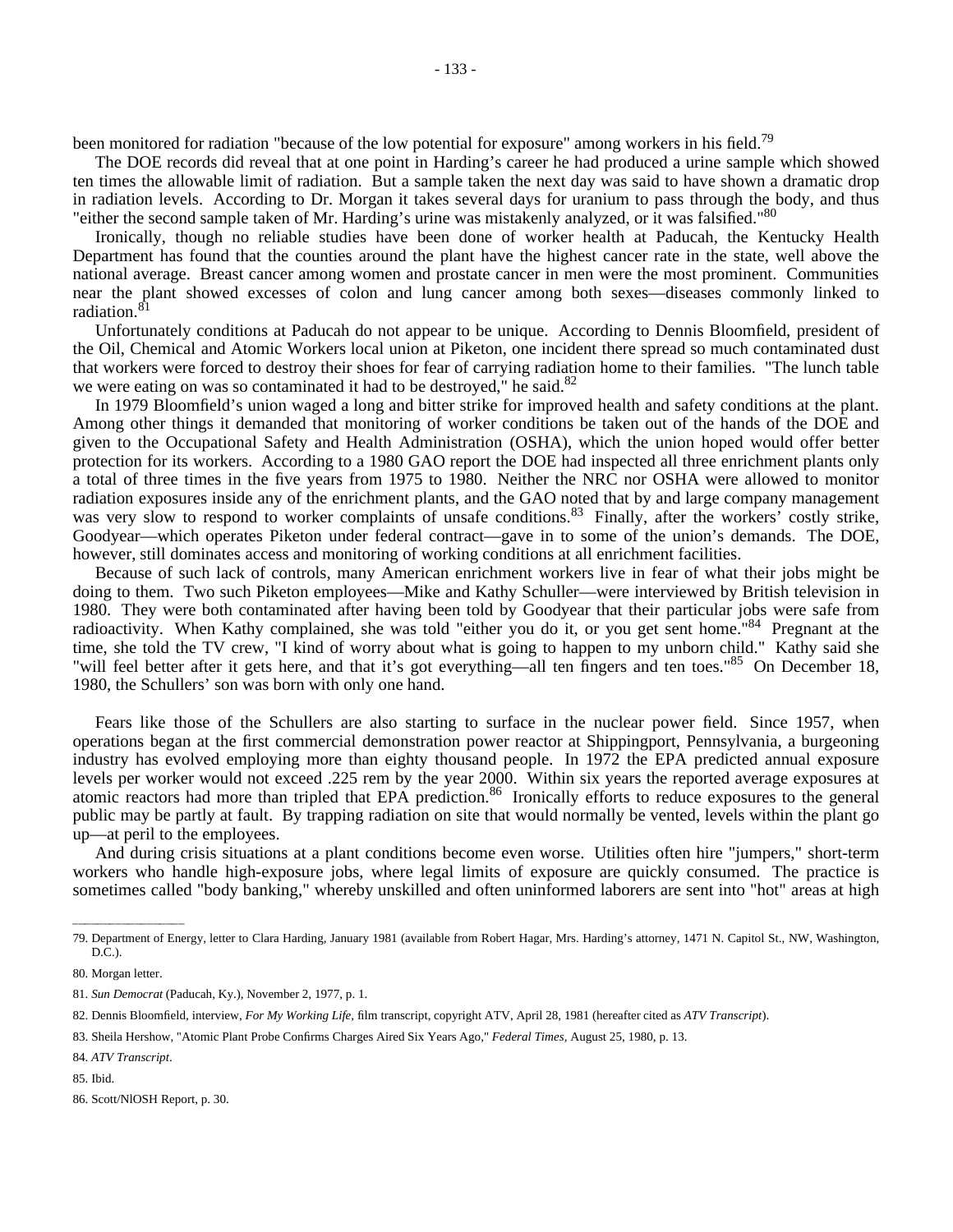been monitored for radiation "because of the low potential for exposure" among workers in his field.[79]

The DOE records did reveal that at one point in Harding's career he had produced a urine sample which showed ten times the allowable limit of radiation. But a sample taken the next day was said to have shown a dramatic drop in radiation levels. According to Dr. Morgan it takes several days for uranium to pass through the body, and thus "either the second sample taken of Mr. Harding's urine was mistakenly analyzed, or it was falsified."[80]

Ironically, though no reliable studies have been done of worker health at Paducah, the Kentucky Health Department has found that the counties around the plant have the highest cancer rate in the state, well above the national average. Breast cancer among women and prostate cancer in men were the most prominent. Communities near the plant showed excesses of colon and lung cancer among both sexes—diseases commonly linked to radiation.[81]

Unfortunately conditions at Paducah do not appear to be unique. According to Dennis Bloomfield, president of the Oil, Chemical and Atomic Workers local union at Piketon, one incident there spread so much contaminated dust that workers were forced to destroy their shoes for fear of carrying radiation home to their families. "The lunch table we were eating on was so contaminated it had to be destroyed," he said.[82]

In 1979 Bloomfield's union waged a long and bitter strike for improved health and safety conditions at the plant. Among other things it demanded that monitoring of worker conditions be taken out of the hands of the DOE and given to the Occupational Safety and Health Administration (OSHA), which the union hoped would offer better protection for its workers. According to a 1980 GAO report the DOE had inspected all three enrichment plants only a total of three times in the five years from 1975 to 1980. Neither the NRC nor OSHA were allowed to monitor radiation exposures inside any of the enrichment plants, and the GAO noted that by and large company management was very slow to respond to worker complaints of unsafe conditions.[83] Finally, after the workers' costly strike, Goodyear—which operates Piketon under federal contract—gave in to some of the union's demands. The DOE, however, still dominates access and monitoring of working conditions at all enrichment facilities.

Because of such lack of controls, many American enrichment workers live in fear of what their jobs might be doing to them. Two such Piketon employees—Mike and Kathy Schuller—were interviewed by British television in 1980. They were both contaminated after having been told by Goodyear that their particular jobs were safe from radioactivity. When Kathy complained, she was told "either you do it, or you get sent home."[84] Pregnant at the time, she told the TV crew, "I kind of worry about what is going to happen to my unborn child." Kathy said she "will feel better after it gets here, and that it's got everything—all ten fingers and ten toes."[85] On December 18, 1980, the Schullers' son was born with only one hand.

Fears like those of the Schullers are also starting to surface in the nuclear power field. Since 1957, when operations began at the first commercial demonstration power reactor at Shippingport, Pennsylvania, a burgeoning industry has evolved employing more than eighty thousand people. In 1972 the EPA predicted annual exposure levels per worker would not exceed .225 rem by the year 2000. Within six years the reported average exposures at atomic reactors had more than tripled that EPA prediction.[86] Ironically efforts to reduce exposures to the general public may be partly at fault. By trapping radiation on site that would normally be vented, levels within the plant go up—at peril to the employees.

And during crisis situations at a plant conditions become even worse. Utilities often hire "jumpers," short-term workers who handle high-exposure jobs, where legal limits of exposure are quickly consumed. The practice is sometimes called "body banking," whereby unskilled and often uninformed laborers are sent into "hot" areas at high

---

79. Department of Energy, letter to Clara Harding, January 1981 (available from Robert Hagar, Mrs. Harding's attorney, 1471 N. Capitol St., NW, Washington, D.C.).

80. Morgan letter.

81. *Sun Democrat* (Paducah, Ky.), November 2, 1977, p. 1.

82. Dennis Bloomfield, interview, *For My Working Life,* film transcript, copyright ATV, April 28, 1981 (hereafter cited as *ATV Transcript*).

83. Sheila Hershow, "Atomic Plant Probe Confirms Charges Aired Six Years Ago," *Federal Times,* August 25, 1980, p. 13.

84. *ATV Transcript*.

85. Ibid.

86. Scott/NlOSH Report, p. 30.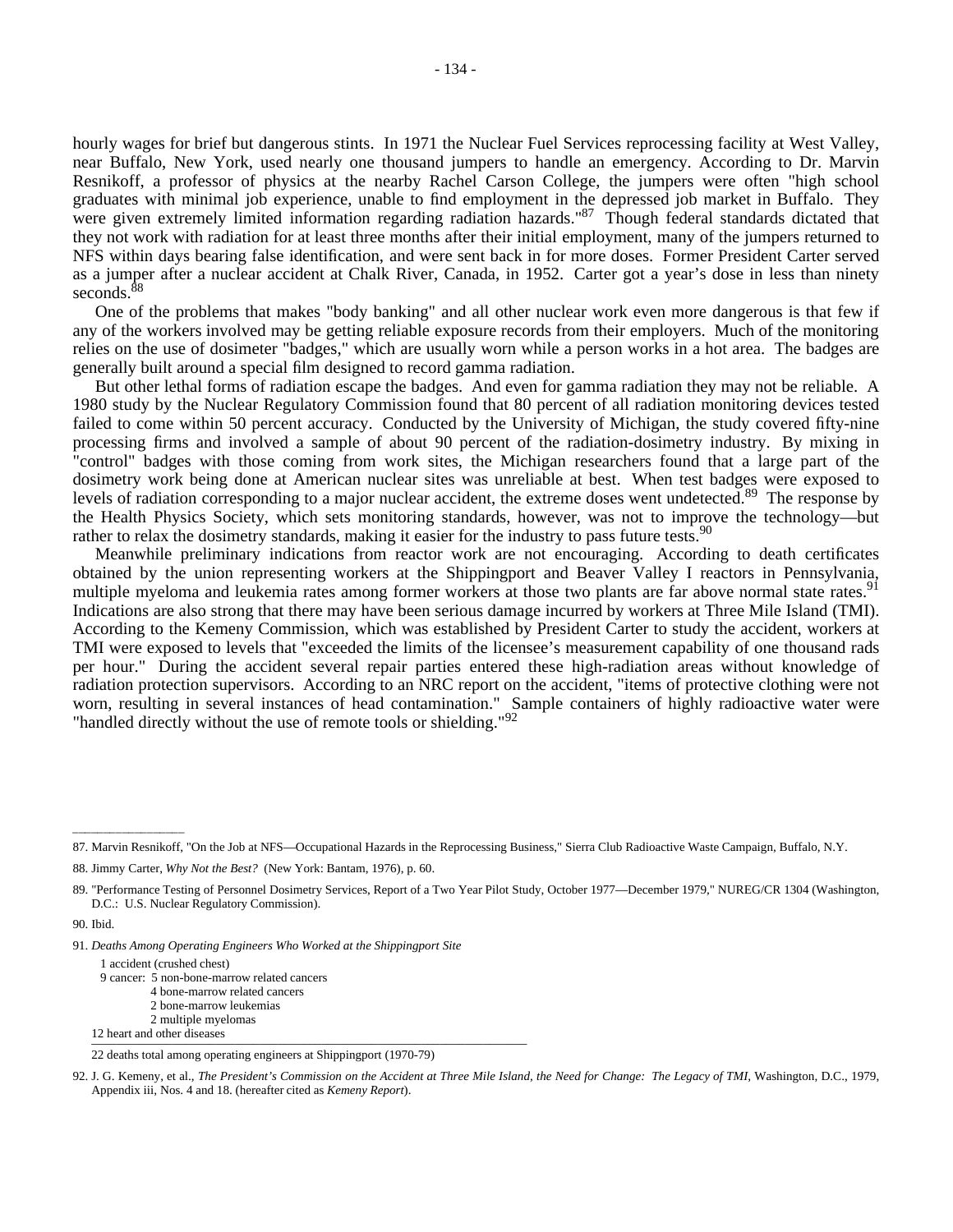hourly wages for brief but dangerous stints. In 1971 the Nuclear Fuel Services reprocessing facility at West Valley, near Buffalo, New York, used nearly one thousand jumpers to handle an emergency. According to Dr. Marvin Resnikoff, a professor of physics at the nearby Rachel Carson College, the jumpers were often "high school graduates with minimal job experience, unable to find employment in the depressed job market in Buffalo. They were given extremely limited information regarding radiation hazards."[87] Though federal standards dictated that they not work with radiation for at least three months after their initial employment, many of the jumpers returned to NFS within days bearing false identification, and were sent back in for more doses. Former President Carter served as a jumper after a nuclear accident at Chalk River, Canada, in 1952. Carter got a year's dose in less than ninety seconds.[88]

One of the problems that makes "body banking" and all other nuclear work even more dangerous is that few if any of the workers involved may be getting reliable exposure records from their employers. Much of the monitoring relies on the use of dosimeter "badges," which are usually worn while a person works in a hot area. The badges are generally built around a special film designed to record gamma radiation.

But other lethal forms of radiation escape the badges. And even for gamma radiation they may not be reliable. A 1980 study by the Nuclear Regulatory Commission found that 80 percent of all radiation monitoring devices tested failed to come within 50 percent accuracy. Conducted by the University of Michigan, the study covered fifty-nine processing firms and involved a sample of about 90 percent of the radiation-dosimetry industry. By mixing in "control" badges with those coming from work sites, the Michigan researchers found that a large part of the dosimetry work being done at American nuclear sites was unreliable at best. When test badges were exposed to levels of radiation corresponding to a major nuclear accident, the extreme doses went undetected.[89] The response by the Health Physics Society, which sets monitoring standards, however, was not to improve the technology—but rather to relax the dosimetry standards, making it easier for the industry to pass future tests.[90]

Meanwhile preliminary indications from reactor work are not encouraging. According to death certificates obtained by the union representing workers at the Shippingport and Beaver Valley I reactors in Pennsylvania, multiple myeloma and leukemia rates among former workers at those two plants are far above normal state rates.[91] Indications are also strong that there may have been serious damage incurred by workers at Three Mile Island (TMI). According to the Kemeny Commission, which was established by President Carter to study the accident, workers at TMI were exposed to levels that "exceeded the limits of the licensee's measurement capability of one thousand rads per hour." During the accident several repair parties entered these high-radiation areas without knowledge of radiation protection supervisors. According to an NRC report on the accident, "items of protective clothing were not worn, resulting in several instances of head contamination." Sample containers of highly radioactive water were "handled directly without the use of remote tools or shielding."[92]

---

87. Marvin Resnikoff, "On the Job at NFS—Occupational Hazards in the Reprocessing Business," Sierra Club Radioactive Waste Campaign, Buffalo, N.Y.

88. Jimmy Carter, *Why Not the Best?* (New York: Bantam, 1976), p. 60.

89. "Performance Testing of Personnel Dosimetry Services, Report of a Two Year Pilot Study, October 1977—December 1979," NUREG/CR 1304 (Washington, D.C.: U.S. Nuclear Regulatory Commission).

90. Ibid.

91. *Deaths Among Operating Engineers Who Worked at the Shippingport Site*

 1 accident (crushed chest)
 9 cancer: 5 non-bone-marrow related cancers
   4 bone-marrow related cancers
   2 bone-marrow leukemias
   2 multiple myelomas
12 heart and other diseases

22 deaths total among operating engineers at Shippingport (1970-79)

92. J. G. Kemeny, et al., *The President's Commission on the Accident at Three Mile Island, the Need for Change: The Legacy of TMI*, Washington, D.C., 1979, Appendix iii, Nos. 4 and 18. (hereafter cited as *Kemeny Report*).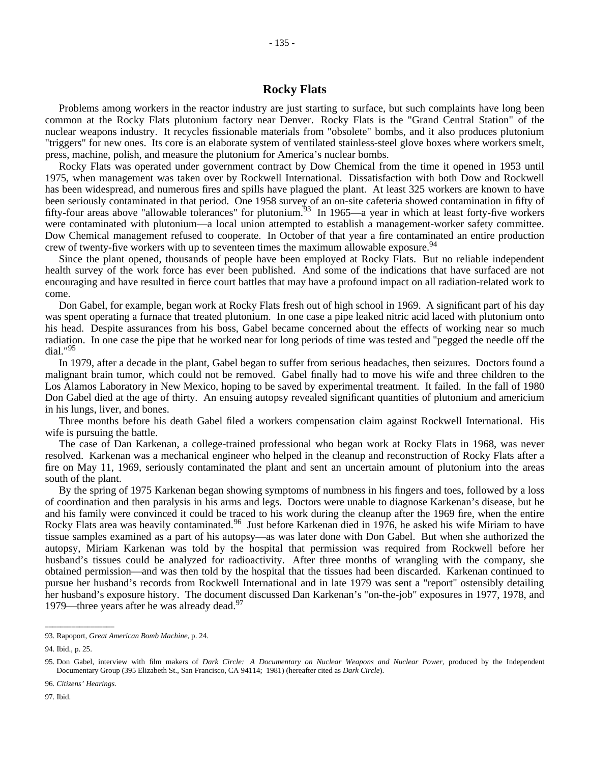## Rocky Flats

Problems among workers in the reactor industry are just starting to surface, but such complaints have long been common at the Rocky Flats plutonium factory near Denver. Rocky Flats is the "Grand Central Station" of the nuclear weapons industry. It recycles fissionable materials from "obsolete" bombs, and it also produces plutonium "triggers" for new ones. Its core is an elaborate system of ventilated stainless-steel glove boxes where workers smelt, press, machine, polish, and measure the plutonium for America's nuclear bombs.

Rocky Flats was operated under government contract by Dow Chemical from the time it opened in 1953 until 1975, when management was taken over by Rockwell International. Dissatisfaction with both Dow and Rockwell has been widespread, and numerous fires and spills have plagued the plant. At least 325 workers are known to have been seriously contaminated in that period. One 1958 survey of an on-site cafeteria showed contamination in fifty of fifty-four areas above "allowable tolerances" for plutonium.[93] In 1965—a year in which at least forty-five workers were contaminated with plutonium—a local union attempted to establish a management-worker safety committee. Dow Chemical management refused to cooperate. In October of that year a fire contaminated an entire production crew of twenty-five workers with up to seventeen times the maximum allowable exposure.[94]

Since the plant opened, thousands of people have been employed at Rocky Flats. But no reliable independent health survey of the work force has ever been published. And some of the indications that have surfaced are not encouraging and have resulted in fierce court battles that may have a profound impact on all radiation-related work to come.

Don Gabel, for example, began work at Rocky Flats fresh out of high school in 1969. A significant part of his day was spent operating a furnace that treated plutonium. In one case a pipe leaked nitric acid laced with plutonium onto his head. Despite assurances from his boss, Gabel became concerned about the effects of working near so much radiation. In one case the pipe that he worked near for long periods of time was tested and "pegged the needle off the dial."[95]

In 1979, after a decade in the plant, Gabel began to suffer from serious headaches, then seizures. Doctors found a malignant brain tumor, which could not be removed. Gabel finally had to move his wife and three children to the Los Alamos Laboratory in New Mexico, hoping to be saved by experimental treatment. It failed. In the fall of 1980 Don Gabel died at the age of thirty. An ensuing autopsy revealed significant quantities of plutonium and americium in his lungs, liver, and bones.

Three months before his death Gabel filed a workers compensation claim against Rockwell International. His wife is pursuing the battle.

The case of Dan Karkenan, a college-trained professional who began work at Rocky Flats in 1968, was never resolved. Karkenan was a mechanical engineer who helped in the cleanup and reconstruction of Rocky Flats after a fire on May 11, 1969, seriously contaminated the plant and sent an uncertain amount of plutonium into the areas south of the plant.

By the spring of 1975 Karkenan began showing symptoms of numbness in his fingers and toes, followed by a loss of coordination and then paralysis in his arms and legs. Doctors were unable to diagnose Karkenan's disease, but he and his family were convinced it could be traced to his work during the cleanup after the 1969 fire, when the entire Rocky Flats area was heavily contaminated.[96] Just before Karkenan died in 1976, he asked his wife Miriam to have tissue samples examined as a part of his autopsy—as was later done with Don Gabel. But when she authorized the autopsy, Miriam Karkenan was told by the hospital that permission was required from Rockwell before her husband's tissues could be analyzed for radioactivity. After three months of wrangling with the company, she obtained permission—and was then told by the hospital that the tissues had been discarded. Karkenan continued to pursue her husband's records from Rockwell International and in late 1979 was sent a "report" ostensibly detailing her husband's exposure history. The document discussed Dan Karkenan's "on-the-job" exposures in 1977, 1978, and 1979—three years after he was already dead.[97]

---

93. Rapoport, *Great American Bomb Machine*, p. 24.

94. Ibid., p. 25.

95. Don Gabel, interview with film makers of *Dark Circle: A Documentary on Nuclear Weapons and Nuclear Power*, produced by the Independent Documentary Group (395 Elizabeth St., San Francisco, CA 94114; 1981) (hereafter cited as *Dark Circle*).

96. *Citizens' Hearings*.

97. Ibid.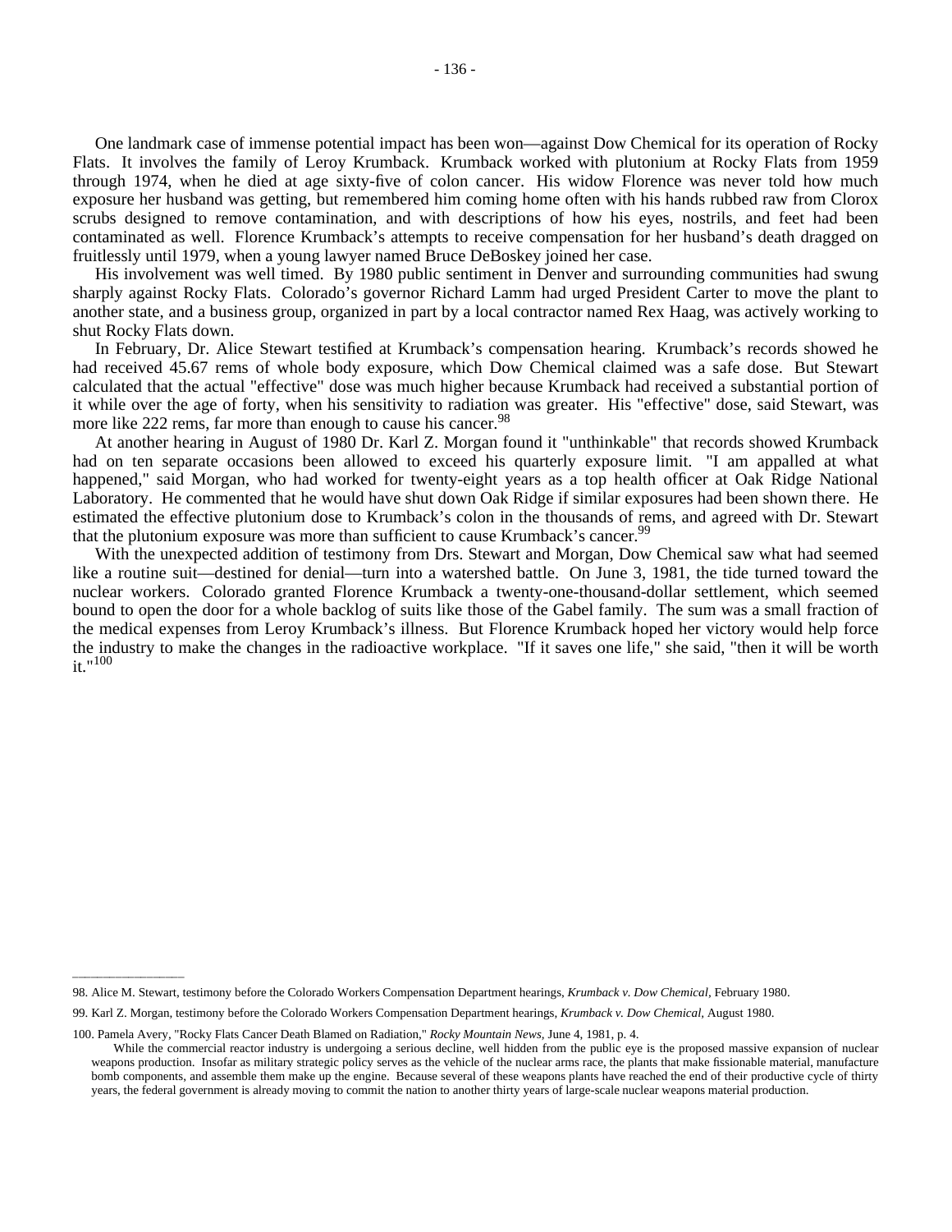One landmark case of immense potential impact has been won—against Dow Chemical for its operation of Rocky Flats. It involves the family of Leroy Krumback. Krumback worked with plutonium at Rocky Flats from 1959 through 1974, when he died at age sixty-five of colon cancer. His widow Florence was never told how much exposure her husband was getting, but remembered him coming home often with his hands rubbed raw from Clorox scrubs designed to remove contamination, and with descriptions of how his eyes, nostrils, and feet had been contaminated as well. Florence Krumback's attempts to receive compensation for her husband's death dragged on fruitlessly until 1979, when a young lawyer named Bruce DeBoskey joined her case.

His involvement was well timed. By 1980 public sentiment in Denver and surrounding communities had swung sharply against Rocky Flats. Colorado's governor Richard Lamm had urged President Carter to move the plant to another state, and a business group, organized in part by a local contractor named Rex Haag, was actively working to shut Rocky Flats down.

In February, Dr. Alice Stewart testified at Krumback's compensation hearing. Krumback's records showed he had received 45.67 rems of whole body exposure, which Dow Chemical claimed was a safe dose. But Stewart calculated that the actual "effective" dose was much higher because Krumback had received a substantial portion of it while over the age of forty, when his sensitivity to radiation was greater. His "effective" dose, said Stewart, was more like 222 rems, far more than enough to cause his cancer.[98]

At another hearing in August of 1980 Dr. Karl Z. Morgan found it "unthinkable" that records showed Krumback had on ten separate occasions been allowed to exceed his quarterly exposure limit. "I am appalled at what happened," said Morgan, who had worked for twenty-eight years as a top health officer at Oak Ridge National Laboratory. He commented that he would have shut down Oak Ridge if similar exposures had been shown there. He estimated the effective plutonium dose to Krumback's colon in the thousands of rems, and agreed with Dr. Stewart that the plutonium exposure was more than sufficient to cause Krumback's cancer.[99]

With the unexpected addition of testimony from Drs. Stewart and Morgan, Dow Chemical saw what had seemed like a routine suit—destined for denial—turn into a watershed battle. On June 3, 1981, the tide turned toward the nuclear workers. Colorado granted Florence Krumback a twenty-one-thousand-dollar settlement, which seemed bound to open the door for a whole backlog of suits like those of the Gabel family. The sum was a small fraction of the medical expenses from Leroy Krumback's illness. But Florence Krumback hoped her victory would help force the industry to make the changes in the radioactive workplace. "If it saves one life," she said, "then it will be worth it."[100]

---

98. Alice M. Stewart, testimony before the Colorado Workers Compensation Department hearings, *Krumback v. Dow Chemical*, February 1980.

99. Karl Z. Morgan, testimony before the Colorado Workers Compensation Department hearings, *Krumback v. Dow Chemical*, August 1980.

100. Pamela Avery, "Rocky Flats Cancer Death Blamed on Radiation," *Rocky Mountain News*, June 4, 1981, p. 4.

While the commercial reactor industry is undergoing a serious decline, well hidden from the public eye is the proposed massive expansion of nuclear weapons production. Insofar as military strategic policy serves as the vehicle of the nuclear arms race, the plants that make fissionable material, manufacture bomb components, and assemble them make up the engine. Because several of these weapons plants have reached the end of their productive cycle of thirty years, the federal government is already moving to commit the nation to another thirty years of large-scale nuclear weapons material production.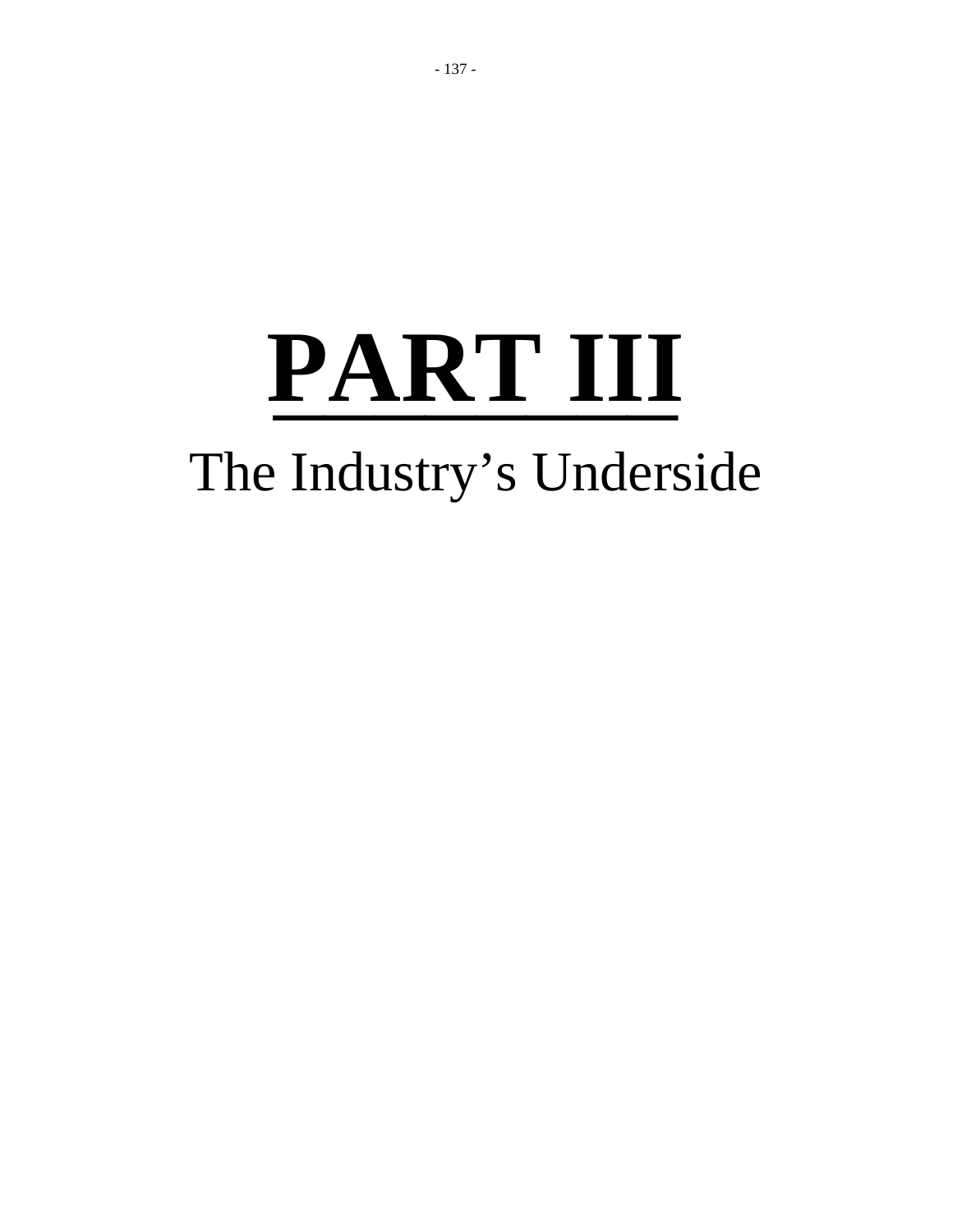# PART III

The Industry's Underside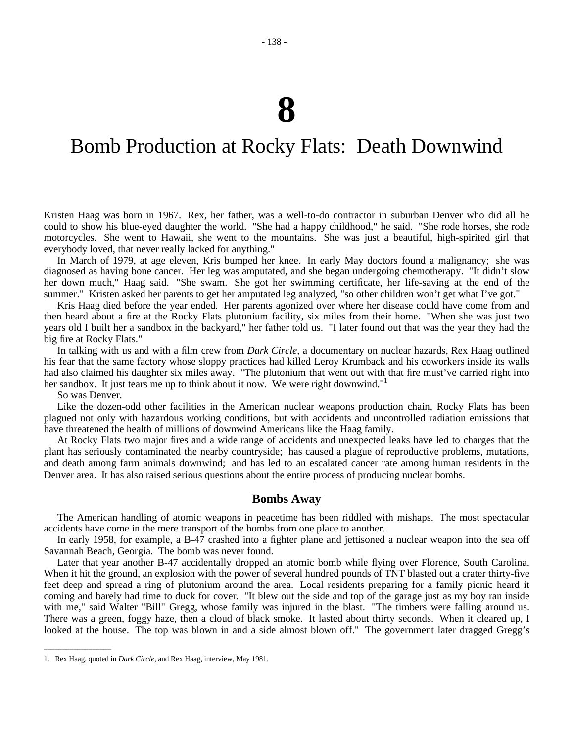# 8

# Bomb Production at Rocky Flats: Death Downwind

Kristen Haag was born in 1967. Rex, her father, was a well-to-do contractor in suburban Denver who did all he could to show his blue-eyed daughter the world. "She had a happy childhood," he said. "She rode horses, she rode motorcycles. She went to Hawaii, she went to the mountains. She was just a beautiful, high-spirited girl that everybody loved, that never really lacked for anything."

In March of 1979, at age eleven, Kris bumped her knee. In early May doctors found a malignancy; she was diagnosed as having bone cancer. Her leg was amputated, and she began undergoing chemotherapy. "It didn't slow her down much," Haag said. "She swam. She got her swimming certificate, her life-saving at the end of the summer." Kristen asked her parents to get her amputated leg analyzed, "so other children won't get what I've got."

Kris Haag died before the year ended. Her parents agonized over where her disease could have come from and then heard about a fire at the Rocky Flats plutonium facility, six miles from their home. "When she was just two years old I built her a sandbox in the backyard," her father told us. "I later found out that was the year they had the big fire at Rocky Flats."

In talking with us and with a film crew from *Dark Circle*, a documentary on nuclear hazards, Rex Haag outlined his fear that the same factory whose sloppy practices had killed Leroy Krumback and his coworkers inside its walls had also claimed his daughter six miles away. "The plutonium that went out with that fire must've carried right into her sandbox. It just tears me up to think about it now. We were right downwind."[1]

So was Denver.

Like the dozen-odd other facilities in the American nuclear weapons production chain, Rocky Flats has been plagued not only with hazardous working conditions, but with accidents and uncontrolled radiation emissions that have threatened the health of millions of downwind Americans like the Haag family.

At Rocky Flats two major fires and a wide range of accidents and unexpected leaks have led to charges that the plant has seriously contaminated the nearby countryside; has caused a plague of reproductive problems, mutations, and death among farm animals downwind; and has led to an escalated cancer rate among human residents in the Denver area. It has also raised serious questions about the entire process of producing nuclear bombs.

### Bombs Away

The American handling of atomic weapons in peacetime has been riddled with mishaps. The most spectacular accidents have come in the mere transport of the bombs from one place to another.

In early 1958, for example, a B-47 crashed into a fighter plane and jettisoned a nuclear weapon into the sea off Savannah Beach, Georgia. The bomb was never found.

Later that year another B-47 accidentally dropped an atomic bomb while flying over Florence, South Carolina. When it hit the ground, an explosion with the power of several hundred pounds of TNT blasted out a crater thirty-five feet deep and spread a ring of plutonium around the area. Local residents preparing for a family picnic heard it coming and barely had time to duck for cover. "It blew out the side and top of the garage just as my boy ran inside with me," said Walter "Bill" Gregg, whose family was injured in the blast. "The timbers were falling around us. There was a green, foggy haze, then a cloud of black smoke. It lasted about thirty seconds. When it cleared up, I looked at the house. The top was blown in and a side almost blown off." The government later dragged Gregg's

---

1. Rex Haag, quoted in *Dark Circle*, and Rex Haag, interview, May 1981.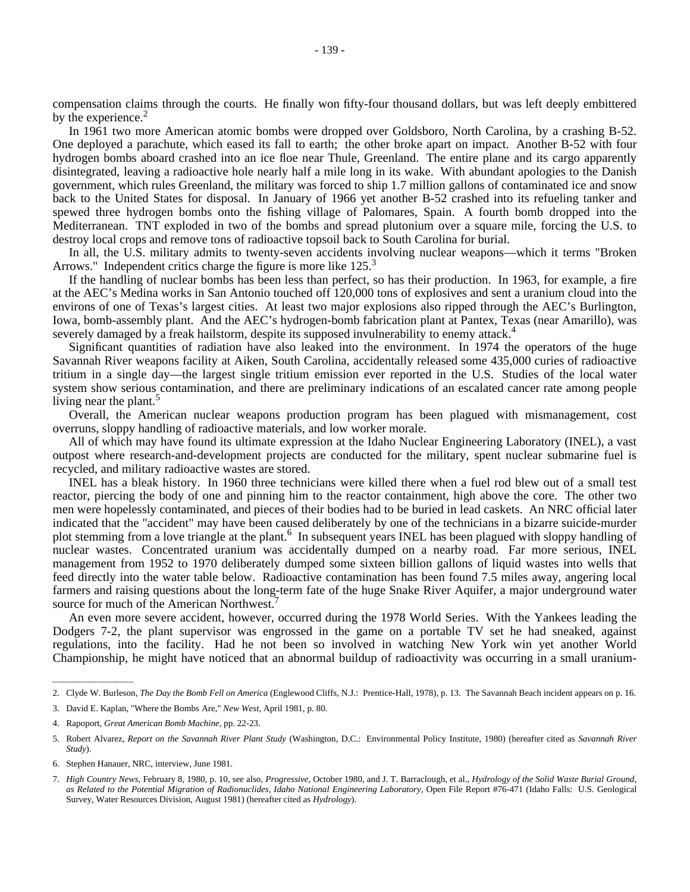compensation claims through the courts. He finally won fifty-four thousand dollars, but was left deeply embittered by the experience.[2]

In 1961 two more American atomic bombs were dropped over Goldsboro, North Carolina, by a crashing B-52. One deployed a parachute, which eased its fall to earth; the other broke apart on impact. Another B-52 with four hydrogen bombs aboard crashed into an ice floe near Thule, Greenland. The entire plane and its cargo apparently disintegrated, leaving a radioactive hole nearly half a mile long in its wake. With abundant apologies to the Danish government, which rules Greenland, the military was forced to ship 1.7 million gallons of contaminated ice and snow back to the United States for disposal. In January of 1966 yet another B-52 crashed into its refueling tanker and spewed three hydrogen bombs onto the fishing village of Palomares, Spain. A fourth bomb dropped into the Mediterranean. TNT exploded in two of the bombs and spread plutonium over a square mile, forcing the U.S. to destroy local crops and remove tons of radioactive topsoil back to South Carolina for burial.

In all, the U.S. military admits to twenty-seven accidents involving nuclear weapons—which it terms "Broken Arrows." Independent critics charge the figure is more like 125.[3]

If the handling of nuclear bombs has been less than perfect, so has their production. In 1963, for example, a fire at the AEC's Medina works in San Antonio touched off 120,000 tons of explosives and sent a uranium cloud into the environs of one of Texas's largest cities. At least two major explosions also ripped through the AEC's Burlington, Iowa, bomb-assembly plant. And the AEC's hydrogen-bomb fabrication plant at Pantex, Texas (near Amarillo), was severely damaged by a freak hailstorm, despite its supposed invulnerability to enemy attack.[4]

Significant quantities of radiation have also leaked into the environment. In 1974 the operators of the huge Savannah River weapons facility at Aiken, South Carolina, accidentally released some 435,000 curies of radioactive tritium in a single day—the largest single tritium emission ever reported in the U.S. Studies of the local water system show serious contamination, and there are preliminary indications of an escalated cancer rate among people living near the plant.[5]

Overall, the American nuclear weapons production program has been plagued with mismanagement, cost overruns, sloppy handling of radioactive materials, and low worker morale.

All of which may have found its ultimate expression at the Idaho Nuclear Engineering Laboratory (INEL), a vast outpost where research-and-development projects are conducted for the military, spent nuclear submarine fuel is recycled, and military radioactive wastes are stored.

INEL has a bleak history. In 1960 three technicians were killed there when a fuel rod blew out of a small test reactor, piercing the body of one and pinning him to the reactor containment, high above the core. The other two men were hopelessly contaminated, and pieces of their bodies had to be buried in lead caskets. An NRC official later indicated that the "accident" may have been caused deliberately by one of the technicians in a bizarre suicide-murder plot stemming from a love triangle at the plant.[6] In subsequent years INEL has been plagued with sloppy handling of nuclear wastes. Concentrated uranium was accidentally dumped on a nearby road. Far more serious, INEL management from 1952 to 1970 deliberately dumped some sixteen billion gallons of liquid wastes into wells that feed directly into the water table below. Radioactive contamination has been found 7.5 miles away, angering local farmers and raising questions about the long-term fate of the huge Snake River Aquifer, a major underground water source for much of the American Northwest.[7]

An even more severe accident, however, occurred during the 1978 World Series. With the Yankees leading the Dodgers 7-2, the plant supervisor was engrossed in the game on a portable TV set he had sneaked, against regulations, into the facility. Had he not been so involved in watching New York win yet another World Championship, he might have noticed that an abnormal buildup of radioactivity was occurring in a small uranium-

---

2. Clyde W. Burleson, *The Day the Bomb Fell on America* (Englewood Cliffs, N.J.: Prentice-Hall, 1978), p. 13. The Savannah Beach incident appears on p. 16.

3. David E. Kaplan, "Where the Bombs Are," *New West*, April 1981, p. 80.

4. Rapoport, *Great American Bomb Machine*, pp. 22-23.

5. Robert Alvarez, *Report on the Savannah River Plant Study* (Washington, D.C.: Environmental Policy Institute, 1980) (hereafter cited as *Savannah River Study*).

6. Stephen Hanauer, NRC, interview, June 1981.

7. *High Country News*, February 8, 1980, p. 10, see also, *Progressive*, October 1980, and J. T. Barraclough, et al., *Hydrology of the Solid Waste Burial Ground, as Related to the Potential Migration of Radionuclides, Idaho National Engineering Laboratory*, Open File Report #76-471 (Idaho Falls: U.S. Geological Survey, Water Resources Division, August 1981) (hereafter cited as *Hydrology*).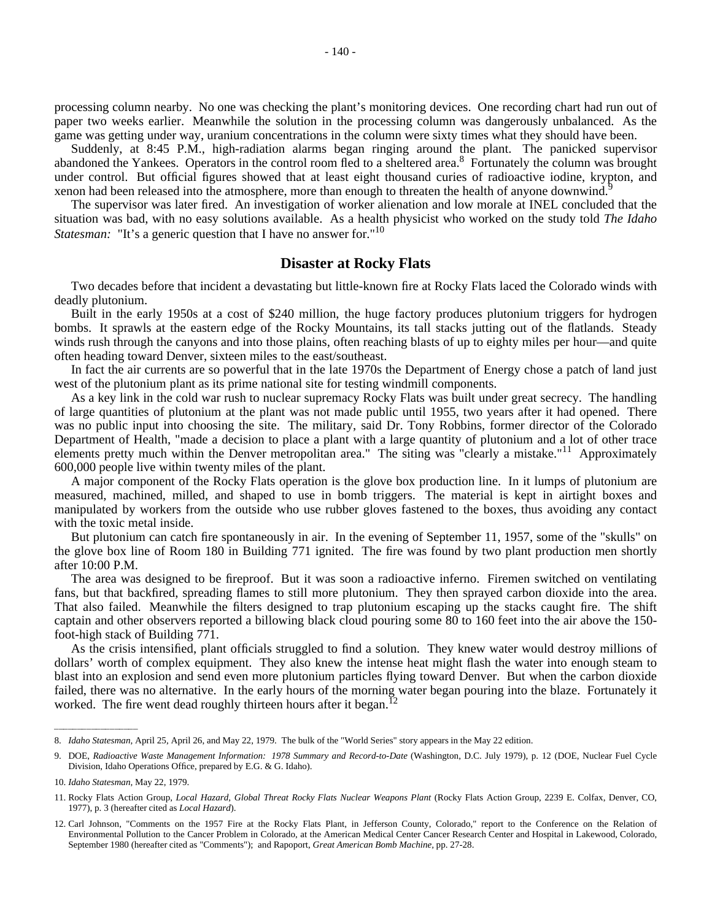processing column nearby. No one was checking the plant's monitoring devices. One recording chart had run out of paper two weeks earlier. Meanwhile the solution in the processing column was dangerously unbalanced. As the game was getting under way, uranium concentrations in the column were sixty times what they should have been.

Suddenly, at 8:45 P.M., high-radiation alarms began ringing around the plant. The panicked supervisor abandoned the Yankees. Operators in the control room fled to a sheltered area.[8] Fortunately the column was brought under control. But official figures showed that at least eight thousand curies of radioactive iodine, krypton, and xenon had been released into the atmosphere, more than enough to threaten the health of anyone downwind.[9]

The supervisor was later fired. An investigation of worker alienation and low morale at INEL concluded that the situation was bad, with no easy solutions available. As a health physicist who worked on the study told *The Idaho Statesman:* "It's a generic question that I have no answer for."[10]

## Disaster at Rocky Flats

Two decades before that incident a devastating but little-known fire at Rocky Flats laced the Colorado winds with deadly plutonium.

Built in the early 1950s at a cost of $240 million, the huge factory produces plutonium triggers for hydrogen bombs. It sprawls at the eastern edge of the Rocky Mountains, its tall stacks jutting out of the flatlands. Steady winds rush through the canyons and into those plains, often reaching blasts of up to eighty miles per hour—and quite often heading toward Denver, sixteen miles to the east/southeast.

In fact the air currents are so powerful that in the late 1970s the Department of Energy chose a patch of land just west of the plutonium plant as its prime national site for testing windmill components.

As a key link in the cold war rush to nuclear supremacy Rocky Flats was built under great secrecy. The handling of large quantities of plutonium at the plant was not made public until 1955, two years after it had opened. There was no public input into choosing the site. The military, said Dr. Tony Robbins, former director of the Colorado Department of Health, "made a decision to place a plant with a large quantity of plutonium and a lot of other trace elements pretty much within the Denver metropolitan area." The siting was "clearly a mistake."[11] Approximately 600,000 people live within twenty miles of the plant.

A major component of the Rocky Flats operation is the glove box production line. In it lumps of plutonium are measured, machined, milled, and shaped to use in bomb triggers. The material is kept in airtight boxes and manipulated by workers from the outside who use rubber gloves fastened to the boxes, thus avoiding any contact with the toxic metal inside.

But plutonium can catch fire spontaneously in air. In the evening of September 11, 1957, some of the "skulls" on the glove box line of Room 180 in Building 771 ignited. The fire was found by two plant production men shortly after 10:00 P.M.

The area was designed to be fireproof. But it was soon a radioactive inferno. Firemen switched on ventilating fans, but that backfired, spreading flames to still more plutonium. They then sprayed carbon dioxide into the area. That also failed. Meanwhile the filters designed to trap plutonium escaping up the stacks caught fire. The shift captain and other observers reported a billowing black cloud pouring some 80 to 160 feet into the air above the 150-foot-high stack of Building 771.

As the crisis intensified, plant officials struggled to find a solution. They knew water would destroy millions of dollars' worth of complex equipment. They also knew the intense heat might flash the water into enough steam to blast into an explosion and send even more plutonium particles flying toward Denver. But when the carbon dioxide failed, there was no alternative. In the early hours of the morning water began pouring into the blaze. Fortunately it worked. The fire went dead roughly thirteen hours after it began.[12]

---

8. *Idaho Statesman,* April 25, April 26, and May 22, 1979. The bulk of the "World Series" story appears in the May 22 edition.

9. DOE, *Radioactive Waste Management Information: 1978 Summary and Record-to-Date* (Washington, D.C. July 1979), p. 12 (DOE, Nuclear Fuel Cycle Division, Idaho Operations Office, prepared by E.G. & G. Idaho).

10. *Idaho Statesman,* May 22, 1979.

11. Rocky Flats Action Group, *Local Hazard, Global Threat Rocky Flats Nuclear Weapons Plant* (Rocky Flats Action Group, 2239 E. Colfax, Denver, CO, 1977), p. 3 (hereafter cited as *Local Hazard*).

12. Carl Johnson, "Comments on the 1957 Fire at the Rocky Flats Plant, in Jefferson County, Colorado," report to the Conference on the Relation of Environmental Pollution to the Cancer Problem in Colorado, at the American Medical Center Cancer Research Center and Hospital in Lakewood, Colorado, September 1980 (hereafter cited as "Comments"); and Rapoport, *Great American Bomb Machine,* pp. 27-28.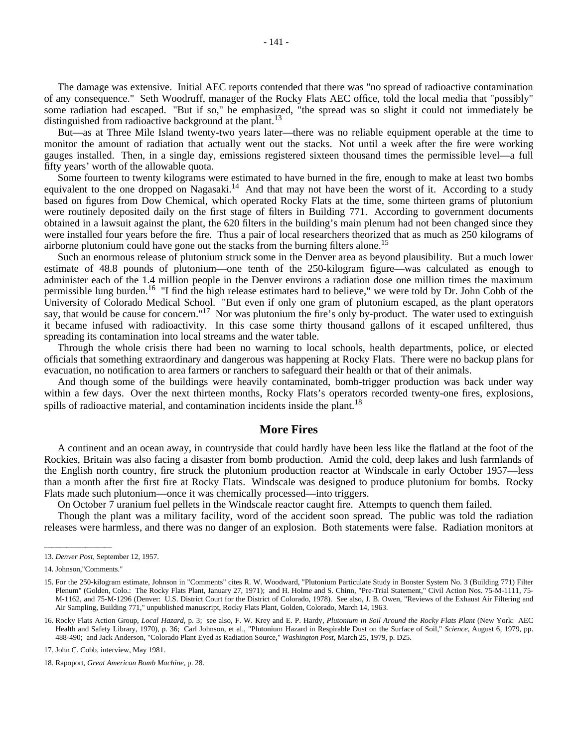The damage was extensive. Initial AEC reports contended that there was "no spread of radioactive contamination of any consequence." Seth Woodruff, manager of the Rocky Flats AEC office, told the local media that "possibly" some radiation had escaped. "But if so," he emphasized, "the spread was so slight it could not immediately be distinguished from radioactive background at the plant.[13]

But—as at Three Mile Island twenty-two years later—there was no reliable equipment operable at the time to monitor the amount of radiation that actually went out the stacks. Not until a week after the fire were working gauges installed. Then, in a single day, emissions registered sixteen thousand times the permissible level—a full fifty years' worth of the allowable quota.

Some fourteen to twenty kilograms were estimated to have burned in the fire, enough to make at least two bombs equivalent to the one dropped on Nagasaki.[14] And that may not have been the worst of it. According to a study based on figures from Dow Chemical, which operated Rocky Flats at the time, some thirteen grams of plutonium were routinely deposited daily on the first stage of filters in Building 771. According to government documents obtained in a lawsuit against the plant, the 620 filters in the building's main plenum had not been changed since they were installed four years before the fire. Thus a pair of local researchers theorized that as much as 250 kilograms of airborne plutonium could have gone out the stacks from the burning filters alone.[15]

Such an enormous release of plutonium struck some in the Denver area as beyond plausibility. But a much lower estimate of 48.8 pounds of plutonium—one tenth of the 250-kilogram figure—was calculated as enough to administer each of the 1.4 million people in the Denver environs a radiation dose one million times the maximum permissible lung burden.[16] "I find the high release estimates hard to believe," we were told by Dr. John Cobb of the University of Colorado Medical School. "But even if only one gram of plutonium escaped, as the plant operators say, that would be cause for concern."[17] Nor was plutonium the fire's only by-product. The water used to extinguish it became infused with radioactivity. In this case some thirty thousand gallons of it escaped unfiltered, thus spreading its contamination into local streams and the water table.

Through the whole crisis there had been no warning to local schools, health departments, police, or elected officials that something extraordinary and dangerous was happening at Rocky Flats. There were no backup plans for evacuation, no notification to area farmers or ranchers to safeguard their health or that of their animals.

And though some of the buildings were heavily contaminated, bomb-trigger production was back under way within a few days. Over the next thirteen months, Rocky Flats's operators recorded twenty-one fires, explosions, spills of radioactive material, and contamination incidents inside the plant.[18]

## More Fires

A continent and an ocean away, in countryside that could hardly have been less like the flatland at the foot of the Rockies, Britain was also facing a disaster from bomb production. Amid the cold, deep lakes and lush farmlands of the English north country, fire struck the plutonium production reactor at Windscale in early October 1957—less than a month after the first fire at Rocky Flats. Windscale was designed to produce plutonium for bombs. Rocky Flats made such plutonium—once it was chemically processed—into triggers.

On October 7 uranium fuel pellets in the Windscale reactor caught fire. Attempts to quench them failed.

Though the plant was a military facility, word of the accident soon spread. The public was told the radiation releases were harmless, and there was no danger of an explosion. Both statements were false. Radiation monitors at

---

13. *Denver Post*, September 12, 1957.

14. Johnson,"Comments."

15. For the 250-kilogram estimate, Johnson in "Comments" cites R. W. Woodward, "Plutonium Particulate Study in Booster System No. 3 (Building 771) Filter Plenum" (Golden, Colo.: The Rocky Flats Plant, January 27, 1971); and H. Holme and S. Chinn, "Pre-Trial Statement," Civil Action Nos. 75-M-1111, 75-M-1162, and 75-M-1296 (Denver: U.S. District Court for the District of Colorado, 1978). See also, J. B. Owen, "Reviews of the Exhaust Air Filtering and Air Sampling, Building 771," unpublished manuscript, Rocky Flats Plant, Golden, Colorado, March 14, 1963.

16. Rocky Flats Action Group, *Local Hazard*, p. 3; see also, F. W. Krey and E. P. Hardy, *Plutonium in Soil Around the Rocky Flats Plant* (New York: AEC Health and Safety Library, 1970), p. 36; Carl Johnson, et al., "Plutonium Hazard in Respirable Dust on the Surface of Soil," *Science*, August 6, 1979, pp. 488-490; and Jack Anderson, "Colorado Plant Eyed as Radiation Source," *Washington Post*, March 25, 1979, p. D25.

17. John C. Cobb, interview, May 1981.

18. Rapoport, *Great American Bomb Machine*, p. 28.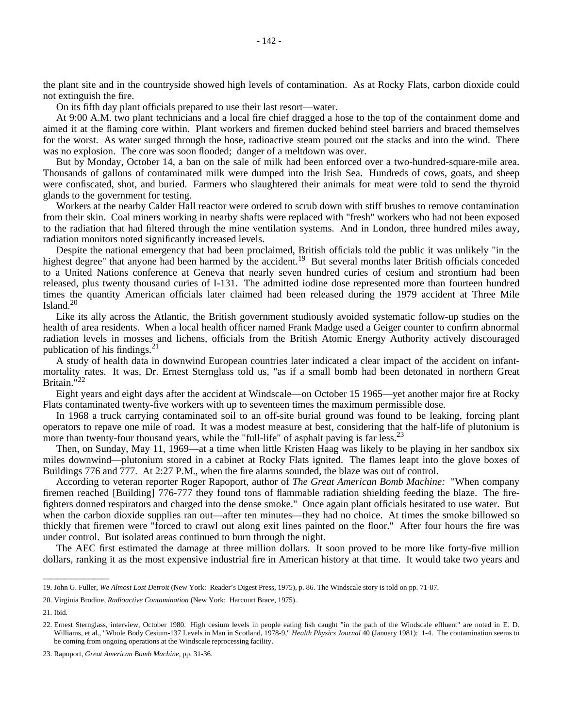the plant site and in the countryside showed high levels of contamination. As at Rocky Flats, carbon dioxide could not extinguish the fire.

On its fifth day plant officials prepared to use their last resort—water.

At 9:00 A.M. two plant technicians and a local fire chief dragged a hose to the top of the containment dome and aimed it at the flaming core within. Plant workers and firemen ducked behind steel barriers and braced themselves for the worst. As water surged through the hose, radioactive steam poured out the stacks and into the wind. There was no explosion. The core was soon flooded; danger of a meltdown was over.

But by Monday, October 14, a ban on the sale of milk had been enforced over a two-hundred-square-mile area. Thousands of gallons of contaminated milk were dumped into the Irish Sea. Hundreds of cows, goats, and sheep were confiscated, shot, and buried. Farmers who slaughtered their animals for meat were told to send the thyroid glands to the government for testing.

Workers at the nearby Calder Hall reactor were ordered to scrub down with stiff brushes to remove contamination from their skin. Coal miners working in nearby shafts were replaced with "fresh" workers who had not been exposed to the radiation that had filtered through the mine ventilation systems. And in London, three hundred miles away, radiation monitors noted significantly increased levels.

Despite the national emergency that had been proclaimed, British officials told the public it was unlikely "in the highest degree" that anyone had been harmed by the accident.[19] But several months later British officials conceded to a United Nations conference at Geneva that nearly seven hundred curies of cesium and strontium had been released, plus twenty thousand curies of I-131. The admitted iodine dose represented more than fourteen hundred times the quantity American officials later claimed had been released during the 1979 accident at Three Mile Island.[20]

Like its ally across the Atlantic, the British government studiously avoided systematic follow-up studies on the health of area residents. When a local health officer named Frank Madge used a Geiger counter to confirm abnormal radiation levels in mosses and lichens, officials from the British Atomic Energy Authority actively discouraged publication of his findings.[21]

A study of health data in downwind European countries later indicated a clear impact of the accident on infant-mortality rates. It was, Dr. Ernest Sternglass told us, "as if a small bomb had been detonated in northern Great Britain."[22]

Eight years and eight days after the accident at Windscale—on October 15 1965—yet another major fire at Rocky Flats contaminated twenty-five workers with up to seventeen times the maximum permissible dose.

In 1968 a truck carrying contaminated soil to an off-site burial ground was found to be leaking, forcing plant operators to repave one mile of road. It was a modest measure at best, considering that the half-life of plutonium is more than twenty-four thousand years, while the "full-life" of asphalt paving is far less.[23]

Then, on Sunday, May 11, 1969—at a time when little Kristen Haag was likely to be playing in her sandbox six miles downwind—plutonium stored in a cabinet at Rocky Flats ignited. The flames leapt into the glove boxes of Buildings 776 and 777. At 2:27 P.M., when the fire alarms sounded, the blaze was out of control.

According to veteran reporter Roger Rapoport, author of *The Great American Bomb Machine:* "When company firemen reached [Building] 776-777 they found tons of flammable radiation shielding feeding the blaze. The fire-fighters donned respirators and charged into the dense smoke." Once again plant officials hesitated to use water. But when the carbon dioxide supplies ran out—after ten minutes—they had no choice. At times the smoke billowed so thickly that firemen were "forced to crawl out along exit lines painted on the floor." After four hours the fire was under control. But isolated areas continued to burn through the night.

The AEC first estimated the damage at three million dollars. It soon proved to be more like forty-five million dollars, ranking it as the most expensive industrial fire in American history at that time. It would take two years and

---

19. John G. Fuller, *We Almost Lost Detroit* (New York: Reader's Digest Press, 1975), p. 86. The Windscale story is told on pp. 71-87.

20. Virginia Brodine, *Radioactive Contamination* (New York: Harcourt Brace, 1975).

21. Ibid.

22. Ernest Sternglass, interview, October 1980. High cesium levels in people eating fish caught "in the path of the Windscale effluent" are noted in E. D. Williams, et al., "Whole Body Cesium-137 Levels in Man in Scotland, 1978-9," *Health Physics Journal* 40 (January 1981): 1-4. The contamination seems to be coming from ongoing operations at the Windscale reprocessing facility.

23. Rapoport, *Great American Bomb Machine*, pp. 31-36.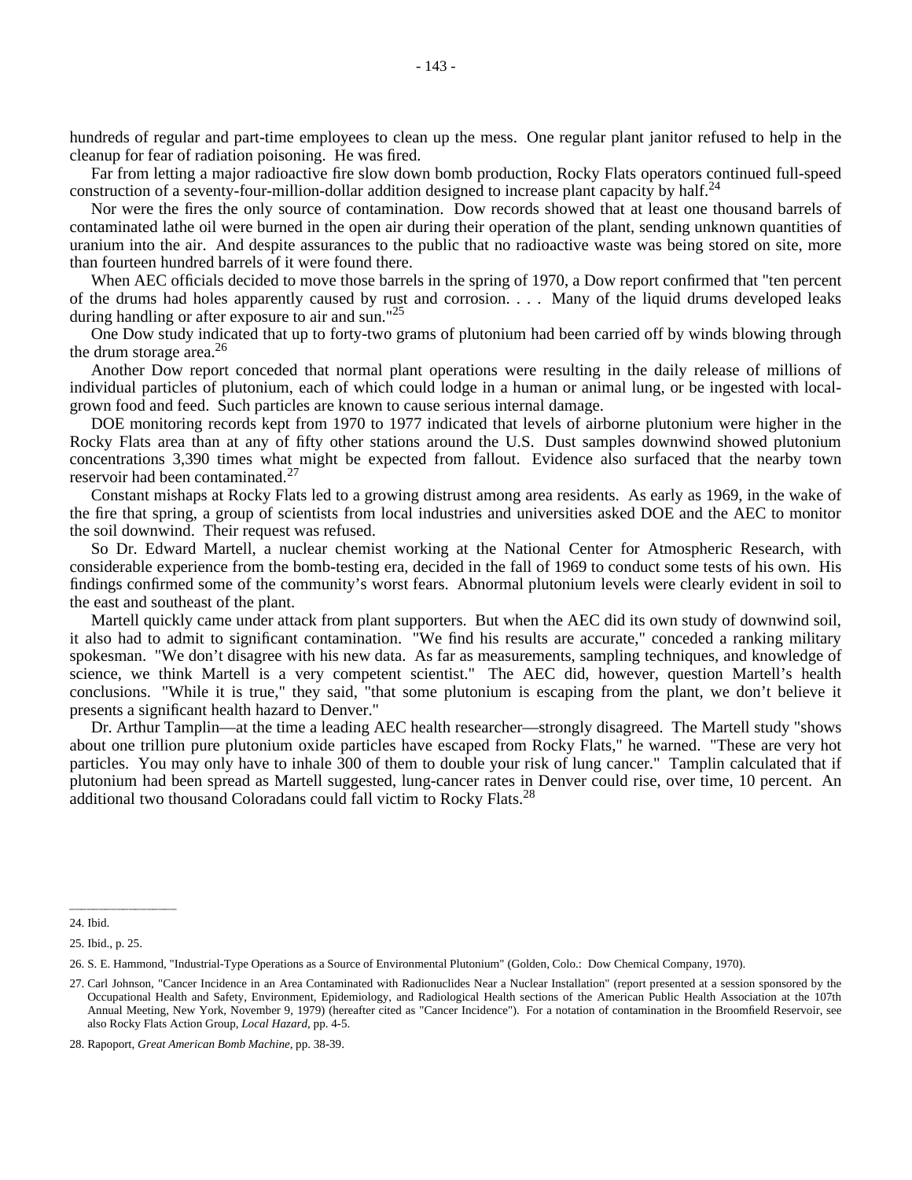hundreds of regular and part-time employees to clean up the mess. One regular plant janitor refused to help in the cleanup for fear of radiation poisoning. He was fired.

Far from letting a major radioactive fire slow down bomb production, Rocky Flats operators continued full-speed construction of a seventy-four-million-dollar addition designed to increase plant capacity by half.[24]

Nor were the fires the only source of contamination. Dow records showed that at least one thousand barrels of contaminated lathe oil were burned in the open air during their operation of the plant, sending unknown quantities of uranium into the air. And despite assurances to the public that no radioactive waste was being stored on site, more than fourteen hundred barrels of it were found there.

When AEC officials decided to move those barrels in the spring of 1970, a Dow report confirmed that "ten percent of the drums had holes apparently caused by rust and corrosion. . . . Many of the liquid drums developed leaks during handling or after exposure to air and sun."[25]

One Dow study indicated that up to forty-two grams of plutonium had been carried off by winds blowing through the drum storage area.[26]

Another Dow report conceded that normal plant operations were resulting in the daily release of millions of individual particles of plutonium, each of which could lodge in a human or animal lung, or be ingested with local-grown food and feed. Such particles are known to cause serious internal damage.

DOE monitoring records kept from 1970 to 1977 indicated that levels of airborne plutonium were higher in the Rocky Flats area than at any of fifty other stations around the U.S. Dust samples downwind showed plutonium concentrations 3,390 times what might be expected from fallout. Evidence also surfaced that the nearby town reservoir had been contaminated.[27]

Constant mishaps at Rocky Flats led to a growing distrust among area residents. As early as 1969, in the wake of the fire that spring, a group of scientists from local industries and universities asked DOE and the AEC to monitor the soil downwind. Their request was refused.

So Dr. Edward Martell, a nuclear chemist working at the National Center for Atmospheric Research, with considerable experience from the bomb-testing era, decided in the fall of 1969 to conduct some tests of his own. His findings confirmed some of the community's worst fears. Abnormal plutonium levels were clearly evident in soil to the east and southeast of the plant.

Martell quickly came under attack from plant supporters. But when the AEC did its own study of downwind soil, it also had to admit to significant contamination. "We find his results are accurate," conceded a ranking military spokesman. "We don't disagree with his new data. As far as measurements, sampling techniques, and knowledge of science, we think Martell is a very competent scientist." The AEC did, however, question Martell's health conclusions. "While it is true," they said, "that some plutonium is escaping from the plant, we don't believe it presents a significant health hazard to Denver."

Dr. Arthur Tamplin—at the time a leading AEC health researcher—strongly disagreed. The Martell study "shows about one trillion pure plutonium oxide particles have escaped from Rocky Flats," he warned. "These are very hot particles. You may only have to inhale 300 of them to double your risk of lung cancer." Tamplin calculated that if plutonium had been spread as Martell suggested, lung-cancer rates in Denver could rise, over time, 10 percent. An additional two thousand Coloradans could fall victim to Rocky Flats.[28]

---

24. Ibid.

25. Ibid., p. 25.

26. S. E. Hammond, "Industrial-Type Operations as a Source of Environmental Plutonium" (Golden, Colo.: Dow Chemical Company, 1970).

27. Carl Johnson, "Cancer Incidence in an Area Contaminated with Radionuclides Near a Nuclear Installation" (report presented at a session sponsored by the Occupational Health and Safety, Environment, Epidemiology, and Radiological Health sections of the American Public Health Association at the 107th Annual Meeting, New York, November 9, 1979) (hereafter cited as "Cancer Incidence"). For a notation of contamination in the Broomfield Reservoir, see also Rocky Flats Action Group, *Local Hazard*, pp. 4-5.

28. Rapoport, *Great American Bomb Machine*, pp. 38-39.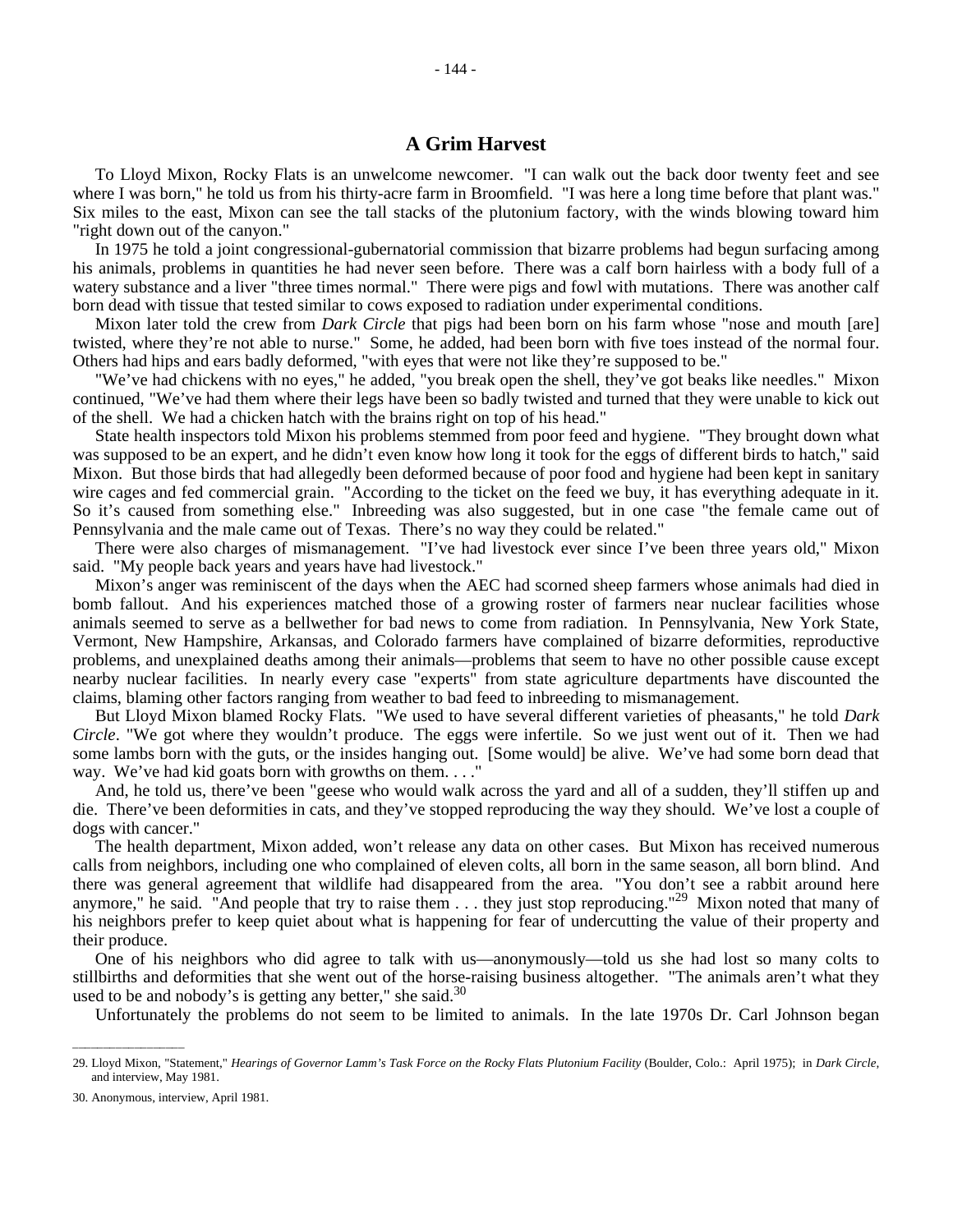## A Grim Harvest

To Lloyd Mixon, Rocky Flats is an unwelcome newcomer. "I can walk out the back door twenty feet and see where I was born," he told us from his thirty-acre farm in Broomfield. "I was here a long time before that plant was." Six miles to the east, Mixon can see the tall stacks of the plutonium factory, with the winds blowing toward him "right down out of the canyon."

In 1975 he told a joint congressional-gubernatorial commission that bizarre problems had begun surfacing among his animals, problems in quantities he had never seen before. There was a calf born hairless with a body full of a watery substance and a liver "three times normal." There were pigs and fowl with mutations. There was another calf born dead with tissue that tested similar to cows exposed to radiation under experimental conditions.

Mixon later told the crew from *Dark Circle* that pigs had been born on his farm whose "nose and mouth [are] twisted, where they're not able to nurse." Some, he added, had been born with five toes instead of the normal four. Others had hips and ears badly deformed, "with eyes that were not like they're supposed to be."

"We've had chickens with no eyes," he added, "you break open the shell, they've got beaks like needles." Mixon continued, "We've had them where their legs have been so badly twisted and turned that they were unable to kick out of the shell. We had a chicken hatch with the brains right on top of his head."

State health inspectors told Mixon his problems stemmed from poor feed and hygiene. "They brought down what was supposed to be an expert, and he didn't even know how long it took for the eggs of different birds to hatch," said Mixon. But those birds that had allegedly been deformed because of poor food and hygiene had been kept in sanitary wire cages and fed commercial grain. "According to the ticket on the feed we buy, it has everything adequate in it. So it's caused from something else." Inbreeding was also suggested, but in one case "the female came out of Pennsylvania and the male came out of Texas. There's no way they could be related."

There were also charges of mismanagement. "I've had livestock ever since I've been three years old," Mixon said. "My people back years and years have had livestock."

Mixon's anger was reminiscent of the days when the AEC had scorned sheep farmers whose animals had died in bomb fallout. And his experiences matched those of a growing roster of farmers near nuclear facilities whose animals seemed to serve as a bellwether for bad news to come from radiation. In Pennsylvania, New York State, Vermont, New Hampshire, Arkansas, and Colorado farmers have complained of bizarre deformities, reproductive problems, and unexplained deaths among their animals—problems that seem to have no other possible cause except nearby nuclear facilities. In nearly every case "experts" from state agriculture departments have discounted the claims, blaming other factors ranging from weather to bad feed to inbreeding to mismanagement.

But Lloyd Mixon blamed Rocky Flats. "We used to have several different varieties of pheasants," he told *Dark Circle*. "We got where they wouldn't produce. The eggs were infertile. So we just went out of it. Then we had some lambs born with the guts, or the insides hanging out. [Some would] be alive. We've had some born dead that way. We've had kid goats born with growths on them. . . ."

And, he told us, there've been "geese who would walk across the yard and all of a sudden, they'll stiffen up and die. There've been deformities in cats, and they've stopped reproducing the way they should. We've lost a couple of dogs with cancer."

The health department, Mixon added, won't release any data on other cases. But Mixon has received numerous calls from neighbors, including one who complained of eleven colts, all born in the same season, all born blind. And there was general agreement that wildlife had disappeared from the area. "You don't see a rabbit around here anymore," he said. "And people that try to raise them . . . they just stop reproducing."[29] Mixon noted that many of his neighbors prefer to keep quiet about what is happening for fear of undercutting the value of their property and their produce.

One of his neighbors who did agree to talk with us—anonymously—told us she had lost so many colts to stillbirths and deformities that she went out of the horse-raising business altogether. "The animals aren't what they used to be and nobody's is getting any better," she said.[30]

Unfortunately the problems do not seem to be limited to animals. In the late 1970s Dr. Carl Johnson began

---

29. Lloyd Mixon, "Statement," *Hearings of Governor Lamm's Task Force on the Rocky Flats Plutonium Facility* (Boulder, Colo.: April 1975); in *Dark Circle*, and interview, May 1981.

30. Anonymous, interview, April 1981.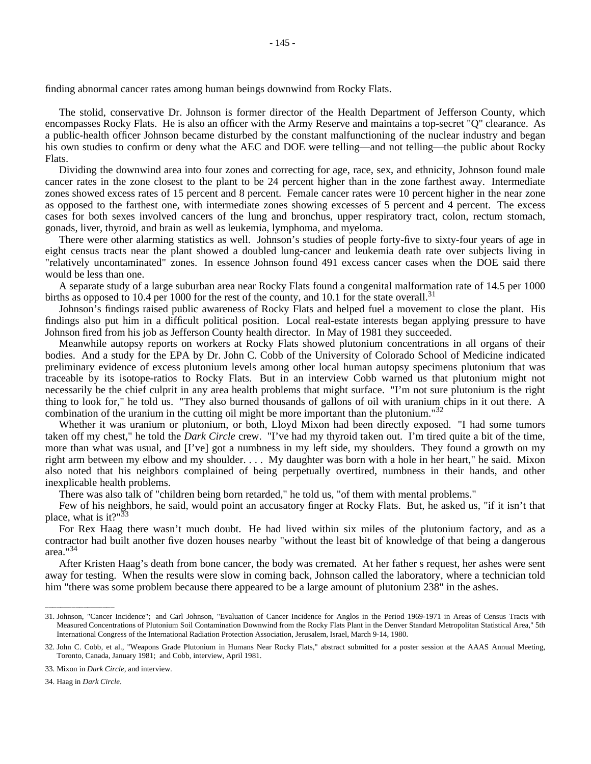finding abnormal cancer rates among human beings downwind from Rocky Flats.

The stolid, conservative Dr. Johnson is former director of the Health Department of Jefferson County, which encompasses Rocky Flats. He is also an officer with the Army Reserve and maintains a top-secret "Q" clearance. As a public-health officer Johnson became disturbed by the constant malfunctioning of the nuclear industry and began his own studies to confirm or deny what the AEC and DOE were telling—and not telling—the public about Rocky Flats.

Dividing the downwind area into four zones and correcting for age, race, sex, and ethnicity, Johnson found male cancer rates in the zone closest to the plant to be 24 percent higher than in the zone farthest away. Intermediate zones showed excess rates of 15 percent and 8 percent. Female cancer rates were 10 percent higher in the near zone as opposed to the farthest one, with intermediate zones showing excesses of 5 percent and 4 percent. The excess cases for both sexes involved cancers of the lung and bronchus, upper respiratory tract, colon, rectum stomach, gonads, liver, thyroid, and brain as well as leukemia, lymphoma, and myeloma.

There were other alarming statistics as well. Johnson's studies of people forty-five to sixty-four years of age in eight census tracts near the plant showed a doubled lung-cancer and leukemia death rate over subjects living in "relatively uncontaminated" zones. In essence Johnson found 491 excess cancer cases when the DOE said there would be less than one.

A separate study of a large suburban area near Rocky Flats found a congenital malformation rate of 14.5 per 1000 births as opposed to 10.4 per 1000 for the rest of the county, and 10.1 for the state overall.[31]

Johnson's findings raised public awareness of Rocky Flats and helped fuel a movement to close the plant. His findings also put him in a difficult political position. Local real-estate interests began applying pressure to have Johnson fired from his job as Jefferson County health director. In May of 1981 they succeeded.

Meanwhile autopsy reports on workers at Rocky Flats showed plutonium concentrations in all organs of their bodies. And a study for the EPA by Dr. John C. Cobb of the University of Colorado School of Medicine indicated preliminary evidence of excess plutonium levels among other local human autopsy specimens plutonium that was traceable by its isotope-ratios to Rocky Flats. But in an interview Cobb warned us that plutonium might not necessarily be the chief culprit in any area health problems that might surface. "I'm not sure plutonium is the right thing to look for," he told us. "They also burned thousands of gallons of oil with uranium chips in it out there. A combination of the uranium in the cutting oil might be more important than the plutonium."[32]

Whether it was uranium or plutonium, or both, Lloyd Mixon had been directly exposed. "I had some tumors taken off my chest," he told the *Dark Circle* crew. "I've had my thyroid taken out. I'm tired quite a bit of the time, more than what was usual, and [I've] got a numbness in my left side, my shoulders. They found a growth on my right arm between my elbow and my shoulder. . . . My daughter was born with a hole in her heart," he said. Mixon also noted that his neighbors complained of being perpetually overtired, numbness in their hands, and other inexplicable health problems.

There was also talk of "children being born retarded," he told us, "of them with mental problems."

Few of his neighbors, he said, would point an accusatory finger at Rocky Flats. But, he asked us, "if it isn't that place, what is it?"[33]

For Rex Haag there wasn't much doubt. He had lived within six miles of the plutonium factory, and as a contractor had built another five dozen houses nearby "without the least bit of knowledge of that being a dangerous area."[34]

After Kristen Haag's death from bone cancer, the body was cremated. At her father s request, her ashes were sent away for testing. When the results were slow in coming back, Johnson called the laboratory, where a technician told him "there was some problem because there appeared to be a large amount of plutonium 238" in the ashes.

---

31. Johnson, "Cancer Incidence"; and Carl Johnson, "Evaluation of Cancer Incidence for Anglos in the Period 1969-1971 in Areas of Census Tracts with Measured Concentrations of Plutonium Soil Contamination Downwind from the Rocky Flats Plant in the Denver Standard Metropolitan Statistical Area," 5th International Congress of the International Radiation Protection Association, Jerusalem, Israel, March 9-14, 1980.

32. John C. Cobb, et al., "Weapons Grade Plutonium in Humans Near Rocky Flats," abstract submitted for a poster session at the AAAS Annual Meeting, Toronto, Canada, January 1981; and Cobb, interview, April 1981.

33. Mixon in *Dark Circle,* and interview.

34. Haag in *Dark Circle*.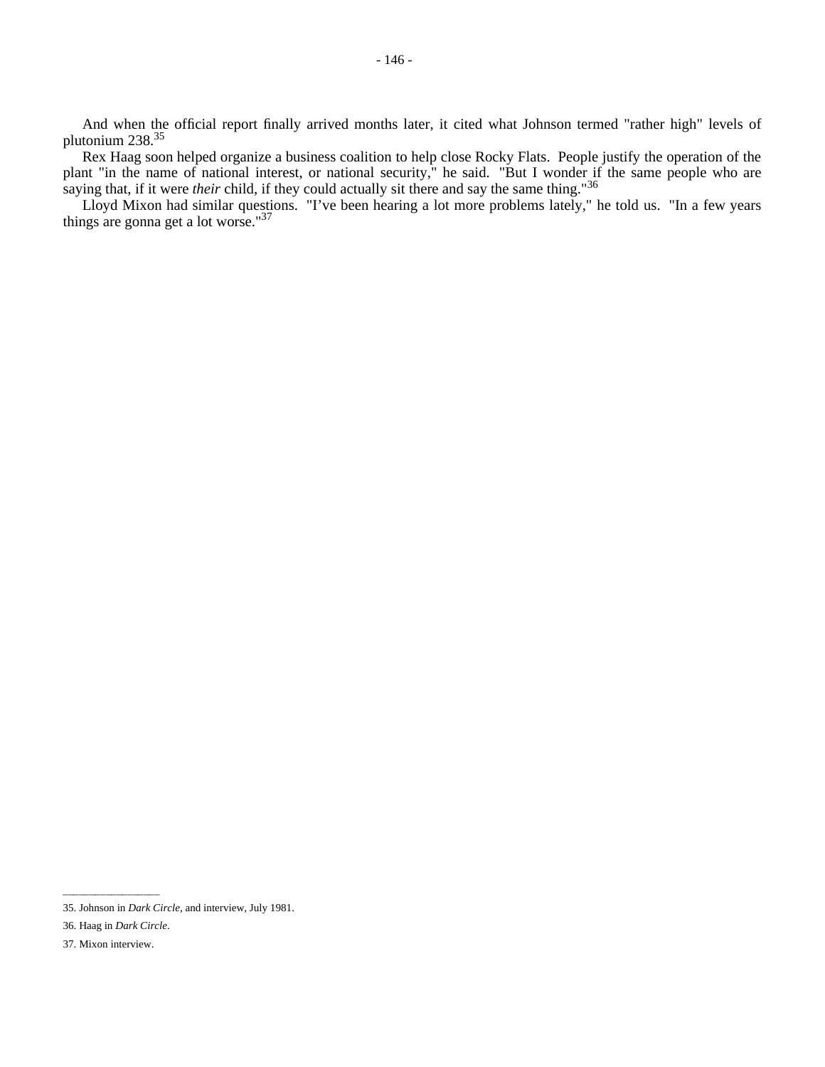And when the official report finally arrived months later, it cited what Johnson termed "rather high" levels of plutonium 238.[35]

Rex Haag soon helped organize a business coalition to help close Rocky Flats. People justify the operation of the plant "in the name of national interest, or national security," he said. "But I wonder if the same people who are saying that, if it were *their* child, if they could actually sit there and say the same thing."[36]

Lloyd Mixon had similar questions. "I've been hearing a lot more problems lately," he told us. "In a few years things are gonna get a lot worse."[37]

---

35. Johnson in *Dark Circle*, and interview, July 1981.

36. Haag in *Dark Circle*.

37. Mixon interview.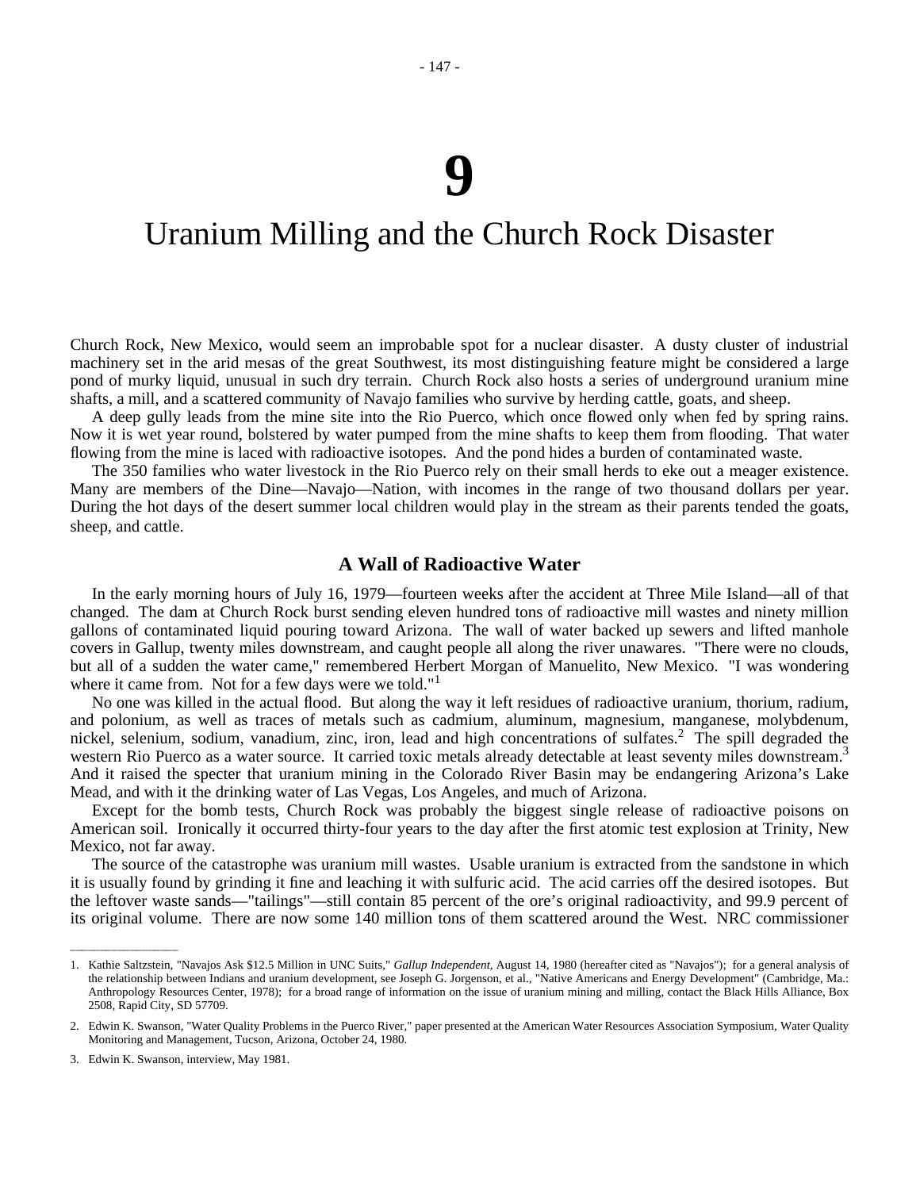# 9

# Uranium Milling and the Church Rock Disaster

Church Rock, New Mexico, would seem an improbable spot for a nuclear disaster. A dusty cluster of industrial machinery set in the arid mesas of the great Southwest, its most distinguishing feature might be considered a large pond of murky liquid, unusual in such dry terrain. Church Rock also hosts a series of underground uranium mine shafts, a mill, and a scattered community of Navajo families who survive by herding cattle, goats, and sheep.

A deep gully leads from the mine site into the Rio Puerco, which once flowed only when fed by spring rains. Now it is wet year round, bolstered by water pumped from the mine shafts to keep them from flooding. That water flowing from the mine is laced with radioactive isotopes. And the pond hides a burden of contaminated waste.

The 350 families who water livestock in the Rio Puerco rely on their small herds to eke out a meager existence. Many are members of the Dine—Navajo—Nation, with incomes in the range of two thousand dollars per year. During the hot days of the desert summer local children would play in the stream as their parents tended the goats, sheep, and cattle.

## A Wall of Radioactive Water

In the early morning hours of July 16, 1979—fourteen weeks after the accident at Three Mile Island—all of that changed. The dam at Church Rock burst sending eleven hundred tons of radioactive mill wastes and ninety million gallons of contaminated liquid pouring toward Arizona. The wall of water backed up sewers and lifted manhole covers in Gallup, twenty miles downstream, and caught people all along the river unawares. "There were no clouds, but all of a sudden the water came," remembered Herbert Morgan of Manuelito, New Mexico. "I was wondering where it came from. Not for a few days were we told."[1]

No one was killed in the actual flood. But along the way it left residues of radioactive uranium, thorium, radium, and polonium, as well as traces of metals such as cadmium, aluminum, magnesium, manganese, molybdenum, nickel, selenium, sodium, vanadium, zinc, iron, lead and high concentrations of sulfates.[2] The spill degraded the western Rio Puerco as a water source. It carried toxic metals already detectable at least seventy miles downstream.[3] And it raised the specter that uranium mining in the Colorado River Basin may be endangering Arizona's Lake Mead, and with it the drinking water of Las Vegas, Los Angeles, and much of Arizona.

Except for the bomb tests, Church Rock was probably the biggest single release of radioactive poisons on American soil. Ironically it occurred thirty-four years to the day after the first atomic test explosion at Trinity, New Mexico, not far away.

The source of the catastrophe was uranium mill wastes. Usable uranium is extracted from the sandstone in which it is usually found by grinding it fine and leaching it with sulfuric acid. The acid carries off the desired isotopes. But the leftover waste sands—"tailings"—still contain 85 percent of the ore's original radioactivity, and 99.9 percent of its original volume. There are now some 140 million tons of them scattered around the West. NRC commissioner

---

1. Kathie Saltzstein, "Navajos Ask $12.5 Million in UNC Suits," *Gallup Independent*, August 14, 1980 (hereafter cited as "Navajos"); for a general analysis of the relationship between Indians and uranium development, see Joseph G. Jorgenson, et al., "Native Americans and Energy Development" (Cambridge, Ma.: Anthropology Resources Center, 1978); for a broad range of information on the issue of uranium mining and milling, contact the Black Hills Alliance, Box 2508, Rapid City, SD 57709.

2. Edwin K. Swanson, "Water Quality Problems in the Puerco River," paper presented at the American Water Resources Association Symposium, Water Quality Monitoring and Management, Tucson, Arizona, October 24, 1980.

3. Edwin K. Swanson, interview, May 1981.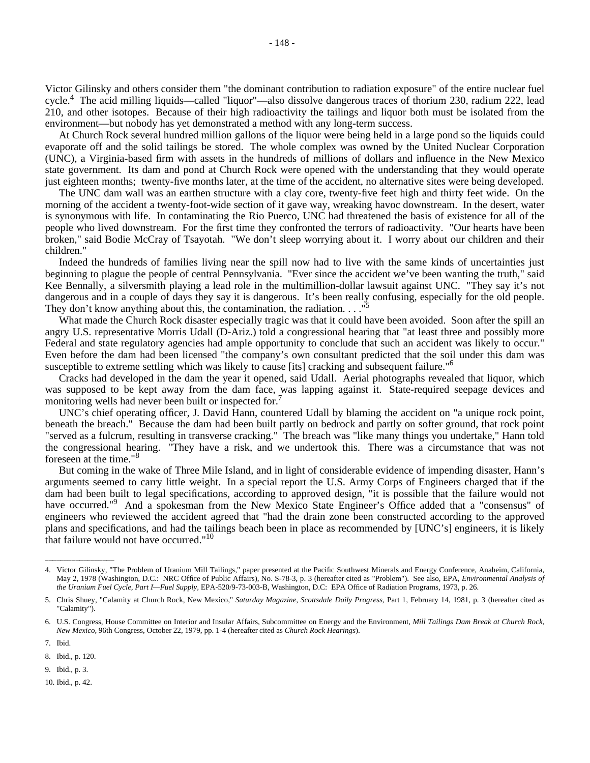Victor Gilinsky and others consider them "the dominant contribution to radiation exposure" of the entire nuclear fuel cycle.[4] The acid milling liquids—called "liquor"—also dissolve dangerous traces of thorium 230, radium 222, lead 210, and other isotopes. Because of their high radioactivity the tailings and liquor both must be isolated from the environment—but nobody has yet demonstrated a method with any long-term success.

At Church Rock several hundred million gallons of the liquor were being held in a large pond so the liquids could evaporate off and the solid tailings be stored. The whole complex was owned by the United Nuclear Corporation (UNC), a Virginia-based firm with assets in the hundreds of millions of dollars and influence in the New Mexico state government. Its dam and pond at Church Rock were opened with the understanding that they would operate just eighteen months; twenty-five months later, at the time of the accident, no alternative sites were being developed.

The UNC dam wall was an earthen structure with a clay core, twenty-five feet high and thirty feet wide. On the morning of the accident a twenty-foot-wide section of it gave way, wreaking havoc downstream. In the desert, water is synonymous with life. In contaminating the Rio Puerco, UNC had threatened the basis of existence for all of the people who lived downstream. For the first time they confronted the terrors of radioactivity. "Our hearts have been broken," said Bodie McCray of Tsayotah. "We don't sleep worrying about it. I worry about our children and their children."

Indeed the hundreds of families living near the spill now had to live with the same kinds of uncertainties just beginning to plague the people of central Pennsylvania. "Ever since the accident we've been wanting the truth," said Kee Bennally, a silversmith playing a lead role in the multimillion-dollar lawsuit against UNC. "They say it's not dangerous and in a couple of days they say it is dangerous. It's been really confusing, especially for the old people. They don't know anything about this, the contamination, the radiation. . . ."[5]

What made the Church Rock disaster especially tragic was that it could have been avoided. Soon after the spill an angry U.S. representative Morris Udall (D-Ariz.) told a congressional hearing that "at least three and possibly more Federal and state regulatory agencies had ample opportunity to conclude that such an accident was likely to occur." Even before the dam had been licensed "the company's own consultant predicted that the soil under this dam was susceptible to extreme settling which was likely to cause [its] cracking and subsequent failure."[6]

Cracks had developed in the dam the year it opened, said Udall. Aerial photographs revealed that liquor, which was supposed to be kept away from the dam face, was lapping against it. State-required seepage devices and monitoring wells had never been built or inspected for.[7]

UNC's chief operating officer, J. David Hann, countered Udall by blaming the accident on "a unique rock point, beneath the breach." Because the dam had been built partly on bedrock and partly on softer ground, that rock point "served as a fulcrum, resulting in transverse cracking." The breach was "like many things you undertake," Hann told the congressional hearing. "They have a risk, and we undertook this. There was a circumstance that was not foreseen at the time."[8]

But coming in the wake of Three Mile Island, and in light of considerable evidence of impending disaster, Hann's arguments seemed to carry little weight. In a special report the U.S. Army Corps of Engineers charged that if the dam had been built to legal specifications, according to approved design, "it is possible that the failure would not have occurred."[9] And a spokesman from the New Mexico State Engineer's Office added that a "consensus" of engineers who reviewed the accident agreed that "had the drain zone been constructed according to the approved plans and specifications, and had the tailings beach been in place as recommended by [UNC's] engineers, it is likely that failure would not have occurred."[10]

---

4. Victor Gilinsky, "The Problem of Uranium Mill Tailings," paper presented at the Pacific Southwest Minerals and Energy Conference, Anaheim, California, May 2, 1978 (Washington, D.C.: NRC Office of Public Affairs), No. S-78-3, p. 3 (hereafter cited as "Problem"). See also, EPA, *Environmental Analysis of the Uranium Fuel Cycle, Part I—Fuel Supply*, EPA-520/9-73-003-B, Washington, D.C: EPA Office of Radiation Programs, 1973, p. 26.

5. Chris Shuey, "Calamity at Church Rock, New Mexico," *Saturday Magazine, Scottsdale Daily Progress*, Part 1, February 14, 1981, p. 3 (hereafter cited as "Calamity").

6. U.S. Congress, House Committee on Interior and Insular Affairs, Subcommittee on Energy and the Environment, *Mill Tailings Dam Break at Church Rock, New Mexico*, 96th Congress, October 22, 1979, pp. 1-4 (hereafter cited as *Church Rock Hearings*).

7. Ibid.

8. Ibid., p. 120.

9. Ibid., p. 3.

10. Ibid., p. 42.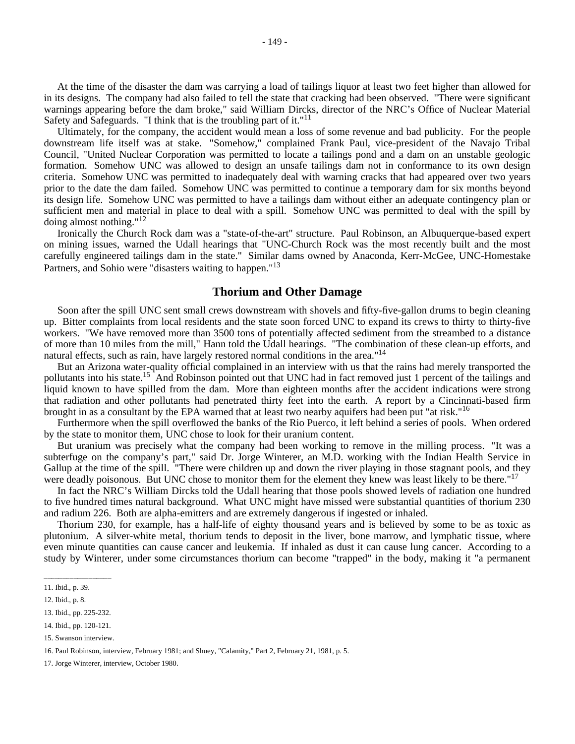At the time of the disaster the dam was carrying a load of tailings liquor at least two feet higher than allowed for in its designs. The company had also failed to tell the state that cracking had been observed. "There were significant warnings appearing before the dam broke," said William Dircks, director of the NRC's Office of Nuclear Material Safety and Safeguards. "I think that is the troubling part of it."[11]

Ultimately, for the company, the accident would mean a loss of some revenue and bad publicity. For the people downstream life itself was at stake. "Somehow," complained Frank Paul, vice-president of the Navajo Tribal Council, "United Nuclear Corporation was permitted to locate a tailings pond and a dam on an unstable geologic formation. Somehow UNC was allowed to design an unsafe tailings dam not in conformance to its own design criteria. Somehow UNC was permitted to inadequately deal with warning cracks that had appeared over two years prior to the date the dam failed. Somehow UNC was permitted to continue a temporary dam for six months beyond its design life. Somehow UNC was permitted to have a tailings dam without either an adequate contingency plan or sufficient men and material in place to deal with a spill. Somehow UNC was permitted to deal with the spill by doing almost nothing."[12]

Ironically the Church Rock dam was a "state-of-the-art" structure. Paul Robinson, an Albuquerque-based expert on mining issues, warned the Udall hearings that "UNC-Church Rock was the most recently built and the most carefully engineered tailings dam in the state." Similar dams owned by Anaconda, Kerr-McGee, UNC-Homestake Partners, and Sohio were "disasters waiting to happen."[13]

## Thorium and Other Damage

Soon after the spill UNC sent small crews downstream with shovels and fifty-five-gallon drums to begin cleaning up. Bitter complaints from local residents and the state soon forced UNC to expand its crews to thirty to thirty-five workers. "We have removed more than 3500 tons of potentially affected sediment from the streambed to a distance of more than 10 miles from the mill," Hann told the Udall hearings. "The combination of these clean-up efforts, and natural effects, such as rain, have largely restored normal conditions in the area."[14]

But an Arizona water-quality official complained in an interview with us that the rains had merely transported the pollutants into his state.[15] And Robinson pointed out that UNC had in fact removed just 1 percent of the tailings and liquid known to have spilled from the dam. More than eighteen months after the accident indications were strong that radiation and other pollutants had penetrated thirty feet into the earth. A report by a Cincinnati-based firm brought in as a consultant by the EPA warned that at least two nearby aquifers had been put "at risk."[16]

Furthermore when the spill overflowed the banks of the Rio Puerco, it left behind a series of pools. When ordered by the state to monitor them, UNC chose to look for their uranium content.

But uranium was precisely what the company had been working to remove in the milling process. "It was a subterfuge on the company's part," said Dr. Jorge Winterer, an M.D. working with the Indian Health Service in Gallup at the time of the spill. "There were children up and down the river playing in those stagnant pools, and they were deadly poisonous. But UNC chose to monitor them for the element they knew was least likely to be there."[17]

In fact the NRC's William Dircks told the Udall hearing that those pools showed levels of radiation one hundred to five hundred times natural background. What UNC might have missed were substantial quantities of thorium 230 and radium 226. Both are alpha-emitters and are extremely dangerous if ingested or inhaled.

Thorium 230, for example, has a half-life of eighty thousand years and is believed by some to be as toxic as plutonium. A silver-white metal, thorium tends to deposit in the liver, bone marrow, and lymphatic tissue, where even minute quantities can cause cancer and leukemia. If inhaled as dust it can cause lung cancer. According to a study by Winterer, under some circumstances thorium can become "trapped" in the body, making it "a permanent

---

11. Ibid., p. 39.

12. Ibid., p. 8.

13. Ibid., pp. 225-232.

14. Ibid., pp. 120-121.

15. Swanson interview.

16. Paul Robinson, interview, February 1981; and Shuey, "Calamity," Part 2, February 21, 1981, p. 5.

17. Jorge Winterer, interview, October 1980.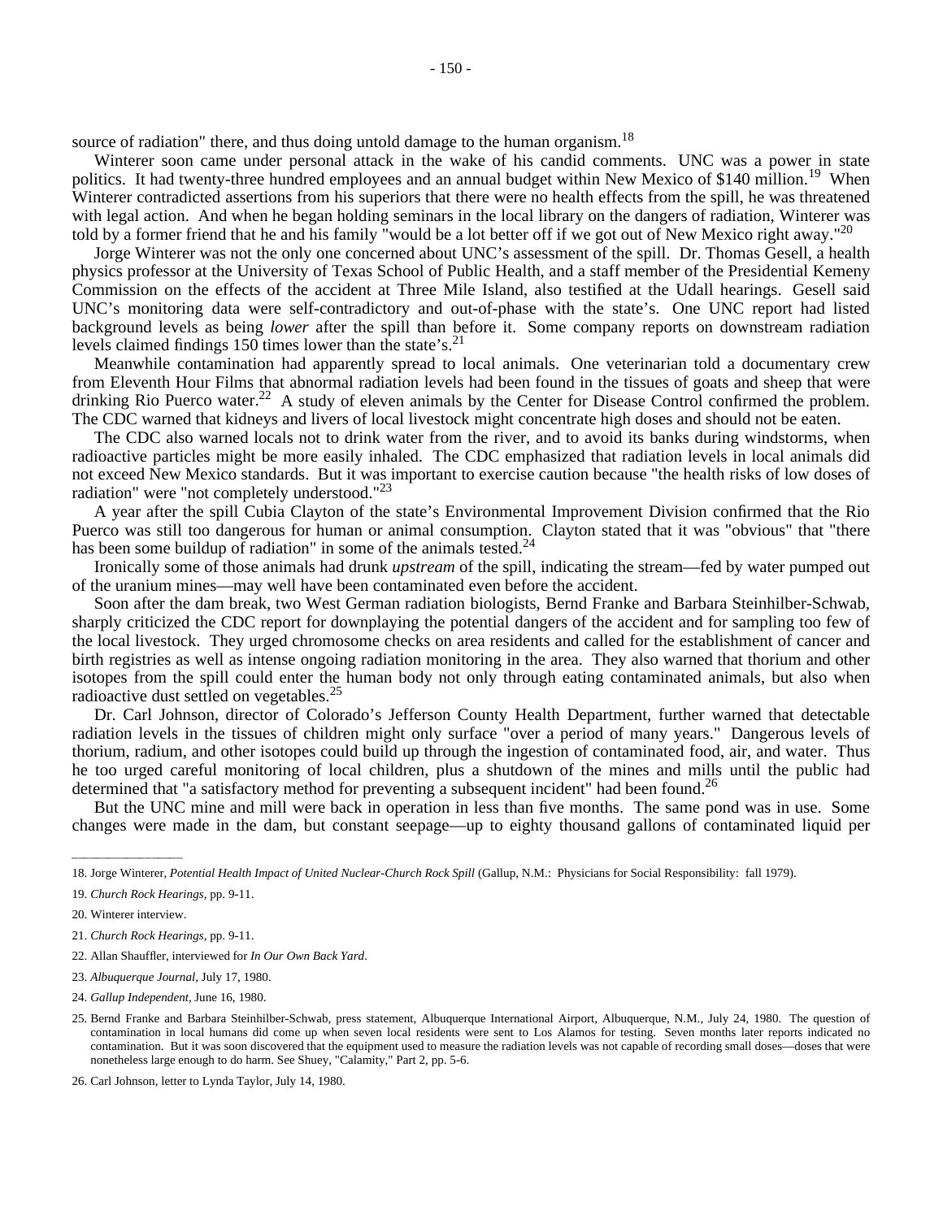source of radiation" there, and thus doing untold damage to the human organism.[18]

Winterer soon came under personal attack in the wake of his candid comments. UNC was a power in state politics. It had twenty-three hundred employees and an annual budget within New Mexico of $140 million.[19] When Winterer contradicted assertions from his superiors that there were no health effects from the spill, he was threatened with legal action. And when he began holding seminars in the local library on the dangers of radiation, Winterer was told by a former friend that he and his family "would be a lot better off if we got out of New Mexico right away."[20]

Jorge Winterer was not the only one concerned about UNC's assessment of the spill. Dr. Thomas Gesell, a health physics professor at the University of Texas School of Public Health, and a staff member of the Presidential Kemeny Commission on the effects of the accident at Three Mile Island, also testified at the Udall hearings. Gesell said UNC's monitoring data were self-contradictory and out-of-phase with the state's. One UNC report had listed background levels as being *lower* after the spill than before it. Some company reports on downstream radiation levels claimed findings 150 times lower than the state's.[21]

Meanwhile contamination had apparently spread to local animals. One veterinarian told a documentary crew from Eleventh Hour Films that abnormal radiation levels had been found in the tissues of goats and sheep that were drinking Rio Puerco water.[22] A study of eleven animals by the Center for Disease Control confirmed the problem. The CDC warned that kidneys and livers of local livestock might concentrate high doses and should not be eaten.

The CDC also warned locals not to drink water from the river, and to avoid its banks during windstorms, when radioactive particles might be more easily inhaled. The CDC emphasized that radiation levels in local animals did not exceed New Mexico standards. But it was important to exercise caution because "the health risks of low doses of radiation" were "not completely understood."[23]

A year after the spill Cubia Clayton of the state's Environmental Improvement Division confirmed that the Rio Puerco was still too dangerous for human or animal consumption. Clayton stated that it was "obvious" that "there has been some buildup of radiation" in some of the animals tested.[24]

Ironically some of those animals had drunk *upstream* of the spill, indicating the stream—fed by water pumped out of the uranium mines—may well have been contaminated even before the accident.

Soon after the dam break, two West German radiation biologists, Bernd Franke and Barbara Steinhilber-Schwab, sharply criticized the CDC report for downplaying the potential dangers of the accident and for sampling too few of the local livestock. They urged chromosome checks on area residents and called for the establishment of cancer and birth registries as well as intense ongoing radiation monitoring in the area. They also warned that thorium and other isotopes from the spill could enter the human body not only through eating contaminated animals, but also when radioactive dust settled on vegetables.[25]

Dr. Carl Johnson, director of Colorado's Jefferson County Health Department, further warned that detectable radiation levels in the tissues of children might only surface "over a period of many years." Dangerous levels of thorium, radium, and other isotopes could build up through the ingestion of contaminated food, air, and water. Thus he too urged careful monitoring of local children, plus a shutdown of the mines and mills until the public had determined that "a satisfactory method for preventing a subsequent incident" had been found.[26]

But the UNC mine and mill were back in operation in less than five months. The same pond was in use. Some changes were made in the dam, but constant seepage—up to eighty thousand gallons of contaminated liquid per

---

18. Jorge Winterer, *Potential Health Impact of United Nuclear-Church Rock Spill* (Gallup, N.M.: Physicians for Social Responsibility: fall 1979).

19. *Church Rock Hearings*, pp. 9-11.

20. Winterer interview.

21. *Church Rock Hearings*, pp. 9-11.

22. Allan Shauffler, interviewed for *In Our Own Back Yard*.

23. *Albuquerque Journal*, July 17, 1980.

24. *Gallup Independent*, June 16, 1980.

25. Bernd Franke and Barbara Steinhilber-Schwab, press statement, Albuquerque International Airport, Albuquerque, N.M., July 24, 1980. The question of contamination in local humans did come up when seven local residents were sent to Los Alamos for testing. Seven months later reports indicated no contamination. But it was soon discovered that the equipment used to measure the radiation levels was not capable of recording small doses—doses that were nonetheless large enough to do harm. See Shuey, "Calamity," Part 2, pp. 5-6.

26. Carl Johnson, letter to Lynda Taylor, July 14, 1980.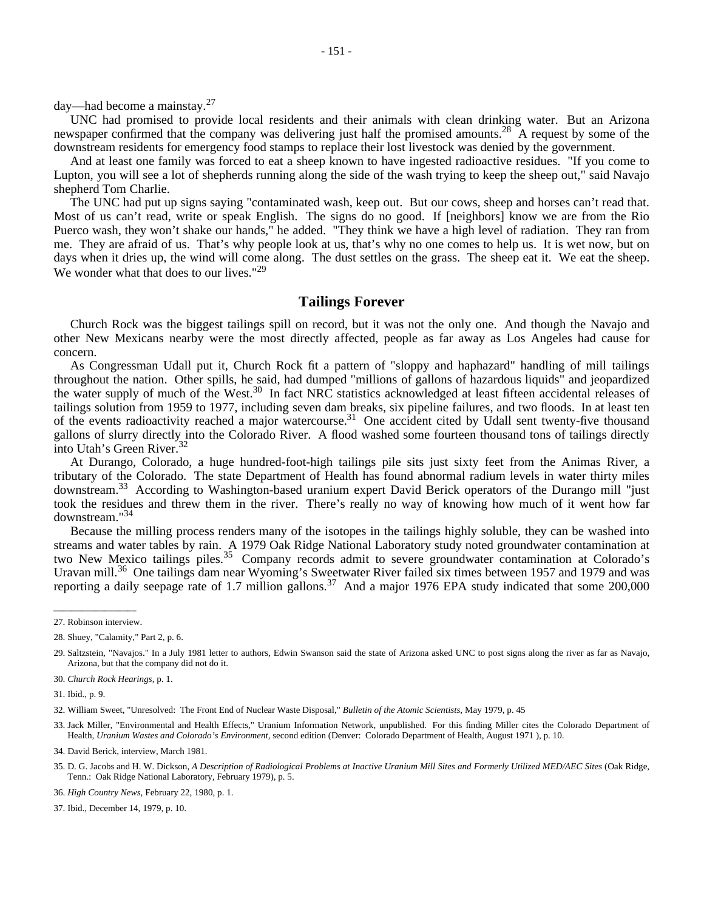day—had become a mainstay.[27]

UNC had promised to provide local residents and their animals with clean drinking water. But an Arizona newspaper confirmed that the company was delivering just half the promised amounts.[28] A request by some of the downstream residents for emergency food stamps to replace their lost livestock was denied by the government.

And at least one family was forced to eat a sheep known to have ingested radioactive residues. "If you come to Lupton, you will see a lot of shepherds running along the side of the wash trying to keep the sheep out," said Navajo shepherd Tom Charlie.

The UNC had put up signs saying "contaminated wash, keep out. But our cows, sheep and horses can't read that. Most of us can't read, write or speak English. The signs do no good. If [neighbors] know we are from the Rio Puerco wash, they won't shake our hands," he added. "They think we have a high level of radiation. They ran from me. They are afraid of us. That's why people look at us, that's why no one comes to help us. It is wet now, but on days when it dries up, the wind will come along. The dust settles on the grass. The sheep eat it. We eat the sheep. We wonder what that does to our lives."[29]

## Tailings Forever

Church Rock was the biggest tailings spill on record, but it was not the only one. And though the Navajo and other New Mexicans nearby were the most directly affected, people as far away as Los Angeles had cause for concern.

As Congressman Udall put it, Church Rock fit a pattern of "sloppy and haphazard" handling of mill tailings throughout the nation. Other spills, he said, had dumped "millions of gallons of hazardous liquids" and jeopardized the water supply of much of the West.[30] In fact NRC statistics acknowledged at least fifteen accidental releases of tailings solution from 1959 to 1977, including seven dam breaks, six pipeline failures, and two floods. In at least ten of the events radioactivity reached a major watercourse.[31] One accident cited by Udall sent twenty-five thousand gallons of slurry directly into the Colorado River. A flood washed some fourteen thousand tons of tailings directly into Utah's Green River.[32]

At Durango, Colorado, a huge hundred-foot-high tailings pile sits just sixty feet from the Animas River, a tributary of the Colorado. The state Department of Health has found abnormal radium levels in water thirty miles downstream.[33] According to Washington-based uranium expert David Berick operators of the Durango mill "just took the residues and threw them in the river. There's really no way of knowing how much of it went how far downstream."[34]

Because the milling process renders many of the isotopes in the tailings highly soluble, they can be washed into streams and water tables by rain. A 1979 Oak Ridge National Laboratory study noted groundwater contamination at two New Mexico tailings piles.[35] Company records admit to severe groundwater contamination at Colorado's Uravan mill.[36] One tailings dam near Wyoming's Sweetwater River failed six times between 1957 and 1979 and was reporting a daily seepage rate of 1.7 million gallons.[37] And a major 1976 EPA study indicated that some 200,000

---

27. Robinson interview.

28. Shuey, "Calamity," Part 2, p. 6.

29. Saltzstein, "Navajos." In a July 1981 letter to authors, Edwin Swanson said the state of Arizona asked UNC to post signs along the river as far as Navajo, Arizona, but that the company did not do it.

30. *Church Rock Hearings,* p. 1.

31. Ibid., p. 9.

32. William Sweet, "Unresolved: The Front End of Nuclear Waste Disposal," *Bulletin of the Atomic Scientists,* May 1979, p. 45

33. Jack Miller, "Environmental and Health Effects," Uranium Information Network, unpublished. For this finding Miller cites the Colorado Department of Health, *Uranium Wastes and Colorado's Environment,* second edition (Denver: Colorado Department of Health, August 1971 ), p. 10.

34. David Berick, interview, March 1981.

35. D. G. Jacobs and H. W. Dickson, *A Description of Radiological Problems at Inactive Uranium Mill Sites and Formerly Utilized MED/AEC Sites* (Oak Ridge, Tenn.: Oak Ridge National Laboratory, February 1979), p. 5.

36. *High Country News,* February 22, 1980, p. 1.

37. Ibid., December 14, 1979, p. 10.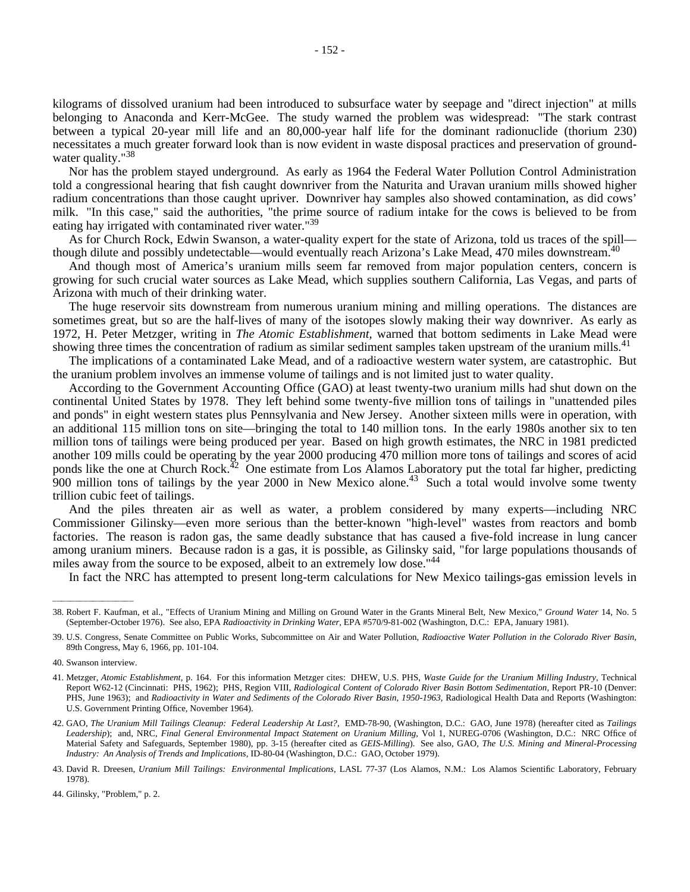kilograms of dissolved uranium had been introduced to subsurface water by seepage and "direct injection" at mills belonging to Anaconda and Kerr-McGee. The study warned the problem was widespread: "The stark contrast between a typical 20-year mill life and an 80,000-year half life for the dominant radionuclide (thorium 230) necessitates a much greater forward look than is now evident in waste disposal practices and preservation of ground-water quality."[38]

Nor has the problem stayed underground. As early as 1964 the Federal Water Pollution Control Administration told a congressional hearing that fish caught downriver from the Naturita and Uravan uranium mills showed higher radium concentrations than those caught upriver. Downriver hay samples also showed contamination, as did cows' milk. "In this case," said the authorities, "the prime source of radium intake for the cows is believed to be from eating hay irrigated with contaminated river water."[39]

As for Church Rock, Edwin Swanson, a water-quality expert for the state of Arizona, told us traces of the spill—though dilute and possibly undetectable—would eventually reach Arizona's Lake Mead, 470 miles downstream.[40]

And though most of America's uranium mills seem far removed from major population centers, concern is growing for such crucial water sources as Lake Mead, which supplies southern California, Las Vegas, and parts of Arizona with much of their drinking water.

The huge reservoir sits downstream from numerous uranium mining and milling operations. The distances are sometimes great, but so are the half-lives of many of the isotopes slowly making their way downriver. As early as 1972, H. Peter Metzger, writing in *The Atomic Establishment,* warned that bottom sediments in Lake Mead were showing three times the concentration of radium as similar sediment samples taken upstream of the uranium mills.[41]

The implications of a contaminated Lake Mead, and of a radioactive western water system, are catastrophic. But the uranium problem involves an immense volume of tailings and is not limited just to water quality.

According to the Government Accounting Office (GAO) at least twenty-two uranium mills had shut down on the continental United States by 1978. They left behind some twenty-five million tons of tailings in "unattended piles and ponds" in eight western states plus Pennsylvania and New Jersey. Another sixteen mills were in operation, with an additional 115 million tons on site—bringing the total to 140 million tons. In the early 1980s another six to ten million tons of tailings were being produced per year. Based on high growth estimates, the NRC in 1981 predicted another 109 mills could be operating by the year 2000 producing 470 million more tons of tailings and scores of acid ponds like the one at Church Rock.[42] One estimate from Los Alamos Laboratory put the total far higher, predicting 900 million tons of tailings by the year 2000 in New Mexico alone.[43] Such a total would involve some twenty trillion cubic feet of tailings.

And the piles threaten air as well as water, a problem considered by many experts—including NRC Commissioner Gilinsky—even more serious than the better-known "high-level" wastes from reactors and bomb factories. The reason is radon gas, the same deadly substance that has caused a five-fold increase in lung cancer among uranium miners. Because radon is a gas, it is possible, as Gilinsky said, "for large populations thousands of miles away from the source to be exposed, albeit to an extremely low dose."[44]

In fact the NRC has attempted to present long-term calculations for New Mexico tailings-gas emission levels in

---

38. Robert F. Kaufman, et al., "Effects of Uranium Mining and Milling on Ground Water in the Grants Mineral Belt, New Mexico," *Ground Water* 14, No. 5 (September-October 1976). See also, EPA *Radioactivity in Drinking Water*, EPA #570/9-81-002 (Washington, D.C.: EPA, January 1981).

39. U.S. Congress, Senate Committee on Public Works, Subcommittee on Air and Water Pollution, *Radioactive Water Pollution in the Colorado River Basin*, 89th Congress, May 6, 1966, pp. 101-104.

40. Swanson interview.

41. Metzger, *Atomic Establishment,* p. 164. For this information Metzger cites: DHEW, U.S. PHS, *Waste Guide for the Uranium Milling Industry*, Technical Report W62-12 (Cincinnati: PHS, 1962); PHS, Region VIII, *Radiological Content of Colorado River Basin Bottom Sedimentation*, Report PR-10 (Denver: PHS, June 1963); and *Radioactivity in Water and Sediments of the Colorado River Basin, 1950-1963*, Radiological Health Data and Reports (Washington: U.S. Government Printing Office, November 1964).

42. GAO, *The Uranium Mill Tailings Cleanup: Federal Leadership At Last?*, EMD-78-90, (Washington, D.C.: GAO, June 1978) (hereafter cited as *Tailings Leadership*); and, NRC, *Final General Environmental Impact Statement on Uranium Milling*, Vol 1, NUREG-0706 (Washington, D.C.: NRC Office of Material Safety and Safeguards, September 1980), pp. 3-15 (hereafter cited as *GEIS-Milling*). See also, GAO, *The U.S. Mining and Mineral-Processing Industry: An Analysis of Trends and Implications*, ID-80-04 (Washington, D.C.: GAO, October 1979).

43. David R. Dreesen, *Uranium Mill Tailings: Environmental Implications*, LASL 77-37 (Los Alamos, N.M.: Los Alamos Scientific Laboratory, February 1978).

44. Gilinsky, "Problem," p. 2.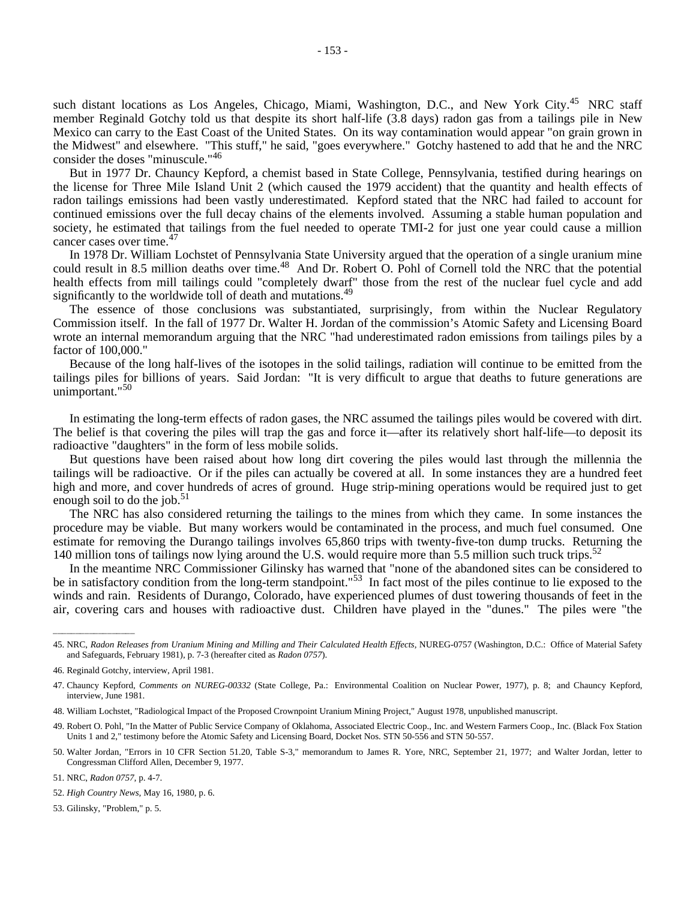such distant locations as Los Angeles, Chicago, Miami, Washington, D.C., and New York City.[45] NRC staff member Reginald Gotchy told us that despite its short half-life (3.8 days) radon gas from a tailings pile in New Mexico can carry to the East Coast of the United States. On its way contamination would appear "on grain grown in the Midwest" and elsewhere. "This stuff," he said, "goes everywhere." Gotchy hastened to add that he and the NRC consider the doses "minuscule."[46]

But in 1977 Dr. Chauncy Kepford, a chemist based in State College, Pennsylvania, testified during hearings on the license for Three Mile Island Unit 2 (which caused the 1979 accident) that the quantity and health effects of radon tailings emissions had been vastly underestimated. Kepford stated that the NRC had failed to account for continued emissions over the full decay chains of the elements involved. Assuming a stable human population and society, he estimated that tailings from the fuel needed to operate TMI-2 for just one year could cause a million cancer cases over time.[47]

In 1978 Dr. William Lochstet of Pennsylvania State University argued that the operation of a single uranium mine could result in 8.5 million deaths over time.[48] And Dr. Robert O. Pohl of Cornell told the NRC that the potential health effects from mill tailings could "completely dwarf" those from the rest of the nuclear fuel cycle and add significantly to the worldwide toll of death and mutations.[49]

The essence of those conclusions was substantiated, surprisingly, from within the Nuclear Regulatory Commission itself. In the fall of 1977 Dr. Walter H. Jordan of the commission's Atomic Safety and Licensing Board wrote an internal memorandum arguing that the NRC "had underestimated radon emissions from tailings piles by a factor of 100,000."

Because of the long half-lives of the isotopes in the solid tailings, radiation will continue to be emitted from the tailings piles for billions of years. Said Jordan: "It is very difficult to argue that deaths to future generations are unimportant."[50]

In estimating the long-term effects of radon gases, the NRC assumed the tailings piles would be covered with dirt. The belief is that covering the piles will trap the gas and force it—after its relatively short half-life—to deposit its radioactive "daughters" in the form of less mobile solids.

But questions have been raised about how long dirt covering the piles would last through the millennia the tailings will be radioactive. Or if the piles can actually be covered at all. In some instances they are a hundred feet high and more, and cover hundreds of acres of ground. Huge strip-mining operations would be required just to get enough soil to do the job.[51]

The NRC has also considered returning the tailings to the mines from which they came. In some instances the procedure may be viable. But many workers would be contaminated in the process, and much fuel consumed. One estimate for removing the Durango tailings involves 65,860 trips with twenty-five-ton dump trucks. Returning the 140 million tons of tailings now lying around the U.S. would require more than 5.5 million such truck trips.[52]

In the meantime NRC Commissioner Gilinsky has warned that "none of the abandoned sites can be considered to be in satisfactory condition from the long-term standpoint."[53] In fact most of the piles continue to lie exposed to the winds and rain. Residents of Durango, Colorado, have experienced plumes of dust towering thousands of feet in the air, covering cars and houses with radioactive dust. Children have played in the "dunes." The piles were "the

---

45. NRC, *Radon Releases from Uranium Mining and Milling and Their Calculated Health Effects,* NUREG-0757 (Washington, D.C.: Office of Material Safety and Safeguards, February 1981), p. 7-3 (hereafter cited as *Radon 0757*).

46. Reginald Gotchy, interview, April 1981.

47. Chauncy Kepford, *Comments on NUREG-00332* (State College, Pa.: Environmental Coalition on Nuclear Power, 1977), p. 8; and Chauncy Kepford, interview, June 1981.

48. William Lochstet, "Radiological Impact of the Proposed Crownpoint Uranium Mining Project," August 1978, unpublished manuscript.

49. Robert O. Pohl, "In the Matter of Public Service Company of Oklahoma, Associated Electric Coop., Inc. and Western Farmers Coop., Inc. (Black Fox Station Units 1 and 2," testimony before the Atomic Safety and Licensing Board, Docket Nos. STN 50-556 and STN 50-557.

50. Walter Jordan, "Errors in 10 CFR Section 51.20, Table S-3," memorandum to James R. Yore, NRC, September 21, 1977; and Walter Jordan, letter to Congressman Clifford Allen, December 9, 1977.

51. NRC, *Radon 0757,* p. 4-7.

52. *High Country News,* May 16, 1980, p. 6.

53. Gilinsky, "Problem," p. 5.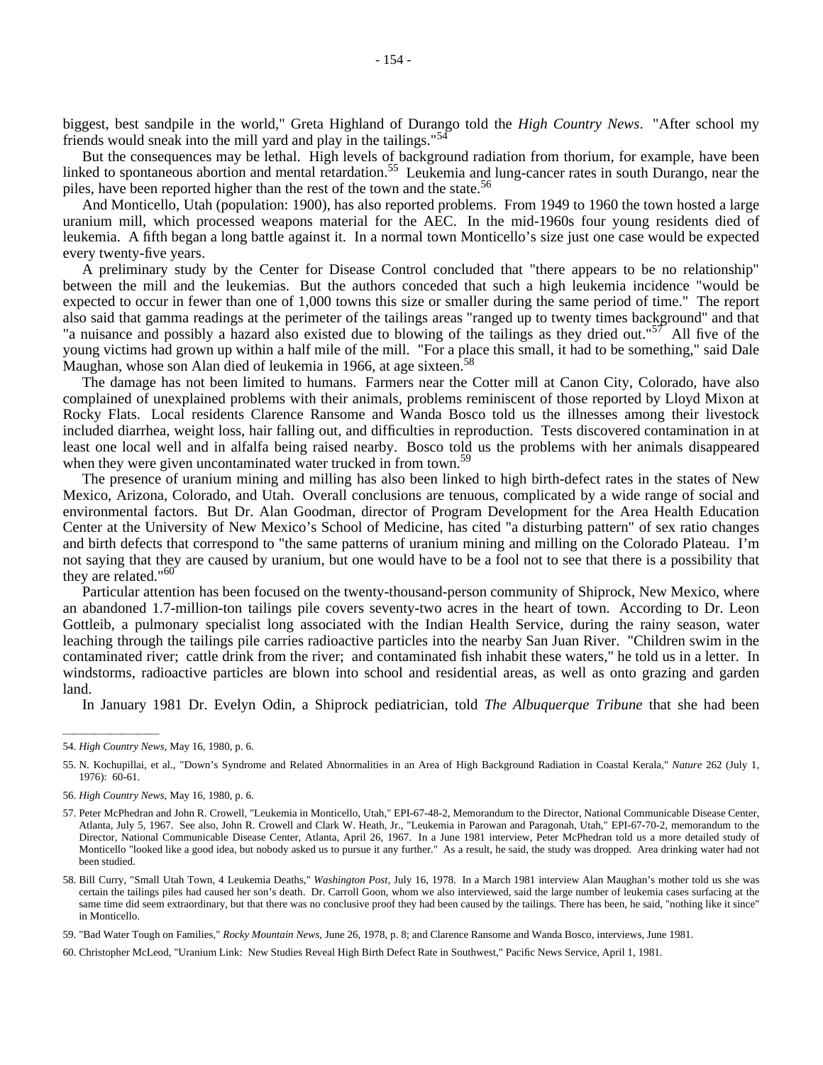biggest, best sandpile in the world," Greta Highland of Durango told the *High Country News*. "After school my friends would sneak into the mill yard and play in the tailings."[54]

But the consequences may be lethal. High levels of background radiation from thorium, for example, have been linked to spontaneous abortion and mental retardation.[55] Leukemia and lung-cancer rates in south Durango, near the piles, have been reported higher than the rest of the town and the state.[56]

And Monticello, Utah (population: 1900), has also reported problems. From 1949 to 1960 the town hosted a large uranium mill, which processed weapons material for the AEC. In the mid-1960s four young residents died of leukemia. A fifth began a long battle against it. In a normal town Monticello's size just one case would be expected every twenty-five years.

A preliminary study by the Center for Disease Control concluded that "there appears to be no relationship" between the mill and the leukemias. But the authors conceded that such a high leukemia incidence "would be expected to occur in fewer than one of 1,000 towns this size or smaller during the same period of time." The report also said that gamma readings at the perimeter of the tailings areas "ranged up to twenty times background" and that "a nuisance and possibly a hazard also existed due to blowing of the tailings as they dried out."[57] All five of the young victims had grown up within a half mile of the mill. "For a place this small, it had to be something," said Dale Maughan, whose son Alan died of leukemia in 1966, at age sixteen.[58]

The damage has not been limited to humans. Farmers near the Cotter mill at Canon City, Colorado, have also complained of unexplained problems with their animals, problems reminiscent of those reported by Lloyd Mixon at Rocky Flats. Local residents Clarence Ransome and Wanda Bosco told us the illnesses among their livestock included diarrhea, weight loss, hair falling out, and difficulties in reproduction. Tests discovered contamination in at least one local well and in alfalfa being raised nearby. Bosco told us the problems with her animals disappeared when they were given uncontaminated water trucked in from town.[59]

The presence of uranium mining and milling has also been linked to high birth-defect rates in the states of New Mexico, Arizona, Colorado, and Utah. Overall conclusions are tenuous, complicated by a wide range of social and environmental factors. But Dr. Alan Goodman, director of Program Development for the Area Health Education Center at the University of New Mexico's School of Medicine, has cited "a disturbing pattern" of sex ratio changes and birth defects that correspond to "the same patterns of uranium mining and milling on the Colorado Plateau. I'm not saying that they are caused by uranium, but one would have to be a fool not to see that there is a possibility that they are related."[60]

Particular attention has been focused on the twenty-thousand-person community of Shiprock, New Mexico, where an abandoned 1.7-million-ton tailings pile covers seventy-two acres in the heart of town. According to Dr. Leon Gottleib, a pulmonary specialist long associated with the Indian Health Service, during the rainy season, water leaching through the tailings pile carries radioactive particles into the nearby San Juan River. "Children swim in the contaminated river; cattle drink from the river; and contaminated fish inhabit these waters," he told us in a letter. In windstorms, radioactive particles are blown into school and residential areas, as well as onto grazing and garden land.

In January 1981 Dr. Evelyn Odin, a Shiprock pediatrician, told *The Albuquerque Tribune* that she had been

---

54. *High Country News*, May 16, 1980, p. 6.

55. N. Kochupillai, et al., "Down's Syndrome and Related Abnormalities in an Area of High Background Radiation in Coastal Kerala," *Nature* 262 (July 1, 1976): 60-61.

56. *High Country News*, May 16, 1980, p. 6.

57. Peter McPhedran and John R. Crowell, "Leukemia in Monticello, Utah," EPI-67-48-2, Memorandum to the Director, National Communicable Disease Center, Atlanta, July 5, 1967. See also, John R. Crowell and Clark W. Heath, Jr., "Leukemia in Parowan and Paragonah, Utah," EPI-67-70-2, memorandum to the Director, National Communicable Disease Center, Atlanta, April 26, 1967. In a June 1981 interview, Peter McPhedran told us a more detailed study of Monticello "looked like a good idea, but nobody asked us to pursue it any further." As a result, he said, the study was dropped. Area drinking water had not been studied.

58. Bill Curry, "Small Utah Town, 4 Leukemia Deaths," *Washington Post*, July 16, 1978. In a March 1981 interview Alan Maughan's mother told us she was certain the tailings piles had caused her son's death. Dr. Carroll Goon, whom we also interviewed, said the large number of leukemia cases surfacing at the same time did seem extraordinary, but that there was no conclusive proof they had been caused by the tailings. There has been, he said, "nothing like it since" in Monticello.

59. "Bad Water Tough on Families," *Rocky Mountain News*, June 26, 1978, p. 8; and Clarence Ransome and Wanda Bosco, interviews, June 1981.

60. Christopher McLeod, "Uranium Link: New Studies Reveal High Birth Defect Rate in Southwest," Pacific News Service, April 1, 1981.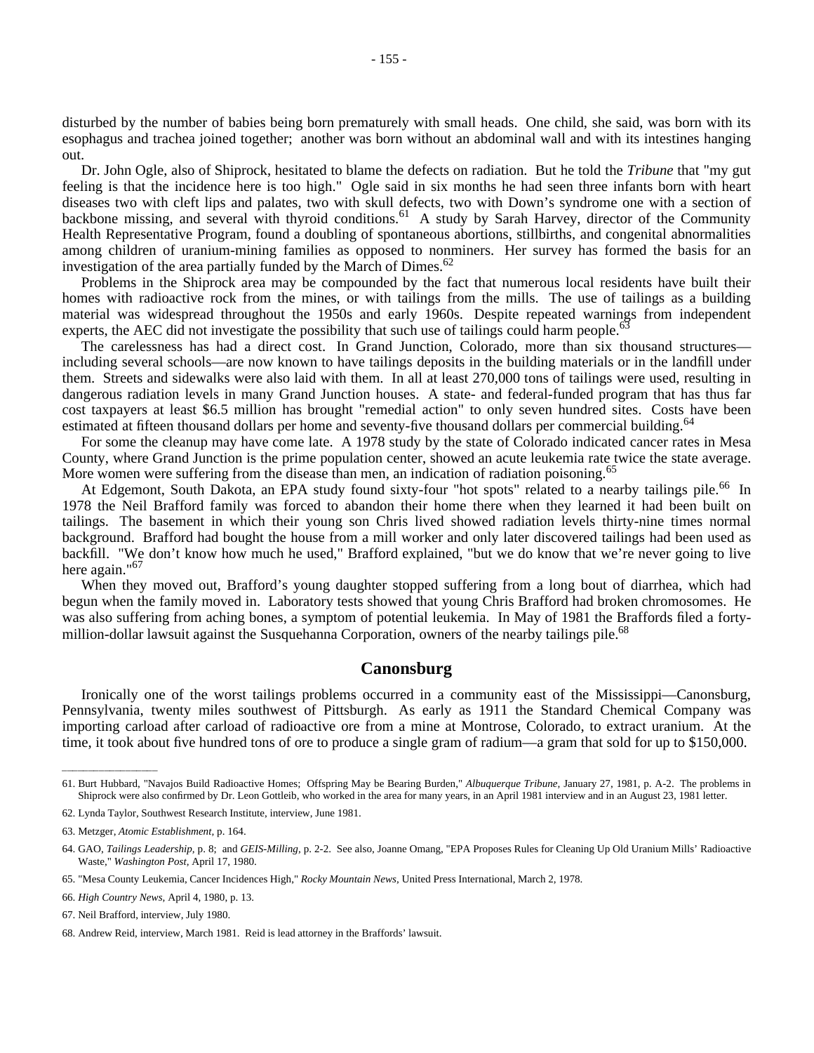disturbed by the number of babies being born prematurely with small heads. One child, she said, was born with its esophagus and trachea joined together; another was born without an abdominal wall and with its intestines hanging out.

Dr. John Ogle, also of Shiprock, hesitated to blame the defects on radiation. But he told the *Tribune* that "my gut feeling is that the incidence here is too high." Ogle said in six months he had seen three infants born with heart diseases two with cleft lips and palates, two with skull defects, two with Down's syndrome one with a section of backbone missing, and several with thyroid conditions.[61] A study by Sarah Harvey, director of the Community Health Representative Program, found a doubling of spontaneous abortions, stillbirths, and congenital abnormalities among children of uranium-mining families as opposed to nonminers. Her survey has formed the basis for an investigation of the area partially funded by the March of Dimes.[62]

Problems in the Shiprock area may be compounded by the fact that numerous local residents have built their homes with radioactive rock from the mines, or with tailings from the mills. The use of tailings as a building material was widespread throughout the 1950s and early 1960s. Despite repeated warnings from independent experts, the AEC did not investigate the possibility that such use of tailings could harm people.[63]

The carelessness has had a direct cost. In Grand Junction, Colorado, more than six thousand structures—including several schools—are now known to have tailings deposits in the building materials or in the landfill under them. Streets and sidewalks were also laid with them. In all at least 270,000 tons of tailings were used, resulting in dangerous radiation levels in many Grand Junction houses. A state- and federal-funded program that has thus far cost taxpayers at least $6.5 million has brought "remedial action" to only seven hundred sites. Costs have been estimated at fifteen thousand dollars per home and seventy-five thousand dollars per commercial building.[64]

For some the cleanup may have come late. A 1978 study by the state of Colorado indicated cancer rates in Mesa County, where Grand Junction is the prime population center, showed an acute leukemia rate twice the state average. More women were suffering from the disease than men, an indication of radiation poisoning.[65]

At Edgemont, South Dakota, an EPA study found sixty-four "hot spots" related to a nearby tailings pile.[66] In 1978 the Neil Brafford family was forced to abandon their home there when they learned it had been built on tailings. The basement in which their young son Chris lived showed radiation levels thirty-nine times normal background. Brafford had bought the house from a mill worker and only later discovered tailings had been used as backfill. "We don't know how much he used," Brafford explained, "but we do know that we're never going to live here again."[67]

When they moved out, Brafford's young daughter stopped suffering from a long bout of diarrhea, which had begun when the family moved in. Laboratory tests showed that young Chris Brafford had broken chromosomes. He was also suffering from aching bones, a symptom of potential leukemia. In May of 1981 the Braffords filed a forty-million-dollar lawsuit against the Susquehanna Corporation, owners of the nearby tailings pile.[68]

## Canonsburg

Ironically one of the worst tailings problems occurred in a community east of the Mississippi—Canonsburg, Pennsylvania, twenty miles southwest of Pittsburgh. As early as 1911 the Standard Chemical Company was importing carload after carload of radioactive ore from a mine at Montrose, Colorado, to extract uranium. At the time, it took about five hundred tons of ore to produce a single gram of radium—a gram that sold for up to $150,000.

---

61. Burt Hubbard, "Navajos Build Radioactive Homes; Offspring May be Bearing Burden," *Albuquerque Tribune,* January 27, 1981, p. A-2. The problems in Shiprock were also confirmed by Dr. Leon Gottleib, who worked in the area for many years, in an April 1981 interview and in an August 23, 1981 letter.

62. Lynda Taylor, Southwest Research Institute, interview, June 1981.

63. Metzger, *Atomic Establishment,* p. 164.

64. GAO, *Tailings Leadership,* p. 8; and *GEIS-Milling,* p. 2-2. See also, Joanne Omang, "EPA Proposes Rules for Cleaning Up Old Uranium Mills' Radioactive Waste," *Washington Post,* April 17, 1980.

65. "Mesa County Leukemia, Cancer Incidences High," *Rocky Mountain News,* United Press International, March 2, 1978.

66. *High Country News,* April 4, 1980, p. 13.

67. Neil Brafford, interview, July 1980.

68. Andrew Reid, interview, March 1981. Reid is lead attorney in the Braffords' lawsuit.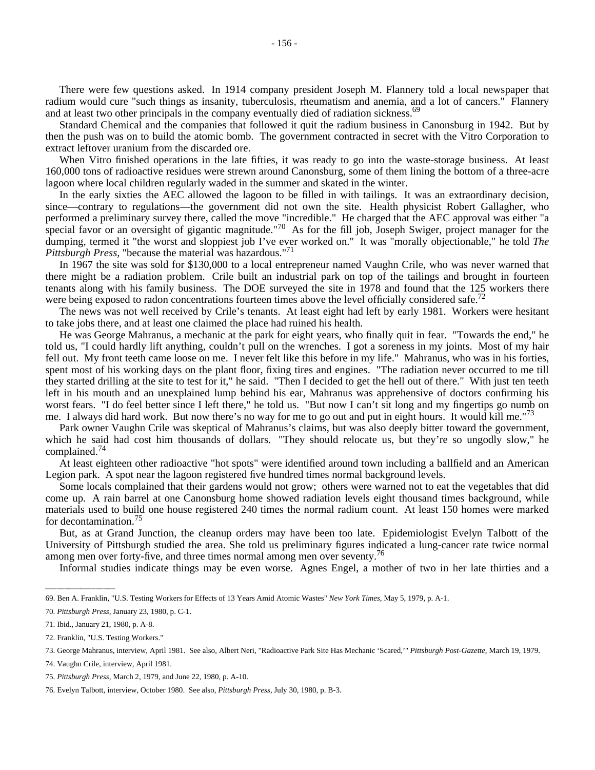There were few questions asked. In 1914 company president Joseph M. Flannery told a local newspaper that radium would cure "such things as insanity, tuberculosis, rheumatism and anemia, and a lot of cancers." Flannery and at least two other principals in the company eventually died of radiation sickness.[69]

Standard Chemical and the companies that followed it quit the radium business in Canonsburg in 1942. But by then the push was on to build the atomic bomb. The government contracted in secret with the Vitro Corporation to extract leftover uranium from the discarded ore.

When Vitro finished operations in the late fifties, it was ready to go into the waste-storage business. At least 160,000 tons of radioactive residues were strewn around Canonsburg, some of them lining the bottom of a three-acre lagoon where local children regularly waded in the summer and skated in the winter.

In the early sixties the AEC allowed the lagoon to be filled in with tailings. It was an extraordinary decision, since—contrary to regulations—the government did not own the site. Health physicist Robert Gallagher, who performed a preliminary survey there, called the move "incredible." He charged that the AEC approval was either "a special favor or an oversight of gigantic magnitude."[70] As for the fill job, Joseph Swiger, project manager for the dumping, termed it "the worst and sloppiest job I've ever worked on." It was "morally objectionable," he told *The Pittsburgh Press*, "because the material was hazardous."[71]

In 1967 the site was sold for $130,000 to a local entrepreneur named Vaughn Crile, who was never warned that there might be a radiation problem. Crile built an industrial park on top of the tailings and brought in fourteen tenants along with his family business. The DOE surveyed the site in 1978 and found that the 125 workers there were being exposed to radon concentrations fourteen times above the level officially considered safe.[72]

The news was not well received by Crile's tenants. At least eight had left by early 1981. Workers were hesitant to take jobs there, and at least one claimed the place had ruined his health.

He was George Mahranus, a mechanic at the park for eight years, who finally quit in fear. "Towards the end," he told us, "I could hardly lift anything, couldn't pull on the wrenches. I got a soreness in my joints. Most of my hair fell out. My front teeth came loose on me. I never felt like this before in my life." Mahranus, who was in his forties, spent most of his working days on the plant floor, fixing tires and engines. "The radiation never occurred to me till they started drilling at the site to test for it," he said. "Then I decided to get the hell out of there." With just ten teeth left in his mouth and an unexplained lump behind his ear, Mahranus was apprehensive of doctors confirming his worst fears. "I do feel better since I left there," he told us. "But now I can't sit long and my fingertips go numb on me. I always did hard work. But now there's no way for me to go out and put in eight hours. It would kill me."[73]

Park owner Vaughn Crile was skeptical of Mahranus's claims, but was also deeply bitter toward the government, which he said had cost him thousands of dollars. "They should relocate us, but they're so ungodly slow," he complained.[74]

At least eighteen other radioactive "hot spots" were identified around town including a ballfield and an American Legion park. A spot near the lagoon registered five hundred times normal background levels.

Some locals complained that their gardens would not grow; others were warned not to eat the vegetables that did come up. A rain barrel at one Canonsburg home showed radiation levels eight thousand times background, while materials used to build one house registered 240 times the normal radium count. At least 150 homes were marked for decontamination.[75]

But, as at Grand Junction, the cleanup orders may have been too late. Epidemiologist Evelyn Talbott of the University of Pittsburgh studied the area. She told us preliminary figures indicated a lung-cancer rate twice normal among men over forty-five, and three times normal among men over seventy.[76]

Informal studies indicate things may be even worse. Agnes Engel, a mother of two in her late thirties and a

---

69. Ben A. Franklin, "U.S. Testing Workers for Effects of 13 Years Amid Atomic Wastes" *New York Times*, May 5, 1979, p. A-1.

70. *Pittsburgh Press*, January 23, 1980, p. C-1.

71. Ibid., January 21, 1980, p. A-8.

72. Franklin, "U.S. Testing Workers."

73. George Mahranus, interview, April 1981. See also, Albert Neri, "Radioactive Park Site Has Mechanic 'Scared,'" *Pittsburgh Post-Gazette*, March 19, 1979.

74. Vaughn Crile, interview, April 1981.

75. *Pittsburgh Press*, March 2, 1979, and June 22, 1980, p. A-10.

76. Evelyn Talbott, interview, October 1980. See also, *Pittsburgh Press*, July 30, 1980, p. B-3.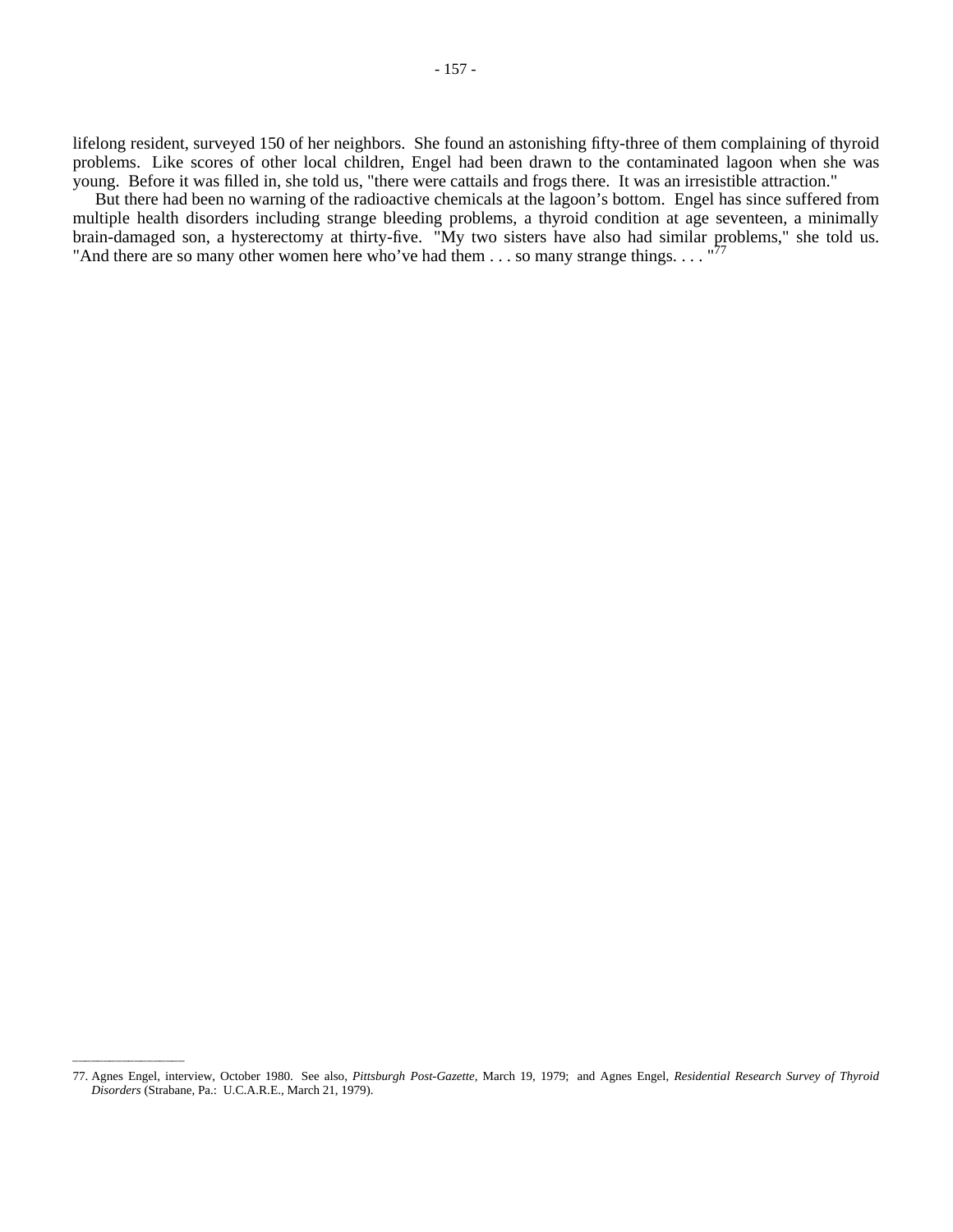lifelong resident, surveyed 150 of her neighbors. She found an astonishing fifty-three of them complaining of thyroid problems. Like scores of other local children, Engel had been drawn to the contaminated lagoon when she was young. Before it was filled in, she told us, "there were cattails and frogs there. It was an irresistible attraction."

But there had been no warning of the radioactive chemicals at the lagoon's bottom. Engel has since suffered from multiple health disorders including strange bleeding problems, a thyroid condition at age seventeen, a minimally brain-damaged son, a hysterectomy at thirty-five. "My two sisters have also had similar problems," she told us. "And there are so many other women here who've had them . . . so many strange things. . . . "[77]

---

77. Agnes Engel, interview, October 1980. See also, *Pittsburgh Post-Gazette,* March 19, 1979; and Agnes Engel, *Residential Research Survey of Thyroid Disorders* (Strabane, Pa.: U.C.A.R.E., March 21, 1979).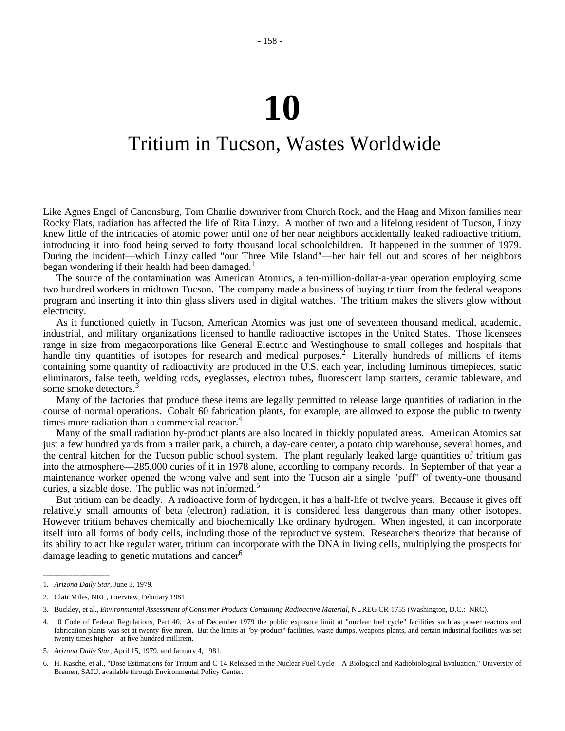# 10

## Tritium in Tucson, Wastes Worldwide

Like Agnes Engel of Canonsburg, Tom Charlie downriver from Church Rock, and the Haag and Mixon families near Rocky Flats, radiation has affected the life of Rita Linzy. A mother of two and a lifelong resident of Tucson, Linzy knew little of the intricacies of atomic power until one of her near neighbors accidentally leaked radioactive tritium, introducing it into food being served to forty thousand local schoolchildren. It happened in the summer of 1979. During the incident—which Linzy called "our Three Mile Island"—her hair fell out and scores of her neighbors began wondering if their health had been damaged.[1]

The source of the contamination was American Atomics, a ten-million-dollar-a-year operation employing some two hundred workers in midtown Tucson. The company made a business of buying tritium from the federal weapons program and inserting it into thin glass slivers used in digital watches. The tritium makes the slivers glow without electricity.

As it functioned quietly in Tucson, American Atomics was just one of seventeen thousand medical, academic, industrial, and military organizations licensed to handle radioactive isotopes in the United States. Those licensees range in size from megacorporations like General Electric and Westinghouse to small colleges and hospitals that handle tiny quantities of isotopes for research and medical purposes.[2] Literally hundreds of millions of items containing some quantity of radioactivity are produced in the U.S. each year, including luminous timepieces, static eliminators, false teeth, welding rods, eyeglasses, electron tubes, fluorescent lamp starters, ceramic tableware, and some smoke detectors.[3]

Many of the factories that produce these items are legally permitted to release large quantities of radiation in the course of normal operations. Cobalt 60 fabrication plants, for example, are allowed to expose the public to twenty times more radiation than a commercial reactor.[4]

Many of the small radiation by-product plants are also located in thickly populated areas. American Atomics sat just a few hundred yards from a trailer park, a church, a day-care center, a potato chip warehouse, several homes, and the central kitchen for the Tucson public school system. The plant regularly leaked large quantities of tritium gas into the atmosphere—285,000 curies of it in 1978 alone, according to company records. In September of that year a maintenance worker opened the wrong valve and sent into the Tucson air a single "puff" of twenty-one thousand curies, a sizable dose. The public was not informed.[5]

But tritium can be deadly. A radioactive form of hydrogen, it has a half-life of twelve years. Because it gives off relatively small amounts of beta (electron) radiation, it is considered less dangerous than many other isotopes. However tritium behaves chemically and biochemically like ordinary hydrogen. When ingested, it can incorporate itself into all forms of body cells, including those of the reproductive system. Researchers theorize that because of its ability to act like regular water, tritium can incorporate with the DNA in living cells, multiplying the prospects for damage leading to genetic mutations and cancer[6]

---

1. *Arizona Daily Star*, June 3, 1979.

2. Clair Miles, NRC, interview, February 1981.

3. Buckley, et al., *Environmental Assessment of Consumer Products Containing Radioactive Material*, NUREG CR-1755 (Washington, D.C.: NRC).

4. 10 Code of Federal Regulations, Part 40. As of December 1979 the public exposure limit at "nuclear fuel cycle" facilities such as power reactors and fabrication plants was set at twenty-five mrem. But the limits at "by-product" facilities, waste dumps, weapons plants, and certain industrial facilities was set twenty times higher—at five hundred millirem.

5. *Arizona Daily Star*, April 15, 1979, and January 4, 1981.

6. H. Kasche, et al., "Dose Estimations for Tritium and C-14 Released in the Nuclear Fuel Cycle—A Biological and Radiobiological Evaluation," University of Bremen, SAIU, available through Environmental Policy Center.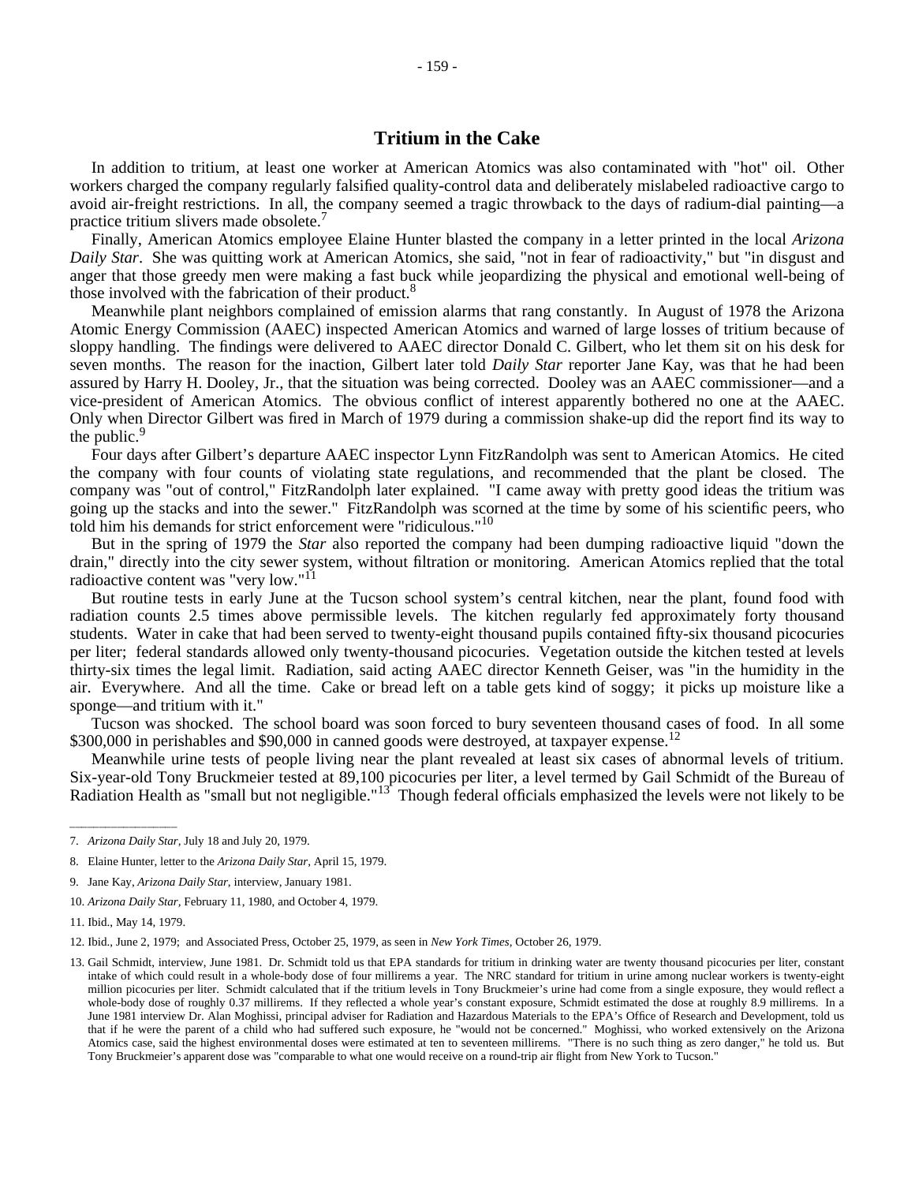## Tritium in the Cake

In addition to tritium, at least one worker at American Atomics was also contaminated with "hot" oil. Other workers charged the company regularly falsified quality-control data and deliberately mislabeled radioactive cargo to avoid air-freight restrictions. In all, the company seemed a tragic throwback to the days of radium-dial painting—a practice tritium slivers made obsolete.[7]

Finally, American Atomics employee Elaine Hunter blasted the company in a letter printed in the local *Arizona Daily Star*. She was quitting work at American Atomics, she said, "not in fear of radioactivity," but "in disgust and anger that those greedy men were making a fast buck while jeopardizing the physical and emotional well-being of those involved with the fabrication of their product.[8]

Meanwhile plant neighbors complained of emission alarms that rang constantly. In August of 1978 the Arizona Atomic Energy Commission (AAEC) inspected American Atomics and warned of large losses of tritium because of sloppy handling. The findings were delivered to AAEC director Donald C. Gilbert, who let them sit on his desk for seven months. The reason for the inaction, Gilbert later told *Daily Star* reporter Jane Kay, was that he had been assured by Harry H. Dooley, Jr., that the situation was being corrected. Dooley was an AAEC commissioner—and a vice-president of American Atomics. The obvious conflict of interest apparently bothered no one at the AAEC. Only when Director Gilbert was fired in March of 1979 during a commission shake-up did the report find its way to the public.[9]

Four days after Gilbert's departure AAEC inspector Lynn FitzRandolph was sent to American Atomics. He cited the company with four counts of violating state regulations, and recommended that the plant be closed. The company was "out of control," FitzRandolph later explained. "I came away with pretty good ideas the tritium was going up the stacks and into the sewer." FitzRandolph was scorned at the time by some of his scientific peers, who told him his demands for strict enforcement were "ridiculous."[10]

But in the spring of 1979 the *Star* also reported the company had been dumping radioactive liquid "down the drain," directly into the city sewer system, without filtration or monitoring. American Atomics replied that the total radioactive content was "very low."[11]

But routine tests in early June at the Tucson school system's central kitchen, near the plant, found food with radiation counts 2.5 times above permissible levels. The kitchen regularly fed approximately forty thousand students. Water in cake that had been served to twenty-eight thousand pupils contained fifty-six thousand picocuries per liter; federal standards allowed only twenty-thousand picocuries. Vegetation outside the kitchen tested at levels thirty-six times the legal limit. Radiation, said acting AAEC director Kenneth Geiser, was "in the humidity in the air. Everywhere. And all the time. Cake or bread left on a table gets kind of soggy; it picks up moisture like a sponge—and tritium with it."

Tucson was shocked. The school board was soon forced to bury seventeen thousand cases of food. In all some \$300,000 in perishables and \$90,000 in canned goods were destroyed, at taxpayer expense.[12]

Meanwhile urine tests of people living near the plant revealed at least six cases of abnormal levels of tritium. Six-year-old Tony Bruckmeier tested at 89,100 picocuries per liter, a level termed by Gail Schmidt of the Bureau of Radiation Health as "small but not negligible."[13] Though federal officials emphasized the levels were not likely to be

---

7. *Arizona Daily Star*, July 18 and July 20, 1979.

8. Elaine Hunter, letter to the *Arizona Daily Star*, April 15, 1979.

9. Jane Kay, *Arizona Daily Star*, interview, January 1981.

10. *Arizona Daily Star*, February 11, 1980, and October 4, 1979.

11. Ibid., May 14, 1979.

12. Ibid., June 2, 1979; and Associated Press, October 25, 1979, as seen in *New York Times*, October 26, 1979.

13. Gail Schmidt, interview, June 1981. Dr. Schmidt told us that EPA standards for tritium in drinking water are twenty thousand picocuries per liter, constant intake of which could result in a whole-body dose of four millirems a year. The NRC standard for tritium in urine among nuclear workers is twenty-eight million picocuries per liter. Schmidt calculated that if the tritium levels in Tony Bruckmeier's urine had come from a single exposure, they would reflect a whole-body dose of roughly 0.37 millirems. If they reflected a whole year's constant exposure, Schmidt estimated the dose at roughly 8.9 millirems. In a June 1981 interview Dr. Alan Moghissi, principal adviser for Radiation and Hazardous Materials to the EPA's Office of Research and Development, told us that if he were the parent of a child who had suffered such exposure, he "would not be concerned." Moghissi, who worked extensively on the Arizona Atomics case, said the highest environmental doses were estimated at ten to seventeen millirems. "There is no such thing as zero danger," he told us. But Tony Bruckmeier's apparent dose was "comparable to what one would receive on a round-trip air flight from New York to Tucson."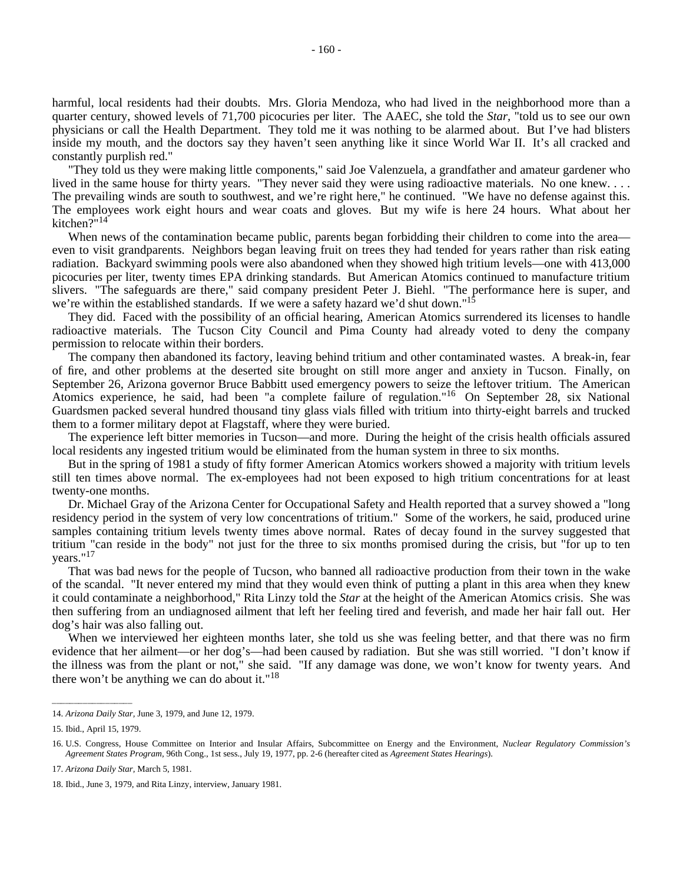harmful, local residents had their doubts. Mrs. Gloria Mendoza, who had lived in the neighborhood more than a quarter century, showed levels of 71,700 picocuries per liter. The AAEC, she told the *Star*, "told us to see our own physicians or call the Health Department. They told me it was nothing to be alarmed about. But I've had blisters inside my mouth, and the doctors say they haven't seen anything like it since World War II. It's all cracked and constantly purplish red."

"They told us they were making little components," said Joe Valenzuela, a grandfather and amateur gardener who lived in the same house for thirty years. "They never said they were using radioactive materials. No one knew. . . . The prevailing winds are south to southwest, and we're right here," he continued. "We have no defense against this. The employees work eight hours and wear coats and gloves. But my wife is here 24 hours. What about her kitchen?"[14]

When news of the contamination became public, parents began forbidding their children to come into the area—even to visit grandparents. Neighbors began leaving fruit on trees they had tended for years rather than risk eating radiation. Backyard swimming pools were also abandoned when they showed high tritium levels—one with 413,000 picocuries per liter, twenty times EPA drinking standards. But American Atomics continued to manufacture tritium slivers. "The safeguards are there," said company president Peter J. Biehl. "The performance here is super, and we're within the established standards. If we were a safety hazard we'd shut down."[15]

They did. Faced with the possibility of an official hearing, American Atomics surrendered its licenses to handle radioactive materials. The Tucson City Council and Pima County had already voted to deny the company permission to relocate within their borders.

The company then abandoned its factory, leaving behind tritium and other contaminated wastes. A break-in, fear of fire, and other problems at the deserted site brought on still more anger and anxiety in Tucson. Finally, on September 26, Arizona governor Bruce Babbitt used emergency powers to seize the leftover tritium. The American Atomics experience, he said, had been "a complete failure of regulation."[16] On September 28, six National Guardsmen packed several hundred thousand tiny glass vials filled with tritium into thirty-eight barrels and trucked them to a former military depot at Flagstaff, where they were buried.

The experience left bitter memories in Tucson—and more. During the height of the crisis health officials assured local residents any ingested tritium would be eliminated from the human system in three to six months.

But in the spring of 1981 a study of fifty former American Atomics workers showed a majority with tritium levels still ten times above normal. The ex-employees had not been exposed to high tritium concentrations for at least twenty-one months.

Dr. Michael Gray of the Arizona Center for Occupational Safety and Health reported that a survey showed a "long residency period in the system of very low concentrations of tritium." Some of the workers, he said, produced urine samples containing tritium levels twenty times above normal. Rates of decay found in the survey suggested that tritium "can reside in the body" not just for the three to six months promised during the crisis, but "for up to ten years."[17]

That was bad news for the people of Tucson, who banned all radioactive production from their town in the wake of the scandal. "It never entered my mind that they would even think of putting a plant in this area when they knew it could contaminate a neighborhood," Rita Linzy told the *Star* at the height of the American Atomics crisis. She was then suffering from an undiagnosed ailment that left her feeling tired and feverish, and made her hair fall out. Her dog's hair was also falling out.

When we interviewed her eighteen months later, she told us she was feeling better, and that there was no firm evidence that her ailment—or her dog's—had been caused by radiation. But she was still worried. "I don't know if the illness was from the plant or not," she said. "If any damage was done, we won't know for twenty years. And there won't be anything we can do about it."[18]

---

14. *Arizona Daily Star*, June 3, 1979, and June 12, 1979.

15. Ibid., April 15, 1979.

16. U.S. Congress, House Committee on Interior and Insular Affairs, Subcommittee on Energy and the Environment, *Nuclear Regulatory Commission's Agreement States Program*, 96th Cong., 1st sess., July 19, 1977, pp. 2-6 (hereafter cited as *Agreement States Hearings*).

17. *Arizona Daily Star*, March 5, 1981.

18. Ibid., June 3, 1979, and Rita Linzy, interview, January 1981.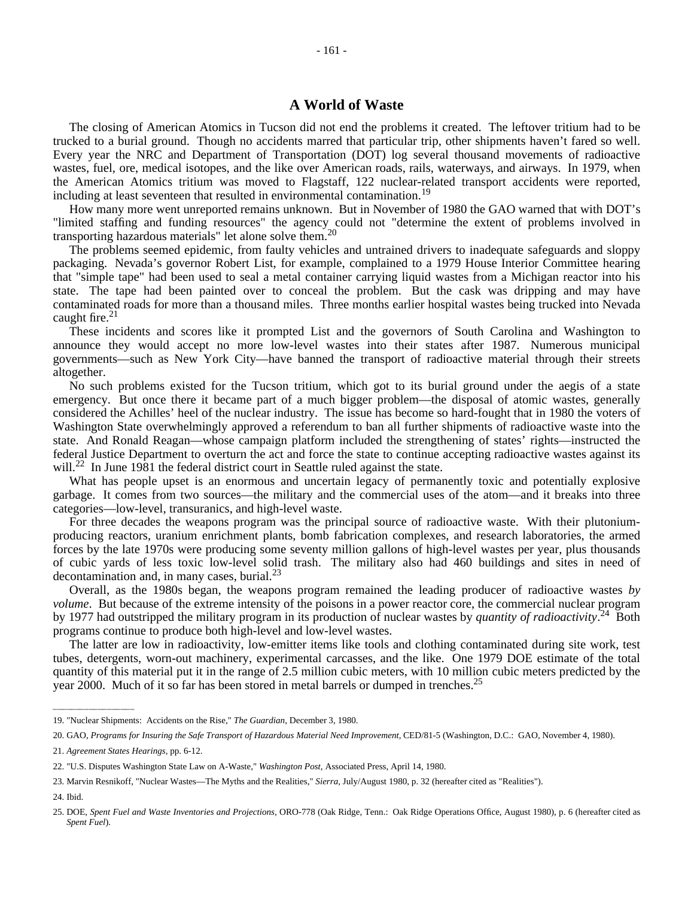## A World of Waste

The closing of American Atomics in Tucson did not end the problems it created. The leftover tritium had to be trucked to a burial ground. Though no accidents marred that particular trip, other shipments haven't fared so well. Every year the NRC and Department of Transportation (DOT) log several thousand movements of radioactive wastes, fuel, ore, medical isotopes, and the like over American roads, rails, waterways, and airways. In 1979, when the American Atomics tritium was moved to Flagstaff, 122 nuclear-related transport accidents were reported, including at least seventeen that resulted in environmental contamination.[19]

How many more went unreported remains unknown. But in November of 1980 the GAO warned that with DOT's "limited staffing and funding resources" the agency could not "determine the extent of problems involved in transporting hazardous materials" let alone solve them.[20]

The problems seemed epidemic, from faulty vehicles and untrained drivers to inadequate safeguards and sloppy packaging. Nevada's governor Robert List, for example, complained to a 1979 House Interior Committee hearing that "simple tape" had been used to seal a metal container carrying liquid wastes from a Michigan reactor into his state. The tape had been painted over to conceal the problem. But the cask was dripping and may have contaminated roads for more than a thousand miles. Three months earlier hospital wastes being trucked into Nevada caught fire.[21]

These incidents and scores like it prompted List and the governors of South Carolina and Washington to announce they would accept no more low-level wastes into their states after 1987. Numerous municipal governments—such as New York City—have banned the transport of radioactive material through their streets altogether.

No such problems existed for the Tucson tritium, which got to its burial ground under the aegis of a state emergency. But once there it became part of a much bigger problem—the disposal of atomic wastes, generally considered the Achilles' heel of the nuclear industry. The issue has become so hard-fought that in 1980 the voters of Washington State overwhelmingly approved a referendum to ban all further shipments of radioactive waste into the state. And Ronald Reagan—whose campaign platform included the strengthening of states' rights—instructed the federal Justice Department to overturn the act and force the state to continue accepting radioactive wastes against its will.[22] In June 1981 the federal district court in Seattle ruled against the state.

What has people upset is an enormous and uncertain legacy of permanently toxic and potentially explosive garbage. It comes from two sources—the military and the commercial uses of the atom—and it breaks into three categories—low-level, transuranics, and high-level waste.

For three decades the weapons program was the principal source of radioactive waste. With their plutonium-producing reactors, uranium enrichment plants, bomb fabrication complexes, and research laboratories, the armed forces by the late 1970s were producing some seventy million gallons of high-level wastes per year, plus thousands of cubic yards of less toxic low-level solid trash. The military also had 460 buildings and sites in need of decontamination and, in many cases, burial.[23]

Overall, as the 1980s began, the weapons program remained the leading producer of radioactive wastes *by volume*. But because of the extreme intensity of the poisons in a power reactor core, the commercial nuclear program by 1977 had outstripped the military program in its production of nuclear wastes by *quantity of radioactivity*.[24] Both programs continue to produce both high-level and low-level wastes.

The latter are low in radioactivity, low-emitter items like tools and clothing contaminated during site work, test tubes, detergents, worn-out machinery, experimental carcasses, and the like. One 1979 DOE estimate of the total quantity of this material put it in the range of 2.5 million cubic meters, with 10 million cubic meters predicted by the year 2000. Much of it so far has been stored in metal barrels or dumped in trenches.[25]

---

19. "Nuclear Shipments: Accidents on the Rise," *The Guardian*, December 3, 1980.

20. GAO, *Programs for Insuring the Safe Transport of Hazardous Material Need Improvement*, CED/81-5 (Washington, D.C.: GAO, November 4, 1980).

21. *Agreement States Hearings*, pp. 6-12.

22. "U.S. Disputes Washington State Law on A-Waste," *Washington Post*, Associated Press, April 14, 1980.

23. Marvin Resnikoff, "Nuclear Wastes—The Myths and the Realities," *Sierra*, July/August 1980, p. 32 (hereafter cited as "Realities").

24. Ibid.

25. DOE, *Spent Fuel and Waste Inventories and Projections*, ORO-778 (Oak Ridge, Tenn.: Oak Ridge Operations Office, August 1980), p. 6 (hereafter cited as *Spent Fuel*).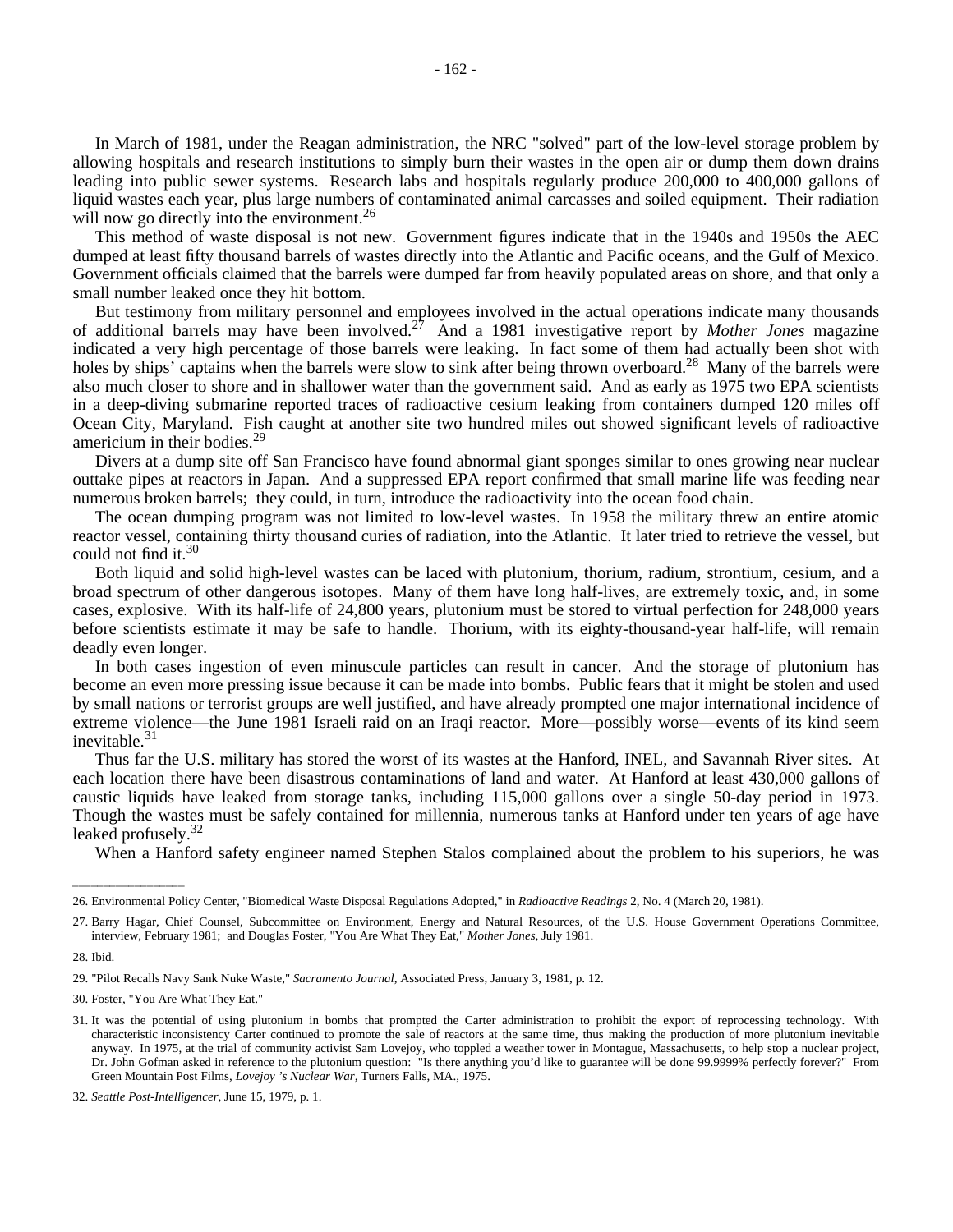In March of 1981, under the Reagan administration, the NRC "solved" part of the low-level storage problem by allowing hospitals and research institutions to simply burn their wastes in the open air or dump them down drains leading into public sewer systems. Research labs and hospitals regularly produce 200,000 to 400,000 gallons of liquid wastes each year, plus large numbers of contaminated animal carcasses and soiled equipment. Their radiation will now go directly into the environment.[26]

This method of waste disposal is not new. Government figures indicate that in the 1940s and 1950s the AEC dumped at least fifty thousand barrels of wastes directly into the Atlantic and Pacific oceans, and the Gulf of Mexico. Government officials claimed that the barrels were dumped far from heavily populated areas on shore, and that only a small number leaked once they hit bottom.

But testimony from military personnel and employees involved in the actual operations indicate many thousands of additional barrels may have been involved.[27] And a 1981 investigative report by *Mother Jones* magazine indicated a very high percentage of those barrels were leaking. In fact some of them had actually been shot with holes by ships' captains when the barrels were slow to sink after being thrown overboard.[28] Many of the barrels were also much closer to shore and in shallower water than the government said. And as early as 1975 two EPA scientists in a deep-diving submarine reported traces of radioactive cesium leaking from containers dumped 120 miles off Ocean City, Maryland. Fish caught at another site two hundred miles out showed significant levels of radioactive americium in their bodies.[29]

Divers at a dump site off San Francisco have found abnormal giant sponges similar to ones growing near nuclear outtake pipes at reactors in Japan. And a suppressed EPA report confirmed that small marine life was feeding near numerous broken barrels; they could, in turn, introduce the radioactivity into the ocean food chain.

The ocean dumping program was not limited to low-level wastes. In 1958 the military threw an entire atomic reactor vessel, containing thirty thousand curies of radiation, into the Atlantic. It later tried to retrieve the vessel, but could not find it.[30]

Both liquid and solid high-level wastes can be laced with plutonium, thorium, radium, strontium, cesium, and a broad spectrum of other dangerous isotopes. Many of them have long half-lives, are extremely toxic, and, in some cases, explosive. With its half-life of 24,800 years, plutonium must be stored to virtual perfection for 248,000 years before scientists estimate it may be safe to handle. Thorium, with its eighty-thousand-year half-life, will remain deadly even longer.

In both cases ingestion of even minuscule particles can result in cancer. And the storage of plutonium has become an even more pressing issue because it can be made into bombs. Public fears that it might be stolen and used by small nations or terrorist groups are well justified, and have already prompted one major international incidence of extreme violence—the June 1981 Israeli raid on an Iraqi reactor. More—possibly worse—events of its kind seem inevitable.[31]

Thus far the U.S. military has stored the worst of its wastes at the Hanford, INEL, and Savannah River sites. At each location there have been disastrous contaminations of land and water. At Hanford at least 430,000 gallons of caustic liquids have leaked from storage tanks, including 115,000 gallons over a single 50-day period in 1973. Though the wastes must be safely contained for millennia, numerous tanks at Hanford under ten years of age have leaked profusely.[32]

When a Hanford safety engineer named Stephen Stalos complained about the problem to his superiors, he was

---

26. Environmental Policy Center, "Biomedical Waste Disposal Regulations Adopted," in *Radioactive Readings* 2, No. 4 (March 20, 1981).

27. Barry Hagar, Chief Counsel, Subcommittee on Environment, Energy and Natural Resources, of the U.S. House Government Operations Committee, interview, February 1981; and Douglas Foster, "You Are What They Eat," *Mother Jones*, July 1981.

28. Ibid.

29. "Pilot Recalls Navy Sank Nuke Waste," *Sacramento Journal*, Associated Press, January 3, 1981, p. 12.

30. Foster, "You Are What They Eat."

31. It was the potential of using plutonium in bombs that prompted the Carter administration to prohibit the export of reprocessing technology. With characteristic inconsistency Carter continued to promote the sale of reactors at the same time, thus making the production of more plutonium inevitable anyway. In 1975, at the trial of community activist Sam Lovejoy, who toppled a weather tower in Montague, Massachusetts, to help stop a nuclear project, Dr. John Gofman asked in reference to the plutonium question: "Is there anything you'd like to guarantee will be done 99.9999% perfectly forever?" From Green Mountain Post Films, *Lovejoy 's Nuclear War*, Turners Falls, MA., 1975.

32. *Seattle Post-Intelligencer*, June 15, 1979, p. 1.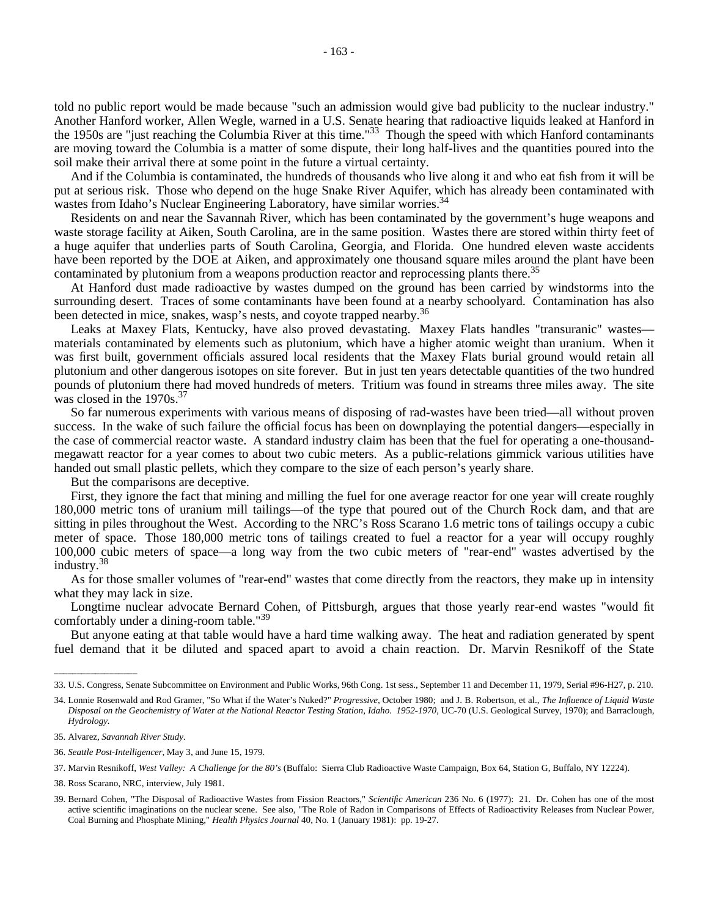told no public report would be made because "such an admission would give bad publicity to the nuclear industry." Another Hanford worker, Allen Wegle, warned in a U.S. Senate hearing that radioactive liquids leaked at Hanford in the 1950s are "just reaching the Columbia River at this time."[33] Though the speed with which Hanford contaminants are moving toward the Columbia is a matter of some dispute, their long half-lives and the quantities poured into the soil make their arrival there at some point in the future a virtual certainty.

And if the Columbia is contaminated, the hundreds of thousands who live along it and who eat fish from it will be put at serious risk. Those who depend on the huge Snake River Aquifer, which has already been contaminated with wastes from Idaho's Nuclear Engineering Laboratory, have similar worries.[34]

Residents on and near the Savannah River, which has been contaminated by the government's huge weapons and waste storage facility at Aiken, South Carolina, are in the same position. Wastes there are stored within thirty feet of a huge aquifer that underlies parts of South Carolina, Georgia, and Florida. One hundred eleven waste accidents have been reported by the DOE at Aiken, and approximately one thousand square miles around the plant have been contaminated by plutonium from a weapons production reactor and reprocessing plants there.[35]

At Hanford dust made radioactive by wastes dumped on the ground has been carried by windstorms into the surrounding desert. Traces of some contaminants have been found at a nearby schoolyard. Contamination has also been detected in mice, snakes, wasp's nests, and coyote trapped nearby.[36]

Leaks at Maxey Flats, Kentucky, have also proved devastating. Maxey Flats handles "transuranic" wastes—materials contaminated by elements such as plutonium, which have a higher atomic weight than uranium. When it was first built, government officials assured local residents that the Maxey Flats burial ground would retain all plutonium and other dangerous isotopes on site forever. But in just ten years detectable quantities of the two hundred pounds of plutonium there had moved hundreds of meters. Tritium was found in streams three miles away. The site was closed in the 1970s.[37]

So far numerous experiments with various means of disposing of rad-wastes have been tried—all without proven success. In the wake of such failure the official focus has been on downplaying the potential dangers—especially in the case of commercial reactor waste. A standard industry claim has been that the fuel for operating a one-thousand-megawatt reactor for a year comes to about two cubic meters. As a public-relations gimmick various utilities have handed out small plastic pellets, which they compare to the size of each person's yearly share.

But the comparisons are deceptive.

First, they ignore the fact that mining and milling the fuel for one average reactor for one year will create roughly 180,000 metric tons of uranium mill tailings—of the type that poured out of the Church Rock dam, and that are sitting in piles throughout the West. According to the NRC's Ross Scarano 1.6 metric tons of tailings occupy a cubic meter of space. Those 180,000 metric tons of tailings created to fuel a reactor for a year will occupy roughly 100,000 cubic meters of space—a long way from the two cubic meters of "rear-end" wastes advertised by the industry.[38]

As for those smaller volumes of "rear-end" wastes that come directly from the reactors, they make up in intensity what they may lack in size.

Longtime nuclear advocate Bernard Cohen, of Pittsburgh, argues that those yearly rear-end wastes "would fit comfortably under a dining-room table."[39]

But anyone eating at that table would have a hard time walking away. The heat and radiation generated by spent fuel demand that it be diluted and spaced apart to avoid a chain reaction. Dr. Marvin Resnikoff of the State

---

33. U.S. Congress, Senate Subcommittee on Environment and Public Works, 96th Cong. 1st sess., September 11 and December 11, 1979, Serial #96-H27, p. 210.

34. Lonnie Rosenwald and Rod Gramer, "So What if the Water's Nuked?" *Progressive*, October 1980; and J. B. Robertson, et al., *The Influence of Liquid Waste Disposal on the Geochemistry of Water at the National Reactor Testing Station, Idaho. 1952-1970*, UC-70 (U.S. Geological Survey, 1970); and Barraclough, *Hydrology*.

35. Alvarez, *Savannah River Study*.

36. *Seattle Post-Intelligencer*, May 3, and June 15, 1979.

37. Marvin Resnikoff, *West Valley: A Challenge for the 80's* (Buffalo: Sierra Club Radioactive Waste Campaign, Box 64, Station G, Buffalo, NY 12224).

38. Ross Scarano, NRC, interview, July 1981.

39. Bernard Cohen, "The Disposal of Radioactive Wastes from Fission Reactors," *Scientific American* 236 No. 6 (1977): 21. Dr. Cohen has one of the most active scientific imaginations on the nuclear scene. See also, "The Role of Radon in Comparisons of Effects of Radioactivity Releases from Nuclear Power, Coal Burning and Phosphate Mining," *Health Physics Journal* 40, No. 1 (January 1981): pp. 19-27.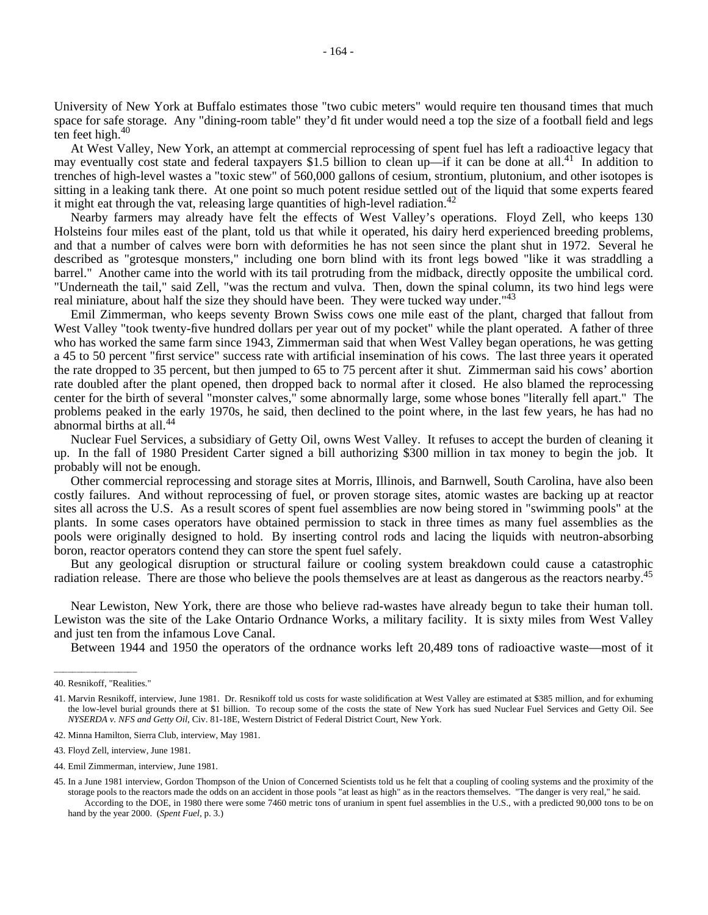University of New York at Buffalo estimates those "two cubic meters" would require ten thousand times that much space for safe storage. Any "dining-room table" they'd fit under would need a top the size of a football field and legs ten feet high.[40]

At West Valley, New York, an attempt at commercial reprocessing of spent fuel has left a radioactive legacy that may eventually cost state and federal taxpayers $1.5 billion to clean up—if it can be done at all.[41] In addition to trenches of high-level wastes a "toxic stew" of 560,000 gallons of cesium, strontium, plutonium, and other isotopes is sitting in a leaking tank there. At one point so much potent residue settled out of the liquid that some experts feared it might eat through the vat, releasing large quantities of high-level radiation.[42]

Nearby farmers may already have felt the effects of West Valley's operations. Floyd Zell, who keeps 130 Holsteins four miles east of the plant, told us that while it operated, his dairy herd experienced breeding problems, and that a number of calves were born with deformities he has not seen since the plant shut in 1972. Several he described as "grotesque monsters," including one born blind with its front legs bowed "like it was straddling a barrel." Another came into the world with its tail protruding from the midback, directly opposite the umbilical cord. "Underneath the tail," said Zell, "was the rectum and vulva. Then, down the spinal column, its two hind legs were real miniature, about half the size they should have been. They were tucked way under."[43]

Emil Zimmerman, who keeps seventy Brown Swiss cows one mile east of the plant, charged that fallout from West Valley "took twenty-five hundred dollars per year out of my pocket" while the plant operated. A father of three who has worked the same farm since 1943, Zimmerman said that when West Valley began operations, he was getting a 45 to 50 percent "first service" success rate with artificial insemination of his cows. The last three years it operated the rate dropped to 35 percent, but then jumped to 65 to 75 percent after it shut. Zimmerman said his cows' abortion rate doubled after the plant opened, then dropped back to normal after it closed. He also blamed the reprocessing center for the birth of several "monster calves," some abnormally large, some whose bones "literally fell apart." The problems peaked in the early 1970s, he said, then declined to the point where, in the last few years, he has had no abnormal births at all.[44]

Nuclear Fuel Services, a subsidiary of Getty Oil, owns West Valley. It refuses to accept the burden of cleaning it up. In the fall of 1980 President Carter signed a bill authorizing $300 million in tax money to begin the job. It probably will not be enough.

Other commercial reprocessing and storage sites at Morris, Illinois, and Barnwell, South Carolina, have also been costly failures. And without reprocessing of fuel, or proven storage sites, atomic wastes are backing up at reactor sites all across the U.S. As a result scores of spent fuel assemblies are now being stored in "swimming pools" at the plants. In some cases operators have obtained permission to stack in three times as many fuel assemblies as the pools were originally designed to hold. By inserting control rods and lacing the liquids with neutron-absorbing boron, reactor operators contend they can store the spent fuel safely.

But any geological disruption or structural failure or cooling system breakdown could cause a catastrophic radiation release. There are those who believe the pools themselves are at least as dangerous as the reactors nearby.[45]

Near Lewiston, New York, there are those who believe rad-wastes have already begun to take their human toll. Lewiston was the site of the Lake Ontario Ordnance Works, a military facility. It is sixty miles from West Valley and just ten from the infamous Love Canal.

Between 1944 and 1950 the operators of the ordnance works left 20,489 tons of radioactive waste—most of it

---

40. Resnikoff, "Realities."

41. Marvin Resnikoff, interview, June 1981. Dr. Resnikoff told us costs for waste solidification at West Valley are estimated at $385 million, and for exhuming the low-level burial grounds there at $1 billion. To recoup some of the costs the state of New York has sued Nuclear Fuel Services and Getty Oil. See *NYSERDA v. NFS and Getty Oil*, Civ. 81-18E, Western District of Federal District Court, New York.

42. Minna Hamilton, Sierra Club, interview, May 1981.

43. Floyd Zell, interview, June 1981.

44. Emil Zimmerman, interview, June 1981.

45. In a June 1981 interview, Gordon Thompson of the Union of Concerned Scientists told us he felt that a coupling of cooling systems and the proximity of the storage pools to the reactors made the odds on an accident in those pools "at least as high" as in the reactors themselves. "The danger is very real," he said.

According to the DOE, in 1980 there were some 7460 metric tons of uranium in spent fuel assemblies in the U.S., with a predicted 90,000 tons to be on hand by the year 2000. (*Spent Fuel*, p. 3.)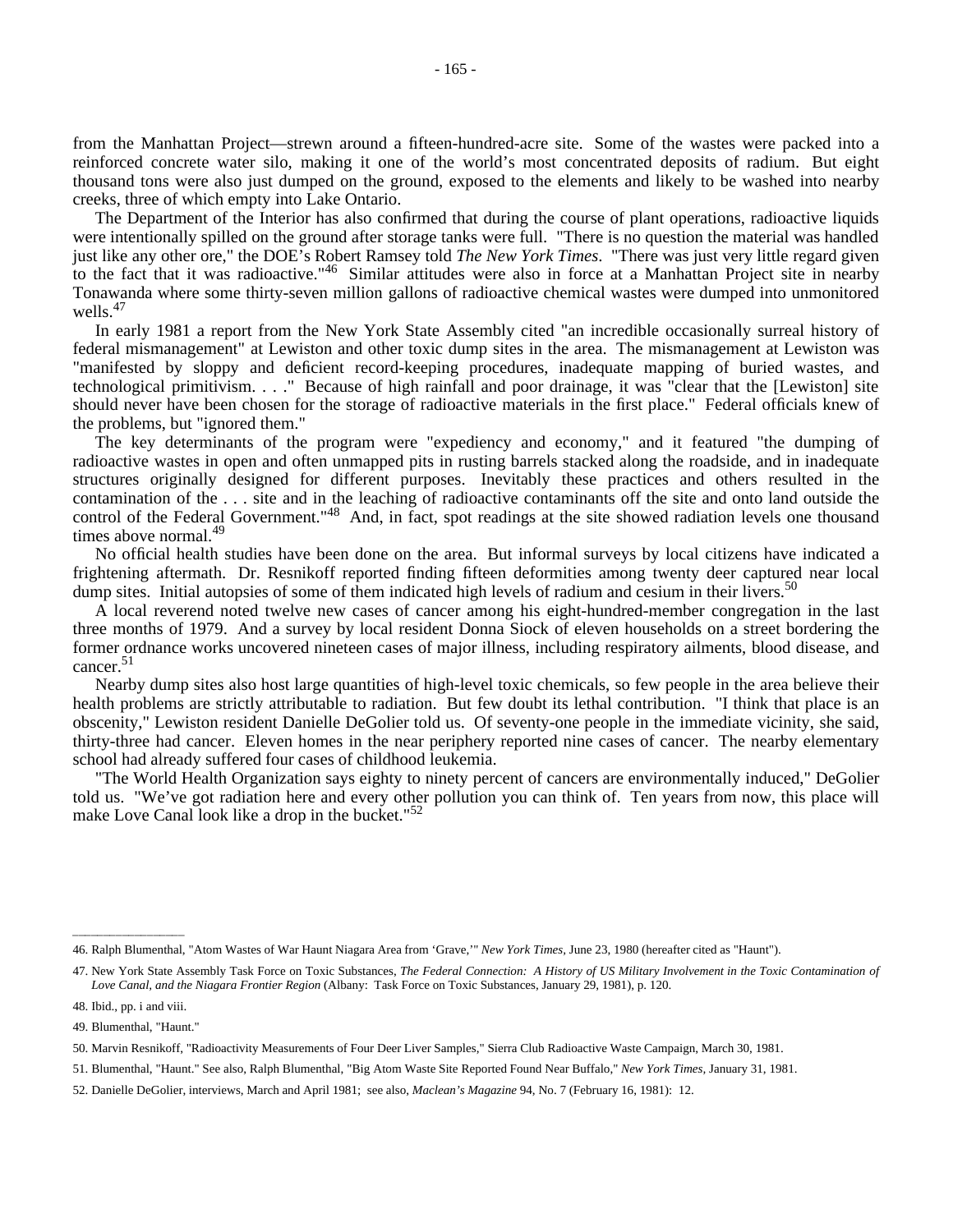from the Manhattan Project—strewn around a fifteen-hundred-acre site. Some of the wastes were packed into a reinforced concrete water silo, making it one of the world's most concentrated deposits of radium. But eight thousand tons were also just dumped on the ground, exposed to the elements and likely to be washed into nearby creeks, three of which empty into Lake Ontario.

The Department of the Interior has also confirmed that during the course of plant operations, radioactive liquids were intentionally spilled on the ground after storage tanks were full. "There is no question the material was handled just like any other ore," the DOE's Robert Ramsey told *The New York Times*. "There was just very little regard given to the fact that it was radioactive."[46] Similar attitudes were also in force at a Manhattan Project site in nearby Tonawanda where some thirty-seven million gallons of radioactive chemical wastes were dumped into unmonitored wells.[47]

In early 1981 a report from the New York State Assembly cited "an incredible occasionally surreal history of federal mismanagement" at Lewiston and other toxic dump sites in the area. The mismanagement at Lewiston was "manifested by sloppy and deficient record-keeping procedures, inadequate mapping of buried wastes, and technological primitivism. . . ." Because of high rainfall and poor drainage, it was "clear that the [Lewiston] site should never have been chosen for the storage of radioactive materials in the first place." Federal officials knew of the problems, but "ignored them."

The key determinants of the program were "expediency and economy," and it featured "the dumping of radioactive wastes in open and often unmapped pits in rusting barrels stacked along the roadside, and in inadequate structures originally designed for different purposes. Inevitably these practices and others resulted in the contamination of the . . . site and in the leaching of radioactive contaminants off the site and onto land outside the control of the Federal Government."[48] And, in fact, spot readings at the site showed radiation levels one thousand times above normal.[49]

No official health studies have been done on the area. But informal surveys by local citizens have indicated a frightening aftermath. Dr. Resnikoff reported finding fifteen deformities among twenty deer captured near local dump sites. Initial autopsies of some of them indicated high levels of radium and cesium in their livers.[50]

A local reverend noted twelve new cases of cancer among his eight-hundred-member congregation in the last three months of 1979. And a survey by local resident Donna Siock of eleven households on a street bordering the former ordnance works uncovered nineteen cases of major illness, including respiratory ailments, blood disease, and cancer.[51]

Nearby dump sites also host large quantities of high-level toxic chemicals, so few people in the area believe their health problems are strictly attributable to radiation. But few doubt its lethal contribution. "I think that place is an obscenity," Lewiston resident Danielle DeGolier told us. Of seventy-one people in the immediate vicinity, she said, thirty-three had cancer. Eleven homes in the near periphery reported nine cases of cancer. The nearby elementary school had already suffered four cases of childhood leukemia.

"The World Health Organization says eighty to ninety percent of cancers are environmentally induced," DeGolier told us. "We've got radiation here and every other pollution you can think of. Ten years from now, this place will make Love Canal look like a drop in the bucket."[52]

---

46. Ralph Blumenthal, "Atom Wastes of War Haunt Niagara Area from 'Grave,'" *New York Times*, June 23, 1980 (hereafter cited as "Haunt").

47. New York State Assembly Task Force on Toxic Substances, *The Federal Connection: A History of US Military Involvement in the Toxic Contamination of Love Canal, and the Niagara Frontier Region* (Albany: Task Force on Toxic Substances, January 29, 1981), p. 120.

48. Ibid., pp. i and viii.

49. Blumenthal, "Haunt."

50. Marvin Resnikoff, "Radioactivity Measurements of Four Deer Liver Samples," Sierra Club Radioactive Waste Campaign, March 30, 1981.

51. Blumenthal, "Haunt." See also, Ralph Blumenthal, "Big Atom Waste Site Reported Found Near Buffalo," *New York Times*, January 31, 1981.

52. Danielle DeGolier, interviews, March and April 1981; see also, *Maclean's Magazine* 94, No. 7 (February 16, 1981): 12.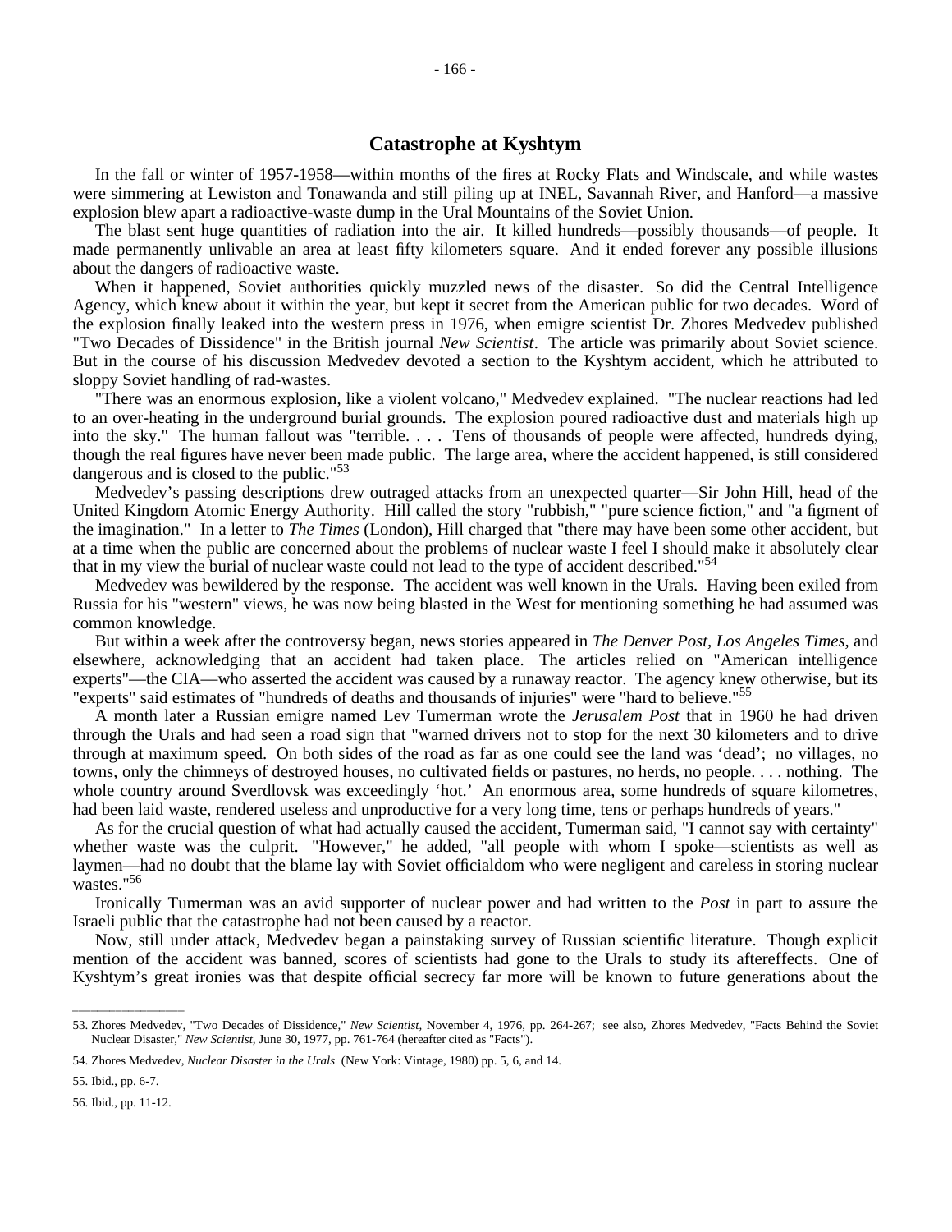## Catastrophe at Kyshtym

In the fall or winter of 1957-1958—within months of the fires at Rocky Flats and Windscale, and while wastes were simmering at Lewiston and Tonawanda and still piling up at INEL, Savannah River, and Hanford—a massive explosion blew apart a radioactive-waste dump in the Ural Mountains of the Soviet Union.

The blast sent huge quantities of radiation into the air. It killed hundreds—possibly thousands—of people. It made permanently unlivable an area at least fifty kilometers square. And it ended forever any possible illusions about the dangers of radioactive waste.

When it happened, Soviet authorities quickly muzzled news of the disaster. So did the Central Intelligence Agency, which knew about it within the year, but kept it secret from the American public for two decades. Word of the explosion finally leaked into the western press in 1976, when emigre scientist Dr. Zhores Medvedev published "Two Decades of Dissidence" in the British journal *New Scientist*. The article was primarily about Soviet science. But in the course of his discussion Medvedev devoted a section to the Kyshtym accident, which he attributed to sloppy Soviet handling of rad-wastes.

"There was an enormous explosion, like a violent volcano," Medvedev explained. "The nuclear reactions had led to an over-heating in the underground burial grounds. The explosion poured radioactive dust and materials high up into the sky." The human fallout was "terrible. . . . Tens of thousands of people were affected, hundreds dying, though the real figures have never been made public. The large area, where the accident happened, is still considered dangerous and is closed to the public."[53]

Medvedev's passing descriptions drew outraged attacks from an unexpected quarter—Sir John Hill, head of the United Kingdom Atomic Energy Authority. Hill called the story "rubbish," "pure science fiction," and "a figment of the imagination." In a letter to *The Times* (London), Hill charged that "there may have been some other accident, but at a time when the public are concerned about the problems of nuclear waste I feel I should make it absolutely clear that in my view the burial of nuclear waste could not lead to the type of accident described."[54]

Medvedev was bewildered by the response. The accident was well known in the Urals. Having been exiled from Russia for his "western" views, he was now being blasted in the West for mentioning something he had assumed was common knowledge.

But within a week after the controversy began, news stories appeared in *The Denver Post*, *Los Angeles Times*, and elsewhere, acknowledging that an accident had taken place. The articles relied on "American intelligence experts"—the CIA—who asserted the accident was caused by a runaway reactor. The agency knew otherwise, but its "experts" said estimates of "hundreds of deaths and thousands of injuries" were "hard to believe."[55]

A month later a Russian emigre named Lev Tumerman wrote the *Jerusalem Post* that in 1960 he had driven through the Urals and had seen a road sign that "warned drivers not to stop for the next 30 kilometers and to drive through at maximum speed. On both sides of the road as far as one could see the land was 'dead'; no villages, no towns, only the chimneys of destroyed houses, no cultivated fields or pastures, no herds, no people. . . . nothing. The whole country around Sverdlovsk was exceedingly 'hot.' An enormous area, some hundreds of square kilometres, had been laid waste, rendered useless and unproductive for a very long time, tens or perhaps hundreds of years."

As for the crucial question of what had actually caused the accident, Tumerman said, "I cannot say with certainty" whether waste was the culprit. "However," he added, "all people with whom I spoke—scientists as well as laymen—had no doubt that the blame lay with Soviet officialdom who were negligent and careless in storing nuclear wastes."[56]

Ironically Tumerman was an avid supporter of nuclear power and had written to the *Post* in part to assure the Israeli public that the catastrophe had not been caused by a reactor.

Now, still under attack, Medvedev began a painstaking survey of Russian scientific literature. Though explicit mention of the accident was banned, scores of scientists had gone to the Urals to study its aftereffects. One of Kyshtym's great ironies was that despite official secrecy far more will be known to future generations about the

---

53. Zhores Medvedev, "Two Decades of Dissidence," *New Scientist*, November 4, 1976, pp. 264-267; see also, Zhores Medvedev, "Facts Behind the Soviet Nuclear Disaster," *New Scientist*, June 30, 1977, pp. 761-764 (hereafter cited as "Facts").

54. Zhores Medvedev, *Nuclear Disaster in the Urals* (New York: Vintage, 1980) pp. 5, 6, and 14.

55. Ibid., pp. 6-7.

56. Ibid., pp. 11-12.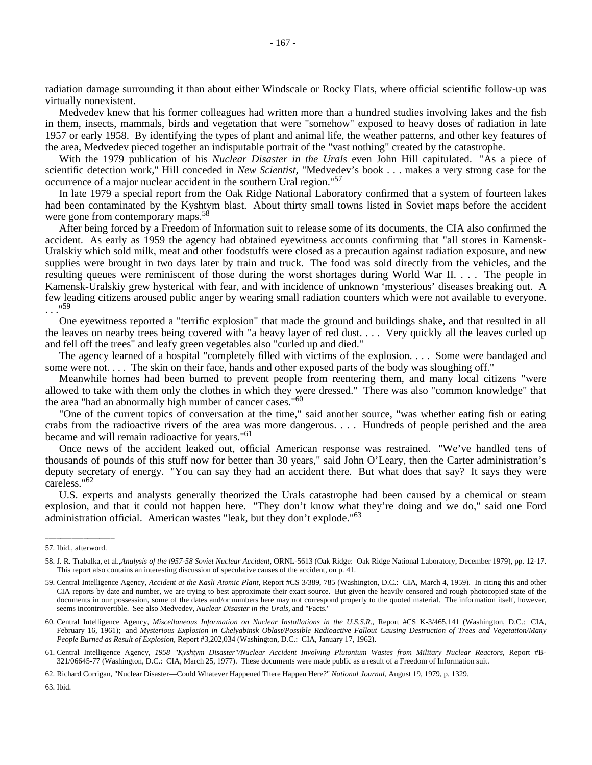radiation damage surrounding it than about either Windscale or Rocky Flats, where official scientific follow-up was virtually nonexistent.

Medvedev knew that his former colleagues had written more than a hundred studies involving lakes and the fish in them, insects, mammals, birds and vegetation that were "somehow" exposed to heavy doses of radiation in late 1957 or early 1958. By identifying the types of plant and animal life, the weather patterns, and other key features of the area, Medvedev pieced together an indisputable portrait of the "vast nothing" created by the catastrophe.

With the 1979 publication of his *Nuclear Disaster in the Urals* even John Hill capitulated. "As a piece of scientific detection work," Hill conceded in *New Scientist*, "Medvedev's book . . . makes a very strong case for the occurrence of a major nuclear accident in the southern Ural region."[57]

In late 1979 a special report from the Oak Ridge National Laboratory confirmed that a system of fourteen lakes had been contaminated by the Kyshtym blast. About thirty small towns listed in Soviet maps before the accident were gone from contemporary maps.[58]

After being forced by a Freedom of Information suit to release some of its documents, the CIA also confirmed the accident. As early as 1959 the agency had obtained eyewitness accounts confirming that "all stores in Kamensk-Uralskiy which sold milk, meat and other foodstuffs were closed as a precaution against radiation exposure, and new supplies were brought in two days later by train and truck. The food was sold directly from the vehicles, and the resulting queues were reminiscent of those during the worst shortages during World War II. . . . The people in Kamensk-Uralskiy grew hysterical with fear, and with incidence of unknown 'mysterious' diseases breaking out. A few leading citizens aroused public anger by wearing small radiation counters which were not available to everyone. . . ."[59]

One eyewitness reported a "terrific explosion" that made the ground and buildings shake, and that resulted in all the leaves on nearby trees being covered with "a heavy layer of red dust. . . . Very quickly all the leaves curled up and fell off the trees" and leafy green vegetables also "curled up and died."

The agency learned of a hospital "completely filled with victims of the explosion. . . . Some were bandaged and some were not. . . . The skin on their face, hands and other exposed parts of the body was sloughing off."

Meanwhile homes had been burned to prevent people from reentering them, and many local citizens "were allowed to take with them only the clothes in which they were dressed." There was also "common knowledge" that the area "had an abnormally high number of cancer cases."[60]

"One of the current topics of conversation at the time," said another source, "was whether eating fish or eating crabs from the radioactive rivers of the area was more dangerous. . . . Hundreds of people perished and the area became and will remain radioactive for years."[61]

Once news of the accident leaked out, official American response was restrained. "We've handled tens of thousands of pounds of this stuff now for better than 30 years," said John O'Leary, then the Carter administration's deputy secretary of energy. "You can say they had an accident there. But what does that say? It says they were careless."[62]

U.S. experts and analysts generally theorized the Urals catastrophe had been caused by a chemical or steam explosion, and that it could not happen here. "They don't know what they're doing and we do," said one Ford administration official. American wastes "leak, but they don't explode."[63]

---

57. Ibid., afterword.

58. J. R. Trabalka, et al.,*Analysis of the l957-58 Soviet Nuclear Accident*, ORNL-5613 (Oak Ridge: Oak Ridge National Laboratory, December 1979), pp. 12-17. This report also contains an interesting discussion of speculative causes of the accident, on p. 41.

59. Central Intelligence Agency, *Accident at the Kasli Atomic Plant*, Report #CS 3/389, 785 (Washington, D.C.: CIA, March 4, 1959). In citing this and other CIA reports by date and number, we are trying to best approximate their exact source. But given the heavily censored and rough photocopied state of the documents in our possession, some of the dates and/or numbers here may not correspond properly to the quoted material. The information itself, however, seems incontrovertible. See also Medvedev, *Nuclear Disaster in the Urals*, and "Facts."

60. Central Intelligence Agency, *Miscellaneous Information on Nuclear Installations in the U.S.S.R.*, Report #CS K-3/465,141 (Washington, D.C.: CIA, February 16, 1961); and *Mysterious Explosion in Chelyabinsk Oblast/Possible Radioactive Fallout Causing Destruction of Trees and Vegetation/Many People Burned as Result of Explosion*, Report #3,202,034 (Washington, D.C.: CIA, January 17, 1962).

61. Central Intelligence Agency, *1958 "Kyshtym Disaster"/Nuclear Accident Involving Plutonium Wastes from Military Nuclear Reactors*, Report #B-321/06645-77 (Washington, D.C.: CIA, March 25, 1977). These documents were made public as a result of a Freedom of Information suit.

62. Richard Corrigan, "Nuclear Disaster—Could Whatever Happened There Happen Here?" *National Journal*, August 19, 1979, p. 1329.

63. Ibid.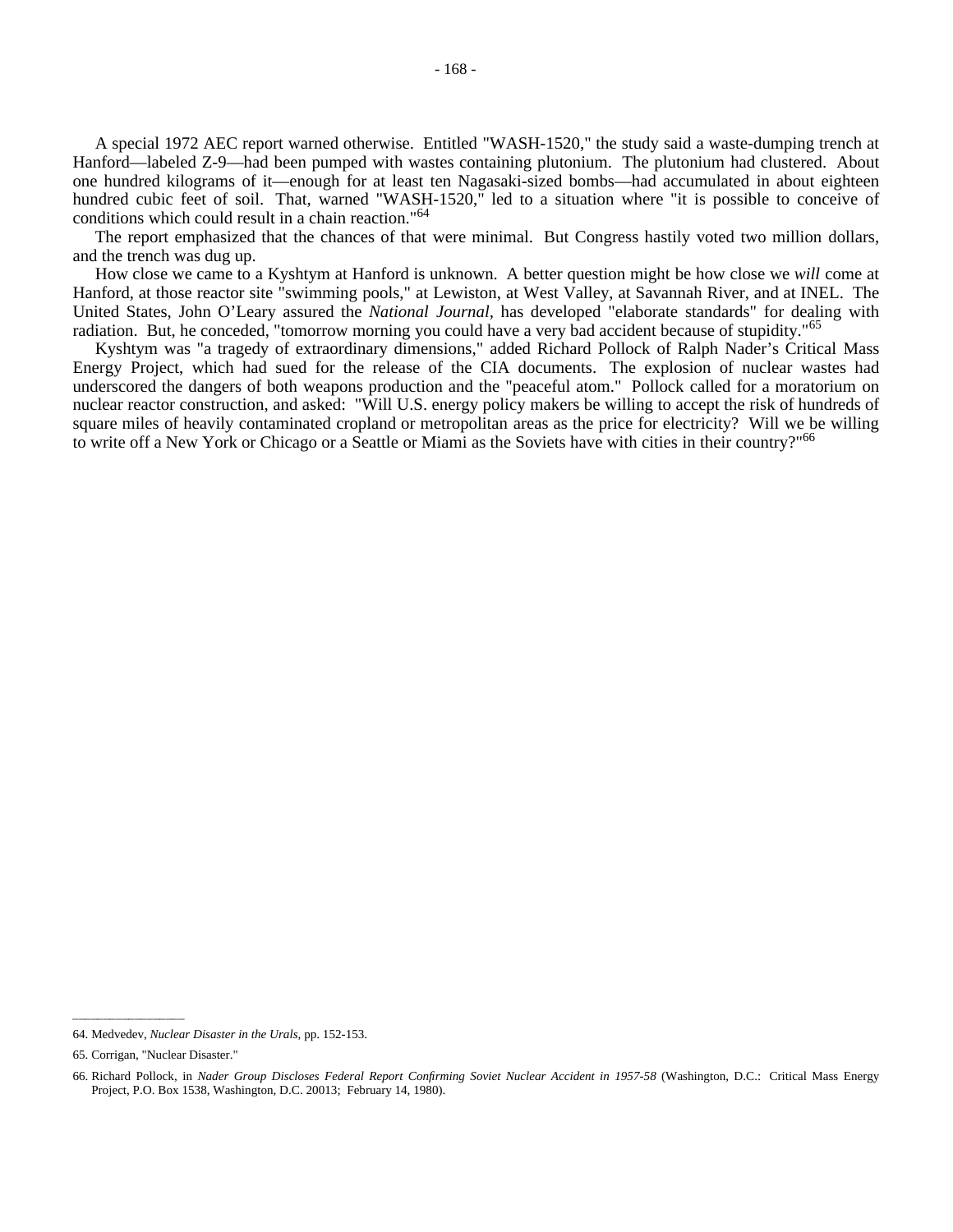A special 1972 AEC report warned otherwise. Entitled "WASH-1520," the study said a waste-dumping trench at Hanford—labeled Z-9—had been pumped with wastes containing plutonium. The plutonium had clustered. About one hundred kilograms of it—enough for at least ten Nagasaki-sized bombs—had accumulated in about eighteen hundred cubic feet of soil. That, warned "WASH-1520," led to a situation where "it is possible to conceive of conditions which could result in a chain reaction."[64]

The report emphasized that the chances of that were minimal. But Congress hastily voted two million dollars, and the trench was dug up.

How close we came to a Kyshtym at Hanford is unknown. A better question might be how close we *will* come at Hanford, at those reactor site "swimming pools," at Lewiston, at West Valley, at Savannah River, and at INEL. The United States, John O'Leary assured the *National Journal,* has developed "elaborate standards" for dealing with radiation. But, he conceded, "tomorrow morning you could have a very bad accident because of stupidity."[65]

Kyshtym was "a tragedy of extraordinary dimensions," added Richard Pollock of Ralph Nader's Critical Mass Energy Project, which had sued for the release of the CIA documents. The explosion of nuclear wastes had underscored the dangers of both weapons production and the "peaceful atom." Pollock called for a moratorium on nuclear reactor construction, and asked: "Will U.S. energy policy makers be willing to accept the risk of hundreds of square miles of heavily contaminated cropland or metropolitan areas as the price for electricity? Will we be willing to write off a New York or Chicago or a Seattle or Miami as the Soviets have with cities in their country?"[66]

---

64. Medvedev, *Nuclear Disaster in the Urals,* pp. 152-153.

65. Corrigan, "Nuclear Disaster."

66. Richard Pollock, in *Nader Group Discloses Federal Report Confirming Soviet Nuclear Accident in 1957-58* (Washington, D.C.: Critical Mass Energy Project, P.O. Box 1538, Washington, D.C. 20013; February 14, 1980).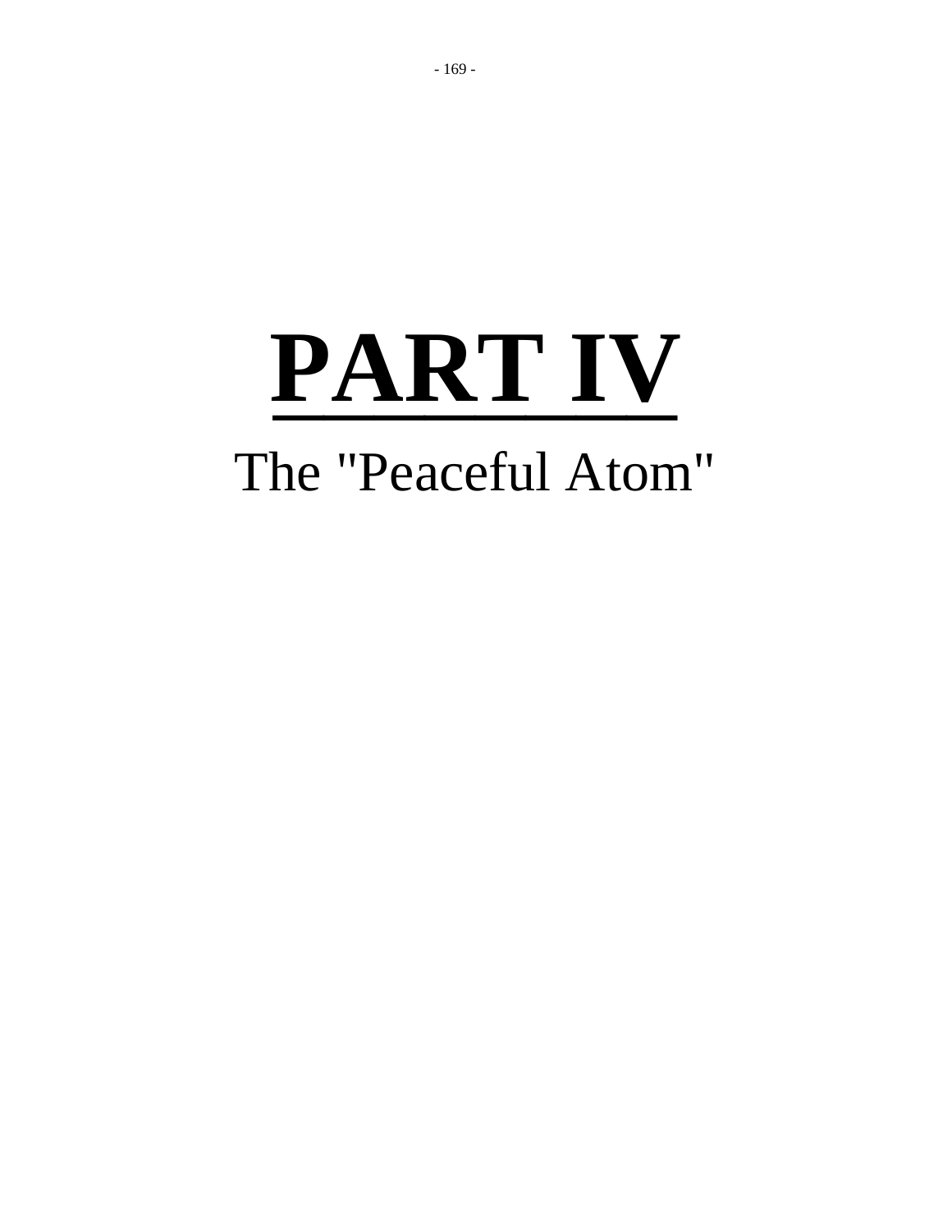# PART IV

## The "Peaceful Atom"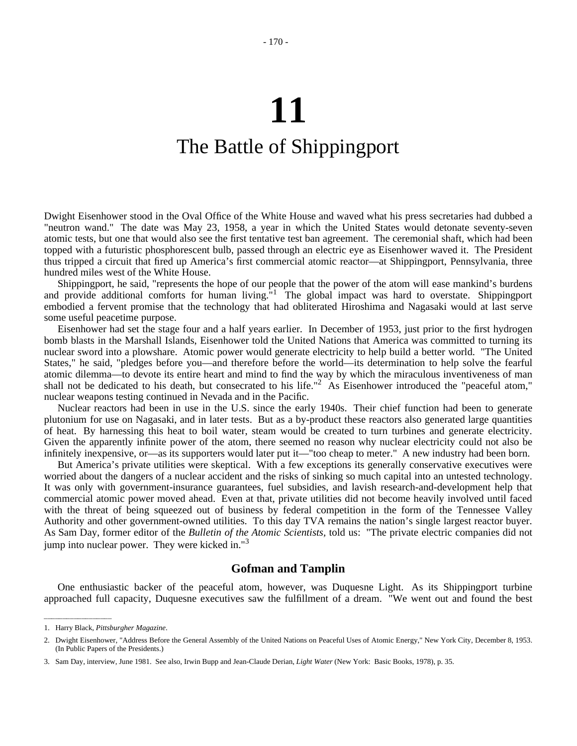# 11
# The Battle of Shippingport

Dwight Eisenhower stood in the Oval Office of the White House and waved what his press secretaries had dubbed a "neutron wand." The date was May 23, 1958, a year in which the United States would detonate seventy-seven atomic tests, but one that would also see the first tentative test ban agreement. The ceremonial shaft, which had been topped with a futuristic phosphorescent bulb, passed through an electric eye as Eisenhower waved it. The President thus tripped a circuit that fired up America's first commercial atomic reactor—at Shippingport, Pennsylvania, three hundred miles west of the White House.

Shippingport, he said, "represents the hope of our people that the power of the atom will ease mankind's burdens and provide additional comforts for human living."[1] The global impact was hard to overstate. Shippingport embodied a fervent promise that the technology that had obliterated Hiroshima and Nagasaki would at last serve some useful peacetime purpose.

Eisenhower had set the stage four and a half years earlier. In December of 1953, just prior to the first hydrogen bomb blasts in the Marshall Islands, Eisenhower told the United Nations that America was committed to turning its nuclear sword into a plowshare. Atomic power would generate electricity to help build a better world. "The United States," he said, "pledges before you—and therefore before the world—its determination to help solve the fearful atomic dilemma—to devote its entire heart and mind to find the way by which the miraculous inventiveness of man shall not be dedicated to his death, but consecrated to his life."[2] As Eisenhower introduced the "peaceful atom," nuclear weapons testing continued in Nevada and in the Pacific.

Nuclear reactors had been in use in the U.S. since the early 1940s. Their chief function had been to generate plutonium for use on Nagasaki, and in later tests. But as a by-product these reactors also generated large quantities of heat. By harnessing this heat to boil water, steam would be created to turn turbines and generate electricity. Given the apparently infinite power of the atom, there seemed no reason why nuclear electricity could not also be infinitely inexpensive, or—as its supporters would later put it—"too cheap to meter." A new industry had been born.

But America's private utilities were skeptical. With a few exceptions its generally conservative executives were worried about the dangers of a nuclear accident and the risks of sinking so much capital into an untested technology. It was only with government-insurance guarantees, fuel subsidies, and lavish research-and-development help that commercial atomic power moved ahead. Even at that, private utilities did not become heavily involved until faced with the threat of being squeezed out of business by federal competition in the form of the Tennessee Valley Authority and other government-owned utilities. To this day TVA remains the nation's single largest reactor buyer. As Sam Day, former editor of the *Bulletin of the Atomic Scientists*, told us: "The private electric companies did not jump into nuclear power. They were kicked in."[3]

## Gofman and Tamplin

One enthusiastic backer of the peaceful atom, however, was Duquesne Light. As its Shippingport turbine approached full capacity, Duquesne executives saw the fulfillment of a dream. "We went out and found the best

---

1. Harry Black, *Pittsburgher Magazine*.

2. Dwight Eisenhower, "Address Before the General Assembly of the United Nations on Peaceful Uses of Atomic Energy," New York City, December 8, 1953. (In Public Papers of the Presidents.)

3. Sam Day, interview, June 1981. See also, Irwin Bupp and Jean-Claude Derian, *Light Water* (New York: Basic Books, 1978), p. 35.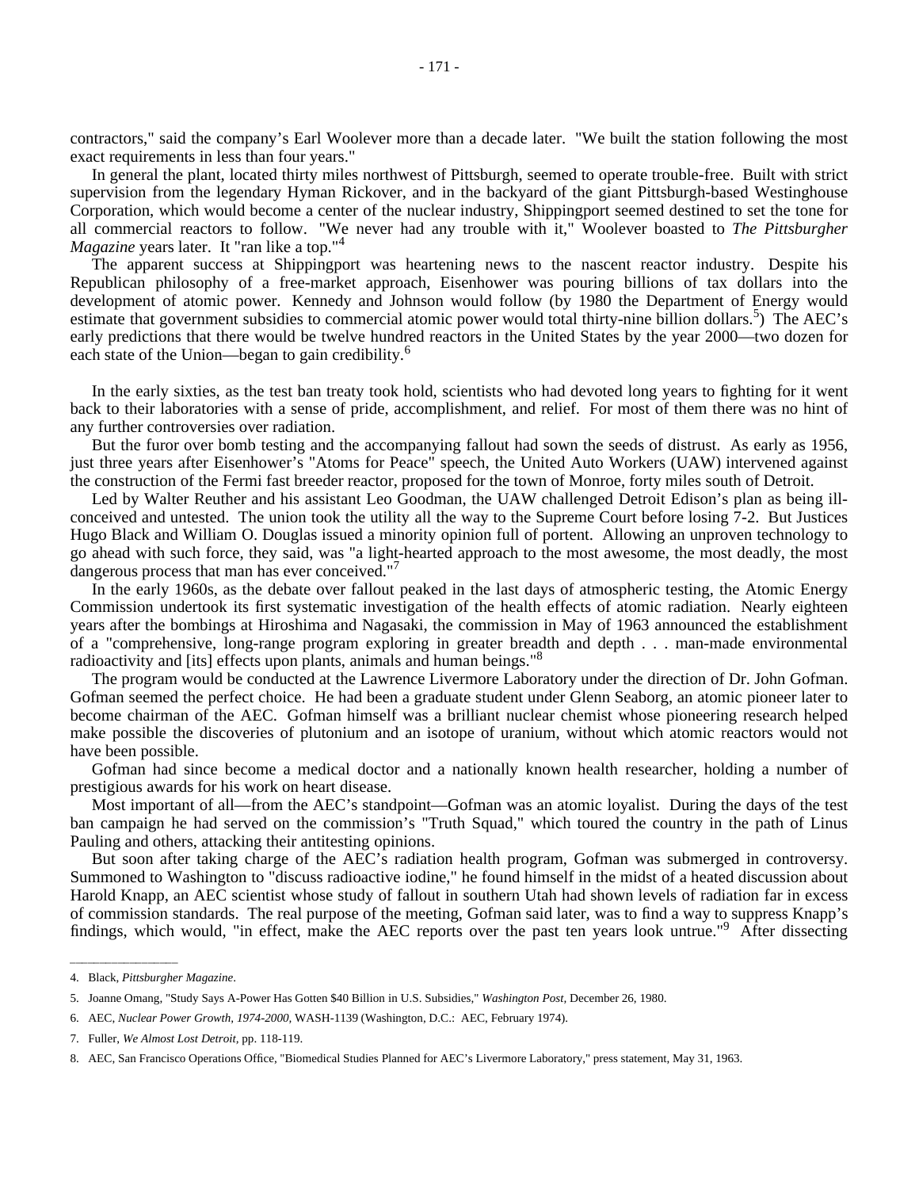contractors," said the company's Earl Woolever more than a decade later. "We built the station following the most exact requirements in less than four years."

In general the plant, located thirty miles northwest of Pittsburgh, seemed to operate trouble-free. Built with strict supervision from the legendary Hyman Rickover, and in the backyard of the giant Pittsburgh-based Westinghouse Corporation, which would become a center of the nuclear industry, Shippingport seemed destined to set the tone for all commercial reactors to follow. "We never had any trouble with it," Woolever boasted to *The Pittsburgher Magazine* years later. It "ran like a top."[4]

The apparent success at Shippingport was heartening news to the nascent reactor industry. Despite his Republican philosophy of a free-market approach, Eisenhower was pouring billions of tax dollars into the development of atomic power. Kennedy and Johnson would follow (by 1980 the Department of Energy would estimate that government subsidies to commercial atomic power would total thirty-nine billion dollars.[5]) The AEC's early predictions that there would be twelve hundred reactors in the United States by the year 2000—two dozen for each state of the Union—began to gain credibility.[6]

In the early sixties, as the test ban treaty took hold, scientists who had devoted long years to fighting for it went back to their laboratories with a sense of pride, accomplishment, and relief. For most of them there was no hint of any further controversies over radiation.

But the furor over bomb testing and the accompanying fallout had sown the seeds of distrust. As early as 1956, just three years after Eisenhower's "Atoms for Peace" speech, the United Auto Workers (UAW) intervened against the construction of the Fermi fast breeder reactor, proposed for the town of Monroe, forty miles south of Detroit.

Led by Walter Reuther and his assistant Leo Goodman, the UAW challenged Detroit Edison's plan as being ill-conceived and untested. The union took the utility all the way to the Supreme Court before losing 7-2. But Justices Hugo Black and William O. Douglas issued a minority opinion full of portent. Allowing an unproven technology to go ahead with such force, they said, was "a light-hearted approach to the most awesome, the most deadly, the most dangerous process that man has ever conceived."[7]

In the early 1960s, as the debate over fallout peaked in the last days of atmospheric testing, the Atomic Energy Commission undertook its first systematic investigation of the health effects of atomic radiation. Nearly eighteen years after the bombings at Hiroshima and Nagasaki, the commission in May of 1963 announced the establishment of a "comprehensive, long-range program exploring in greater breadth and depth . . . man-made environmental radioactivity and [its] effects upon plants, animals and human beings."[8]

The program would be conducted at the Lawrence Livermore Laboratory under the direction of Dr. John Gofman. Gofman seemed the perfect choice. He had been a graduate student under Glenn Seaborg, an atomic pioneer later to become chairman of the AEC. Gofman himself was a brilliant nuclear chemist whose pioneering research helped make possible the discoveries of plutonium and an isotope of uranium, without which atomic reactors would not have been possible.

Gofman had since become a medical doctor and a nationally known health researcher, holding a number of prestigious awards for his work on heart disease.

Most important of all—from the AEC's standpoint—Gofman was an atomic loyalist. During the days of the test ban campaign he had served on the commission's "Truth Squad," which toured the country in the path of Linus Pauling and others, attacking their antitesting opinions.

But soon after taking charge of the AEC's radiation health program, Gofman was submerged in controversy. Summoned to Washington to "discuss radioactive iodine," he found himself in the midst of a heated discussion about Harold Knapp, an AEC scientist whose study of fallout in southern Utah had shown levels of radiation far in excess of commission standards. The real purpose of the meeting, Gofman said later, was to find a way to suppress Knapp's findings, which would, "in effect, make the AEC reports over the past ten years look untrue."[9] After dissecting

---

4. Black, *Pittsburgher Magazine*.

5. Joanne Omang, "Study Says A-Power Has Gotten $40 Billion in U.S. Subsidies," *Washington Post*, December 26, 1980.

6. AEC, *Nuclear Power Growth, 1974-2000*, WASH-1139 (Washington, D.C.: AEC, February 1974).

7. Fuller, *We Almost Lost Detroit*, pp. 118-119.

8. AEC, San Francisco Operations Office, "Biomedical Studies Planned for AEC's Livermore Laboratory," press statement, May 31, 1963.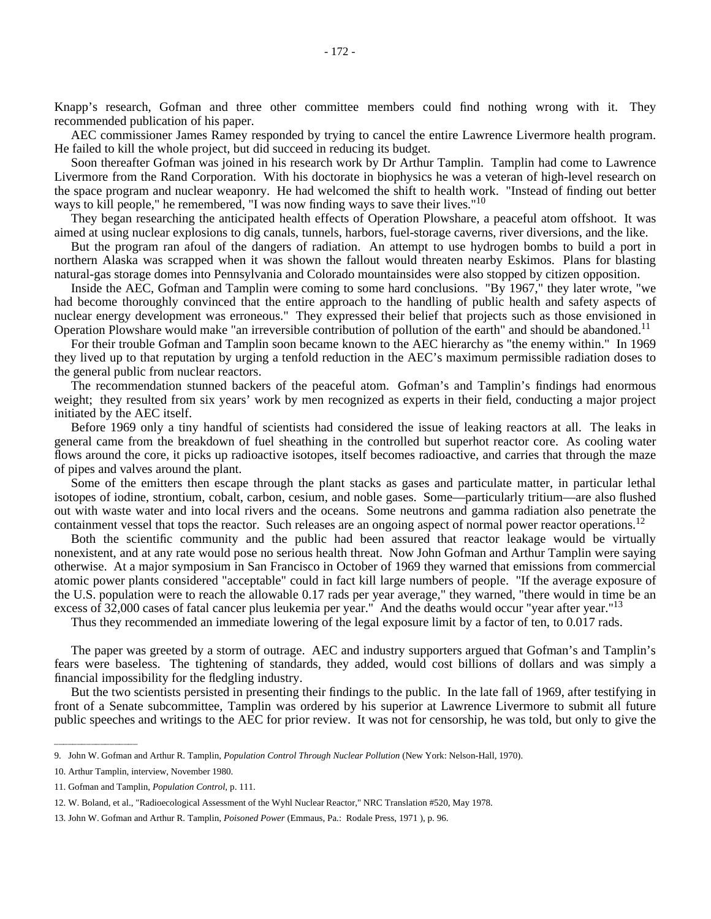Knapp's research, Gofman and three other committee members could find nothing wrong with it. They recommended publication of his paper.

AEC commissioner James Ramey responded by trying to cancel the entire Lawrence Livermore health program. He failed to kill the whole project, but did succeed in reducing its budget.

Soon thereafter Gofman was joined in his research work by Dr Arthur Tamplin. Tamplin had come to Lawrence Livermore from the Rand Corporation. With his doctorate in biophysics he was a veteran of high-level research on the space program and nuclear weaponry. He had welcomed the shift to health work. "Instead of finding out better ways to kill people," he remembered, "I was now finding ways to save their lives."[10]

They began researching the anticipated health effects of Operation Plowshare, a peaceful atom offshoot. It was aimed at using nuclear explosions to dig canals, tunnels, harbors, fuel-storage caverns, river diversions, and the like.

But the program ran afoul of the dangers of radiation. An attempt to use hydrogen bombs to build a port in northern Alaska was scrapped when it was shown the fallout would threaten nearby Eskimos. Plans for blasting natural-gas storage domes into Pennsylvania and Colorado mountainsides were also stopped by citizen opposition.

Inside the AEC, Gofman and Tamplin were coming to some hard conclusions. "By 1967," they later wrote, "we had become thoroughly convinced that the entire approach to the handling of public health and safety aspects of nuclear energy development was erroneous." They expressed their belief that projects such as those envisioned in Operation Plowshare would make "an irreversible contribution of pollution of the earth" and should be abandoned.[11]

For their trouble Gofman and Tamplin soon became known to the AEC hierarchy as "the enemy within." In 1969 they lived up to that reputation by urging a tenfold reduction in the AEC's maximum permissible radiation doses to the general public from nuclear reactors.

The recommendation stunned backers of the peaceful atom. Gofman's and Tamplin's findings had enormous weight; they resulted from six years' work by men recognized as experts in their field, conducting a major project initiated by the AEC itself.

Before 1969 only a tiny handful of scientists had considered the issue of leaking reactors at all. The leaks in general came from the breakdown of fuel sheathing in the controlled but superhot reactor core. As cooling water flows around the core, it picks up radioactive isotopes, itself becomes radioactive, and carries that through the maze of pipes and valves around the plant.

Some of the emitters then escape through the plant stacks as gases and particulate matter, in particular lethal isotopes of iodine, strontium, cobalt, carbon, cesium, and noble gases. Some—particularly tritium—are also flushed out with waste water and into local rivers and the oceans. Some neutrons and gamma radiation also penetrate the containment vessel that tops the reactor. Such releases are an ongoing aspect of normal power reactor operations.[12]

Both the scientific community and the public had been assured that reactor leakage would be virtually nonexistent, and at any rate would pose no serious health threat. Now John Gofman and Arthur Tamplin were saying otherwise. At a major symposium in San Francisco in October of 1969 they warned that emissions from commercial atomic power plants considered "acceptable" could in fact kill large numbers of people. "If the average exposure of the U.S. population were to reach the allowable 0.17 rads per year average," they warned, "there would in time be an excess of 32,000 cases of fatal cancer plus leukemia per year." And the deaths would occur "year after year."[13]

Thus they recommended an immediate lowering of the legal exposure limit by a factor of ten, to 0.017 rads.

The paper was greeted by a storm of outrage. AEC and industry supporters argued that Gofman's and Tamplin's fears were baseless. The tightening of standards, they added, would cost billions of dollars and was simply a financial impossibility for the fledgling industry.

But the two scientists persisted in presenting their findings to the public. In the late fall of 1969, after testifying in front of a Senate subcommittee, Tamplin was ordered by his superior at Lawrence Livermore to submit all future public speeches and writings to the AEC for prior review. It was not for censorship, he was told, but only to give the

---

9. John W. Gofman and Arthur R. Tamplin, *Population Control Through Nuclear Pollution* (New York: Nelson-Hall, 1970).

10. Arthur Tamplin, interview, November 1980.

11. Gofman and Tamplin, *Population Control*, p. 111.

12. W. Boland, et al., "Radioecological Assessment of the Wyhl Nuclear Reactor," NRC Translation #520, May 1978.

13. John W. Gofman and Arthur R. Tamplin, *Poisoned Power* (Emmaus, Pa.: Rodale Press, 1971 ), p. 96.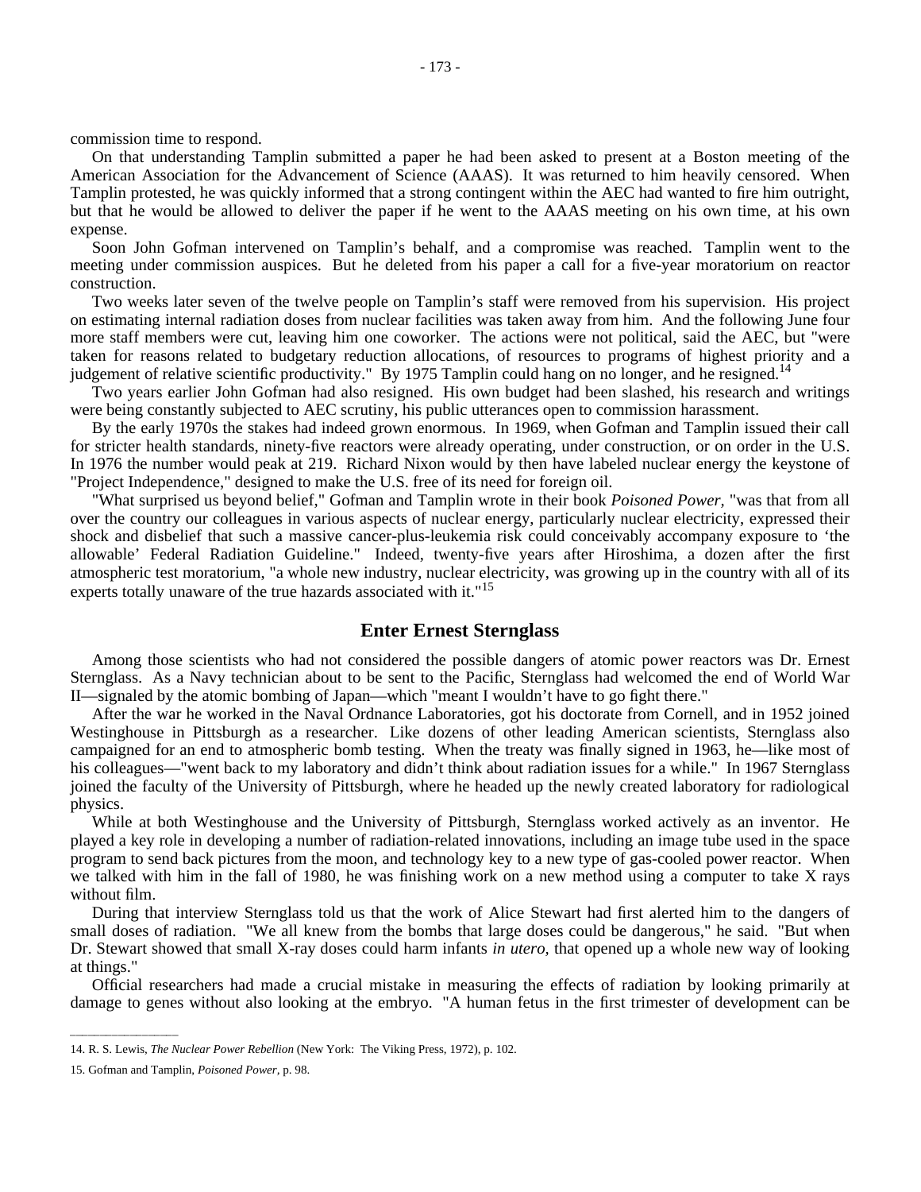commission time to respond.

On that understanding Tamplin submitted a paper he had been asked to present at a Boston meeting of the American Association for the Advancement of Science (AAAS). It was returned to him heavily censored. When Tamplin protested, he was quickly informed that a strong contingent within the AEC had wanted to fire him outright, but that he would be allowed to deliver the paper if he went to the AAAS meeting on his own time, at his own expense.

Soon John Gofman intervened on Tamplin's behalf, and a compromise was reached. Tamplin went to the meeting under commission auspices. But he deleted from his paper a call for a five-year moratorium on reactor construction.

Two weeks later seven of the twelve people on Tamplin's staff were removed from his supervision. His project on estimating internal radiation doses from nuclear facilities was taken away from him. And the following June four more staff members were cut, leaving him one coworker. The actions were not political, said the AEC, but "were taken for reasons related to budgetary reduction allocations, of resources to programs of highest priority and a judgement of relative scientific productivity." By 1975 Tamplin could hang on no longer, and he resigned.[14]

Two years earlier John Gofman had also resigned. His own budget had been slashed, his research and writings were being constantly subjected to AEC scrutiny, his public utterances open to commission harassment.

By the early 1970s the stakes had indeed grown enormous. In 1969, when Gofman and Tamplin issued their call for stricter health standards, ninety-five reactors were already operating, under construction, or on order in the U.S. In 1976 the number would peak at 219. Richard Nixon would by then have labeled nuclear energy the keystone of "Project Independence," designed to make the U.S. free of its need for foreign oil.

"What surprised us beyond belief," Gofman and Tamplin wrote in their book *Poisoned Power,* "was that from all over the country our colleagues in various aspects of nuclear energy, particularly nuclear electricity, expressed their shock and disbelief that such a massive cancer-plus-leukemia risk could conceivably accompany exposure to 'the allowable' Federal Radiation Guideline." Indeed, twenty-five years after Hiroshima, a dozen after the first atmospheric test moratorium, "a whole new industry, nuclear electricity, was growing up in the country with all of its experts totally unaware of the true hazards associated with it."[15]

## Enter Ernest Sternglass

Among those scientists who had not considered the possible dangers of atomic power reactors was Dr. Ernest Sternglass. As a Navy technician about to be sent to the Pacific, Sternglass had welcomed the end of World War II—signaled by the atomic bombing of Japan—which "meant I wouldn't have to go fight there."

After the war he worked in the Naval Ordnance Laboratories, got his doctorate from Cornell, and in 1952 joined Westinghouse in Pittsburgh as a researcher. Like dozens of other leading American scientists, Sternglass also campaigned for an end to atmospheric bomb testing. When the treaty was finally signed in 1963, he—like most of his colleagues—"went back to my laboratory and didn't think about radiation issues for a while." In 1967 Sternglass joined the faculty of the University of Pittsburgh, where he headed up the newly created laboratory for radiological physics.

While at both Westinghouse and the University of Pittsburgh, Sternglass worked actively as an inventor. He played a key role in developing a number of radiation-related innovations, including an image tube used in the space program to send back pictures from the moon, and technology key to a new type of gas-cooled power reactor. When we talked with him in the fall of 1980, he was finishing work on a new method using a computer to take X rays without film.

During that interview Sternglass told us that the work of Alice Stewart had first alerted him to the dangers of small doses of radiation. "We all knew from the bombs that large doses could be dangerous," he said. "But when Dr. Stewart showed that small X-ray doses could harm infants *in utero,* that opened up a whole new way of looking at things."

Official researchers had made a crucial mistake in measuring the effects of radiation by looking primarily at damage to genes without also looking at the embryo. "A human fetus in the first trimester of development can be

---

14. R. S. Lewis, *The Nuclear Power Rebellion* (New York: The Viking Press, 1972), p. 102.

15. Gofman and Tamplin, *Poisoned Power,* p. 98.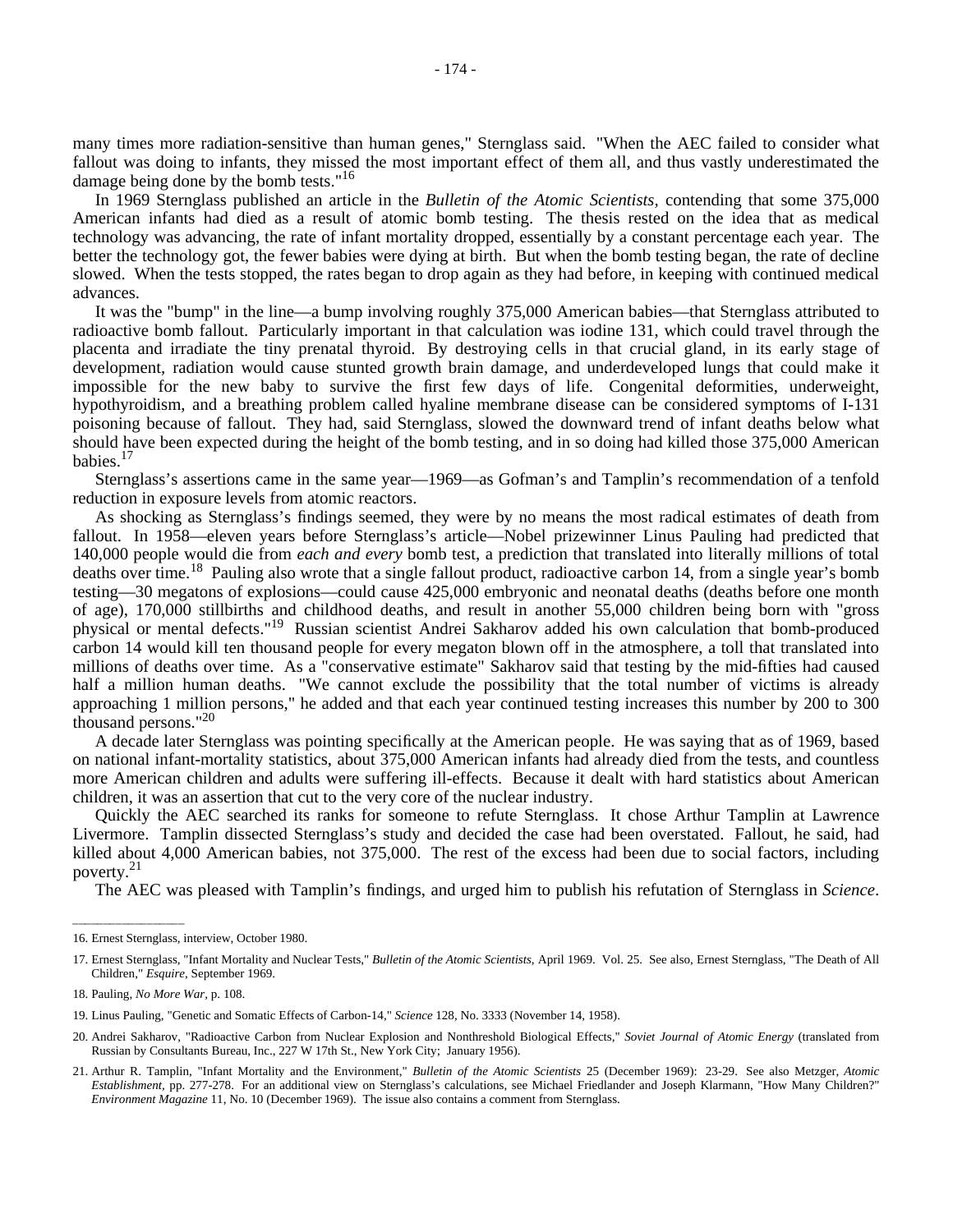many times more radiation-sensitive than human genes," Sternglass said. "When the AEC failed to consider what fallout was doing to infants, they missed the most important effect of them all, and thus vastly underestimated the damage being done by the bomb tests."[16]

In 1969 Sternglass published an article in the *Bulletin of the Atomic Scientists*, contending that some 375,000 American infants had died as a result of atomic bomb testing. The thesis rested on the idea that as medical technology was advancing, the rate of infant mortality dropped, essentially by a constant percentage each year. The better the technology got, the fewer babies were dying at birth. But when the bomb testing began, the rate of decline slowed. When the tests stopped, the rates began to drop again as they had before, in keeping with continued medical advances.

It was the "bump" in the line—a bump involving roughly 375,000 American babies—that Sternglass attributed to radioactive bomb fallout. Particularly important in that calculation was iodine 131, which could travel through the placenta and irradiate the tiny prenatal thyroid. By destroying cells in that crucial gland, in its early stage of development, radiation would cause stunted growth brain damage, and underdeveloped lungs that could make it impossible for the new baby to survive the first few days of life. Congenital deformities, underweight, hypothyroidism, and a breathing problem called hyaline membrane disease can be considered symptoms of I-131 poisoning because of fallout. They had, said Sternglass, slowed the downward trend of infant deaths below what should have been expected during the height of the bomb testing, and in so doing had killed those 375,000 American babies.[17]

Sternglass's assertions came in the same year—1969—as Gofman's and Tamplin's recommendation of a tenfold reduction in exposure levels from atomic reactors.

As shocking as Sternglass's findings seemed, they were by no means the most radical estimates of death from fallout. In 1958—eleven years before Sternglass's article—Nobel prizewinner Linus Pauling had predicted that 140,000 people would die from *each and every* bomb test, a prediction that translated into literally millions of total deaths over time.[18] Pauling also wrote that a single fallout product, radioactive carbon 14, from a single year's bomb testing—30 megatons of explosions—could cause 425,000 embryonic and neonatal deaths (deaths before one month of age), 170,000 stillbirths and childhood deaths, and result in another 55,000 children being born with "gross physical or mental defects."[19] Russian scientist Andrei Sakharov added his own calculation that bomb-produced carbon 14 would kill ten thousand people for every megaton blown off in the atmosphere, a toll that translated into millions of deaths over time. As a "conservative estimate" Sakharov said that testing by the mid-fifties had caused half a million human deaths. "We cannot exclude the possibility that the total number of victims is already approaching 1 million persons," he added and that each year continued testing increases this number by 200 to 300 thousand persons."[20]

A decade later Sternglass was pointing specifically at the American people. He was saying that as of 1969, based on national infant-mortality statistics, about 375,000 American infants had already died from the tests, and countless more American children and adults were suffering ill-effects. Because it dealt with hard statistics about American children, it was an assertion that cut to the very core of the nuclear industry.

Quickly the AEC searched its ranks for someone to refute Sternglass. It chose Arthur Tamplin at Lawrence Livermore. Tamplin dissected Sternglass's study and decided the case had been overstated. Fallout, he said, had killed about 4,000 American babies, not 375,000. The rest of the excess had been due to social factors, including poverty.[21]

The AEC was pleased with Tamplin's findings, and urged him to publish his refutation of Sternglass in *Science*.

---

16. Ernest Sternglass, interview, October 1980.

17. Ernest Sternglass, "Infant Mortality and Nuclear Tests," *Bulletin of the Atomic Scientists*, April 1969. Vol. 25. See also, Ernest Sternglass, "The Death of All Children," *Esquire*, September 1969.

18. Pauling, *No More War*, p. 108.

19. Linus Pauling, "Genetic and Somatic Effects of Carbon-14," *Science* 128, No. 3333 (November 14, 1958).

20. Andrei Sakharov, "Radioactive Carbon from Nuclear Explosion and Nonthreshold Biological Effects," *Soviet Journal of Atomic Energy* (translated from Russian by Consultants Bureau, Inc., 227 W 17th St., New York City; January 1956).

21. Arthur R. Tamplin, "Infant Mortality and the Environment," *Bulletin of the Atomic Scientists* 25 (December 1969): 23-29. See also Metzger, *Atomic Establishment*, pp. 277-278. For an additional view on Sternglass's calculations, see Michael Friedlander and Joseph Klarmann, "How Many Children?" *Environment Magazine* 11, No. 10 (December 1969). The issue also contains a comment from Sternglass.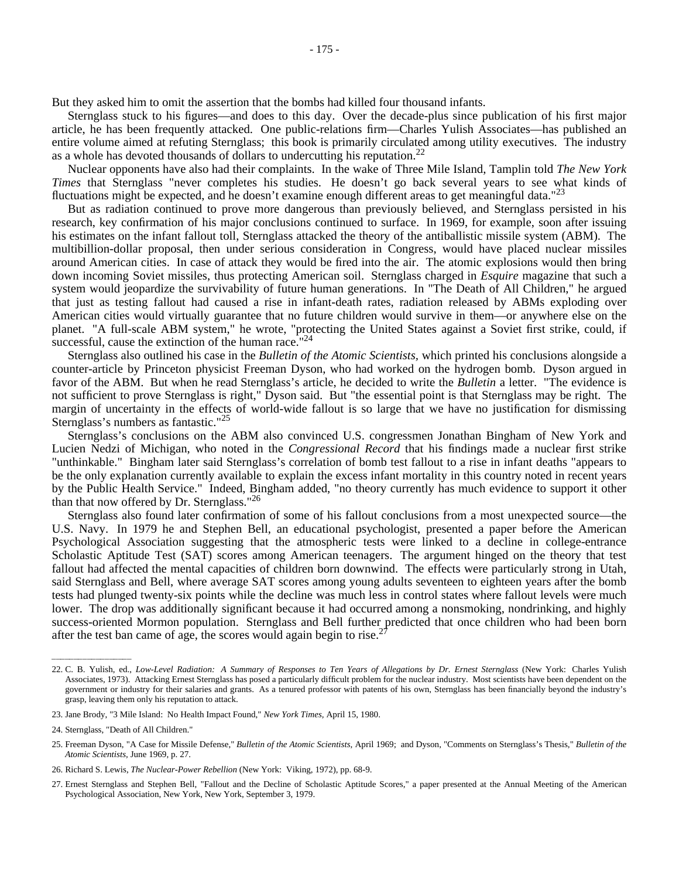But they asked him to omit the assertion that the bombs had killed four thousand infants.

Sternglass stuck to his figures—and does to this day. Over the decade-plus since publication of his first major article, he has been frequently attacked. One public-relations firm—Charles Yulish Associates—has published an entire volume aimed at refuting Sternglass; this book is primarily circulated among utility executives. The industry as a whole has devoted thousands of dollars to undercutting his reputation.[22]

Nuclear opponents have also had their complaints. In the wake of Three Mile Island, Tamplin told *The New York Times* that Sternglass "never completes his studies. He doesn't go back several years to see what kinds of fluctuations might be expected, and he doesn't examine enough different areas to get meaningful data."[23]

But as radiation continued to prove more dangerous than previously believed, and Sternglass persisted in his research, key confirmation of his major conclusions continued to surface. In 1969, for example, soon after issuing his estimates on the infant fallout toll, Sternglass attacked the theory of the antiballistic missile system (ABM). The multibillion-dollar proposal, then under serious consideration in Congress, would have placed nuclear missiles around American cities. In case of attack they would be fired into the air. The atomic explosions would then bring down incoming Soviet missiles, thus protecting American soil. Sternglass charged in *Esquire* magazine that such a system would jeopardize the survivability of future human generations. In "The Death of All Children," he argued that just as testing fallout had caused a rise in infant-death rates, radiation released by ABMs exploding over American cities would virtually guarantee that no future children would survive in them—or anywhere else on the planet. "A full-scale ABM system," he wrote, "protecting the United States against a Soviet first strike, could, if successful, cause the extinction of the human race."[24]

Sternglass also outlined his case in the *Bulletin of the Atomic Scientists,* which printed his conclusions alongside a counter-article by Princeton physicist Freeman Dyson, who had worked on the hydrogen bomb. Dyson argued in favor of the ABM. But when he read Sternglass's article, he decided to write the *Bulletin* a letter. "The evidence is not sufficient to prove Sternglass is right," Dyson said. But "the essential point is that Sternglass may be right. The margin of uncertainty in the effects of world-wide fallout is so large that we have no justification for dismissing Sternglass's numbers as fantastic."[25]

Sternglass's conclusions on the ABM also convinced U.S. congressmen Jonathan Bingham of New York and Lucien Nedzi of Michigan, who noted in the *Congressional Record* that his findings made a nuclear first strike "unthinkable." Bingham later said Sternglass's correlation of bomb test fallout to a rise in infant deaths "appears to be the only explanation currently available to explain the excess infant mortality in this country noted in recent years by the Public Health Service." Indeed, Bingham added, "no theory currently has much evidence to support it other than that now offered by Dr. Sternglass."[26]

Sternglass also found later confirmation of some of his fallout conclusions from a most unexpected source—the U.S. Navy. In 1979 he and Stephen Bell, an educational psychologist, presented a paper before the American Psychological Association suggesting that the atmospheric tests were linked to a decline in college-entrance Scholastic Aptitude Test (SAT) scores among American teenagers. The argument hinged on the theory that test fallout had affected the mental capacities of children born downwind. The effects were particularly strong in Utah, said Sternglass and Bell, where average SAT scores among young adults seventeen to eighteen years after the bomb tests had plunged twenty-six points while the decline was much less in control states where fallout levels were much lower. The drop was additionally significant because it had occurred among a nonsmoking, nondrinking, and highly success-oriented Mormon population. Sternglass and Bell further predicted that once children who had been born after the test ban came of age, the scores would again begin to rise.[27]

---

22. C. B. Yulish, ed., *Low-Level Radiation: A Summary of Responses to Ten Years of Allegations by Dr. Ernest Sternglass* (New York: Charles Yulish Associates, 1973). Attacking Ernest Sternglass has posed a particularly difficult problem for the nuclear industry. Most scientists have been dependent on the government or industry for their salaries and grants. As a tenured professor with patents of his own, Sternglass has been financially beyond the industry's grasp, leaving them only his reputation to attack.

23. Jane Brody, "3 Mile Island: No Health Impact Found," *New York Times,* April 15, 1980.

24. Sternglass, "Death of All Children."

25. Freeman Dyson, "A Case for Missile Defense," *Bulletin of the Atomic Scientists,* April 1969; and Dyson, "Comments on Sternglass's Thesis," *Bulletin of the Atomic Scientists,* June 1969, p. 27.

26. Richard S. Lewis, *The Nuclear-Power Rebellion* (New York: Viking, 1972), pp. 68-9.

27. Ernest Sternglass and Stephen Bell, "Fallout and the Decline of Scholastic Aptitude Scores," a paper presented at the Annual Meeting of the American Psychological Association, New York, New York, September 3, 1979.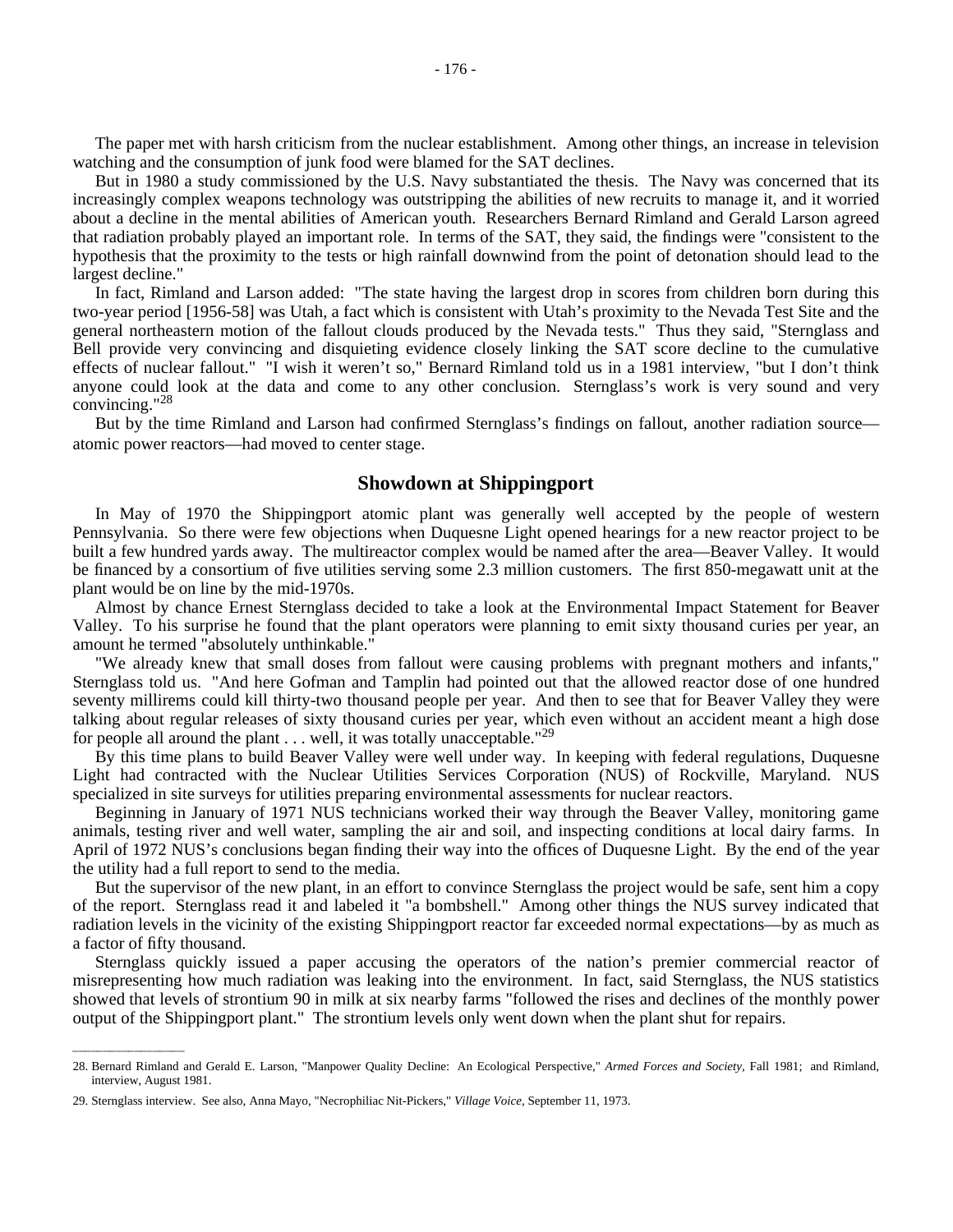The paper met with harsh criticism from the nuclear establishment. Among other things, an increase in television watching and the consumption of junk food were blamed for the SAT declines.

But in 1980 a study commissioned by the U.S. Navy substantiated the thesis. The Navy was concerned that its increasingly complex weapons technology was outstripping the abilities of new recruits to manage it, and it worried about a decline in the mental abilities of American youth. Researchers Bernard Rimland and Gerald Larson agreed that radiation probably played an important role. In terms of the SAT, they said, the findings were "consistent to the hypothesis that the proximity to the tests or high rainfall downwind from the point of detonation should lead to the largest decline."

In fact, Rimland and Larson added: "The state having the largest drop in scores from children born during this two-year period [1956-58] was Utah, a fact which is consistent with Utah's proximity to the Nevada Test Site and the general northeastern motion of the fallout clouds produced by the Nevada tests." Thus they said, "Sternglass and Bell provide very convincing and disquieting evidence closely linking the SAT score decline to the cumulative effects of nuclear fallout." "I wish it weren't so," Bernard Rimland told us in a 1981 interview, "but I don't think anyone could look at the data and come to any other conclusion. Sternglass's work is very sound and very convincing."[28]

But by the time Rimland and Larson had confirmed Sternglass's findings on fallout, another radiation source—atomic power reactors—had moved to center stage.

## Showdown at Shippingport

In May of 1970 the Shippingport atomic plant was generally well accepted by the people of western Pennsylvania. So there were few objections when Duquesne Light opened hearings for a new reactor project to be built a few hundred yards away. The multireactor complex would be named after the area—Beaver Valley. It would be financed by a consortium of five utilities serving some 2.3 million customers. The first 850-megawatt unit at the plant would be on line by the mid-1970s.

Almost by chance Ernest Sternglass decided to take a look at the Environmental Impact Statement for Beaver Valley. To his surprise he found that the plant operators were planning to emit sixty thousand curies per year, an amount he termed "absolutely unthinkable."

"We already knew that small doses from fallout were causing problems with pregnant mothers and infants," Sternglass told us. "And here Gofman and Tamplin had pointed out that the allowed reactor dose of one hundred seventy millirems could kill thirty-two thousand people per year. And then to see that for Beaver Valley they were talking about regular releases of sixty thousand curies per year, which even without an accident meant a high dose for people all around the plant . . . well, it was totally unacceptable."[29]

By this time plans to build Beaver Valley were well under way. In keeping with federal regulations, Duquesne Light had contracted with the Nuclear Utilities Services Corporation (NUS) of Rockville, Maryland. NUS specialized in site surveys for utilities preparing environmental assessments for nuclear reactors.

Beginning in January of 1971 NUS technicians worked their way through the Beaver Valley, monitoring game animals, testing river and well water, sampling the air and soil, and inspecting conditions at local dairy farms. In April of 1972 NUS's conclusions began finding their way into the offices of Duquesne Light. By the end of the year the utility had a full report to send to the media.

But the supervisor of the new plant, in an effort to convince Sternglass the project would be safe, sent him a copy of the report. Sternglass read it and labeled it "a bombshell." Among other things the NUS survey indicated that radiation levels in the vicinity of the existing Shippingport reactor far exceeded normal expectations—by as much as a factor of fifty thousand.

Sternglass quickly issued a paper accusing the operators of the nation's premier commercial reactor of misrepresenting how much radiation was leaking into the environment. In fact, said Sternglass, the NUS statistics showed that levels of strontium 90 in milk at six nearby farms "followed the rises and declines of the monthly power output of the Shippingport plant." The strontium levels only went down when the plant shut for repairs.

---

28. Bernard Rimland and Gerald E. Larson, "Manpower Quality Decline: An Ecological Perspective," *Armed Forces and Society*, Fall 1981; and Rimland, interview, August 1981.

29. Sternglass interview. See also, Anna Mayo, "Necrophiliac Nit-Pickers," *Village Voice*, September 11, 1973.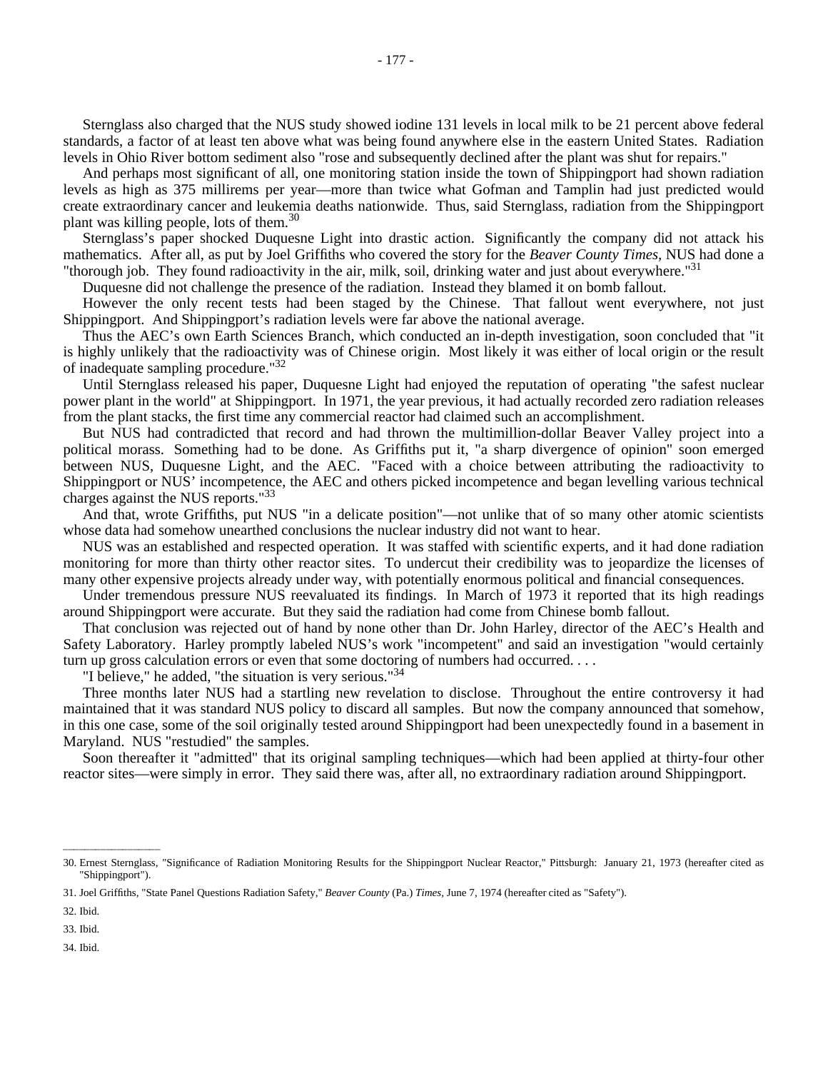Sternglass also charged that the NUS study showed iodine 131 levels in local milk to be 21 percent above federal standards, a factor of at least ten above what was being found anywhere else in the eastern United States. Radiation levels in Ohio River bottom sediment also "rose and subsequently declined after the plant was shut for repairs."

And perhaps most significant of all, one monitoring station inside the town of Shippingport had shown radiation levels as high as 375 millirems per year—more than twice what Gofman and Tamplin had just predicted would create extraordinary cancer and leukemia deaths nationwide. Thus, said Sternglass, radiation from the Shippingport plant was killing people, lots of them.[30]

Sternglass's paper shocked Duquesne Light into drastic action. Significantly the company did not attack his mathematics. After all, as put by Joel Griffiths who covered the story for the *Beaver County Times*, NUS had done a "thorough job. They found radioactivity in the air, milk, soil, drinking water and just about everywhere."[31]

Duquesne did not challenge the presence of the radiation. Instead they blamed it on bomb fallout.

However the only recent tests had been staged by the Chinese. That fallout went everywhere, not just Shippingport. And Shippingport's radiation levels were far above the national average.

Thus the AEC's own Earth Sciences Branch, which conducted an in-depth investigation, soon concluded that "it is highly unlikely that the radioactivity was of Chinese origin. Most likely it was either of local origin or the result of inadequate sampling procedure."[32]

Until Sternglass released his paper, Duquesne Light had enjoyed the reputation of operating "the safest nuclear power plant in the world" at Shippingport. In 1971, the year previous, it had actually recorded zero radiation releases from the plant stacks, the first time any commercial reactor had claimed such an accomplishment.

But NUS had contradicted that record and had thrown the multimillion-dollar Beaver Valley project into a political morass. Something had to be done. As Griffiths put it, "a sharp divergence of opinion" soon emerged between NUS, Duquesne Light, and the AEC. "Faced with a choice between attributing the radioactivity to Shippingport or NUS' incompetence, the AEC and others picked incompetence and began levelling various technical charges against the NUS reports."[33]

And that, wrote Griffiths, put NUS "in a delicate position"—not unlike that of so many other atomic scientists whose data had somehow unearthed conclusions the nuclear industry did not want to hear.

NUS was an established and respected operation. It was staffed with scientific experts, and it had done radiation monitoring for more than thirty other reactor sites. To undercut their credibility was to jeopardize the licenses of many other expensive projects already under way, with potentially enormous political and financial consequences.

Under tremendous pressure NUS reevaluated its findings. In March of 1973 it reported that its high readings around Shippingport were accurate. But they said the radiation had come from Chinese bomb fallout.

That conclusion was rejected out of hand by none other than Dr. John Harley, director of the AEC's Health and Safety Laboratory. Harley promptly labeled NUS's work "incompetent" and said an investigation "would certainly turn up gross calculation errors or even that some doctoring of numbers had occurred. . . .

"I believe," he added, "the situation is very serious."[34]

Three months later NUS had a startling new revelation to disclose. Throughout the entire controversy it had maintained that it was standard NUS policy to discard all samples. But now the company announced that somehow, in this one case, some of the soil originally tested around Shippingport had been unexpectedly found in a basement in Maryland. NUS "restudied" the samples.

Soon thereafter it "admitted" that its original sampling techniques—which had been applied at thirty-four other reactor sites—were simply in error. They said there was, after all, no extraordinary radiation around Shippingport.

---

30. Ernest Sternglass, "Significance of Radiation Monitoring Results for the Shippingport Nuclear Reactor," Pittsburgh: January 21, 1973 (hereafter cited as "Shippingport").

31. Joel Griffiths, "State Panel Questions Radiation Safety," *Beaver County* (Pa.) *Times*, June 7, 1974 (hereafter cited as "Safety").

32. Ibid.

33. Ibid.

34. Ibid.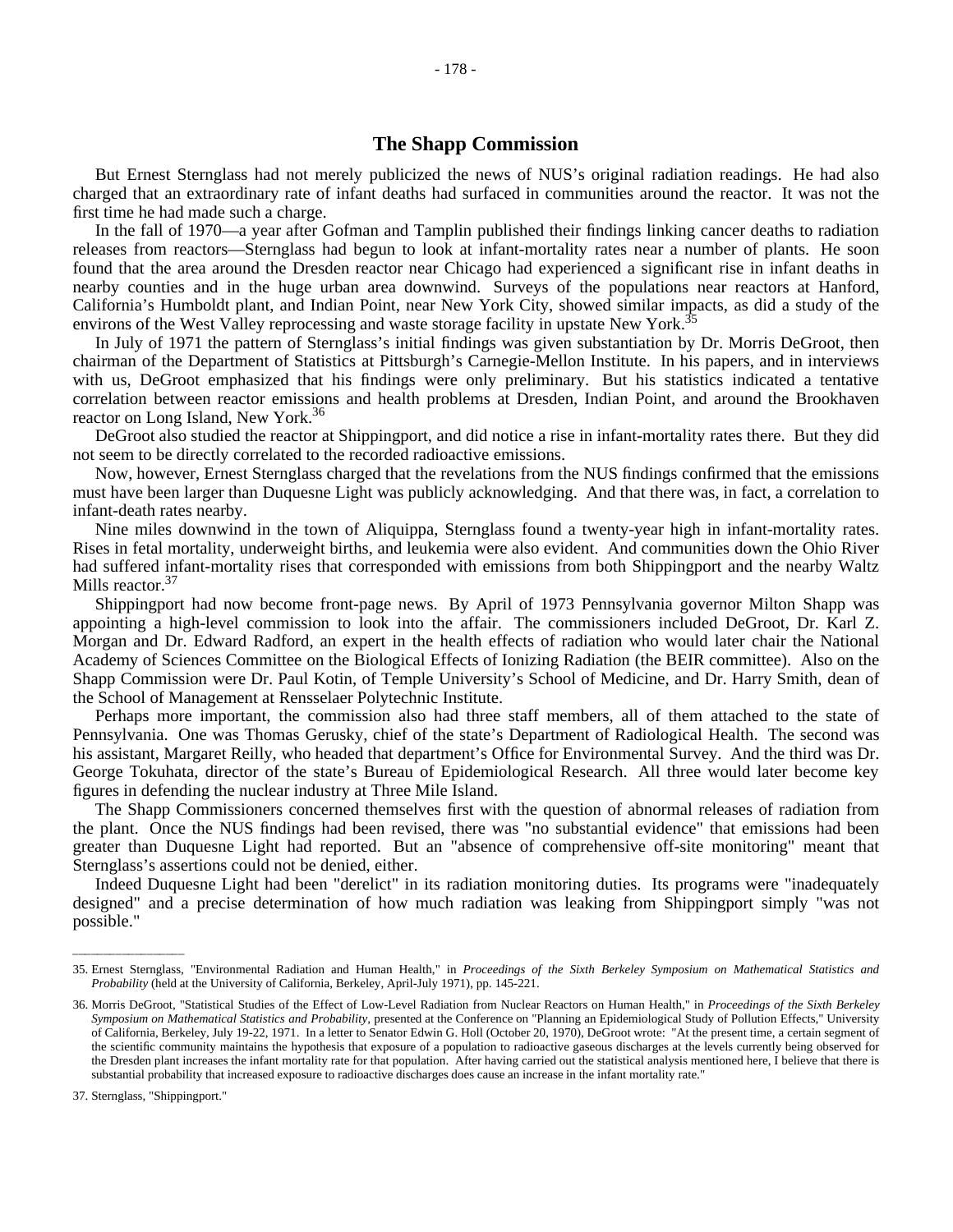## The Shapp Commission

But Ernest Sternglass had not merely publicized the news of NUS's original radiation readings. He had also charged that an extraordinary rate of infant deaths had surfaced in communities around the reactor. It was not the first time he had made such a charge.

In the fall of 1970—a year after Gofman and Tamplin published their findings linking cancer deaths to radiation releases from reactors—Sternglass had begun to look at infant-mortality rates near a number of plants. He soon found that the area around the Dresden reactor near Chicago had experienced a significant rise in infant deaths in nearby counties and in the huge urban area downwind. Surveys of the populations near reactors at Hanford, California's Humboldt plant, and Indian Point, near New York City, showed similar impacts, as did a study of the environs of the West Valley reprocessing and waste storage facility in upstate New York.[35]

In July of 1971 the pattern of Sternglass's initial findings was given substantiation by Dr. Morris DeGroot, then chairman of the Department of Statistics at Pittsburgh's Carnegie-Mellon Institute. In his papers, and in interviews with us, DeGroot emphasized that his findings were only preliminary. But his statistics indicated a tentative correlation between reactor emissions and health problems at Dresden, Indian Point, and around the Brookhaven reactor on Long Island, New York.[36]

DeGroot also studied the reactor at Shippingport, and did notice a rise in infant-mortality rates there. But they did not seem to be directly correlated to the recorded radioactive emissions.

Now, however, Ernest Sternglass charged that the revelations from the NUS findings confirmed that the emissions must have been larger than Duquesne Light was publicly acknowledging. And that there was, in fact, a correlation to infant-death rates nearby.

Nine miles downwind in the town of Aliquippa, Sternglass found a twenty-year high in infant-mortality rates. Rises in fetal mortality, underweight births, and leukemia were also evident. And communities down the Ohio River had suffered infant-mortality rises that corresponded with emissions from both Shippingport and the nearby Waltz Mills reactor.[37]

Shippingport had now become front-page news. By April of 1973 Pennsylvania governor Milton Shapp was appointing a high-level commission to look into the affair. The commissioners included DeGroot, Dr. Karl Z. Morgan and Dr. Edward Radford, an expert in the health effects of radiation who would later chair the National Academy of Sciences Committee on the Biological Effects of Ionizing Radiation (the BEIR committee). Also on the Shapp Commission were Dr. Paul Kotin, of Temple University's School of Medicine, and Dr. Harry Smith, dean of the School of Management at Rensselaer Polytechnic Institute.

Perhaps more important, the commission also had three staff members, all of them attached to the state of Pennsylvania. One was Thomas Gerusky, chief of the state's Department of Radiological Health. The second was his assistant, Margaret Reilly, who headed that department's Office for Environmental Survey. And the third was Dr. George Tokuhata, director of the state's Bureau of Epidemiological Research. All three would later become key figures in defending the nuclear industry at Three Mile Island.

The Shapp Commissioners concerned themselves first with the question of abnormal releases of radiation from the plant. Once the NUS findings had been revised, there was "no substantial evidence" that emissions had been greater than Duquesne Light had reported. But an "absence of comprehensive off-site monitoring" meant that Sternglass's assertions could not be denied, either.

Indeed Duquesne Light had been "derelict" in its radiation monitoring duties. Its programs were "inadequately designed" and a precise determination of how much radiation was leaking from Shippingport simply "was not possible."

---

35. Ernest Sternglass, "Environmental Radiation and Human Health," in *Proceedings of the Sixth Berkeley Symposium on Mathematical Statistics and Probability* (held at the University of California, Berkeley, April-July 1971), pp. 145-221.

36. Morris DeGroot, "Statistical Studies of the Effect of Low-Level Radiation from Nuclear Reactors on Human Health," in *Proceedings of the Sixth Berkeley Symposium on Mathematical Statistics and Probability*, presented at the Conference on "Planning an Epidemiological Study of Pollution Effects," University of California, Berkeley, July 19-22, 1971. In a letter to Senator Edwin G. Holl (October 20, 1970), DeGroot wrote: "At the present time, a certain segment of the scientific community maintains the hypothesis that exposure of a population to radioactive gaseous discharges at the levels currently being observed for the Dresden plant increases the infant mortality rate for that population. After having carried out the statistical analysis mentioned here, I believe that there is substantial probability that increased exposure to radioactive discharges does cause an increase in the infant mortality rate."

37. Sternglass, "Shippingport."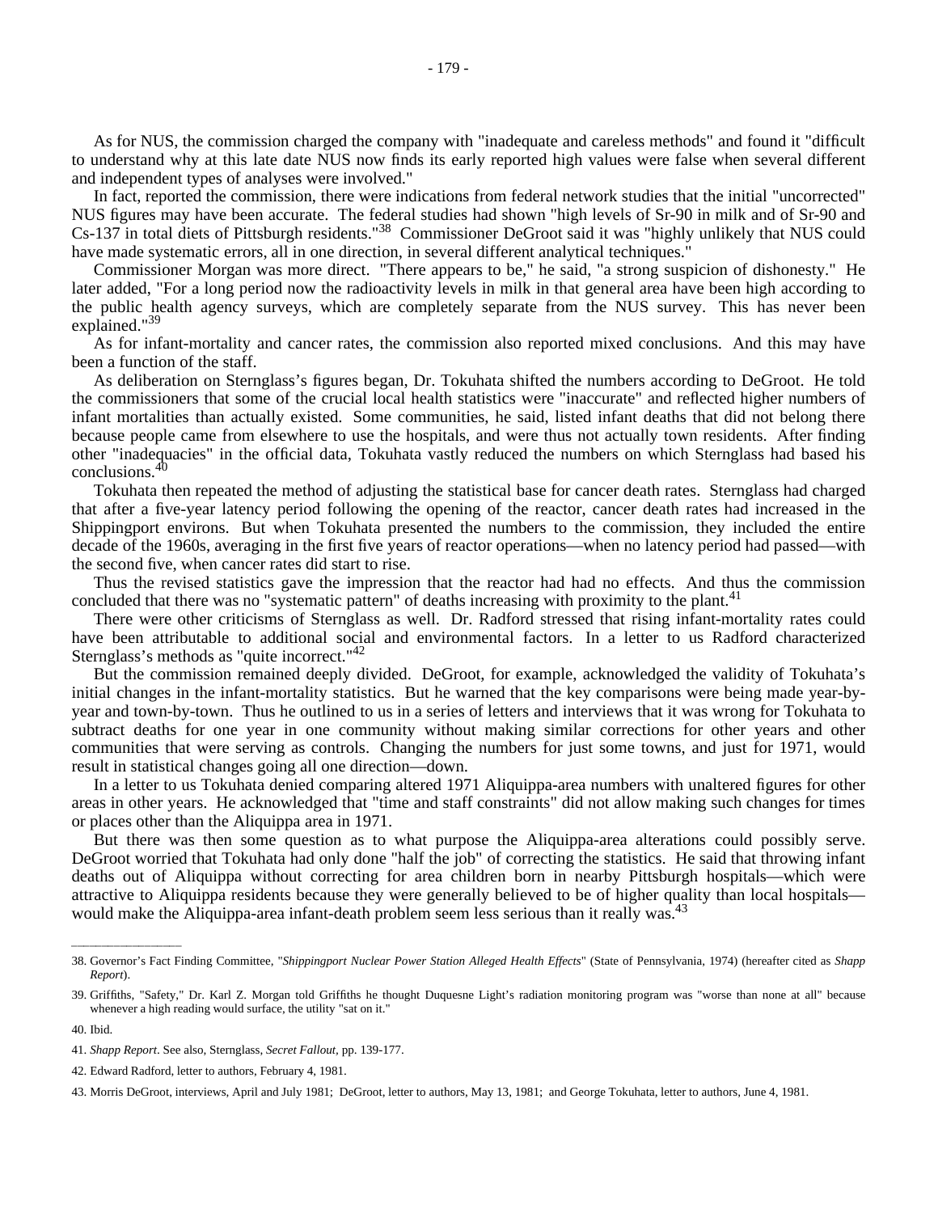As for NUS, the commission charged the company with "inadequate and careless methods" and found it "difficult to understand why at this late date NUS now finds its early reported high values were false when several different and independent types of analyses were involved."

In fact, reported the commission, there were indications from federal network studies that the initial "uncorrected" NUS figures may have been accurate. The federal studies had shown "high levels of Sr-90 in milk and of Sr-90 and Cs-137 in total diets of Pittsburgh residents."[38] Commissioner DeGroot said it was "highly unlikely that NUS could have made systematic errors, all in one direction, in several different analytical techniques."

Commissioner Morgan was more direct. "There appears to be," he said, "a strong suspicion of dishonesty." He later added, "For a long period now the radioactivity levels in milk in that general area have been high according to the public health agency surveys, which are completely separate from the NUS survey. This has never been explained."[39]

As for infant-mortality and cancer rates, the commission also reported mixed conclusions. And this may have been a function of the staff.

As deliberation on Sternglass's figures began, Dr. Tokuhata shifted the numbers according to DeGroot. He told the commissioners that some of the crucial local health statistics were "inaccurate" and reflected higher numbers of infant mortalities than actually existed. Some communities, he said, listed infant deaths that did not belong there because people came from elsewhere to use the hospitals, and were thus not actually town residents. After finding other "inadequacies" in the official data, Tokuhata vastly reduced the numbers on which Sternglass had based his conclusions.[40]

Tokuhata then repeated the method of adjusting the statistical base for cancer death rates. Sternglass had charged that after a five-year latency period following the opening of the reactor, cancer death rates had increased in the Shippingport environs. But when Tokuhata presented the numbers to the commission, they included the entire decade of the 1960s, averaging in the first five years of reactor operations—when no latency period had passed—with the second five, when cancer rates did start to rise.

Thus the revised statistics gave the impression that the reactor had had no effects. And thus the commission concluded that there was no "systematic pattern" of deaths increasing with proximity to the plant.[41]

There were other criticisms of Sternglass as well. Dr. Radford stressed that rising infant-mortality rates could have been attributable to additional social and environmental factors. In a letter to us Radford characterized Sternglass's methods as "quite incorrect."[42]

But the commission remained deeply divided. DeGroot, for example, acknowledged the validity of Tokuhata's initial changes in the infant-mortality statistics. But he warned that the key comparisons were being made year-by-year and town-by-town. Thus he outlined to us in a series of letters and interviews that it was wrong for Tokuhata to subtract deaths for one year in one community without making similar corrections for other years and other communities that were serving as controls. Changing the numbers for just some towns, and just for 1971, would result in statistical changes going all one direction—down.

In a letter to us Tokuhata denied comparing altered 1971 Aliquippa-area numbers with unaltered figures for other areas in other years. He acknowledged that "time and staff constraints" did not allow making such changes for times or places other than the Aliquippa area in 1971.

But there was then some question as to what purpose the Aliquippa-area alterations could possibly serve. DeGroot worried that Tokuhata had only done "half the job" of correcting the statistics. He said that throwing infant deaths out of Aliquippa without correcting for area children born in nearby Pittsburgh hospitals—which were attractive to Aliquippa residents because they were generally believed to be of higher quality than local hospitals—would make the Aliquippa-area infant-death problem seem less serious than it really was.[43]

---

38. Governor's Fact Finding Committee, "*Shippingport Nuclear Power Station Alleged Health Effects*" (State of Pennsylvania, 1974) (hereafter cited as *Shapp Report*).

39. Griffiths, "Safety," Dr. Karl Z. Morgan told Griffiths he thought Duquesne Light's radiation monitoring program was "worse than none at all" because whenever a high reading would surface, the utility "sat on it."

40. Ibid.

41. *Shapp Report*. See also, Sternglass, *Secret Fallout*, pp. 139-177.

42. Edward Radford, letter to authors, February 4, 1981.

43. Morris DeGroot, interviews, April and July 1981; DeGroot, letter to authors, May 13, 1981; and George Tokuhata, letter to authors, June 4, 1981.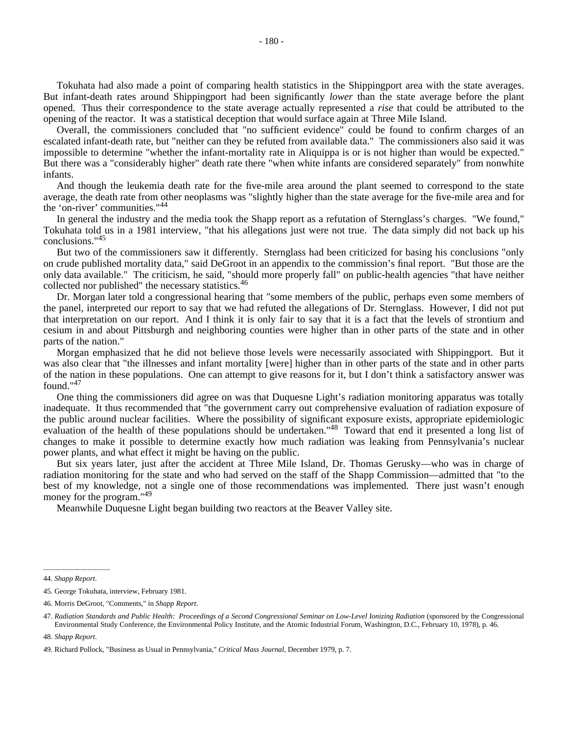Tokuhata had also made a point of comparing health statistics in the Shippingport area with the state averages. But infant-death rates around Shippingport had been significantly *lower* than the state average before the plant opened. Thus their correspondence to the state average actually represented a *rise* that could be attributed to the opening of the reactor. It was a statistical deception that would surface again at Three Mile Island.

Overall, the commissioners concluded that "no sufficient evidence" could be found to confirm charges of an escalated infant-death rate, but "neither can they be refuted from available data." The commissioners also said it was impossible to determine "whether the infant-mortality rate in Aliquippa is or is not higher than would be expected." But there was a "considerably higher" death rate there "when white infants are considered separately" from nonwhite infants.

And though the leukemia death rate for the five-mile area around the plant seemed to correspond to the state average, the death rate from other neoplasms was "slightly higher than the state average for the five-mile area and for the 'on-river' communities."[44]

In general the industry and the media took the Shapp report as a refutation of Sternglass's charges. "We found," Tokuhata told us in a 1981 interview, "that his allegations just were not true. The data simply did not back up his conclusions."[45]

But two of the commissioners saw it differently. Sternglass had been criticized for basing his conclusions "only on crude published mortality data," said DeGroot in an appendix to the commission's final report. "But those are the only data available." The criticism, he said, "should more properly fall" on public-health agencies "that have neither collected nor published" the necessary statistics.[46]

Dr. Morgan later told a congressional hearing that "some members of the public, perhaps even some members of the panel, interpreted our report to say that we had refuted the allegations of Dr. Sternglass. However, I did not put that interpretation on our report. And I think it is only fair to say that it is a fact that the levels of strontium and cesium in and about Pittsburgh and neighboring counties were higher than in other parts of the state and in other parts of the nation."

Morgan emphasized that he did not believe those levels were necessarily associated with Shippingport. But it was also clear that "the illnesses and infant mortality [were] higher than in other parts of the state and in other parts of the nation in these populations. One can attempt to give reasons for it, but I don't think a satisfactory answer was found."[47]

One thing the commissioners did agree on was that Duquesne Light's radiation monitoring apparatus was totally inadequate. It thus recommended that "the government carry out comprehensive evaluation of radiation exposure of the public around nuclear facilities. Where the possibility of significant exposure exists, appropriate epidemiologic evaluation of the health of these populations should be undertaken."[48] Toward that end it presented a long list of changes to make it possible to determine exactly how much radiation was leaking from Pennsylvania's nuclear power plants, and what effect it might be having on the public.

But six years later, just after the accident at Three Mile Island, Dr. Thomas Gerusky—who was in charge of radiation monitoring for the state and who had served on the staff of the Shapp Commission—admitted that "to the best of my knowledge, not a single one of those recommendations was implemented. There just wasn't enough money for the program."[49]

Meanwhile Duquesne Light began building two reactors at the Beaver Valley site.

---

44. *Shapp Report*.

45. George Tokuhata, interview, February 1981.

46. Morris DeGroot, "Comments," in *Shapp Report*.

47. *Radiation Standards and Public Health: Proceedings of a Second Congressional Seminar on Low-Level Ionizing Radiation* (sponsored by the Congressional Environmental Study Conference, the Environmental Policy Institute, and the Atomic Industrial Forum, Washington, D.C., February 10, 1978), p. 46.

48. *Shapp Report*.

49. Richard Pollock, "Business as Usual in Pennsylvania," *Critical Mass Journal*, December 1979, p. 7.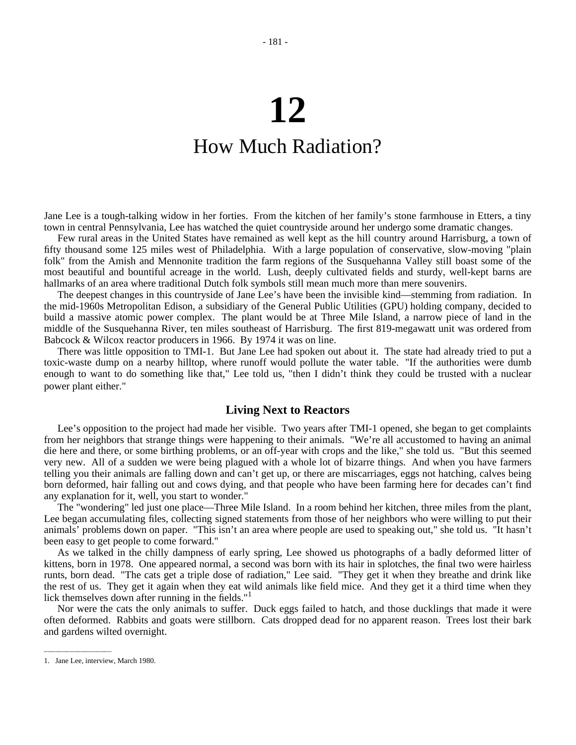# 12

# How Much Radiation?

Jane Lee is a tough-talking widow in her forties. From the kitchen of her family's stone farmhouse in Etters, a tiny town in central Pennsylvania, Lee has watched the quiet countryside around her undergo some dramatic changes.

Few rural areas in the United States have remained as well kept as the hill country around Harrisburg, a town of fifty thousand some 125 miles west of Philadelphia. With a large population of conservative, slow-moving "plain folk" from the Amish and Mennonite tradition the farm regions of the Susquehanna Valley still boast some of the most beautiful and bountiful acreage in the world. Lush, deeply cultivated fields and sturdy, well-kept barns are hallmarks of an area where traditional Dutch folk symbols still mean much more than mere souvenirs.

The deepest changes in this countryside of Jane Lee's have been the invisible kind—stemming from radiation. In the mid-1960s Metropolitan Edison, a subsidiary of the General Public Utilities (GPU) holding company, decided to build a massive atomic power complex. The plant would be at Three Mile Island, a narrow piece of land in the middle of the Susquehanna River, ten miles southeast of Harrisburg. The first 819-megawatt unit was ordered from Babcock & Wilcox reactor producers in 1966. By 1974 it was on line.

There was little opposition to TMI-1. But Jane Lee had spoken out about it. The state had already tried to put a toxic-waste dump on a nearby hilltop, where runoff would pollute the water table. "If the authorities were dumb enough to want to do something like that," Lee told us, "then I didn't think they could be trusted with a nuclear power plant either."

## Living Next to Reactors

Lee's opposition to the project had made her visible. Two years after TMI-1 opened, she began to get complaints from her neighbors that strange things were happening to their animals. "We're all accustomed to having an animal die here and there, or some birthing problems, or an off-year with crops and the like," she told us. "But this seemed very new. All of a sudden we were being plagued with a whole lot of bizarre things. And when you have farmers telling you their animals are falling down and can't get up, or there are miscarriages, eggs not hatching, calves being born deformed, hair falling out and cows dying, and that people who have been farming here for decades can't find any explanation for it, well, you start to wonder."

The "wondering" led just one place—Three Mile Island. In a room behind her kitchen, three miles from the plant, Lee began accumulating files, collecting signed statements from those of her neighbors who were willing to put their animals' problems down on paper. "This isn't an area where people are used to speaking out," she told us. "It hasn't been easy to get people to come forward."

As we talked in the chilly dampness of early spring, Lee showed us photographs of a badly deformed litter of kittens, born in 1978. One appeared normal, a second was born with its hair in splotches, the final two were hairless runts, born dead. "The cats get a triple dose of radiation," Lee said. "They get it when they breathe and drink like the rest of us. They get it again when they eat wild animals like field mice. And they get it a third time when they lick themselves down after running in the fields."[1]

Nor were the cats the only animals to suffer. Duck eggs failed to hatch, and those ducklings that made it were often deformed. Rabbits and goats were stillborn. Cats dropped dead for no apparent reason. Trees lost their bark and gardens wilted overnight.

---

1. Jane Lee, interview, March 1980.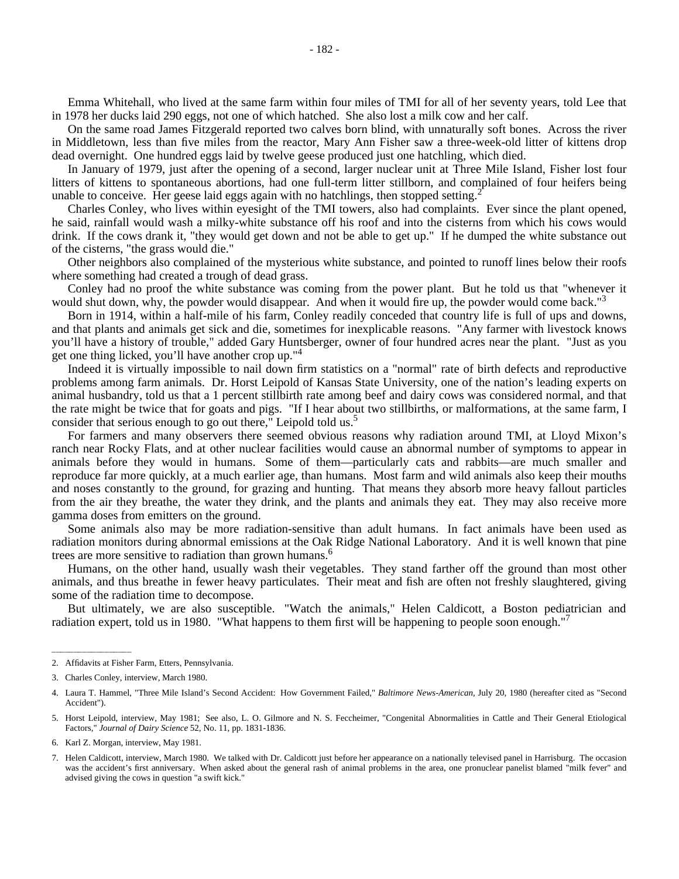Emma Whitehall, who lived at the same farm within four miles of TMI for all of her seventy years, told Lee that in 1978 her ducks laid 290 eggs, not one of which hatched. She also lost a milk cow and her calf.

On the same road James Fitzgerald reported two calves born blind, with unnaturally soft bones. Across the river in Middletown, less than five miles from the reactor, Mary Ann Fisher saw a three-week-old litter of kittens drop dead overnight. One hundred eggs laid by twelve geese produced just one hatchling, which died.

In January of 1979, just after the opening of a second, larger nuclear unit at Three Mile Island, Fisher lost four litters of kittens to spontaneous abortions, had one full-term litter stillborn, and complained of four heifers being unable to conceive. Her geese laid eggs again with no hatchlings, then stopped setting.[2]

Charles Conley, who lives within eyesight of the TMI towers, also had complaints. Ever since the plant opened, he said, rainfall would wash a milky-white substance off his roof and into the cisterns from which his cows would drink. If the cows drank it, "they would get down and not be able to get up." If he dumped the white substance out of the cisterns, "the grass would die."

Other neighbors also complained of the mysterious white substance, and pointed to runoff lines below their roofs where something had created a trough of dead grass.

Conley had no proof the white substance was coming from the power plant. But he told us that "whenever it would shut down, why, the powder would disappear. And when it would fire up, the powder would come back."[3]

Born in 1914, within a half-mile of his farm, Conley readily conceded that country life is full of ups and downs, and that plants and animals get sick and die, sometimes for inexplicable reasons. "Any farmer with livestock knows you'll have a history of trouble," added Gary Huntsberger, owner of four hundred acres near the plant. "Just as you get one thing licked, you'll have another crop up."[4]

Indeed it is virtually impossible to nail down firm statistics on a "normal" rate of birth defects and reproductive problems among farm animals. Dr. Horst Leipold of Kansas State University, one of the nation's leading experts on animal husbandry, told us that a 1 percent stillbirth rate among beef and dairy cows was considered normal, and that the rate might be twice that for goats and pigs. "If I hear about two stillbirths, or malformations, at the same farm, I consider that serious enough to go out there," Leipold told us.[5]

For farmers and many observers there seemed obvious reasons why radiation around TMI, at Lloyd Mixon's ranch near Rocky Flats, and at other nuclear facilities would cause an abnormal number of symptoms to appear in animals before they would in humans. Some of them—particularly cats and rabbits—are much smaller and reproduce far more quickly, at a much earlier age, than humans. Most farm and wild animals also keep their mouths and noses constantly to the ground, for grazing and hunting. That means they absorb more heavy fallout particles from the air they breathe, the water they drink, and the plants and animals they eat. They may also receive more gamma doses from emitters on the ground.

Some animals also may be more radiation-sensitive than adult humans. In fact animals have been used as radiation monitors during abnormal emissions at the Oak Ridge National Laboratory. And it is well known that pine trees are more sensitive to radiation than grown humans.[6]

Humans, on the other hand, usually wash their vegetables. They stand farther off the ground than most other animals, and thus breathe in fewer heavy particulates. Their meat and fish are often not freshly slaughtered, giving some of the radiation time to decompose.

But ultimately, we are also susceptible. "Watch the animals," Helen Caldicott, a Boston pediatrician and radiation expert, told us in 1980. "What happens to them first will be happening to people soon enough."[7]

---

2. Affidavits at Fisher Farm, Etters, Pennsylvania.

3. Charles Conley, interview, March 1980.

4. Laura T. Hammel, "Three Mile Island's Second Accident: How Government Failed," *Baltimore News-American*, July 20, 1980 (hereafter cited as "Second Accident").

5. Horst Leipold, interview, May 1981; See also, L. O. Gilmore and N. S. Feccheimer, "Congenital Abnormalities in Cattle and Their General Etiological Factors," *Journal of Dairy Science* 52, No. 11, pp. 1831-1836.

6. Karl Z. Morgan, interview, May 1981.

7. Helen Caldicott, interview, March 1980. We talked with Dr. Caldicott just before her appearance on a nationally televised panel in Harrisburg. The occasion was the accident's first anniversary. When asked about the general rash of animal problems in the area, one pronuclear panelist blamed "milk fever" and advised giving the cows in question "a swift kick."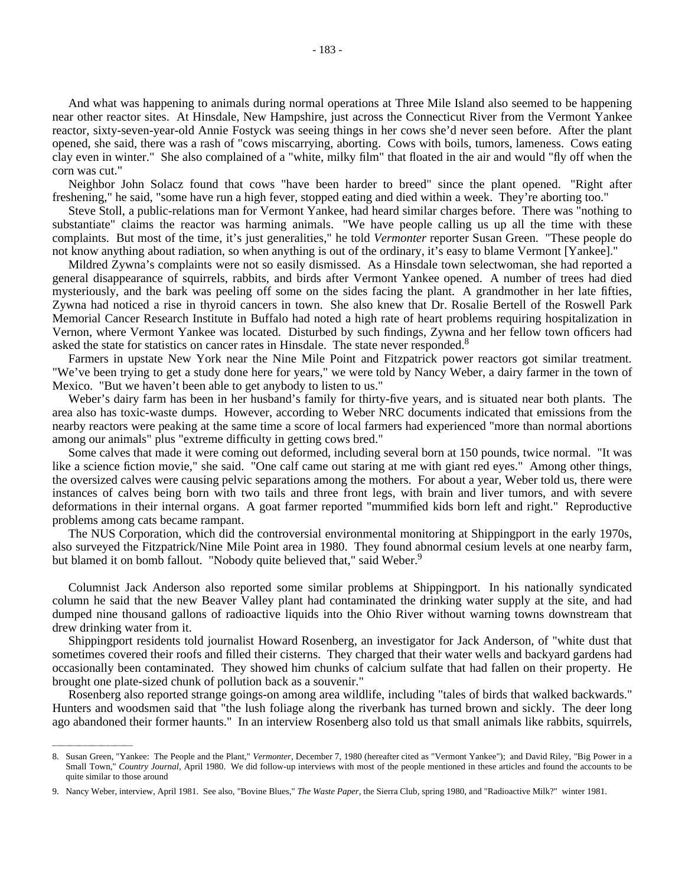And what was happening to animals during normal operations at Three Mile Island also seemed to be happening near other reactor sites. At Hinsdale, New Hampshire, just across the Connecticut River from the Vermont Yankee reactor, sixty-seven-year-old Annie Fostyck was seeing things in her cows she'd never seen before. After the plant opened, she said, there was a rash of "cows miscarrying, aborting. Cows with boils, tumors, lameness. Cows eating clay even in winter." She also complained of a "white, milky film" that floated in the air and would "fly off when the corn was cut."

Neighbor John Solacz found that cows "have been harder to breed" since the plant opened. "Right after freshening," he said, "some have run a high fever, stopped eating and died within a week. They're aborting too."

Steve Stoll, a public-relations man for Vermont Yankee, had heard similar charges before. There was "nothing to substantiate" claims the reactor was harming animals. "We have people calling us up all the time with these complaints. But most of the time, it's just generalities," he told *Vermonter* reporter Susan Green. "These people do not know anything about radiation, so when anything is out of the ordinary, it's easy to blame Vermont [Yankee]."

Mildred Zywna's complaints were not so easily dismissed. As a Hinsdale town selectwoman, she had reported a general disappearance of squirrels, rabbits, and birds after Vermont Yankee opened. A number of trees had died mysteriously, and the bark was peeling off some on the sides facing the plant. A grandmother in her late fifties, Zywna had noticed a rise in thyroid cancers in town. She also knew that Dr. Rosalie Bertell of the Roswell Park Memorial Cancer Research Institute in Buffalo had noted a high rate of heart problems requiring hospitalization in Vernon, where Vermont Yankee was located. Disturbed by such findings, Zywna and her fellow town officers had asked the state for statistics on cancer rates in Hinsdale. The state never responded.[8]

Farmers in upstate New York near the Nine Mile Point and Fitzpatrick power reactors got similar treatment. "We've been trying to get a study done here for years," we were told by Nancy Weber, a dairy farmer in the town of Mexico. "But we haven't been able to get anybody to listen to us."

Weber's dairy farm has been in her husband's family for thirty-five years, and is situated near both plants. The area also has toxic-waste dumps. However, according to Weber NRC documents indicated that emissions from the nearby reactors were peaking at the same time a score of local farmers had experienced "more than normal abortions among our animals" plus "extreme difficulty in getting cows bred."

Some calves that made it were coming out deformed, including several born at 150 pounds, twice normal. "It was like a science fiction movie," she said. "One calf came out staring at me with giant red eyes." Among other things, the oversized calves were causing pelvic separations among the mothers. For about a year, Weber told us, there were instances of calves being born with two tails and three front legs, with brain and liver tumors, and with severe deformations in their internal organs. A goat farmer reported "mummified kids born left and right." Reproductive problems among cats became rampant.

The NUS Corporation, which did the controversial environmental monitoring at Shippingport in the early 1970s, also surveyed the Fitzpatrick/Nine Mile Point area in 1980. They found abnormal cesium levels at one nearby farm, but blamed it on bomb fallout. "Nobody quite believed that," said Weber.[9]

Columnist Jack Anderson also reported some similar problems at Shippingport. In his nationally syndicated column he said that the new Beaver Valley plant had contaminated the drinking water supply at the site, and had dumped nine thousand gallons of radioactive liquids into the Ohio River without warning towns downstream that drew drinking water from it.

Shippingport residents told journalist Howard Rosenberg, an investigator for Jack Anderson, of "white dust that sometimes covered their roofs and filled their cisterns. They charged that their water wells and backyard gardens had occasionally been contaminated. They showed him chunks of calcium sulfate that had fallen on their property. He brought one plate-sized chunk of pollution back as a souvenir."

Rosenberg also reported strange goings-on among area wildlife, including "tales of birds that walked backwards." Hunters and woodsmen said that "the lush foliage along the riverbank has turned brown and sickly. The deer long ago abandoned their former haunts." In an interview Rosenberg also told us that small animals like rabbits, squirrels,

---

8. Susan Green, "Yankee: The People and the Plant," *Vermonter*, December 7, 1980 (hereafter cited as "Vermont Yankee"); and David Riley, "Big Power in a Small Town," *Country Journal*, April 1980. We did follow-up interviews with most of the people mentioned in these articles and found the accounts to be quite similar to those around

9. Nancy Weber, interview, April 1981. See also, "Bovine Blues," *The Waste Paper*, the Sierra Club, spring 1980, and "Radioactive Milk?" winter 1981.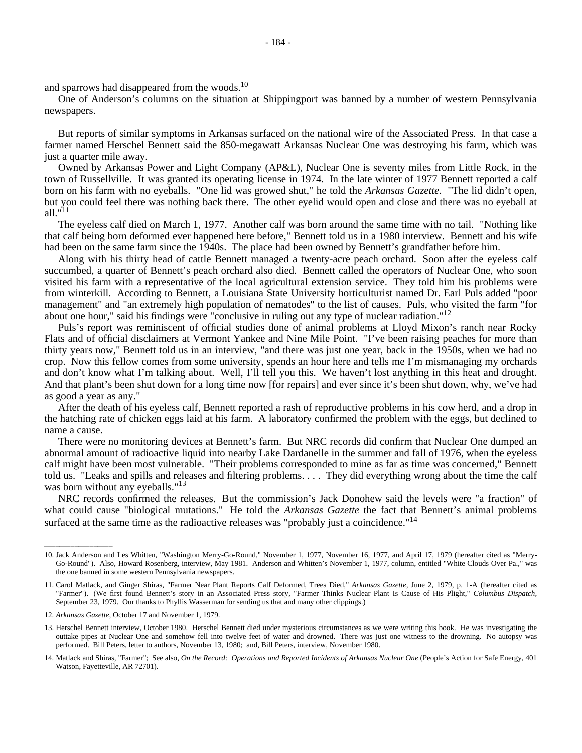and sparrows had disappeared from the woods.[10]

One of Anderson's columns on the situation at Shippingport was banned by a number of western Pennsylvania newspapers.

But reports of similar symptoms in Arkansas surfaced on the national wire of the Associated Press. In that case a farmer named Herschel Bennett said the 850-megawatt Arkansas Nuclear One was destroying his farm, which was just a quarter mile away.

Owned by Arkansas Power and Light Company (AP&L), Nuclear One is seventy miles from Little Rock, in the town of Russellville. It was granted its operating license in 1974. In the late winter of 1977 Bennett reported a calf born on his farm with no eyeballs. "One lid was growed shut," he told the *Arkansas Gazette*. "The lid didn't open, but you could feel there was nothing back there. The other eyelid would open and close and there was no eyeball at all."[11]

The eyeless calf died on March 1, 1977. Another calf was born around the same time with no tail. "Nothing like that calf being born deformed ever happened here before," Bennett told us in a 1980 interview. Bennett and his wife had been on the same farm since the 1940s. The place had been owned by Bennett's grandfather before him.

Along with his thirty head of cattle Bennett managed a twenty-acre peach orchard. Soon after the eyeless calf succumbed, a quarter of Bennett's peach orchard also died. Bennett called the operators of Nuclear One, who soon visited his farm with a representative of the local agricultural extension service. They told him his problems were from winterkill. According to Bennett, a Louisiana State University horticulturist named Dr. Earl Puls added "poor management" and "an extremely high population of nematodes" to the list of causes. Puls, who visited the farm "for about one hour," said his findings were "conclusive in ruling out any type of nuclear radiation."[12]

Puls's report was reminiscent of official studies done of animal problems at Lloyd Mixon's ranch near Rocky Flats and of official disclaimers at Vermont Yankee and Nine Mile Point. "I've been raising peaches for more than thirty years now," Bennett told us in an interview, "and there was just one year, back in the 1950s, when we had no crop. Now this fellow comes from some university, spends an hour here and tells me I'm mismanaging my orchards and don't know what I'm talking about. Well, I'll tell you this. We haven't lost anything in this heat and drought. And that plant's been shut down for a long time now [for repairs] and ever since it's been shut down, why, we've had as good a year as any."

After the death of his eyeless calf, Bennett reported a rash of reproductive problems in his cow herd, and a drop in the hatching rate of chicken eggs laid at his farm. A laboratory confirmed the problem with the eggs, but declined to name a cause.

There were no monitoring devices at Bennett's farm. But NRC records did confirm that Nuclear One dumped an abnormal amount of radioactive liquid into nearby Lake Dardanelle in the summer and fall of 1976, when the eyeless calf might have been most vulnerable. "Their problems corresponded to mine as far as time was concerned," Bennett told us. "Leaks and spills and releases and filtering problems. . . . They did everything wrong about the time the calf was born without any eyeballs."[13]

NRC records confirmed the releases. But the commission's Jack Donohew said the levels were "a fraction" of what could cause "biological mutations." He told the *Arkansas Gazette* the fact that Bennett's animal problems surfaced at the same time as the radioactive releases was "probably just a coincidence."[14]

---

10. Jack Anderson and Les Whitten, "Washington Merry-Go-Round," November 1, 1977, November 16, 1977, and April 17, 1979 (hereafter cited as "Merry-Go-Round"). Also, Howard Rosenberg, interview, May 1981. Anderson and Whitten's November 1, 1977, column, entitled "White Clouds Over Pa.," was the one banned in some western Pennsylvania newspapers.

11. Carol Matlack, and Ginger Shiras, "Farmer Near Plant Reports Calf Deformed, Trees Died," *Arkansas Gazette*, June 2, 1979, p. 1-A (hereafter cited as "Farmer"). (We first found Bennett's story in an Associated Press story, "Farmer Thinks Nuclear Plant Is Cause of His Plight," *Columbus Dispatch*, September 23, 1979. Our thanks to Phyllis Wasserman for sending us that and many other clippings.)

12. *Arkansas Gazette*, October 17 and November 1, 1979.

13. Herschel Bennett interview, October 1980. Herschel Bennett died under mysterious circumstances as we were writing this book. He was investigating the outtake pipes at Nuclear One and somehow fell into twelve feet of water and drowned. There was just one witness to the drowning. No autopsy was performed. Bill Peters, letter to authors, November 13, 1980; and, Bill Peters, interview, November 1980.

14. Matlack and Shiras, "Farmer"; See also, *On the Record: Operations and Reported Incidents of Arkansas Nuclear One* (People's Action for Safe Energy, 401 Watson, Fayetteville, AR 72701).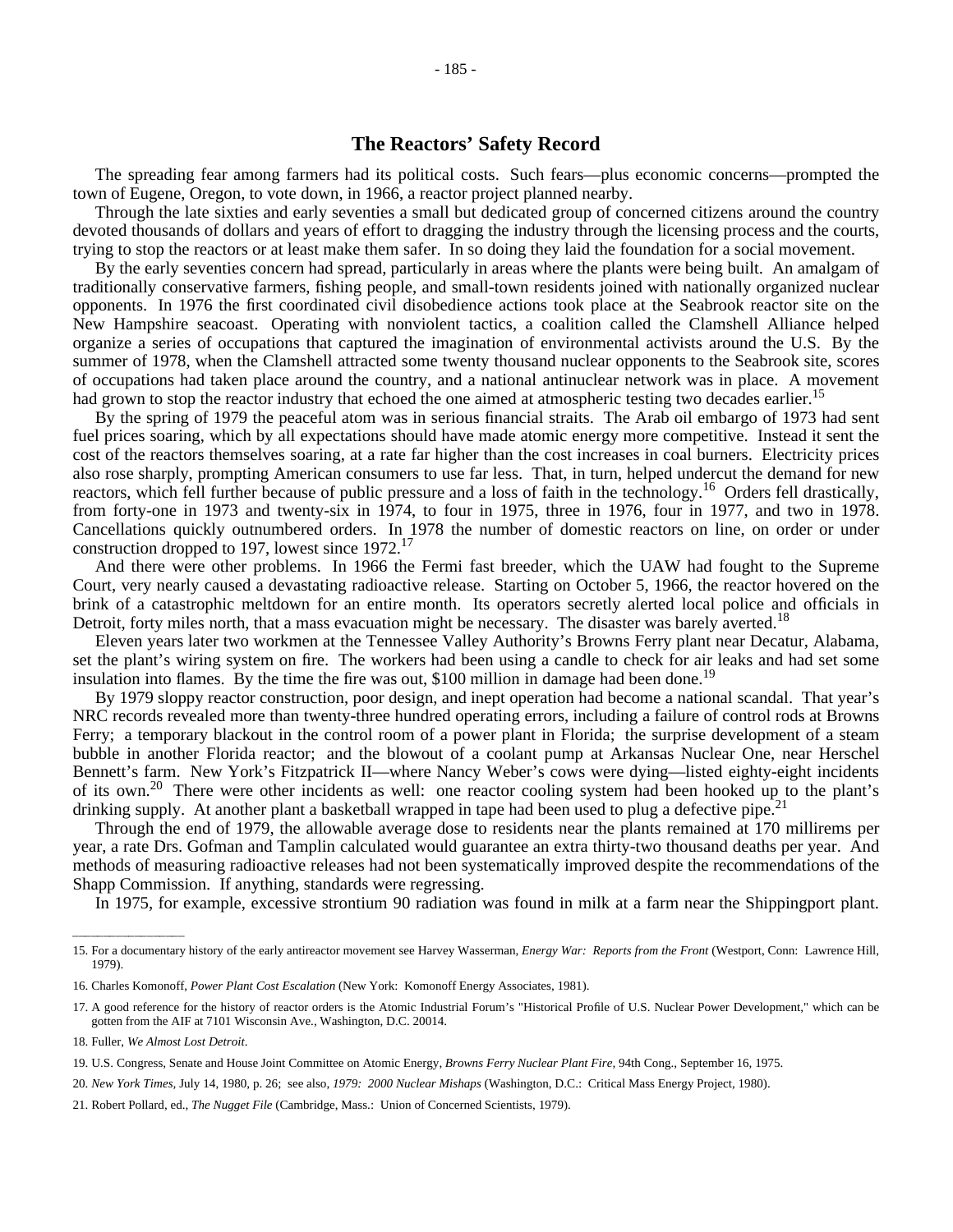## The Reactors' Safety Record

The spreading fear among farmers had its political costs. Such fears—plus economic concerns—prompted the town of Eugene, Oregon, to vote down, in 1966, a reactor project planned nearby.

Through the late sixties and early seventies a small but dedicated group of concerned citizens around the country devoted thousands of dollars and years of effort to dragging the industry through the licensing process and the courts, trying to stop the reactors or at least make them safer. In so doing they laid the foundation for a social movement.

By the early seventies concern had spread, particularly in areas where the plants were being built. An amalgam of traditionally conservative farmers, fishing people, and small-town residents joined with nationally organized nuclear opponents. In 1976 the first coordinated civil disobedience actions took place at the Seabrook reactor site on the New Hampshire seacoast. Operating with nonviolent tactics, a coalition called the Clamshell Alliance helped organize a series of occupations that captured the imagination of environmental activists around the U.S. By the summer of 1978, when the Clamshell attracted some twenty thousand nuclear opponents to the Seabrook site, scores of occupations had taken place around the country, and a national antinuclear network was in place. A movement had grown to stop the reactor industry that echoed the one aimed at atmospheric testing two decades earlier.[15]

By the spring of 1979 the peaceful atom was in serious financial straits. The Arab oil embargo of 1973 had sent fuel prices soaring, which by all expectations should have made atomic energy more competitive. Instead it sent the cost of the reactors themselves soaring, at a rate far higher than the cost increases in coal burners. Electricity prices also rose sharply, prompting American consumers to use far less. That, in turn, helped undercut the demand for new reactors, which fell further because of public pressure and a loss of faith in the technology.[16] Orders fell drastically, from forty-one in 1973 and twenty-six in 1974, to four in 1975, three in 1976, four in 1977, and two in 1978. Cancellations quickly outnumbered orders. In 1978 the number of domestic reactors on line, on order or under construction dropped to 197, lowest since 1972.[17]

And there were other problems. In 1966 the Fermi fast breeder, which the UAW had fought to the Supreme Court, very nearly caused a devastating radioactive release. Starting on October 5, 1966, the reactor hovered on the brink of a catastrophic meltdown for an entire month. Its operators secretly alerted local police and officials in Detroit, forty miles north, that a mass evacuation might be necessary. The disaster was barely averted.[18]

Eleven years later two workmen at the Tennessee Valley Authority's Browns Ferry plant near Decatur, Alabama, set the plant's wiring system on fire. The workers had been using a candle to check for air leaks and had set some insulation into flames. By the time the fire was out, $100 million in damage had been done.[19]

By 1979 sloppy reactor construction, poor design, and inept operation had become a national scandal. That year's NRC records revealed more than twenty-three hundred operating errors, including a failure of control rods at Browns Ferry; a temporary blackout in the control room of a power plant in Florida; the surprise development of a steam bubble in another Florida reactor; and the blowout of a coolant pump at Arkansas Nuclear One, near Herschel Bennett's farm. New York's Fitzpatrick II—where Nancy Weber's cows were dying—listed eighty-eight incidents of its own.[20] There were other incidents as well: one reactor cooling system had been hooked up to the plant's drinking supply. At another plant a basketball wrapped in tape had been used to plug a defective pipe.[21]

Through the end of 1979, the allowable average dose to residents near the plants remained at 170 millirems per year, a rate Drs. Gofman and Tamplin calculated would guarantee an extra thirty-two thousand deaths per year. And methods of measuring radioactive releases had not been systematically improved despite the recommendations of the Shapp Commission. If anything, standards were regressing.

In 1975, for example, excessive strontium 90 radiation was found in milk at a farm near the Shippingport plant.

---

15. For a documentary history of the early antireactor movement see Harvey Wasserman, *Energy War: Reports from the Front* (Westport, Conn: Lawrence Hill, 1979).

16. Charles Komonoff, *Power Plant Cost Escalation* (New York: Komonoff Energy Associates, 1981).

17. A good reference for the history of reactor orders is the Atomic Industrial Forum's "Historical Profile of U.S. Nuclear Power Development," which can be gotten from the AIF at 7101 Wisconsin Ave., Washington, D.C. 20014.

18. Fuller, *We Almost Lost Detroit*.

19. U.S. Congress, Senate and House Joint Committee on Atomic Energy, *Browns Ferry Nuclear Plant Fire*, 94th Cong., September 16, 1975.

20. *New York Times*, July 14, 1980, p. 26; see also, *1979: 2000 Nuclear Mishaps* (Washington, D.C.: Critical Mass Energy Project, 1980).

21. Robert Pollard, ed., *The Nugget File* (Cambridge, Mass.: Union of Concerned Scientists, 1979).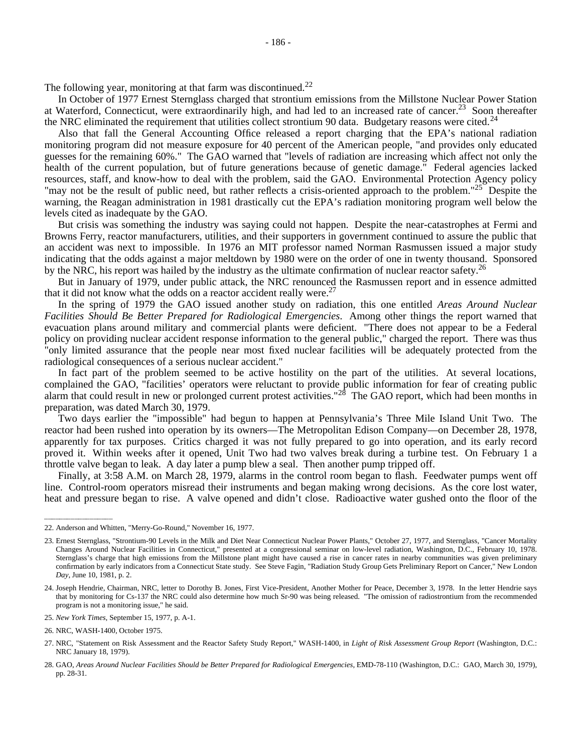The following year, monitoring at that farm was discontinued.[22]

In October of 1977 Ernest Sternglass charged that strontium emissions from the Millstone Nuclear Power Station at Waterford, Connecticut, were extraordinarily high, and had led to an increased rate of cancer.[23] Soon thereafter the NRC eliminated the requirement that utilities collect strontium 90 data. Budgetary reasons were cited.[24]

Also that fall the General Accounting Office released a report charging that the EPA's national radiation monitoring program did not measure exposure for 40 percent of the American people, "and provides only educated guesses for the remaining 60%." The GAO warned that "levels of radiation are increasing which affect not only the health of the current population, but of future generations because of genetic damage." Federal agencies lacked resources, staff, and know-how to deal with the problem, said the GAO. Environmental Protection Agency policy "may not be the result of public need, but rather reflects a crisis-oriented approach to the problem."[25] Despite the warning, the Reagan administration in 1981 drastically cut the EPA's radiation monitoring program well below the levels cited as inadequate by the GAO.

But crisis was something the industry was saying could not happen. Despite the near-catastrophes at Fermi and Browns Ferry, reactor manufacturers, utilities, and their supporters in government continued to assure the public that an accident was next to impossible. In 1976 an MIT professor named Norman Rasmussen issued a major study indicating that the odds against a major meltdown by 1980 were on the order of one in twenty thousand. Sponsored by the NRC, his report was hailed by the industry as the ultimate confirmation of nuclear reactor safety.[26]

But in January of 1979, under public attack, the NRC renounced the Rasmussen report and in essence admitted that it did not know what the odds on a reactor accident really were.[27]

In the spring of 1979 the GAO issued another study on radiation, this one entitled *Areas Around Nuclear Facilities Should Be Better Prepared for Radiological Emergencies*. Among other things the report warned that evacuation plans around military and commercial plants were deficient. "There does not appear to be a Federal policy on providing nuclear accident response information to the general public," charged the report. There was thus "only limited assurance that the people near most fixed nuclear facilities will be adequately protected from the radiological consequences of a serious nuclear accident."

In fact part of the problem seemed to be active hostility on the part of the utilities. At several locations, complained the GAO, "facilities' operators were reluctant to provide public information for fear of creating public alarm that could result in new or prolonged current protest activities."[28] The GAO report, which had been months in preparation, was dated March 30, 1979.

Two days earlier the "impossible" had begun to happen at Pennsylvania's Three Mile Island Unit Two. The reactor had been rushed into operation by its owners—The Metropolitan Edison Company—on December 28, 1978, apparently for tax purposes. Critics charged it was not fully prepared to go into operation, and its early record proved it. Within weeks after it opened, Unit Two had two valves break during a turbine test. On February 1 a throttle valve began to leak. A day later a pump blew a seal. Then another pump tripped off.

Finally, at 3:58 A.M. on March 28, 1979, alarms in the control room began to flash. Feedwater pumps went off line. Control-room operators misread their instruments and began making wrong decisions. As the core lost water, heat and pressure began to rise. A valve opened and didn't close. Radioactive water gushed onto the floor of the

---

22. Anderson and Whitten, "Merry-Go-Round," November 16, 1977.

23. Ernest Sternglass, "Strontium-90 Levels in the Milk and Diet Near Connecticut Nuclear Power Plants," October 27, 1977, and Sternglass, "Cancer Mortality Changes Around Nuclear Facilities in Connecticut," presented at a congressional seminar on low-level radiation, Washington, D.C., February 10, 1978. Sternglass's charge that high emissions from the Millstone plant might have caused a rise in cancer rates in nearby communities was given preliminary confirmation by early indicators from a Connecticut State study. See Steve Fagin, "Radiation Study Group Gets Preliminary Report on Cancer," New London *Day*, June 10, 1981, p. 2.

24. Joseph Hendrie, Chairman, NRC, letter to Dorothy B. Jones, First Vice-President, Another Mother for Peace, December 3, 1978. In the letter Hendrie says that by monitoring for Cs-137 the NRC could also determine how much Sr-90 was being released. "The omission of radiostrontium from the recommended program is not a monitoring issue," he said.

25. *New York Times*, September 15, 1977, p. A-1.

26. NRC, WASH-1400, October 1975.

27. NRC, "Statement on Risk Assessment and the Reactor Safety Study Report," WASH-1400, in *Light of Risk Assessment Group Report* (Washington, D.C.: NRC January 18, 1979).

28. GAO, *Areas Around Nuclear Facilities Should be Better Prepared for Radiological Emergencies*, EMD-78-110 (Washington, D.C.: GAO, March 30, 1979), pp. 28-31.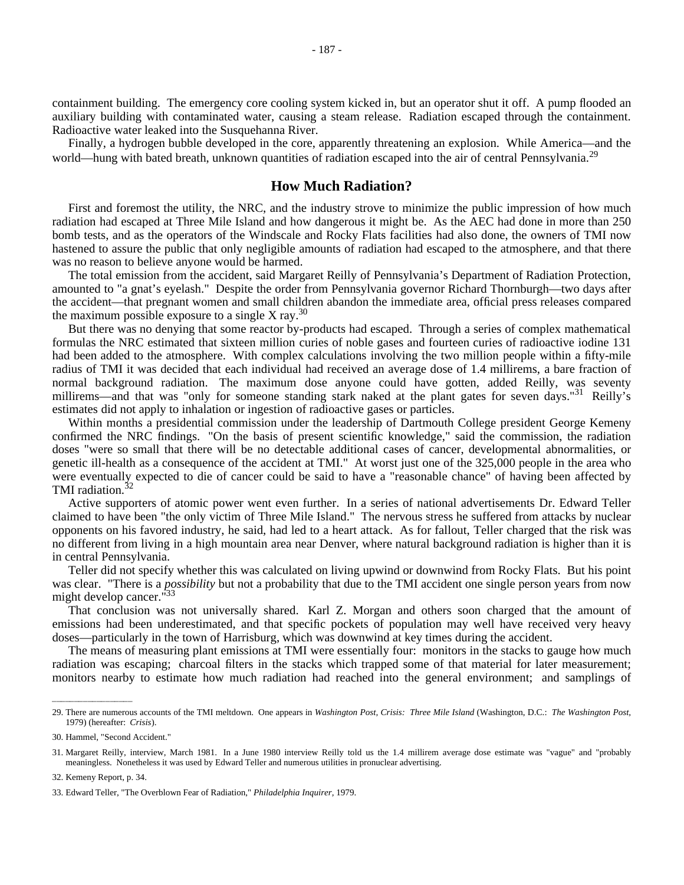containment building. The emergency core cooling system kicked in, but an operator shut it off. A pump flooded an auxiliary building with contaminated water, causing a steam release. Radiation escaped through the containment. Radioactive water leaked into the Susquehanna River.

Finally, a hydrogen bubble developed in the core, apparently threatening an explosion. While America—and the world—hung with bated breath, unknown quantities of radiation escaped into the air of central Pennsylvania.[29]

## How Much Radiation?

First and foremost the utility, the NRC, and the industry strove to minimize the public impression of how much radiation had escaped at Three Mile Island and how dangerous it might be. As the AEC had done in more than 250 bomb tests, and as the operators of the Windscale and Rocky Flats facilities had also done, the owners of TMI now hastened to assure the public that only negligible amounts of radiation had escaped to the atmosphere, and that there was no reason to believe anyone would be harmed.

The total emission from the accident, said Margaret Reilly of Pennsylvania's Department of Radiation Protection, amounted to "a gnat's eyelash." Despite the order from Pennsylvania governor Richard Thornburgh—two days after the accident—that pregnant women and small children abandon the immediate area, official press releases compared the maximum possible exposure to a single X ray.[30]

But there was no denying that some reactor by-products had escaped. Through a series of complex mathematical formulas the NRC estimated that sixteen million curies of noble gases and fourteen curies of radioactive iodine 131 had been added to the atmosphere. With complex calculations involving the two million people within a fifty-mile radius of TMI it was decided that each individual had received an average dose of 1.4 millirems, a bare fraction of normal background radiation. The maximum dose anyone could have gotten, added Reilly, was seventy millirems—and that was "only for someone standing stark naked at the plant gates for seven days."[31] Reilly's estimates did not apply to inhalation or ingestion of radioactive gases or particles.

Within months a presidential commission under the leadership of Dartmouth College president George Kemeny confirmed the NRC findings. "On the basis of present scientific knowledge," said the commission, the radiation doses "were so small that there will be no detectable additional cases of cancer, developmental abnormalities, or genetic ill-health as a consequence of the accident at TMI." At worst just one of the 325,000 people in the area who were eventually expected to die of cancer could be said to have a "reasonable chance" of having been affected by TMI radiation.[32]

Active supporters of atomic power went even further. In a series of national advertisements Dr. Edward Teller claimed to have been "the only victim of Three Mile Island." The nervous stress he suffered from attacks by nuclear opponents on his favored industry, he said, had led to a heart attack. As for fallout, Teller charged that the risk was no different from living in a high mountain area near Denver, where natural background radiation is higher than it is in central Pennsylvania.

Teller did not specify whether this was calculated on living upwind or downwind from Rocky Flats. But his point was clear. "There is a *possibility* but not a probability that due to the TMI accident one single person years from now might develop cancer."[33]

That conclusion was not universally shared. Karl Z. Morgan and others soon charged that the amount of emissions had been underestimated, and that specific pockets of population may well have received very heavy doses—particularly in the town of Harrisburg, which was downwind at key times during the accident.

The means of measuring plant emissions at TMI were essentially four: monitors in the stacks to gauge how much radiation was escaping; charcoal filters in the stacks which trapped some of that material for later measurement; monitors nearby to estimate how much radiation had reached into the general environment; and samplings of

---

29. There are numerous accounts of the TMI meltdown. One appears in *Washington Post, Crisis: Three Mile Island* (Washington, D.C.: *The Washington Post,* 1979) (hereafter: *Crisis*).

30. Hammel, "Second Accident."

31. Margaret Reilly, interview, March 1981. In a June 1980 interview Reilly told us the 1.4 millirem average dose estimate was "vague" and "probably meaningless. Nonetheless it was used by Edward Teller and numerous utilities in pronuclear advertising.

32. Kemeny Report, p. 34.

33. Edward Teller, "The Overblown Fear of Radiation," *Philadelphia Inquirer,* 1979.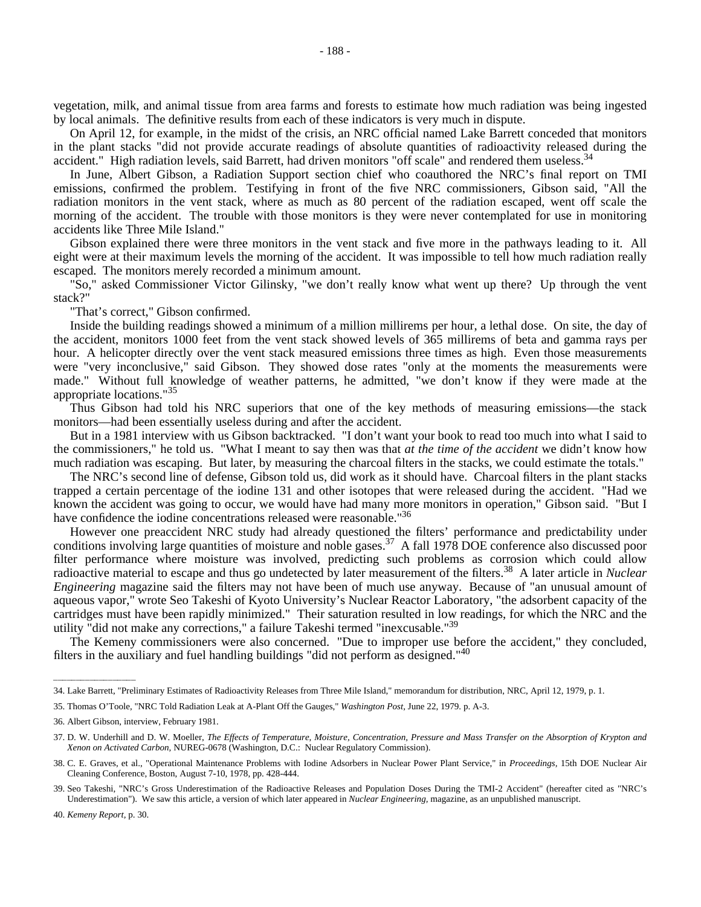vegetation, milk, and animal tissue from area farms and forests to estimate how much radiation was being ingested by local animals. The definitive results from each of these indicators is very much in dispute.

On April 12, for example, in the midst of the crisis, an NRC official named Lake Barrett conceded that monitors in the plant stacks "did not provide accurate readings of absolute quantities of radioactivity released during the accident." High radiation levels, said Barrett, had driven monitors "off scale" and rendered them useless.[34]

In June, Albert Gibson, a Radiation Support section chief who coauthored the NRC's final report on TMI emissions, confirmed the problem. Testifying in front of the five NRC commissioners, Gibson said, "All the radiation monitors in the vent stack, where as much as 80 percent of the radiation escaped, went off scale the morning of the accident. The trouble with those monitors is they were never contemplated for use in monitoring accidents like Three Mile Island."

Gibson explained there were three monitors in the vent stack and five more in the pathways leading to it. All eight were at their maximum levels the morning of the accident. It was impossible to tell how much radiation really escaped. The monitors merely recorded a minimum amount.

"So," asked Commissioner Victor Gilinsky, "we don't really know what went up there? Up through the vent stack?"

"That's correct," Gibson confirmed.

Inside the building readings showed a minimum of a million millirems per hour, a lethal dose. On site, the day of the accident, monitors 1000 feet from the vent stack showed levels of 365 millirems of beta and gamma rays per hour. A helicopter directly over the vent stack measured emissions three times as high. Even those measurements were "very inconclusive," said Gibson. They showed dose rates "only at the moments the measurements were made." Without full knowledge of weather patterns, he admitted, "we don't know if they were made at the appropriate locations."[35]

Thus Gibson had told his NRC superiors that one of the key methods of measuring emissions—the stack monitors—had been essentially useless during and after the accident.

But in a 1981 interview with us Gibson backtracked. "I don't want your book to read too much into what I said to the commissioners," he told us. "What I meant to say then was that *at the time of the accident* we didn't know how much radiation was escaping. But later, by measuring the charcoal filters in the stacks, we could estimate the totals."

The NRC's second line of defense, Gibson told us, did work as it should have. Charcoal filters in the plant stacks trapped a certain percentage of the iodine 131 and other isotopes that were released during the accident. "Had we known the accident was going to occur, we would have had many more monitors in operation," Gibson said. "But I have confidence the iodine concentrations released were reasonable."[36]

However one preaccident NRC study had already questioned the filters' performance and predictability under conditions involving large quantities of moisture and noble gases.[37] A fall 1978 DOE conference also discussed poor filter performance where moisture was involved, predicting such problems as corrosion which could allow radioactive material to escape and thus go undetected by later measurement of the filters.[38] A later article in *Nuclear Engineering* magazine said the filters may not have been of much use anyway. Because of "an unusual amount of aqueous vapor," wrote Seo Takeshi of Kyoto University's Nuclear Reactor Laboratory, "the adsorbent capacity of the cartridges must have been rapidly minimized." Their saturation resulted in low readings, for which the NRC and the utility "did not make any corrections," a failure Takeshi termed "inexcusable."[39]

The Kemeny commissioners were also concerned. "Due to improper use before the accident," they concluded, filters in the auxiliary and fuel handling buildings "did not perform as designed."[40]

---

34. Lake Barrett, "Preliminary Estimates of Radioactivity Releases from Three Mile Island," memorandum for distribution, NRC, April 12, 1979, p. 1.

35. Thomas O'Toole, "NRC Told Radiation Leak at A-Plant Off the Gauges," *Washington Post*, June 22, 1979. p. A-3.

36. Albert Gibson, interview, February 1981.

37. D. W. Underhill and D. W. Moeller, *The Effects of Temperature, Moisture, Concentration, Pressure and Mass Transfer on the Absorption of Krypton and Xenon on Activated Carbon*, NUREG-0678 (Washington, D.C.: Nuclear Regulatory Commission).

38. C. E. Graves, et al., "Operational Maintenance Problems with Iodine Adsorbers in Nuclear Power Plant Service," in *Proceedings*, 15th DOE Nuclear Air Cleaning Conference, Boston, August 7-10, 1978, pp. 428-444.

39. Seo Takeshi, "NRC's Gross Underestimation of the Radioactive Releases and Population Doses During the TMI-2 Accident" (hereafter cited as "NRC's Underestimation"). We saw this article, a version of which later appeared in *Nuclear Engineering*, magazine, as an unpublished manuscript.

40. *Kemeny Report*, p. 30.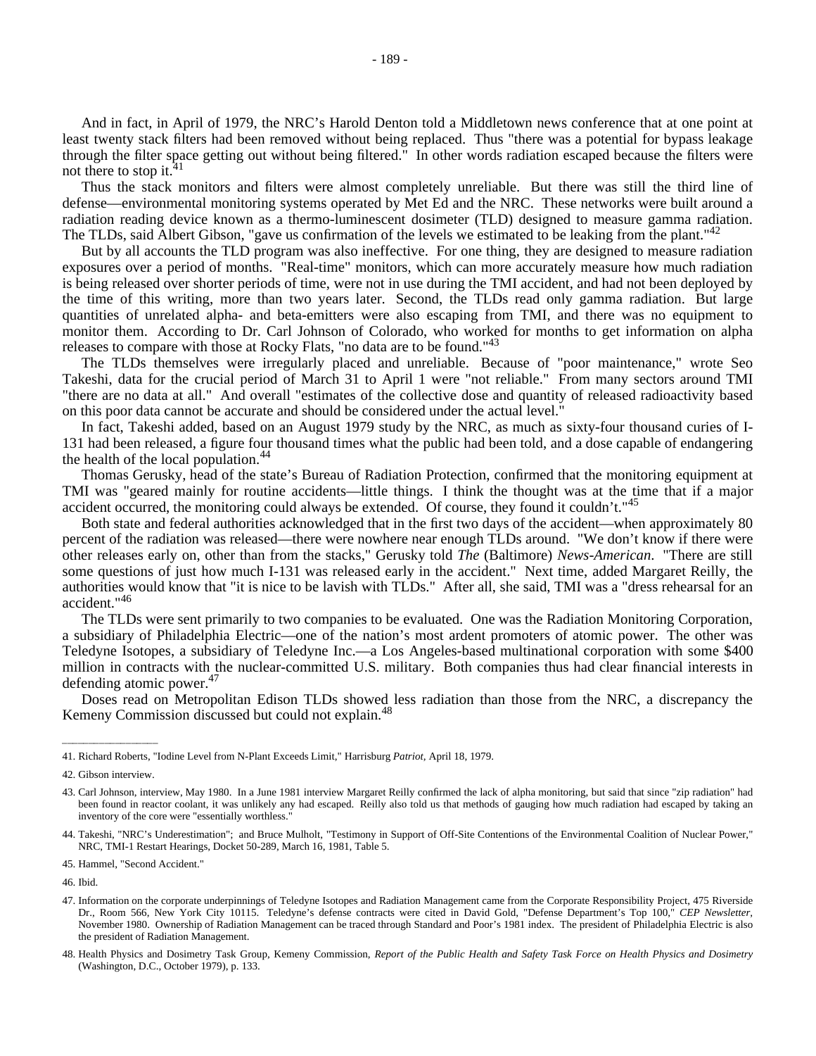And in fact, in April of 1979, the NRC's Harold Denton told a Middletown news conference that at one point at least twenty stack filters had been removed without being replaced. Thus "there was a potential for bypass leakage through the filter space getting out without being filtered." In other words radiation escaped because the filters were not there to stop it.[41]

Thus the stack monitors and filters were almost completely unreliable. But there was still the third line of defense—environmental monitoring systems operated by Met Ed and the NRC. These networks were built around a radiation reading device known as a thermo-luminescent dosimeter (TLD) designed to measure gamma radiation. The TLDs, said Albert Gibson, "gave us confirmation of the levels we estimated to be leaking from the plant."[42]

But by all accounts the TLD program was also ineffective. For one thing, they are designed to measure radiation exposures over a period of months. "Real-time" monitors, which can more accurately measure how much radiation is being released over shorter periods of time, were not in use during the TMI accident, and had not been deployed by the time of this writing, more than two years later. Second, the TLDs read only gamma radiation. But large quantities of unrelated alpha- and beta-emitters were also escaping from TMI, and there was no equipment to monitor them. According to Dr. Carl Johnson of Colorado, who worked for months to get information on alpha releases to compare with those at Rocky Flats, "no data are to be found."[43]

The TLDs themselves were irregularly placed and unreliable. Because of "poor maintenance," wrote Seo Takeshi, data for the crucial period of March 31 to April 1 were "not reliable." From many sectors around TMI "there are no data at all." And overall "estimates of the collective dose and quantity of released radioactivity based on this poor data cannot be accurate and should be considered under the actual level."

In fact, Takeshi added, based on an August 1979 study by the NRC, as much as sixty-four thousand curies of I-131 had been released, a figure four thousand times what the public had been told, and a dose capable of endangering the health of the local population.[44]

Thomas Gerusky, head of the state's Bureau of Radiation Protection, confirmed that the monitoring equipment at TMI was "geared mainly for routine accidents—little things. I think the thought was at the time that if a major accident occurred, the monitoring could always be extended. Of course, they found it couldn't."[45]

Both state and federal authorities acknowledged that in the first two days of the accident—when approximately 80 percent of the radiation was released—there were nowhere near enough TLDs around. "We don't know if there were other releases early on, other than from the stacks," Gerusky told *The* (Baltimore) *News-American*. "There are still some questions of just how much I-131 was released early in the accident." Next time, added Margaret Reilly, the authorities would know that "it is nice to be lavish with TLDs." After all, she said, TMI was a "dress rehearsal for an accident."[46]

The TLDs were sent primarily to two companies to be evaluated. One was the Radiation Monitoring Corporation, a subsidiary of Philadelphia Electric—one of the nation's most ardent promoters of atomic power. The other was Teledyne Isotopes, a subsidiary of Teledyne Inc.—a Los Angeles-based multinational corporation with some $400 million in contracts with the nuclear-committed U.S. military. Both companies thus had clear financial interests in defending atomic power.[47]

Doses read on Metropolitan Edison TLDs showed less radiation than those from the NRC, a discrepancy the Kemeny Commission discussed but could not explain.[48]

---

41. Richard Roberts, "Iodine Level from N-Plant Exceeds Limit," Harrisburg *Patriot*, April 18, 1979.

42. Gibson interview.

43. Carl Johnson, interview, May 1980. In a June 1981 interview Margaret Reilly confirmed the lack of alpha monitoring, but said that since "zip radiation" had been found in reactor coolant, it was unlikely any had escaped. Reilly also told us that methods of gauging how much radiation had escaped by taking an inventory of the core were "essentially worthless."

44. Takeshi, "NRC's Underestimation"; and Bruce Mulholt, "Testimony in Support of Off-Site Contentions of the Environmental Coalition of Nuclear Power," NRC, TMI-1 Restart Hearings, Docket 50-289, March 16, 1981, Table 5.

45. Hammel, "Second Accident."

46. Ibid.

47. Information on the corporate underpinnings of Teledyne Isotopes and Radiation Management came from the Corporate Responsibility Project, 475 Riverside Dr., Room 566, New York City 10115. Teledyne's defense contracts were cited in David Gold, "Defense Department's Top 100," *CEP Newsletter*, November 1980. Ownership of Radiation Management can be traced through Standard and Poor's 1981 index. The president of Philadelphia Electric is also the president of Radiation Management.

48. Health Physics and Dosimetry Task Group, Kemeny Commission, *Report of the Public Health and Safety Task Force on Health Physics and Dosimetry* (Washington, D.C., October 1979), p. 133.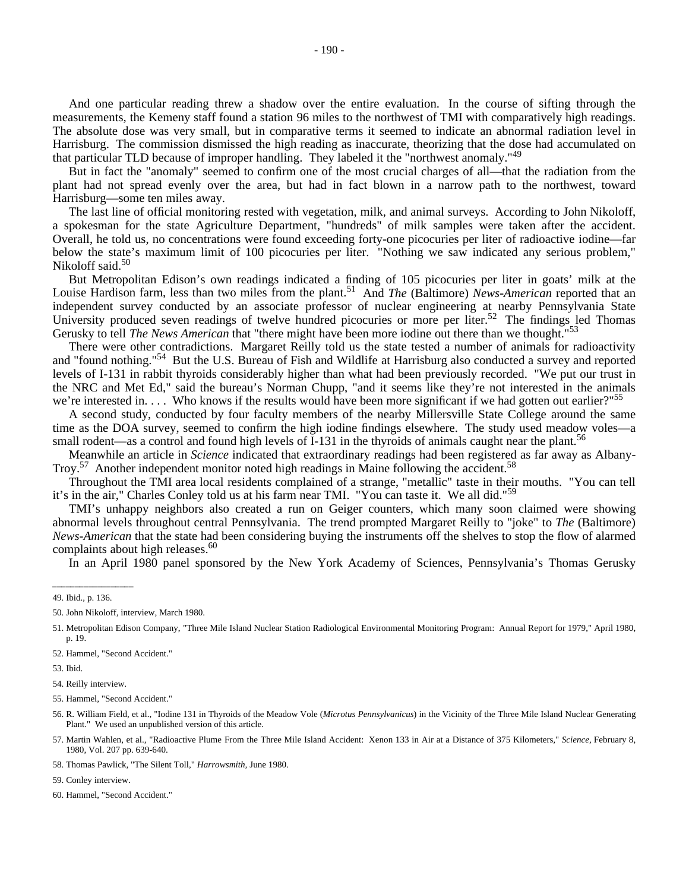And one particular reading threw a shadow over the entire evaluation. In the course of sifting through the measurements, the Kemeny staff found a station 96 miles to the northwest of TMI with comparatively high readings. The absolute dose was very small, but in comparative terms it seemed to indicate an abnormal radiation level in Harrisburg. The commission dismissed the high reading as inaccurate, theorizing that the dose had accumulated on that particular TLD because of improper handling. They labeled it the "northwest anomaly."[49]

But in fact the "anomaly" seemed to confirm one of the most crucial charges of all—that the radiation from the plant had not spread evenly over the area, but had in fact blown in a narrow path to the northwest, toward Harrisburg—some ten miles away.

The last line of official monitoring rested with vegetation, milk, and animal surveys. According to John Nikoloff, a spokesman for the state Agriculture Department, "hundreds" of milk samples were taken after the accident. Overall, he told us, no concentrations were found exceeding forty-one picocuries per liter of radioactive iodine—far below the state's maximum limit of 100 picocuries per liter. "Nothing we saw indicated any serious problem," Nikoloff said.[50]

But Metropolitan Edison's own readings indicated a finding of 105 picocuries per liter in goats' milk at the Louise Hardison farm, less than two miles from the plant.[51] And *The* (Baltimore) *News-American* reported that an independent survey conducted by an associate professor of nuclear engineering at nearby Pennsylvania State University produced seven readings of twelve hundred picocuries or more per liter.[52] The findings led Thomas Gerusky to tell *The News American* that "there might have been more iodine out there than we thought."[53]

There were other contradictions. Margaret Reilly told us the state tested a number of animals for radioactivity and "found nothing."[54] But the U.S. Bureau of Fish and Wildlife at Harrisburg also conducted a survey and reported levels of I-131 in rabbit thyroids considerably higher than what had been previously recorded. "We put our trust in the NRC and Met Ed," said the bureau's Norman Chupp, "and it seems like they're not interested in the animals we're interested in. . . . Who knows if the results would have been more significant if we had gotten out earlier?"[55]

A second study, conducted by four faculty members of the nearby Millersville State College around the same time as the DOA survey, seemed to confirm the high iodine findings elsewhere. The study used meadow voles—a small rodent—as a control and found high levels of I-131 in the thyroids of animals caught near the plant.[56]

Meanwhile an article in *Science* indicated that extraordinary readings had been registered as far away as Albany-Troy.[57] Another independent monitor noted high readings in Maine following the accident.[58]

Throughout the TMI area local residents complained of a strange, "metallic" taste in their mouths. "You can tell it's in the air," Charles Conley told us at his farm near TMI. "You can taste it. We all did."[59]

TMI's unhappy neighbors also created a run on Geiger counters, which many soon claimed were showing abnormal levels throughout central Pennsylvania. The trend prompted Margaret Reilly to "joke" to *The* (Baltimore) *News-American* that the state had been considering buying the instruments off the shelves to stop the flow of alarmed complaints about high releases.[60]

In an April 1980 panel sponsored by the New York Academy of Sciences, Pennsylvania's Thomas Gerusky

---

49. Ibid., p. 136.

50. John Nikoloff, interview, March 1980.

51. Metropolitan Edison Company, "Three Mile Island Nuclear Station Radiological Environmental Monitoring Program: Annual Report for 1979," April 1980, p. 19.

52. Hammel, "Second Accident."

53. Ibid.

54. Reilly interview.

55. Hammel, "Second Accident."

56. R. William Field, et al., "Iodine 131 in Thyroids of the Meadow Vole (*Microtus Pennsylvanicus*) in the Vicinity of the Three Mile Island Nuclear Generating Plant." We used an unpublished version of this article.

57. Martin Wahlen, et al., "Radioactive Plume From the Three Mile Island Accident: Xenon 133 in Air at a Distance of 375 Kilometers," *Science*, February 8, 1980, Vol. 207 pp. 639-640.

58. Thomas Pawlick, "The Silent Toll," *Harrowsmith*, June 1980.

59. Conley interview.

60. Hammel, "Second Accident."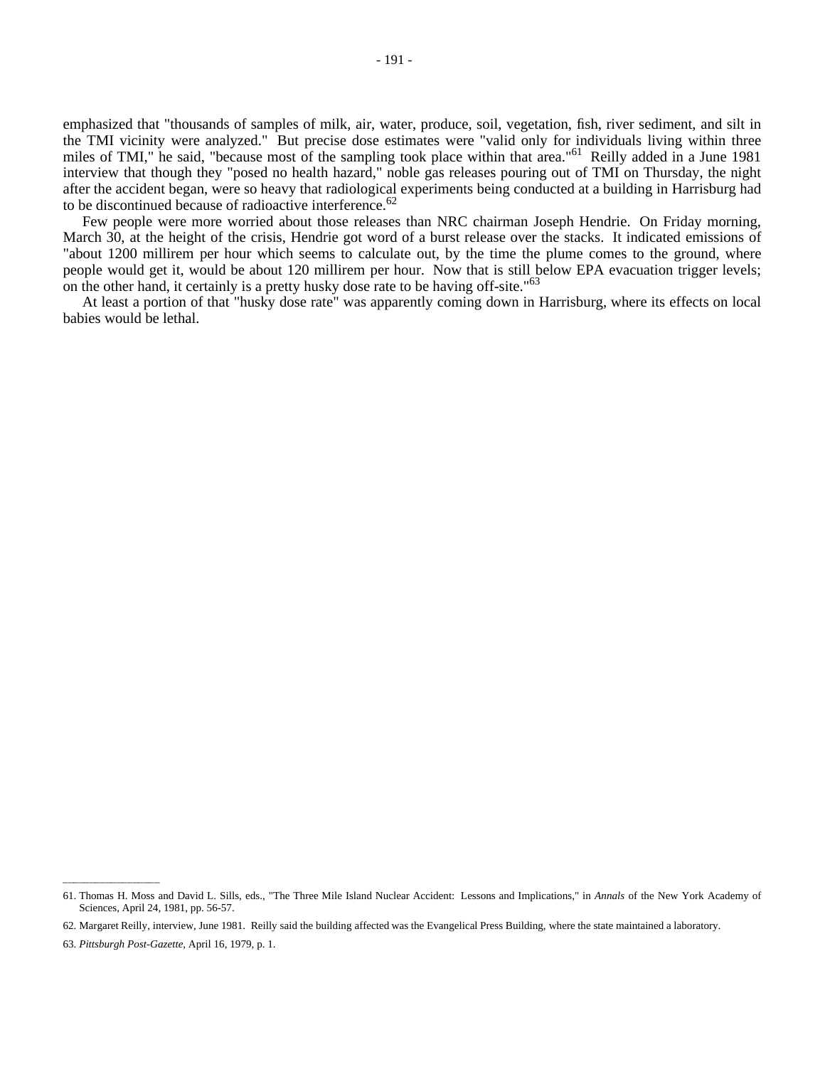emphasized that "thousands of samples of milk, air, water, produce, soil, vegetation, fish, river sediment, and silt in the TMI vicinity were analyzed." But precise dose estimates were "valid only for individuals living within three miles of TMI," he said, "because most of the sampling took place within that area."[61] Reilly added in a June 1981 interview that though they "posed no health hazard," noble gas releases pouring out of TMI on Thursday, the night after the accident began, were so heavy that radiological experiments being conducted at a building in Harrisburg had to be discontinued because of radioactive interference.[62]

Few people were more worried about those releases than NRC chairman Joseph Hendrie. On Friday morning, March 30, at the height of the crisis, Hendrie got word of a burst release over the stacks. It indicated emissions of "about 1200 millirem per hour which seems to calculate out, by the time the plume comes to the ground, where people would get it, would be about 120 millirem per hour. Now that is still below EPA evacuation trigger levels; on the other hand, it certainly is a pretty husky dose rate to be having off-site."[63]

At least a portion of that "husky dose rate" was apparently coming down in Harrisburg, where its effects on local babies would be lethal.

---

61. Thomas H. Moss and David L. Sills, eds., "The Three Mile Island Nuclear Accident: Lessons and Implications," in *Annals* of the New York Academy of Sciences, April 24, 1981, pp. 56-57.

62. Margaret Reilly, interview, June 1981. Reilly said the building affected was the Evangelical Press Building, where the state maintained a laboratory.

63. *Pittsburgh Post-Gazette*, April 16, 1979, p. 1.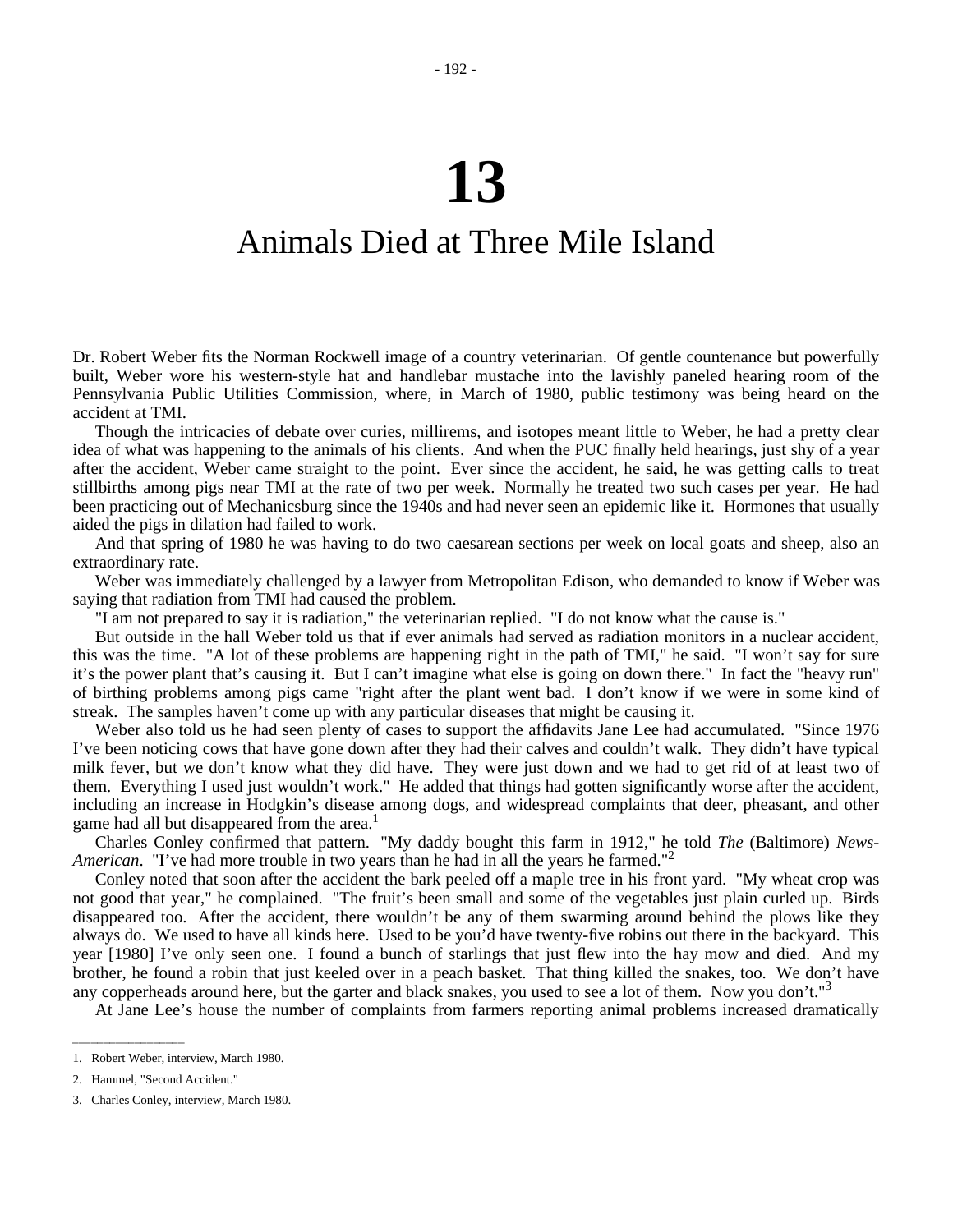# 13

# Animals Died at Three Mile Island

Dr. Robert Weber fits the Norman Rockwell image of a country veterinarian. Of gentle countenance but powerfully built, Weber wore his western-style hat and handlebar mustache into the lavishly paneled hearing room of the Pennsylvania Public Utilities Commission, where, in March of 1980, public testimony was being heard on the accident at TMI.

Though the intricacies of debate over curies, millirems, and isotopes meant little to Weber, he had a pretty clear idea of what was happening to the animals of his clients. And when the PUC finally held hearings, just shy of a year after the accident, Weber came straight to the point. Ever since the accident, he said, he was getting calls to treat stillbirths among pigs near TMI at the rate of two per week. Normally he treated two such cases per year. He had been practicing out of Mechanicsburg since the 1940s and had never seen an epidemic like it. Hormones that usually aided the pigs in dilation had failed to work.

And that spring of 1980 he was having to do two caesarean sections per week on local goats and sheep, also an extraordinary rate.

Weber was immediately challenged by a lawyer from Metropolitan Edison, who demanded to know if Weber was saying that radiation from TMI had caused the problem.

"I am not prepared to say it is radiation," the veterinarian replied. "I do not know what the cause is."

But outside in the hall Weber told us that if ever animals had served as radiation monitors in a nuclear accident, this was the time. "A lot of these problems are happening right in the path of TMI," he said. "I won't say for sure it's the power plant that's causing it. But I can't imagine what else is going on down there." In fact the "heavy run" of birthing problems among pigs came "right after the plant went bad. I don't know if we were in some kind of streak. The samples haven't come up with any particular diseases that might be causing it.

Weber also told us he had seen plenty of cases to support the affidavits Jane Lee had accumulated. "Since 1976 I've been noticing cows that have gone down after they had their calves and couldn't walk. They didn't have typical milk fever, but we don't know what they did have. They were just down and we had to get rid of at least two of them. Everything I used just wouldn't work." He added that things had gotten significantly worse after the accident, including an increase in Hodgkin's disease among dogs, and widespread complaints that deer, pheasant, and other game had all but disappeared from the area.[1]

Charles Conley confirmed that pattern. "My daddy bought this farm in 1912," he told *The* (Baltimore) *News-American*. "I've had more trouble in two years than he had in all the years he farmed."[2]

Conley noted that soon after the accident the bark peeled off a maple tree in his front yard. "My wheat crop was not good that year," he complained. "The fruit's been small and some of the vegetables just plain curled up. Birds disappeared too. After the accident, there wouldn't be any of them swarming around behind the plows like they always do. We used to have all kinds here. Used to be you'd have twenty-five robins out there in the backyard. This year [1980] I've only seen one. I found a bunch of starlings that just flew into the hay mow and died. And my brother, he found a robin that just keeled over in a peach basket. That thing killed the snakes, too. We don't have any copperheads around here, but the garter and black snakes, you used to see a lot of them. Now you don't."[3]

At Jane Lee's house the number of complaints from farmers reporting animal problems increased dramatically

---

1. Robert Weber, interview, March 1980.

2. Hammel, "Second Accident."

3. Charles Conley, interview, March 1980.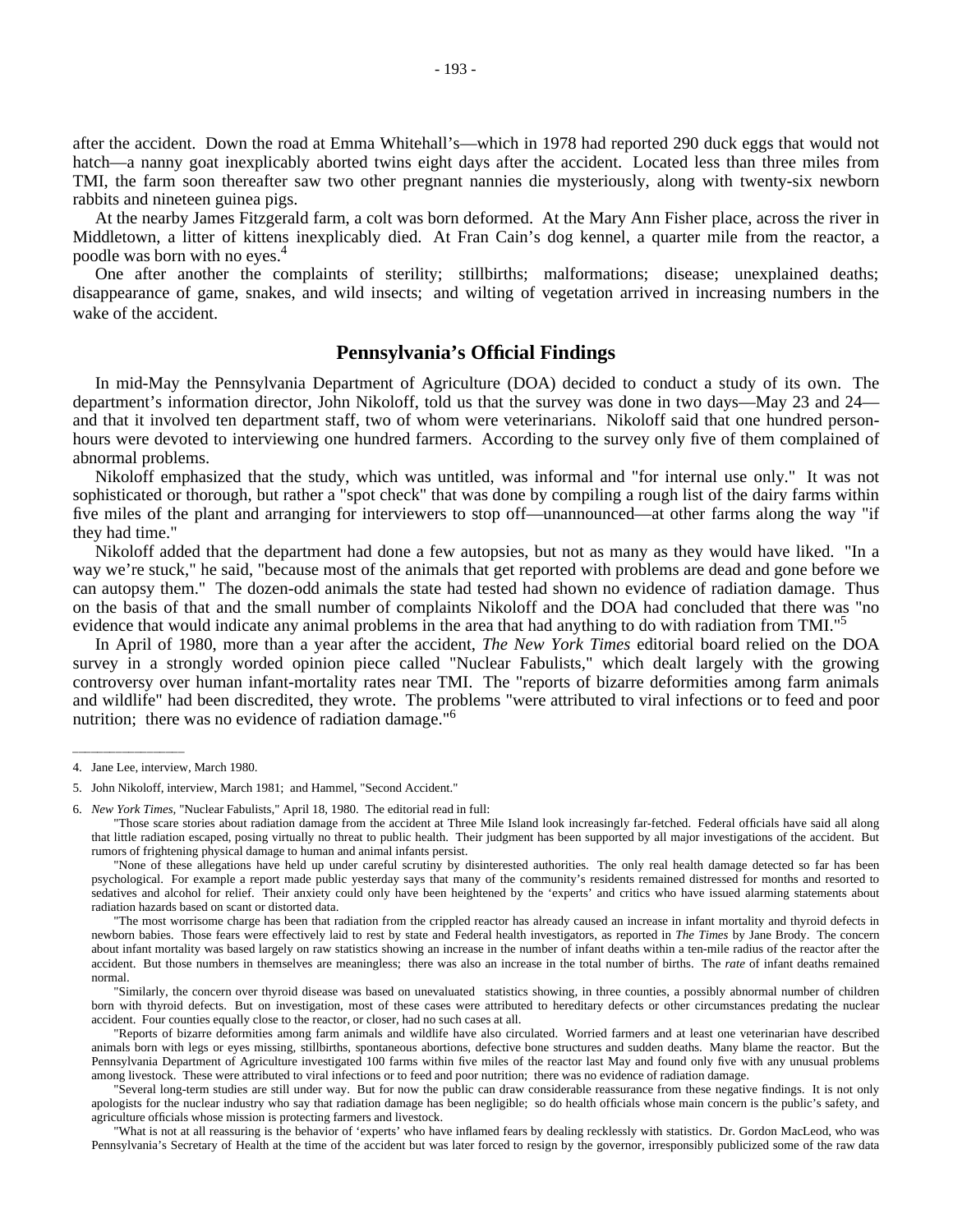after the accident. Down the road at Emma Whitehall's—which in 1978 had reported 290 duck eggs that would not hatch—a nanny goat inexplicably aborted twins eight days after the accident. Located less than three miles from TMI, the farm soon thereafter saw two other pregnant nannies die mysteriously, along with twenty-six newborn rabbits and nineteen guinea pigs.

At the nearby James Fitzgerald farm, a colt was born deformed. At the Mary Ann Fisher place, across the river in Middletown, a litter of kittens inexplicably died. At Fran Cain's dog kennel, a quarter mile from the reactor, a poodle was born with no eyes.[4]

One after another the complaints of sterility; stillbirths; malformations; disease; unexplained deaths; disappearance of game, snakes, and wild insects; and wilting of vegetation arrived in increasing numbers in the wake of the accident.

## Pennsylvania's Official Findings

In mid-May the Pennsylvania Department of Agriculture (DOA) decided to conduct a study of its own. The department's information director, John Nikoloff, told us that the survey was done in two days—May 23 and 24—and that it involved ten department staff, two of whom were veterinarians. Nikoloff said that one hundred person-hours were devoted to interviewing one hundred farmers. According to the survey only five of them complained of abnormal problems.

Nikoloff emphasized that the study, which was untitled, was informal and "for internal use only." It was not sophisticated or thorough, but rather a "spot check" that was done by compiling a rough list of the dairy farms within five miles of the plant and arranging for interviewers to stop off—unannounced—at other farms along the way "if they had time."

Nikoloff added that the department had done a few autopsies, but not as many as they would have liked. "In a way we're stuck," he said, "because most of the animals that get reported with problems are dead and gone before we can autopsy them." The dozen-odd animals the state had tested had shown no evidence of radiation damage. Thus on the basis of that and the small number of complaints Nikoloff and the DOA had concluded that there was "no evidence that would indicate any animal problems in the area that had anything to do with radiation from TMI."[5]

In April of 1980, more than a year after the accident, *The New York Times* editorial board relied on the DOA survey in a strongly worded opinion piece called "Nuclear Fabulists," which dealt largely with the growing controversy over human infant-mortality rates near TMI. The "reports of bizarre deformities among farm animals and wildlife" had been discredited, they wrote. The problems "were attributed to viral infections or to feed and poor nutrition; there was no evidence of radiation damage."[6]

---

4. Jane Lee, interview, March 1980.

5. John Nikoloff, interview, March 1981; and Hammel, "Second Accident."

6. *New York Times*, "Nuclear Fabulists," April 18, 1980. The editorial read in full:

"Those scare stories about radiation damage from the accident at Three Mile Island look increasingly far-fetched. Federal officials have said all along that little radiation escaped, posing virtually no threat to public health. Their judgment has been supported by all major investigations of the accident. But rumors of frightening physical damage to human and animal infants persist.

"None of these allegations have held up under careful scrutiny by disinterested authorities. The only real health damage detected so far has been psychological. For example a report made public yesterday says that many of the community's residents remained distressed for months and resorted to sedatives and alcohol for relief. Their anxiety could only have been heightened by the 'experts' and critics who have issued alarming statements about radiation hazards based on scant or distorted data.

"The most worrisome charge has been that radiation from the crippled reactor has already caused an increase in infant mortality and thyroid defects in newborn babies. Those fears were effectively laid to rest by state and Federal health investigators, as reported in *The Times* by Jane Brody. The concern about infant mortality was based largely on raw statistics showing an increase in the number of infant deaths within a ten-mile radius of the reactor after the accident. But those numbers in themselves are meaningless; there was also an increase in the total number of births. The *rate* of infant deaths remained normal.

"Similarly, the concern over thyroid disease was based on unevaluated statistics showing, in three counties, a possibly abnormal number of children born with thyroid defects. But on investigation, most of these cases were attributed to hereditary defects or other circumstances predating the nuclear accident. Four counties equally close to the reactor, or closer, had no such cases at all.

"Reports of bizarre deformities among farm animals and wildlife have also circulated. Worried farmers and at least one veterinarian have described animals born with legs or eyes missing, stillbirths, spontaneous abortions, defective bone structures and sudden deaths. Many blame the reactor. But the Pennsylvania Department of Agriculture investigated 100 farms within five miles of the reactor last May and found only five with any unusual problems among livestock. These were attributed to viral infections or to feed and poor nutrition; there was no evidence of radiation damage.

"Several long-term studies are still under way. But for now the public can draw considerable reassurance from these negative findings. It is not only apologists for the nuclear industry who say that radiation damage has been negligible; so do health officials whose main concern is the public's safety, and agriculture officials whose mission is protecting farmers and livestock.

"What is not at all reassuring is the behavior of 'experts' who have inflamed fears by dealing recklessly with statistics. Dr. Gordon MacLeod, who was Pennsylvania's Secretary of Health at the time of the accident but was later forced to resign by the governor, irresponsibly publicized some of the raw data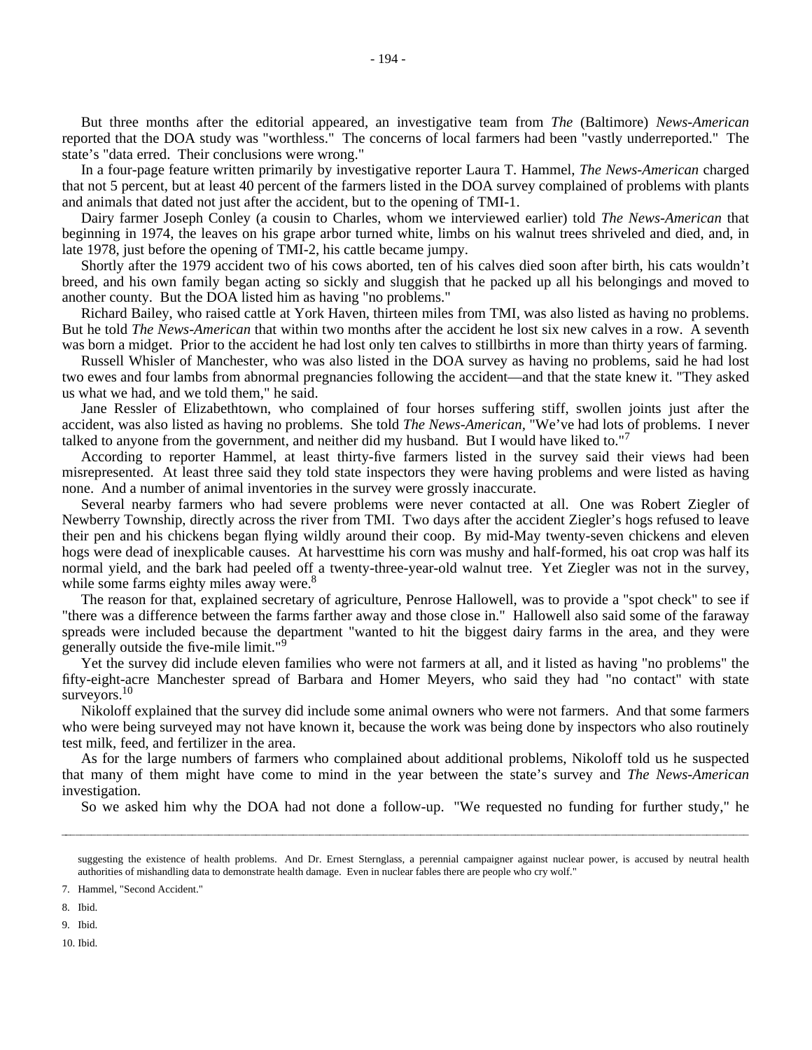But three months after the editorial appeared, an investigative team from *The* (Baltimore) *News-American* reported that the DOA study was "worthless." The concerns of local farmers had been "vastly underreported." The state's "data erred. Their conclusions were wrong."

In a four-page feature written primarily by investigative reporter Laura T. Hammel, *The News-American* charged that not 5 percent, but at least 40 percent of the farmers listed in the DOA survey complained of problems with plants and animals that dated not just after the accident, but to the opening of TMI-1.

Dairy farmer Joseph Conley (a cousin to Charles, whom we interviewed earlier) told *The News-American* that beginning in 1974, the leaves on his grape arbor turned white, limbs on his walnut trees shriveled and died, and, in late 1978, just before the opening of TMI-2, his cattle became jumpy.

Shortly after the 1979 accident two of his cows aborted, ten of his calves died soon after birth, his cats wouldn't breed, and his own family began acting so sickly and sluggish that he packed up all his belongings and moved to another county. But the DOA listed him as having "no problems."

Richard Bailey, who raised cattle at York Haven, thirteen miles from TMI, was also listed as having no problems. But he told *The News-American* that within two months after the accident he lost six new calves in a row. A seventh was born a midget. Prior to the accident he had lost only ten calves to stillbirths in more than thirty years of farming.

Russell Whisler of Manchester, who was also listed in the DOA survey as having no problems, said he had lost two ewes and four lambs from abnormal pregnancies following the accident—and that the state knew it. "They asked us what we had, and we told them," he said.

Jane Ressler of Elizabethtown, who complained of four horses suffering stiff, swollen joints just after the accident, was also listed as having no problems. She told *The News-American*, "We've had lots of problems. I never talked to anyone from the government, and neither did my husband. But I would have liked to."[7]

According to reporter Hammel, at least thirty-five farmers listed in the survey said their views had been misrepresented. At least three said they told state inspectors they were having problems and were listed as having none. And a number of animal inventories in the survey were grossly inaccurate.

Several nearby farmers who had severe problems were never contacted at all. One was Robert Ziegler of Newberry Township, directly across the river from TMI. Two days after the accident Ziegler's hogs refused to leave their pen and his chickens began flying wildly around their coop. By mid-May twenty-seven chickens and eleven hogs were dead of inexplicable causes. At harvesttime his corn was mushy and half-formed, his oat crop was half its normal yield, and the bark had peeled off a twenty-three-year-old walnut tree. Yet Ziegler was not in the survey, while some farms eighty miles away were.[8]

The reason for that, explained secretary of agriculture, Penrose Hallowell, was to provide a "spot check" to see if "there was a difference between the farms farther away and those close in." Hallowell also said some of the faraway spreads were included because the department "wanted to hit the biggest dairy farms in the area, and they were generally outside the five-mile limit."[9]

Yet the survey did include eleven families who were not farmers at all, and it listed as having "no problems" the fifty-eight-acre Manchester spread of Barbara and Homer Meyers, who said they had "no contact" with state surveyors.[10]

Nikoloff explained that the survey did include some animal owners who were not farmers. And that some farmers who were being surveyed may not have known it, because the work was being done by inspectors who also routinely test milk, feed, and fertilizer in the area.

As for the large numbers of farmers who complained about additional problems, Nikoloff told us he suspected that many of them might have come to mind in the year between the state's survey and *The News-American* investigation.

So we asked him why the DOA had not done a follow-up. "We requested no funding for further study," he

---

suggesting the existence of health problems. And Dr. Ernest Sternglass, a perennial campaigner against nuclear power, is accused by neutral health authorities of mishandling data to demonstrate health damage. Even in nuclear fables there are people who cry wolf."

7. Hammel, "Second Accident."

8. Ibid.

9. Ibid.

10. Ibid.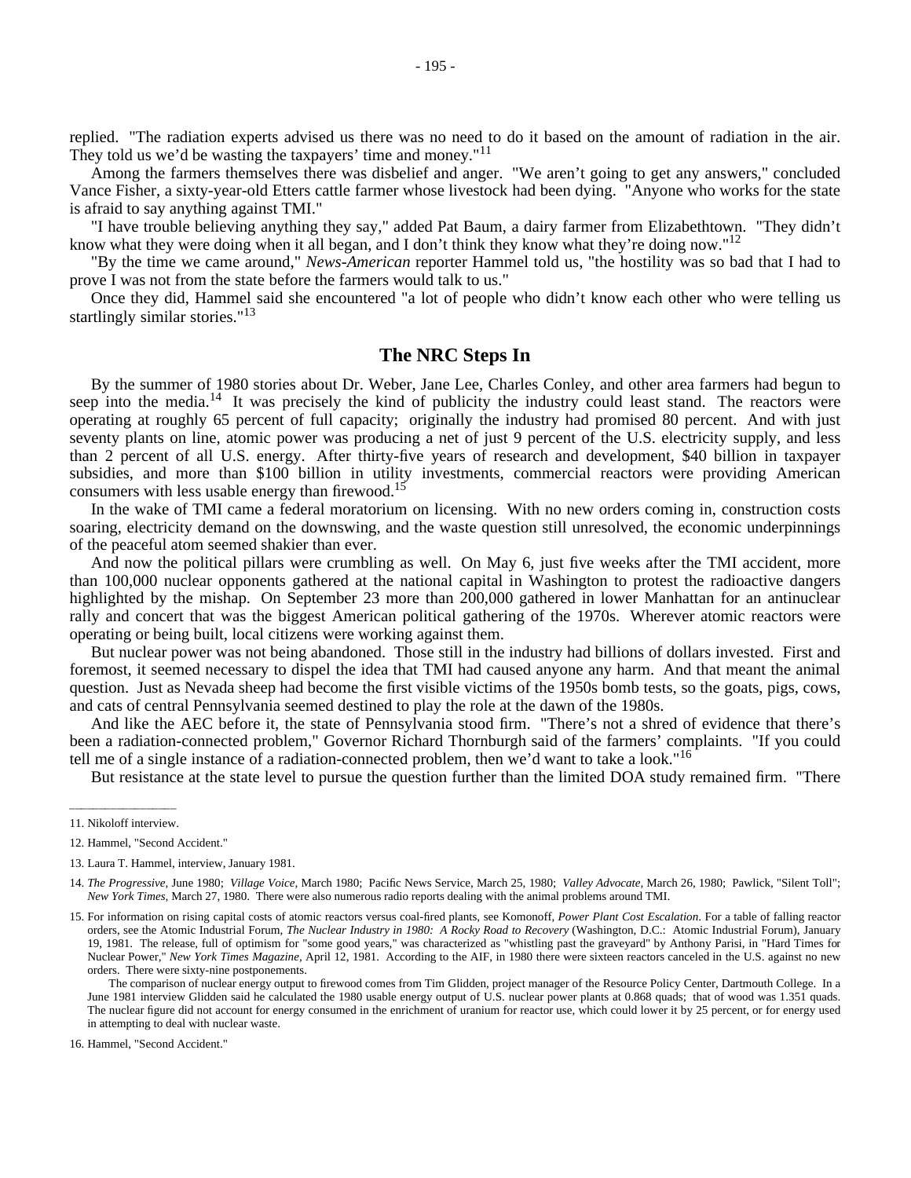replied. "The radiation experts advised us there was no need to do it based on the amount of radiation in the air. They told us we'd be wasting the taxpayers' time and money."[11]

Among the farmers themselves there was disbelief and anger. "We aren't going to get any answers," concluded Vance Fisher, a sixty-year-old Etters cattle farmer whose livestock had been dying. "Anyone who works for the state is afraid to say anything against TMI."

"I have trouble believing anything they say," added Pat Baum, a dairy farmer from Elizabethtown. "They didn't know what they were doing when it all began, and I don't think they know what they're doing now."[12]

"By the time we came around," *News-American* reporter Hammel told us, "the hostility was so bad that I had to prove I was not from the state before the farmers would talk to us."

Once they did, Hammel said she encountered "a lot of people who didn't know each other who were telling us startlingly similar stories."[13]

## The NRC Steps In

By the summer of 1980 stories about Dr. Weber, Jane Lee, Charles Conley, and other area farmers had begun to seep into the media.[14] It was precisely the kind of publicity the industry could least stand. The reactors were operating at roughly 65 percent of full capacity; originally the industry had promised 80 percent. And with just seventy plants on line, atomic power was producing a net of just 9 percent of the U.S. electricity supply, and less than 2 percent of all U.S. energy. After thirty-five years of research and development, $40 billion in taxpayer subsidies, and more than $100 billion in utility investments, commercial reactors were providing American consumers with less usable energy than firewood.[15]

In the wake of TMI came a federal moratorium on licensing. With no new orders coming in, construction costs soaring, electricity demand on the downswing, and the waste question still unresolved, the economic underpinnings of the peaceful atom seemed shakier than ever.

And now the political pillars were crumbling as well. On May 6, just five weeks after the TMI accident, more than 100,000 nuclear opponents gathered at the national capital in Washington to protest the radioactive dangers highlighted by the mishap. On September 23 more than 200,000 gathered in lower Manhattan for an antinuclear rally and concert that was the biggest American political gathering of the 1970s. Wherever atomic reactors were operating or being built, local citizens were working against them.

But nuclear power was not being abandoned. Those still in the industry had billions of dollars invested. First and foremost, it seemed necessary to dispel the idea that TMI had caused anyone any harm. And that meant the animal question. Just as Nevada sheep had become the first visible victims of the 1950s bomb tests, so the goats, pigs, cows, and cats of central Pennsylvania seemed destined to play the role at the dawn of the 1980s.

And like the AEC before it, the state of Pennsylvania stood firm. "There's not a shred of evidence that there's been a radiation-connected problem," Governor Richard Thornburgh said of the farmers' complaints. "If you could tell me of a single instance of a radiation-connected problem, then we'd want to take a look."[16]

But resistance at the state level to pursue the question further than the limited DOA study remained firm. "There

---

11. Nikoloff interview.

12. Hammel, "Second Accident."

13. Laura T. Hammel, interview, January 1981.

14. *The Progressive,* June 1980; *Village Voice,* March 1980; Pacific News Service, March 25, 1980; *Valley Advocate,* March 26, 1980; Pawlick, "Silent Toll"; *New York Times,* March 27, 1980. There were also numerous radio reports dealing with the animal problems around TMI.

15. For information on rising capital costs of atomic reactors versus coal-fired plants, see Komonoff, *Power Plant Cost Escalation*. For a table of falling reactor orders, see the Atomic Industrial Forum, *The Nuclear Industry in 1980: A Rocky Road to Recovery* (Washington, D.C.: Atomic Industrial Forum), January 19, 1981. The release, full of optimism for "some good years," was characterized as "whistling past the graveyard" by Anthony Parisi, in "Hard Times for Nuclear Power," *New York Times Magazine,* April 12, 1981. According to the AIF, in 1980 there were sixteen reactors canceled in the U.S. against no new orders. There were sixty-nine postponements.

The comparison of nuclear energy output to firewood comes from Tim Glidden, project manager of the Resource Policy Center, Dartmouth College. In a June 1981 interview Glidden said he calculated the 1980 usable energy output of U.S. nuclear power plants at 0.868 quads; that of wood was 1.351 quads. The nuclear figure did not account for energy consumed in the enrichment of uranium for reactor use, which could lower it by 25 percent, or for energy used in attempting to deal with nuclear waste.

16. Hammel, "Second Accident."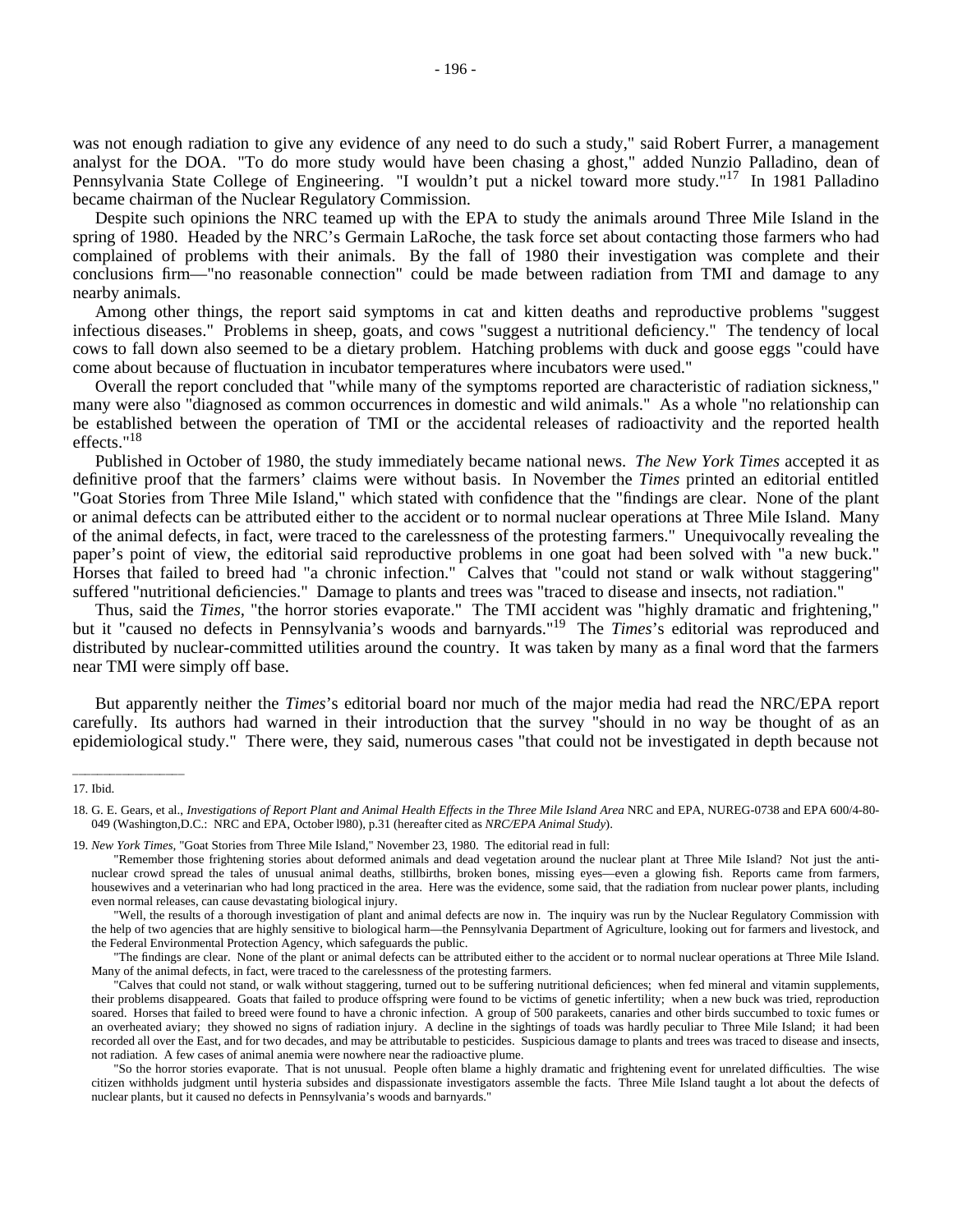was not enough radiation to give any evidence of any need to do such a study," said Robert Furrer, a management analyst for the DOA. "To do more study would have been chasing a ghost," added Nunzio Palladino, dean of Pennsylvania State College of Engineering. "I wouldn't put a nickel toward more study."[17] In 1981 Palladino became chairman of the Nuclear Regulatory Commission.

Despite such opinions the NRC teamed up with the EPA to study the animals around Three Mile Island in the spring of 1980. Headed by the NRC's Germain LaRoche, the task force set about contacting those farmers who had complained of problems with their animals. By the fall of 1980 their investigation was complete and their conclusions firm—"no reasonable connection" could be made between radiation from TMI and damage to any nearby animals.

Among other things, the report said symptoms in cat and kitten deaths and reproductive problems "suggest infectious diseases." Problems in sheep, goats, and cows "suggest a nutritional deficiency." The tendency of local cows to fall down also seemed to be a dietary problem. Hatching problems with duck and goose eggs "could have come about because of fluctuation in incubator temperatures where incubators were used."

Overall the report concluded that "while many of the symptoms reported are characteristic of radiation sickness," many were also "diagnosed as common occurrences in domestic and wild animals." As a whole "no relationship can be established between the operation of TMI or the accidental releases of radioactivity and the reported health effects."[18]

Published in October of 1980, the study immediately became national news. *The New York Times* accepted it as definitive proof that the farmers' claims were without basis. In November the *Times* printed an editorial entitled "Goat Stories from Three Mile Island," which stated with confidence that the "findings are clear. None of the plant or animal defects can be attributed either to the accident or to normal nuclear operations at Three Mile Island. Many of the animal defects, in fact, were traced to the carelessness of the protesting farmers." Unequivocally revealing the paper's point of view, the editorial said reproductive problems in one goat had been solved with "a new buck." Horses that failed to breed had "a chronic infection." Calves that "could not stand or walk without staggering" suffered "nutritional deficiencies." Damage to plants and trees was "traced to disease and insects, not radiation."

Thus, said the *Times*, "the horror stories evaporate." The TMI accident was "highly dramatic and frightening," but it "caused no defects in Pennsylvania's woods and barnyards."[19] The *Times*'s editorial was reproduced and distributed by nuclear-committed utilities around the country. It was taken by many as a final word that the farmers near TMI were simply off base.

But apparently neither the *Times*'s editorial board nor much of the major media had read the NRC/EPA report carefully. Its authors had warned in their introduction that the survey "should in no way be thought of as an epidemiological study." There were, they said, numerous cases "that could not be investigated in depth because not

---

17. Ibid.

18. G. E. Gears, et al., *Investigations of Report Plant and Animal Health Effects in the Three Mile Island Area* NRC and EPA, NUREG-0738 and EPA 600/4-80-049 (Washington,D.C.: NRC and EPA, October l980), p.31 (hereafter cited as *NRC/EPA Animal Study*).

19. *New York Times*, "Goat Stories from Three Mile Island," November 23, 1980. The editorial read in full:

"Remember those frightening stories about deformed animals and dead vegetation around the nuclear plant at Three Mile Island? Not just the anti-nuclear crowd spread the tales of unusual animal deaths, stillbirths, broken bones, missing eyes—even a glowing fish. Reports came from farmers, housewives and a veterinarian who had long practiced in the area. Here was the evidence, some said, that the radiation from nuclear power plants, including even normal releases, can cause devastating biological injury.

"Well, the results of a thorough investigation of plant and animal defects are now in. The inquiry was run by the Nuclear Regulatory Commission with the help of two agencies that are highly sensitive to biological harm—the Pennsylvania Department of Agriculture, looking out for farmers and livestock, and the Federal Environmental Protection Agency, which safeguards the public.

"The findings are clear. None of the plant or animal defects can be attributed either to the accident or to normal nuclear operations at Three Mile Island. Many of the animal defects, in fact, were traced to the carelessness of the protesting farmers.

"Calves that could not stand, or walk without staggering, turned out to be suffering nutritional deficiences; when fed mineral and vitamin supplements, their problems disappeared. Goats that failed to produce offspring were found to be victims of genetic infertility; when a new buck was tried, reproduction soared. Horses that failed to breed were found to have a chronic infection. A group of 500 parakeets, canaries and other birds succumbed to toxic fumes or an overheated aviary; they showed no signs of radiation injury. A decline in the sightings of toads was hardly peculiar to Three Mile Island; it had been recorded all over the East, and for two decades, and may be attributable to pesticides. Suspicious damage to plants and trees was traced to disease and insects, not radiation. A few cases of animal anemia were nowhere near the radioactive plume.

"So the horror stories evaporate. That is not unusual. People often blame a highly dramatic and frightening event for unrelated difficulties. The wise citizen withholds judgment until hysteria subsides and dispassionate investigators assemble the facts. Three Mile Island taught a lot about the defects of nuclear plants, but it caused no defects in Pennsylvania's woods and barnyards."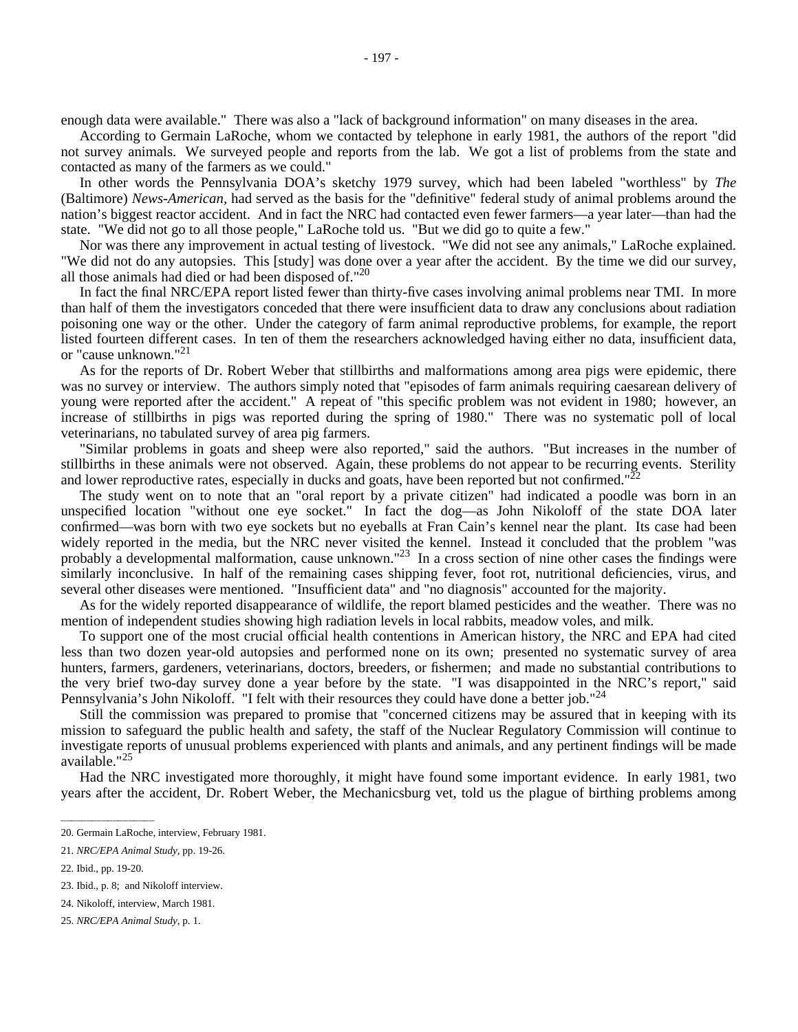enough data were available." There was also a "lack of background information" on many diseases in the area.

According to Germain LaRoche, whom we contacted by telephone in early 1981, the authors of the report "did not survey animals. We surveyed people and reports from the lab. We got a list of problems from the state and contacted as many of the farmers as we could."

In other words the Pennsylvania DOA's sketchy 1979 survey, which had been labeled "worthless" by *The* (Baltimore) *News-American*, had served as the basis for the "definitive" federal study of animal problems around the nation's biggest reactor accident. And in fact the NRC had contacted even fewer farmers—a year later—than had the state. "We did not go to all those people," LaRoche told us. "But we did go to quite a few."

Nor was there any improvement in actual testing of livestock. "We did not see any animals," LaRoche explained. "We did not do any autopsies. This [study] was done over a year after the accident. By the time we did our survey, all those animals had died or had been disposed of."[20]

In fact the final NRC/EPA report listed fewer than thirty-five cases involving animal problems near TMI. In more than half of them the investigators conceded that there were insufficient data to draw any conclusions about radiation poisoning one way or the other. Under the category of farm animal reproductive problems, for example, the report listed fourteen different cases. In ten of them the researchers acknowledged having either no data, insufficient data, or "cause unknown."[21]

As for the reports of Dr. Robert Weber that stillbirths and malformations among area pigs were epidemic, there was no survey or interview. The authors simply noted that "episodes of farm animals requiring caesarean delivery of young were reported after the accident." A repeat of "this specific problem was not evident in 1980; however, an increase of stillbirths in pigs was reported during the spring of 1980." There was no systematic poll of local veterinarians, no tabulated survey of area pig farmers.

"Similar problems in goats and sheep were also reported," said the authors. "But increases in the number of stillbirths in these animals were not observed. Again, these problems do not appear to be recurring events. Sterility and lower reproductive rates, especially in ducks and goats, have been reported but not confirmed."[22]

The study went on to note that an "oral report by a private citizen" had indicated a poodle was born in an unspecified location "without one eye socket." In fact the dog—as John Nikoloff of the state DOA later confirmed—was born with two eye sockets but no eyeballs at Fran Cain's kennel near the plant. Its case had been widely reported in the media, but the NRC never visited the kennel. Instead it concluded that the problem "was probably a developmental malformation, cause unknown."[23] In a cross section of nine other cases the findings were similarly inconclusive. In half of the remaining cases shipping fever, foot rot, nutritional deficiencies, virus, and several other diseases were mentioned. "Insufficient data" and "no diagnosis" accounted for the majority.

As for the widely reported disappearance of wildlife, the report blamed pesticides and the weather. There was no mention of independent studies showing high radiation levels in local rabbits, meadow voles, and milk.

To support one of the most crucial official health contentions in American history, the NRC and EPA had cited less than two dozen year-old autopsies and performed none on its own; presented no systematic survey of area hunters, farmers, gardeners, veterinarians, doctors, breeders, or fishermen; and made no substantial contributions to the very brief two-day survey done a year before by the state. "I was disappointed in the NRC's report," said Pennsylvania's John Nikoloff. "I felt with their resources they could have done a better job."[24]

Still the commission was prepared to promise that "concerned citizens may be assured that in keeping with its mission to safeguard the public health and safety, the staff of the Nuclear Regulatory Commission will continue to investigate reports of unusual problems experienced with plants and animals, and any pertinent findings will be made available."[25]

Had the NRC investigated more thoroughly, it might have found some important evidence. In early 1981, two years after the accident, Dr. Robert Weber, the Mechanicsburg vet, told us the plague of birthing problems among

---

20. Germain LaRoche, interview, February 1981.

21. *NRC/EPA Animal Study*, pp. 19-26.

22. Ibid., pp. 19-20.

23. Ibid., p. 8; and Nikoloff interview.

24. Nikoloff, interview, March 1981.

25. *NRC/EPA Animal Study*, p. 1.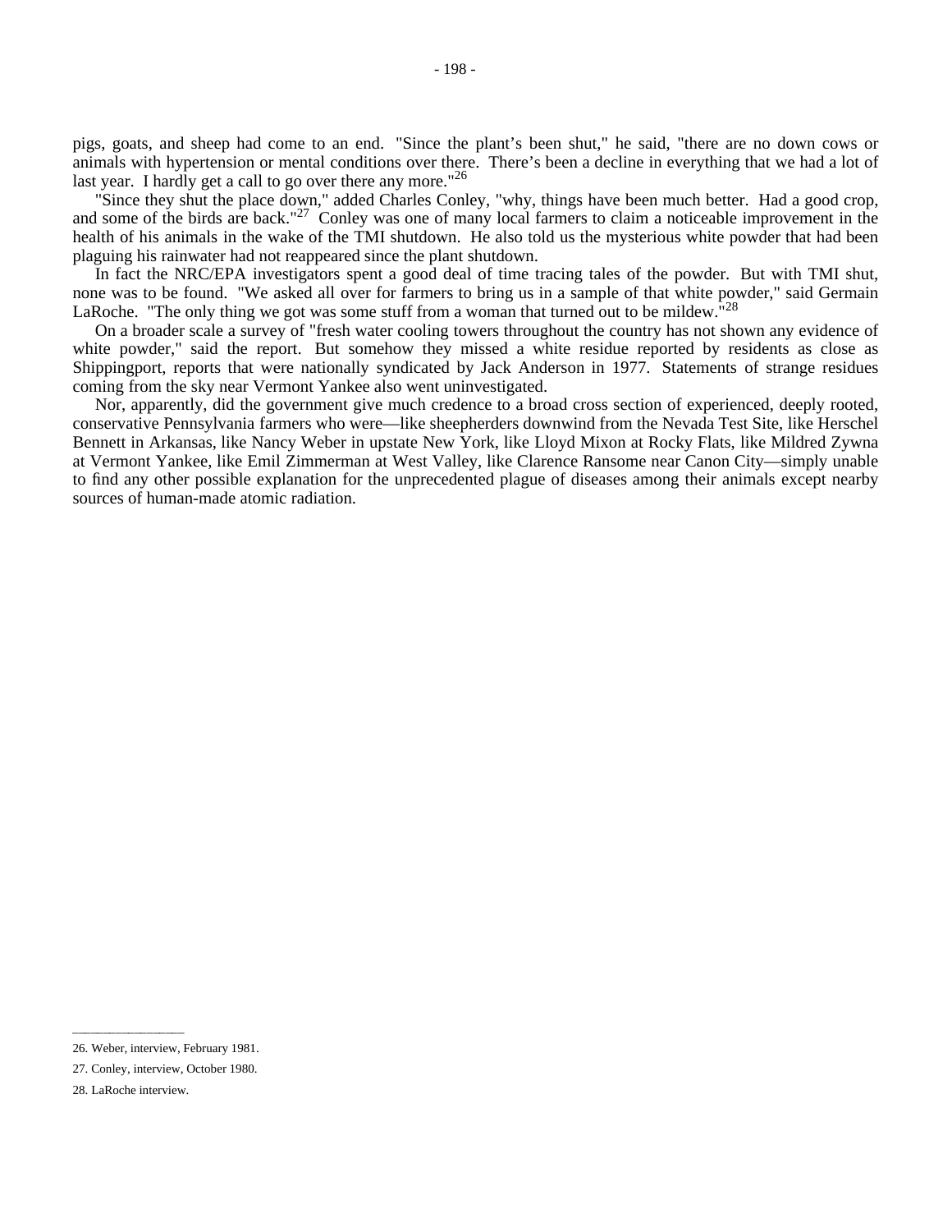pigs, goats, and sheep had come to an end. "Since the plant's been shut," he said, "there are no down cows or animals with hypertension or mental conditions over there. There's been a decline in everything that we had a lot of last year. I hardly get a call to go over there any more."[26]

"Since they shut the place down," added Charles Conley, "why, things have been much better. Had a good crop, and some of the birds are back."[27] Conley was one of many local farmers to claim a noticeable improvement in the health of his animals in the wake of the TMI shutdown. He also told us the mysterious white powder that had been plaguing his rainwater had not reappeared since the plant shutdown.

In fact the NRC/EPA investigators spent a good deal of time tracing tales of the powder. But with TMI shut, none was to be found. "We asked all over for farmers to bring us in a sample of that white powder," said Germain LaRoche. "The only thing we got was some stuff from a woman that turned out to be mildew."[28]

On a broader scale a survey of "fresh water cooling towers throughout the country has not shown any evidence of white powder," said the report. But somehow they missed a white residue reported by residents as close as Shippingport, reports that were nationally syndicated by Jack Anderson in 1977. Statements of strange residues coming from the sky near Vermont Yankee also went uninvestigated.

Nor, apparently, did the government give much credence to a broad cross section of experienced, deeply rooted, conservative Pennsylvania farmers who were—like sheepherders downwind from the Nevada Test Site, like Herschel Bennett in Arkansas, like Nancy Weber in upstate New York, like Lloyd Mixon at Rocky Flats, like Mildred Zywna at Vermont Yankee, like Emil Zimmerman at West Valley, like Clarence Ransome near Canon City—simply unable to find any other possible explanation for the unprecedented plague of diseases among their animals except nearby sources of human-made atomic radiation.

---

26. Weber, interview, February 1981.

27. Conley, interview, October 1980.

28. LaRoche interview.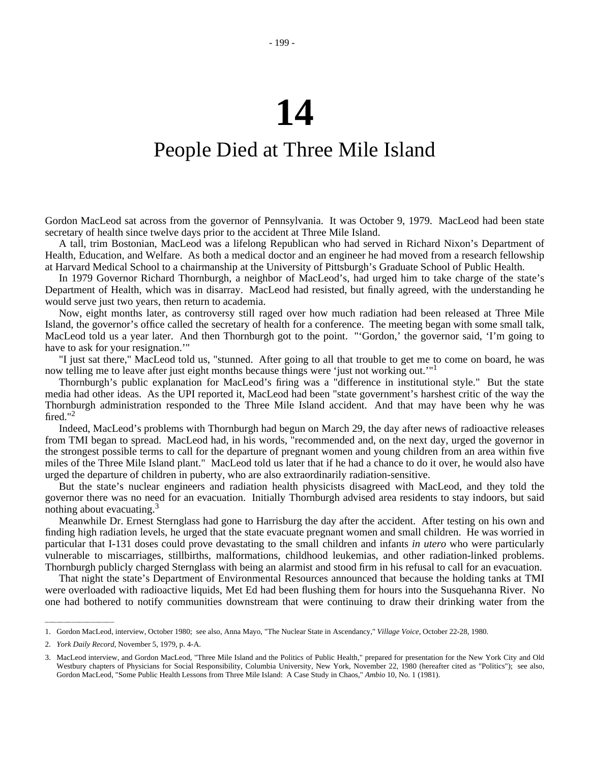# 14

# People Died at Three Mile Island

Gordon MacLeod sat across from the governor of Pennsylvania. It was October 9, 1979. MacLeod had been state secretary of health since twelve days prior to the accident at Three Mile Island.

A tall, trim Bostonian, MacLeod was a lifelong Republican who had served in Richard Nixon's Department of Health, Education, and Welfare. As both a medical doctor and an engineer he had moved from a research fellowship at Harvard Medical School to a chairmanship at the University of Pittsburgh's Graduate School of Public Health.

In 1979 Governor Richard Thornburgh, a neighbor of MacLeod's, had urged him to take charge of the state's Department of Health, which was in disarray. MacLeod had resisted, but finally agreed, with the understanding he would serve just two years, then return to academia.

Now, eight months later, as controversy still raged over how much radiation had been released at Three Mile Island, the governor's office called the secretary of health for a conference. The meeting began with some small talk, MacLeod told us a year later. And then Thornburgh got to the point. "'Gordon,' the governor said, 'I'm going to have to ask for your resignation.'"

"I just sat there," MacLeod told us, "stunned. After going to all that trouble to get me to come on board, he was now telling me to leave after just eight months because things were 'just not working out.'"[1]

Thornburgh's public explanation for MacLeod's firing was a "difference in institutional style." But the state media had other ideas. As the UPI reported it, MacLeod had been "state government's harshest critic of the way the Thornburgh administration responded to the Three Mile Island accident. And that may have been why he was fired."[2]

Indeed, MacLeod's problems with Thornburgh had begun on March 29, the day after news of radioactive releases from TMI began to spread. MacLeod had, in his words, "recommended and, on the next day, urged the governor in the strongest possible terms to call for the departure of pregnant women and young children from an area within five miles of the Three Mile Island plant." MacLeod told us later that if he had a chance to do it over, he would also have urged the departure of children in puberty, who are also extraordinarily radiation-sensitive.

But the state's nuclear engineers and radiation health physicists disagreed with MacLeod, and they told the governor there was no need for an evacuation. Initially Thornburgh advised area residents to stay indoors, but said nothing about evacuating.[3]

Meanwhile Dr. Ernest Sternglass had gone to Harrisburg the day after the accident. After testing on his own and finding high radiation levels, he urged that the state evacuate pregnant women and small children. He was worried in particular that I-131 doses could prove devastating to the small children and infants *in utero* who were particularly vulnerable to miscarriages, stillbirths, malformations, childhood leukemias, and other radiation-linked problems. Thornburgh publicly charged Sternglass with being an alarmist and stood firm in his refusal to call for an evacuation.

That night the state's Department of Environmental Resources announced that because the holding tanks at TMI were overloaded with radioactive liquids, Met Ed had been flushing them for hours into the Susquehanna River. No one had bothered to notify communities downstream that were continuing to draw their drinking water from the

---

1. Gordon MacLeod, interview, October 1980; see also, Anna Mayo, "The Nuclear State in Ascendancy," *Village Voice*, October 22-28, 1980.

2. *York Daily Record*, November 5, 1979, p. 4-A.

3. MacLeod interview, and Gordon MacLeod, "Three Mile Island and the Politics of Public Health," prepared for presentation for the New York City and Old Westbury chapters of Physicians for Social Responsibility, Columbia University, New York, November 22, 1980 (hereafter cited as "Politics"); see also, Gordon MacLeod, "Some Public Health Lessons from Three Mile Island: A Case Study in Chaos," *Ambio* 10, No. 1 (1981).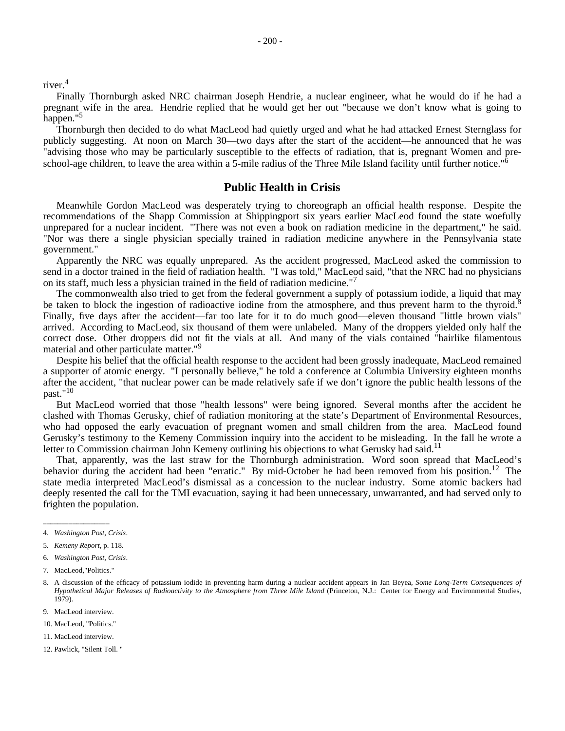river.[4]

Finally Thornburgh asked NRC chairman Joseph Hendrie, a nuclear engineer, what he would do if he had a pregnant wife in the area. Hendrie replied that he would get her out "because we don't know what is going to happen."[5]

Thornburgh then decided to do what MacLeod had quietly urged and what he had attacked Ernest Sternglass for publicly suggesting. At noon on March 30—two days after the start of the accident—he announced that he was "advising those who may be particularly susceptible to the effects of radiation, that is, pregnant Women and pre-school-age children, to leave the area within a 5-mile radius of the Three Mile Island facility until further notice."[6]

## Public Health in Crisis

Meanwhile Gordon MacLeod was desperately trying to choreograph an official health response. Despite the recommendations of the Shapp Commission at Shippingport six years earlier MacLeod found the state woefully unprepared for a nuclear incident. "There was not even a book on radiation medicine in the department," he said. "Nor was there a single physician specially trained in radiation medicine anywhere in the Pennsylvania state government."

Apparently the NRC was equally unprepared. As the accident progressed, MacLeod asked the commission to send in a doctor trained in the field of radiation health. "I was told," MacLeod said, "that the NRC had no physicians on its staff, much less a physician trained in the field of radiation medicine."[7]

The commonwealth also tried to get from the federal government a supply of potassium iodide, a liquid that may be taken to block the ingestion of radioactive iodine from the atmosphere, and thus prevent harm to the thyroid.[8] Finally, five days after the accident—far too late for it to do much good—eleven thousand "little brown vials" arrived. According to MacLeod, six thousand of them were unlabeled. Many of the droppers yielded only half the correct dose. Other droppers did not fit the vials at all. And many of the vials contained "hairlike filamentous material and other particulate matter."[9]

Despite his belief that the official health response to the accident had been grossly inadequate, MacLeod remained a supporter of atomic energy. "I personally believe," he told a conference at Columbia University eighteen months after the accident, "that nuclear power can be made relatively safe if we don't ignore the public health lessons of the past."[10]

But MacLeod worried that those "health lessons" were being ignored. Several months after the accident he clashed with Thomas Gerusky, chief of radiation monitoring at the state's Department of Environmental Resources, who had opposed the early evacuation of pregnant women and small children from the area. MacLeod found Gerusky's testimony to the Kemeny Commission inquiry into the accident to be misleading. In the fall he wrote a letter to Commission chairman John Kemeny outlining his objections to what Gerusky had said.[11]

That, apparently, was the last straw for the Thornburgh administration. Word soon spread that MacLeod's behavior during the accident had been "erratic." By mid-October he had been removed from his position.[12] The state media interpreted MacLeod's dismissal as a concession to the nuclear industry. Some atomic backers had deeply resented the call for the TMI evacuation, saying it had been unnecessary, unwarranted, and had served only to frighten the population.

---

4. *Washington Post, Crisis*.

5. *Kemeny Report,* p. 118.

6. *Washington Post, Crisis*.

7. MacLeod,"Politics."

8. A discussion of the efficacy of potassium iodide in preventing harm during a nuclear accident appears in Jan Beyea, *Some Long-Term Consequences of Hypothetical Major Releases of Radioactivity to the Atmosphere from Three Mile Island* (Princeton, N.J.: Center for Energy and Environmental Studies, 1979).

9. MacLeod interview.

10. MacLeod, "Politics."

11. MacLeod interview.

12. Pawlick, "Silent Toll. "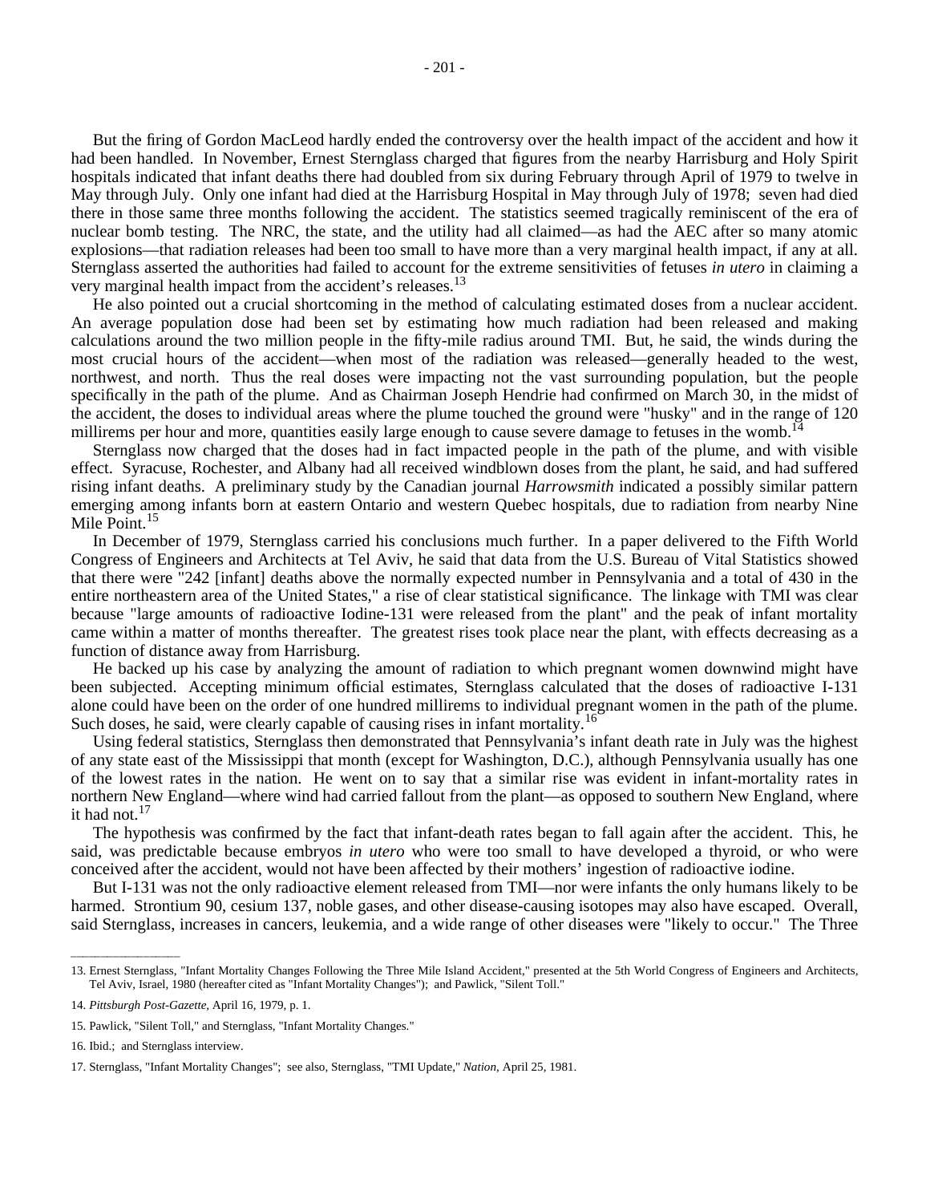But the firing of Gordon MacLeod hardly ended the controversy over the health impact of the accident and how it had been handled. In November, Ernest Sternglass charged that figures from the nearby Harrisburg and Holy Spirit hospitals indicated that infant deaths there had doubled from six during February through April of 1979 to twelve in May through July. Only one infant had died at the Harrisburg Hospital in May through July of 1978; seven had died there in those same three months following the accident. The statistics seemed tragically reminiscent of the era of nuclear bomb testing. The NRC, the state, and the utility had all claimed—as had the AEC after so many atomic explosions—that radiation releases had been too small to have more than a very marginal health impact, if any at all. Sternglass asserted the authorities had failed to account for the extreme sensitivities of fetuses *in utero* in claiming a very marginal health impact from the accident's releases.[13]

He also pointed out a crucial shortcoming in the method of calculating estimated doses from a nuclear accident. An average population dose had been set by estimating how much radiation had been released and making calculations around the two million people in the fifty-mile radius around TMI. But, he said, the winds during the most crucial hours of the accident—when most of the radiation was released—generally headed to the west, northwest, and north. Thus the real doses were impacting not the vast surrounding population, but the people specifically in the path of the plume. And as Chairman Joseph Hendrie had confirmed on March 30, in the midst of the accident, the doses to individual areas where the plume touched the ground were "husky" and in the range of 120 millirems per hour and more, quantities easily large enough to cause severe damage to fetuses in the womb.[14]

Sternglass now charged that the doses had in fact impacted people in the path of the plume, and with visible effect. Syracuse, Rochester, and Albany had all received windblown doses from the plant, he said, and had suffered rising infant deaths. A preliminary study by the Canadian journal *Harrowsmith* indicated a possibly similar pattern emerging among infants born at eastern Ontario and western Quebec hospitals, due to radiation from nearby Nine Mile Point.[15]

In December of 1979, Sternglass carried his conclusions much further. In a paper delivered to the Fifth World Congress of Engineers and Architects at Tel Aviv, he said that data from the U.S. Bureau of Vital Statistics showed that there were "242 [infant] deaths above the normally expected number in Pennsylvania and a total of 430 in the entire northeastern area of the United States," a rise of clear statistical significance. The linkage with TMI was clear because "large amounts of radioactive Iodine-131 were released from the plant" and the peak of infant mortality came within a matter of months thereafter. The greatest rises took place near the plant, with effects decreasing as a function of distance away from Harrisburg.

He backed up his case by analyzing the amount of radiation to which pregnant women downwind might have been subjected. Accepting minimum official estimates, Sternglass calculated that the doses of radioactive I-131 alone could have been on the order of one hundred millirems to individual pregnant women in the path of the plume. Such doses, he said, were clearly capable of causing rises in infant mortality.[16]

Using federal statistics, Sternglass then demonstrated that Pennsylvania's infant death rate in July was the highest of any state east of the Mississippi that month (except for Washington, D.C.), although Pennsylvania usually has one of the lowest rates in the nation. He went on to say that a similar rise was evident in infant-mortality rates in northern New England—where wind had carried fallout from the plant—as opposed to southern New England, where it had not.[17]

The hypothesis was confirmed by the fact that infant-death rates began to fall again after the accident. This, he said, was predictable because embryos *in utero* who were too small to have developed a thyroid, or who were conceived after the accident, would not have been affected by their mothers' ingestion of radioactive iodine.

But I-131 was not the only radioactive element released from TMI—nor were infants the only humans likely to be harmed. Strontium 90, cesium 137, noble gases, and other disease-causing isotopes may also have escaped. Overall, said Sternglass, increases in cancers, leukemia, and a wide range of other diseases were "likely to occur." The Three

---

13. Ernest Sternglass, "Infant Mortality Changes Following the Three Mile Island Accident," presented at the 5th World Congress of Engineers and Architects, Tel Aviv, Israel, 1980 (hereafter cited as "Infant Mortality Changes"); and Pawlick, "Silent Toll."

14. *Pittsburgh Post-Gazette*, April 16, 1979, p. 1.

15. Pawlick, "Silent Toll," and Sternglass, "Infant Mortality Changes."

16. Ibid.; and Sternglass interview.

17. Sternglass, "Infant Mortality Changes"; see also, Sternglass, "TMI Update," *Nation*, April 25, 1981.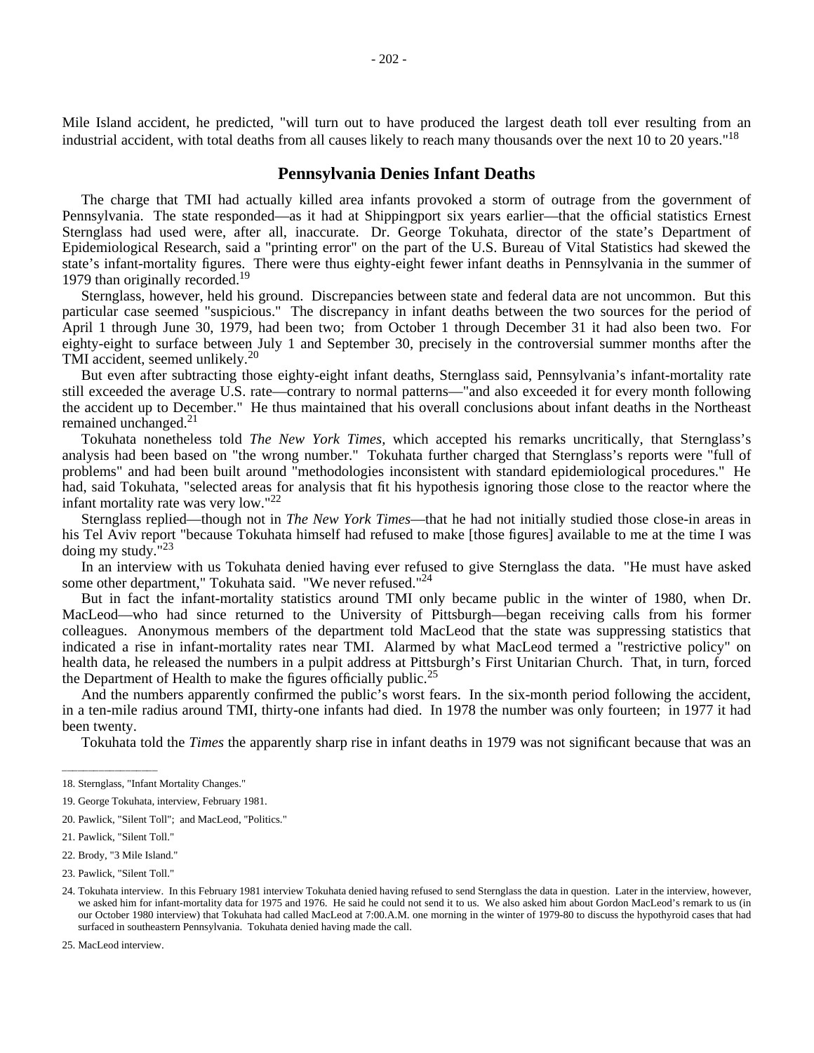Mile Island accident, he predicted, "will turn out to have produced the largest death toll ever resulting from an industrial accident, with total deaths from all causes likely to reach many thousands over the next 10 to 20 years."[18]

## Pennsylvania Denies Infant Deaths

The charge that TMI had actually killed area infants provoked a storm of outrage from the government of Pennsylvania. The state responded—as it had at Shippingport six years earlier—that the official statistics Ernest Sternglass had used were, after all, inaccurate. Dr. George Tokuhata, director of the state's Department of Epidemiological Research, said a "printing error" on the part of the U.S. Bureau of Vital Statistics had skewed the state's infant-mortality figures. There were thus eighty-eight fewer infant deaths in Pennsylvania in the summer of 1979 than originally recorded.[19]

Sternglass, however, held his ground. Discrepancies between state and federal data are not uncommon. But this particular case seemed "suspicious." The discrepancy in infant deaths between the two sources for the period of April 1 through June 30, 1979, had been two; from October 1 through December 31 it had also been two. For eighty-eight to surface between July 1 and September 30, precisely in the controversial summer months after the TMI accident, seemed unlikely.[20]

But even after subtracting those eighty-eight infant deaths, Sternglass said, Pennsylvania's infant-mortality rate still exceeded the average U.S. rate—contrary to normal patterns—"and also exceeded it for every month following the accident up to December." He thus maintained that his overall conclusions about infant deaths in the Northeast remained unchanged.[21]

Tokuhata nonetheless told *The New York Times*, which accepted his remarks uncritically, that Sternglass's analysis had been based on "the wrong number." Tokuhata further charged that Sternglass's reports were "full of problems" and had been built around "methodologies inconsistent with standard epidemiological procedures." He had, said Tokuhata, "selected areas for analysis that fit his hypothesis ignoring those close to the reactor where the infant mortality rate was very low."[22]

Sternglass replied—though not in *The New York Times*—that he had not initially studied those close-in areas in his Tel Aviv report "because Tokuhata himself had refused to make [those figures] available to me at the time I was doing my study."[23]

In an interview with us Tokuhata denied having ever refused to give Sternglass the data. "He must have asked some other department," Tokuhata said. "We never refused."[24]

But in fact the infant-mortality statistics around TMI only became public in the winter of 1980, when Dr. MacLeod—who had since returned to the University of Pittsburgh—began receiving calls from his former colleagues. Anonymous members of the department told MacLeod that the state was suppressing statistics that indicated a rise in infant-mortality rates near TMI. Alarmed by what MacLeod termed a "restrictive policy" on health data, he released the numbers in a pulpit address at Pittsburgh's First Unitarian Church. That, in turn, forced the Department of Health to make the figures officially public.[25]

And the numbers apparently confirmed the public's worst fears. In the six-month period following the accident, in a ten-mile radius around TMI, thirty-one infants had died. In 1978 the number was only fourteen; in 1977 it had been twenty.

Tokuhata told the *Times* the apparently sharp rise in infant deaths in 1979 was not significant because that was an

---

18. Sternglass, "Infant Mortality Changes."

19. George Tokuhata, interview, February 1981.

20. Pawlick, "Silent Toll"; and MacLeod, "Politics."

21. Pawlick, "Silent Toll."

22. Brody, "3 Mile Island."

23. Pawlick, "Silent Toll."

24. Tokuhata interview. In this February 1981 interview Tokuhata denied having refused to send Sternglass the data in question. Later in the interview, however, we asked him for infant-mortality data for 1975 and 1976. He said he could not send it to us. We also asked him about Gordon MacLeod's remark to us (in our October 1980 interview) that Tokuhata had called MacLeod at 7:00.A.M. one morning in the winter of 1979-80 to discuss the hypothyroid cases that had surfaced in southeastern Pennsylvania. Tokuhata denied having made the call.

25. MacLeod interview.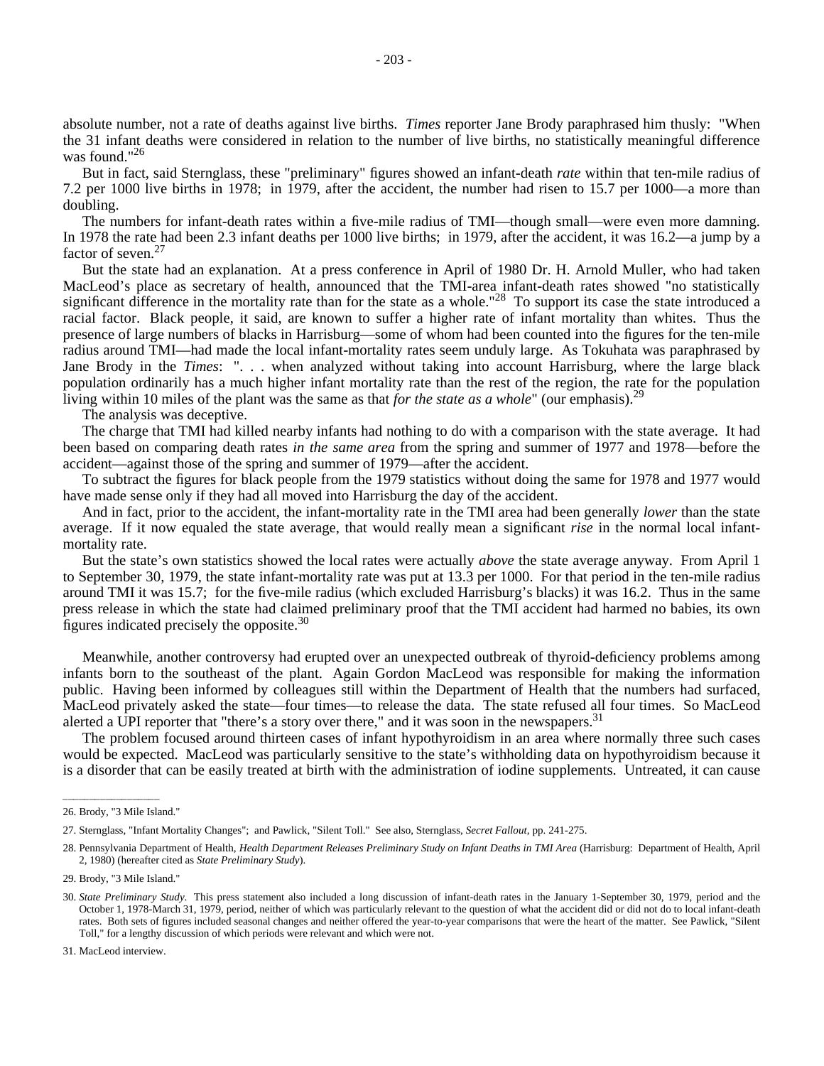absolute number, not a rate of deaths against live births. *Times* reporter Jane Brody paraphrased him thusly: "When the 31 infant deaths were considered in relation to the number of live births, no statistically meaningful difference was found."[26]

But in fact, said Sternglass, these "preliminary" figures showed an infant-death *rate* within that ten-mile radius of 7.2 per 1000 live births in 1978; in 1979, after the accident, the number had risen to 15.7 per 1000—a more than doubling.

The numbers for infant-death rates within a five-mile radius of TMI—though small—were even more damning. In 1978 the rate had been 2.3 infant deaths per 1000 live births; in 1979, after the accident, it was 16.2—a jump by a factor of seven.[27]

But the state had an explanation. At a press conference in April of 1980 Dr. H. Arnold Muller, who had taken MacLeod's place as secretary of health, announced that the TMI-area infant-death rates showed "no statistically significant difference in the mortality rate than for the state as a whole."[28] To support its case the state introduced a racial factor. Black people, it said, are known to suffer a higher rate of infant mortality than whites. Thus the presence of large numbers of blacks in Harrisburg—some of whom had been counted into the figures for the ten-mile radius around TMI—had made the local infant-mortality rates seem unduly large. As Tokuhata was paraphrased by Jane Brody in the *Times*: ". . . when analyzed without taking into account Harrisburg, where the large black population ordinarily has a much higher infant mortality rate than the rest of the region, the rate for the population living within 10 miles of the plant was the same as that *for the state as a whole*" (our emphasis).[29]

The analysis was deceptive.

The charge that TMI had killed nearby infants had nothing to do with a comparison with the state average. It had been based on comparing death rates *in the same area* from the spring and summer of 1977 and 1978—before the accident—against those of the spring and summer of 1979—after the accident.

To subtract the figures for black people from the 1979 statistics without doing the same for 1978 and 1977 would have made sense only if they had all moved into Harrisburg the day of the accident.

And in fact, prior to the accident, the infant-mortality rate in the TMI area had been generally *lower* than the state average. If it now equaled the state average, that would really mean a significant *rise* in the normal local infant-mortality rate.

But the state's own statistics showed the local rates were actually *above* the state average anyway. From April 1 to September 30, 1979, the state infant-mortality rate was put at 13.3 per 1000. For that period in the ten-mile radius around TMI it was 15.7; for the five-mile radius (which excluded Harrisburg's blacks) it was 16.2. Thus in the same press release in which the state had claimed preliminary proof that the TMI accident had harmed no babies, its own figures indicated precisely the opposite.[30]

Meanwhile, another controversy had erupted over an unexpected outbreak of thyroid-deficiency problems among infants born to the southeast of the plant. Again Gordon MacLeod was responsible for making the information public. Having been informed by colleagues still within the Department of Health that the numbers had surfaced, MacLeod privately asked the state—four times—to release the data. The state refused all four times. So MacLeod alerted a UPI reporter that "there's a story over there," and it was soon in the newspapers.[31]

The problem focused around thirteen cases of infant hypothyroidism in an area where normally three such cases would be expected. MacLeod was particularly sensitive to the state's withholding data on hypothyroidism because it is a disorder that can be easily treated at birth with the administration of iodine supplements. Untreated, it can cause

---

26. Brody, "3 Mile Island."

27. Sternglass, "Infant Mortality Changes"; and Pawlick, "Silent Toll." See also, Sternglass, *Secret Fallout*, pp. 241-275.

28. Pennsylvania Department of Health, *Health Department Releases Preliminary Study on Infant Deaths in TMI Area* (Harrisburg: Department of Health, April 2, 1980) (hereafter cited as *State Preliminary Study*).

29. Brody, "3 Mile Island."

30. *State Preliminary Study*. This press statement also included a long discussion of infant-death rates in the January 1-September 30, 1979, period and the October 1, 1978-March 31, 1979, period, neither of which was particularly relevant to the question of what the accident did or did not do to local infant-death rates. Both sets of figures included seasonal changes and neither offered the year-to-year comparisons that were the heart of the matter. See Pawlick, "Silent Toll," for a lengthy discussion of which periods were relevant and which were not.

31. MacLeod interview.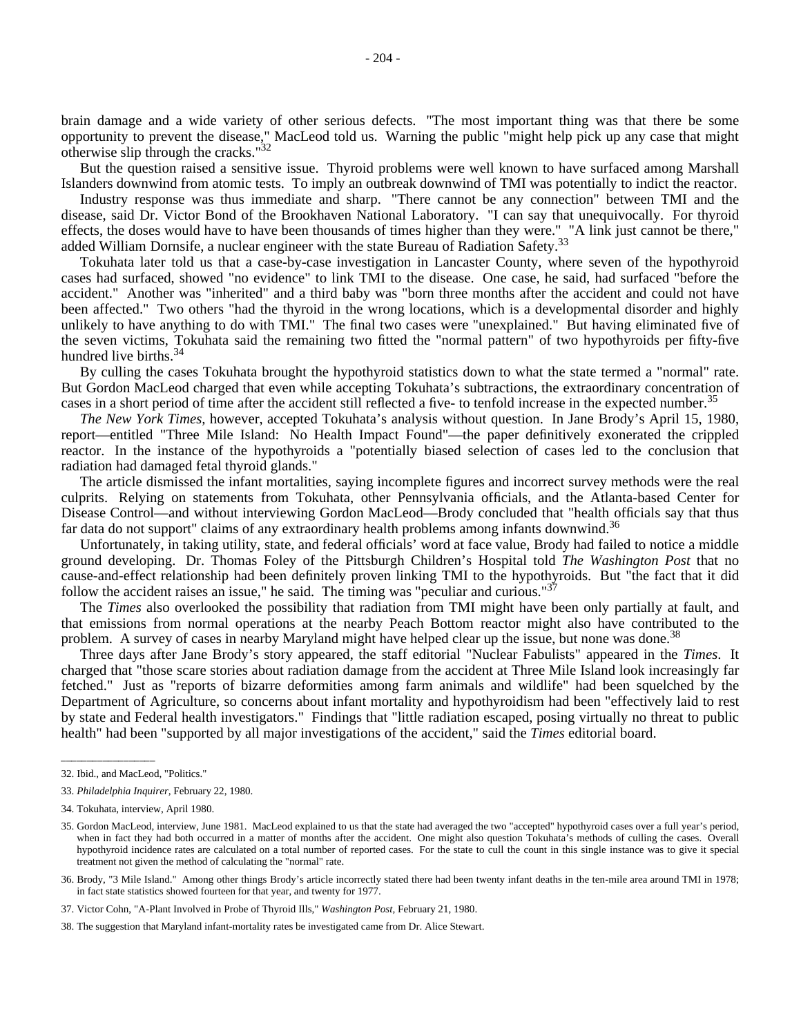brain damage and a wide variety of other serious defects. "The most important thing was that there be some opportunity to prevent the disease," MacLeod told us. Warning the public "might help pick up any case that might otherwise slip through the cracks."[32]

But the question raised a sensitive issue. Thyroid problems were well known to have surfaced among Marshall Islanders downwind from atomic tests. To imply an outbreak downwind of TMI was potentially to indict the reactor.

Industry response was thus immediate and sharp. "There cannot be any connection" between TMI and the disease, said Dr. Victor Bond of the Brookhaven National Laboratory. "I can say that unequivocally. For thyroid effects, the doses would have to have been thousands of times higher than they were." "A link just cannot be there," added William Dornsife, a nuclear engineer with the state Bureau of Radiation Safety.[33]

Tokuhata later told us that a case-by-case investigation in Lancaster County, where seven of the hypothyroid cases had surfaced, showed "no evidence" to link TMI to the disease. One case, he said, had surfaced "before the accident." Another was "inherited" and a third baby was "born three months after the accident and could not have been affected." Two others "had the thyroid in the wrong locations, which is a developmental disorder and highly unlikely to have anything to do with TMI." The final two cases were "unexplained." But having eliminated five of the seven victims, Tokuhata said the remaining two fitted the "normal pattern" of two hypothyroids per fifty-five hundred live births.[34]

By culling the cases Tokuhata brought the hypothyroid statistics down to what the state termed a "normal" rate. But Gordon MacLeod charged that even while accepting Tokuhata's subtractions, the extraordinary concentration of cases in a short period of time after the accident still reflected a five- to tenfold increase in the expected number.[35]

*The New York Times*, however, accepted Tokuhata's analysis without question. In Jane Brody's April 15, 1980, report—entitled "Three Mile Island: No Health Impact Found"—the paper definitively exonerated the crippled reactor. In the instance of the hypothyroids a "potentially biased selection of cases led to the conclusion that radiation had damaged fetal thyroid glands."

The article dismissed the infant mortalities, saying incomplete figures and incorrect survey methods were the real culprits. Relying on statements from Tokuhata, other Pennsylvania officials, and the Atlanta-based Center for Disease Control—and without interviewing Gordon MacLeod—Brody concluded that "health officials say that thus far data do not support" claims of any extraordinary health problems among infants downwind.[36]

Unfortunately, in taking utility, state, and federal officials' word at face value, Brody had failed to notice a middle ground developing. Dr. Thomas Foley of the Pittsburgh Children's Hospital told *The Washington Post* that no cause-and-effect relationship had been definitely proven linking TMI to the hypothyroids. But "the fact that it did follow the accident raises an issue," he said. The timing was "peculiar and curious."[37]

The *Times* also overlooked the possibility that radiation from TMI might have been only partially at fault, and that emissions from normal operations at the nearby Peach Bottom reactor might also have contributed to the problem. A survey of cases in nearby Maryland might have helped clear up the issue, but none was done.[38]

Three days after Jane Brody's story appeared, the staff editorial "Nuclear Fabulists" appeared in the *Times*. It charged that "those scare stories about radiation damage from the accident at Three Mile Island look increasingly far fetched." Just as "reports of bizarre deformities among farm animals and wildlife" had been squelched by the Department of Agriculture, so concerns about infant mortality and hypothyroidism had been "effectively laid to rest by state and Federal health investigators." Findings that "little radiation escaped, posing virtually no threat to public health" had been "supported by all major investigations of the accident," said the *Times* editorial board.

---

32. Ibid., and MacLeod, "Politics."

33. *Philadelphia Inquirer*, February 22, 1980.

34. Tokuhata, interview, April 1980.

35. Gordon MacLeod, interview, June 1981. MacLeod explained to us that the state had averaged the two "accepted" hypothyroid cases over a full year's period, when in fact they had both occurred in a matter of months after the accident. One might also question Tokuhata's methods of culling the cases. Overall hypothyroid incidence rates are calculated on a total number of reported cases. For the state to cull the count in this single instance was to give it special treatment not given the method of calculating the "normal" rate.

36. Brody, "3 Mile Island." Among other things Brody's article incorrectly stated there had been twenty infant deaths in the ten-mile area around TMI in 1978; in fact state statistics showed fourteen for that year, and twenty for 1977.

37. Victor Cohn, "A-Plant Involved in Probe of Thyroid Ills," *Washington Post*, February 21, 1980.

38. The suggestion that Maryland infant-mortality rates be investigated came from Dr. Alice Stewart.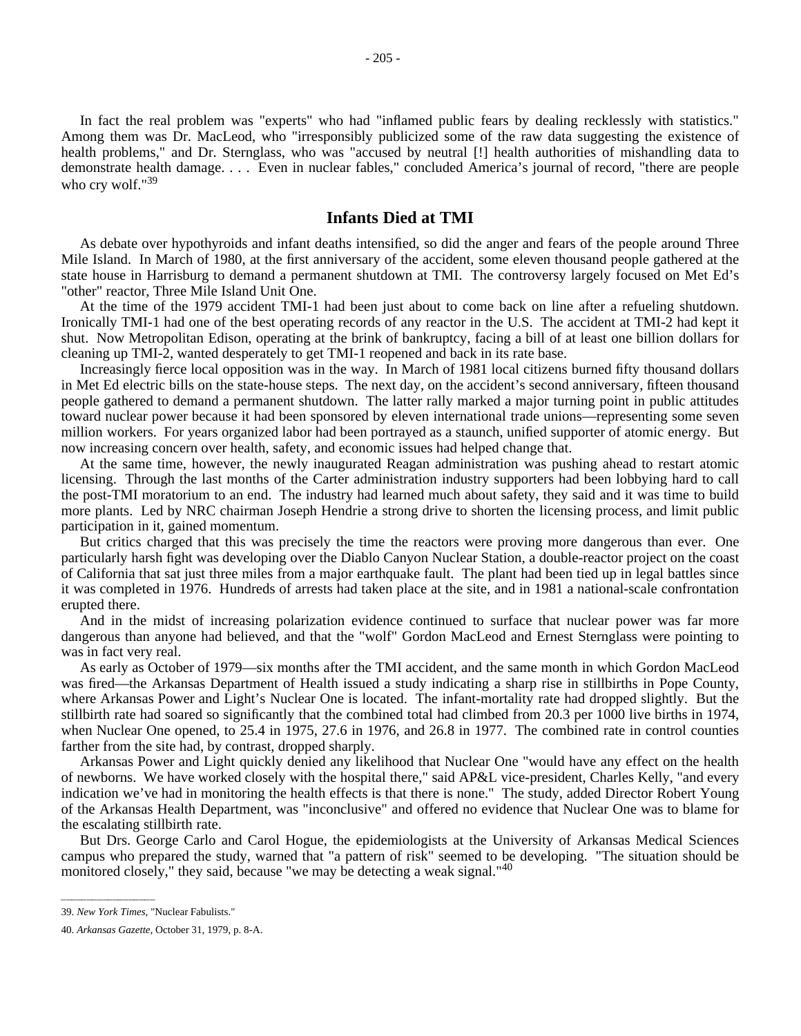In fact the real problem was "experts" who had "inflamed public fears by dealing recklessly with statistics." Among them was Dr. MacLeod, who "irresponsibly publicized some of the raw data suggesting the existence of health problems," and Dr. Sternglass, who was "accused by neutral [!] health authorities of mishandling data to demonstrate health damage. . . . Even in nuclear fables," concluded America's journal of record, "there are people who cry wolf."[39]

## Infants Died at TMI

As debate over hypothyroids and infant deaths intensified, so did the anger and fears of the people around Three Mile Island. In March of 1980, at the first anniversary of the accident, some eleven thousand people gathered at the state house in Harrisburg to demand a permanent shutdown at TMI. The controversy largely focused on Met Ed's "other" reactor, Three Mile Island Unit One.

At the time of the 1979 accident TMI-1 had been just about to come back on line after a refueling shutdown. Ironically TMI-1 had one of the best operating records of any reactor in the U.S. The accident at TMI-2 had kept it shut. Now Metropolitan Edison, operating at the brink of bankruptcy, facing a bill of at least one billion dollars for cleaning up TMI-2, wanted desperately to get TMI-1 reopened and back in its rate base.

Increasingly fierce local opposition was in the way. In March of 1981 local citizens burned fifty thousand dollars in Met Ed electric bills on the state-house steps. The next day, on the accident's second anniversary, fifteen thousand people gathered to demand a permanent shutdown. The latter rally marked a major turning point in public attitudes toward nuclear power because it had been sponsored by eleven international trade unions—representing some seven million workers. For years organized labor had been portrayed as a staunch, unified supporter of atomic energy. But now increasing concern over health, safety, and economic issues had helped change that.

At the same time, however, the newly inaugurated Reagan administration was pushing ahead to restart atomic licensing. Through the last months of the Carter administration industry supporters had been lobbying hard to call the post-TMI moratorium to an end. The industry had learned much about safety, they said and it was time to build more plants. Led by NRC chairman Joseph Hendrie a strong drive to shorten the licensing process, and limit public participation in it, gained momentum.

But critics charged that this was precisely the time the reactors were proving more dangerous than ever. One particularly harsh fight was developing over the Diablo Canyon Nuclear Station, a double-reactor project on the coast of California that sat just three miles from a major earthquake fault. The plant had been tied up in legal battles since it was completed in 1976. Hundreds of arrests had taken place at the site, and in 1981 a national-scale confrontation erupted there.

And in the midst of increasing polarization evidence continued to surface that nuclear power was far more dangerous than anyone had believed, and that the "wolf" Gordon MacLeod and Ernest Sternglass were pointing to was in fact very real.

As early as October of 1979—six months after the TMI accident, and the same month in which Gordon MacLeod was fired—the Arkansas Department of Health issued a study indicating a sharp rise in stillbirths in Pope County, where Arkansas Power and Light's Nuclear One is located. The infant-mortality rate had dropped slightly. But the stillbirth rate had soared so significantly that the combined total had climbed from 20.3 per 1000 live births in 1974, when Nuclear One opened, to 25.4 in 1975, 27.6 in 1976, and 26.8 in 1977. The combined rate in control counties farther from the site had, by contrast, dropped sharply.

Arkansas Power and Light quickly denied any likelihood that Nuclear One "would have any effect on the health of newborns. We have worked closely with the hospital there," said AP&L vice-president, Charles Kelly, "and every indication we've had in monitoring the health effects is that there is none." The study, added Director Robert Young of the Arkansas Health Department, was "inconclusive" and offered no evidence that Nuclear One was to blame for the escalating stillbirth rate.

But Drs. George Carlo and Carol Hogue, the epidemiologists at the University of Arkansas Medical Sciences campus who prepared the study, warned that "a pattern of risk" seemed to be developing. "The situation should be monitored closely," they said, because "we may be detecting a weak signal."[40]

---

39. *New York Times*, "Nuclear Fabulists."

40. *Arkansas Gazette*, October 31, 1979, p. 8-A.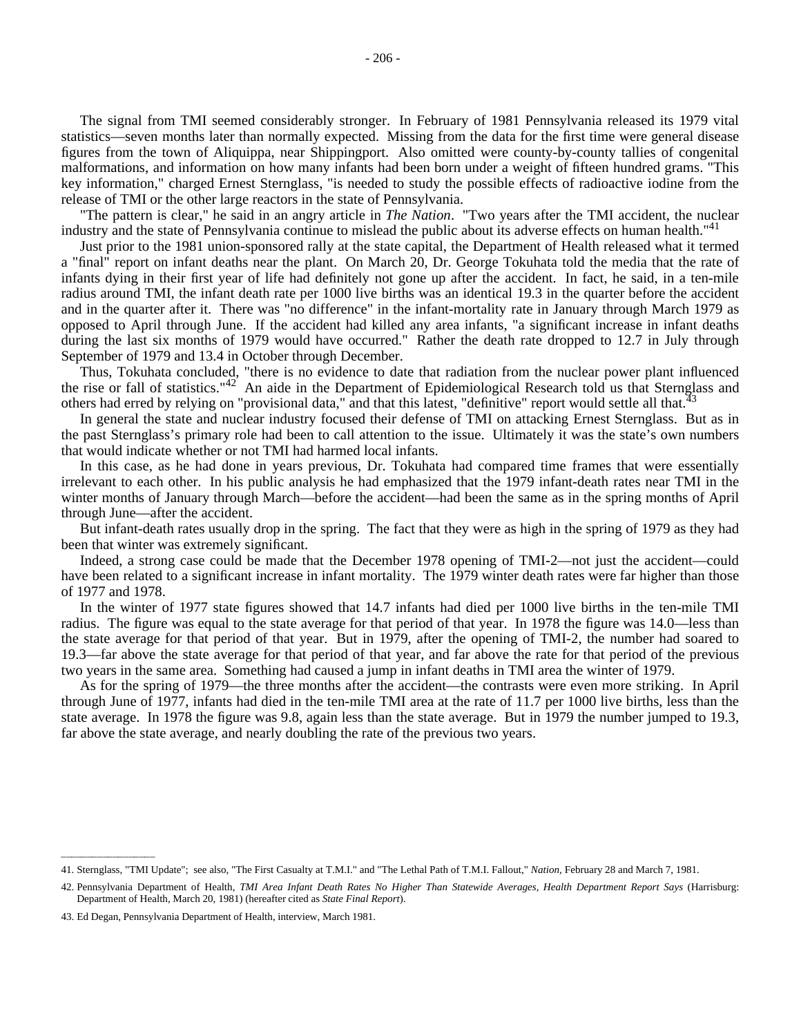The signal from TMI seemed considerably stronger. In February of 1981 Pennsylvania released its 1979 vital statistics—seven months later than normally expected. Missing from the data for the first time were general disease figures from the town of Aliquippa, near Shippingport. Also omitted were county-by-county tallies of congenital malformations, and information on how many infants had been born under a weight of fifteen hundred grams. "This key information," charged Ernest Sternglass, "is needed to study the possible effects of radioactive iodine from the release of TMI or the other large reactors in the state of Pennsylvania.

"The pattern is clear," he said in an angry article in *The Nation*. "Two years after the TMI accident, the nuclear industry and the state of Pennsylvania continue to mislead the public about its adverse effects on human health."[41]

Just prior to the 1981 union-sponsored rally at the state capital, the Department of Health released what it termed a "final" report on infant deaths near the plant. On March 20, Dr. George Tokuhata told the media that the rate of infants dying in their first year of life had definitely not gone up after the accident. In fact, he said, in a ten-mile radius around TMI, the infant death rate per 1000 live births was an identical 19.3 in the quarter before the accident and in the quarter after it. There was "no difference" in the infant-mortality rate in January through March 1979 as opposed to April through June. If the accident had killed any area infants, "a significant increase in infant deaths during the last six months of 1979 would have occurred." Rather the death rate dropped to 12.7 in July through September of 1979 and 13.4 in October through December.

Thus, Tokuhata concluded, "there is no evidence to date that radiation from the nuclear power plant influenced the rise or fall of statistics."[42] An aide in the Department of Epidemiological Research told us that Sternglass and others had erred by relying on "provisional data," and that this latest, "definitive" report would settle all that.[43]

In general the state and nuclear industry focused their defense of TMI on attacking Ernest Sternglass. But as in the past Sternglass's primary role had been to call attention to the issue. Ultimately it was the state's own numbers that would indicate whether or not TMI had harmed local infants.

In this case, as he had done in years previous, Dr. Tokuhata had compared time frames that were essentially irrelevant to each other. In his public analysis he had emphasized that the 1979 infant-death rates near TMI in the winter months of January through March—before the accident—had been the same as in the spring months of April through June—after the accident.

But infant-death rates usually drop in the spring. The fact that they were as high in the spring of 1979 as they had been that winter was extremely significant.

Indeed, a strong case could be made that the December 1978 opening of TMI-2—not just the accident—could have been related to a significant increase in infant mortality. The 1979 winter death rates were far higher than those of 1977 and 1978.

In the winter of 1977 state figures showed that 14.7 infants had died per 1000 live births in the ten-mile TMI radius. The figure was equal to the state average for that period of that year. In 1978 the figure was 14.0—less than the state average for that period of that year. But in 1979, after the opening of TMI-2, the number had soared to 19.3—far above the state average for that period of that year, and far above the rate for that period of the previous two years in the same area. Something had caused a jump in infant deaths in TMI area the winter of 1979.

As for the spring of 1979—the three months after the accident—the contrasts were even more striking. In April through June of 1977, infants had died in the ten-mile TMI area at the rate of 11.7 per 1000 live births, less than the state average. In 1978 the figure was 9.8, again less than the state average. But in 1979 the number jumped to 19.3, far above the state average, and nearly doubling the rate of the previous two years.

---

41. Sternglass, "TMI Update"; see also, "The First Casualty at T.M.I." and "The Lethal Path of T.M.I. Fallout," *Nation*, February 28 and March 7, 1981.

42. Pennsylvania Department of Health, *TMI Area Infant Death Rates No Higher Than Statewide Averages, Health Department Report Says* (Harrisburg: Department of Health, March 20, 1981) (hereafter cited as *State Final Report*).

43. Ed Degan, Pennsylvania Department of Health, interview, March 1981.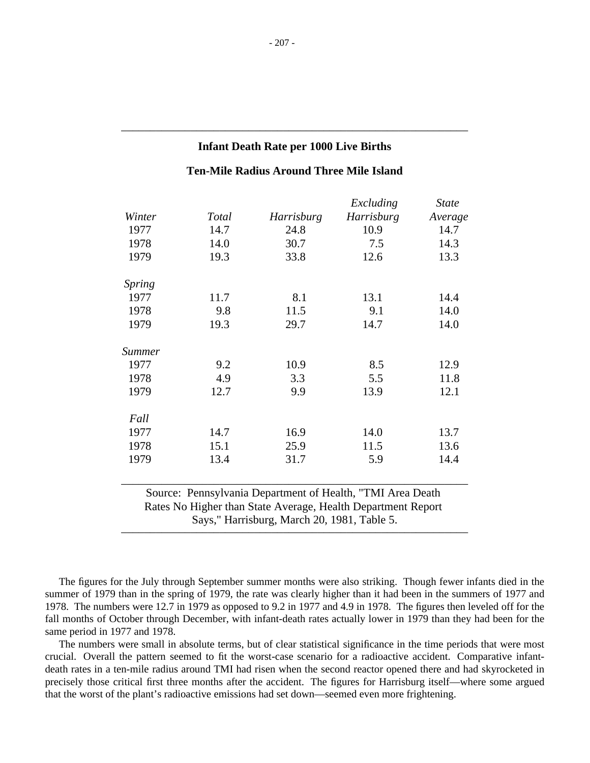**Infant Death Rate per 1000 Live Births**

**Ten-Mile Radius Around Three Mile Island**

| *Winter* | *Total* | *Harrisburg* | *Excluding Harrisburg* | *State Average* |
|---|---|---|---|---|
| 1977 | 14.7 | 24.8 | 10.9 | 14.7 |
| 1978 | 14.0 | 30.7 | 7.5 | 14.3 |
| 1979 | 19.3 | 33.8 | 12.6 | 13.3 |
| *Spring* | | | | |
| 1977 | 11.7 | 8.1 | 13.1 | 14.4 |
| 1978 | 9.8 | 11.5 | 9.1 | 14.0 |
| 1979 | 19.3 | 29.7 | 14.7 | 14.0 |
| *Summer* | | | | |
| 1977 | 9.2 | 10.9 | 8.5 | 12.9 |
| 1978 | 4.9 | 3.3 | 5.5 | 11.8 |
| 1979 | 12.7 | 9.9 | 13.9 | 12.1 |
| *Fall* | | | | |
| 1977 | 14.7 | 16.9 | 14.0 | 13.7 |
| 1978 | 15.1 | 25.9 | 11.5 | 13.6 |
| 1979 | 13.4 | 31.7 | 5.9 | 14.4 |

Source: Pennsylvania Department of Health, "TMI Area Death Rates No Higher than State Average, Health Department Report Says," Harrisburg, March 20, 1981, Table 5.

The figures for the July through September summer months were also striking. Though fewer infants died in the summer of 1979 than in the spring of 1979, the rate was clearly higher than it had been in the summers of 1977 and 1978. The numbers were 12.7 in 1979 as opposed to 9.2 in 1977 and 4.9 in 1978. The figures then leveled off for the fall months of October through December, with infant-death rates actually lower in 1979 than they had been for the same period in 1977 and 1978.

The numbers were small in absolute terms, but of clear statistical significance in the time periods that were most crucial. Overall the pattern seemed to fit the worst-case scenario for a radioactive accident. Comparative infant-death rates in a ten-mile radius around TMI had risen when the second reactor opened there and had skyrocketed in precisely those critical first three months after the accident. The figures for Harrisburg itself—where some argued that the worst of the plant's radioactive emissions had set down—seemed even more frightening.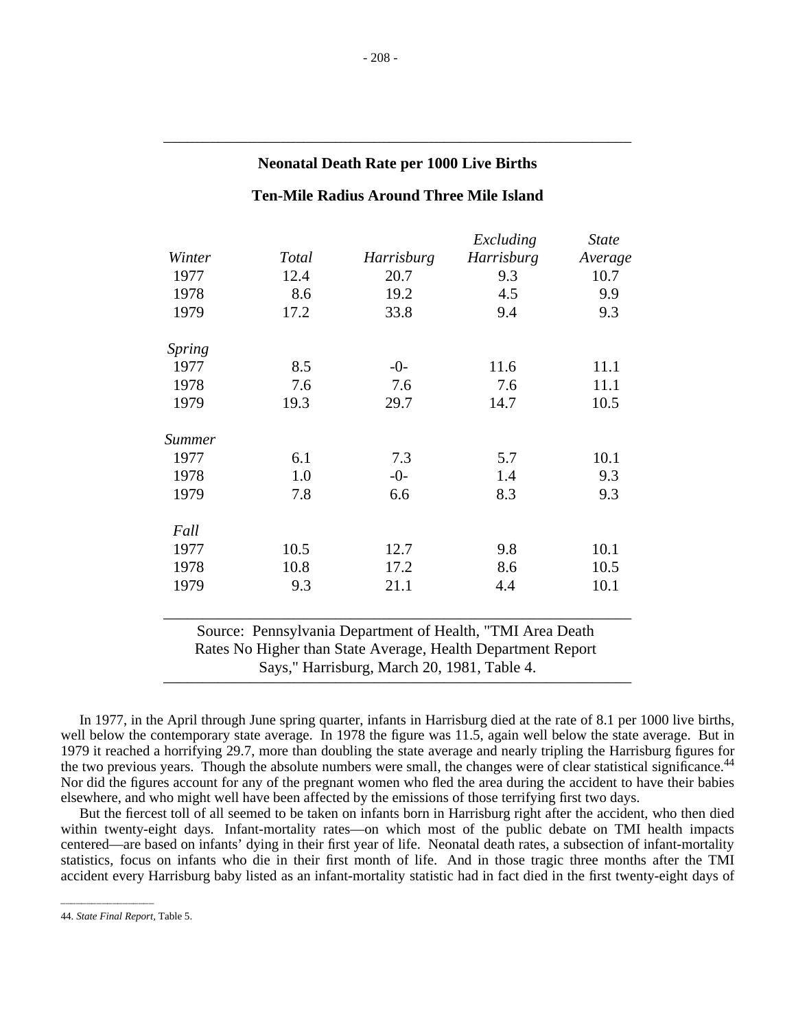**Neonatal Death Rate per 1000 Live Births**

**Ten-Mile Radius Around Three Mile Island**

| *Winter* | *Total* | *Harrisburg* | *Excluding Harrisburg* | *State Average* |
|---|---|---|---|---|
| 1977 | 12.4 | 20.7 | 9.3 | 10.7 |
| 1978 | 8.6 | 19.2 | 4.5 | 9.9 |
| 1979 | 17.2 | 33.8 | 9.4 | 9.3 |
| *Spring* | | | | |
| 1977 | 8.5 | -0- | 11.6 | 11.1 |
| 1978 | 7.6 | 7.6 | 7.6 | 11.1 |
| 1979 | 19.3 | 29.7 | 14.7 | 10.5 |
| *Summer* | | | | |
| 1977 | 6.1 | 7.3 | 5.7 | 10.1 |
| 1978 | 1.0 | -0- | 1.4 | 9.3 |
| 1979 | 7.8 | 6.6 | 8.3 | 9.3 |
| *Fall* | | | | |
| 1977 | 10.5 | 12.7 | 9.8 | 10.1 |
| 1978 | 10.8 | 17.2 | 8.6 | 10.5 |
| 1979 | 9.3 | 21.1 | 4.4 | 10.1 |

Source: Pennsylvania Department of Health, "TMI Area Death Rates No Higher than State Average, Health Department Report Says," Harrisburg, March 20, 1981, Table 4.

In 1977, in the April through June spring quarter, infants in Harrisburg died at the rate of 8.1 per 1000 live births, well below the contemporary state average. In 1978 the figure was 11.5, again well below the state average. But in 1979 it reached a horrifying 29.7, more than doubling the state average and nearly tripling the Harrisburg figures for the two previous years. Though the absolute numbers were small, the changes were of clear statistical significance.[44] Nor did the figures account for any of the pregnant women who fled the area during the accident to have their babies elsewhere, and who might well have been affected by the emissions of those terrifying first two days.

But the fiercest toll of all seemed to be taken on infants born in Harrisburg right after the accident, who then died within twenty-eight days. Infant-mortality rates—on which most of the public debate on TMI health impacts centered—are based on infants' dying in their first year of life. Neonatal death rates, a subsection of infant-mortality statistics, focus on infants who die in their first month of life. And in those tragic three months after the TMI accident every Harrisburg baby listed as an infant-mortality statistic had in fact died in the first twenty-eight days of

---

44. *State Final Report*, Table 5.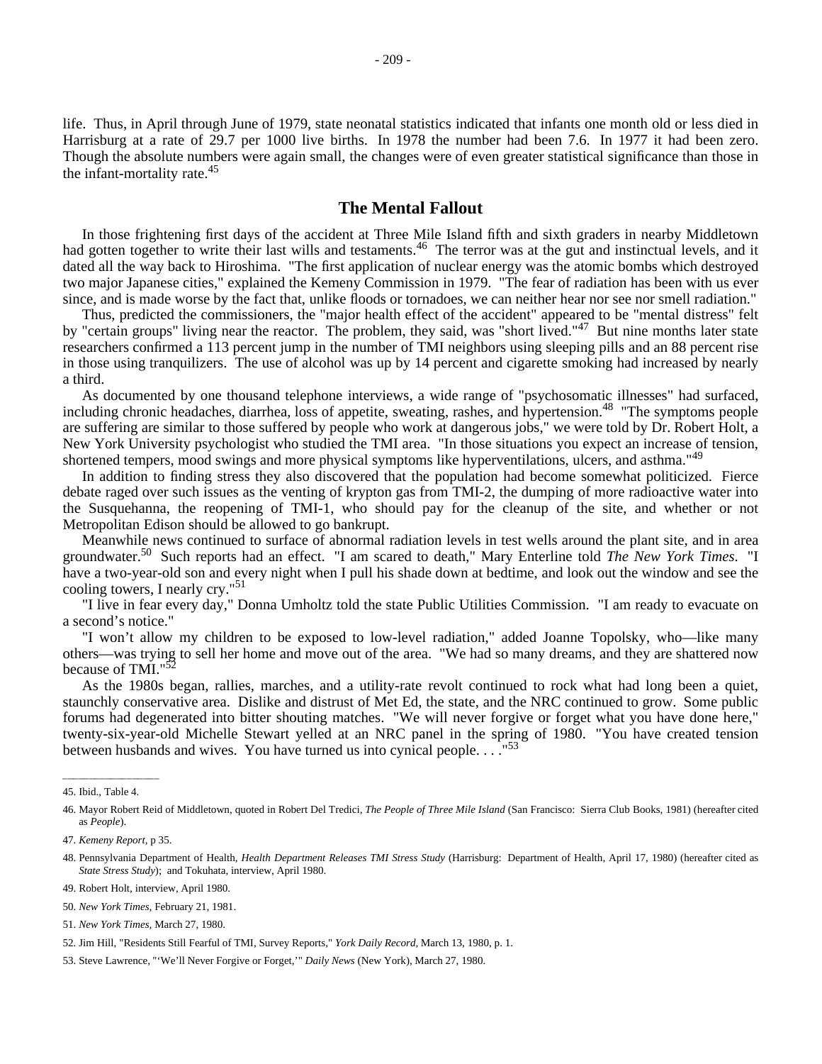life. Thus, in April through June of 1979, state neonatal statistics indicated that infants one month old or less died in Harrisburg at a rate of 29.7 per 1000 live births. In 1978 the number had been 7.6. In 1977 it had been zero. Though the absolute numbers were again small, the changes were of even greater statistical significance than those in the infant-mortality rate.[45]

## The Mental Fallout

In those frightening first days of the accident at Three Mile Island fifth and sixth graders in nearby Middletown had gotten together to write their last wills and testaments.[46] The terror was at the gut and instinctual levels, and it dated all the way back to Hiroshima. "The first application of nuclear energy was the atomic bombs which destroyed two major Japanese cities," explained the Kemeny Commission in 1979. "The fear of radiation has been with us ever since, and is made worse by the fact that, unlike floods or tornadoes, we can neither hear nor see nor smell radiation."

Thus, predicted the commissioners, the "major health effect of the accident" appeared to be "mental distress" felt by "certain groups" living near the reactor. The problem, they said, was "short lived."[47] But nine months later state researchers confirmed a 113 percent jump in the number of TMI neighbors using sleeping pills and an 88 percent rise in those using tranquilizers. The use of alcohol was up by 14 percent and cigarette smoking had increased by nearly a third.

As documented by one thousand telephone interviews, a wide range of "psychosomatic illnesses" had surfaced, including chronic headaches, diarrhea, loss of appetite, sweating, rashes, and hypertension.[48] "The symptoms people are suffering are similar to those suffered by people who work at dangerous jobs," we were told by Dr. Robert Holt, a New York University psychologist who studied the TMI area. "In those situations you expect an increase of tension, shortened tempers, mood swings and more physical symptoms like hyperventilations, ulcers, and asthma."[49]

In addition to finding stress they also discovered that the population had become somewhat politicized. Fierce debate raged over such issues as the venting of krypton gas from TMI-2, the dumping of more radioactive water into the Susquehanna, the reopening of TMI-1, who should pay for the cleanup of the site, and whether or not Metropolitan Edison should be allowed to go bankrupt.

Meanwhile news continued to surface of abnormal radiation levels in test wells around the plant site, and in area groundwater.[50] Such reports had an effect. "I am scared to death," Mary Enterline told *The New York Times*. "I have a two-year-old son and every night when I pull his shade down at bedtime, and look out the window and see the cooling towers, I nearly cry."[51]

"I live in fear every day," Donna Umholtz told the state Public Utilities Commission. "I am ready to evacuate on a second's notice."

"I won't allow my children to be exposed to low-level radiation," added Joanne Topolsky, who—like many others—was trying to sell her home and move out of the area. "We had so many dreams, and they are shattered now because of TMI."[52]

As the 1980s began, rallies, marches, and a utility-rate revolt continued to rock what had long been a quiet, staunchly conservative area. Dislike and distrust of Met Ed, the state, and the NRC continued to grow. Some public forums had degenerated into bitter shouting matches. "We will never forgive or forget what you have done here," twenty-six-year-old Michelle Stewart yelled at an NRC panel in the spring of 1980. "You have created tension between husbands and wives. You have turned us into cynical people. . . ."[53]

---

45. Ibid., Table 4.

46. Mayor Robert Reid of Middletown, quoted in Robert Del Tredici, *The People of Three Mile Island* (San Francisco: Sierra Club Books, 1981) (hereafter cited as *People*).

47. *Kemeny Report*, p 35.

48. Pennsylvania Department of Health, *Health Department Releases TMI Stress Study* (Harrisburg: Department of Health, April 17, 1980) (hereafter cited as *State Stress Study*); and Tokuhata, interview, April 1980.

49. Robert Holt, interview, April 1980.

50. *New York Times*, February 21, 1981.

51. *New York Times*, March 27, 1980.

52. Jim Hill, "Residents Still Fearful of TMI, Survey Reports," *York Daily Record*, March 13, 1980, p. 1.

53. Steve Lawrence, "'We'll Never Forgive or Forget,'" *Daily News* (New York), March 27, 1980.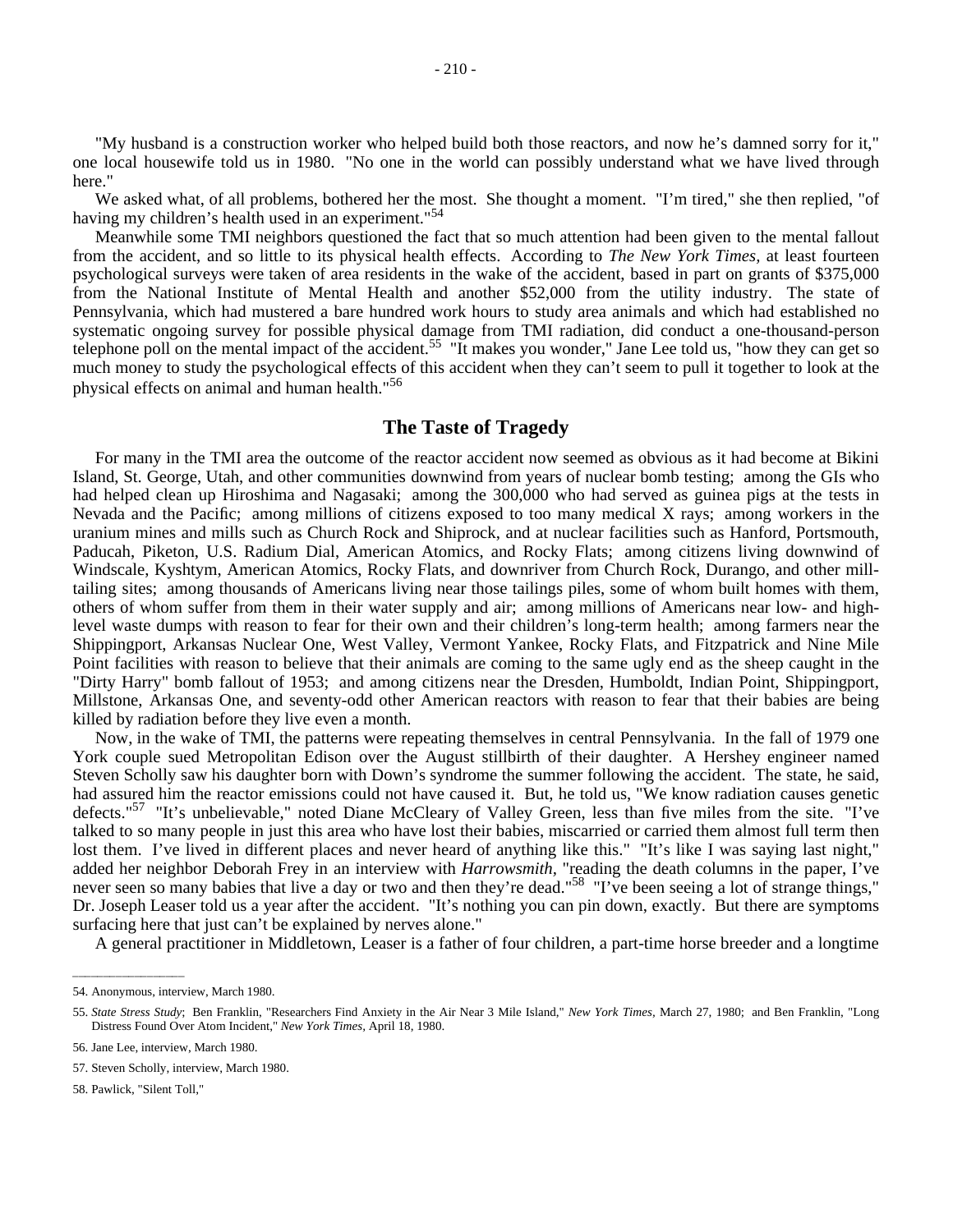"My husband is a construction worker who helped build both those reactors, and now he's damned sorry for it," one local housewife told us in 1980. "No one in the world can possibly understand what we have lived through here."

We asked what, of all problems, bothered her the most. She thought a moment. "I'm tired," she then replied, "of having my children's health used in an experiment."[54]

Meanwhile some TMI neighbors questioned the fact that so much attention had been given to the mental fallout from the accident, and so little to its physical health effects. According to *The New York Times*, at least fourteen psychological surveys were taken of area residents in the wake of the accident, based in part on grants of $375,000 from the National Institute of Mental Health and another $52,000 from the utility industry. The state of Pennsylvania, which had mustered a bare hundred work hours to study area animals and which had established no systematic ongoing survey for possible physical damage from TMI radiation, did conduct a one-thousand-person telephone poll on the mental impact of the accident.[55] "It makes you wonder," Jane Lee told us, "how they can get so much money to study the psychological effects of this accident when they can't seem to pull it together to look at the physical effects on animal and human health."[56]

## The Taste of Tragedy

For many in the TMI area the outcome of the reactor accident now seemed as obvious as it had become at Bikini Island, St. George, Utah, and other communities downwind from years of nuclear bomb testing; among the GIs who had helped clean up Hiroshima and Nagasaki; among the 300,000 who had served as guinea pigs at the tests in Nevada and the Pacific; among millions of citizens exposed to too many medical X rays; among workers in the uranium mines and mills such as Church Rock and Shiprock, and at nuclear facilities such as Hanford, Portsmouth, Paducah, Piketon, U.S. Radium Dial, American Atomics, and Rocky Flats; among citizens living downwind of Windscale, Kyshtym, American Atomics, Rocky Flats, and downriver from Church Rock, Durango, and other mill-tailing sites; among thousands of Americans living near those tailings piles, some of whom built homes with them, others of whom suffer from them in their water supply and air; among millions of Americans near low- and high-level waste dumps with reason to fear for their own and their children's long-term health; among farmers near the Shippingport, Arkansas Nuclear One, West Valley, Vermont Yankee, Rocky Flats, and Fitzpatrick and Nine Mile Point facilities with reason to believe that their animals are coming to the same ugly end as the sheep caught in the "Dirty Harry" bomb fallout of 1953; and among citizens near the Dresden, Humboldt, Indian Point, Shippingport, Millstone, Arkansas One, and seventy-odd other American reactors with reason to fear that their babies are being killed by radiation before they live even a month.

Now, in the wake of TMI, the patterns were repeating themselves in central Pennsylvania. In the fall of 1979 one York couple sued Metropolitan Edison over the August stillbirth of their daughter. A Hershey engineer named Steven Scholly saw his daughter born with Down's syndrome the summer following the accident. The state, he said, had assured him the reactor emissions could not have caused it. But, he told us, "We know radiation causes genetic defects."[57] "It's unbelievable," noted Diane McCleary of Valley Green, less than five miles from the site. "I've talked to so many people in just this area who have lost their babies, miscarried or carried them almost full term then lost them. I've lived in different places and never heard of anything like this." "It's like I was saying last night," added her neighbor Deborah Frey in an interview with *Harrowsmith*, "reading the death columns in the paper, I've never seen so many babies that live a day or two and then they're dead."[58] "I've been seeing a lot of strange things," Dr. Joseph Leaser told us a year after the accident. "It's nothing you can pin down, exactly. But there are symptoms surfacing here that just can't be explained by nerves alone."

A general practitioner in Middletown, Leaser is a father of four children, a part-time horse breeder and a longtime

---

54. Anonymous, interview, March 1980.

55. *State Stress Study*; Ben Franklin, "Researchers Find Anxiety in the Air Near 3 Mile Island," *New York Times*, March 27, 1980; and Ben Franklin, "Long Distress Found Over Atom Incident," *New York Times*, April 18, 1980.

56. Jane Lee, interview, March 1980.

57. Steven Scholly, interview, March 1980.

58. Pawlick, "Silent Toll,"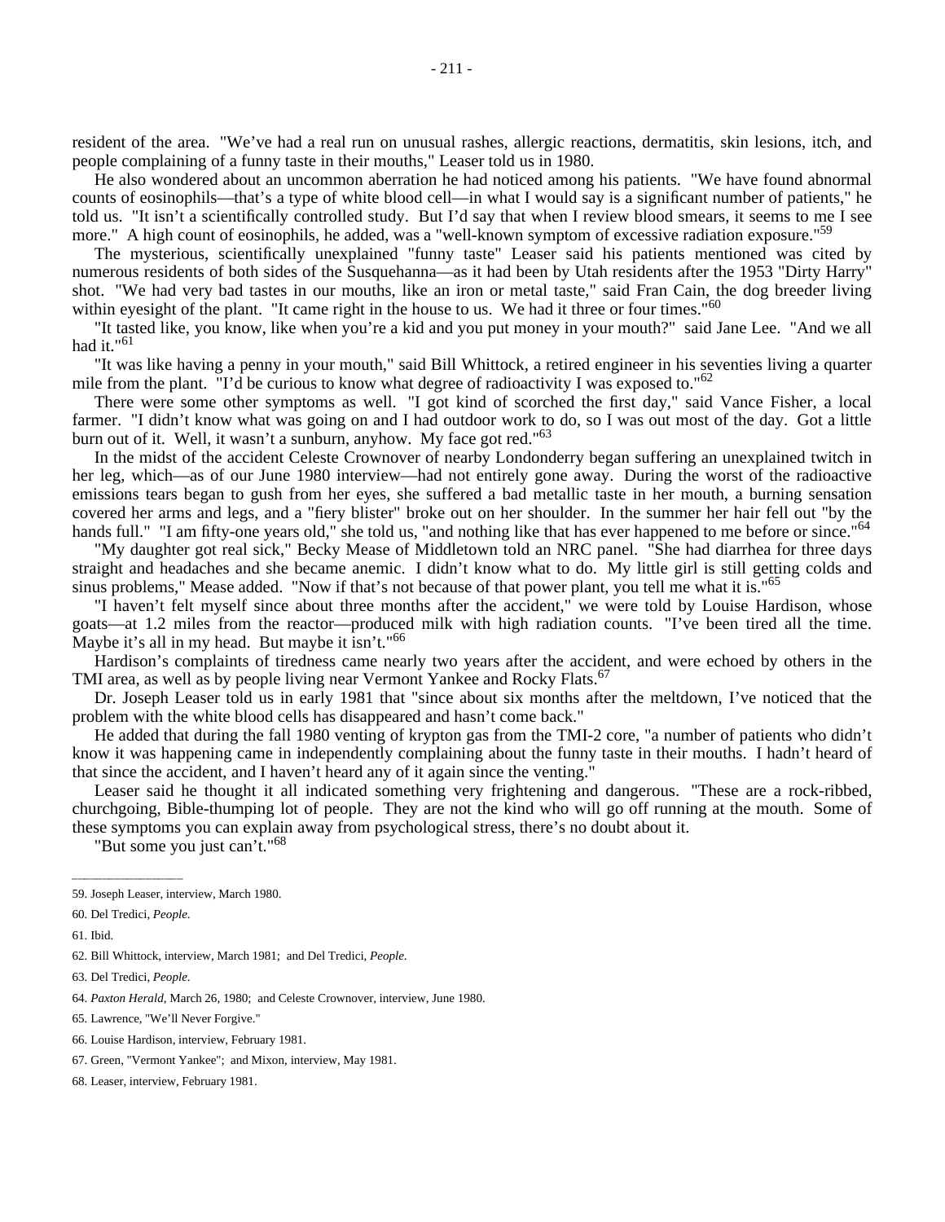resident of the area. "We've had a real run on unusual rashes, allergic reactions, dermatitis, skin lesions, itch, and people complaining of a funny taste in their mouths," Leaser told us in 1980.

He also wondered about an uncommon aberration he had noticed among his patients. "We have found abnormal counts of eosinophils—that's a type of white blood cell—in what I would say is a significant number of patients," he told us. "It isn't a scientifically controlled study. But I'd say that when I review blood smears, it seems to me I see more." A high count of eosinophils, he added, was a "well-known symptom of excessive radiation exposure."[59]

The mysterious, scientifically unexplained "funny taste" Leaser said his patients mentioned was cited by numerous residents of both sides of the Susquehanna—as it had been by Utah residents after the 1953 "Dirty Harry" shot. "We had very bad tastes in our mouths, like an iron or metal taste," said Fran Cain, the dog breeder living within eyesight of the plant. "It came right in the house to us. We had it three or four times."[60]

"It tasted like, you know, like when you're a kid and you put money in your mouth?" said Jane Lee. "And we all had it."[61]

"It was like having a penny in your mouth," said Bill Whittock, a retired engineer in his seventies living a quarter mile from the plant. "I'd be curious to know what degree of radioactivity I was exposed to."[62]

There were some other symptoms as well. "I got kind of scorched the first day," said Vance Fisher, a local farmer. "I didn't know what was going on and I had outdoor work to do, so I was out most of the day. Got a little burn out of it. Well, it wasn't a sunburn, anyhow. My face got red."[63]

In the midst of the accident Celeste Crownover of nearby Londonderry began suffering an unexplained twitch in her leg, which—as of our June 1980 interview—had not entirely gone away. During the worst of the radioactive emissions tears began to gush from her eyes, she suffered a bad metallic taste in her mouth, a burning sensation covered her arms and legs, and a "fiery blister" broke out on her shoulder. In the summer her hair fell out "by the hands full." "I am fifty-one years old," she told us, "and nothing like that has ever happened to me before or since."[64]

"My daughter got real sick," Becky Mease of Middletown told an NRC panel. "She had diarrhea for three days straight and headaches and she became anemic. I didn't know what to do. My little girl is still getting colds and sinus problems," Mease added. "Now if that's not because of that power plant, you tell me what it is."[65]

"I haven't felt myself since about three months after the accident," we were told by Louise Hardison, whose goats—at 1.2 miles from the reactor—produced milk with high radiation counts. "I've been tired all the time. Maybe it's all in my head. But maybe it isn't."[66]

Hardison's complaints of tiredness came nearly two years after the accident, and were echoed by others in the TMI area, as well as by people living near Vermont Yankee and Rocky Flats.[67]

Dr. Joseph Leaser told us in early 1981 that "since about six months after the meltdown, I've noticed that the problem with the white blood cells has disappeared and hasn't come back."

He added that during the fall 1980 venting of krypton gas from the TMI-2 core, "a number of patients who didn't know it was happening came in independently complaining about the funny taste in their mouths. I hadn't heard of that since the accident, and I haven't heard any of it again since the venting."

Leaser said he thought it all indicated something very frightening and dangerous. "These are a rock-ribbed, churchgoing, Bible-thumping lot of people. They are not the kind who will go off running at the mouth. Some of these symptoms you can explain away from psychological stress, there's no doubt about it.

"But some you just can't."[68]

---

59. Joseph Leaser, interview, March 1980.

60. Del Tredici, *People*.

61. Ibid.

62. Bill Whittock, interview, March 1981; and Del Tredici, *People*.

63. Del Tredici, *People*.

64. *Paxton Herald*, March 26, 1980; and Celeste Crownover, interview, June 1980.

65. Lawrence, "We'll Never Forgive."

66. Louise Hardison, interview, February 1981.

67. Green, "Vermont Yankee"; and Mixon, interview, May 1981.

68. Leaser, interview, February 1981.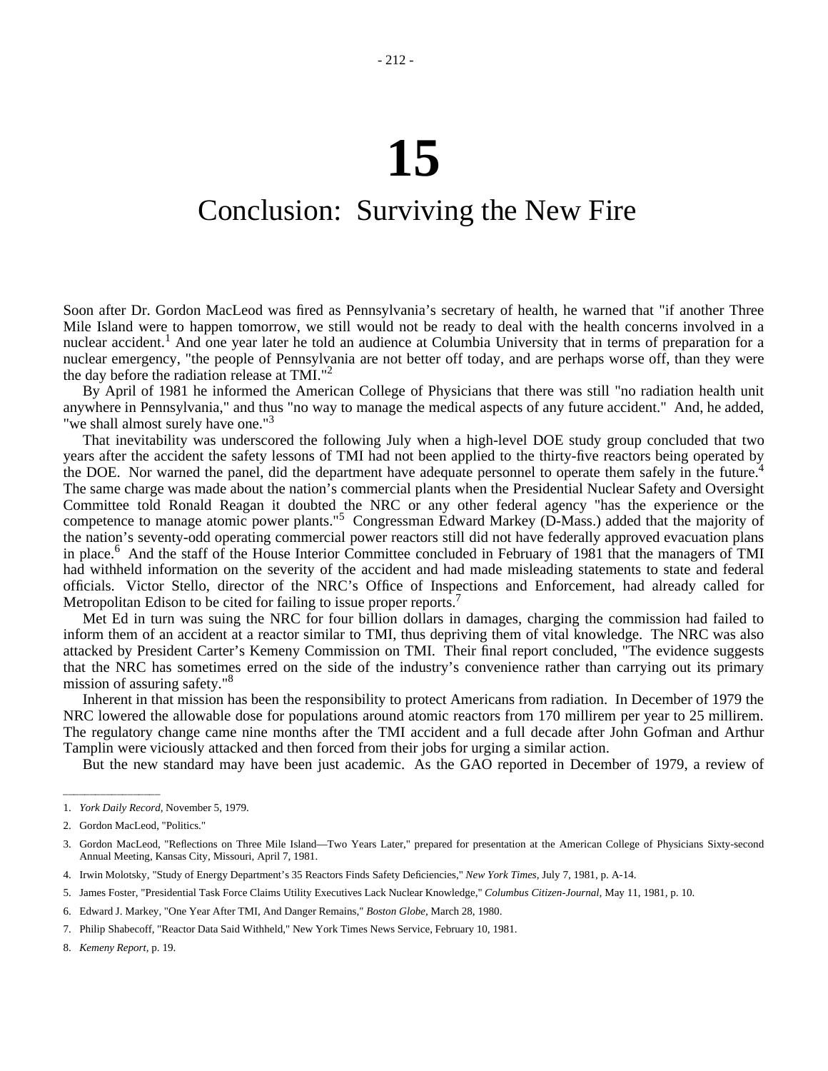# 15

## Conclusion: Surviving the New Fire

Soon after Dr. Gordon MacLeod was fired as Pennsylvania's secretary of health, he warned that "if another Three Mile Island were to happen tomorrow, we still would not be ready to deal with the health concerns involved in a nuclear accident.[1] And one year later he told an audience at Columbia University that in terms of preparation for a nuclear emergency, "the people of Pennsylvania are not better off today, and are perhaps worse off, than they were the day before the radiation release at TMI."[2]

By April of 1981 he informed the American College of Physicians that there was still "no radiation health unit anywhere in Pennsylvania," and thus "no way to manage the medical aspects of any future accident." And, he added, "we shall almost surely have one."[3]

That inevitability was underscored the following July when a high-level DOE study group concluded that two years after the accident the safety lessons of TMI had not been applied to the thirty-five reactors being operated by the DOE. Nor warned the panel, did the department have adequate personnel to operate them safely in the future.[4] The same charge was made about the nation's commercial plants when the Presidential Nuclear Safety and Oversight Committee told Ronald Reagan it doubted the NRC or any other federal agency "has the experience or the competence to manage atomic power plants."[5] Congressman Edward Markey (D-Mass.) added that the majority of the nation's seventy-odd operating commercial power reactors still did not have federally approved evacuation plans in place.[6] And the staff of the House Interior Committee concluded in February of 1981 that the managers of TMI had withheld information on the severity of the accident and had made misleading statements to state and federal officials. Victor Stello, director of the NRC's Office of Inspections and Enforcement, had already called for Metropolitan Edison to be cited for failing to issue proper reports.[7]

Met Ed in turn was suing the NRC for four billion dollars in damages, charging the commission had failed to inform them of an accident at a reactor similar to TMI, thus depriving them of vital knowledge. The NRC was also attacked by President Carter's Kemeny Commission on TMI. Their final report concluded, "The evidence suggests that the NRC has sometimes erred on the side of the industry's convenience rather than carrying out its primary mission of assuring safety."[8]

Inherent in that mission has been the responsibility to protect Americans from radiation. In December of 1979 the NRC lowered the allowable dose for populations around atomic reactors from 170 millirem per year to 25 millirem. The regulatory change came nine months after the TMI accident and a full decade after John Gofman and Arthur Tamplin were viciously attacked and then forced from their jobs for urging a similar action.

But the new standard may have been just academic. As the GAO reported in December of 1979, a review of

---

1. *York Daily Record,* November 5, 1979.
2. Gordon MacLeod, "Politics."
3. Gordon MacLeod, "Reflections on Three Mile Island—Two Years Later," prepared for presentation at the American College of Physicians Sixty-second Annual Meeting, Kansas City, Missouri, April 7, 1981.
4. Irwin Molotsky, "Study of Energy Department's 35 Reactors Finds Safety Deficiencies," *New York Times,* July 7, 1981, p. A-14.
5. James Foster, "Presidential Task Force Claims Utility Executives Lack Nuclear Knowledge," *Columbus Citizen-Journal,* May 11, 1981, p. 10.
6. Edward J. Markey, "One Year After TMI, And Danger Remains," *Boston Globe,* March 28, 1980.
7. Philip Shabecoff, "Reactor Data Said Withheld," New York Times News Service, February 10, 1981.
8. *Kemeny Report,* p. 19.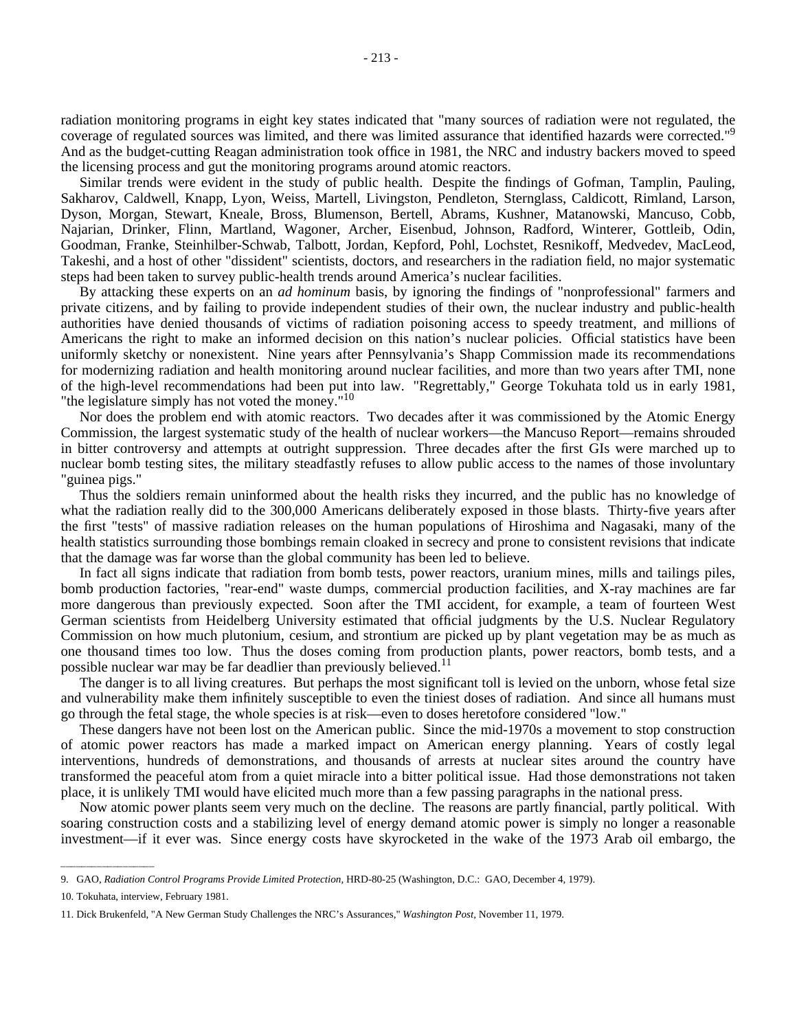radiation monitoring programs in eight key states indicated that "many sources of radiation were not regulated, the coverage of regulated sources was limited, and there was limited assurance that identified hazards were corrected."[9] And as the budget-cutting Reagan administration took office in 1981, the NRC and industry backers moved to speed the licensing process and gut the monitoring programs around atomic reactors.

Similar trends were evident in the study of public health. Despite the findings of Gofman, Tamplin, Pauling, Sakharov, Caldwell, Knapp, Lyon, Weiss, Martell, Livingston, Pendleton, Sternglass, Caldicott, Rimland, Larson, Dyson, Morgan, Stewart, Kneale, Bross, Blumenson, Bertell, Abrams, Kushner, Matanowski, Mancuso, Cobb, Najarian, Drinker, Flinn, Martland, Wagoner, Archer, Eisenbud, Johnson, Radford, Winterer, Gottleib, Odin, Goodman, Franke, Steinhilber-Schwab, Talbott, Jordan, Kepford, Pohl, Lochstet, Resnikoff, Medvedev, MacLeod, Takeshi, and a host of other "dissident" scientists, doctors, and researchers in the radiation field, no major systematic steps had been taken to survey public-health trends around America's nuclear facilities.

By attacking these experts on an *ad hominum* basis, by ignoring the findings of "nonprofessional" farmers and private citizens, and by failing to provide independent studies of their own, the nuclear industry and public-health authorities have denied thousands of victims of radiation poisoning access to speedy treatment, and millions of Americans the right to make an informed decision on this nation's nuclear policies. Official statistics have been uniformly sketchy or nonexistent. Nine years after Pennsylvania's Shapp Commission made its recommendations for modernizing radiation and health monitoring around nuclear facilities, and more than two years after TMI, none of the high-level recommendations had been put into law. "Regrettably," George Tokuhata told us in early 1981, "the legislature simply has not voted the money."[10]

Nor does the problem end with atomic reactors. Two decades after it was commissioned by the Atomic Energy Commission, the largest systematic study of the health of nuclear workers—the Mancuso Report—remains shrouded in bitter controversy and attempts at outright suppression. Three decades after the first GIs were marched up to nuclear bomb testing sites, the military steadfastly refuses to allow public access to the names of those involuntary "guinea pigs."

Thus the soldiers remain uninformed about the health risks they incurred, and the public has no knowledge of what the radiation really did to the 300,000 Americans deliberately exposed in those blasts. Thirty-five years after the first "tests" of massive radiation releases on the human populations of Hiroshima and Nagasaki, many of the health statistics surrounding those bombings remain cloaked in secrecy and prone to consistent revisions that indicate that the damage was far worse than the global community has been led to believe.

In fact all signs indicate that radiation from bomb tests, power reactors, uranium mines, mills and tailings piles, bomb production factories, "rear-end" waste dumps, commercial production facilities, and X-ray machines are far more dangerous than previously expected. Soon after the TMI accident, for example, a team of fourteen West German scientists from Heidelberg University estimated that official judgments by the U.S. Nuclear Regulatory Commission on how much plutonium, cesium, and strontium are picked up by plant vegetation may be as much as one thousand times too low. Thus the doses coming from production plants, power reactors, bomb tests, and a possible nuclear war may be far deadlier than previously believed.[11]

The danger is to all living creatures. But perhaps the most significant toll is levied on the unborn, whose fetal size and vulnerability make them infinitely susceptible to even the tiniest doses of radiation. And since all humans must go through the fetal stage, the whole species is at risk—even to doses heretofore considered "low."

These dangers have not been lost on the American public. Since the mid-1970s a movement to stop construction of atomic power reactors has made a marked impact on American energy planning. Years of costly legal interventions, hundreds of demonstrations, and thousands of arrests at nuclear sites around the country have transformed the peaceful atom from a quiet miracle into a bitter political issue. Had those demonstrations not taken place, it is unlikely TMI would have elicited much more than a few passing paragraphs in the national press.

Now atomic power plants seem very much on the decline. The reasons are partly financial, partly political. With soaring construction costs and a stabilizing level of energy demand atomic power is simply no longer a reasonable investment—if it ever was. Since energy costs have skyrocketed in the wake of the 1973 Arab oil embargo, the

---

9. GAO, *Radiation Control Programs Provide Limited Protection*, HRD-80-25 (Washington, D.C.: GAO, December 4, 1979).

10. Tokuhata, interview, February 1981.

11. Dick Brukenfeld, "A New German Study Challenges the NRC's Assurances," *Washington Post*, November 11, 1979.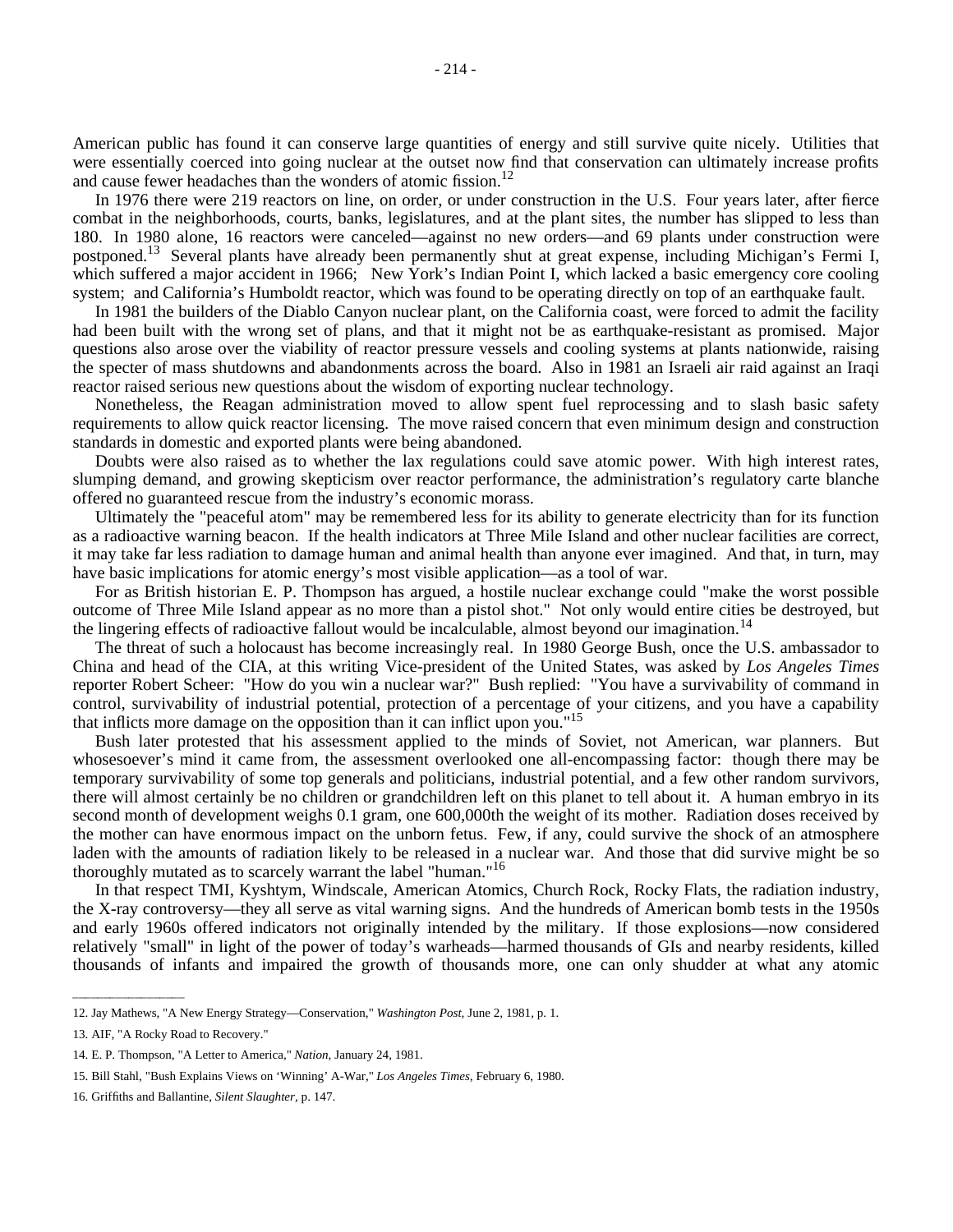American public has found it can conserve large quantities of energy and still survive quite nicely. Utilities that were essentially coerced into going nuclear at the outset now find that conservation can ultimately increase profits and cause fewer headaches than the wonders of atomic fission.[12]

In 1976 there were 219 reactors on line, on order, or under construction in the U.S. Four years later, after fierce combat in the neighborhoods, courts, banks, legislatures, and at the plant sites, the number has slipped to less than 180. In 1980 alone, 16 reactors were canceled—against no new orders—and 69 plants under construction were postponed.[13] Several plants have already been permanently shut at great expense, including Michigan's Fermi I, which suffered a major accident in 1966; New York's Indian Point I, which lacked a basic emergency core cooling system; and California's Humboldt reactor, which was found to be operating directly on top of an earthquake fault.

In 1981 the builders of the Diablo Canyon nuclear plant, on the California coast, were forced to admit the facility had been built with the wrong set of plans, and that it might not be as earthquake-resistant as promised. Major questions also arose over the viability of reactor pressure vessels and cooling systems at plants nationwide, raising the specter of mass shutdowns and abandonments across the board. Also in 1981 an Israeli air raid against an Iraqi reactor raised serious new questions about the wisdom of exporting nuclear technology.

Nonetheless, the Reagan administration moved to allow spent fuel reprocessing and to slash basic safety requirements to allow quick reactor licensing. The move raised concern that even minimum design and construction standards in domestic and exported plants were being abandoned.

Doubts were also raised as to whether the lax regulations could save atomic power. With high interest rates, slumping demand, and growing skepticism over reactor performance, the administration's regulatory carte blanche offered no guaranteed rescue from the industry's economic morass.

Ultimately the "peaceful atom" may be remembered less for its ability to generate electricity than for its function as a radioactive warning beacon. If the health indicators at Three Mile Island and other nuclear facilities are correct, it may take far less radiation to damage human and animal health than anyone ever imagined. And that, in turn, may have basic implications for atomic energy's most visible application—as a tool of war.

For as British historian E. P. Thompson has argued, a hostile nuclear exchange could "make the worst possible outcome of Three Mile Island appear as no more than a pistol shot." Not only would entire cities be destroyed, but the lingering effects of radioactive fallout would be incalculable, almost beyond our imagination.[14]

The threat of such a holocaust has become increasingly real. In 1980 George Bush, once the U.S. ambassador to China and head of the CIA, at this writing Vice-president of the United States, was asked by *Los Angeles Times* reporter Robert Scheer: "How do you win a nuclear war?" Bush replied: "You have a survivability of command in control, survivability of industrial potential, protection of a percentage of your citizens, and you have a capability that inflicts more damage on the opposition than it can inflict upon you."[15]

Bush later protested that his assessment applied to the minds of Soviet, not American, war planners. But whosesoever's mind it came from, the assessment overlooked one all-encompassing factor: though there may be temporary survivability of some top generals and politicians, industrial potential, and a few other random survivors, there will almost certainly be no children or grandchildren left on this planet to tell about it. A human embryo in its second month of development weighs 0.1 gram, one 600,000th the weight of its mother. Radiation doses received by the mother can have enormous impact on the unborn fetus. Few, if any, could survive the shock of an atmosphere laden with the amounts of radiation likely to be released in a nuclear war. And those that did survive might be so thoroughly mutated as to scarcely warrant the label "human."[16]

In that respect TMI, Kyshtym, Windscale, American Atomics, Church Rock, Rocky Flats, the radiation industry, the X-ray controversy—they all serve as vital warning signs. And the hundreds of American bomb tests in the 1950s and early 1960s offered indicators not originally intended by the military. If those explosions—now considered relatively "small" in light of the power of today's warheads—harmed thousands of GIs and nearby residents, killed thousands of infants and impaired the growth of thousands more, one can only shudder at what any atomic

---

12. Jay Mathews, "A New Energy Strategy—Conservation," *Washington Post*, June 2, 1981, p. 1.

13. AIF, "A Rocky Road to Recovery."

14. E. P. Thompson, "A Letter to America," *Nation*, January 24, 1981.

15. Bill Stahl, "Bush Explains Views on 'Winning' A-War," *Los Angeles Times*, February 6, 1980.

16. Griffiths and Ballantine, *Silent Slaughter*, p. 147.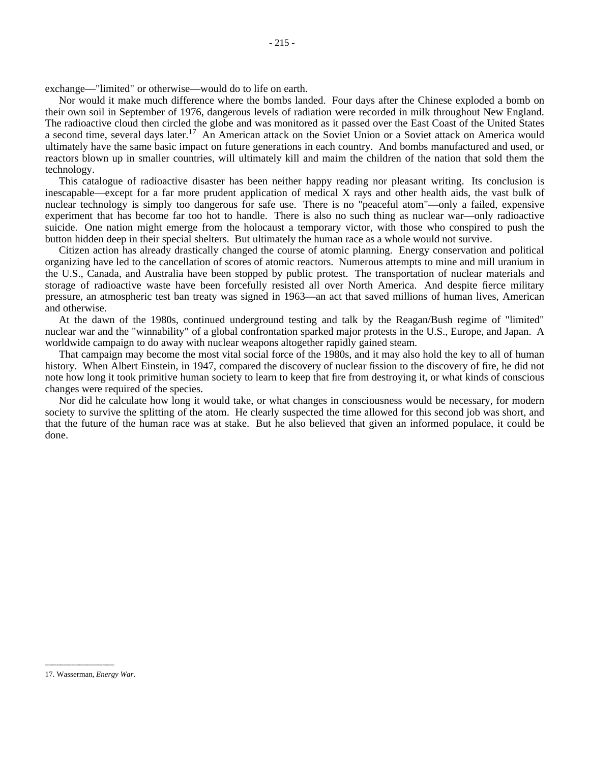exchange—"limited" or otherwise—would do to life on earth.

Nor would it make much difference where the bombs landed. Four days after the Chinese exploded a bomb on their own soil in September of 1976, dangerous levels of radiation were recorded in milk throughout New England. The radioactive cloud then circled the globe and was monitored as it passed over the East Coast of the United States a second time, several days later.[17] An American attack on the Soviet Union or a Soviet attack on America would ultimately have the same basic impact on future generations in each country. And bombs manufactured and used, or reactors blown up in smaller countries, will ultimately kill and maim the children of the nation that sold them the technology.

This catalogue of radioactive disaster has been neither happy reading nor pleasant writing. Its conclusion is inescapable—except for a far more prudent application of medical X rays and other health aids, the vast bulk of nuclear technology is simply too dangerous for safe use. There is no "peaceful atom"—only a failed, expensive experiment that has become far too hot to handle. There is also no such thing as nuclear war—only radioactive suicide. One nation might emerge from the holocaust a temporary victor, with those who conspired to push the button hidden deep in their special shelters. But ultimately the human race as a whole would not survive.

Citizen action has already drastically changed the course of atomic planning. Energy conservation and political organizing have led to the cancellation of scores of atomic reactors. Numerous attempts to mine and mill uranium in the U.S., Canada, and Australia have been stopped by public protest. The transportation of nuclear materials and storage of radioactive waste have been forcefully resisted all over North America. And despite fierce military pressure, an atmospheric test ban treaty was signed in 1963—an act that saved millions of human lives, American and otherwise.

At the dawn of the 1980s, continued underground testing and talk by the Reagan/Bush regime of "limited" nuclear war and the "winnability" of a global confrontation sparked major protests in the U.S., Europe, and Japan. A worldwide campaign to do away with nuclear weapons altogether rapidly gained steam.

That campaign may become the most vital social force of the 1980s, and it may also hold the key to all of human history. When Albert Einstein, in 1947, compared the discovery of nuclear fission to the discovery of fire, he did not note how long it took primitive human society to learn to keep that fire from destroying it, or what kinds of conscious changes were required of the species.

Nor did he calculate how long it would take, or what changes in consciousness would be necessary, for modern society to survive the splitting of the atom. He clearly suspected the time allowed for this second job was short, and that the future of the human race was at stake. But he also believed that given an informed populace, it could be done.

---

17. Wasserman, *Energy War*.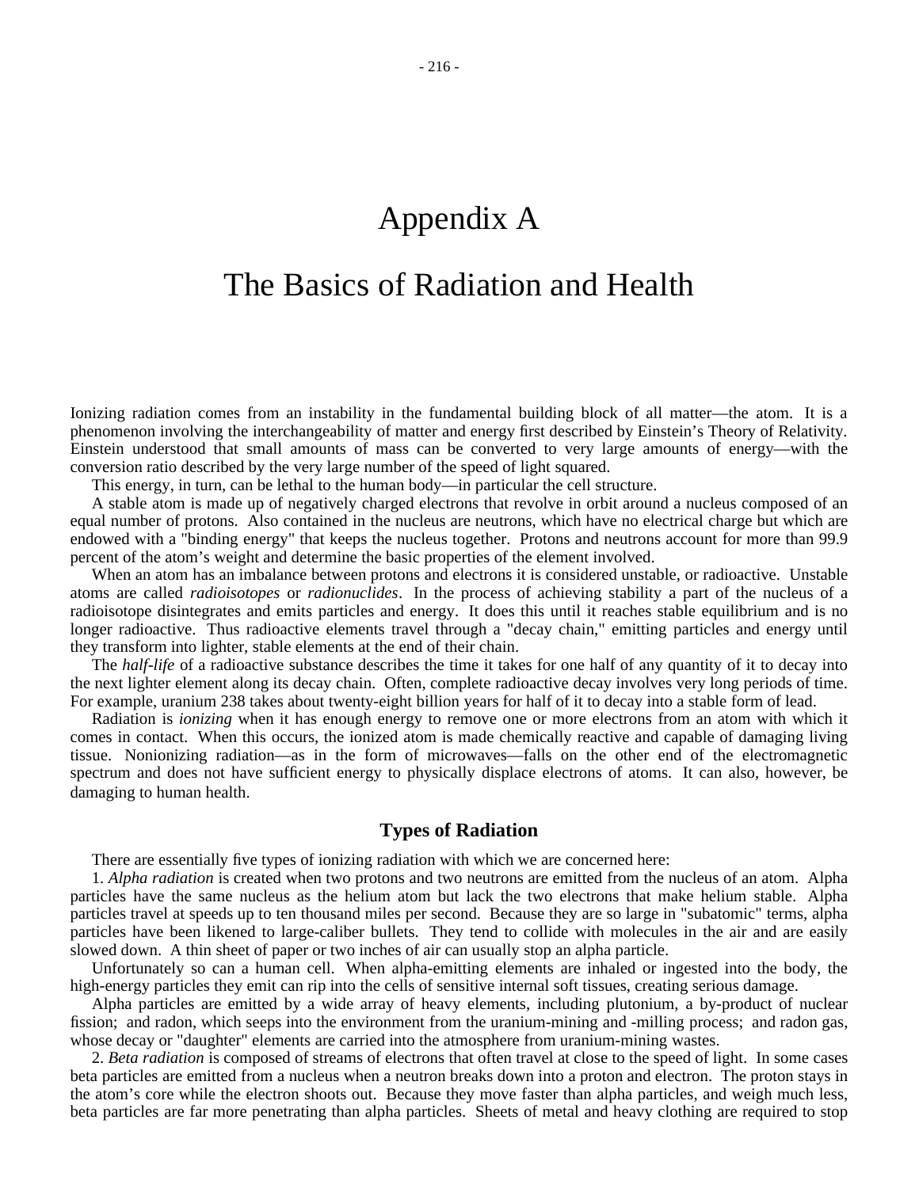# Appendix A

# The Basics of Radiation and Health

Ionizing radiation comes from an instability in the fundamental building block of all matter—the atom. It is a phenomenon involving the interchangeability of matter and energy first described by Einstein's Theory of Relativity. Einstein understood that small amounts of mass can be converted to very large amounts of energy—with the conversion ratio described by the very large number of the speed of light squared.

This energy, in turn, can be lethal to the human body—in particular the cell structure.

A stable atom is made up of negatively charged electrons that revolve in orbit around a nucleus composed of an equal number of protons. Also contained in the nucleus are neutrons, which have no electrical charge but which are endowed with a "binding energy" that keeps the nucleus together. Protons and neutrons account for more than 99.9 percent of the atom's weight and determine the basic properties of the element involved.

When an atom has an imbalance between protons and electrons it is considered unstable, or radioactive. Unstable atoms are called *radioisotopes* or *radionuclides*. In the process of achieving stability a part of the nucleus of a radioisotope disintegrates and emits particles and energy. It does this until it reaches stable equilibrium and is no longer radioactive. Thus radioactive elements travel through a "decay chain," emitting particles and energy until they transform into lighter, stable elements at the end of their chain.

The *half-life* of a radioactive substance describes the time it takes for one half of any quantity of it to decay into the next lighter element along its decay chain. Often, complete radioactive decay involves very long periods of time. For example, uranium 238 takes about twenty-eight billion years for half of it to decay into a stable form of lead.

Radiation is *ionizing* when it has enough energy to remove one or more electrons from an atom with which it comes in contact. When this occurs, the ionized atom is made chemically reactive and capable of damaging living tissue. Nonionizing radiation—as in the form of microwaves—falls on the other end of the electromagnetic spectrum and does not have sufficient energy to physically displace electrons of atoms. It can also, however, be damaging to human health.

### Types of Radiation

There are essentially five types of ionizing radiation with which we are concerned here:

1. *Alpha radiation* is created when two protons and two neutrons are emitted from the nucleus of an atom. Alpha particles have the same nucleus as the helium atom but lack the two electrons that make helium stable. Alpha particles travel at speeds up to ten thousand miles per second. Because they are so large in "subatomic" terms, alpha particles have been likened to large-caliber bullets. They tend to collide with molecules in the air and are easily slowed down. A thin sheet of paper or two inches of air can usually stop an alpha particle.

Unfortunately so can a human cell. When alpha-emitting elements are inhaled or ingested into the body, the high-energy particles they emit can rip into the cells of sensitive internal soft tissues, creating serious damage.

Alpha particles are emitted by a wide array of heavy elements, including plutonium, a by-product of nuclear fission; and radon, which seeps into the environment from the uranium-mining and -milling process; and radon gas, whose decay or "daughter" elements are carried into the atmosphere from uranium-mining wastes.

2. *Beta radiation* is composed of streams of electrons that often travel at close to the speed of light. In some cases beta particles are emitted from a nucleus when a neutron breaks down into a proton and electron. The proton stays in the atom's core while the electron shoots out. Because they move faster than alpha particles, and weigh much less, beta particles are far more penetrating than alpha particles. Sheets of metal and heavy clothing are required to stop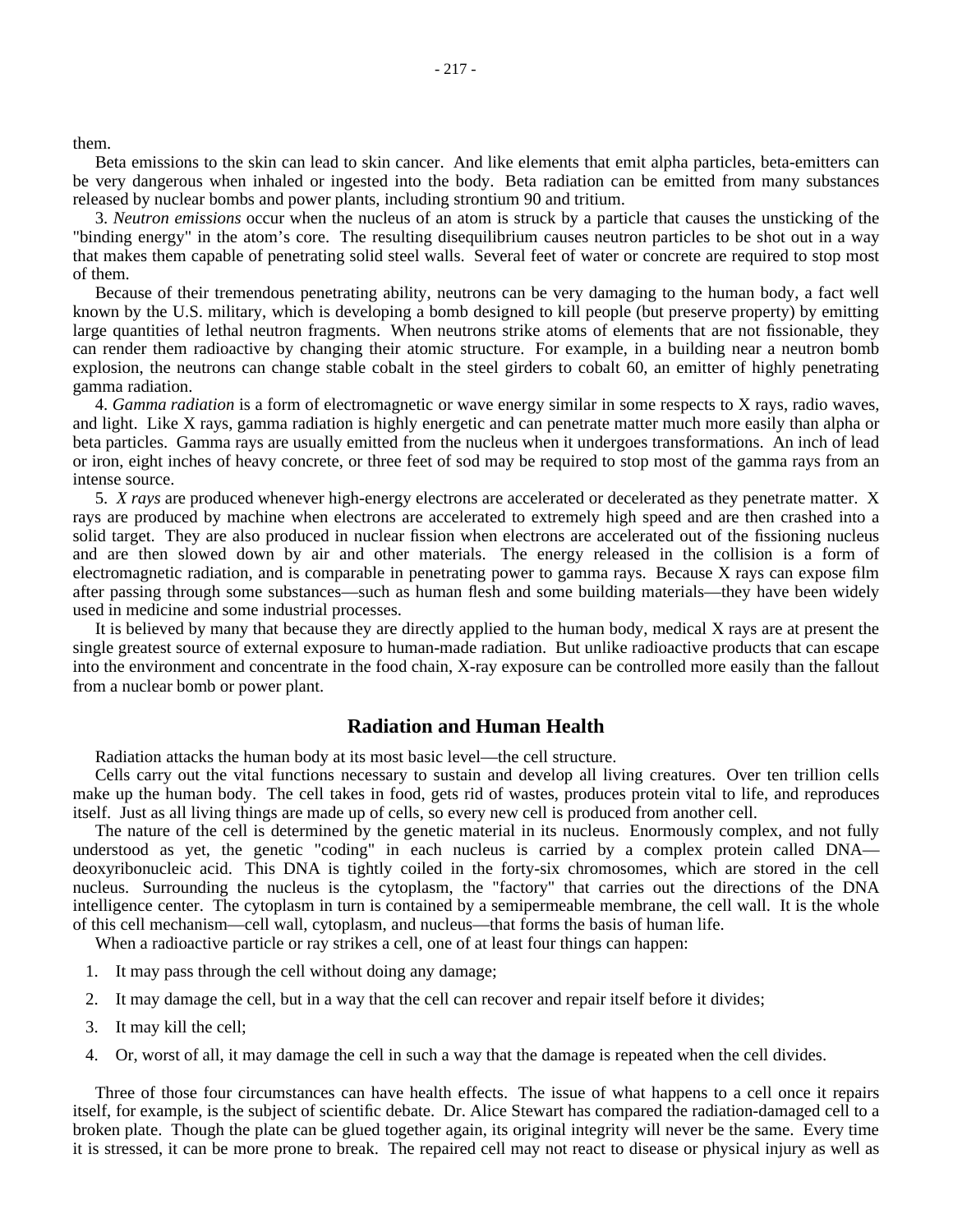them.

Beta emissions to the skin can lead to skin cancer. And like elements that emit alpha particles, beta-emitters can be very dangerous when inhaled or ingested into the body. Beta radiation can be emitted from many substances released by nuclear bombs and power plants, including strontium 90 and tritium.

3. *Neutron emissions* occur when the nucleus of an atom is struck by a particle that causes the unsticking of the "binding energy" in the atom's core. The resulting disequilibrium causes neutron particles to be shot out in a way that makes them capable of penetrating solid steel walls. Several feet of water or concrete are required to stop most of them.

Because of their tremendous penetrating ability, neutrons can be very damaging to the human body, a fact well known by the U.S. military, which is developing a bomb designed to kill people (but preserve property) by emitting large quantities of lethal neutron fragments. When neutrons strike atoms of elements that are not fissionable, they can render them radioactive by changing their atomic structure. For example, in a building near a neutron bomb explosion, the neutrons can change stable cobalt in the steel girders to cobalt 60, an emitter of highly penetrating gamma radiation.

4. *Gamma radiation* is a form of electromagnetic or wave energy similar in some respects to X rays, radio waves, and light. Like X rays, gamma radiation is highly energetic and can penetrate matter much more easily than alpha or beta particles. Gamma rays are usually emitted from the nucleus when it undergoes transformations. An inch of lead or iron, eight inches of heavy concrete, or three feet of sod may be required to stop most of the gamma rays from an intense source.

5. *X rays* are produced whenever high-energy electrons are accelerated or decelerated as they penetrate matter. X rays are produced by machine when electrons are accelerated to extremely high speed and are then crashed into a solid target. They are also produced in nuclear fission when electrons are accelerated out of the fissioning nucleus and are then slowed down by air and other materials. The energy released in the collision is a form of electromagnetic radiation, and is comparable in penetrating power to gamma rays. Because X rays can expose film after passing through some substances—such as human flesh and some building materials—they have been widely used in medicine and some industrial processes.

It is believed by many that because they are directly applied to the human body, medical X rays are at present the single greatest source of external exposure to human-made radiation. But unlike radioactive products that can escape into the environment and concentrate in the food chain, X-ray exposure can be controlled more easily than the fallout from a nuclear bomb or power plant.

## Radiation and Human Health

Radiation attacks the human body at its most basic level—the cell structure.

Cells carry out the vital functions necessary to sustain and develop all living creatures. Over ten trillion cells make up the human body. The cell takes in food, gets rid of wastes, produces protein vital to life, and reproduces itself. Just as all living things are made up of cells, so every new cell is produced from another cell.

The nature of the cell is determined by the genetic material in its nucleus. Enormously complex, and not fully understood as yet, the genetic "coding" in each nucleus is carried by a complex protein called DNA—deoxyribonucleic acid. This DNA is tightly coiled in the forty-six chromosomes, which are stored in the cell nucleus. Surrounding the nucleus is the cytoplasm, the "factory" that carries out the directions of the DNA intelligence center. The cytoplasm in turn is contained by a semipermeable membrane, the cell wall. It is the whole of this cell mechanism—cell wall, cytoplasm, and nucleus—that forms the basis of human life.

When a radioactive particle or ray strikes a cell, one of at least four things can happen:

1. It may pass through the cell without doing any damage;
2. It may damage the cell, but in a way that the cell can recover and repair itself before it divides;
3. It may kill the cell;
4. Or, worst of all, it may damage the cell in such a way that the damage is repeated when the cell divides.

Three of those four circumstances can have health effects. The issue of what happens to a cell once it repairs itself, for example, is the subject of scientific debate. Dr. Alice Stewart has compared the radiation-damaged cell to a broken plate. Though the plate can be glued together again, its original integrity will never be the same. Every time it is stressed, it can be more prone to break. The repaired cell may not react to disease or physical injury as well as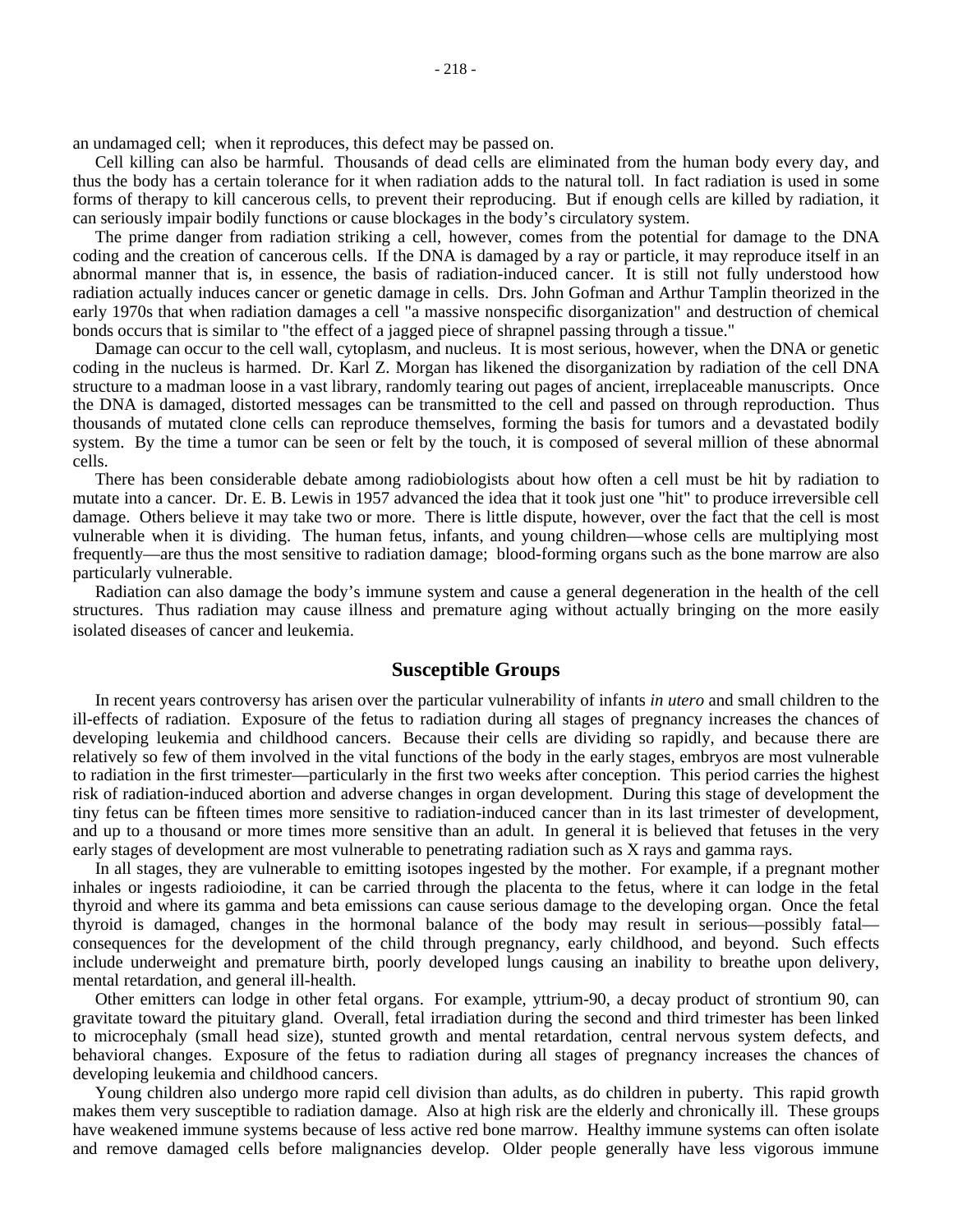an undamaged cell; when it reproduces, this defect may be passed on.

Cell killing can also be harmful. Thousands of dead cells are eliminated from the human body every day, and thus the body has a certain tolerance for it when radiation adds to the natural toll. In fact radiation is used in some forms of therapy to kill cancerous cells, to prevent their reproducing. But if enough cells are killed by radiation, it can seriously impair bodily functions or cause blockages in the body's circulatory system.

The prime danger from radiation striking a cell, however, comes from the potential for damage to the DNA coding and the creation of cancerous cells. If the DNA is damaged by a ray or particle, it may reproduce itself in an abnormal manner that is, in essence, the basis of radiation-induced cancer. It is still not fully understood how radiation actually induces cancer or genetic damage in cells. Drs. John Gofman and Arthur Tamplin theorized in the early 1970s that when radiation damages a cell "a massive nonspecific disorganization" and destruction of chemical bonds occurs that is similar to "the effect of a jagged piece of shrapnel passing through a tissue."

Damage can occur to the cell wall, cytoplasm, and nucleus. It is most serious, however, when the DNA or genetic coding in the nucleus is harmed. Dr. Karl Z. Morgan has likened the disorganization by radiation of the cell DNA structure to a madman loose in a vast library, randomly tearing out pages of ancient, irreplaceable manuscripts. Once the DNA is damaged, distorted messages can be transmitted to the cell and passed on through reproduction. Thus thousands of mutated clone cells can reproduce themselves, forming the basis for tumors and a devastated bodily system. By the time a tumor can be seen or felt by the touch, it is composed of several million of these abnormal cells.

There has been considerable debate among radiobiologists about how often a cell must be hit by radiation to mutate into a cancer. Dr. E. B. Lewis in 1957 advanced the idea that it took just one "hit" to produce irreversible cell damage. Others believe it may take two or more. There is little dispute, however, over the fact that the cell is most vulnerable when it is dividing. The human fetus, infants, and young children—whose cells are multiplying most frequently—are thus the most sensitive to radiation damage; blood-forming organs such as the bone marrow are also particularly vulnerable.

Radiation can also damage the body's immune system and cause a general degeneration in the health of the cell structures. Thus radiation may cause illness and premature aging without actually bringing on the more easily isolated diseases of cancer and leukemia.

## Susceptible Groups

In recent years controversy has arisen over the particular vulnerability of infants *in utero* and small children to the ill-effects of radiation. Exposure of the fetus to radiation during all stages of pregnancy increases the chances of developing leukemia and childhood cancers. Because their cells are dividing so rapidly, and because there are relatively so few of them involved in the vital functions of the body in the early stages, embryos are most vulnerable to radiation in the first trimester—particularly in the first two weeks after conception. This period carries the highest risk of radiation-induced abortion and adverse changes in organ development. During this stage of development the tiny fetus can be fifteen times more sensitive to radiation-induced cancer than in its last trimester of development, and up to a thousand or more times more sensitive than an adult. In general it is believed that fetuses in the very early stages of development are most vulnerable to penetrating radiation such as X rays and gamma rays.

In all stages, they are vulnerable to emitting isotopes ingested by the mother. For example, if a pregnant mother inhales or ingests radioiodine, it can be carried through the placenta to the fetus, where it can lodge in the fetal thyroid and where its gamma and beta emissions can cause serious damage to the developing organ. Once the fetal thyroid is damaged, changes in the hormonal balance of the body may result in serious—possibly fatal—consequences for the development of the child through pregnancy, early childhood, and beyond. Such effects include underweight and premature birth, poorly developed lungs causing an inability to breathe upon delivery, mental retardation, and general ill-health.

Other emitters can lodge in other fetal organs. For example, yttrium-90, a decay product of strontium 90, can gravitate toward the pituitary gland. Overall, fetal irradiation during the second and third trimester has been linked to microcephaly (small head size), stunted growth and mental retardation, central nervous system defects, and behavioral changes. Exposure of the fetus to radiation during all stages of pregnancy increases the chances of developing leukemia and childhood cancers.

Young children also undergo more rapid cell division than adults, as do children in puberty. This rapid growth makes them very susceptible to radiation damage. Also at high risk are the elderly and chronically ill. These groups have weakened immune systems because of less active red bone marrow. Healthy immune systems can often isolate and remove damaged cells before malignancies develop. Older people generally have less vigorous immune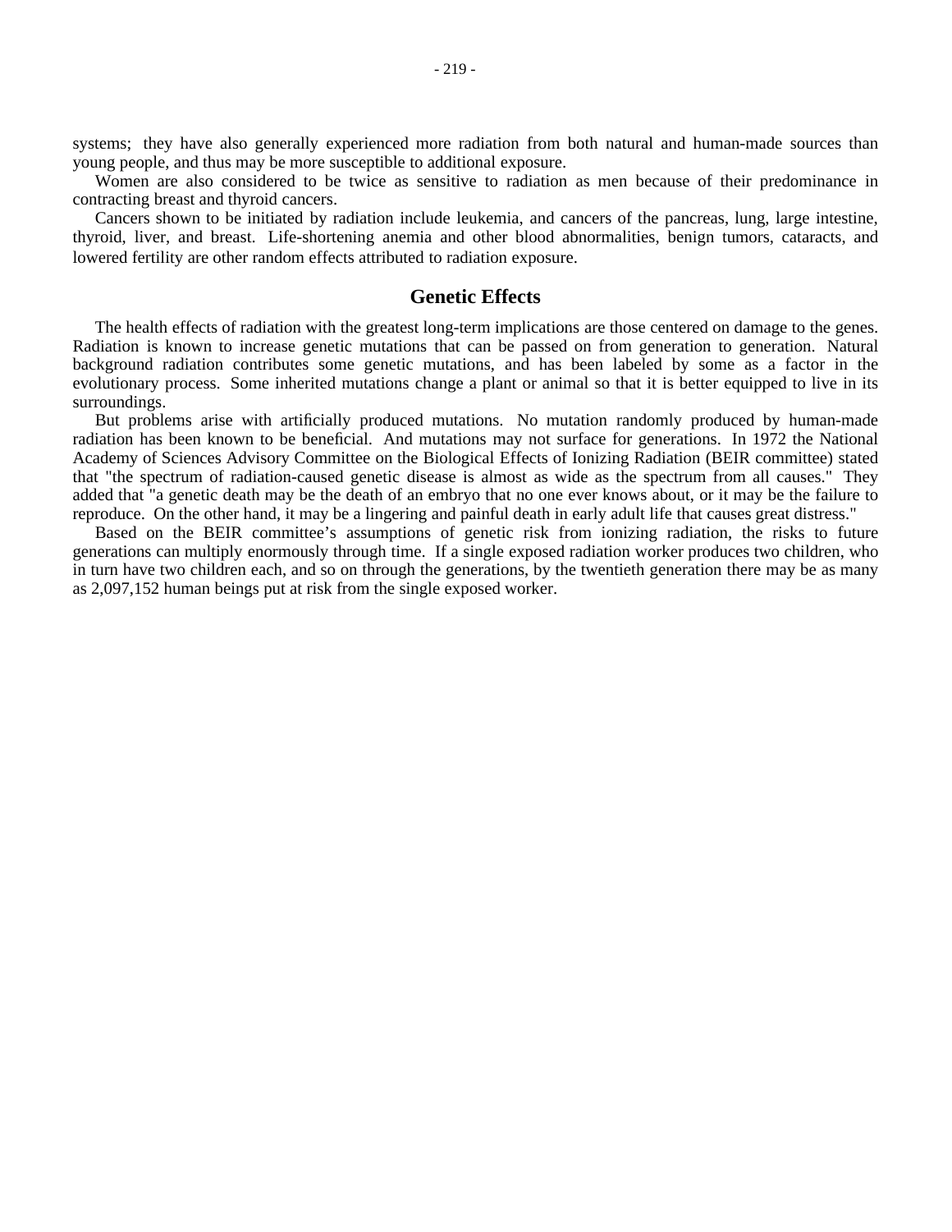systems; they have also generally experienced more radiation from both natural and human-made sources than young people, and thus may be more susceptible to additional exposure.

Women are also considered to be twice as sensitive to radiation as men because of their predominance in contracting breast and thyroid cancers.

Cancers shown to be initiated by radiation include leukemia, and cancers of the pancreas, lung, large intestine, thyroid, liver, and breast. Life-shortening anemia and other blood abnormalities, benign tumors, cataracts, and lowered fertility are other random effects attributed to radiation exposure.

## Genetic Effects

The health effects of radiation with the greatest long-term implications are those centered on damage to the genes. Radiation is known to increase genetic mutations that can be passed on from generation to generation. Natural background radiation contributes some genetic mutations, and has been labeled by some as a factor in the evolutionary process. Some inherited mutations change a plant or animal so that it is better equipped to live in its surroundings.

But problems arise with artificially produced mutations. No mutation randomly produced by human-made radiation has been known to be beneficial. And mutations may not surface for generations. In 1972 the National Academy of Sciences Advisory Committee on the Biological Effects of Ionizing Radiation (BEIR committee) stated that "the spectrum of radiation-caused genetic disease is almost as wide as the spectrum from all causes." They added that "a genetic death may be the death of an embryo that no one ever knows about, or it may be the failure to reproduce. On the other hand, it may be a lingering and painful death in early adult life that causes great distress."

Based on the BEIR committee's assumptions of genetic risk from ionizing radiation, the risks to future generations can multiply enormously through time. If a single exposed radiation worker produces two children, who in turn have two children each, and so on through the generations, by the twentieth generation there may be as many as 2,097,152 human beings put at risk from the single exposed worker.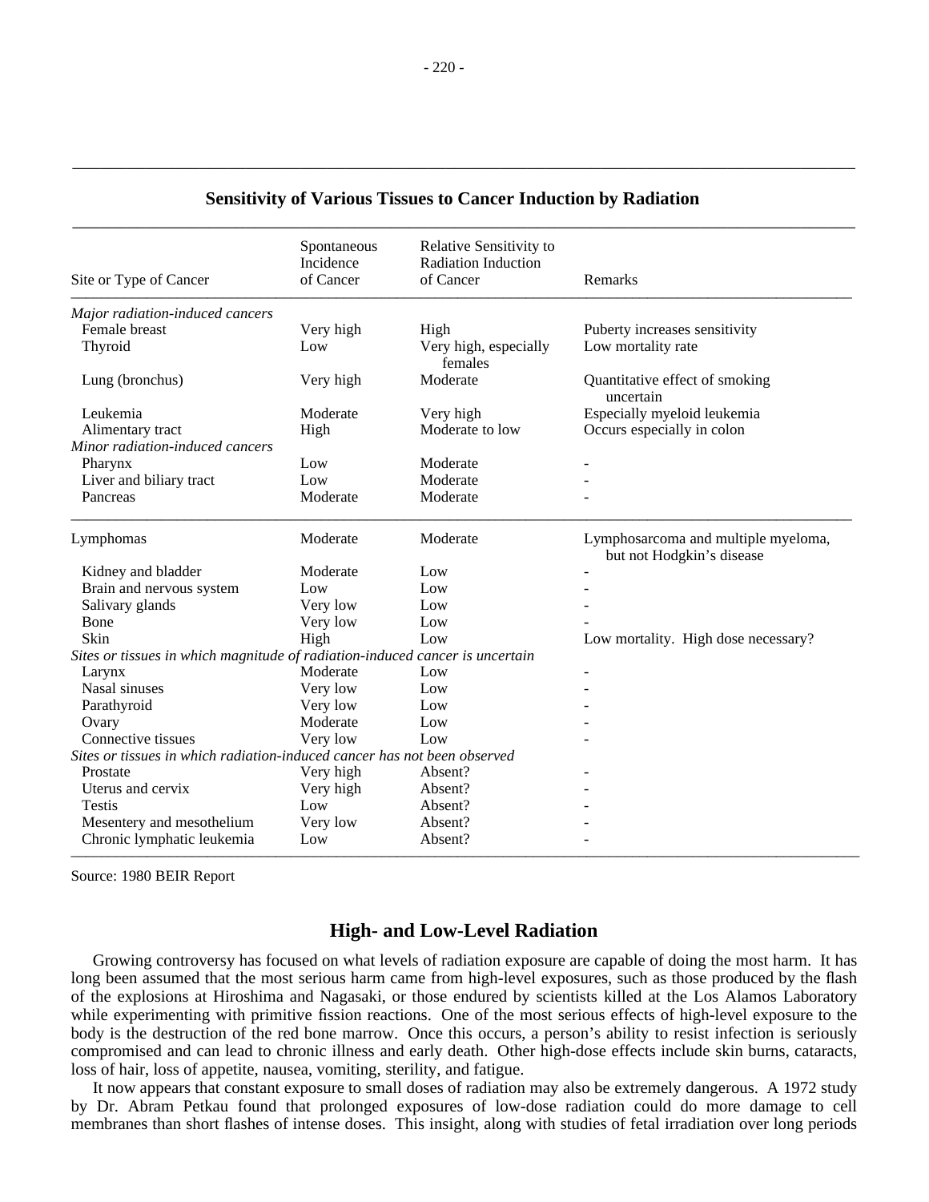## Sensitivity of Various Tissues to Cancer Induction by Radiation

| Site or Type of Cancer | Spontaneous Incidence of Cancer | Relative Sensitivity to Radiation Induction of Cancer | Remarks |
|---|---|---|---|
| *Major radiation-induced cancers* | | | |
| Female breast | Very high | High | Puberty increases sensitivity |
| Thyroid | Low | Very high, especially females | Low mortality rate |
| Lung (bronchus) | Very high | Moderate | Quantitative effect of smoking uncertain |
| Leukemia | Moderate | Very high | Especially myeloid leukemia |
| Alimentary tract | High | Moderate to low | Occurs especially in colon |
| *Minor radiation-induced cancers* | | | |
| Pharynx | Low | Moderate | - |
| Liver and biliary tract | Low | Moderate | - |
| Pancreas | Moderate | Moderate | - |
| Lymphomas | Moderate | Moderate | Lymphosarcoma and multiple myeloma, but not Hodgkin's disease |
| Kidney and bladder | Moderate | Low | - |
| Brain and nervous system | Low | Low | - |
| Salivary glands | Very low | Low | - |
| Bone | Very low | Low | - |
| Skin | High | Low | Low mortality. High dose necessary? |
| *Sites or tissues in which magnitude of radiation-induced cancer is uncertain* | | | |
| Larynx | Moderate | Low | - |
| Nasal sinuses | Very low | Low | - |
| Parathyroid | Very low | Low | - |
| Ovary | Moderate | Low | - |
| Connective tissues | Very low | Low | - |
| *Sites or tissues in which radiation-induced cancer has not been observed* | | | |
| Prostate | Very high | Absent? | - |
| Uterus and cervix | Very high | Absent? | - |
| Testis | Low | Absent? | - |
| Mesentery and mesothelium | Very low | Absent? | - |
| Chronic lymphatic leukemia | Low | Absent? | - |

Source: 1980 BEIR Report

## High- and Low-Level Radiation

Growing controversy has focused on what levels of radiation exposure are capable of doing the most harm. It has long been assumed that the most serious harm came from high-level exposures, such as those produced by the flash of the explosions at Hiroshima and Nagasaki, or those endured by scientists killed at the Los Alamos Laboratory while experimenting with primitive fission reactions. One of the most serious effects of high-level exposure to the body is the destruction of the red bone marrow. Once this occurs, a person's ability to resist infection is seriously compromised and can lead to chronic illness and early death. Other high-dose effects include skin burns, cataracts, loss of hair, loss of appetite, nausea, vomiting, sterility, and fatigue.

It now appears that constant exposure to small doses of radiation may also be extremely dangerous. A 1972 study by Dr. Abram Petkau found that prolonged exposures of low-dose radiation could do more damage to cell membranes than short flashes of intense doses. This insight, along with studies of fetal irradiation over long periods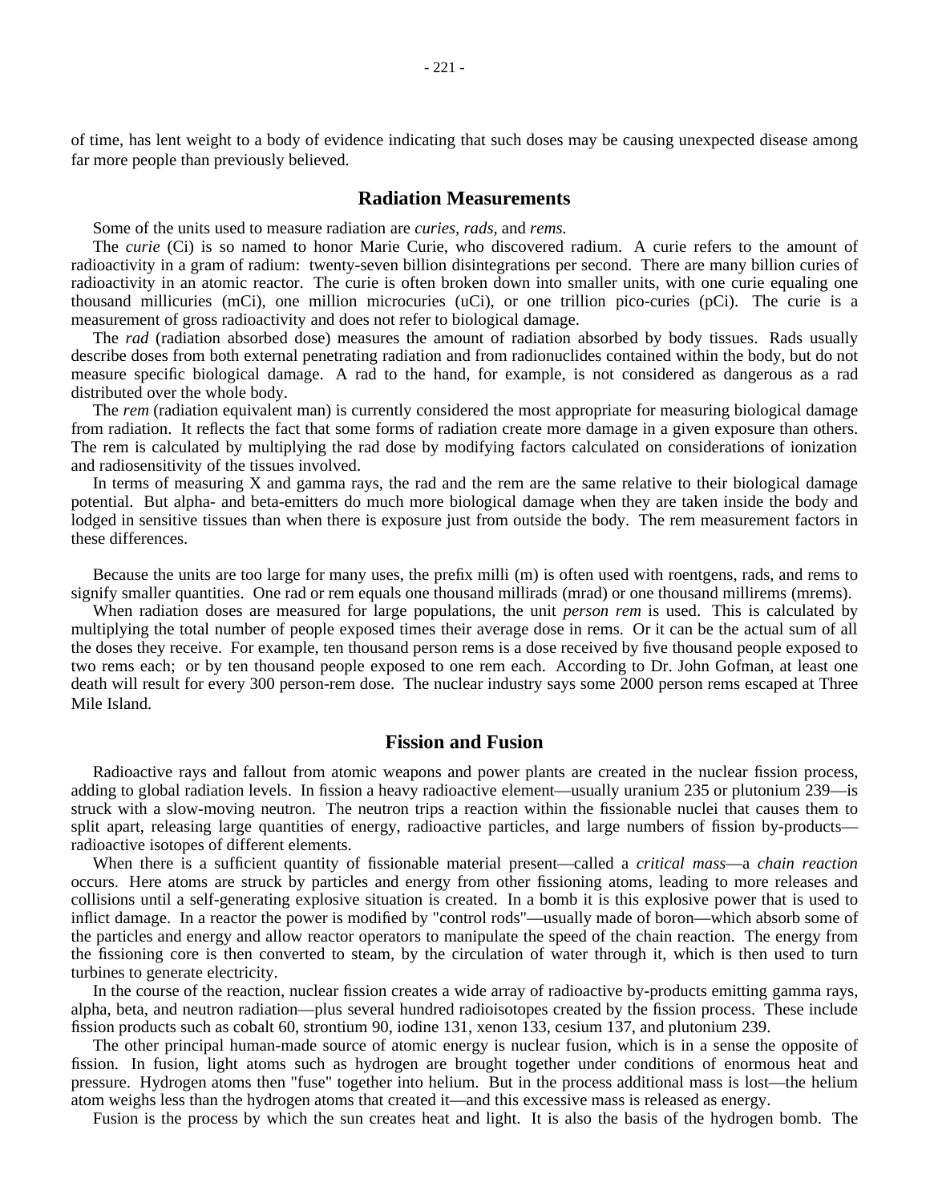of time, has lent weight to a body of evidence indicating that such doses may be causing unexpected disease among far more people than previously believed.

## Radiation Measurements

Some of the units used to measure radiation are *curies, rads,* and *rems.*

The *curie* (Ci) is so named to honor Marie Curie, who discovered radium. A curie refers to the amount of radioactivity in a gram of radium: twenty-seven billion disintegrations per second. There are many billion curies of radioactivity in an atomic reactor. The curie is often broken down into smaller units, with one curie equaling one thousand millicuries (mCi), one million microcuries (uCi), or one trillion pico-curies (pCi). The curie is a measurement of gross radioactivity and does not refer to biological damage.

The *rad* (radiation absorbed dose) measures the amount of radiation absorbed by body tissues. Rads usually describe doses from both external penetrating radiation and from radionuclides contained within the body, but do not measure specific biological damage. A rad to the hand, for example, is not considered as dangerous as a rad distributed over the whole body.

The *rem* (radiation equivalent man) is currently considered the most appropriate for measuring biological damage from radiation. It reflects the fact that some forms of radiation create more damage in a given exposure than others. The rem is calculated by multiplying the rad dose by modifying factors calculated on considerations of ionization and radiosensitivity of the tissues involved.

In terms of measuring X and gamma rays, the rad and the rem are the same relative to their biological damage potential. But alpha- and beta-emitters do much more biological damage when they are taken inside the body and lodged in sensitive tissues than when there is exposure just from outside the body. The rem measurement factors in these differences.

Because the units are too large for many uses, the prefix milli (m) is often used with roentgens, rads, and rems to signify smaller quantities. One rad or rem equals one thousand millirads (mrad) or one thousand millirems (mrems).

When radiation doses are measured for large populations, the unit *person rem* is used. This is calculated by multiplying the total number of people exposed times their average dose in rems. Or it can be the actual sum of all the doses they receive. For example, ten thousand person rems is a dose received by five thousand people exposed to two rems each; or by ten thousand people exposed to one rem each. According to Dr. John Gofman, at least one death will result for every 300 person-rem dose. The nuclear industry says some 2000 person rems escaped at Three Mile Island.

## Fission and Fusion

Radioactive rays and fallout from atomic weapons and power plants are created in the nuclear fission process, adding to global radiation levels. In fission a heavy radioactive element—usually uranium 235 or plutonium 239—is struck with a slow-moving neutron. The neutron trips a reaction within the fissionable nuclei that causes them to split apart, releasing large quantities of energy, radioactive particles, and large numbers of fission by-products—radioactive isotopes of different elements.

When there is a sufficient quantity of fissionable material present—called a *critical mass*—a *chain reaction* occurs. Here atoms are struck by particles and energy from other fissioning atoms, leading to more releases and collisions until a self-generating explosive situation is created. In a bomb it is this explosive power that is used to inflict damage. In a reactor the power is modified by "control rods"—usually made of boron—which absorb some of the particles and energy and allow reactor operators to manipulate the speed of the chain reaction. The energy from the fissioning core is then converted to steam, by the circulation of water through it, which is then used to turn turbines to generate electricity.

In the course of the reaction, nuclear fission creates a wide array of radioactive by-products emitting gamma rays, alpha, beta, and neutron radiation—plus several hundred radioisotopes created by the fission process. These include fission products such as cobalt 60, strontium 90, iodine 131, xenon 133, cesium 137, and plutonium 239.

The other principal human-made source of atomic energy is nuclear fusion, which is in a sense the opposite of fission. In fusion, light atoms such as hydrogen are brought together under conditions of enormous heat and pressure. Hydrogen atoms then "fuse" together into helium. But in the process additional mass is lost—the helium atom weighs less than the hydrogen atoms that created it—and this excessive mass is released as energy.

Fusion is the process by which the sun creates heat and light. It is also the basis of the hydrogen bomb. The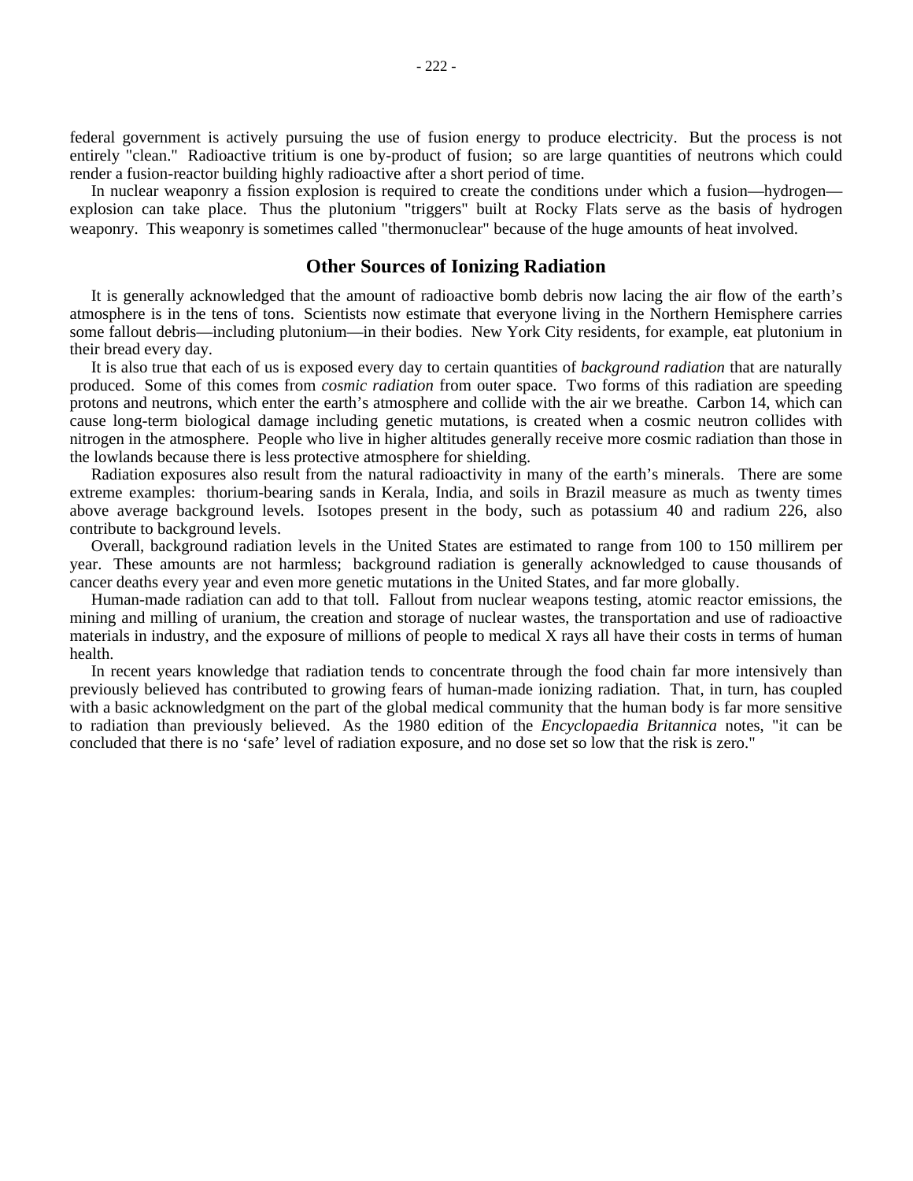federal government is actively pursuing the use of fusion energy to produce electricity. But the process is not entirely "clean." Radioactive tritium is one by-product of fusion; so are large quantities of neutrons which could render a fusion-reactor building highly radioactive after a short period of time.

In nuclear weaponry a fission explosion is required to create the conditions under which a fusion—hydrogen—explosion can take place. Thus the plutonium "triggers" built at Rocky Flats serve as the basis of hydrogen weaponry. This weaponry is sometimes called "thermonuclear" because of the huge amounts of heat involved.

## Other Sources of Ionizing Radiation

It is generally acknowledged that the amount of radioactive bomb debris now lacing the air flow of the earth's atmosphere is in the tens of tons. Scientists now estimate that everyone living in the Northern Hemisphere carries some fallout debris—including plutonium—in their bodies. New York City residents, for example, eat plutonium in their bread every day.

It is also true that each of us is exposed every day to certain quantities of *background radiation* that are naturally produced. Some of this comes from *cosmic radiation* from outer space. Two forms of this radiation are speeding protons and neutrons, which enter the earth's atmosphere and collide with the air we breathe. Carbon 14, which can cause long-term biological damage including genetic mutations, is created when a cosmic neutron collides with nitrogen in the atmosphere. People who live in higher altitudes generally receive more cosmic radiation than those in the lowlands because there is less protective atmosphere for shielding.

Radiation exposures also result from the natural radioactivity in many of the earth's minerals. There are some extreme examples: thorium-bearing sands in Kerala, India, and soils in Brazil measure as much as twenty times above average background levels. Isotopes present in the body, such as potassium 40 and radium 226, also contribute to background levels.

Overall, background radiation levels in the United States are estimated to range from 100 to 150 millirem per year. These amounts are not harmless; background radiation is generally acknowledged to cause thousands of cancer deaths every year and even more genetic mutations in the United States, and far more globally.

Human-made radiation can add to that toll. Fallout from nuclear weapons testing, atomic reactor emissions, the mining and milling of uranium, the creation and storage of nuclear wastes, the transportation and use of radioactive materials in industry, and the exposure of millions of people to medical X rays all have their costs in terms of human health.

In recent years knowledge that radiation tends to concentrate through the food chain far more intensively than previously believed has contributed to growing fears of human-made ionizing radiation. That, in turn, has coupled with a basic acknowledgment on the part of the global medical community that the human body is far more sensitive to radiation than previously believed. As the 1980 edition of the *Encyclopaedia Britannica* notes, "it can be concluded that there is no 'safe' level of radiation exposure, and no dose set so low that the risk is zero."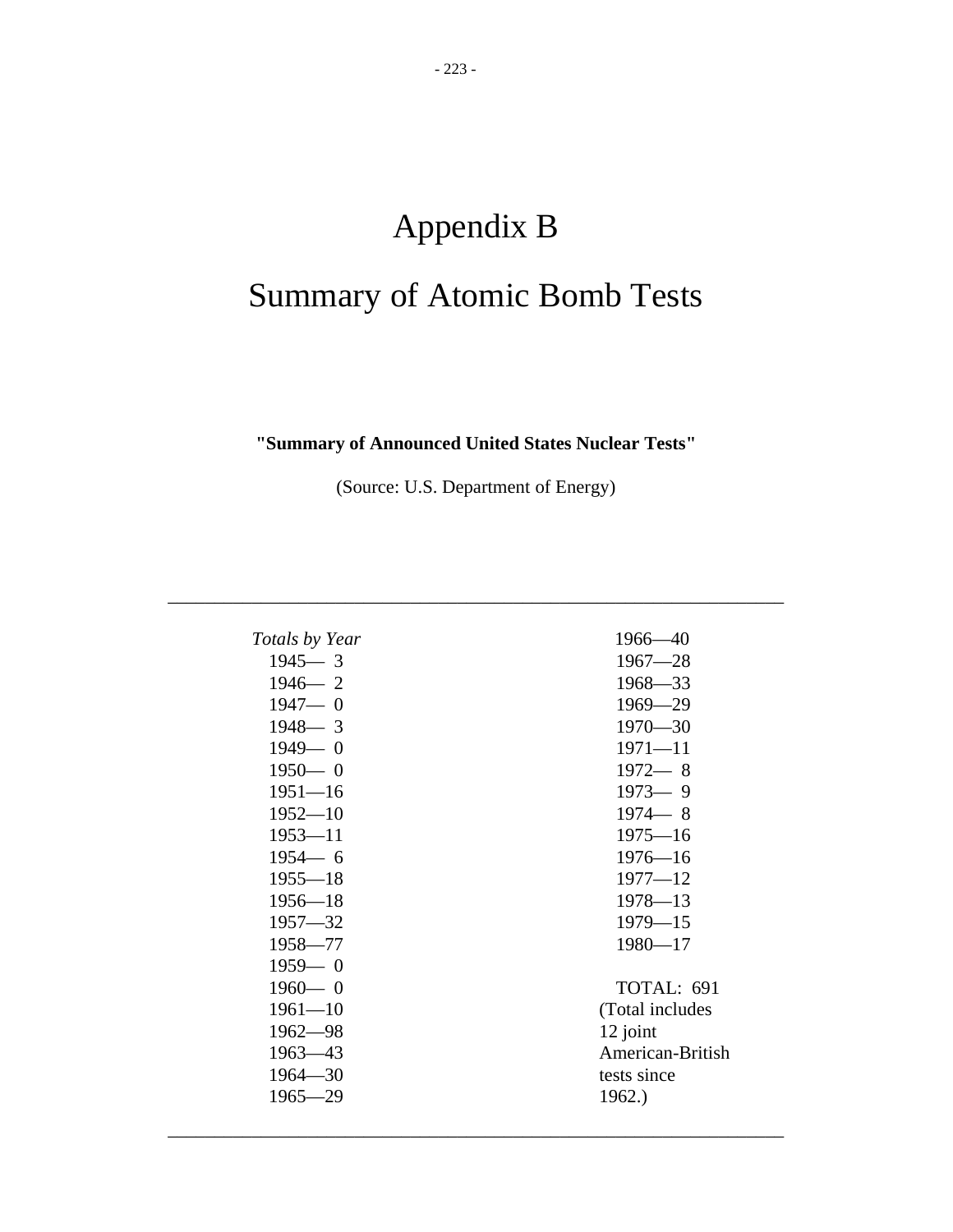# Appendix B

# Summary of Atomic Bomb Tests

**"Summary of Announced United States Nuclear Tests"**

(Source: U.S. Department of Energy)

---

*Totals by Year*

1945— 3
1946— 2
1947— 0
1948— 3
1949— 0
1950— 0
1951—16
1952—10
1953—11
1954— 6
1955—18
1956—18
1957—32
1958—77
1959— 0
1960— 0
1961—10
1962—98
1963—43
1964—30
1965—29
1966—40
1967—28
1968—33
1969—29
1970—30
1971—11
1972— 8
1973— 9
1974— 8
1975—16
1976—16
1977—12
1978—13
1979—15
1980—17

TOTAL: 691
(Total includes 12 joint American-British tests since 1962.)

---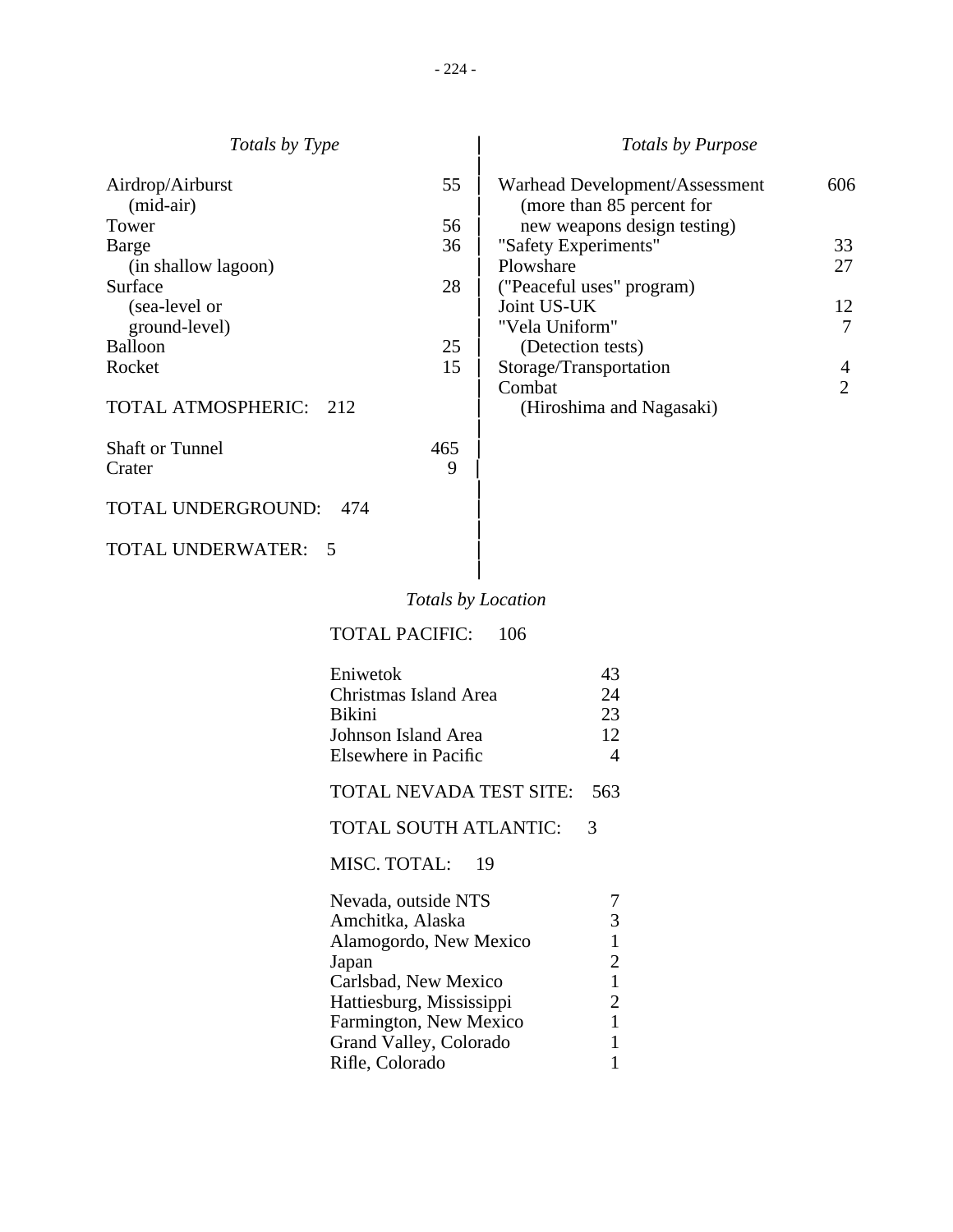*Totals by Type*

| Type | Count |
|---|---|
| Airdrop/Airburst (mid-air) | 55 |
| Tower | 56 |
| Barge (in shallow lagoon) | 36 |
| Surface (sea-level or ground-level) | 28 |
| Balloon | 25 |
| Rocket | 15 |

TOTAL ATMOSPHERIC: 212

| Type | Count |
|---|---|
| Shaft or Tunnel | 465 |
| Crater | 9 |

TOTAL UNDERGROUND: 474

TOTAL UNDERWATER: 5

*Totals by Purpose*

| Purpose | Count |
|---|---|
| Warhead Development/Assessment (more than 85 percent for new weapons design testing) | 606 |
| "Safety Experiments" | 33 |
| Plowshare ("Peaceful uses" program) | 27 |
| Joint US-UK | 12 |
| "Vela Uniform" (Detection tests) | 7 |
| Storage/Transportation | 4 |
| Combat (Hiroshima and Nagasaki) | 2 |

*Totals by Location*

TOTAL PACIFIC: 106

| Location | Count |
|---|---|
| Eniwetok | 43 |
| Christmas Island Area | 24 |
| Bikini | 23 |
| Johnson Island Area | 12 |
| Elsewhere in Pacific | 4 |

TOTAL NEVADA TEST SITE: 563

TOTAL SOUTH ATLANTIC: 3

MISC. TOTAL: 19

| Location | Count |
|---|---|
| Nevada, outside NTS | 7 |
| Amchitka, Alaska | 3 |
| Alamogordo, New Mexico | 1 |
| Japan | 2 |
| Carlsbad, New Mexico | 1 |
| Hattiesburg, Mississippi | 2 |
| Farmington, New Mexico | 1 |
| Grand Valley, Colorado | 1 |
| Rifle, Colorado | 1 |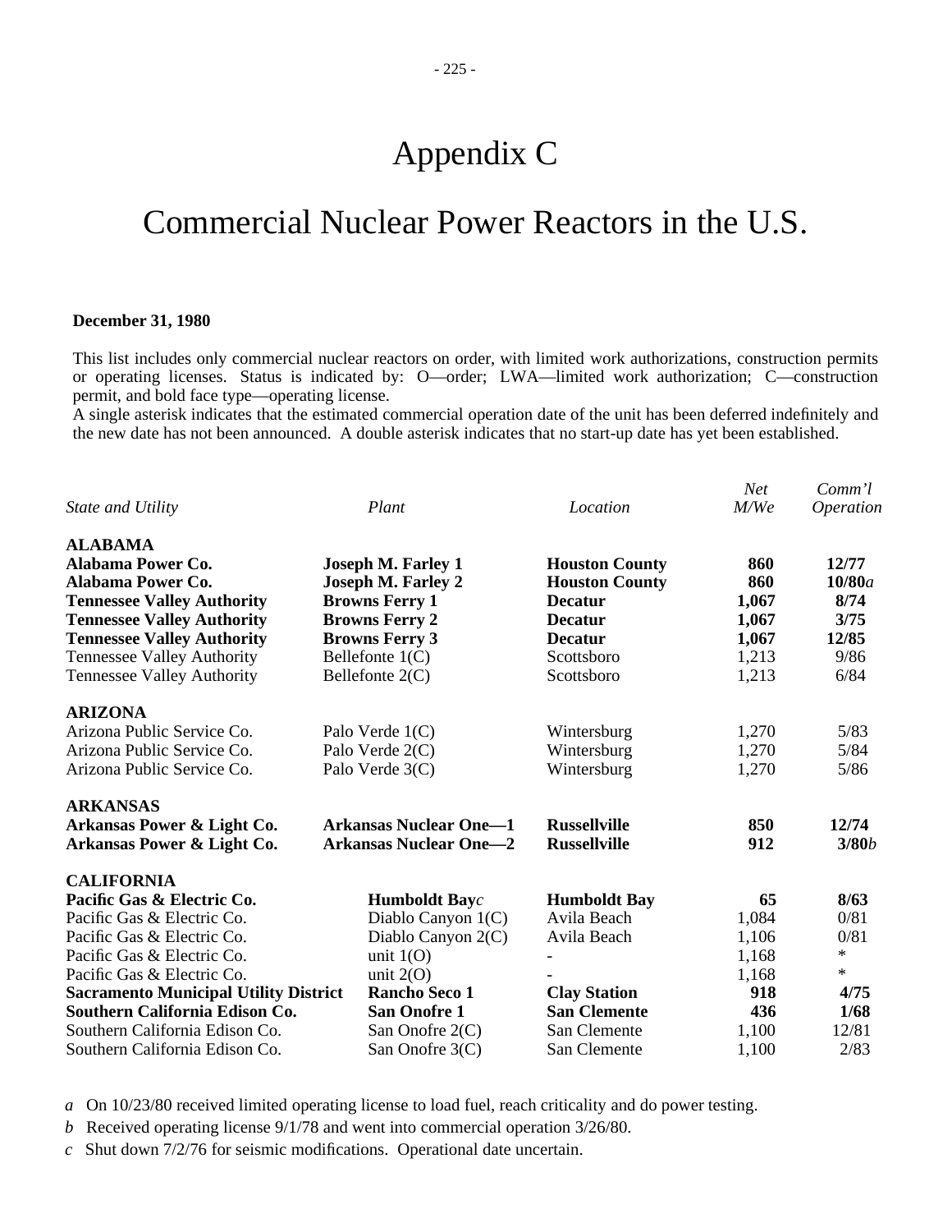# Appendix C

# Commercial Nuclear Power Reactors in the U.S.

**December 31, 1980**

This list includes only commercial nuclear reactors on order, with limited work authorizations, construction permits or operating licenses. Status is indicated by: O—order; LWA—limited work authorization; C—construction permit, and bold face type—operating license.

A single asterisk indicates that the estimated commercial operation date of the unit has been deferred indefinitely and the new date has not been announced. A double asterisk indicates that no start-up date has yet been established.

| *State and Utility* | *Plant* | *Location* | *Net M/We* | *Comm'l Operation* |
|---|---|---|---|---|
| **ALABAMA** | | | | |
| **Alabama Power Co.** | **Joseph M. Farley 1** | **Houston County** | **860** | **12/77** |
| **Alabama Power Co.** | **Joseph M. Farley 2** | **Houston County** | **860** | **10/80***a* |
| **Tennessee Valley Authority** | **Browns Ferry 1** | **Decatur** | **1,067** | **8/74** |
| **Tennessee Valley Authority** | **Browns Ferry 2** | **Decatur** | **1,067** | **3/75** |
| **Tennessee Valley Authority** | **Browns Ferry 3** | **Decatur** | **1,067** | **12/85** |
| Tennessee Valley Authority | Bellefonte 1(C) | Scottsboro | 1,213 | 9/86 |
| Tennessee Valley Authority | Bellefonte 2(C) | Scottsboro | 1,213 | 6/84 |
| **ARIZONA** | | | | |
| Arizona Public Service Co. | Palo Verde 1(C) | Wintersburg | 1,270 | 5/83 |
| Arizona Public Service Co. | Palo Verde 2(C) | Wintersburg | 1,270 | 5/84 |
| Arizona Public Service Co. | Palo Verde 3(C) | Wintersburg | 1,270 | 5/86 |
| **ARKANSAS** | | | | |
| **Arkansas Power & Light Co.** | **Arkansas Nuclear One—1** | **Russellville** | **850** | **12/74** |
| **Arkansas Power & Light Co.** | **Arkansas Nuclear One—2** | **Russellville** | **912** | **3/80***b* |
| **CALIFORNIA** | | | | |
| **Pacific Gas & Electric Co.** | **Humboldt Bay***c* | **Humboldt Bay** | **65** | **8/63** |
| Pacific Gas & Electric Co. | Diablo Canyon 1(C) | Avila Beach | 1,084 | 0/81 |
| Pacific Gas & Electric Co. | Diablo Canyon 2(C) | Avila Beach | 1,106 | 0/81 |
| Pacific Gas & Electric Co. | unit 1(O) | - | 1,168 | * |
| Pacific Gas & Electric Co. | unit 2(O) | - | 1,168 | * |
| **Sacramento Municipal Utility District** | **Rancho Seco 1** | **Clay Station** | **918** | **4/75** |
| **Southern California Edison Co.** | **San Onofre 1** | **San Clemente** | **436** | **1/68** |
| Southern California Edison Co. | San Onofre 2(C) | San Clemente | 1,100 | 12/81 |
| Southern California Edison Co. | San Onofre 3(C) | San Clemente | 1,100 | 2/83 |

*a* On 10/23/80 received limited operating license to load fuel, reach criticality and do power testing.

*b* Received operating license 9/1/78 and went into commercial operation 3/26/80.

*c* Shut down 7/2/76 for seismic modifications. Operational date uncertain.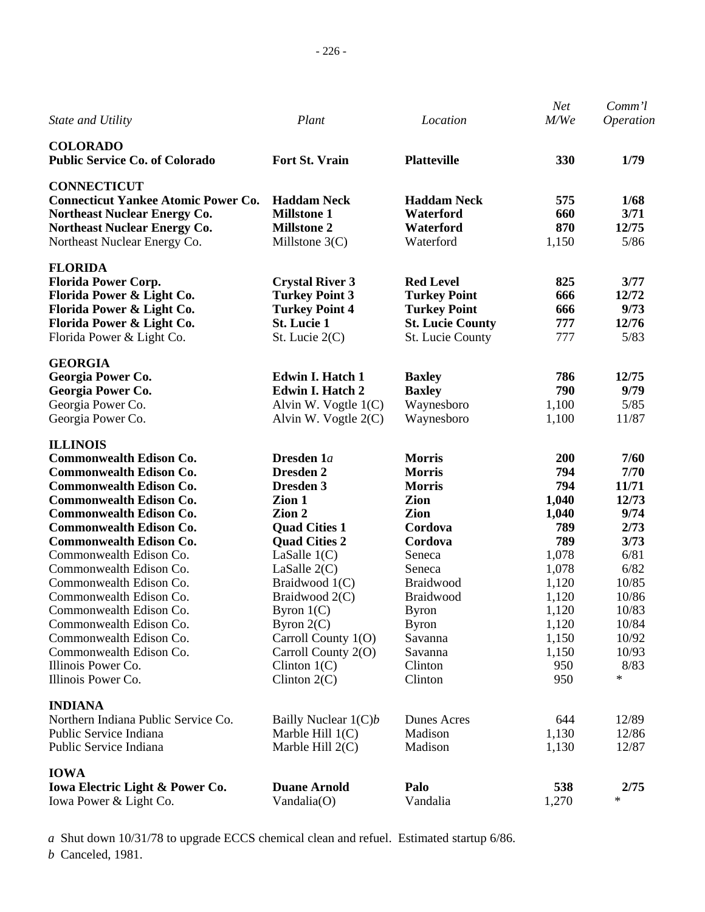| *State and Utility* | *Plant* | *Location* | *Net M/We* | *Comm'l Operation* |
|---|---|---|---|---|
| **COLORADO** | | | | |
| **Public Service Co. of Colorado** | **Fort St. Vrain** | **Platteville** | **330** | **1/79** |
| **CONNECTICUT** | | | | |
| **Connecticut Yankee Atomic Power Co.** | **Haddam Neck** | **Haddam Neck** | **575** | **1/68** |
| **Northeast Nuclear Energy Co.** | **Millstone 1** | **Waterford** | **660** | **3/71** |
| **Northeast Nuclear Energy Co.** | **Millstone 2** | **Waterford** | **870** | **12/75** |
| Northeast Nuclear Energy Co. | Millstone 3(C) | Waterford | 1,150 | 5/86 |
| **FLORIDA** | | | | |
| **Florida Power Corp.** | **Crystal River 3** | **Red Level** | **825** | **3/77** |
| **Florida Power & Light Co.** | **Turkey Point 3** | **Turkey Point** | **666** | **12/72** |
| **Florida Power & Light Co.** | **Turkey Point 4** | **Turkey Point** | **666** | **9/73** |
| **Florida Power & Light Co.** | **St. Lucie 1** | **St. Lucie County** | **777** | **12/76** |
| Florida Power & Light Co. | St. Lucie 2(C) | St. Lucie County | 777 | 5/83 |
| **GEORGIA** | | | | |
| **Georgia Power Co.** | **Edwin I. Hatch 1** | **Baxley** | **786** | **12/75** |
| **Georgia Power Co.** | **Edwin I. Hatch 2** | **Baxley** | **790** | **9/79** |
| Georgia Power Co. | Alvin W. Vogtle 1(C) | Waynesboro | 1,100 | 5/85 |
| Georgia Power Co. | Alvin W. Vogtle 2(C) | Waynesboro | 1,100 | 11/87 |
| **ILLINOIS** | | | | |
| **Commonwealth Edison Co.** | **Dresden 1***a* | **Morris** | **200** | **7/60** |
| **Commonwealth Edison Co.** | **Dresden 2** | **Morris** | **794** | **7/70** |
| **Commonwealth Edison Co.** | **Dresden 3** | **Morris** | **794** | **11/71** |
| **Commonwealth Edison Co.** | **Zion 1** | **Zion** | **1,040** | **12/73** |
| **Commonwealth Edison Co.** | **Zion 2** | **Zion** | **1,040** | **9/74** |
| **Commonwealth Edison Co.** | **Quad Cities 1** | **Cordova** | **789** | **2/73** |
| **Commonwealth Edison Co.** | **Quad Cities 2** | **Cordova** | **789** | **3/73** |
| Commonwealth Edison Co. | LaSalle 1(C) | Seneca | 1,078 | 6/81 |
| Commonwealth Edison Co. | LaSalle 2(C) | Seneca | 1,078 | 6/82 |
| Commonwealth Edison Co. | Braidwood 1(C) | Braidwood | 1,120 | 10/85 |
| Commonwealth Edison Co. | Braidwood 2(C) | Braidwood | 1,120 | 10/86 |
| Commonwealth Edison Co. | Byron 1(C) | Byron | 1,120 | 10/83 |
| Commonwealth Edison Co. | Byron 2(C) | Byron | 1,120 | 10/84 |
| Commonwealth Edison Co. | Carroll County 1(O) | Savanna | 1,150 | 10/92 |
| Commonwealth Edison Co. | Carroll County 2(O) | Savanna | 1,150 | 10/93 |
| Illinois Power Co. | Clinton 1(C) | Clinton | 950 | 8/83 |
| Illinois Power Co. | Clinton 2(C) | Clinton | 950 | * |
| **INDIANA** | | | | |
| Northern Indiana Public Service Co. | Bailly Nuclear 1(C)*b* | Dunes Acres | 644 | 12/89 |
| Public Service Indiana | Marble Hill 1(C) | Madison | 1,130 | 12/86 |
| Public Service Indiana | Marble Hill 2(C) | Madison | 1,130 | 12/87 |
| **IOWA** | | | | |
| **Iowa Electric Light & Power Co.** | **Duane Arnold** | **Palo** | **538** | **2/75** |
| Iowa Power & Light Co. | Vandalia(O) | Vandalia | 1,270 | * |

*a* Shut down 10/31/78 to upgrade ECCS chemical clean and refuel. Estimated startup 6/86.

*b* Canceled, 1981.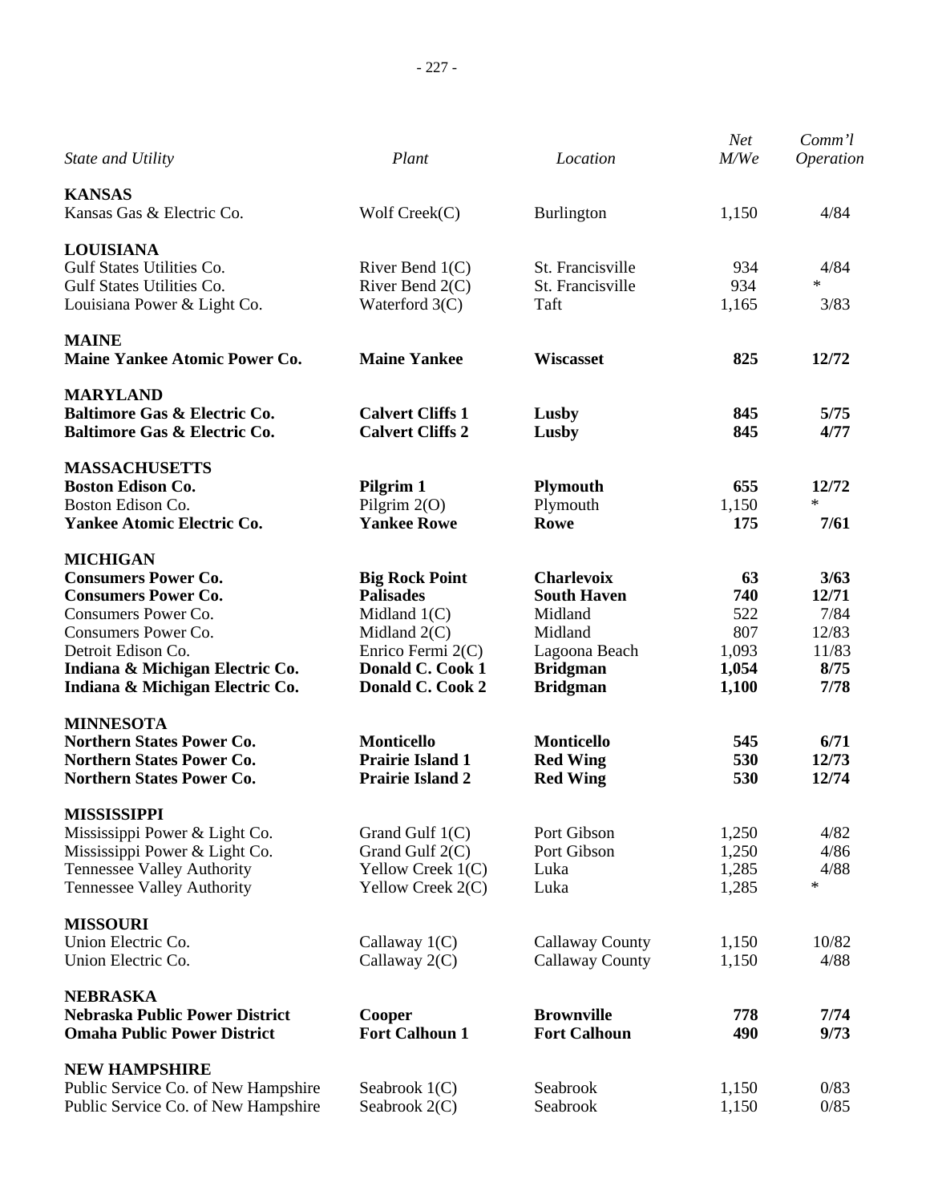| *State and Utility* | *Plant* | *Location* | *Net M/We* | *Comm'l Operation* |
|---|---|---|---|---|
| **KANSAS** | | | | |
| Kansas Gas & Electric Co. | Wolf Creek(C) | Burlington | 1,150 | 4/84 |
| **LOUISIANA** | | | | |
| Gulf States Utilities Co. | River Bend 1(C) | St. Francisville | 934 | 4/84 |
| Gulf States Utilities Co. | River Bend 2(C) | St. Francisville | 934 | * |
| Louisiana Power & Light Co. | Waterford 3(C) | Taft | 1,165 | 3/83 |
| **MAINE** | | | | |
| **Maine Yankee Atomic Power Co.** | **Maine Yankee** | **Wiscasset** | **825** | **12/72** |
| **MARYLAND** | | | | |
| **Baltimore Gas & Electric Co.** | **Calvert Cliffs 1** | **Lusby** | **845** | **5/75** |
| **Baltimore Gas & Electric Co.** | **Calvert Cliffs 2** | **Lusby** | **845** | **4/77** |
| **MASSACHUSETTS** | | | | |
| **Boston Edison Co.** | **Pilgrim 1** | **Plymouth** | **655** | **12/72** |
| Boston Edison Co. | Pilgrim 2(O) | Plymouth | 1,150 | * |
| **Yankee Atomic Electric Co.** | **Yankee Rowe** | **Rowe** | **175** | **7/61** |
| **MICHIGAN** | | | | |
| **Consumers Power Co.** | **Big Rock Point** | **Charlevoix** | **63** | **3/63** |
| **Consumers Power Co.** | **Palisades** | **South Haven** | **740** | **12/71** |
| Consumers Power Co. | Midland 1(C) | Midland | 522 | 7/84 |
| Consumers Power Co. | Midland 2(C) | Midland | 807 | 12/83 |
| Detroit Edison Co. | Enrico Fermi 2(C) | Lagoona Beach | 1,093 | 11/83 |
| **Indiana & Michigan Electric Co.** | **Donald C. Cook 1** | **Bridgman** | **1,054** | **8/75** |
| **Indiana & Michigan Electric Co.** | **Donald C. Cook 2** | **Bridgman** | **1,100** | **7/78** |
| **MINNESOTA** | | | | |
| **Northern States Power Co.** | **Monticello** | **Monticello** | **545** | **6/71** |
| **Northern States Power Co.** | **Prairie Island 1** | **Red Wing** | **530** | **12/73** |
| **Northern States Power Co.** | **Prairie Island 2** | **Red Wing** | **530** | **12/74** |
| **MISSISSIPPI** | | | | |
| Mississippi Power & Light Co. | Grand Gulf 1(C) | Port Gibson | 1,250 | 4/82 |
| Mississippi Power & Light Co. | Grand Gulf 2(C) | Port Gibson | 1,250 | 4/86 |
| Tennessee Valley Authority | Yellow Creek 1(C) | Luka | 1,285 | 4/88 |
| Tennessee Valley Authority | Yellow Creek 2(C) | Luka | 1,285 | * |
| **MISSOURI** | | | | |
| Union Electric Co. | Callaway 1(C) | Callaway County | 1,150 | 10/82 |
| Union Electric Co. | Callaway 2(C) | Callaway County | 1,150 | 4/88 |
| **NEBRASKA** | | | | |
| **Nebraska Public Power District** | **Cooper** | **Brownville** | **778** | **7/74** |
| **Omaha Public Power District** | **Fort Calhoun 1** | **Fort Calhoun** | **490** | **9/73** |
| **NEW HAMPSHIRE** | | | | |
| Public Service Co. of New Hampshire | Seabrook 1(C) | Seabrook | 1,150 | 0/83 |
| Public Service Co. of New Hampshire | Seabrook 2(C) | Seabrook | 1,150 | 0/85 |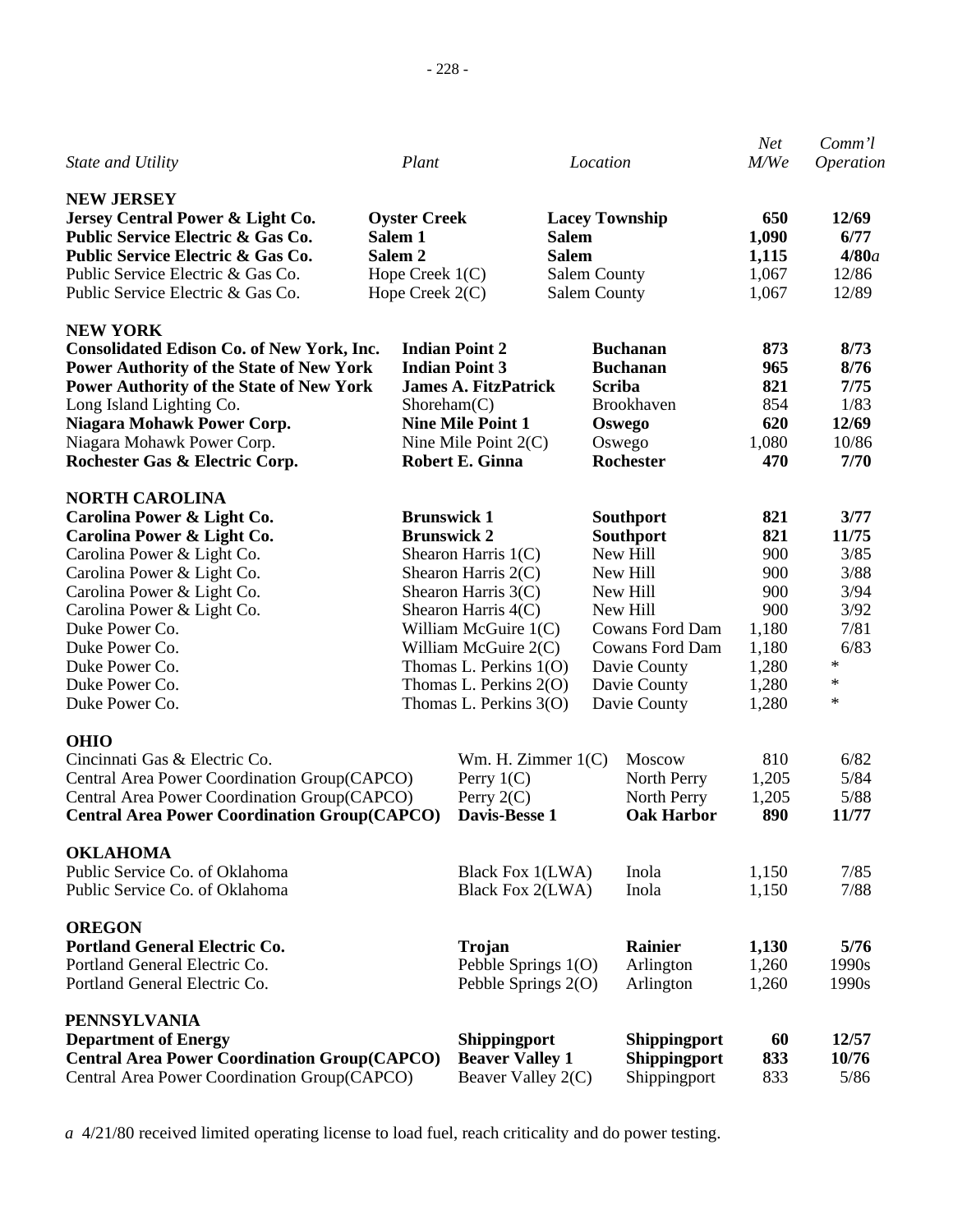| *State and Utility* | *Plant* | *Location* | *Net M/We* | *Comm'l Operation* |
|---|---|---|---|---|
| **NEW JERSEY** | | | | |
| **Jersey Central Power & Light Co.** | **Oyster Creek** | **Lacey Township** | **650** | **12/69** |
| **Public Service Electric & Gas Co.** | **Salem 1** | **Salem** | **1,090** | **6/77** |
| **Public Service Electric & Gas Co.** | **Salem 2** | **Salem** | **1,115** | **4/80***a* |
| Public Service Electric & Gas Co. | Hope Creek 1(C) | Salem County | 1,067 | 12/86 |
| Public Service Electric & Gas Co. | Hope Creek 2(C) | Salem County | 1,067 | 12/89 |
| **NEW YORK** | | | | |
| **Consolidated Edison Co. of New York, Inc.** | **Indian Point 2** | **Buchanan** | **873** | **8/73** |
| **Power Authority of the State of New York** | **Indian Point 3** | **Buchanan** | **965** | **8/76** |
| **Power Authority of the State of New York** | **James A. FitzPatrick** | **Scriba** | **821** | **7/75** |
| Long Island Lighting Co. | Shoreham(C) | Brookhaven | 854 | 1/83 |
| **Niagara Mohawk Power Corp.** | **Nine Mile Point 1** | **Oswego** | **620** | **12/69** |
| Niagara Mohawk Power Corp. | Nine Mile Point 2(C) | Oswego | 1,080 | 10/86 |
| **Rochester Gas & Electric Corp.** | **Robert E. Ginna** | **Rochester** | **470** | **7/70** |
| **NORTH CAROLINA** | | | | |
| **Carolina Power & Light Co.** | **Brunswick 1** | **Southport** | **821** | **3/77** |
| **Carolina Power & Light Co.** | **Brunswick 2** | **Southport** | **821** | **11/75** |
| Carolina Power & Light Co. | Shearon Harris 1(C) | New Hill | 900 | 3/85 |
| Carolina Power & Light Co. | Shearon Harris 2(C) | New Hill | 900 | 3/88 |
| Carolina Power & Light Co. | Shearon Harris 3(C) | New Hill | 900 | 3/94 |
| Carolina Power & Light Co. | Shearon Harris 4(C) | New Hill | 900 | 3/92 |
| Duke Power Co. | William McGuire 1(C) | Cowans Ford Dam | 1,180 | 7/81 |
| Duke Power Co. | William McGuire 2(C) | Cowans Ford Dam | 1,180 | 6/83 |
| Duke Power Co. | Thomas L. Perkins 1(O) | Davie County | 1,280 | * |
| Duke Power Co. | Thomas L. Perkins 2(O) | Davie County | 1,280 | * |
| Duke Power Co. | Thomas L. Perkins 3(O) | Davie County | 1,280 | * |
| **OHIO** | | | | |
| Cincinnati Gas & Electric Co. | Wm. H. Zimmer 1(C) | Moscow | 810 | 6/82 |
| Central Area Power Coordination Group(CAPCO) | Perry 1(C) | North Perry | 1,205 | 5/84 |
| Central Area Power Coordination Group(CAPCO) | Perry 2(C) | North Perry | 1,205 | 5/88 |
| **Central Area Power Coordination Group(CAPCO)** | **Davis-Besse 1** | **Oak Harbor** | **890** | **11/77** |
| **OKLAHOMA** | | | | |
| Public Service Co. of Oklahoma | Black Fox 1(LWA) | Inola | 1,150 | 7/85 |
| Public Service Co. of Oklahoma | Black Fox 2(LWA) | Inola | 1,150 | 7/88 |
| **OREGON** | | | | |
| **Portland General Electric Co.** | **Trojan** | **Rainier** | **1,130** | **5/76** |
| Portland General Electric Co. | Pebble Springs 1(O) | Arlington | 1,260 | 1990s |
| Portland General Electric Co. | Pebble Springs 2(O) | Arlington | 1,260 | 1990s |
| **PENNSYLVANIA** | | | | |
| **Department of Energy** | **Shippingport** | **Shippingport** | **60** | **12/57** |
| **Central Area Power Coordination Group(CAPCO)** | **Beaver Valley 1** | **Shippingport** | **833** | **10/76** |
| Central Area Power Coordination Group(CAPCO) | Beaver Valley 2(C) | Shippingport | 833 | 5/86 |

*a* 4/21/80 received limited operating license to load fuel, reach criticality and do power testing.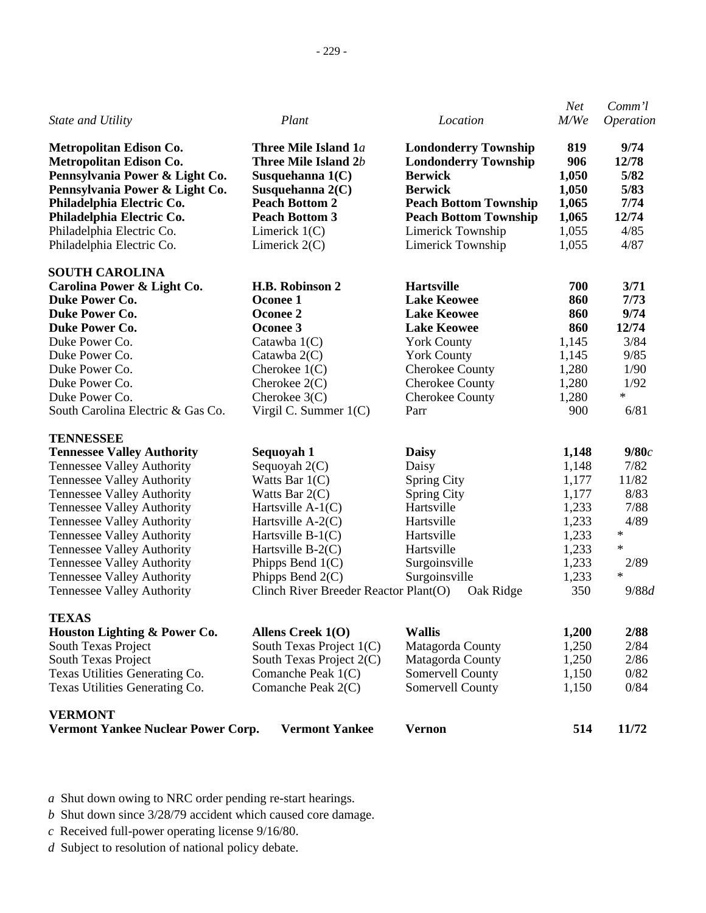| *State and Utility* | *Plant* | *Location* | *Net M/We* | *Comm'l Operation* |
|---|---|---|---|---|
| **Metropolitan Edison Co.** | **Three Mile Island 1*a*** | **Londonderry Township** | **819** | **9/74** |
| **Metropolitan Edison Co.** | **Three Mile Island 2*b*** | **Londonderry Township** | **906** | **12/78** |
| **Pennsylvania Power & Light Co.** | **Susquehanna 1(C)** | **Berwick** | **1,050** | **5/82** |
| **Pennsylvania Power & Light Co.** | **Susquehanna 2(C)** | **Berwick** | **1,050** | **5/83** |
| **Philadelphia Electric Co.** | **Peach Bottom 2** | **Peach Bottom Township** | **1,065** | **7/74** |
| **Philadelphia Electric Co.** | **Peach Bottom 3** | **Peach Bottom Township** | **1,065** | **12/74** |
| Philadelphia Electric Co. | Limerick 1(C) | Limerick Township | 1,055 | 4/85 |
| Philadelphia Electric Co. | Limerick 2(C) | Limerick Township | 1,055 | 4/87 |
| **SOUTH CAROLINA** | | | | |
| **Carolina Power & Light Co.** | **H.B. Robinson 2** | **Hartsville** | **700** | **3/71** |
| **Duke Power Co.** | **Oconee 1** | **Lake Keowee** | **860** | **7/73** |
| **Duke Power Co.** | **Oconee 2** | **Lake Keowee** | **860** | **9/74** |
| **Duke Power Co.** | **Oconee 3** | **Lake Keowee** | **860** | **12/74** |
| Duke Power Co. | Catawba 1(C) | York County | 1,145 | 3/84 |
| Duke Power Co. | Catawba 2(C) | York County | 1,145 | 9/85 |
| Duke Power Co. | Cherokee 1(C) | Cherokee County | 1,280 | 1/90 |
| Duke Power Co. | Cherokee 2(C) | Cherokee County | 1,280 | 1/92 |
| Duke Power Co. | Cherokee 3(C) | Cherokee County | 1,280 | * |
| South Carolina Electric & Gas Co. | Virgil C. Summer 1(C) | Parr | 900 | 6/81 |
| **TENNESSEE** | | | | |
| **Tennessee Valley Authority** | **Sequoyah 1** | **Daisy** | **1,148** | **9/80*c*** |
| Tennessee Valley Authority | Sequoyah 2(C) | Daisy | 1,148 | 7/82 |
| Tennessee Valley Authority | Watts Bar 1(C) | Spring City | 1,177 | 11/82 |
| Tennessee Valley Authority | Watts Bar 2(C) | Spring City | 1,177 | 8/83 |
| Tennessee Valley Authority | Hartsville A-1(C) | Hartsville | 1,233 | 7/88 |
| Tennessee Valley Authority | Hartsville A-2(C) | Hartsville | 1,233 | 4/89 |
| Tennessee Valley Authority | Hartsville B-1(C) | Hartsville | 1,233 | * |
| Tennessee Valley Authority | Hartsville B-2(C) | Hartsville | 1,233 | * |
| Tennessee Valley Authority | Phipps Bend 1(C) | Surgoinsville | 1,233 | 2/89 |
| Tennessee Valley Authority | Phipps Bend 2(C) | Surgoinsville | 1,233 | * |
| Tennessee Valley Authority | Clinch River Breeder Reactor Plant(O) | Oak Ridge | 350 | 9/88*d* |
| **TEXAS** | | | | |
| **Houston Lighting & Power Co.** | **Allens Creek 1(O)** | **Wallis** | **1,200** | **2/88** |
| South Texas Project | South Texas Project 1(C) | Matagorda County | 1,250 | 2/84 |
| South Texas Project | South Texas Project 2(C) | Matagorda County | 1,250 | 2/86 |
| Texas Utilities Generating Co. | Comanche Peak 1(C) | Somervell County | 1,150 | 0/82 |
| Texas Utilities Generating Co. | Comanche Peak 2(C) | Somervell County | 1,150 | 0/84 |
| **VERMONT** | | | | |
| **Vermont Yankee Nuclear Power Corp.** | **Vermont Yankee** | **Vernon** | **514** | **11/72** |

*a* Shut down owing to NRC order pending re-start hearings.

*b* Shut down since 3/28/79 accident which caused core damage.

*c* Received full-power operating license 9/16/80.

*d* Subject to resolution of national policy debate.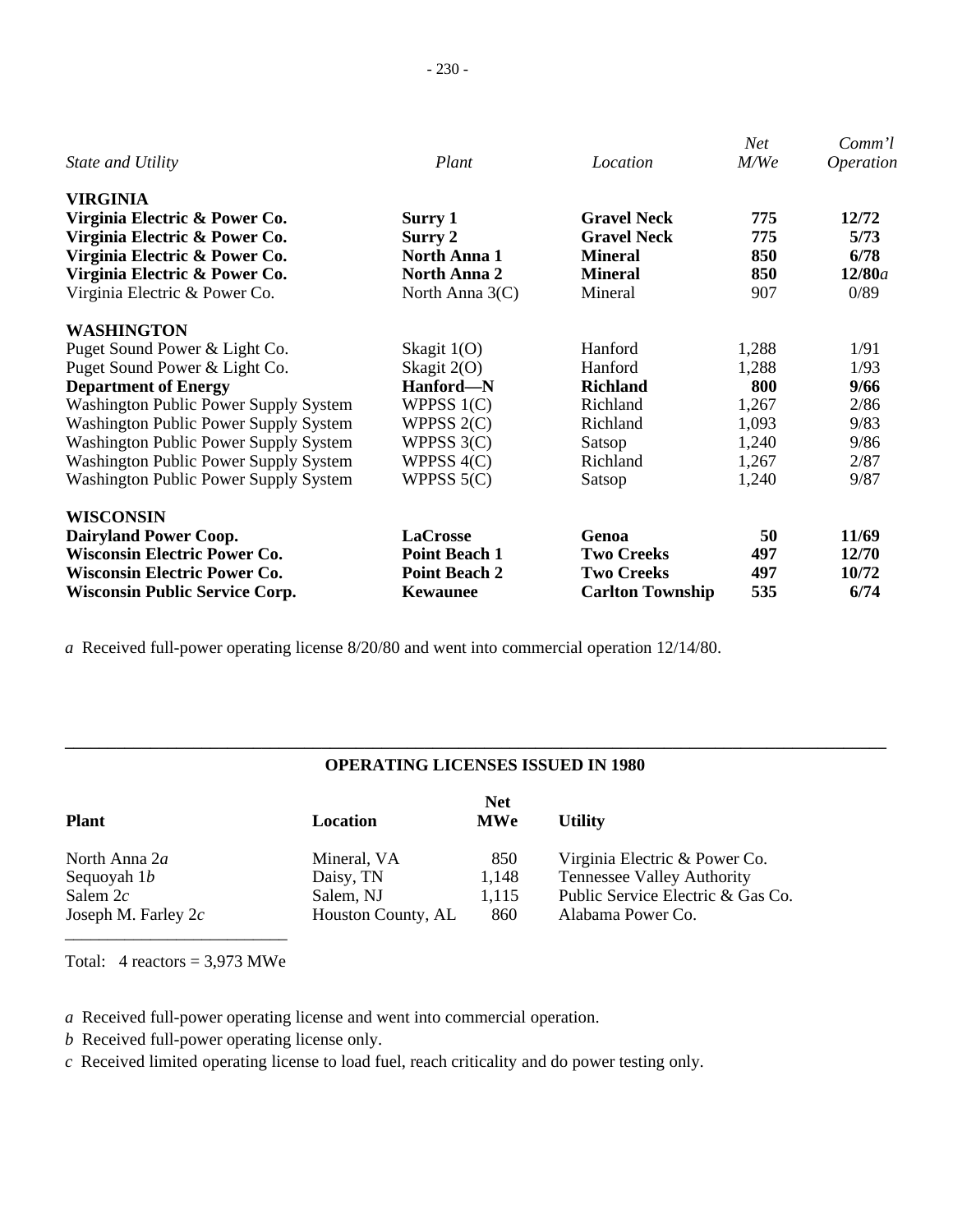| *State and Utility* | *Plant* | *Location* | *Net M/We* | *Comm'l Operation* |
|---|---|---|---|---|
| **VIRGINIA** | | | | |
| **Virginia Electric & Power Co.** | **Surry 1** | **Gravel Neck** | **775** | **12/72** |
| **Virginia Electric & Power Co.** | **Surry 2** | **Gravel Neck** | **775** | **5/73** |
| **Virginia Electric & Power Co.** | **North Anna 1** | **Mineral** | **850** | **6/78** |
| **Virginia Electric & Power Co.** | **North Anna 2** | **Mineral** | **850** | **12/80***a* |
| Virginia Electric & Power Co. | North Anna 3(C) | Mineral | 907 | 0/89 |
| **WASHINGTON** | | | | |
| Puget Sound Power & Light Co. | Skagit 1(O) | Hanford | 1,288 | 1/91 |
| Puget Sound Power & Light Co. | Skagit 2(O) | Hanford | 1,288 | 1/93 |
| **Department of Energy** | **Hanford—N** | **Richland** | **800** | **9/66** |
| Washington Public Power Supply System | WPPSS 1(C) | Richland | 1,267 | 2/86 |
| Washington Public Power Supply System | WPPSS 2(C) | Richland | 1,093 | 9/83 |
| Washington Public Power Supply System | WPPSS 3(C) | Satsop | 1,240 | 9/86 |
| Washington Public Power Supply System | WPPSS 4(C) | Richland | 1,267 | 2/87 |
| Washington Public Power Supply System | WPPSS 5(C) | Satsop | 1,240 | 9/87 |
| **WISCONSIN** | | | | |
| **Dairyland Power Coop.** | **LaCrosse** | **Genoa** | **50** | **11/69** |
| **Wisconsin Electric Power Co.** | **Point Beach 1** | **Two Creeks** | **497** | **12/70** |
| **Wisconsin Electric Power Co.** | **Point Beach 2** | **Two Creeks** | **497** | **10/72** |
| **Wisconsin Public Service Corp.** | **Kewaunee** | **Carlton Township** | **535** | **6/74** |

*a* Received full-power operating license 8/20/80 and went into commercial operation 12/14/80.

---

**OPERATING LICENSES ISSUED IN 1980**

| **Plant** | **Location** | **Net MWe** | **Utility** |
|---|---|---|---|
| North Anna 2*a* | Mineral, VA | 850 | Virginia Electric & Power Co. |
| Sequoyah 1*b* | Daisy, TN | 1,148 | Tennessee Valley Authority |
| Salem 2*c* | Salem, NJ | 1,115 | Public Service Electric & Gas Co. |
| Joseph M. Farley 2*c* | Houston County, AL | 860 | Alabama Power Co. |

Total: 4 reactors = 3,973 MWe

*a* Received full-power operating license and went into commercial operation.
*b* Received full-power operating license only.
*c* Received limited operating license to load fuel, reach criticality and do power testing only.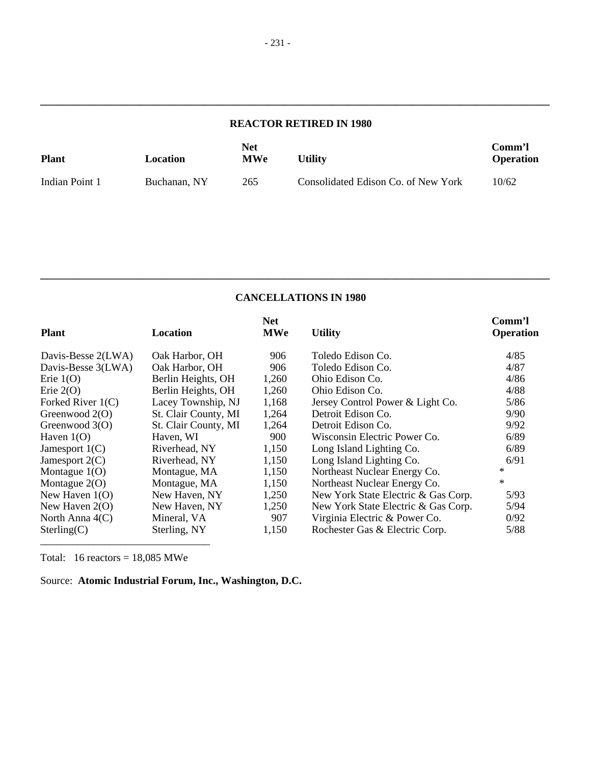## REACTOR RETIRED IN 1980

| Plant | Location | Net MWe | Utility | Comm'l Operation |
|---|---|---|---|---|
| Indian Point 1 | Buchanan, NY | 265 | Consolidated Edison Co. of New York | 10/62 |

## CANCELLATIONS IN 1980

| Plant | Location | Net MWe | Utility | Comm'l Operation |
|---|---|---|---|---|
| Davis-Besse 2(LWA) | Oak Harbor, OH | 906 | Toledo Edison Co. | 4/85 |
| Davis-Besse 3(LWA) | Oak Harbor, OH | 906 | Toledo Edison Co. | 4/87 |
| Erie 1(O) | Berlin Heights, OH | 1,260 | Ohio Edison Co. | 4/86 |
| Erie 2(O) | Berlin Heights, OH | 1,260 | Ohio Edison Co. | 4/88 |
| Forked River 1(C) | Lacey Township, NJ | 1,168 | Jersey Control Power & Light Co. | 5/86 |
| Greenwood 2(O) | St. Clair County, MI | 1,264 | Detroit Edison Co. | 9/90 |
| Greenwood 3(O) | St. Clair County, MI | 1,264 | Detroit Edison Co. | 9/92 |
| Haven 1(O) | Haven, WI | 900 | Wisconsin Electric Power Co. | 6/89 |
| Jamesport 1(C) | Riverhead, NY | 1,150 | Long Island Lighting Co. | 6/89 |
| Jamesport 2(C) | Riverhead, NY | 1,150 | Long Island Lighting Co. | 6/91 |
| Montague 1(O) | Montague, MA | 1,150 | Northeast Nuclear Energy Co. | * |
| Montague 2(O) | Montague, MA | 1,150 | Northeast Nuclear Energy Co. | * |
| New Haven 1(O) | New Haven, NY | 1,250 | New York State Electric & Gas Corp. | 5/93 |
| New Haven 2(O) | New Haven, NY | 1,250 | New York State Electric & Gas Corp. | 5/94 |
| North Anna 4(C) | Mineral, VA | 907 | Virginia Electric & Power Co. | 0/92 |
| Sterling(C) | Sterling, NY | 1,150 | Rochester Gas & Electric Corp. | 5/88 |

Total: 16 reactors = 18,085 MWe

Source: **Atomic Industrial Forum, Inc., Washington, D.C.**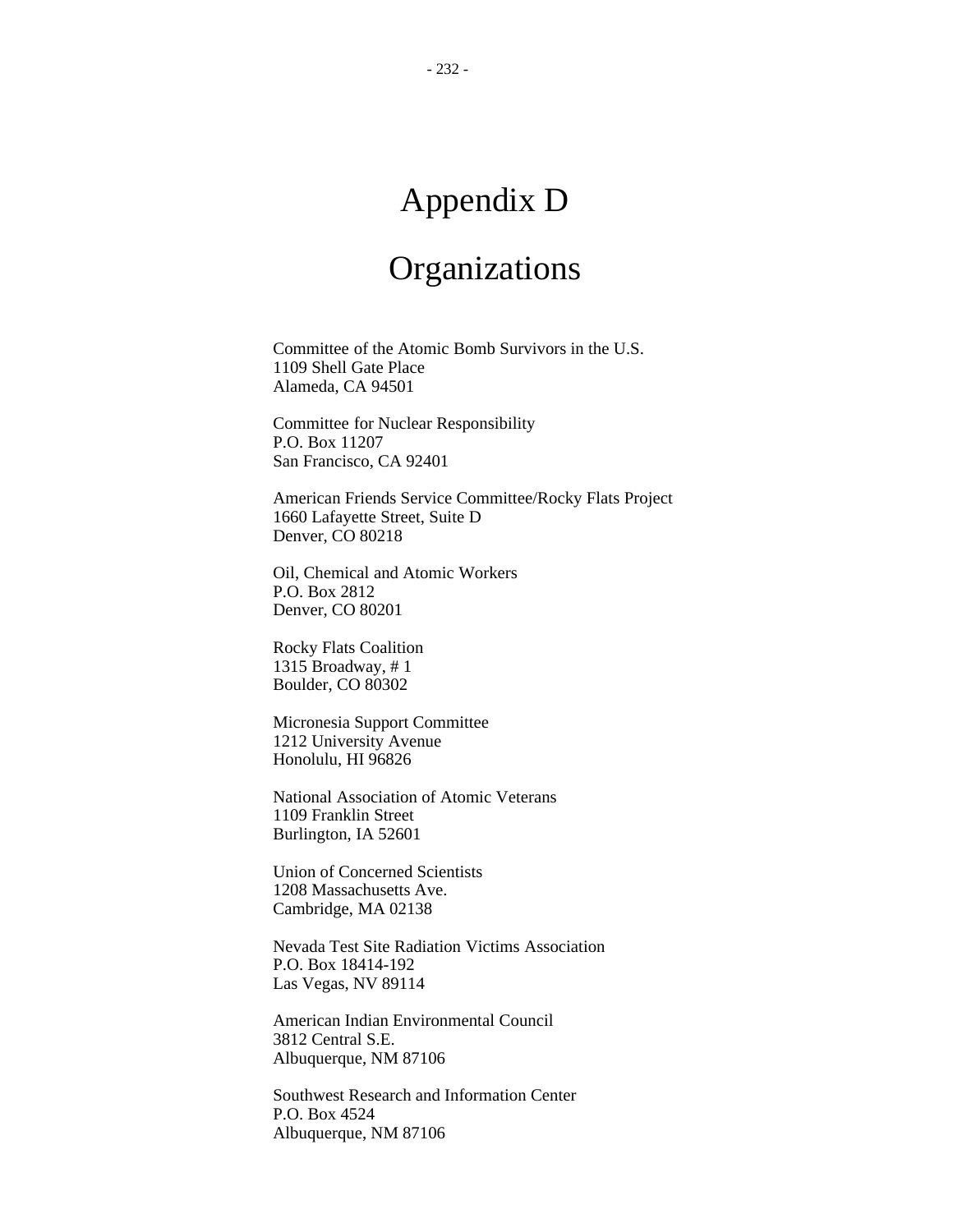# Appendix D

# Organizations

Committee of the Atomic Bomb Survivors in the U.S.
1109 Shell Gate Place
Alameda, CA 94501

Committee for Nuclear Responsibility
P.O. Box 11207
San Francisco, CA 92401

American Friends Service Committee/Rocky Flats Project
1660 Lafayette Street, Suite D
Denver, CO 80218

Oil, Chemical and Atomic Workers
P.O. Box 2812
Denver, CO 80201

Rocky Flats Coalition
1315 Broadway, # 1
Boulder, CO 80302

Micronesia Support Committee
1212 University Avenue
Honolulu, HI 96826

National Association of Atomic Veterans
1109 Franklin Street
Burlington, IA 52601

Union of Concerned Scientists
1208 Massachusetts Ave.
Cambridge, MA 02138

Nevada Test Site Radiation Victims Association
P.O. Box 18414-192
Las Vegas, NV 89114

American Indian Environmental Council
3812 Central S.E.
Albuquerque, NM 87106

Southwest Research and Information Center
P.O. Box 4524
Albuquerque, NM 87106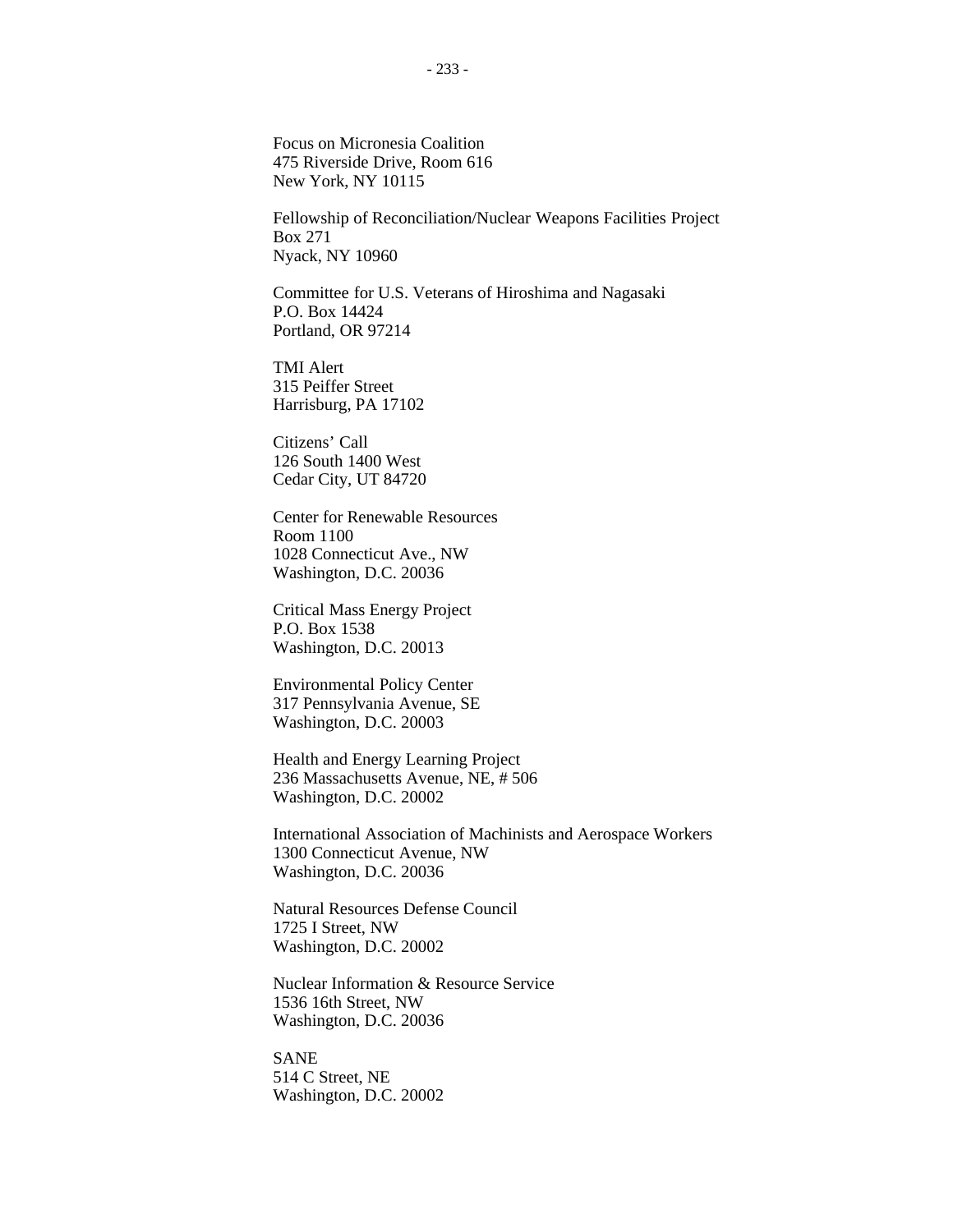Focus on Micronesia Coalition
475 Riverside Drive, Room 616
New York, NY 10115

Fellowship of Reconciliation/Nuclear Weapons Facilities Project
Box 271
Nyack, NY 10960

Committee for U.S. Veterans of Hiroshima and Nagasaki
P.O. Box 14424
Portland, OR 97214

TMI Alert
315 Peiffer Street
Harrisburg, PA 17102

Citizens' Call
126 South 1400 West
Cedar City, UT 84720

Center for Renewable Resources
Room 1100
1028 Connecticut Ave., NW
Washington, D.C. 20036

Critical Mass Energy Project
P.O. Box 1538
Washington, D.C. 20013

Environmental Policy Center
317 Pennsylvania Avenue, SE
Washington, D.C. 20003

Health and Energy Learning Project
236 Massachusetts Avenue, NE, # 506
Washington, D.C. 20002

International Association of Machinists and Aerospace Workers
1300 Connecticut Avenue, NW
Washington, D.C. 20036

Natural Resources Defense Council
1725 I Street, NW
Washington, D.C. 20002

Nuclear Information & Resource Service
1536 16th Street, NW
Washington, D.C. 20036

SANE
514 C Street, NE
Washington, D.C. 20002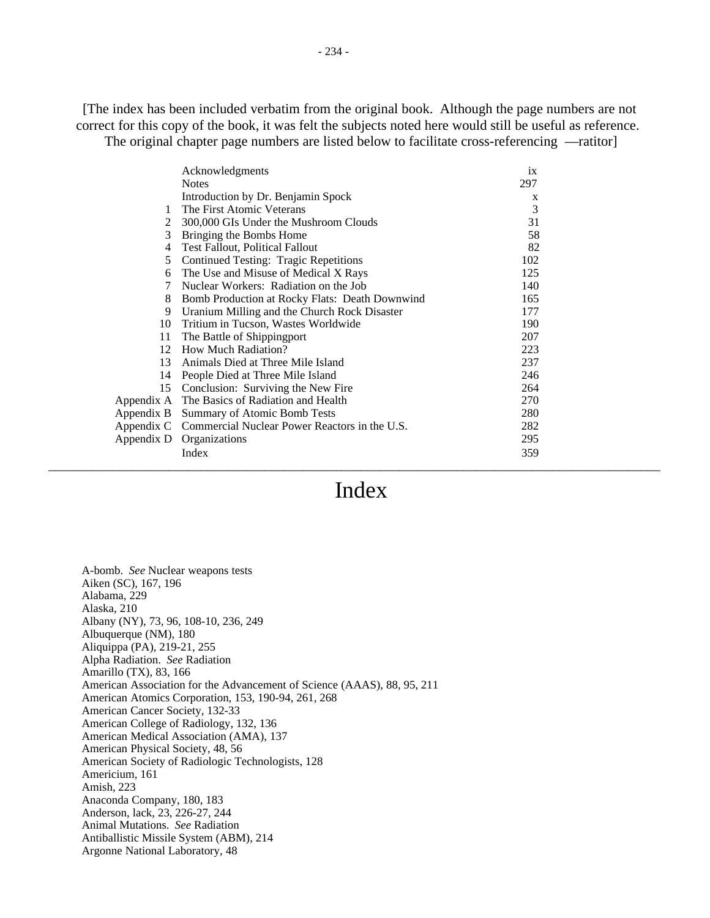[The index has been included verbatim from the original book. Although the page numbers are not correct for this copy of the book, it was felt the subjects noted here would still be useful as reference. The original chapter page numbers are listed below to facilitate cross-referencing —ratitor]

| | | |
|---|---|---|
| | Acknowledgments | ix |
| | Notes | 297 |
| | Introduction by Dr. Benjamin Spock | x |
| 1 | The First Atomic Veterans | 3 |
| 2 | 300,000 GIs Under the Mushroom Clouds | 31 |
| 3 | Bringing the Bombs Home | 58 |
| 4 | Test Fallout, Political Fallout | 82 |
| 5 | Continued Testing: Tragic Repetitions | 102 |
| 6 | The Use and Misuse of Medical X Rays | 125 |
| 7 | Nuclear Workers: Radiation on the Job | 140 |
| 8 | Bomb Production at Rocky Flats: Death Downwind | 165 |
| 9 | Uranium Milling and the Church Rock Disaster | 177 |
| 10 | Tritium in Tucson, Wastes Worldwide | 190 |
| 11 | The Battle of Shippingport | 207 |
| 12 | How Much Radiation? | 223 |
| 13 | Animals Died at Three Mile Island | 237 |
| 14 | People Died at Three Mile Island | 246 |
| 15 | Conclusion: Surviving the New Fire | 264 |
| Appendix A | The Basics of Radiation and Health | 270 |
| Appendix B | Summary of Atomic Bomb Tests | 280 |
| Appendix C | Commercial Nuclear Power Reactors in the U.S. | 282 |
| Appendix D | Organizations | 295 |
| | Index | 359 |

---

# Index

A-bomb. *See* Nuclear weapons tests
Aiken (SC), 167, 196
Alabama, 229
Alaska, 210
Albany (NY), 73, 96, 108-10, 236, 249
Albuquerque (NM), 180
Aliquippa (PA), 219-21, 255
Alpha Radiation. *See* Radiation
Amarillo (TX), 83, 166
American Association for the Advancement of Science (AAAS), 88, 95, 211
American Atomics Corporation, 153, 190-94, 261, 268
American Cancer Society, 132-33
American College of Radiology, 132, 136
American Medical Association (AMA), 137
American Physical Society, 48, 56
American Society of Radiologic Technologists, 128
Americium, 161
Amish, 223
Anaconda Company, 180, 183
Anderson, lack, 23, 226-27, 244
Animal Mutations. *See* Radiation
Antiballistic Missile System (ABM), 214
Argonne National Laboratory, 48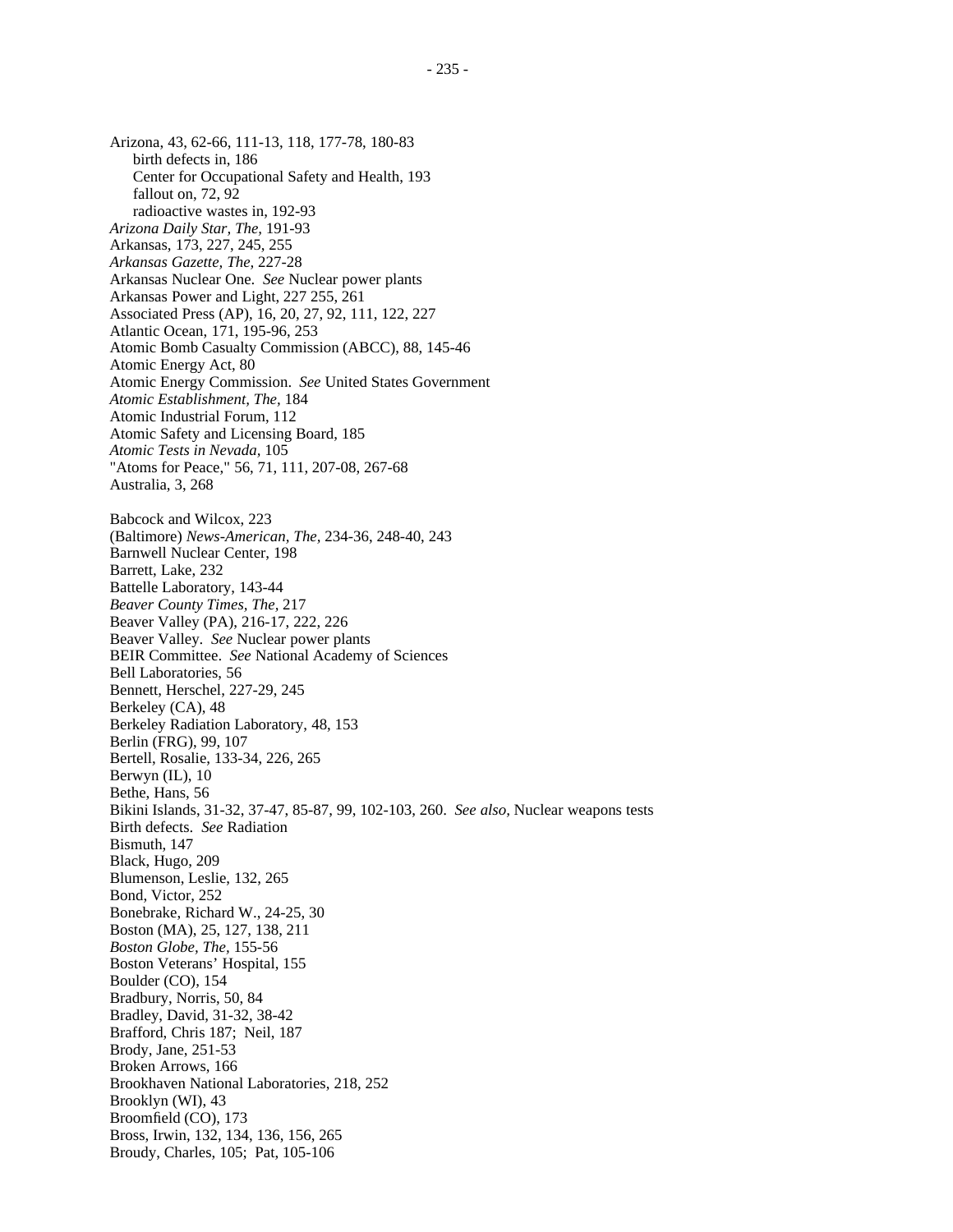Arizona, 43, 62-66, 111-13, 118, 177-78, 180-83
    birth defects in, 186
    Center for Occupational Safety and Health, 193
    fallout on, 72, 92
    radioactive wastes in, 192-93
*Arizona Daily Star, The*, 191-93
Arkansas, 173, 227, 245, 255
*Arkansas Gazette, The*, 227-28
Arkansas Nuclear One. *See* Nuclear power plants
Arkansas Power and Light, 227 255, 261
Associated Press (AP), 16, 20, 27, 92, 111, 122, 227
Atlantic Ocean, 171, 195-96, 253
Atomic Bomb Casualty Commission (ABCC), 88, 145-46
Atomic Energy Act, 80
Atomic Energy Commission. *See* United States Government
*Atomic Establishment, The*, 184
Atomic Industrial Forum, 112
Atomic Safety and Licensing Board, 185
*Atomic Tests in Nevada*, 105
"Atoms for Peace," 56, 71, 111, 207-08, 267-68
Australia, 3, 268

Babcock and Wilcox, 223
(Baltimore) *News-American, The*, 234-36, 248-40, 243
Barnwell Nuclear Center, 198
Barrett, Lake, 232
Battelle Laboratory, 143-44
*Beaver County Times, The*, 217
Beaver Valley (PA), 216-17, 222, 226
Beaver Valley. *See* Nuclear power plants
BEIR Committee. *See* National Academy of Sciences
Bell Laboratories, 56
Bennett, Herschel, 227-29, 245
Berkeley (CA), 48
Berkeley Radiation Laboratory, 48, 153
Berlin (FRG), 99, 107
Bertell, Rosalie, 133-34, 226, 265
Berwyn (IL), 10
Bethe, Hans, 56
Bikini Islands, 31-32, 37-47, 85-87, 99, 102-103, 260. *See also*, Nuclear weapons tests
Birth defects. *See* Radiation
Bismuth, 147
Black, Hugo, 209
Blumenson, Leslie, 132, 265
Bond, Victor, 252
Bonebrake, Richard W., 24-25, 30
Boston (MA), 25, 127, 138, 211
*Boston Globe, The*, 155-56
Boston Veterans' Hospital, 155
Boulder (CO), 154
Bradbury, Norris, 50, 84
Bradley, David, 31-32, 38-42
Brafford, Chris 187;  Neil, 187
Brody, Jane, 251-53
Broken Arrows, 166
Brookhaven National Laboratories, 218, 252
Brooklyn (WI), 43
Broomfield (CO), 173
Bross, Irwin, 132, 134, 136, 156, 265
Broudy, Charles, 105;  Pat, 105-106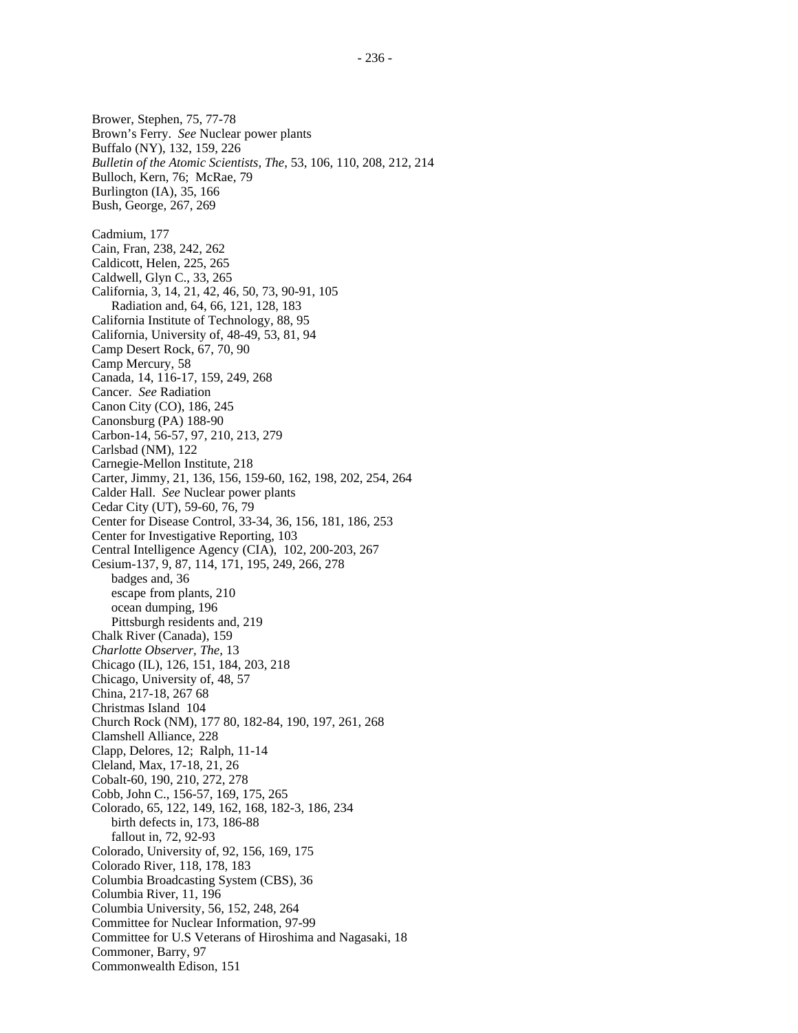Brower, Stephen, 75, 77-78
Brown's Ferry. *See* Nuclear power plants
Buffalo (NY), 132, 159, 226
*Bulletin of the Atomic Scientists, The,* 53, 106, 110, 208, 212, 214
Bulloch, Kern, 76; McRae, 79
Burlington (IA), 35, 166
Bush, George, 267, 269

Cadmium, 177
Cain, Fran, 238, 242, 262
Caldicott, Helen, 225, 265
Caldwell, Glyn C., 33, 265
California, 3, 14, 21, 42, 46, 50, 73, 90-91, 105
    Radiation and, 64, 66, 121, 128, 183
California Institute of Technology, 88, 95
California, University of, 48-49, 53, 81, 94
Camp Desert Rock, 67, 70, 90
Camp Mercury, 58
Canada, 14, 116-17, 159, 249, 268
Cancer. *See* Radiation
Canon City (CO), 186, 245
Canonsburg (PA) 188-90
Carbon-14, 56-57, 97, 210, 213, 279
Carlsbad (NM), 122
Carnegie-Mellon Institute, 218
Carter, Jimmy, 21, 136, 156, 159-60, 162, 198, 202, 254, 264
Calder Hall. *See* Nuclear power plants
Cedar City (UT), 59-60, 76, 79
Center for Disease Control, 33-34, 36, 156, 181, 186, 253
Center for Investigative Reporting, 103
Central Intelligence Agency (CIA), 102, 200-203, 267
Cesium-137, 9, 87, 114, 171, 195, 249, 266, 278
    badges and, 36
    escape from plants, 210
    ocean dumping, 196
    Pittsburgh residents and, 219
Chalk River (Canada), 159
*Charlotte Observer, The,* 13
Chicago (IL), 126, 151, 184, 203, 218
Chicago, University of, 48, 57
China, 217-18, 267 68
Christmas Island 104
Church Rock (NM), 177 80, 182-84, 190, 197, 261, 268
Clamshell Alliance, 228
Clapp, Delores, 12; Ralph, 11-14
Cleland, Max, 17-18, 21, 26
Cobalt-60, 190, 210, 272, 278
Cobb, John C., 156-57, 169, 175, 265
Colorado, 65, 122, 149, 162, 168, 182-3, 186, 234
    birth defects in, 173, 186-88
    fallout in, 72, 92-93
Colorado, University of, 92, 156, 169, 175
Colorado River, 118, 178, 183
Columbia Broadcasting System (CBS), 36
Columbia River, 11, 196
Columbia University, 56, 152, 248, 264
Committee for Nuclear Information, 97-99
Committee for U.S Veterans of Hiroshima and Nagasaki, 18
Commoner, Barry, 97
Commonwealth Edison, 151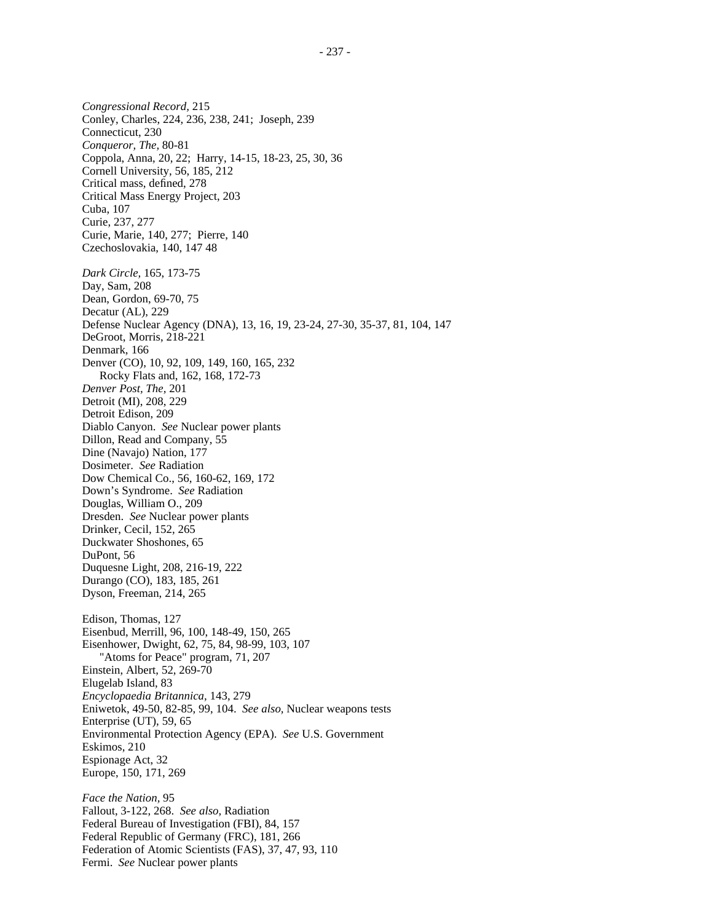*Congressional Record,* 215
Conley, Charles, 224, 236, 238, 241;  Joseph, 239
Connecticut, 230
*Conqueror, The,* 80-81
Coppola, Anna, 20, 22;  Harry, 14-15, 18-23, 25, 30, 36
Cornell University, 56, 185, 212
Critical mass, defined, 278
Critical Mass Energy Project, 203
Cuba, 107
Curie, 237, 277
Curie, Marie, 140, 277;  Pierre, 140
Czechoslovakia, 140, 147 48

*Dark Circle,* 165, 173-75
Day, Sam, 208
Dean, Gordon, 69-70, 75
Decatur (AL), 229
Defense Nuclear Agency (DNA), 13, 16, 19, 23-24, 27-30, 35-37, 81, 104, 147
DeGroot, Morris, 218-221
Denmark, 166
Denver (CO), 10, 92, 109, 149, 160, 165, 232
    Rocky Flats and, 162, 168, 172-73
*Denver Post, The,* 201
Detroit (MI), 208, 229
Detroit Edison, 209
Diablo Canyon.  *See* Nuclear power plants
Dillon, Read and Company, 55
Dine (Navajo) Nation, 177
Dosimeter.  *See* Radiation
Dow Chemical Co., 56, 160-62, 169, 172
Down's Syndrome.  *See* Radiation
Douglas, William O., 209
Dresden.  *See* Nuclear power plants
Drinker, Cecil, 152, 265
Duckwater Shoshones, 65
DuPont, 56
Duquesne Light, 208, 216-19, 222
Durango (CO), 183, 185, 261
Dyson, Freeman, 214, 265

Edison, Thomas, 127
Eisenbud, Merrill, 96, 100, 148-49, 150, 265
Eisenhower, Dwight, 62, 75, 84, 98-99, 103, 107
    "Atoms for Peace" program, 71, 207
Einstein, Albert, 52, 269-70
Elugelab Island, 83
*Encyclopaedia Britannica,* 143, 279
Eniwetok, 49-50, 82-85, 99, 104.  *See also,* Nuclear weapons tests
Enterprise (UT), 59, 65
Environmental Protection Agency (EPA).  *See* U.S. Government
Eskimos, 210
Espionage Act, 32
Europe, 150, 171, 269

*Face the Nation,* 95
Fallout, 3-122, 268.  *See also,* Radiation
Federal Bureau of Investigation (FBI), 84, 157
Federal Republic of Germany (FRC), 181, 266
Federation of Atomic Scientists (FAS), 37, 47, 93, 110
Fermi.  *See* Nuclear power plants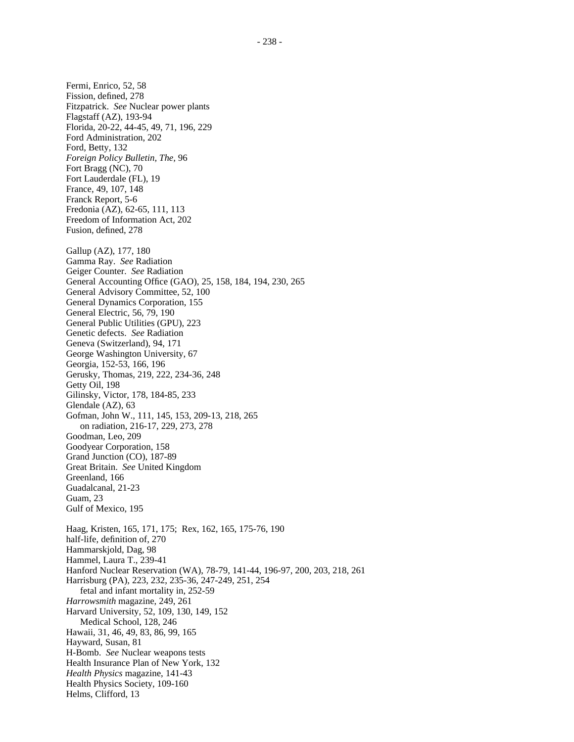Fermi, Enrico, 52, 58
Fission, defined, 278
Fitzpatrick. *See* Nuclear power plants
Flagstaff (AZ), 193-94
Florida, 20-22, 44-45, 49, 71, 196, 229
Ford Administration, 202
Ford, Betty, 132
*Foreign Policy Bulletin, The*, 96
Fort Bragg (NC), 70
Fort Lauderdale (FL), 19
France, 49, 107, 148
Franck Report, 5-6
Fredonia (AZ), 62-65, 111, 113
Freedom of Information Act, 202
Fusion, defined, 278

Gallup (AZ), 177, 180
Gamma Ray. *See* Radiation
Geiger Counter. *See* Radiation
General Accounting Office (GAO), 25, 158, 184, 194, 230, 265
General Advisory Committee, 52, 100
General Dynamics Corporation, 155
General Electric, 56, 79, 190
General Public Utilities (GPU), 223
Genetic defects. *See* Radiation
Geneva (Switzerland), 94, 171
George Washington University, 67
Georgia, 152-53, 166, 196
Gerusky, Thomas, 219, 222, 234-36, 248
Getty Oil, 198
Gilinsky, Victor, 178, 184-85, 233
Glendale (AZ), 63
Gofman, John W., 111, 145, 153, 209-13, 218, 265
  on radiation, 216-17, 229, 273, 278
Goodman, Leo, 209
Goodyear Corporation, 158
Grand Junction (CO), 187-89
Great Britain. *See* United Kingdom
Greenland, 166
Guadalcanal, 21-23
Guam, 23
Gulf of Mexico, 195

Haag, Kristen, 165, 171, 175; Rex, 162, 165, 175-76, 190
half-life, definition of, 270
Hammarskjold, Dag, 98
Hammel, Laura T., 239-41
Hanford Nuclear Reservation (WA), 78-79, 141-44, 196-97, 200, 203, 218, 261
Harrisburg (PA), 223, 232, 235-36, 247-249, 251, 254
  fetal and infant mortality in, 252-59
*Harrowsmith* magazine, 249, 261
Harvard University, 52, 109, 130, 149, 152
  Medical School, 128, 246
Hawaii, 31, 46, 49, 83, 86, 99, 165
Hayward, Susan, 81
H-Bomb. *See* Nuclear weapons tests
Health Insurance Plan of New York, 132
*Health Physics* magazine, 141-43
Health Physics Society, 109-160
Helms, Clifford, 13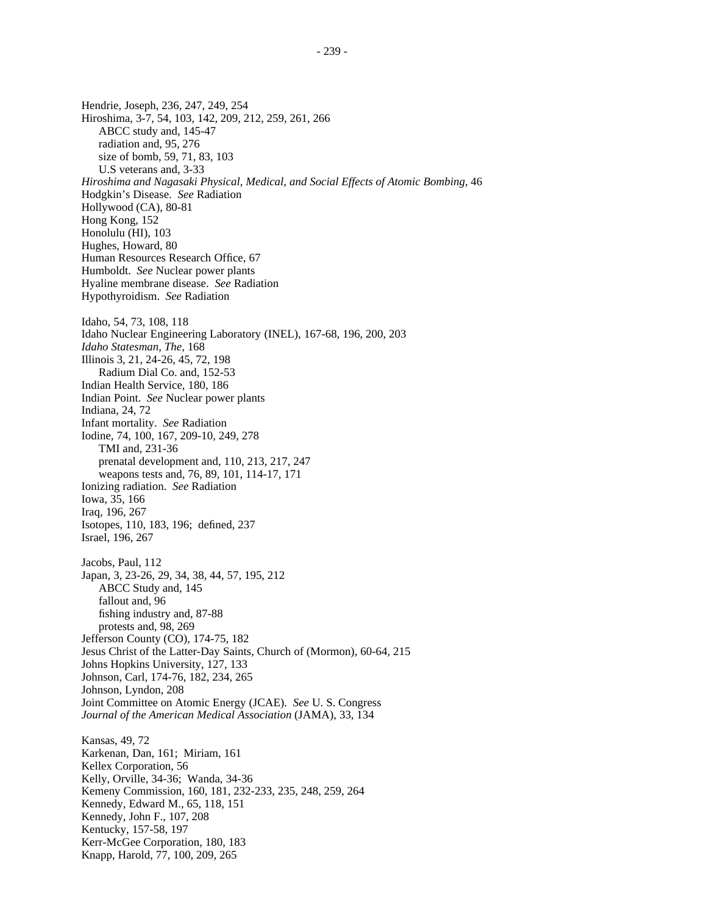Hendrie, Joseph, 236, 247, 249, 254
Hiroshima, 3-7, 54, 103, 142, 209, 212, 259, 261, 266
    ABCC study and, 145-47
    radiation and, 95, 276
    size of bomb, 59, 71, 83, 103
    U.S veterans and, 3-33
*Hiroshima and Nagasaki Physical, Medical, and Social Effects of Atomic Bombing,* 46
Hodgkin's Disease. *See* Radiation
Hollywood (CA), 80-81
Hong Kong, 152
Honolulu (HI), 103
Hughes, Howard, 80
Human Resources Research Office, 67
Humboldt. *See* Nuclear power plants
Hyaline membrane disease. *See* Radiation
Hypothyroidism. *See* Radiation

Idaho, 54, 73, 108, 118
Idaho Nuclear Engineering Laboratory (INEL), 167-68, 196, 200, 203
*Idaho Statesman, The,* 168
Illinois 3, 21, 24-26, 45, 72, 198
    Radium Dial Co. and, 152-53
Indian Health Service, 180, 186
Indian Point. *See* Nuclear power plants
Indiana, 24, 72
Infant mortality. *See* Radiation
Iodine, 74, 100, 167, 209-10, 249, 278
    TMI and, 231-36
    prenatal development and, 110, 213, 217, 247
    weapons tests and, 76, 89, 101, 114-17, 171
Ionizing radiation. *See* Radiation
Iowa, 35, 166
Iraq, 196, 267
Isotopes, 110, 183, 196; defined, 237
Israel, 196, 267

Jacobs, Paul, 112
Japan, 3, 23-26, 29, 34, 38, 44, 57, 195, 212
    ABCC Study and, 145
    fallout and, 96
    fishing industry and, 87-88
    protests and, 98, 269
Jefferson County (CO), 174-75, 182
Jesus Christ of the Latter-Day Saints, Church of (Mormon), 60-64, 215
Johns Hopkins University, 127, 133
Johnson, Carl, 174-76, 182, 234, 265
Johnson, Lyndon, 208
Joint Committee on Atomic Energy (JCAE). *See* U. S. Congress
*Journal of the American Medical Association* (JAMA), 33, 134

Kansas, 49, 72
Karkenan, Dan, 161; Miriam, 161
Kellex Corporation, 56
Kelly, Orville, 34-36; Wanda, 34-36
Kemeny Commission, 160, 181, 232-233, 235, 248, 259, 264
Kennedy, Edward M., 65, 118, 151
Kennedy, John F., 107, 208
Kentucky, 157-58, 197
Kerr-McGee Corporation, 180, 183
Knapp, Harold, 77, 100, 209, 265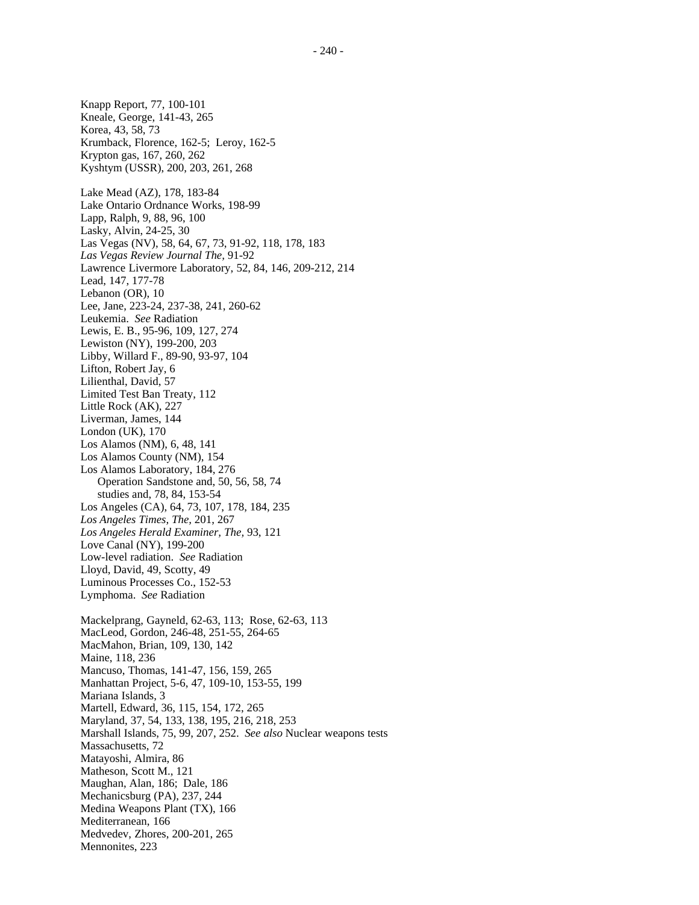Knapp Report, 77, 100-101
Kneale, George, 141-43, 265
Korea, 43, 58, 73
Krumback, Florence, 162-5;  Leroy, 162-5
Krypton gas, 167, 260, 262
Kyshtym (USSR), 200, 203, 261, 268

Lake Mead (AZ), 178, 183-84
Lake Ontario Ordnance Works, 198-99
Lapp, Ralph, 9, 88, 96, 100
Lasky, Alvin, 24-25, 30
Las Vegas (NV), 58, 64, 67, 73, 91-92, 118, 178, 183
*Las Vegas Review Journal The,* 91-92
Lawrence Livermore Laboratory, 52, 84, 146, 209-212, 214
Lead, 147, 177-78
Lebanon (OR), 10
Lee, Jane, 223-24, 237-38, 241, 260-62
Leukemia.  *See* Radiation
Lewis, E. B., 95-96, 109, 127, 274
Lewiston (NY), 199-200, 203
Libby, Willard F., 89-90, 93-97, 104
Lifton, Robert Jay, 6
Lilienthal, David, 57
Limited Test Ban Treaty, 112
Little Rock (AK), 227
Liverman, James, 144
London (UK), 170
Los Alamos (NM), 6, 48, 141
Los Alamos County (NM), 154
Los Alamos Laboratory, 184, 276
    Operation Sandstone and, 50, 56, 58, 74
    studies and, 78, 84, 153-54
Los Angeles (CA), 64, 73, 107, 178, 184, 235
*Los Angeles Times, The,* 201, 267
*Los Angeles Herald Examiner, The,* 93, 121
Love Canal (NY), 199-200
Low-level radiation.  *See* Radiation
Lloyd, David, 49, Scotty, 49
Luminous Processes Co., 152-53
Lymphoma.  *See* Radiation

Mackelprang, Gayneld, 62-63, 113;  Rose, 62-63, 113
MacLeod, Gordon, 246-48, 251-55, 264-65
MacMahon, Brian, 109, 130, 142
Maine, 118, 236
Mancuso, Thomas, 141-47, 156, 159, 265
Manhattan Project, 5-6, 47, 109-10, 153-55, 199
Mariana Islands, 3
Martell, Edward, 36, 115, 154, 172, 265
Maryland, 37, 54, 133, 138, 195, 216, 218, 253
Marshall Islands, 75, 99, 207, 252.  *See also* Nuclear weapons tests
Massachusetts, 72
Matayoshi, Almira, 86
Matheson, Scott M., 121
Maughan, Alan, 186;  Dale, 186
Mechanicsburg (PA), 237, 244
Medina Weapons Plant (TX), 166
Mediterranean, 166
Medvedev, Zhores, 200-201, 265
Mennonites, 223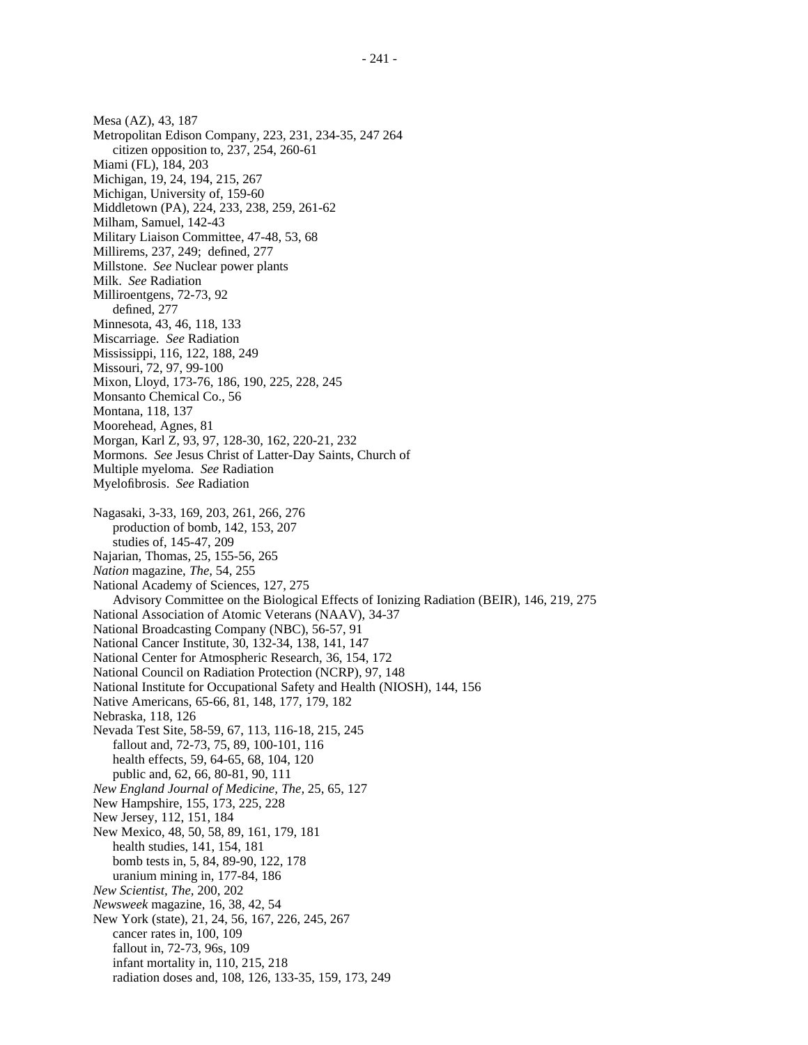Mesa (AZ), 43, 187
Metropolitan Edison Company, 223, 231, 234-35, 247 264
    citizen opposition to, 237, 254, 260-61
Miami (FL), 184, 203
Michigan, 19, 24, 194, 215, 267
Michigan, University of, 159-60
Middletown (PA), 224, 233, 238, 259, 261-62
Milham, Samuel, 142-43
Military Liaison Committee, 47-48, 53, 68
Millirems, 237, 249;  defined, 277
Millstone.  *See* Nuclear power plants
Milk.  *See* Radiation
Milliroentgens, 72-73, 92
    defined, 277
Minnesota, 43, 46, 118, 133
Miscarriage.  *See* Radiation
Mississippi, 116, 122, 188, 249
Missouri, 72, 97, 99-100
Mixon, Lloyd, 173-76, 186, 190, 225, 228, 245
Monsanto Chemical Co., 56
Montana, 118, 137
Moorehead, Agnes, 81
Morgan, Karl Z, 93, 97, 128-30, 162, 220-21, 232
Mormons.  *See* Jesus Christ of Latter-Day Saints, Church of
Multiple myeloma.  *See* Radiation
Myelofibrosis.  *See* Radiation

Nagasaki, 3-33, 169, 203, 261, 266, 276
    production of bomb, 142, 153, 207
    studies of, 145-47, 209
Najarian, Thomas, 25, 155-56, 265
*Nation* magazine, *The,* 54, 255
National Academy of Sciences, 127, 275
    Advisory Committee on the Biological Effects of Ionizing Radiation (BEIR), 146, 219, 275
National Association of Atomic Veterans (NAAV), 34-37
National Broadcasting Company (NBC), 56-57, 91
National Cancer Institute, 30, 132-34, 138, 141, 147
National Center for Atmospheric Research, 36, 154, 172
National Council on Radiation Protection (NCRP), 97, 148
National Institute for Occupational Safety and Health (NIOSH), 144, 156
Native Americans, 65-66, 81, 148, 177, 179, 182
Nebraska, 118, 126
Nevada Test Site, 58-59, 67, 113, 116-18, 215, 245
    fallout and, 72-73, 75, 89, 100-101, 116
    health effects, 59, 64-65, 68, 104, 120
    public and, 62, 66, 80-81, 90, 111
*New England Journal of Medicine, The,* 25, 65, 127
New Hampshire, 155, 173, 225, 228
New Jersey, 112, 151, 184
New Mexico, 48, 50, 58, 89, 161, 179, 181
    health studies, 141, 154, 181
    bomb tests in, 5, 84, 89-90, 122, 178
    uranium mining in, 177-84, 186
*New Scientist, The,* 200, 202
*Newsweek* magazine, 16, 38, 42, 54
New York (state), 21, 24, 56, 167, 226, 245, 267
    cancer rates in, 100, 109
    fallout in, 72-73, 96s, 109
    infant mortality in, 110, 215, 218
    radiation doses and, 108, 126, 133-35, 159, 173, 249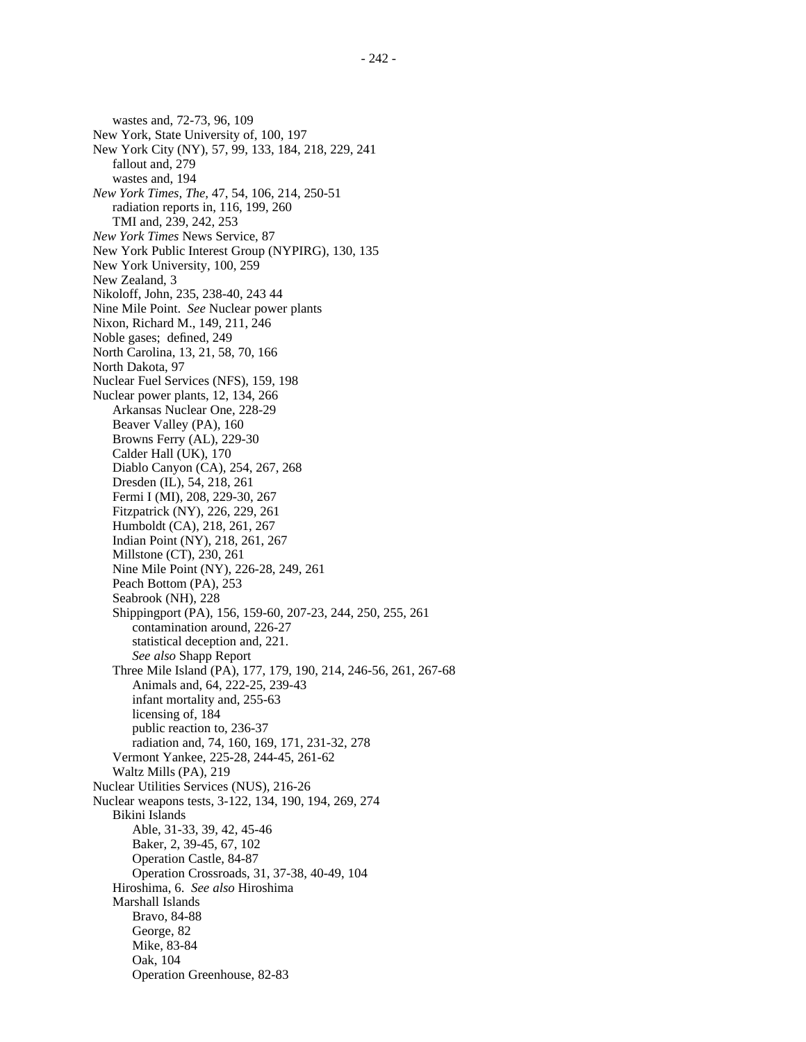wastes and, 72-73, 96, 109

New York, State University of, 100, 197

New York City (NY), 57, 99, 133, 184, 218, 229, 241

fallout and, 279

wastes and, 194

*New York Times, The*, 47, 54, 106, 214, 250-51

radiation reports in, 116, 199, 260

TMI and, 239, 242, 253

*New York Times* News Service, 87

New York Public Interest Group (NYPIRG), 130, 135

New York University, 100, 259

New Zealand, 3

Nikoloff, John, 235, 238-40, 243 44

Nine Mile Point. *See* Nuclear power plants

Nixon, Richard M., 149, 211, 246

Noble gases; defined, 249

North Carolina, 13, 21, 58, 70, 166

North Dakota, 97

Nuclear Fuel Services (NFS), 159, 198

Nuclear power plants, 12, 134, 266

Arkansas Nuclear One, 228-29

Beaver Valley (PA), 160

Browns Ferry (AL), 229-30

Calder Hall (UK), 170

Diablo Canyon (CA), 254, 267, 268

Dresden (IL), 54, 218, 261

Fermi I (MI), 208, 229-30, 267

Fitzpatrick (NY), 226, 229, 261

Humboldt (CA), 218, 261, 267

Indian Point (NY), 218, 261, 267

Millstone (CT), 230, 261

Nine Mile Point (NY), 226-28, 249, 261

Peach Bottom (PA), 253

Seabrook (NH), 228

Shippingport (PA), 156, 159-60, 207-23, 244, 250, 255, 261

contamination around, 226-27

statistical deception and, 221.

*See also* Shapp Report

Three Mile Island (PA), 177, 179, 190, 214, 246-56, 261, 267-68

Animals and, 64, 222-25, 239-43

infant mortality and, 255-63

licensing of, 184

public reaction to, 236-37

radiation and, 74, 160, 169, 171, 231-32, 278

Vermont Yankee, 225-28, 244-45, 261-62

Waltz Mills (PA), 219

Nuclear Utilities Services (NUS), 216-26

Nuclear weapons tests, 3-122, 134, 190, 194, 269, 274

Bikini Islands

Able, 31-33, 39, 42, 45-46

Baker, 2, 39-45, 67, 102

Operation Castle, 84-87

Operation Crossroads, 31, 37-38, 40-49, 104

Hiroshima, 6. *See also* Hiroshima

Marshall Islands

Bravo, 84-88

George, 82

Mike, 83-84

Oak, 104

Operation Greenhouse, 82-83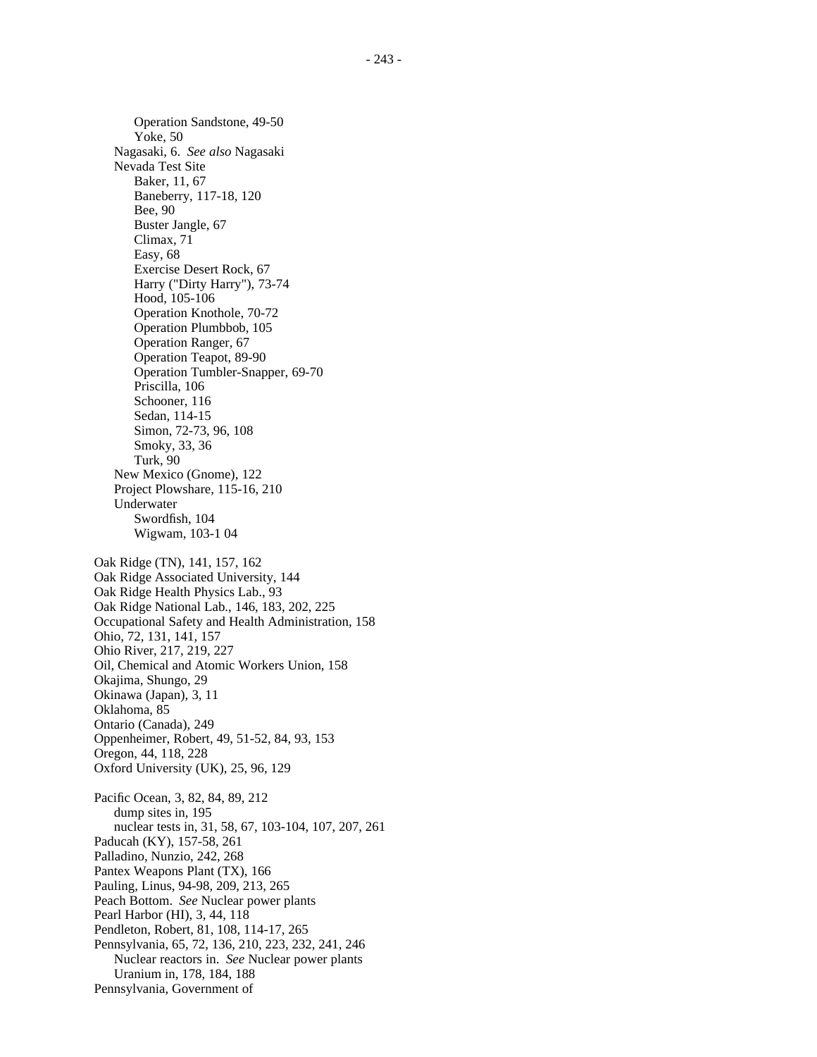Operation Sandstone, 49-50
        Yoke, 50
    Nagasaki, 6. *See also* Nagasaki
    Nevada Test Site
        Baker, 11, 67
        Baneberry, 117-18, 120
        Bee, 90
        Buster Jangle, 67
        Climax, 71
        Easy, 68
        Exercise Desert Rock, 67
        Harry ("Dirty Harry"), 73-74
        Hood, 105-106
        Operation Knothole, 70-72
        Operation Plumbbob, 105
        Operation Ranger, 67
        Operation Teapot, 89-90
        Operation Tumbler-Snapper, 69-70
        Priscilla, 106
        Schooner, 116
        Sedan, 114-15
        Simon, 72-73, 96, 108
        Smoky, 33, 36
        Turk, 90
    New Mexico (Gnome), 122
    Project Plowshare, 115-16, 210
    Underwater
        Swordfish, 104
        Wigwam, 103-1 04

Oak Ridge (TN), 141, 157, 162
Oak Ridge Associated University, 144
Oak Ridge Health Physics Lab., 93
Oak Ridge National Lab., 146, 183, 202, 225
Occupational Safety and Health Administration, 158
Ohio, 72, 131, 141, 157
Ohio River, 217, 219, 227
Oil, Chemical and Atomic Workers Union, 158
Okajima, Shungo, 29
Okinawa (Japan), 3, 11
Oklahoma, 85
Ontario (Canada), 249
Oppenheimer, Robert, 49, 51-52, 84, 93, 153
Oregon, 44, 118, 228
Oxford University (UK), 25, 96, 129

Pacific Ocean, 3, 82, 84, 89, 212
    dump sites in, 195
    nuclear tests in, 31, 58, 67, 103-104, 107, 207, 261
Paducah (KY), 157-58, 261
Palladino, Nunzio, 242, 268
Pantex Weapons Plant (TX), 166
Pauling, Linus, 94-98, 209, 213, 265
Peach Bottom. *See* Nuclear power plants
Pearl Harbor (HI), 3, 44, 118
Pendleton, Robert, 81, 108, 114-17, 265
Pennsylvania, 65, 72, 136, 210, 223, 232, 241, 246
    Nuclear reactors in. *See* Nuclear power plants
    Uranium in, 178, 184, 188
Pennsylvania, Government of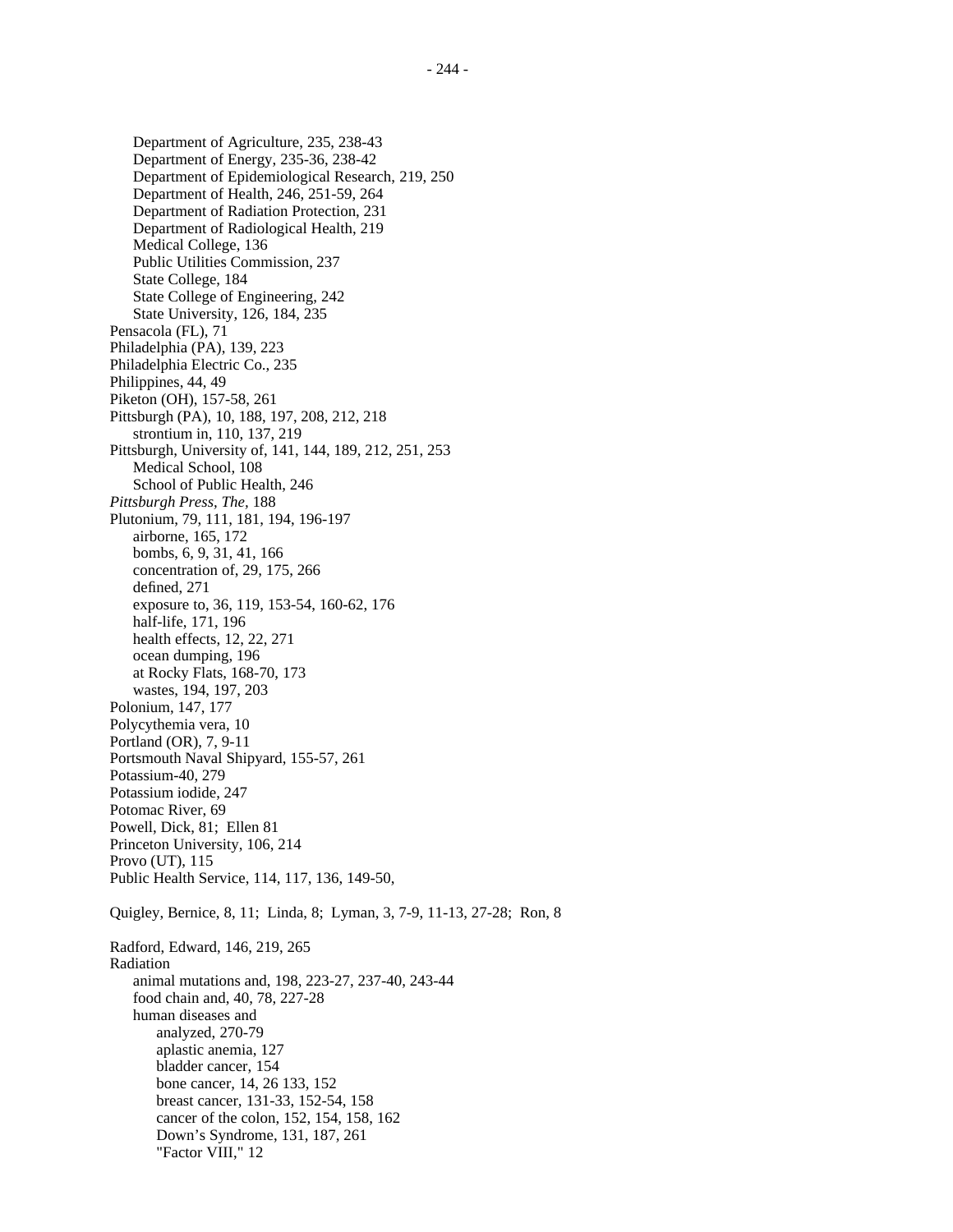Department of Agriculture, 235, 238-43
    Department of Energy, 235-36, 238-42
    Department of Epidemiological Research, 219, 250
    Department of Health, 246, 251-59, 264
    Department of Radiation Protection, 231
    Department of Radiological Health, 219
    Medical College, 136
    Public Utilities Commission, 237
    State College, 184
    State College of Engineering, 242
    State University, 126, 184, 235

Pensacola (FL), 71
Philadelphia (PA), 139, 223
Philadelphia Electric Co., 235
Philippines, 44, 49
Piketon (OH), 157-58, 261
Pittsburgh (PA), 10, 188, 197, 208, 212, 218
    strontium in, 110, 137, 219
Pittsburgh, University of, 141, 144, 189, 212, 251, 253
    Medical School, 108
    School of Public Health, 246
*Pittsburgh Press, The*, 188
Plutonium, 79, 111, 181, 194, 196-197
    airborne, 165, 172
    bombs, 6, 9, 31, 41, 166
    concentration of, 29, 175, 266
    defined, 271
    exposure to, 36, 119, 153-54, 160-62, 176
    half-life, 171, 196
    health effects, 12, 22, 271
    ocean dumping, 196
    at Rocky Flats, 168-70, 173
    wastes, 194, 197, 203
Polonium, 147, 177
Polycythemia vera, 10
Portland (OR), 7, 9-11
Portsmouth Naval Shipyard, 155-57, 261
Potassium-40, 279
Potassium iodide, 247
Potomac River, 69
Powell, Dick, 81; Ellen 81
Princeton University, 106, 214
Provo (UT), 115
Public Health Service, 114, 117, 136, 149-50,

Quigley, Bernice, 8, 11; Linda, 8; Lyman, 3, 7-9, 11-13, 27-28; Ron, 8

Radford, Edward, 146, 219, 265
Radiation
    animal mutations and, 198, 223-27, 237-40, 243-44
    food chain and, 40, 78, 227-28
    human diseases and
        analyzed, 270-79
        aplastic anemia, 127
        bladder cancer, 154
        bone cancer, 14, 26 133, 152
        breast cancer, 131-33, 152-54, 158
        cancer of the colon, 152, 154, 158, 162
        Down's Syndrome, 131, 187, 261
        "Factor VIII," 12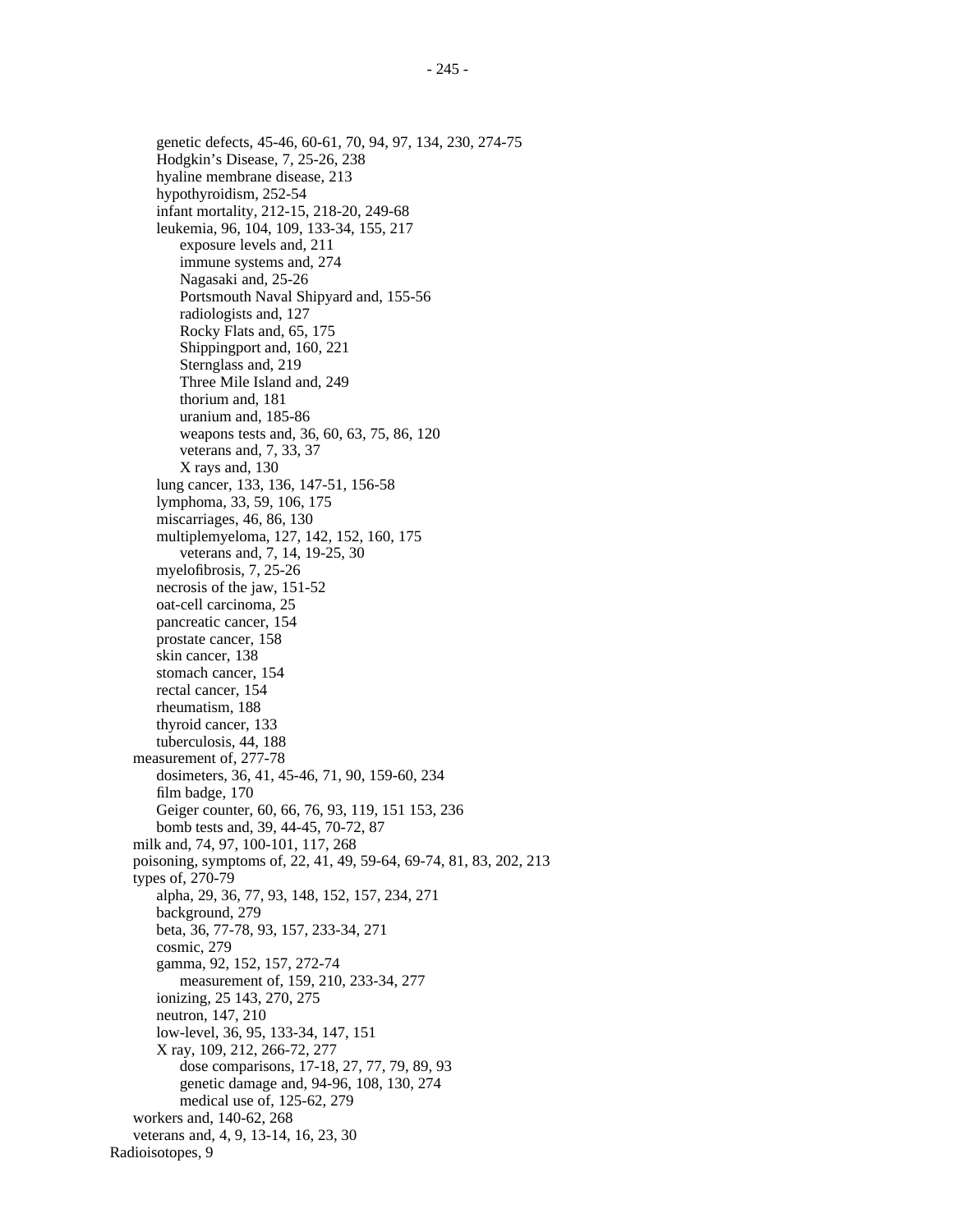genetic defects, 45-46, 60-61, 70, 94, 97, 134, 230, 274-75
Hodgkin's Disease, 7, 25-26, 238
hyaline membrane disease, 213
hypothyroidism, 252-54
infant mortality, 212-15, 218-20, 249-68
leukemia, 96, 104, 109, 133-34, 155, 217
    exposure levels and, 211
    immune systems and, 274
    Nagasaki and, 25-26
    Portsmouth Naval Shipyard and, 155-56
    radiologists and, 127
    Rocky Flats and, 65, 175
    Shippingport and, 160, 221
    Sternglass and, 219
    Three Mile Island and, 249
    thorium and, 181
    uranium and, 185-86
    weapons tests and, 36, 60, 63, 75, 86, 120
    veterans and, 7, 33, 37
    X rays and, 130
lung cancer, 133, 136, 147-51, 156-58
lymphoma, 33, 59, 106, 175
miscarriages, 46, 86, 130
multiplemyeloma, 127, 142, 152, 160, 175
    veterans and, 7, 14, 19-25, 30
myelofibrosis, 7, 25-26
necrosis of the jaw, 151-52
oat-cell carcinoma, 25
pancreatic cancer, 154
prostate cancer, 158
skin cancer, 138
stomach cancer, 154
rectal cancer, 154
rheumatism, 188
thyroid cancer, 133
tuberculosis, 44, 188

measurement of, 277-78
    dosimeters, 36, 41, 45-46, 71, 90, 159-60, 234
    film badge, 170
    Geiger counter, 60, 66, 76, 93, 119, 151 153, 236
    bomb tests and, 39, 44-45, 70-72, 87
milk and, 74, 97, 100-101, 117, 268
poisoning, symptoms of, 22, 41, 49, 59-64, 69-74, 81, 83, 202, 213
types of, 270-79
    alpha, 29, 36, 77, 93, 148, 152, 157, 234, 271
    background, 279
    beta, 36, 77-78, 93, 157, 233-34, 271
    cosmic, 279
    gamma, 92, 152, 157, 272-74
        measurement of, 159, 210, 233-34, 277
    ionizing, 25 143, 270, 275
    neutron, 147, 210
    low-level, 36, 95, 133-34, 147, 151
    X ray, 109, 212, 266-72, 277
        dose comparisons, 17-18, 27, 77, 79, 89, 93
        genetic damage and, 94-96, 108, 130, 274
        medical use of, 125-62, 279
workers and, 140-62, 268
veterans and, 4, 9, 13-14, 16, 23, 30

Radioisotopes, 9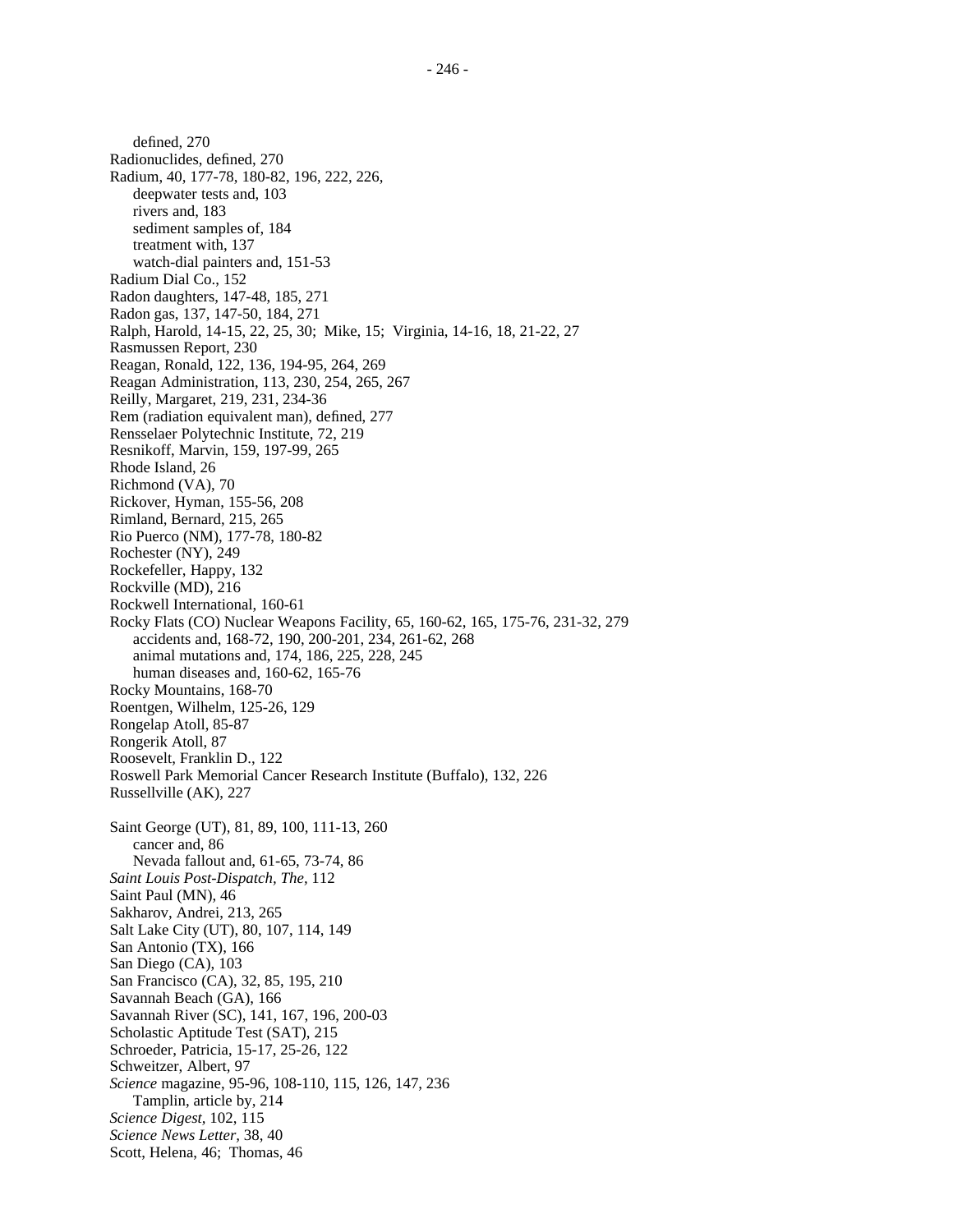defined, 270
Radionuclides, defined, 270
Radium, 40, 177-78, 180-82, 196, 222, 226,
    deepwater tests and, 103
    rivers and, 183
    sediment samples of, 184
    treatment with, 137
    watch-dial painters and, 151-53
Radium Dial Co., 152
Radon daughters, 147-48, 185, 271
Radon gas, 137, 147-50, 184, 271
Ralph, Harold, 14-15, 22, 25, 30;  Mike, 15;  Virginia, 14-16, 18, 21-22, 27
Rasmussen Report, 230
Reagan, Ronald, 122, 136, 194-95, 264, 269
Reagan Administration, 113, 230, 254, 265, 267
Reilly, Margaret, 219, 231, 234-36
Rem (radiation equivalent man), defined, 277
Rensselaer Polytechnic Institute, 72, 219
Resnikoff, Marvin, 159, 197-99, 265
Rhode Island, 26
Richmond (VA), 70
Rickover, Hyman, 155-56, 208
Rimland, Bernard, 215, 265
Rio Puerco (NM), 177-78, 180-82
Rochester (NY), 249
Rockefeller, Happy, 132
Rockville (MD), 216
Rockwell International, 160-61
Rocky Flats (CO) Nuclear Weapons Facility, 65, 160-62, 165, 175-76, 231-32, 279
    accidents and, 168-72, 190, 200-201, 234, 261-62, 268
    animal mutations and, 174, 186, 225, 228, 245
    human diseases and, 160-62, 165-76
Rocky Mountains, 168-70
Roentgen, Wilhelm, 125-26, 129
Rongelap Atoll, 85-87
Rongerik Atoll, 87
Roosevelt, Franklin D., 122
Roswell Park Memorial Cancer Research Institute (Buffalo), 132, 226
Russellville (AK), 227

Saint George (UT), 81, 89, 100, 111-13, 260
    cancer and, 86
    Nevada fallout and, 61-65, 73-74, 86
*Saint Louis Post-Dispatch, The*, 112
Saint Paul (MN), 46
Sakharov, Andrei, 213, 265
Salt Lake City (UT), 80, 107, 114, 149
San Antonio (TX), 166
San Diego (CA), 103
San Francisco (CA), 32, 85, 195, 210
Savannah Beach (GA), 166
Savannah River (SC), 141, 167, 196, 200-03
Scholastic Aptitude Test (SAT), 215
Schroeder, Patricia, 15-17, 25-26, 122
Schweitzer, Albert, 97
*Science* magazine, 95-96, 108-110, 115, 126, 147, 236
    Tamplin, article by, 214
*Science Digest*, 102, 115
*Science News Letter*, 38, 40
Scott, Helena, 46;  Thomas, 46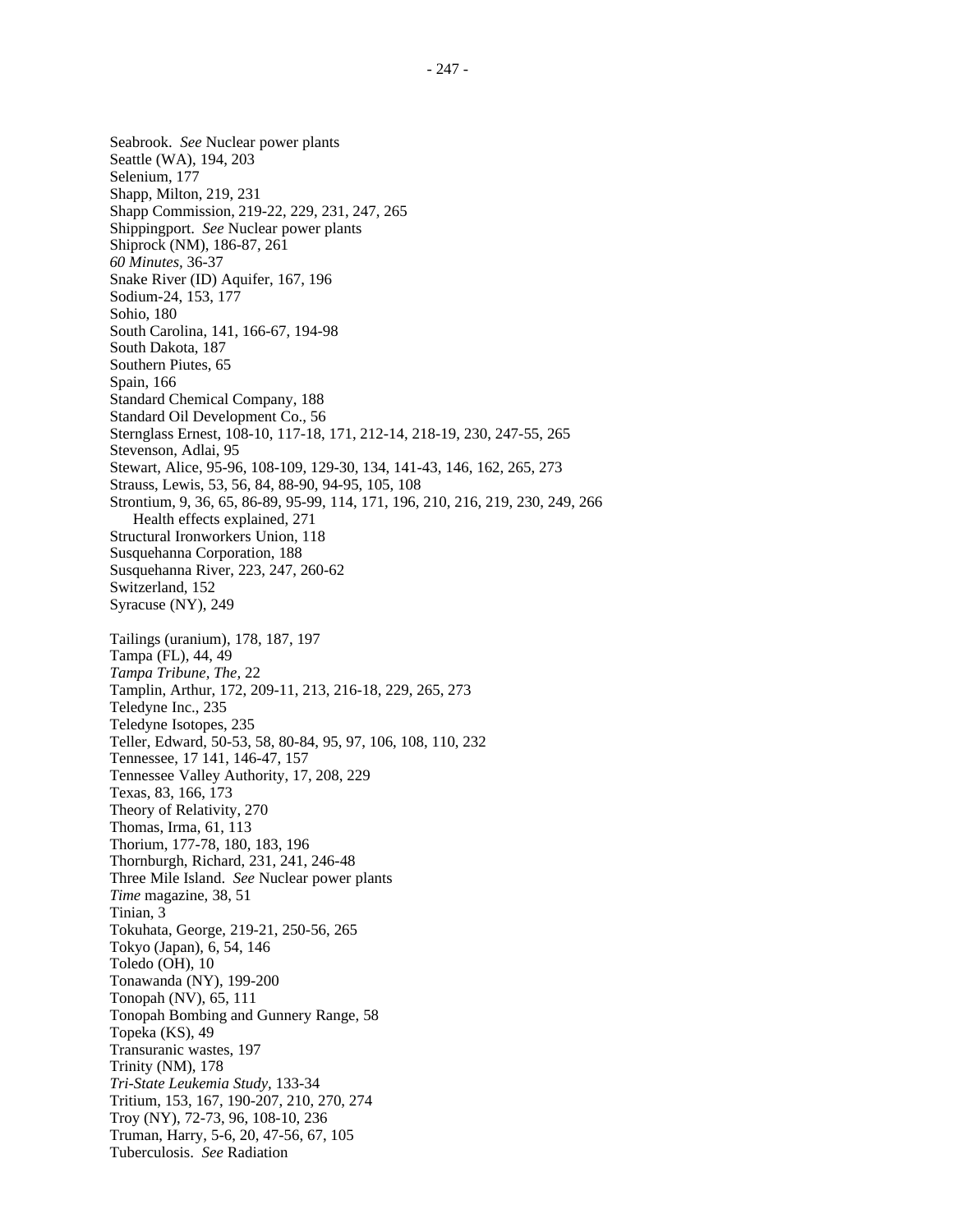Seabrook. *See* Nuclear power plants
Seattle (WA), 194, 203
Selenium, 177
Shapp, Milton, 219, 231
Shapp Commission, 219-22, 229, 231, 247, 265
Shippingport. *See* Nuclear power plants
Shiprock (NM), 186-87, 261
*60 Minutes*, 36-37
Snake River (ID) Aquifer, 167, 196
Sodium-24, 153, 177
Sohio, 180
South Carolina, 141, 166-67, 194-98
South Dakota, 187
Southern Piutes, 65
Spain, 166
Standard Chemical Company, 188
Standard Oil Development Co., 56
Sternglass Ernest, 108-10, 117-18, 171, 212-14, 218-19, 230, 247-55, 265
Stevenson, Adlai, 95
Stewart, Alice, 95-96, 108-109, 129-30, 134, 141-43, 146, 162, 265, 273
Strauss, Lewis, 53, 56, 84, 88-90, 94-95, 105, 108
Strontium, 9, 36, 65, 86-89, 95-99, 114, 171, 196, 210, 216, 219, 230, 249, 266
    Health effects explained, 271
Structural Ironworkers Union, 118
Susquehanna Corporation, 188
Susquehanna River, 223, 247, 260-62
Switzerland, 152
Syracuse (NY), 249

Tailings (uranium), 178, 187, 197
Tampa (FL), 44, 49
*Tampa Tribune, The*, 22
Tamplin, Arthur, 172, 209-11, 213, 216-18, 229, 265, 273
Teledyne Inc., 235
Teledyne Isotopes, 235
Teller, Edward, 50-53, 58, 80-84, 95, 97, 106, 108, 110, 232
Tennessee, 17 141, 146-47, 157
Tennessee Valley Authority, 17, 208, 229
Texas, 83, 166, 173
Theory of Relativity, 270
Thomas, Irma, 61, 113
Thorium, 177-78, 180, 183, 196
Thornburgh, Richard, 231, 241, 246-48
Three Mile Island. *See* Nuclear power plants
*Time* magazine, 38, 51
Tinian, 3
Tokuhata, George, 219-21, 250-56, 265
Tokyo (Japan), 6, 54, 146
Toledo (OH), 10
Tonawanda (NY), 199-200
Tonopah (NV), 65, 111
Tonopah Bombing and Gunnery Range, 58
Topeka (KS), 49
Transuranic wastes, 197
Trinity (NM), 178
*Tri-State Leukemia Study*, 133-34
Tritium, 153, 167, 190-207, 210, 270, 274
Troy (NY), 72-73, 96, 108-10, 236
Truman, Harry, 5-6, 20, 47-56, 67, 105
Tuberculosis. *See* Radiation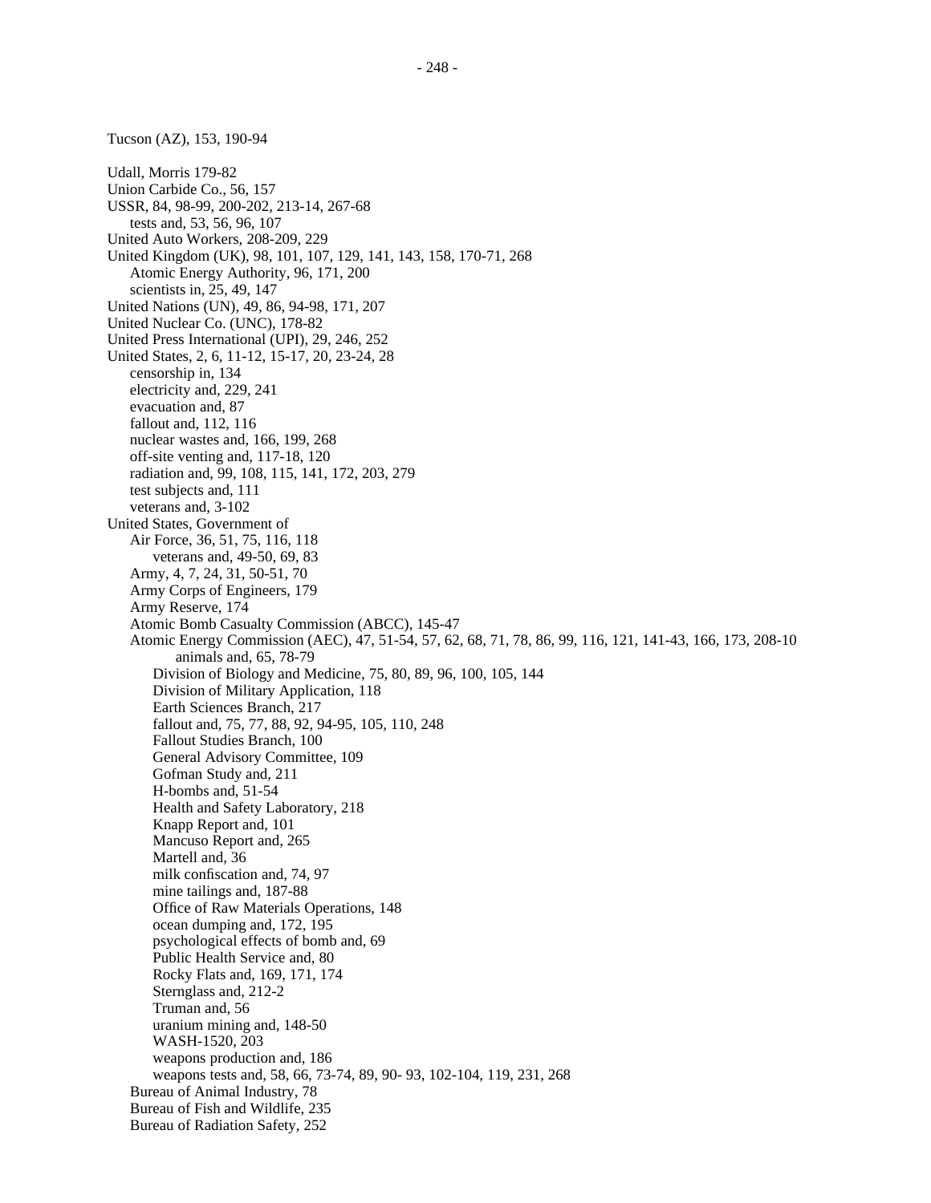Tucson (AZ), 153, 190-94

Udall, Morris 179-82
Union Carbide Co., 56, 157
USSR, 84, 98-99, 200-202, 213-14, 267-68
    tests and, 53, 56, 96, 107
United Auto Workers, 208-209, 229
United Kingdom (UK), 98, 101, 107, 129, 141, 143, 158, 170-71, 268
    Atomic Energy Authority, 96, 171, 200
    scientists in, 25, 49, 147
United Nations (UN), 49, 86, 94-98, 171, 207
United Nuclear Co. (UNC), 178-82
United Press International (UPI), 29, 246, 252
United States, 2, 6, 11-12, 15-17, 20, 23-24, 28
    censorship in, 134
    electricity and, 229, 241
    evacuation and, 87
    fallout and, 112, 116
    nuclear wastes and, 166, 199, 268
    off-site venting and, 117-18, 120
    radiation and, 99, 108, 115, 141, 172, 203, 279
    test subjects and, 111
    veterans and, 3-102
United States, Government of
    Air Force, 36, 51, 75, 116, 118
        veterans and, 49-50, 69, 83
    Army, 4, 7, 24, 31, 50-51, 70
    Army Corps of Engineers, 179
    Army Reserve, 174
    Atomic Bomb Casualty Commission (ABCC), 145-47
    Atomic Energy Commission (AEC), 47, 51-54, 57, 62, 68, 71, 78, 86, 99, 116, 121, 141-43, 166, 173, 208-10
            animals and, 65, 78-79
        Division of Biology and Medicine, 75, 80, 89, 96, 100, 105, 144
        Division of Military Application, 118
        Earth Sciences Branch, 217
        fallout and, 75, 77, 88, 92, 94-95, 105, 110, 248
        Fallout Studies Branch, 100
        General Advisory Committee, 109
        Gofman Study and, 211
        H-bombs and, 51-54
        Health and Safety Laboratory, 218
        Knapp Report and, 101
        Mancuso Report and, 265
        Martell and, 36
        milk confiscation and, 74, 97
        mine tailings and, 187-88
        Office of Raw Materials Operations, 148
        ocean dumping and, 172, 195
        psychological effects of bomb and, 69
        Public Health Service and, 80
        Rocky Flats and, 169, 171, 174
        Sternglass and, 212-2
        Truman and, 56
        uranium mining and, 148-50
        WASH-1520, 203
        weapons production and, 186
        weapons tests and, 58, 66, 73-74, 89, 90- 93, 102-104, 119, 231, 268
    Bureau of Animal Industry, 78
    Bureau of Fish and Wildlife, 235
    Bureau of Radiation Safety, 252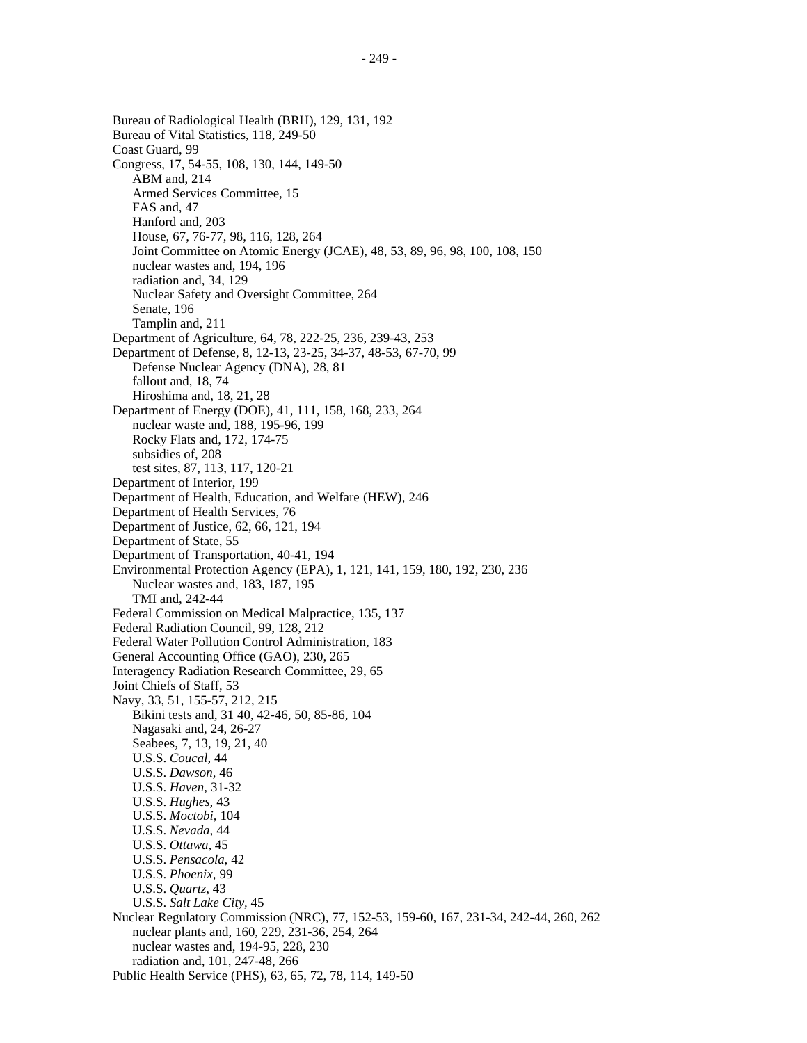Bureau of Radiological Health (BRH), 129, 131, 192
Bureau of Vital Statistics, 118, 249-50
Coast Guard, 99
Congress, 17, 54-55, 108, 130, 144, 149-50
    ABM and, 214
    Armed Services Committee, 15
    FAS and, 47
    Hanford and, 203
    House, 67, 76-77, 98, 116, 128, 264
    Joint Committee on Atomic Energy (JCAE), 48, 53, 89, 96, 98, 100, 108, 150
    nuclear wastes and, 194, 196
    radiation and, 34, 129
    Nuclear Safety and Oversight Committee, 264
    Senate, 196
    Tamplin and, 211
Department of Agriculture, 64, 78, 222-25, 236, 239-43, 253
Department of Defense, 8, 12-13, 23-25, 34-37, 48-53, 67-70, 99
    Defense Nuclear Agency (DNA), 28, 81
    fallout and, 18, 74
    Hiroshima and, 18, 21, 28
Department of Energy (DOE), 41, 111, 158, 168, 233, 264
    nuclear waste and, 188, 195-96, 199
    Rocky Flats and, 172, 174-75
    subsidies of, 208
    test sites, 87, 113, 117, 120-21
Department of Interior, 199
Department of Health, Education, and Welfare (HEW), 246
Department of Health Services, 76
Department of Justice, 62, 66, 121, 194
Department of State, 55
Department of Transportation, 40-41, 194
Environmental Protection Agency (EPA), 1, 121, 141, 159, 180, 192, 230, 236
    Nuclear wastes and, 183, 187, 195
    TMI and, 242-44
Federal Commission on Medical Malpractice, 135, 137
Federal Radiation Council, 99, 128, 212
Federal Water Pollution Control Administration, 183
General Accounting Office (GAO), 230, 265
Interagency Radiation Research Committee, 29, 65
Joint Chiefs of Staff, 53
Navy, 33, 51, 155-57, 212, 215
    Bikini tests and, 31 40, 42-46, 50, 85-86, 104
    Nagasaki and, 24, 26-27
    Seabees, 7, 13, 19, 21, 40
    U.S.S. *Coucal,* 44
    U.S.S. *Dawson,* 46
    U.S.S. *Haven,* 31-32
    U.S.S. *Hughes,* 43
    U.S.S. *Moctobi,* 104
    U.S.S. *Nevada,* 44
    U.S.S. *Ottawa,* 45
    U.S.S. *Pensacola,* 42
    U.S.S. *Phoenix,* 99
    U.S.S. *Quartz,* 43
    U.S.S. *Salt Lake City,* 45
Nuclear Regulatory Commission (NRC), 77, 152-53, 159-60, 167, 231-34, 242-44, 260, 262
    nuclear plants and, 160, 229, 231-36, 254, 264
    nuclear wastes and, 194-95, 228, 230
    radiation and, 101, 247-48, 266
Public Health Service (PHS), 63, 65, 72, 78, 114, 149-50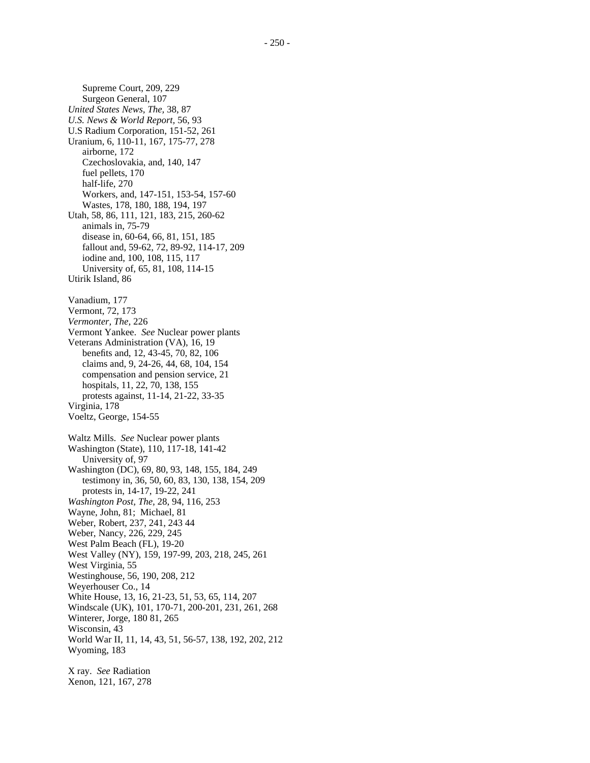Supreme Court, 209, 229
  Surgeon General, 107
*United States News, The,* 38, 87
*U.S. News & World Report,* 56, 93
U.S Radium Corporation, 151-52, 261
Uranium, 6, 110-11, 167, 175-77, 278
  airborne, 172
  Czechoslovakia, and, 140, 147
  fuel pellets, 170
  half-life, 270
  Workers, and, 147-151, 153-54, 157-60
  Wastes, 178, 180, 188, 194, 197
Utah, 58, 86, 111, 121, 183, 215, 260-62
  animals in, 75-79
  disease in, 60-64, 66, 81, 151, 185
  fallout and, 59-62, 72, 89-92, 114-17, 209
  iodine and, 100, 108, 115, 117
  University of, 65, 81, 108, 114-15
Utirik Island, 86

Vanadium, 177
Vermont, 72, 173
*Vermonter, The,* 226
Vermont Yankee. *See* Nuclear power plants
Veterans Administration (VA), 16, 19
  benefits and, 12, 43-45, 70, 82, 106
  claims and, 9, 24-26, 44, 68, 104, 154
  compensation and pension service, 21
  hospitals, 11, 22, 70, 138, 155
  protests against, 11-14, 21-22, 33-35
Virginia, 178
Voeltz, George, 154-55

Waltz Mills. *See* Nuclear power plants
Washington (State), 110, 117-18, 141-42
  University of, 97
Washington (DC), 69, 80, 93, 148, 155, 184, 249
  testimony in, 36, 50, 60, 83, 130, 138, 154, 209
  protests in, 14-17, 19-22, 241
*Washington Post, The,* 28, 94, 116, 253
Wayne, John, 81; Michael, 81
Weber, Robert, 237, 241, 243 44
Weber, Nancy, 226, 229, 245
West Palm Beach (FL), 19-20
West Valley (NY), 159, 197-99, 203, 218, 245, 261
West Virginia, 55
Westinghouse, 56, 190, 208, 212
Weyerhouser Co., 14
White House, 13, 16, 21-23, 51, 53, 65, 114, 207
Windscale (UK), 101, 170-71, 200-201, 231, 261, 268
Winterer, Jorge, 180 81, 265
Wisconsin, 43
World War II, 11, 14, 43, 51, 56-57, 138, 192, 202, 212
Wyoming, 183

X ray. *See* Radiation
Xenon, 121, 167, 278